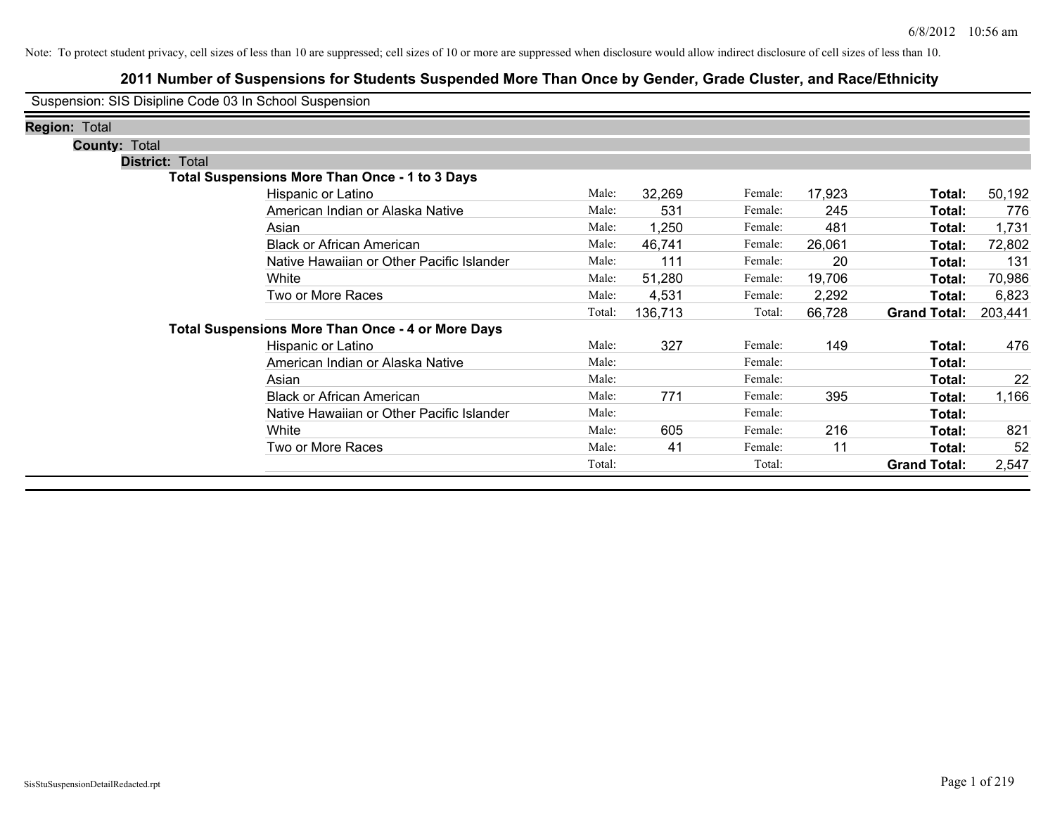Note: To protect student privacy, cell sizes of less than 10 are suppressed; cell sizes of 10 or more are suppressed when disclosure would allow indirect disclosure of cell sizes of less than 10.

# 2011 Number of Suspensions for Students Suspended More Than Once by Gender, Grade Cluster, and Race/Ethnicity

Suspension: SIS Disipline Code 03 In School Suspension

**Region:** Total

**County:** Total

**District:** Total

**Total Suspensions More Than Once - 1 to 3 Days**

| Race/Ethnicity | | Male | | Female | | Total |
|---|---|---|---|---|---|---|
| Hispanic or Latino | Male: | 32,269 | Female: | 17,923 | **Total:** | 50,192 |
| American Indian or Alaska Native | Male: | 531 | Female: | 245 | **Total:** | 776 |
| Asian | Male: | 1,250 | Female: | 481 | **Total:** | 1,731 |
| Black or African American | Male: | 46,741 | Female: | 26,061 | **Total:** | 72,802 |
| Native Hawaiian or Other Pacific Islander | Male: | 111 | Female: | 20 | **Total:** | 131 |
| White | Male: | 51,280 | Female: | 19,706 | **Total:** | 70,986 |
| Two or More Races | Male: | 4,531 | Female: | 2,292 | **Total:** | 6,823 |
| | Total: | 136,713 | Total: | 66,728 | **Grand Total:** | 203,441 |

**Total Suspensions More Than Once - 4 or More Days**

| Race/Ethnicity | | Male | | Female | | Total |
|---|---|---|---|---|---|---|
| Hispanic or Latino | Male: | 327 | Female: | 149 | **Total:** | 476 |
| American Indian or Alaska Native | Male: | | Female: | | **Total:** | |
| Asian | Male: | | Female: | | **Total:** | 22 |
| Black or African American | Male: | 771 | Female: | 395 | **Total:** | 1,166 |
| Native Hawaiian or Other Pacific Islander | Male: | | Female: | | **Total:** | |
| White | Male: | 605 | Female: | 216 | **Total:** | 821 |
| Two or More Races | Male: | 41 | Female: | 11 | **Total:** | 52 |
| | Total: | | Total: | | **Grand Total:** | 2,547 |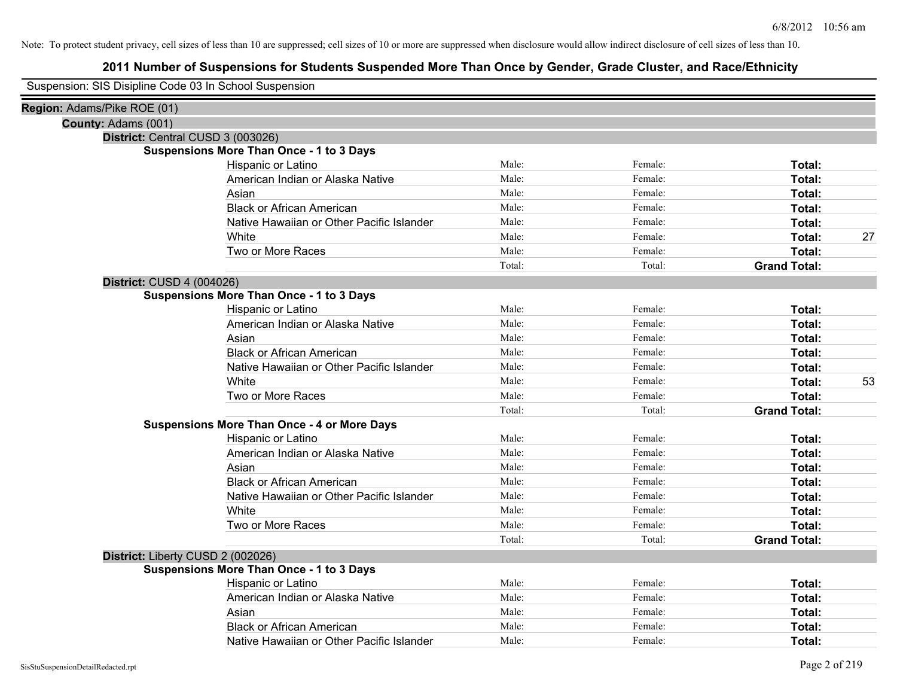Note: To protect student privacy, cell sizes of less than 10 are suppressed; cell sizes of 10 or more are suppressed when disclosure would allow indirect disclosure of cell sizes of less than 10.

## 2011 Number of Suspensions for Students Suspended More Than Once by Gender, Grade Cluster, and Race/Ethnicity

Suspension: SIS Disipline Code 03 In School Suspension

**Region:** Adams/Pike ROE (01)

**County:** Adams (001)

**District:** Central CUSD 3 (003026)

**Suspensions More Than Once - 1 to 3 Days**

| | | | | |
|---|---|---|---|---|
| Hispanic or Latino | Male: | Female: | **Total:** | |
| American Indian or Alaska Native | Male: | Female: | **Total:** | |
| Asian | Male: | Female: | **Total:** | |
| Black or African American | Male: | Female: | **Total:** | |
| Native Hawaiian or Other Pacific Islander | Male: | Female: | **Total:** | |
| White | Male: | Female: | **Total:** | 27 |
| Two or More Races | Male: | Female: | **Total:** | |
| | Total: | Total: | **Grand Total:** | |

**District:** CUSD 4 (004026)

**Suspensions More Than Once - 1 to 3 Days**

| | | | | |
|---|---|---|---|---|
| Hispanic or Latino | Male: | Female: | **Total:** | |
| American Indian or Alaska Native | Male: | Female: | **Total:** | |
| Asian | Male: | Female: | **Total:** | |
| Black or African American | Male: | Female: | **Total:** | |
| Native Hawaiian or Other Pacific Islander | Male: | Female: | **Total:** | |
| White | Male: | Female: | **Total:** | 53 |
| Two or More Races | Male: | Female: | **Total:** | |
| | Total: | Total: | **Grand Total:** | |

**Suspensions More Than Once - 4 or More Days**

| | | | | |
|---|---|---|---|---|
| Hispanic or Latino | Male: | Female: | **Total:** | |
| American Indian or Alaska Native | Male: | Female: | **Total:** | |
| Asian | Male: | Female: | **Total:** | |
| Black or African American | Male: | Female: | **Total:** | |
| Native Hawaiian or Other Pacific Islander | Male: | Female: | **Total:** | |
| White | Male: | Female: | **Total:** | |
| Two or More Races | Male: | Female: | **Total:** | |
| | Total: | Total: | **Grand Total:** | |

**District:** Liberty CUSD 2 (002026)

**Suspensions More Than Once - 1 to 3 Days**

| | | | | |
|---|---|---|---|---|
| Hispanic or Latino | Male: | Female: | **Total:** | |
| American Indian or Alaska Native | Male: | Female: | **Total:** | |
| Asian | Male: | Female: | **Total:** | |
| Black or African American | Male: | Female: | **Total:** | |
| Native Hawaiian or Other Pacific Islander | Male: | Female: | **Total:** | |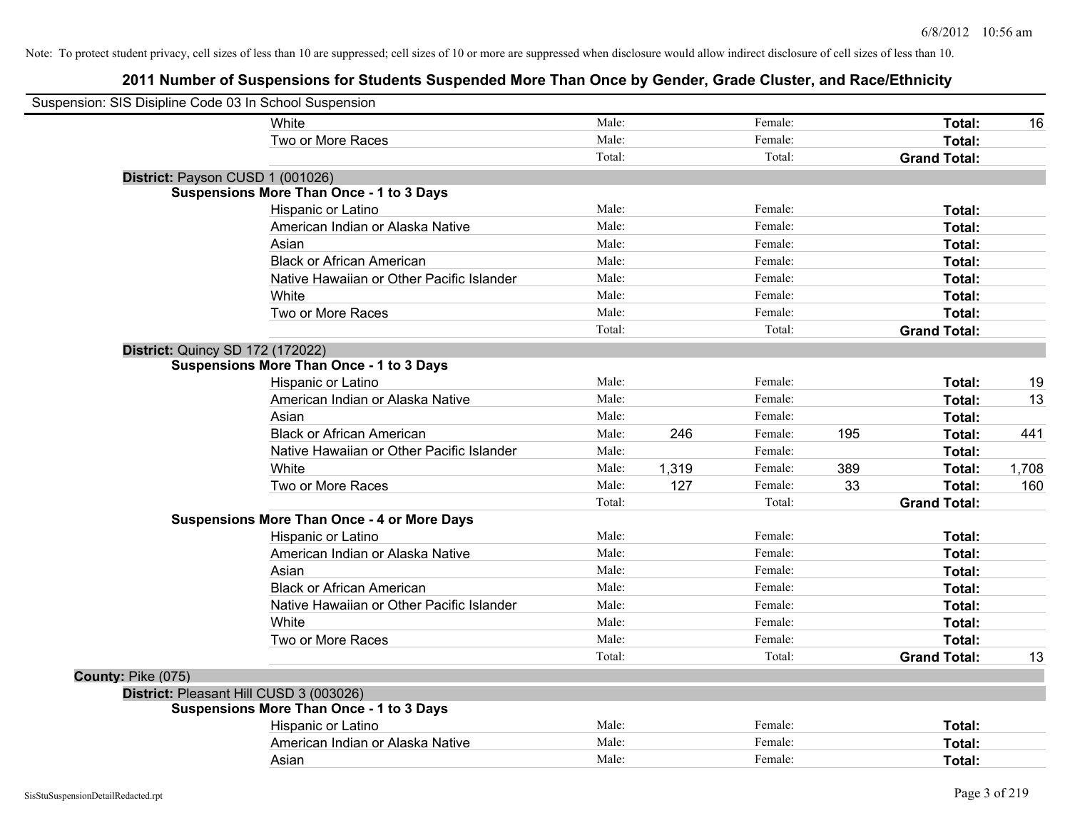Note: To protect student privacy, cell sizes of less than 10 are suppressed; cell sizes of 10 or more are suppressed when disclosure would allow indirect disclosure of cell sizes of less than 10.

# 2011 Number of Suspensions for Students Suspended More Than Once by Gender, Grade Cluster, and Race/Ethnicity

Suspension: SIS Disipline Code 03 In School Suspension

| | | | | | | |
|---|---|---|---|---|---|---|
| White | Male: | | Female: | | **Total:** | 16 |
| Two or More Races | Male: | | Female: | | **Total:** | |
| | Total: | | Total: | | **Grand Total:** | |

**District:** Payson CUSD 1 (001026)

**Suspensions More Than Once - 1 to 3 Days**

| | | | | | | |
|---|---|---|---|---|---|---|
| Hispanic or Latino | Male: | | Female: | | **Total:** | |
| American Indian or Alaska Native | Male: | | Female: | | **Total:** | |
| Asian | Male: | | Female: | | **Total:** | |
| Black or African American | Male: | | Female: | | **Total:** | |
| Native Hawaiian or Other Pacific Islander | Male: | | Female: | | **Total:** | |
| White | Male: | | Female: | | **Total:** | |
| Two or More Races | Male: | | Female: | | **Total:** | |
| | Total: | | Total: | | **Grand Total:** | |

**District:** Quincy SD 172 (172022)

**Suspensions More Than Once - 1 to 3 Days**

| | | | | | | |
|---|---|---|---|---|---|---|
| Hispanic or Latino | Male: | | Female: | | **Total:** | 19 |
| American Indian or Alaska Native | Male: | | Female: | | **Total:** | 13 |
| Asian | Male: | | Female: | | **Total:** | |
| Black or African American | Male: | 246 | Female: | 195 | **Total:** | 441 |
| Native Hawaiian or Other Pacific Islander | Male: | | Female: | | **Total:** | |
| White | Male: | 1,319 | Female: | 389 | **Total:** | 1,708 |
| Two or More Races | Male: | 127 | Female: | 33 | **Total:** | 160 |
| | Total: | | Total: | | **Grand Total:** | |

**Suspensions More Than Once - 4 or More Days**

| | | | | | | |
|---|---|---|---|---|---|---|
| Hispanic or Latino | Male: | | Female: | | **Total:** | |
| American Indian or Alaska Native | Male: | | Female: | | **Total:** | |
| Asian | Male: | | Female: | | **Total:** | |
| Black or African American | Male: | | Female: | | **Total:** | |
| Native Hawaiian or Other Pacific Islander | Male: | | Female: | | **Total:** | |
| White | Male: | | Female: | | **Total:** | |
| Two or More Races | Male: | | Female: | | **Total:** | |
| | Total: | | Total: | | **Grand Total:** | 13 |

**County:** Pike (075)

**District:** Pleasant Hill CUSD 3 (003026)

**Suspensions More Than Once - 1 to 3 Days**

| | | | | | | |
|---|---|---|---|---|---|---|
| Hispanic or Latino | Male: | | Female: | | **Total:** | |
| American Indian or Alaska Native | Male: | | Female: | | **Total:** | |
| Asian | Male: | | Female: | | **Total:** | |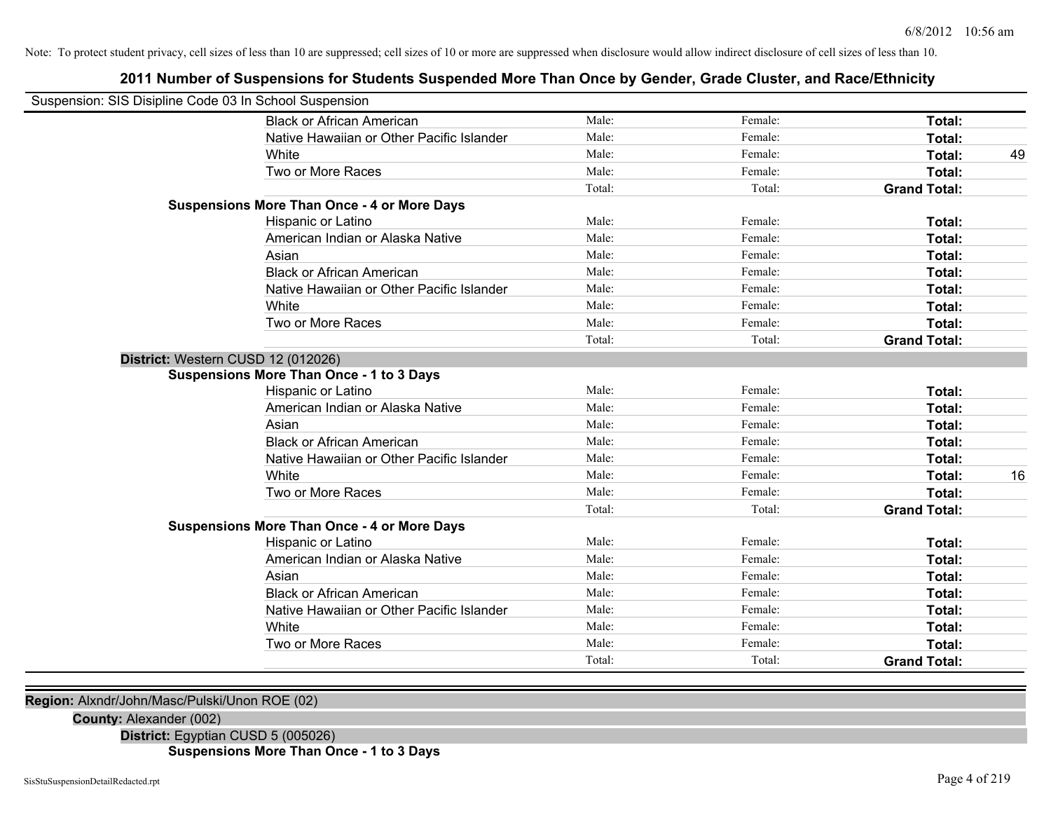Note: To protect student privacy, cell sizes of less than 10 are suppressed; cell sizes of 10 or more are suppressed when disclosure would allow indirect disclosure of cell sizes of less than 10.

# 2011 Number of Suspensions for Students Suspended More Than Once by Gender, Grade Cluster, and Race/Ethnicity

Suspension: SIS Disipline Code 03 In School Suspension

| | Male | Female | Total | |
|---|---|---|---|---|
| Black or African American | Male: | Female: | **Total:** | |
| Native Hawaiian or Other Pacific Islander | Male: | Female: | **Total:** | |
| White | Male: | Female: | **Total:** | 49 |
| Two or More Races | Male: | Female: | **Total:** | |
| | Total: | Total: | **Grand Total:** | |

**Suspensions More Than Once - 4 or More Days**

| | Male | Female | Total | |
|---|---|---|---|---|
| Hispanic or Latino | Male: | Female: | **Total:** | |
| American Indian or Alaska Native | Male: | Female: | **Total:** | |
| Asian | Male: | Female: | **Total:** | |
| Black or African American | Male: | Female: | **Total:** | |
| Native Hawaiian or Other Pacific Islander | Male: | Female: | **Total:** | |
| White | Male: | Female: | **Total:** | |
| Two or More Races | Male: | Female: | **Total:** | |
| | Total: | Total: | **Grand Total:** | |

**District:** Western CUSD 12 (012026)

**Suspensions More Than Once - 1 to 3 Days**

| | Male | Female | Total | |
|---|---|---|---|---|
| Hispanic or Latino | Male: | Female: | **Total:** | |
| American Indian or Alaska Native | Male: | Female: | **Total:** | |
| Asian | Male: | Female: | **Total:** | |
| Black or African American | Male: | Female: | **Total:** | |
| Native Hawaiian or Other Pacific Islander | Male: | Female: | **Total:** | |
| White | Male: | Female: | **Total:** | 16 |
| Two or More Races | Male: | Female: | **Total:** | |
| | Total: | Total: | **Grand Total:** | |

**Suspensions More Than Once - 4 or More Days**

| | Male | Female | Total | |
|---|---|---|---|---|
| Hispanic or Latino | Male: | Female: | **Total:** | |
| American Indian or Alaska Native | Male: | Female: | **Total:** | |
| Asian | Male: | Female: | **Total:** | |
| Black or African American | Male: | Female: | **Total:** | |
| Native Hawaiian or Other Pacific Islander | Male: | Female: | **Total:** | |
| White | Male: | Female: | **Total:** | |
| Two or More Races | Male: | Female: | **Total:** | |
| | Total: | Total: | **Grand Total:** | |

**Region:** Alxndr/John/Masc/Pulski/Unon ROE (02)

**County:** Alexander (002)

**District:** Egyptian CUSD 5 (005026)

**Suspensions More Than Once - 1 to 3 Days**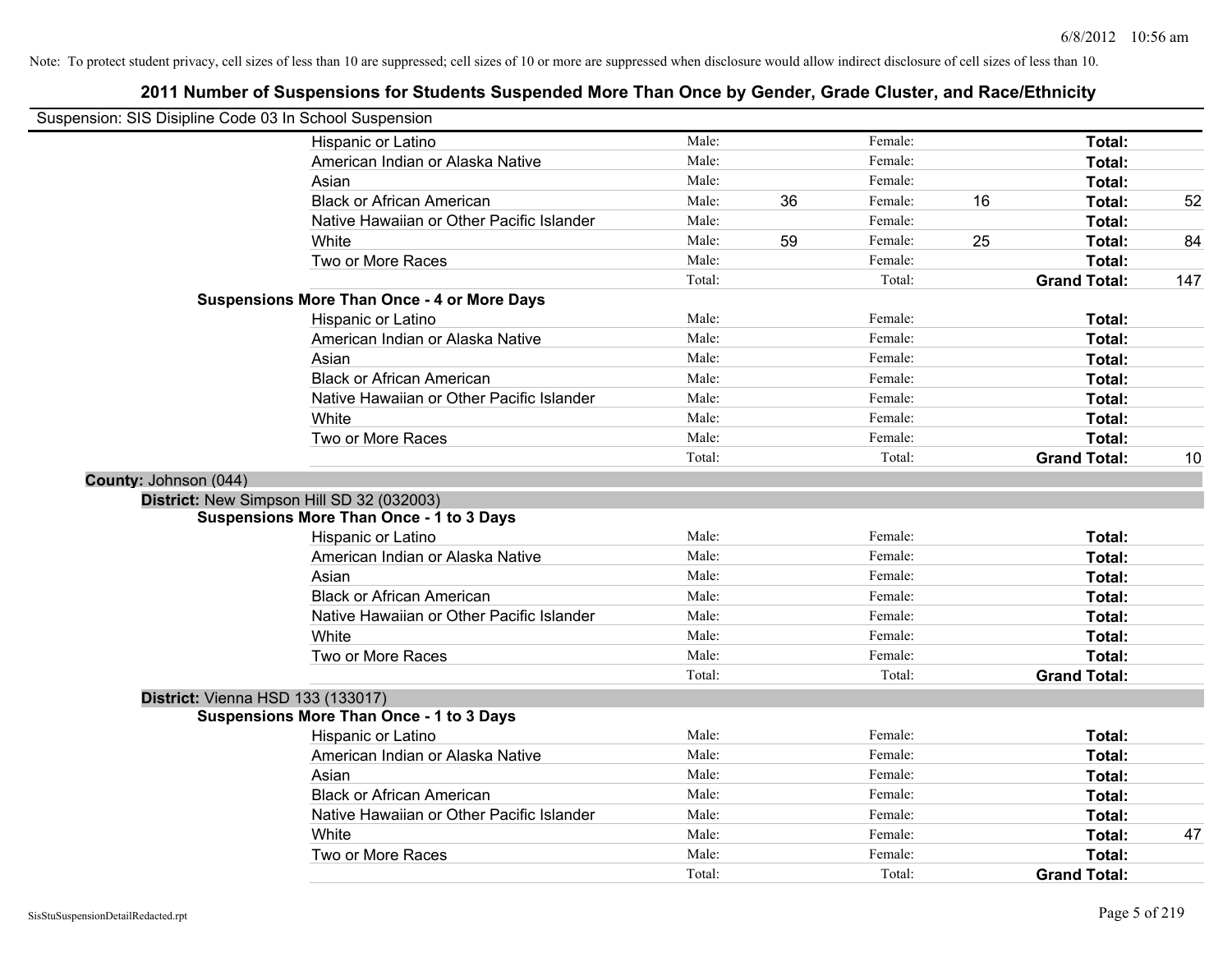Note: To protect student privacy, cell sizes of less than 10 are suppressed; cell sizes of 10 or more are suppressed when disclosure would allow indirect disclosure of cell sizes of less than 10.

## 2011 Number of Suspensions for Students Suspended More Than Once by Gender, Grade Cluster, and Race/Ethnicity

Suspension: SIS Disipline Code 03 In School Suspension

| | | | | | | |
|---|---|---|---|---|---|---|
| Hispanic or Latino | Male: | | Female: | | **Total:** | |
| American Indian or Alaska Native | Male: | | Female: | | **Total:** | |
| Asian | Male: | | Female: | | **Total:** | |
| Black or African American | Male: | 36 | Female: | 16 | **Total:** | 52 |
| Native Hawaiian or Other Pacific Islander | Male: | | Female: | | **Total:** | |
| White | Male: | 59 | Female: | 25 | **Total:** | 84 |
| Two or More Races | Male: | | Female: | | **Total:** | |
| | Total: | | Total: | | **Grand Total:** | 147 |

**Suspensions More Than Once - 4 or More Days**

| | | | | | | |
|---|---|---|---|---|---|---|
| Hispanic or Latino | Male: | | Female: | | **Total:** | |
| American Indian or Alaska Native | Male: | | Female: | | **Total:** | |
| Asian | Male: | | Female: | | **Total:** | |
| Black or African American | Male: | | Female: | | **Total:** | |
| Native Hawaiian or Other Pacific Islander | Male: | | Female: | | **Total:** | |
| White | Male: | | Female: | | **Total:** | |
| Two or More Races | Male: | | Female: | | **Total:** | |
| | Total: | | Total: | | **Grand Total:** | 10 |

**County:** Johnson (044)

**District:** New Simpson Hill SD 32 (032003)

**Suspensions More Than Once - 1 to 3 Days**

| | | | | | | |
|---|---|---|---|---|---|---|
| Hispanic or Latino | Male: | | Female: | | **Total:** | |
| American Indian or Alaska Native | Male: | | Female: | | **Total:** | |
| Asian | Male: | | Female: | | **Total:** | |
| Black or African American | Male: | | Female: | | **Total:** | |
| Native Hawaiian or Other Pacific Islander | Male: | | Female: | | **Total:** | |
| White | Male: | | Female: | | **Total:** | |
| Two or More Races | Male: | | Female: | | **Total:** | |
| | Total: | | Total: | | **Grand Total:** | |

**District:** Vienna HSD 133 (133017)

**Suspensions More Than Once - 1 to 3 Days**

| | | | | | | |
|---|---|---|---|---|---|---|
| Hispanic or Latino | Male: | | Female: | | **Total:** | |
| American Indian or Alaska Native | Male: | | Female: | | **Total:** | |
| Asian | Male: | | Female: | | **Total:** | |
| Black or African American | Male: | | Female: | | **Total:** | |
| Native Hawaiian or Other Pacific Islander | Male: | | Female: | | **Total:** | |
| White | Male: | | Female: | | **Total:** | 47 |
| Two or More Races | Male: | | Female: | | **Total:** | |
| | Total: | | Total: | | **Grand Total:** | |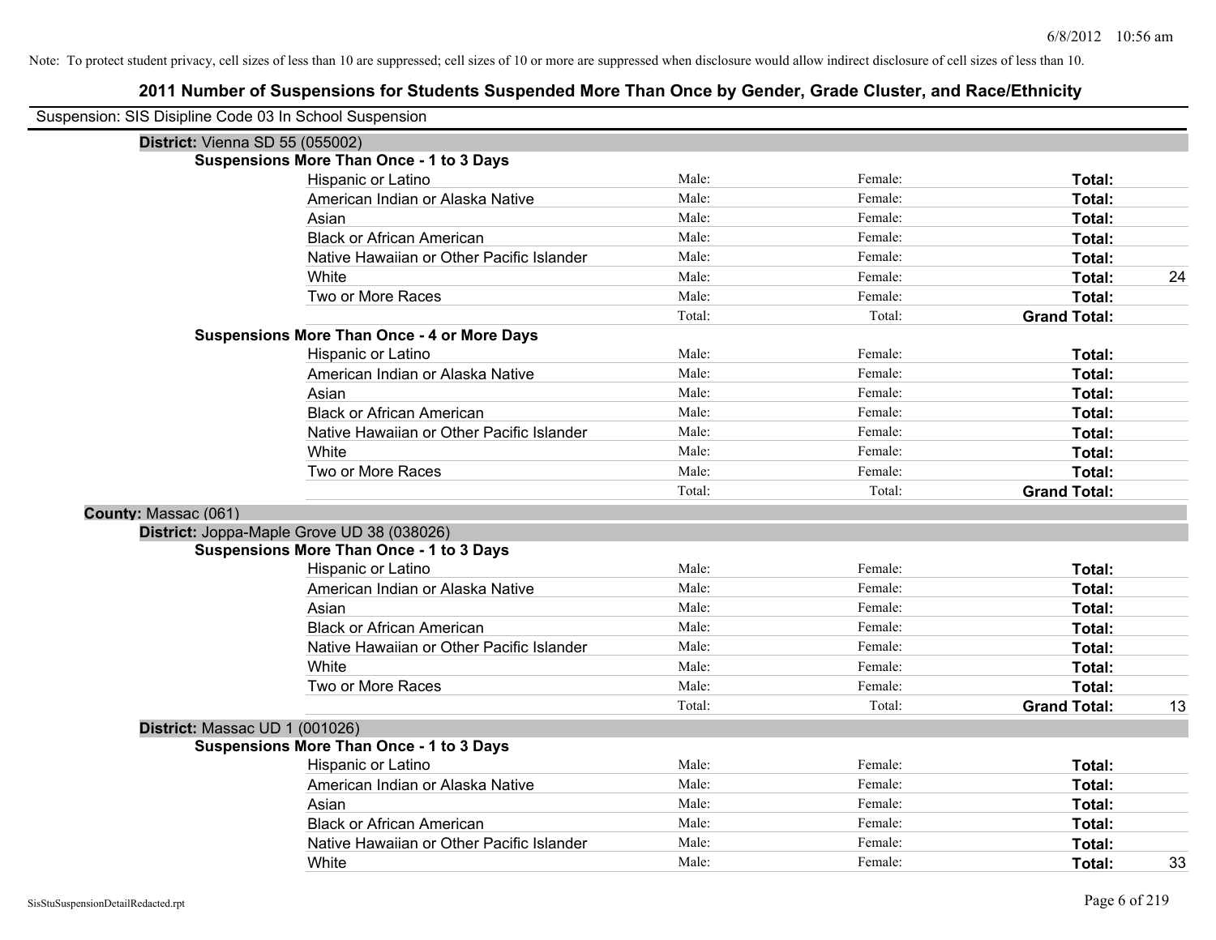Note: To protect student privacy, cell sizes of less than 10 are suppressed; cell sizes of 10 or more are suppressed when disclosure would allow indirect disclosure of cell sizes of less than 10.

## 2011 Number of Suspensions for Students Suspended More Than Once by Gender, Grade Cluster, and Race/Ethnicity

Suspension: SIS Disipline Code 03 In School Suspension

**District:** Vienna SD 55 (055002)

**Suspensions More Than Once - 1 to 3 Days**

| Race/Ethnicity | Male | Female | Total | |
|---|---|---|---|---|
| Hispanic or Latino | Male: | Female: | **Total:** | |
| American Indian or Alaska Native | Male: | Female: | **Total:** | |
| Asian | Male: | Female: | **Total:** | |
| Black or African American | Male: | Female: | **Total:** | |
| Native Hawaiian or Other Pacific Islander | Male: | Female: | **Total:** | |
| White | Male: | Female: | **Total:** | 24 |
| Two or More Races | Male: | Female: | **Total:** | |
| | Total: | Total: | **Grand Total:** | |

**Suspensions More Than Once - 4 or More Days**

| Race/Ethnicity | Male | Female | Total | |
|---|---|---|---|---|
| Hispanic or Latino | Male: | Female: | **Total:** | |
| American Indian or Alaska Native | Male: | Female: | **Total:** | |
| Asian | Male: | Female: | **Total:** | |
| Black or African American | Male: | Female: | **Total:** | |
| Native Hawaiian or Other Pacific Islander | Male: | Female: | **Total:** | |
| White | Male: | Female: | **Total:** | |
| Two or More Races | Male: | Female: | **Total:** | |
| | Total: | Total: | **Grand Total:** | |

**County:** Massac (061)

**District:** Joppa-Maple Grove UD 38 (038026)

**Suspensions More Than Once - 1 to 3 Days**

| Race/Ethnicity | Male | Female | Total | |
|---|---|---|---|---|
| Hispanic or Latino | Male: | Female: | **Total:** | |
| American Indian or Alaska Native | Male: | Female: | **Total:** | |
| Asian | Male: | Female: | **Total:** | |
| Black or African American | Male: | Female: | **Total:** | |
| Native Hawaiian or Other Pacific Islander | Male: | Female: | **Total:** | |
| White | Male: | Female: | **Total:** | |
| Two or More Races | Male: | Female: | **Total:** | |
| | Total: | Total: | **Grand Total:** | 13 |

**District:** Massac UD 1 (001026)

**Suspensions More Than Once - 1 to 3 Days**

| Race/Ethnicity | Male | Female | Total | |
|---|---|---|---|---|
| Hispanic or Latino | Male: | Female: | **Total:** | |
| American Indian or Alaska Native | Male: | Female: | **Total:** | |
| Asian | Male: | Female: | **Total:** | |
| Black or African American | Male: | Female: | **Total:** | |
| Native Hawaiian or Other Pacific Islander | Male: | Female: | **Total:** | |
| White | Male: | Female: | **Total:** | 33 |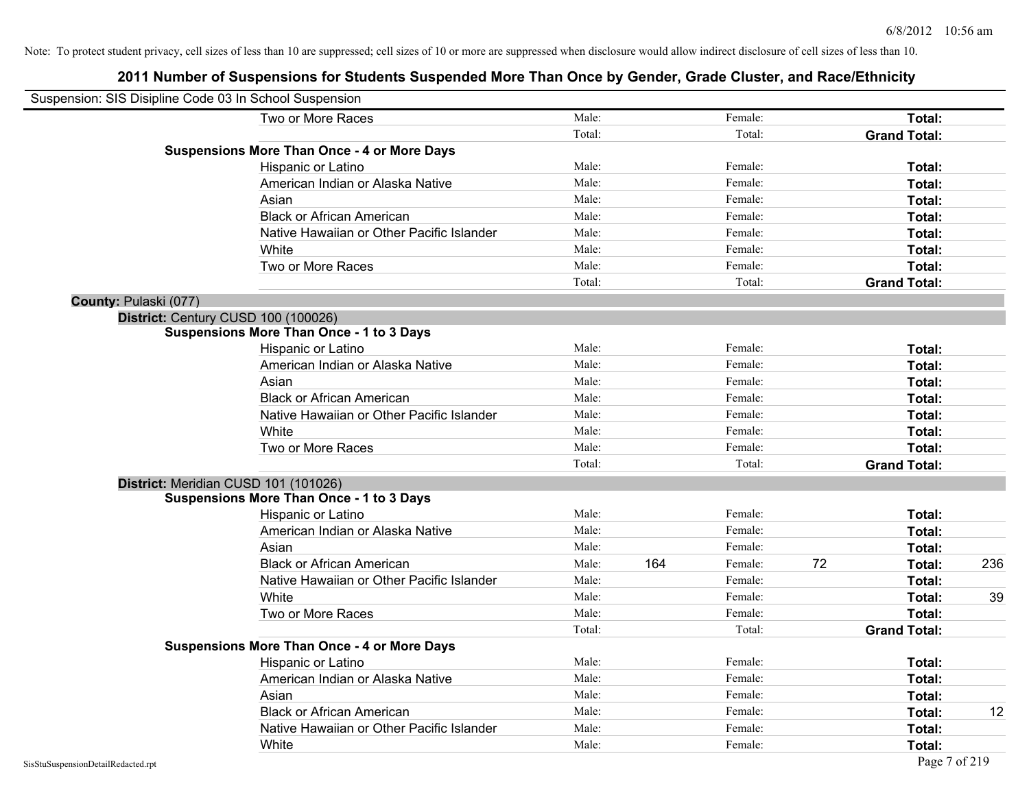Note: To protect student privacy, cell sizes of less than 10 are suppressed; cell sizes of 10 or more are suppressed when disclosure would allow indirect disclosure of cell sizes of less than 10.

# 2011 Number of Suspensions for Students Suspended More Than Once by Gender, Grade Cluster, and Race/Ethnicity

Suspension: SIS Disipline Code 03 In School Suspension

| | | | | | | |
|---|---|---|---|---|---|---|
| Two or More Races | Male: | | Female: | | **Total:** | |
| | Total: | | Total: | | **Grand Total:** | |
| **Suspensions More Than Once - 4 or More Days** | | | | | | |
| Hispanic or Latino | Male: | | Female: | | **Total:** | |
| American Indian or Alaska Native | Male: | | Female: | | **Total:** | |
| Asian | Male: | | Female: | | **Total:** | |
| Black or African American | Male: | | Female: | | **Total:** | |
| Native Hawaiian or Other Pacific Islander | Male: | | Female: | | **Total:** | |
| White | Male: | | Female: | | **Total:** | |
| Two or More Races | Male: | | Female: | | **Total:** | |
| | Total: | | Total: | | **Grand Total:** | |

**County:** Pulaski (077)

**District:** Century CUSD 100 (100026)

| | | | | | | |
|---|---|---|---|---|---|---|
| **Suspensions More Than Once - 1 to 3 Days** | | | | | | |
| Hispanic or Latino | Male: | | Female: | | **Total:** | |
| American Indian or Alaska Native | Male: | | Female: | | **Total:** | |
| Asian | Male: | | Female: | | **Total:** | |
| Black or African American | Male: | | Female: | | **Total:** | |
| Native Hawaiian or Other Pacific Islander | Male: | | Female: | | **Total:** | |
| White | Male: | | Female: | | **Total:** | |
| Two or More Races | Male: | | Female: | | **Total:** | |
| | Total: | | Total: | | **Grand Total:** | |

**District:** Meridian CUSD 101 (101026)

| | | | | | | |
|---|---|---|---|---|---|---|
| **Suspensions More Than Once - 1 to 3 Days** | | | | | | |
| Hispanic or Latino | Male: | | Female: | | **Total:** | |
| American Indian or Alaska Native | Male: | | Female: | | **Total:** | |
| Asian | Male: | | Female: | | **Total:** | |
| Black or African American | Male: | 164 | Female: | 72 | **Total:** | 236 |
| Native Hawaiian or Other Pacific Islander | Male: | | Female: | | **Total:** | |
| White | Male: | | Female: | | **Total:** | 39 |
| Two or More Races | Male: | | Female: | | **Total:** | |
| | Total: | | Total: | | **Grand Total:** | |
| **Suspensions More Than Once - 4 or More Days** | | | | | | |
| Hispanic or Latino | Male: | | Female: | | **Total:** | |
| American Indian or Alaska Native | Male: | | Female: | | **Total:** | |
| Asian | Male: | | Female: | | **Total:** | |
| Black or African American | Male: | | Female: | | **Total:** | 12 |
| Native Hawaiian or Other Pacific Islander | Male: | | Female: | | **Total:** | |
| White | Male: | | Female: | | **Total:** | |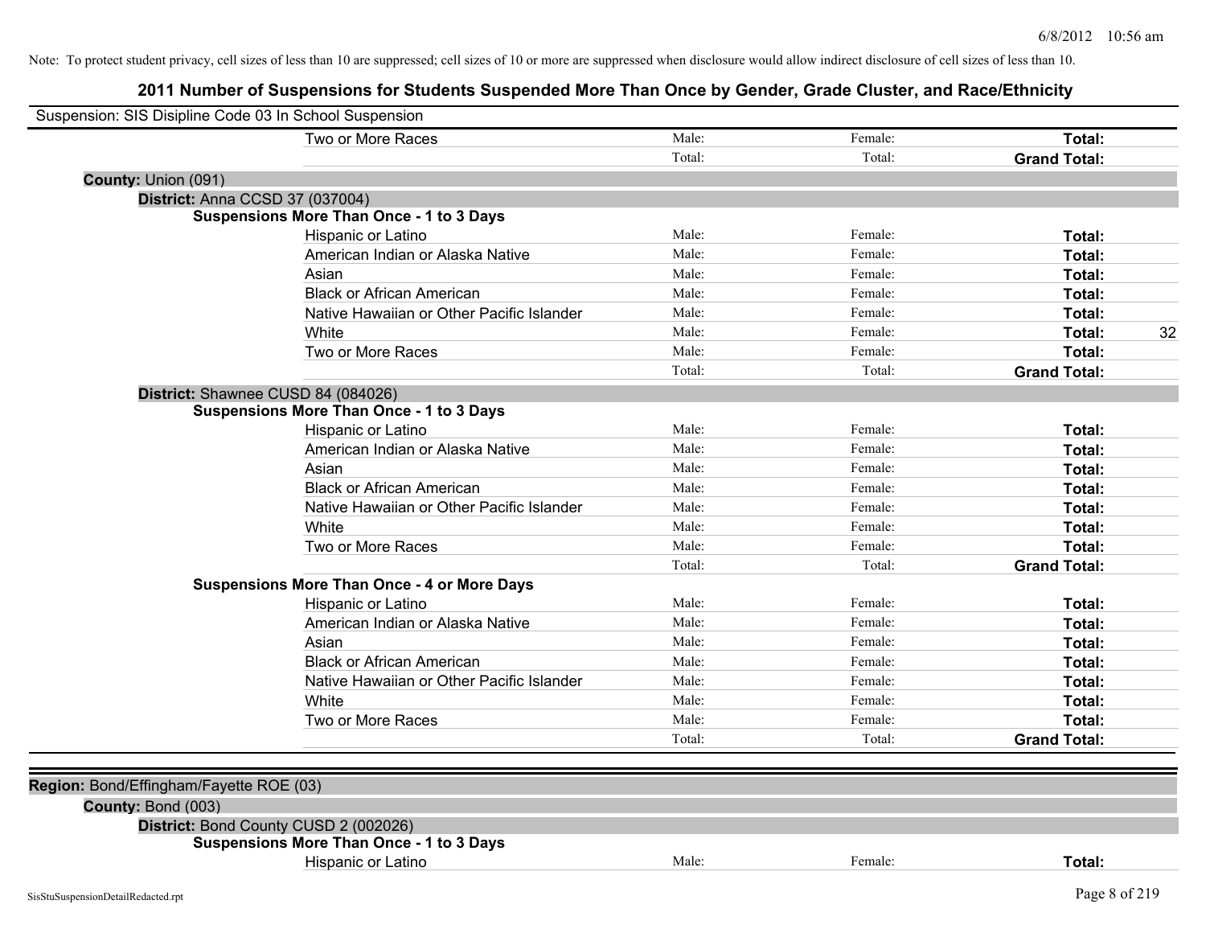6/8/2012 10:56 am

Note: To protect student privacy, cell sizes of less than 10 are suppressed; cell sizes of 10 or more are suppressed when disclosure would allow indirect disclosure of cell sizes of less than 10.

# 2011 Number of Suspensions for Students Suspended More Than Once by Gender, Grade Cluster, and Race/Ethnicity

Suspension: SIS Disipline Code 03 In School Suspension

| | | | | |
|---|---|---|---|---|
| Two or More Races | Male: | Female: | **Total:** | |
| | Total: | Total: | **Grand Total:** | |

**County:** Union (091)

**District:** Anna CCSD 37 (037004)

**Suspensions More Than Once - 1 to 3 Days**

| | | | | |
|---|---|---|---|---|
| Hispanic or Latino | Male: | Female: | **Total:** | |
| American Indian or Alaska Native | Male: | Female: | **Total:** | |
| Asian | Male: | Female: | **Total:** | |
| Black or African American | Male: | Female: | **Total:** | |
| Native Hawaiian or Other Pacific Islander | Male: | Female: | **Total:** | |
| White | Male: | Female: | **Total:** | 32 |
| Two or More Races | Male: | Female: | **Total:** | |
| | Total: | Total: | **Grand Total:** | |

**District:** Shawnee CUSD 84 (084026)

**Suspensions More Than Once - 1 to 3 Days**

| | | | | |
|---|---|---|---|---|
| Hispanic or Latino | Male: | Female: | **Total:** | |
| American Indian or Alaska Native | Male: | Female: | **Total:** | |
| Asian | Male: | Female: | **Total:** | |
| Black or African American | Male: | Female: | **Total:** | |
| Native Hawaiian or Other Pacific Islander | Male: | Female: | **Total:** | |
| White | Male: | Female: | **Total:** | |
| Two or More Races | Male: | Female: | **Total:** | |
| | Total: | Total: | **Grand Total:** | |

**Suspensions More Than Once - 4 or More Days**

| | | | | |
|---|---|---|---|---|
| Hispanic or Latino | Male: | Female: | **Total:** | |
| American Indian or Alaska Native | Male: | Female: | **Total:** | |
| Asian | Male: | Female: | **Total:** | |
| Black or African American | Male: | Female: | **Total:** | |
| Native Hawaiian or Other Pacific Islander | Male: | Female: | **Total:** | |
| White | Male: | Female: | **Total:** | |
| Two or More Races | Male: | Female: | **Total:** | |
| | Total: | Total: | **Grand Total:** | |

**Region:** Bond/Effingham/Fayette ROE (03)

**County:** Bond (003)

**District:** Bond County CUSD 2 (002026)

**Suspensions More Than Once - 1 to 3 Days**

| | | | | |
|---|---|---|---|---|
| Hispanic or Latino | Male: | Female: | **Total:** | |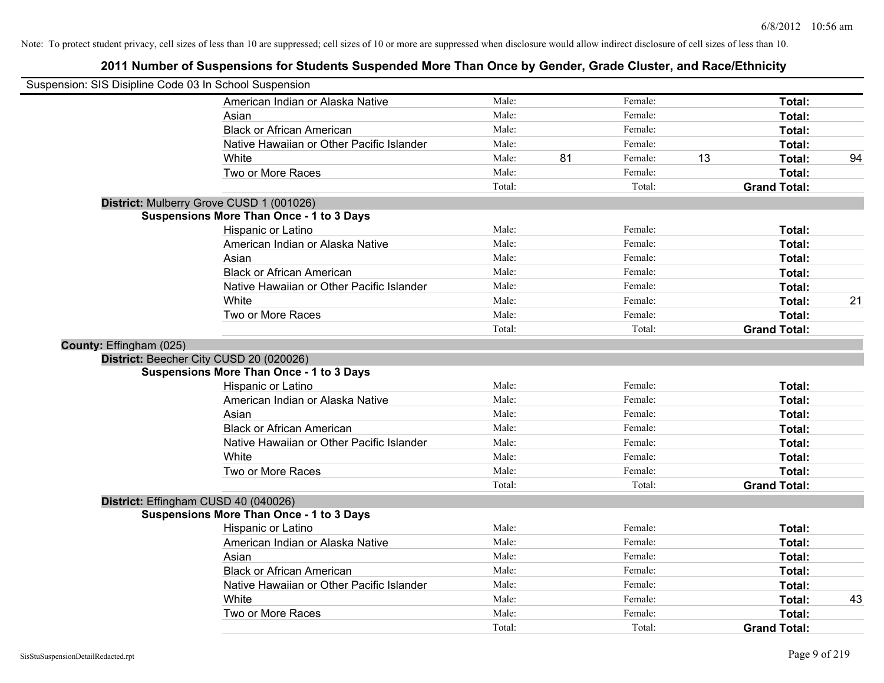Note: To protect student privacy, cell sizes of less than 10 are suppressed; cell sizes of 10 or more are suppressed when disclosure would allow indirect disclosure of cell sizes of less than 10.

# 2011 Number of Suspensions for Students Suspended More Than Once by Gender, Grade Cluster, and Race/Ethnicity

Suspension: SIS Disipline Code 03 In School Suspension

| | | | | | | |
|---|---|---|---|---|---|---|
| American Indian or Alaska Native | Male: | | Female: | | **Total:** | |
| Asian | Male: | | Female: | | **Total:** | |
| Black or African American | Male: | | Female: | | **Total:** | |
| Native Hawaiian or Other Pacific Islander | Male: | | Female: | | **Total:** | |
| White | Male: | 81 | Female: | 13 | **Total:** | 94 |
| Two or More Races | Male: | | Female: | | **Total:** | |
| | Total: | | Total: | | **Grand Total:** | |

**District:** Mulberry Grove CUSD 1 (001026)

**Suspensions More Than Once - 1 to 3 Days**

| | | | | | | |
|---|---|---|---|---|---|---|
| Hispanic or Latino | Male: | | Female: | | **Total:** | |
| American Indian or Alaska Native | Male: | | Female: | | **Total:** | |
| Asian | Male: | | Female: | | **Total:** | |
| Black or African American | Male: | | Female: | | **Total:** | |
| Native Hawaiian or Other Pacific Islander | Male: | | Female: | | **Total:** | |
| White | Male: | | Female: | | **Total:** | 21 |
| Two or More Races | Male: | | Female: | | **Total:** | |
| | Total: | | Total: | | **Grand Total:** | |

**County:** Effingham (025)

**District:** Beecher City CUSD 20 (020026)

**Suspensions More Than Once - 1 to 3 Days**

| | | | | | | |
|---|---|---|---|---|---|---|
| Hispanic or Latino | Male: | | Female: | | **Total:** | |
| American Indian or Alaska Native | Male: | | Female: | | **Total:** | |
| Asian | Male: | | Female: | | **Total:** | |
| Black or African American | Male: | | Female: | | **Total:** | |
| Native Hawaiian or Other Pacific Islander | Male: | | Female: | | **Total:** | |
| White | Male: | | Female: | | **Total:** | |
| Two or More Races | Male: | | Female: | | **Total:** | |
| | Total: | | Total: | | **Grand Total:** | |

**District:** Effingham CUSD 40 (040026)

**Suspensions More Than Once - 1 to 3 Days**

| | | | | | | |
|---|---|---|---|---|---|---|
| Hispanic or Latino | Male: | | Female: | | **Total:** | |
| American Indian or Alaska Native | Male: | | Female: | | **Total:** | |
| Asian | Male: | | Female: | | **Total:** | |
| Black or African American | Male: | | Female: | | **Total:** | |
| Native Hawaiian or Other Pacific Islander | Male: | | Female: | | **Total:** | |
| White | Male: | | Female: | | **Total:** | 43 |
| Two or More Races | Male: | | Female: | | **Total:** | |
| | Total: | | Total: | | **Grand Total:** | |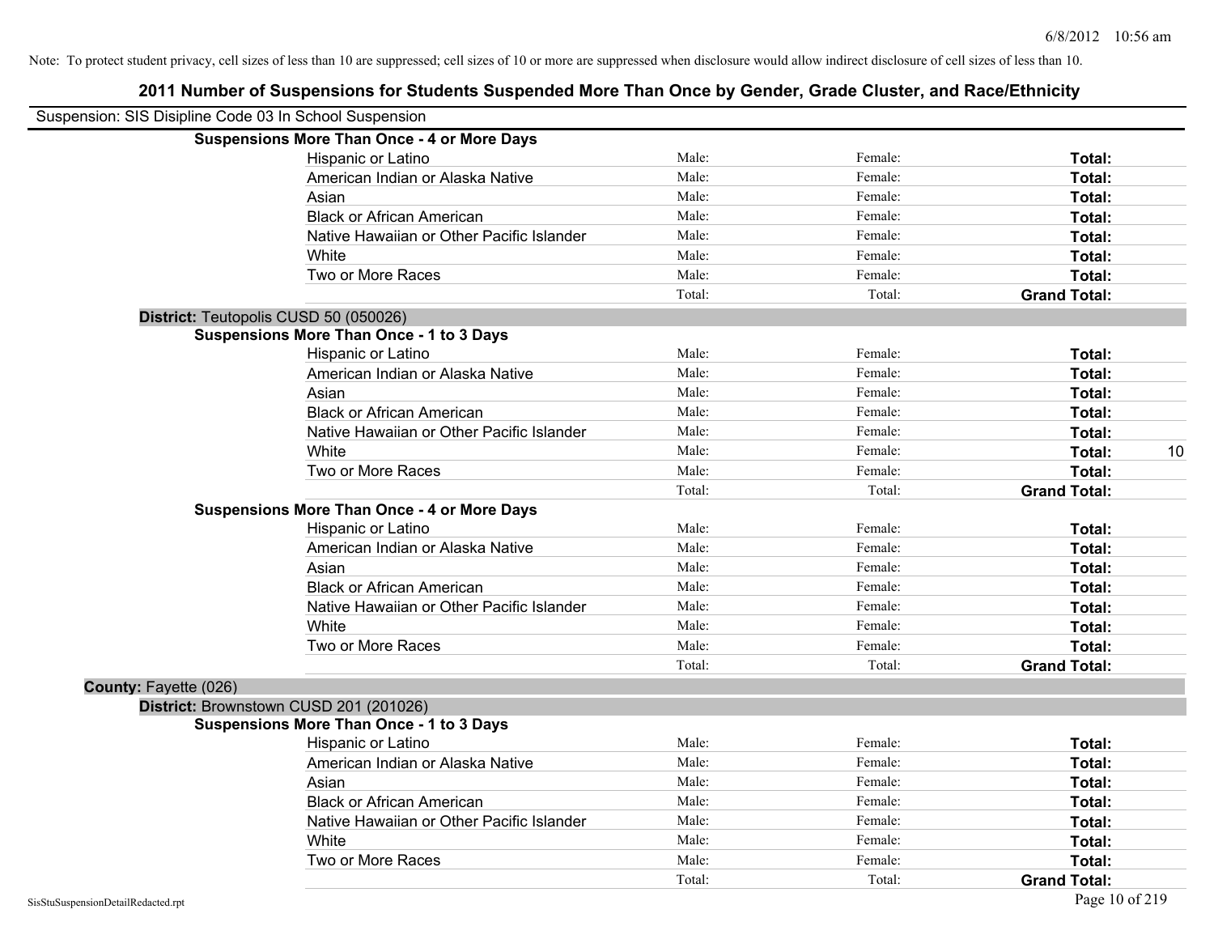Note: To protect student privacy, cell sizes of less than 10 are suppressed; cell sizes of 10 or more are suppressed when disclosure would allow indirect disclosure of cell sizes of less than 10.

# 2011 Number of Suspensions for Students Suspended More Than Once by Gender, Grade Cluster, and Race/Ethnicity

Suspension: SIS Disipline Code 03 In School Suspension

**Suspensions More Than Once - 4 or More Days**

| | | | | |
|---|---|---|---|---|
| Hispanic or Latino | Male: | Female: | **Total:** | |
| American Indian or Alaska Native | Male: | Female: | **Total:** | |
| Asian | Male: | Female: | **Total:** | |
| Black or African American | Male: | Female: | **Total:** | |
| Native Hawaiian or Other Pacific Islander | Male: | Female: | **Total:** | |
| White | Male: | Female: | **Total:** | |
| Two or More Races | Male: | Female: | **Total:** | |
| | Total: | Total: | **Grand Total:** | |

**District:** Teutopolis CUSD 50 (050026)

**Suspensions More Than Once - 1 to 3 Days**

| | | | | |
|---|---|---|---|---|
| Hispanic or Latino | Male: | Female: | **Total:** | |
| American Indian or Alaska Native | Male: | Female: | **Total:** | |
| Asian | Male: | Female: | **Total:** | |
| Black or African American | Male: | Female: | **Total:** | |
| Native Hawaiian or Other Pacific Islander | Male: | Female: | **Total:** | |
| White | Male: | Female: | **Total:** | 10 |
| Two or More Races | Male: | Female: | **Total:** | |
| | Total: | Total: | **Grand Total:** | |

**Suspensions More Than Once - 4 or More Days**

| | | | | |
|---|---|---|---|---|
| Hispanic or Latino | Male: | Female: | **Total:** | |
| American Indian or Alaska Native | Male: | Female: | **Total:** | |
| Asian | Male: | Female: | **Total:** | |
| Black or African American | Male: | Female: | **Total:** | |
| Native Hawaiian or Other Pacific Islander | Male: | Female: | **Total:** | |
| White | Male: | Female: | **Total:** | |
| Two or More Races | Male: | Female: | **Total:** | |
| | Total: | Total: | **Grand Total:** | |

**County:** Fayette (026)

**District:** Brownstown CUSD 201 (201026)

**Suspensions More Than Once - 1 to 3 Days**

| | | | | |
|---|---|---|---|---|
| Hispanic or Latino | Male: | Female: | **Total:** | |
| American Indian or Alaska Native | Male: | Female: | **Total:** | |
| Asian | Male: | Female: | **Total:** | |
| Black or African American | Male: | Female: | **Total:** | |
| Native Hawaiian or Other Pacific Islander | Male: | Female: | **Total:** | |
| White | Male: | Female: | **Total:** | |
| Two or More Races | Male: | Female: | **Total:** | |
| | Total: | Total: | **Grand Total:** | |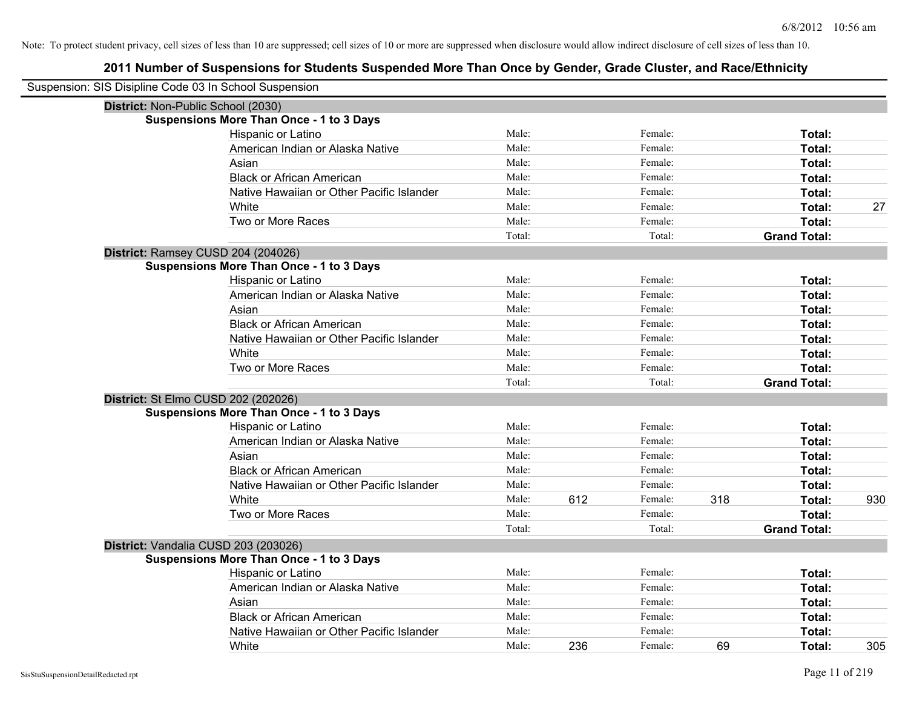Note: To protect student privacy, cell sizes of less than 10 are suppressed; cell sizes of 10 or more are suppressed when disclosure would allow indirect disclosure of cell sizes of less than 10.

# 2011 Number of Suspensions for Students Suspended More Than Once by Gender, Grade Cluster, and Race/Ethnicity

Suspension: SIS Disipline Code 03 In School Suspension

**District:** Non-Public School (2030)

**Suspensions More Than Once - 1 to 3 Days**

| Race/Ethnicity | | Male | | Female | | Total |
|---|---|---|---|---|---|---|
| Hispanic or Latino | Male: | | Female: | | **Total:** | |
| American Indian or Alaska Native | Male: | | Female: | | **Total:** | |
| Asian | Male: | | Female: | | **Total:** | |
| Black or African American | Male: | | Female: | | **Total:** | |
| Native Hawaiian or Other Pacific Islander | Male: | | Female: | | **Total:** | |
| White | Male: | | Female: | | **Total:** | 27 |
| Two or More Races | Male: | | Female: | | **Total:** | |
| | Total: | | Total: | | **Grand Total:** | |

**District:** Ramsey CUSD 204 (204026)

**Suspensions More Than Once - 1 to 3 Days**

| Race/Ethnicity | | Male | | Female | | Total |
|---|---|---|---|---|---|---|
| Hispanic or Latino | Male: | | Female: | | **Total:** | |
| American Indian or Alaska Native | Male: | | Female: | | **Total:** | |
| Asian | Male: | | Female: | | **Total:** | |
| Black or African American | Male: | | Female: | | **Total:** | |
| Native Hawaiian or Other Pacific Islander | Male: | | Female: | | **Total:** | |
| White | Male: | | Female: | | **Total:** | |
| Two or More Races | Male: | | Female: | | **Total:** | |
| | Total: | | Total: | | **Grand Total:** | |

**District:** St Elmo CUSD 202 (202026)

**Suspensions More Than Once - 1 to 3 Days**

| Race/Ethnicity | | Male | | Female | | Total |
|---|---|---|---|---|---|---|
| Hispanic or Latino | Male: | | Female: | | **Total:** | |
| American Indian or Alaska Native | Male: | | Female: | | **Total:** | |
| Asian | Male: | | Female: | | **Total:** | |
| Black or African American | Male: | | Female: | | **Total:** | |
| Native Hawaiian or Other Pacific Islander | Male: | | Female: | | **Total:** | |
| White | Male: | 612 | Female: | 318 | **Total:** | 930 |
| Two or More Races | Male: | | Female: | | **Total:** | |
| | Total: | | Total: | | **Grand Total:** | |

**District:** Vandalia CUSD 203 (203026)

**Suspensions More Than Once - 1 to 3 Days**

| Race/Ethnicity | | Male | | Female | | Total |
|---|---|---|---|---|---|---|
| Hispanic or Latino | Male: | | Female: | | **Total:** | |
| American Indian or Alaska Native | Male: | | Female: | | **Total:** | |
| Asian | Male: | | Female: | | **Total:** | |
| Black or African American | Male: | | Female: | | **Total:** | |
| Native Hawaiian or Other Pacific Islander | Male: | | Female: | | **Total:** | |
| White | Male: | 236 | Female: | 69 | **Total:** | 305 |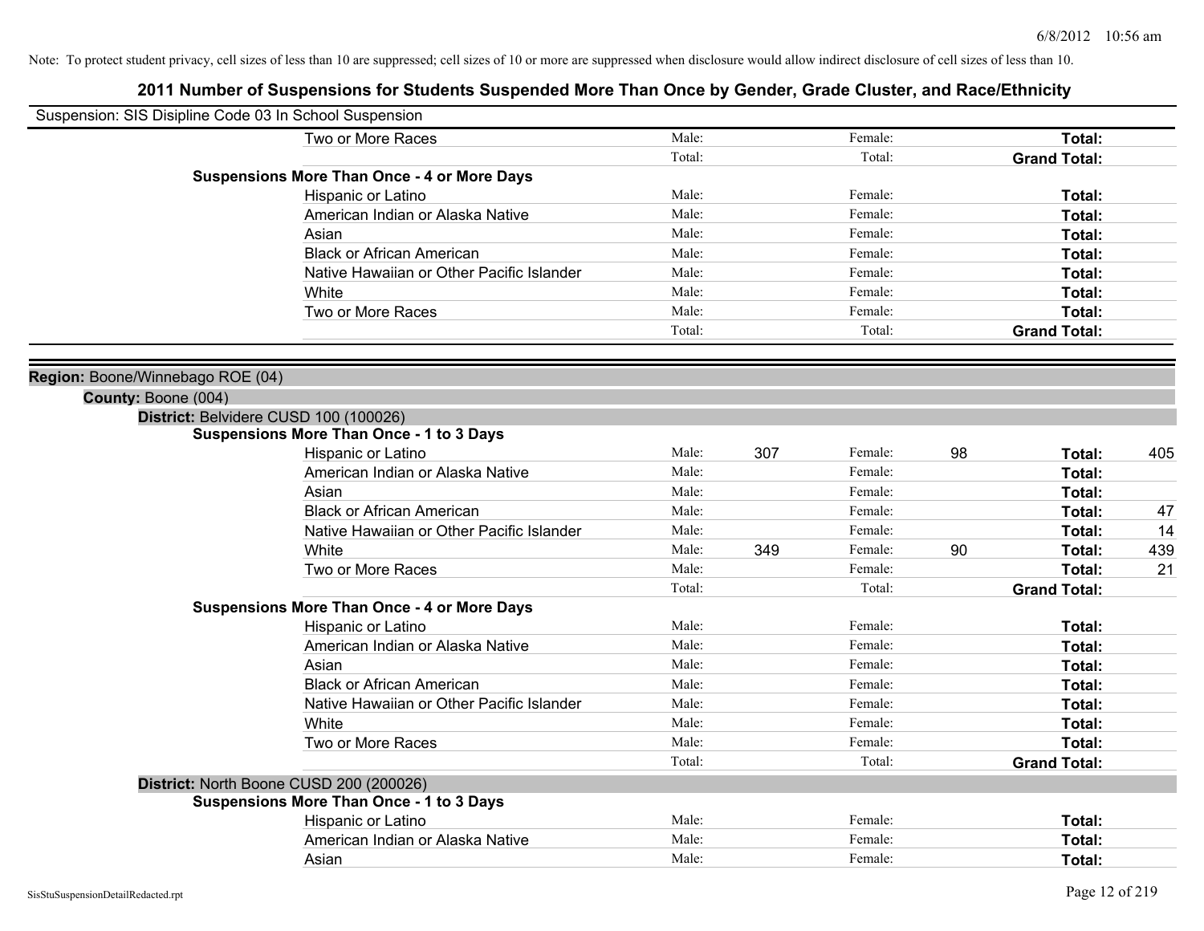Note: To protect student privacy, cell sizes of less than 10 are suppressed; cell sizes of 10 or more are suppressed when disclosure would allow indirect disclosure of cell sizes of less than 10.

# 2011 Number of Suspensions for Students Suspended More Than Once by Gender, Grade Cluster, and Race/Ethnicity

Suspension: SIS Disipline Code 03 In School Suspension

| | | | | | | |
|---|---|---|---|---|---|---|
| Two or More Races | Male: | | Female: | | **Total:** | |
| | Total: | | Total: | | **Grand Total:** | |
| **Suspensions More Than Once - 4 or More Days** | | | | | | |
| Hispanic or Latino | Male: | | Female: | | **Total:** | |
| American Indian or Alaska Native | Male: | | Female: | | **Total:** | |
| Asian | Male: | | Female: | | **Total:** | |
| Black or African American | Male: | | Female: | | **Total:** | |
| Native Hawaiian or Other Pacific Islander | Male: | | Female: | | **Total:** | |
| White | Male: | | Female: | | **Total:** | |
| Two or More Races | Male: | | Female: | | **Total:** | |
| | Total: | | Total: | | **Grand Total:** | |

**Region:** Boone/Winnebago ROE (04)

**County:** Boone (004)

**District:** Belvidere CUSD 100 (100026)

| | | | | | | |
|---|---|---|---|---|---|---|
| **Suspensions More Than Once - 1 to 3 Days** | | | | | | |
| Hispanic or Latino | Male: | 307 | Female: | 98 | **Total:** | 405 |
| American Indian or Alaska Native | Male: | | Female: | | **Total:** | |
| Asian | Male: | | Female: | | **Total:** | |
| Black or African American | Male: | | Female: | | **Total:** | 47 |
| Native Hawaiian or Other Pacific Islander | Male: | | Female: | | **Total:** | 14 |
| White | Male: | 349 | Female: | 90 | **Total:** | 439 |
| Two or More Races | Male: | | Female: | | **Total:** | 21 |
| | Total: | | Total: | | **Grand Total:** | |
| **Suspensions More Than Once - 4 or More Days** | | | | | | |
| Hispanic or Latino | Male: | | Female: | | **Total:** | |
| American Indian or Alaska Native | Male: | | Female: | | **Total:** | |
| Asian | Male: | | Female: | | **Total:** | |
| Black or African American | Male: | | Female: | | **Total:** | |
| Native Hawaiian or Other Pacific Islander | Male: | | Female: | | **Total:** | |
| White | Male: | | Female: | | **Total:** | |
| Two or More Races | Male: | | Female: | | **Total:** | |
| | Total: | | Total: | | **Grand Total:** | |

**District:** North Boone CUSD 200 (200026)

| | | | | | | |
|---|---|---|---|---|---|---|
| **Suspensions More Than Once - 1 to 3 Days** | | | | | | |
| Hispanic or Latino | Male: | | Female: | | **Total:** | |
| American Indian or Alaska Native | Male: | | Female: | | **Total:** | |
| Asian | Male: | | Female: | | **Total:** | |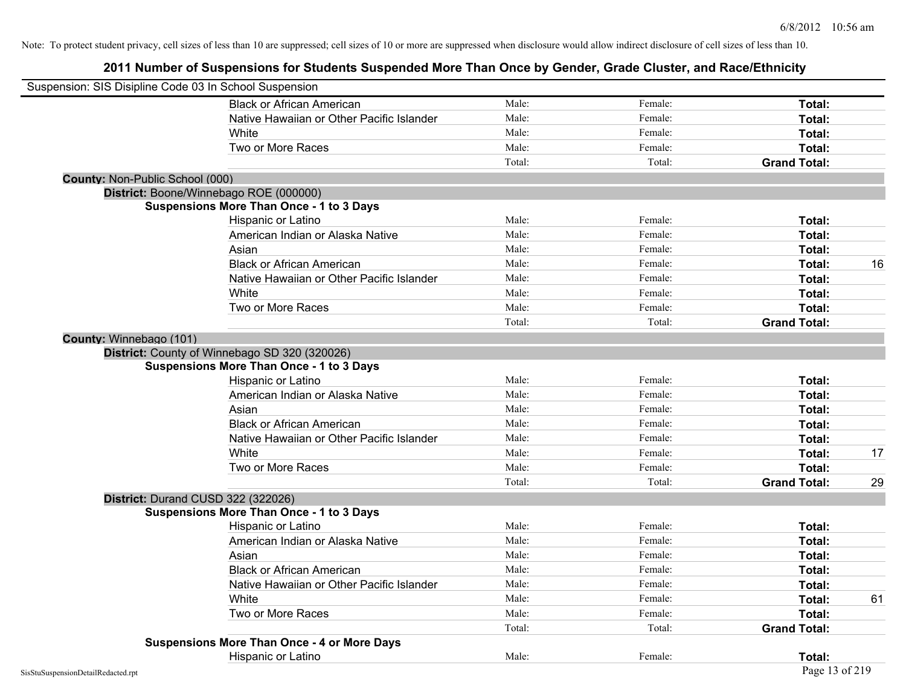Note: To protect student privacy, cell sizes of less than 10 are suppressed; cell sizes of 10 or more are suppressed when disclosure would allow indirect disclosure of cell sizes of less than 10.

## 2011 Number of Suspensions for Students Suspended More Than Once by Gender, Grade Cluster, and Race/Ethnicity

Suspension: SIS Disipline Code 03 In School Suspension

| | | | | |
|---|---|---|---|---|
| Black or African American | Male: | Female: | **Total:** | |
| Native Hawaiian or Other Pacific Islander | Male: | Female: | **Total:** | |
| White | Male: | Female: | **Total:** | |
| Two or More Races | Male: | Female: | **Total:** | |
| | Total: | Total: | **Grand Total:** | |

**County:** Non-Public School (000)

**District:** Boone/Winnebago ROE (000000)

**Suspensions More Than Once - 1 to 3 Days**

| | | | | |
|---|---|---|---|---|
| Hispanic or Latino | Male: | Female: | **Total:** | |
| American Indian or Alaska Native | Male: | Female: | **Total:** | |
| Asian | Male: | Female: | **Total:** | |
| Black or African American | Male: | Female: | **Total:** | 16 |
| Native Hawaiian or Other Pacific Islander | Male: | Female: | **Total:** | |
| White | Male: | Female: | **Total:** | |
| Two or More Races | Male: | Female: | **Total:** | |
| | Total: | Total: | **Grand Total:** | |

**County:** Winnebago (101)

**District:** County of Winnebago SD 320 (320026)

**Suspensions More Than Once - 1 to 3 Days**

| | | | | |
|---|---|---|---|---|
| Hispanic or Latino | Male: | Female: | **Total:** | |
| American Indian or Alaska Native | Male: | Female: | **Total:** | |
| Asian | Male: | Female: | **Total:** | |
| Black or African American | Male: | Female: | **Total:** | |
| Native Hawaiian or Other Pacific Islander | Male: | Female: | **Total:** | |
| White | Male: | Female: | **Total:** | 17 |
| Two or More Races | Male: | Female: | **Total:** | |
| | Total: | Total: | **Grand Total:** | 29 |

**District:** Durand CUSD 322 (322026)

**Suspensions More Than Once - 1 to 3 Days**

| | | | | |
|---|---|---|---|---|
| Hispanic or Latino | Male: | Female: | **Total:** | |
| American Indian or Alaska Native | Male: | Female: | **Total:** | |
| Asian | Male: | Female: | **Total:** | |
| Black or African American | Male: | Female: | **Total:** | |
| Native Hawaiian or Other Pacific Islander | Male: | Female: | **Total:** | |
| White | Male: | Female: | **Total:** | 61 |
| Two or More Races | Male: | Female: | **Total:** | |
| | Total: | Total: | **Grand Total:** | |

**Suspensions More Than Once - 4 or More Days**

| | | | | |
|---|---|---|---|---|
| Hispanic or Latino | Male: | Female: | **Total:** | |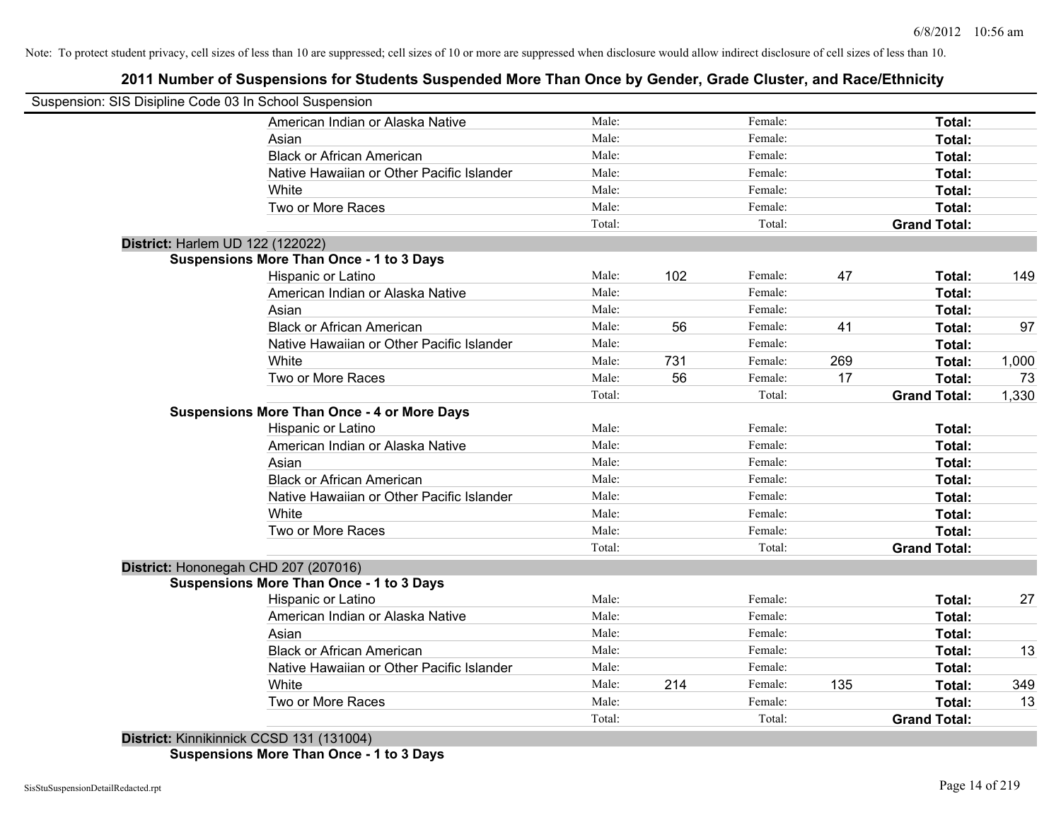Note: To protect student privacy, cell sizes of less than 10 are suppressed; cell sizes of 10 or more are suppressed when disclosure would allow indirect disclosure of cell sizes of less than 10.

## 2011 Number of Suspensions for Students Suspended More Than Once by Gender, Grade Cluster, and Race/Ethnicity

Suspension: SIS Disipline Code 03 In School Suspension

| | | | | | | |
|---|---|---|---|---|---|---|
| American Indian or Alaska Native | Male: | | Female: | | **Total:** | |
| Asian | Male: | | Female: | | **Total:** | |
| Black or African American | Male: | | Female: | | **Total:** | |
| Native Hawaiian or Other Pacific Islander | Male: | | Female: | | **Total:** | |
| White | Male: | | Female: | | **Total:** | |
| Two or More Races | Male: | | Female: | | **Total:** | |
| | Total: | | Total: | | **Grand Total:** | |

**District:** Harlem UD 122 (122022)

**Suspensions More Than Once - 1 to 3 Days**

| | | | | | | |
|---|---|---|---|---|---|---|
| Hispanic or Latino | Male: | 102 | Female: | 47 | **Total:** | 149 |
| American Indian or Alaska Native | Male: | | Female: | | **Total:** | |
| Asian | Male: | | Female: | | **Total:** | |
| Black or African American | Male: | 56 | Female: | 41 | **Total:** | 97 |
| Native Hawaiian or Other Pacific Islander | Male: | | Female: | | **Total:** | |
| White | Male: | 731 | Female: | 269 | **Total:** | 1,000 |
| Two or More Races | Male: | 56 | Female: | 17 | **Total:** | 73 |
| | Total: | | Total: | | **Grand Total:** | 1,330 |

**Suspensions More Than Once - 4 or More Days**

| | | | | | | |
|---|---|---|---|---|---|---|
| Hispanic or Latino | Male: | | Female: | | **Total:** | |
| American Indian or Alaska Native | Male: | | Female: | | **Total:** | |
| Asian | Male: | | Female: | | **Total:** | |
| Black or African American | Male: | | Female: | | **Total:** | |
| Native Hawaiian or Other Pacific Islander | Male: | | Female: | | **Total:** | |
| White | Male: | | Female: | | **Total:** | |
| Two or More Races | Male: | | Female: | | **Total:** | |
| | Total: | | Total: | | **Grand Total:** | |

**District:** Hononegah CHD 207 (207016)

**Suspensions More Than Once - 1 to 3 Days**

| | | | | | | |
|---|---|---|---|---|---|---|
| Hispanic or Latino | Male: | | Female: | | **Total:** | 27 |
| American Indian or Alaska Native | Male: | | Female: | | **Total:** | |
| Asian | Male: | | Female: | | **Total:** | |
| Black or African American | Male: | | Female: | | **Total:** | 13 |
| Native Hawaiian or Other Pacific Islander | Male: | | Female: | | **Total:** | |
| White | Male: | 214 | Female: | 135 | **Total:** | 349 |
| Two or More Races | Male: | | Female: | | **Total:** | 13 |
| | Total: | | Total: | | **Grand Total:** | |

**District:** Kinnikinnick CCSD 131 (131004)

**Suspensions More Than Once - 1 to 3 Days**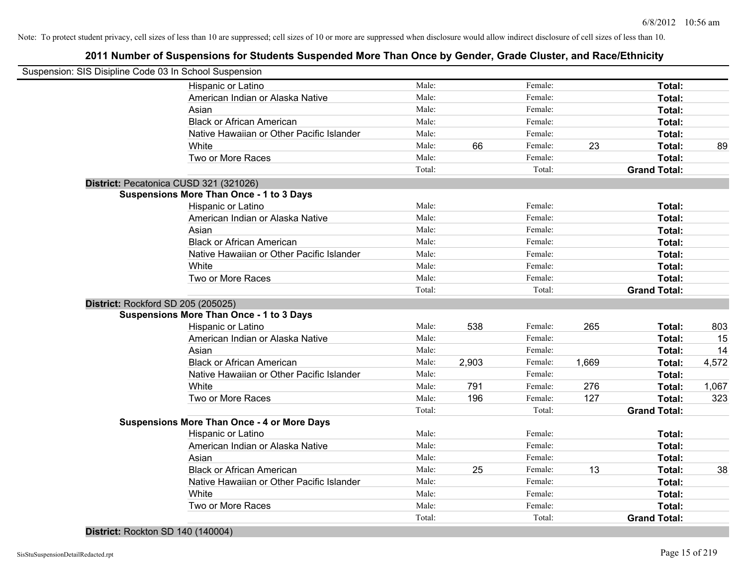Note: To protect student privacy, cell sizes of less than 10 are suppressed; cell sizes of 10 or more are suppressed when disclosure would allow indirect disclosure of cell sizes of less than 10.

## 2011 Number of Suspensions for Students Suspended More Than Once by Gender, Grade Cluster, and Race/Ethnicity

Suspension: SIS Disipline Code 03 In School Suspension

| | Male: | | Female: | | | |
|---|---|---|---|---|---|---|
| Hispanic or Latino | Male: | | Female: | | **Total:** | |
| American Indian or Alaska Native | Male: | | Female: | | **Total:** | |
| Asian | Male: | | Female: | | **Total:** | |
| Black or African American | Male: | | Female: | | **Total:** | |
| Native Hawaiian or Other Pacific Islander | Male: | | Female: | | **Total:** | |
| White | Male: | 66 | Female: | 23 | **Total:** | 89 |
| Two or More Races | Male: | | Female: | | **Total:** | |
| | Total: | | Total: | | **Grand Total:** | |

**District:** Pecatonica CUSD 321 (321026)

**Suspensions More Than Once - 1 to 3 Days**

| | | | | | | |
|---|---|---|---|---|---|---|
| Hispanic or Latino | Male: | | Female: | | **Total:** | |
| American Indian or Alaska Native | Male: | | Female: | | **Total:** | |
| Asian | Male: | | Female: | | **Total:** | |
| Black or African American | Male: | | Female: | | **Total:** | |
| Native Hawaiian or Other Pacific Islander | Male: | | Female: | | **Total:** | |
| White | Male: | | Female: | | **Total:** | |
| Two or More Races | Male: | | Female: | | **Total:** | |
| | Total: | | Total: | | **Grand Total:** | |

**District:** Rockford SD 205 (205025)

**Suspensions More Than Once - 1 to 3 Days**

| | | | | | | |
|---|---|---|---|---|---|---|
| Hispanic or Latino | Male: | 538 | Female: | 265 | **Total:** | 803 |
| American Indian or Alaska Native | Male: | | Female: | | **Total:** | 15 |
| Asian | Male: | | Female: | | **Total:** | 14 |
| Black or African American | Male: | 2,903 | Female: | 1,669 | **Total:** | 4,572 |
| Native Hawaiian or Other Pacific Islander | Male: | | Female: | | **Total:** | |
| White | Male: | 791 | Female: | 276 | **Total:** | 1,067 |
| Two or More Races | Male: | 196 | Female: | 127 | **Total:** | 323 |
| | Total: | | Total: | | **Grand Total:** | |

**Suspensions More Than Once - 4 or More Days**

| | | | | | | |
|---|---|---|---|---|---|---|
| Hispanic or Latino | Male: | | Female: | | **Total:** | |
| American Indian or Alaska Native | Male: | | Female: | | **Total:** | |
| Asian | Male: | | Female: | | **Total:** | |
| Black or African American | Male: | 25 | Female: | 13 | **Total:** | 38 |
| Native Hawaiian or Other Pacific Islander | Male: | | Female: | | **Total:** | |
| White | Male: | | Female: | | **Total:** | |
| Two or More Races | Male: | | Female: | | **Total:** | |
| | Total: | | Total: | | **Grand Total:** | |

**District:** Rockton SD 140 (140004)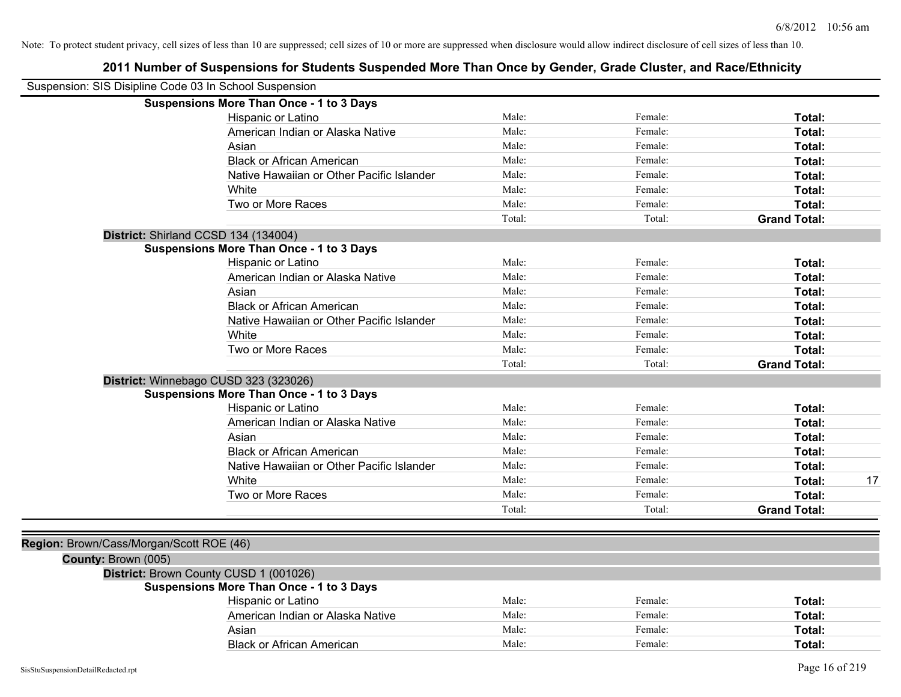Note: To protect student privacy, cell sizes of less than 10 are suppressed; cell sizes of 10 or more are suppressed when disclosure would allow indirect disclosure of cell sizes of less than 10.

## 2011 Number of Suspensions for Students Suspended More Than Once by Gender, Grade Cluster, and Race/Ethnicity

Suspension: SIS Disipline Code 03 In School Suspension

**Suspensions More Than Once - 1 to 3 Days**

| | | | | |
|---|---|---|---|---|
| Hispanic or Latino | Male: | Female: | **Total:** | |
| American Indian or Alaska Native | Male: | Female: | **Total:** | |
| Asian | Male: | Female: | **Total:** | |
| Black or African American | Male: | Female: | **Total:** | |
| Native Hawaiian or Other Pacific Islander | Male: | Female: | **Total:** | |
| White | Male: | Female: | **Total:** | |
| Two or More Races | Male: | Female: | **Total:** | |
| | Total: | Total: | **Grand Total:** | |

**District:** Shirland CCSD 134 (134004)

**Suspensions More Than Once - 1 to 3 Days**

| | | | | |
|---|---|---|---|---|
| Hispanic or Latino | Male: | Female: | **Total:** | |
| American Indian or Alaska Native | Male: | Female: | **Total:** | |
| Asian | Male: | Female: | **Total:** | |
| Black or African American | Male: | Female: | **Total:** | |
| Native Hawaiian or Other Pacific Islander | Male: | Female: | **Total:** | |
| White | Male: | Female: | **Total:** | |
| Two or More Races | Male: | Female: | **Total:** | |
| | Total: | Total: | **Grand Total:** | |

**District:** Winnebago CUSD 323 (323026)

**Suspensions More Than Once - 1 to 3 Days**

| | | | | |
|---|---|---|---|---|
| Hispanic or Latino | Male: | Female: | **Total:** | |
| American Indian or Alaska Native | Male: | Female: | **Total:** | |
| Asian | Male: | Female: | **Total:** | |
| Black or African American | Male: | Female: | **Total:** | |
| Native Hawaiian or Other Pacific Islander | Male: | Female: | **Total:** | |
| White | Male: | Female: | **Total:** | 17 |
| Two or More Races | Male: | Female: | **Total:** | |
| | Total: | Total: | **Grand Total:** | |

**Region:** Brown/Cass/Morgan/Scott ROE (46)

**County:** Brown (005)

**District:** Brown County CUSD 1 (001026)

**Suspensions More Than Once - 1 to 3 Days**

| | | | | |
|---|---|---|---|---|
| Hispanic or Latino | Male: | Female: | **Total:** | |
| American Indian or Alaska Native | Male: | Female: | **Total:** | |
| Asian | Male: | Female: | **Total:** | |
| Black or African American | Male: | Female: | **Total:** | |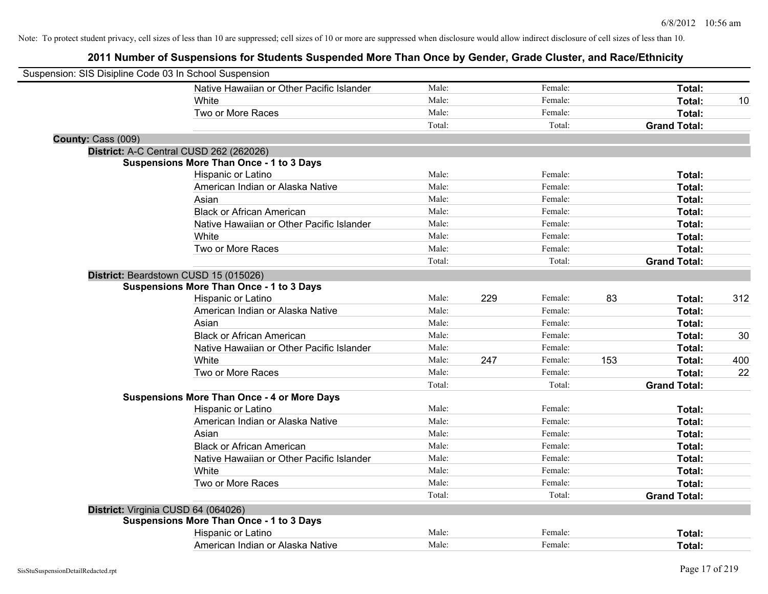Note: To protect student privacy, cell sizes of less than 10 are suppressed; cell sizes of 10 or more are suppressed when disclosure would allow indirect disclosure of cell sizes of less than 10.

# 2011 Number of Suspensions for Students Suspended More Than Once by Gender, Grade Cluster, and Race/Ethnicity

Suspension: SIS Disipline Code 03 In School Suspension

| | | | | | | | |
|---|---|---|---|---|---|---|---|
| Native Hawaiian or Other Pacific Islander | Male: | | Female: | | **Total:** | |
| White | Male: | | Female: | | **Total:** | 10 |
| Two or More Races | Male: | | Female: | | **Total:** | |
| | Total: | | Total: | | **Grand Total:** | |

**County:** Cass (009)

**District:** A-C Central CUSD 262 (262026)

**Suspensions More Than Once - 1 to 3 Days**

| | | | | | | |
|---|---|---|---|---|---|---|
| Hispanic or Latino | Male: | | Female: | | **Total:** | |
| American Indian or Alaska Native | Male: | | Female: | | **Total:** | |
| Asian | Male: | | Female: | | **Total:** | |
| Black or African American | Male: | | Female: | | **Total:** | |
| Native Hawaiian or Other Pacific Islander | Male: | | Female: | | **Total:** | |
| White | Male: | | Female: | | **Total:** | |
| Two or More Races | Male: | | Female: | | **Total:** | |
| | Total: | | Total: | | **Grand Total:** | |

**District:** Beardstown CUSD 15 (015026)

**Suspensions More Than Once - 1 to 3 Days**

| | | | | | | |
|---|---|---|---|---|---|---|
| Hispanic or Latino | Male: | 229 | Female: | 83 | **Total:** | 312 |
| American Indian or Alaska Native | Male: | | Female: | | **Total:** | |
| Asian | Male: | | Female: | | **Total:** | |
| Black or African American | Male: | | Female: | | **Total:** | 30 |
| Native Hawaiian or Other Pacific Islander | Male: | | Female: | | **Total:** | |
| White | Male: | 247 | Female: | 153 | **Total:** | 400 |
| Two or More Races | Male: | | Female: | | **Total:** | 22 |
| | Total: | | Total: | | **Grand Total:** | |

**Suspensions More Than Once - 4 or More Days**

| | | | | | | |
|---|---|---|---|---|---|---|
| Hispanic or Latino | Male: | | Female: | | **Total:** | |
| American Indian or Alaska Native | Male: | | Female: | | **Total:** | |
| Asian | Male: | | Female: | | **Total:** | |
| Black or African American | Male: | | Female: | | **Total:** | |
| Native Hawaiian or Other Pacific Islander | Male: | | Female: | | **Total:** | |
| White | Male: | | Female: | | **Total:** | |
| Two or More Races | Male: | | Female: | | **Total:** | |
| | Total: | | Total: | | **Grand Total:** | |

**District:** Virginia CUSD 64 (064026)

**Suspensions More Than Once - 1 to 3 Days**

| | | | | | | |
|---|---|---|---|---|---|---|
| Hispanic or Latino | Male: | | Female: | | **Total:** | |
| American Indian or Alaska Native | Male: | | Female: | | **Total:** | |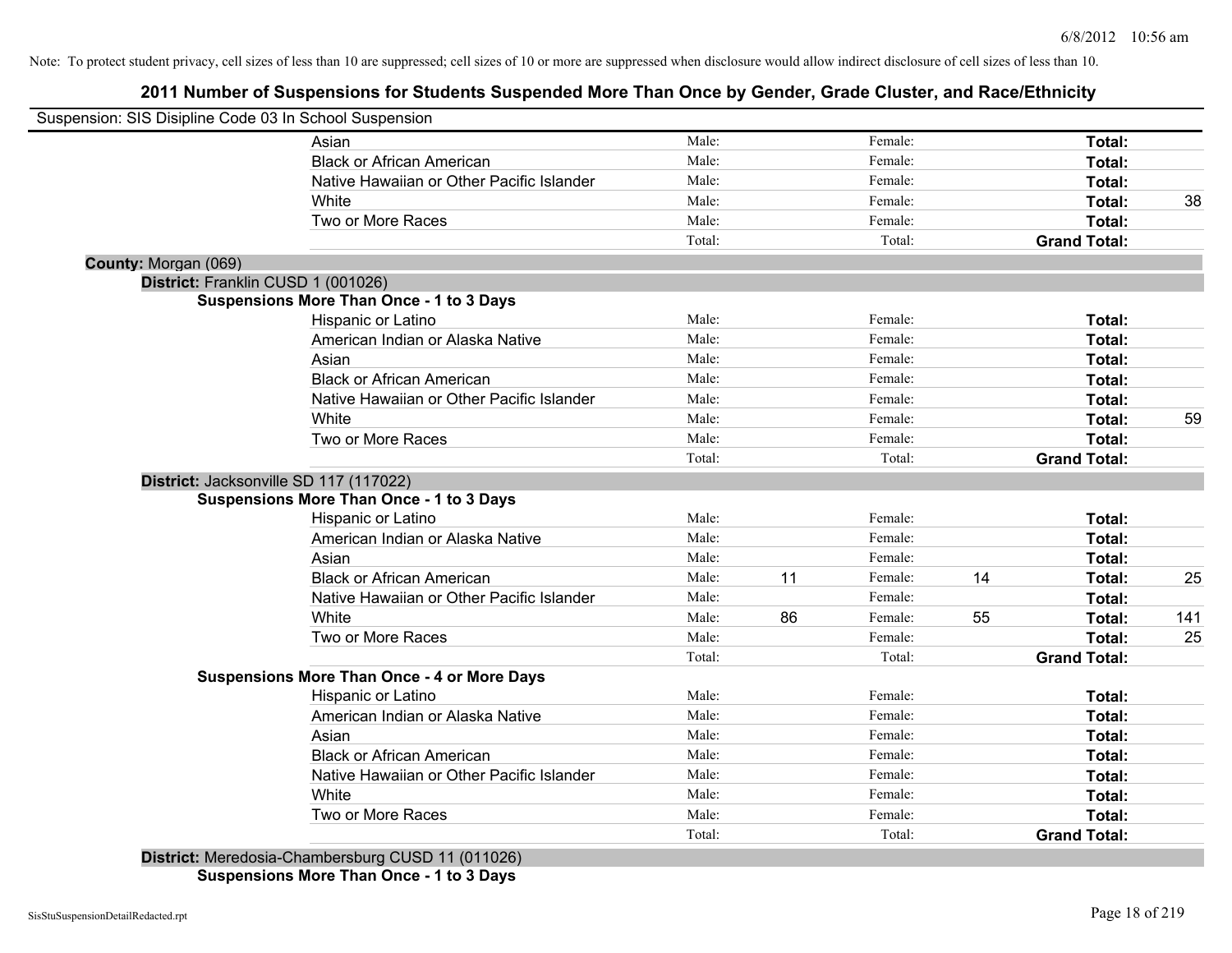Note: To protect student privacy, cell sizes of less than 10 are suppressed; cell sizes of 10 or more are suppressed when disclosure would allow indirect disclosure of cell sizes of less than 10.

## 2011 Number of Suspensions for Students Suspended More Than Once by Gender, Grade Cluster, and Race/Ethnicity

Suspension: SIS Disipline Code 03 In School Suspension

| | | | | | | |
|---|---|---|---|---|---|---|
| Asian | Male: | | Female: | | **Total:** | |
| Black or African American | Male: | | Female: | | **Total:** | |
| Native Hawaiian or Other Pacific Islander | Male: | | Female: | | **Total:** | |
| White | Male: | | Female: | | **Total:** | 38 |
| Two or More Races | Male: | | Female: | | **Total:** | |
| | Total: | | Total: | | **Grand Total:** | |

**County:** Morgan (069)

**District:** Franklin CUSD 1 (001026)

**Suspensions More Than Once - 1 to 3 Days**

| | | | | | | |
|---|---|---|---|---|---|---|
| Hispanic or Latino | Male: | | Female: | | **Total:** | |
| American Indian or Alaska Native | Male: | | Female: | | **Total:** | |
| Asian | Male: | | Female: | | **Total:** | |
| Black or African American | Male: | | Female: | | **Total:** | |
| Native Hawaiian or Other Pacific Islander | Male: | | Female: | | **Total:** | |
| White | Male: | | Female: | | **Total:** | 59 |
| Two or More Races | Male: | | Female: | | **Total:** | |
| | Total: | | Total: | | **Grand Total:** | |

**District:** Jacksonville SD 117 (117022)

**Suspensions More Than Once - 1 to 3 Days**

| | | | | | | |
|---|---|---|---|---|---|---|
| Hispanic or Latino | Male: | | Female: | | **Total:** | |
| American Indian or Alaska Native | Male: | | Female: | | **Total:** | |
| Asian | Male: | | Female: | | **Total:** | |
| Black or African American | Male: | 11 | Female: | 14 | **Total:** | 25 |
| Native Hawaiian or Other Pacific Islander | Male: | | Female: | | **Total:** | |
| White | Male: | 86 | Female: | 55 | **Total:** | 141 |
| Two or More Races | Male: | | Female: | | **Total:** | 25 |
| | Total: | | Total: | | **Grand Total:** | |

**Suspensions More Than Once - 4 or More Days**

| | | | | | | |
|---|---|---|---|---|---|---|
| Hispanic or Latino | Male: | | Female: | | **Total:** | |
| American Indian or Alaska Native | Male: | | Female: | | **Total:** | |
| Asian | Male: | | Female: | | **Total:** | |
| Black or African American | Male: | | Female: | | **Total:** | |
| Native Hawaiian or Other Pacific Islander | Male: | | Female: | | **Total:** | |
| White | Male: | | Female: | | **Total:** | |
| Two or More Races | Male: | | Female: | | **Total:** | |
| | Total: | | Total: | | **Grand Total:** | |

**District:** Meredosia-Chambersburg CUSD 11 (011026)

**Suspensions More Than Once - 1 to 3 Days**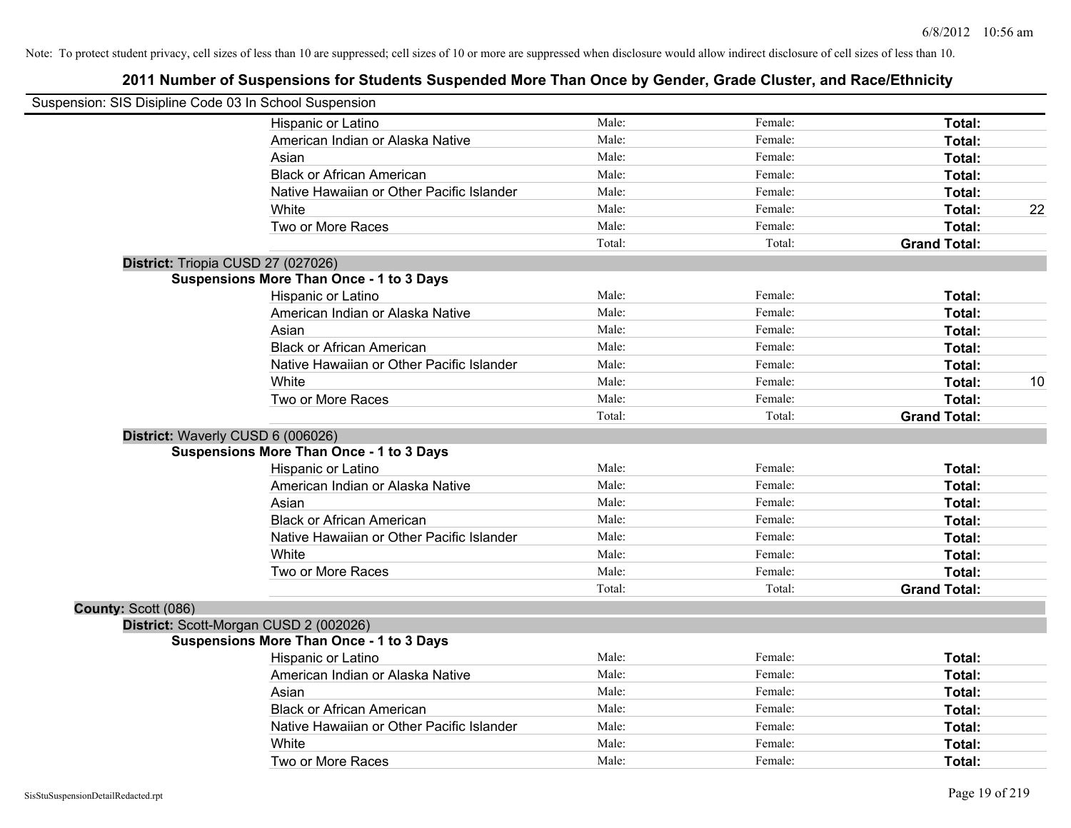Note: To protect student privacy, cell sizes of less than 10 are suppressed; cell sizes of 10 or more are suppressed when disclosure would allow indirect disclosure of cell sizes of less than 10.

# 2011 Number of Suspensions for Students Suspended More Than Once by Gender, Grade Cluster, and Race/Ethnicity

Suspension: SIS Disipline Code 03 In School Suspension

| | | | | |
|---|---|---|---|---|
| Hispanic or Latino | Male: | Female: | **Total:** | |
| American Indian or Alaska Native | Male: | Female: | **Total:** | |
| Asian | Male: | Female: | **Total:** | |
| Black or African American | Male: | Female: | **Total:** | |
| Native Hawaiian or Other Pacific Islander | Male: | Female: | **Total:** | |
| White | Male: | Female: | **Total:** | 22 |
| Two or More Races | Male: | Female: | **Total:** | |
| | Total: | Total: | **Grand Total:** | |

**District:** Triopia CUSD 27 (027026)

**Suspensions More Than Once - 1 to 3 Days**

| | | | | |
|---|---|---|---|---|
| Hispanic or Latino | Male: | Female: | **Total:** | |
| American Indian or Alaska Native | Male: | Female: | **Total:** | |
| Asian | Male: | Female: | **Total:** | |
| Black or African American | Male: | Female: | **Total:** | |
| Native Hawaiian or Other Pacific Islander | Male: | Female: | **Total:** | |
| White | Male: | Female: | **Total:** | 10 |
| Two or More Races | Male: | Female: | **Total:** | |
| | Total: | Total: | **Grand Total:** | |

**District:** Waverly CUSD 6 (006026)

**Suspensions More Than Once - 1 to 3 Days**

| | | | | |
|---|---|---|---|---|
| Hispanic or Latino | Male: | Female: | **Total:** | |
| American Indian or Alaska Native | Male: | Female: | **Total:** | |
| Asian | Male: | Female: | **Total:** | |
| Black or African American | Male: | Female: | **Total:** | |
| Native Hawaiian or Other Pacific Islander | Male: | Female: | **Total:** | |
| White | Male: | Female: | **Total:** | |
| Two or More Races | Male: | Female: | **Total:** | |
| | Total: | Total: | **Grand Total:** | |

**County:** Scott (086)

**District:** Scott-Morgan CUSD 2 (002026)

**Suspensions More Than Once - 1 to 3 Days**

| | | | | |
|---|---|---|---|---|
| Hispanic or Latino | Male: | Female: | **Total:** | |
| American Indian or Alaska Native | Male: | Female: | **Total:** | |
| Asian | Male: | Female: | **Total:** | |
| Black or African American | Male: | Female: | **Total:** | |
| Native Hawaiian or Other Pacific Islander | Male: | Female: | **Total:** | |
| White | Male: | Female: | **Total:** | |
| Two or More Races | Male: | Female: | **Total:** | |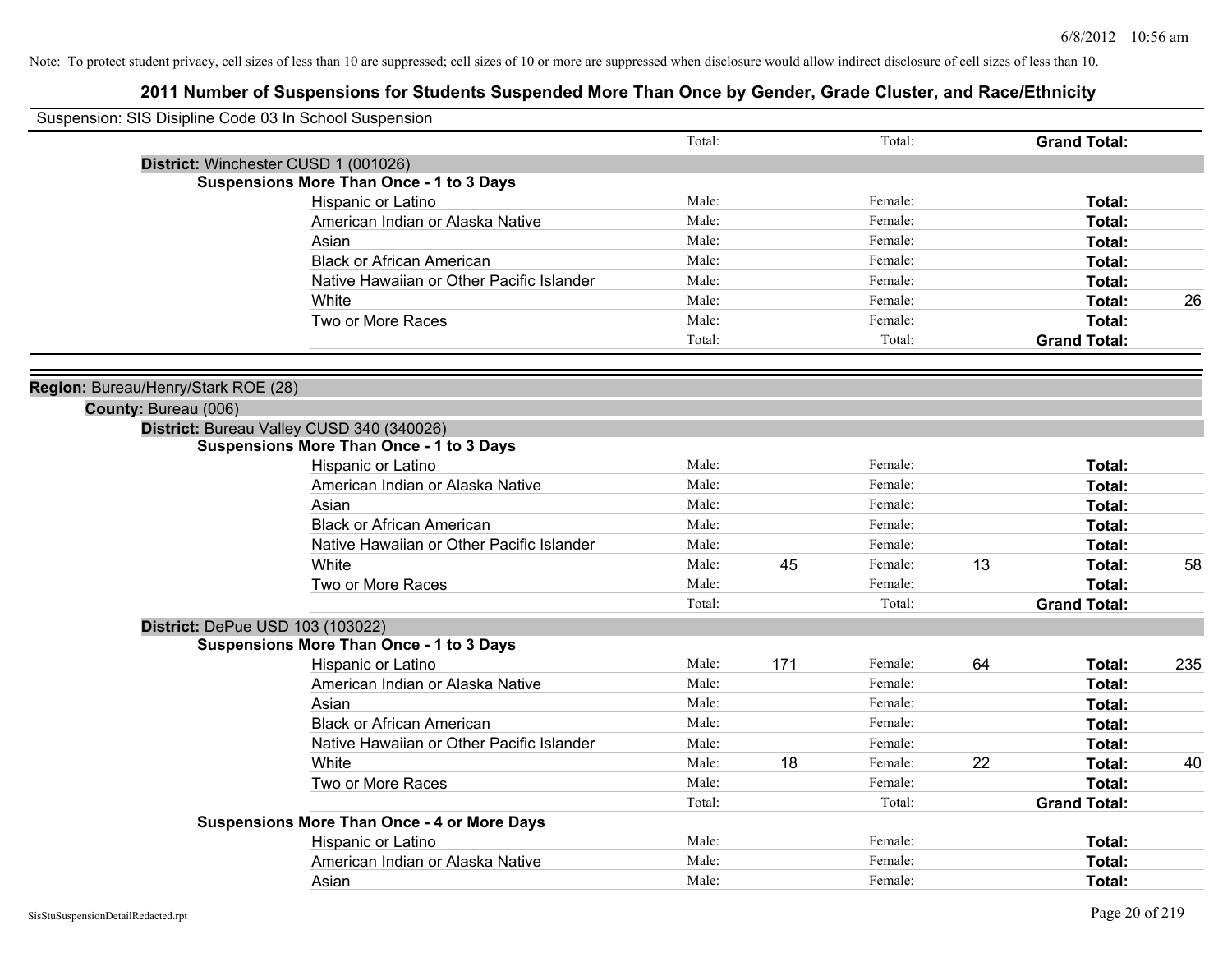Note: To protect student privacy, cell sizes of less than 10 are suppressed; cell sizes of 10 or more are suppressed when disclosure would allow indirect disclosure of cell sizes of less than 10.

# 2011 Number of Suspensions for Students Suspended More Than Once by Gender, Grade Cluster, and Race/Ethnicity

Suspension: SIS Disipline Code 03 In School Suspension

| | | | | | | | |
|---|---|---|---|---|---|---|---|
| | Total: | | Total: | | **Grand Total:** | |

**District:** Winchester CUSD 1 (001026)

**Suspensions More Than Once - 1 to 3 Days**

| | | | | | | |
|---|---|---|---|---|---|---|
| Hispanic or Latino | Male: | | Female: | | **Total:** | |
| American Indian or Alaska Native | Male: | | Female: | | **Total:** | |
| Asian | Male: | | Female: | | **Total:** | |
| Black or African American | Male: | | Female: | | **Total:** | |
| Native Hawaiian or Other Pacific Islander | Male: | | Female: | | **Total:** | |
| White | Male: | | Female: | | **Total:** | 26 |
| Two or More Races | Male: | | Female: | | **Total:** | |
| | Total: | | Total: | | **Grand Total:** | |

**Region:** Bureau/Henry/Stark ROE (28)

**County:** Bureau (006)

**District:** Bureau Valley CUSD 340 (340026)

**Suspensions More Than Once - 1 to 3 Days**

| | | | | | | |
|---|---|---|---|---|---|---|
| Hispanic or Latino | Male: | | Female: | | **Total:** | |
| American Indian or Alaska Native | Male: | | Female: | | **Total:** | |
| Asian | Male: | | Female: | | **Total:** | |
| Black or African American | Male: | | Female: | | **Total:** | |
| Native Hawaiian or Other Pacific Islander | Male: | | Female: | | **Total:** | |
| White | Male: | 45 | Female: | 13 | **Total:** | 58 |
| Two or More Races | Male: | | Female: | | **Total:** | |
| | Total: | | Total: | | **Grand Total:** | |

**District:** DePue USD 103 (103022)

**Suspensions More Than Once - 1 to 3 Days**

| | | | | | | |
|---|---|---|---|---|---|---|
| Hispanic or Latino | Male: | 171 | Female: | 64 | **Total:** | 235 |
| American Indian or Alaska Native | Male: | | Female: | | **Total:** | |
| Asian | Male: | | Female: | | **Total:** | |
| Black or African American | Male: | | Female: | | **Total:** | |
| Native Hawaiian or Other Pacific Islander | Male: | | Female: | | **Total:** | |
| White | Male: | 18 | Female: | 22 | **Total:** | 40 |
| Two or More Races | Male: | | Female: | | **Total:** | |
| | Total: | | Total: | | **Grand Total:** | |

**Suspensions More Than Once - 4 or More Days**

| | | | | | | |
|---|---|---|---|---|---|---|
| Hispanic or Latino | Male: | | Female: | | **Total:** | |
| American Indian or Alaska Native | Male: | | Female: | | **Total:** | |
| Asian | Male: | | Female: | | **Total:** | |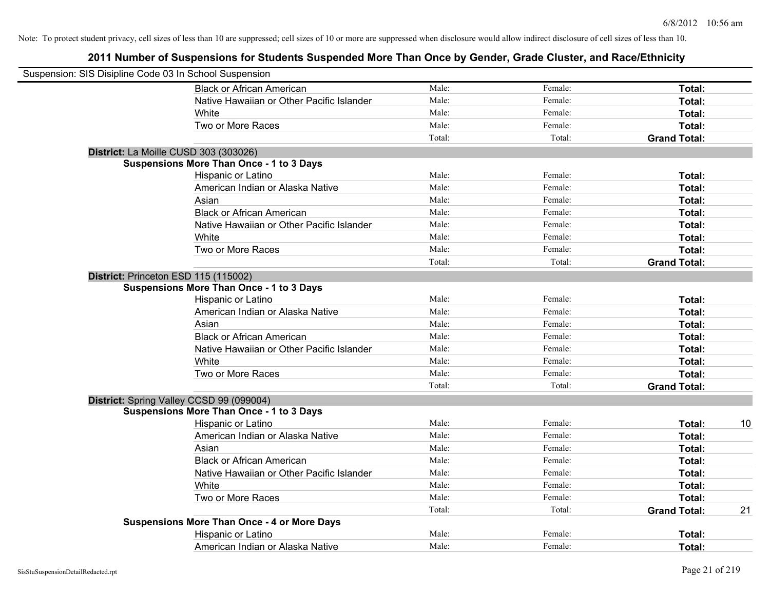Note: To protect student privacy, cell sizes of less than 10 are suppressed; cell sizes of 10 or more are suppressed when disclosure would allow indirect disclosure of cell sizes of less than 10.

## 2011 Number of Suspensions for Students Suspended More Than Once by Gender, Grade Cluster, and Race/Ethnicity

Suspension: SIS Disipline Code 03 In School Suspension

| | | | | | |
|---|---|---|---|---|---|
| | Black or African American | Male: | Female: | **Total:** | |
| | Native Hawaiian or Other Pacific Islander | Male: | Female: | **Total:** | |
| | White | Male: | Female: | **Total:** | |
| | Two or More Races | Male: | Female: | **Total:** | |
| | | Total: | Total: | **Grand Total:** | |
| **District:** La Moille CUSD 303 (303026) | | | | | |
| **Suspensions More Than Once - 1 to 3 Days** | | | | | |
| | Hispanic or Latino | Male: | Female: | **Total:** | |
| | American Indian or Alaska Native | Male: | Female: | **Total:** | |
| | Asian | Male: | Female: | **Total:** | |
| | Black or African American | Male: | Female: | **Total:** | |
| | Native Hawaiian or Other Pacific Islander | Male: | Female: | **Total:** | |
| | White | Male: | Female: | **Total:** | |
| | Two or More Races | Male: | Female: | **Total:** | |
| | | Total: | Total: | **Grand Total:** | |
| **District:** Princeton ESD 115 (115002) | | | | | |
| **Suspensions More Than Once - 1 to 3 Days** | | | | | |
| | Hispanic or Latino | Male: | Female: | **Total:** | |
| | American Indian or Alaska Native | Male: | Female: | **Total:** | |
| | Asian | Male: | Female: | **Total:** | |
| | Black or African American | Male: | Female: | **Total:** | |
| | Native Hawaiian or Other Pacific Islander | Male: | Female: | **Total:** | |
| | White | Male: | Female: | **Total:** | |
| | Two or More Races | Male: | Female: | **Total:** | |
| | | Total: | Total: | **Grand Total:** | |
| **District:** Spring Valley CCSD 99 (099004) | | | | | |
| **Suspensions More Than Once - 1 to 3 Days** | | | | | |
| | Hispanic or Latino | Male: | Female: | **Total:** | 10 |
| | American Indian or Alaska Native | Male: | Female: | **Total:** | |
| | Asian | Male: | Female: | **Total:** | |
| | Black or African American | Male: | Female: | **Total:** | |
| | Native Hawaiian or Other Pacific Islander | Male: | Female: | **Total:** | |
| | White | Male: | Female: | **Total:** | |
| | Two or More Races | Male: | Female: | **Total:** | |
| | | Total: | Total: | **Grand Total:** | 21 |
| **Suspensions More Than Once - 4 or More Days** | | | | | |
| | Hispanic or Latino | Male: | Female: | **Total:** | |
| | American Indian or Alaska Native | Male: | Female: | **Total:** | |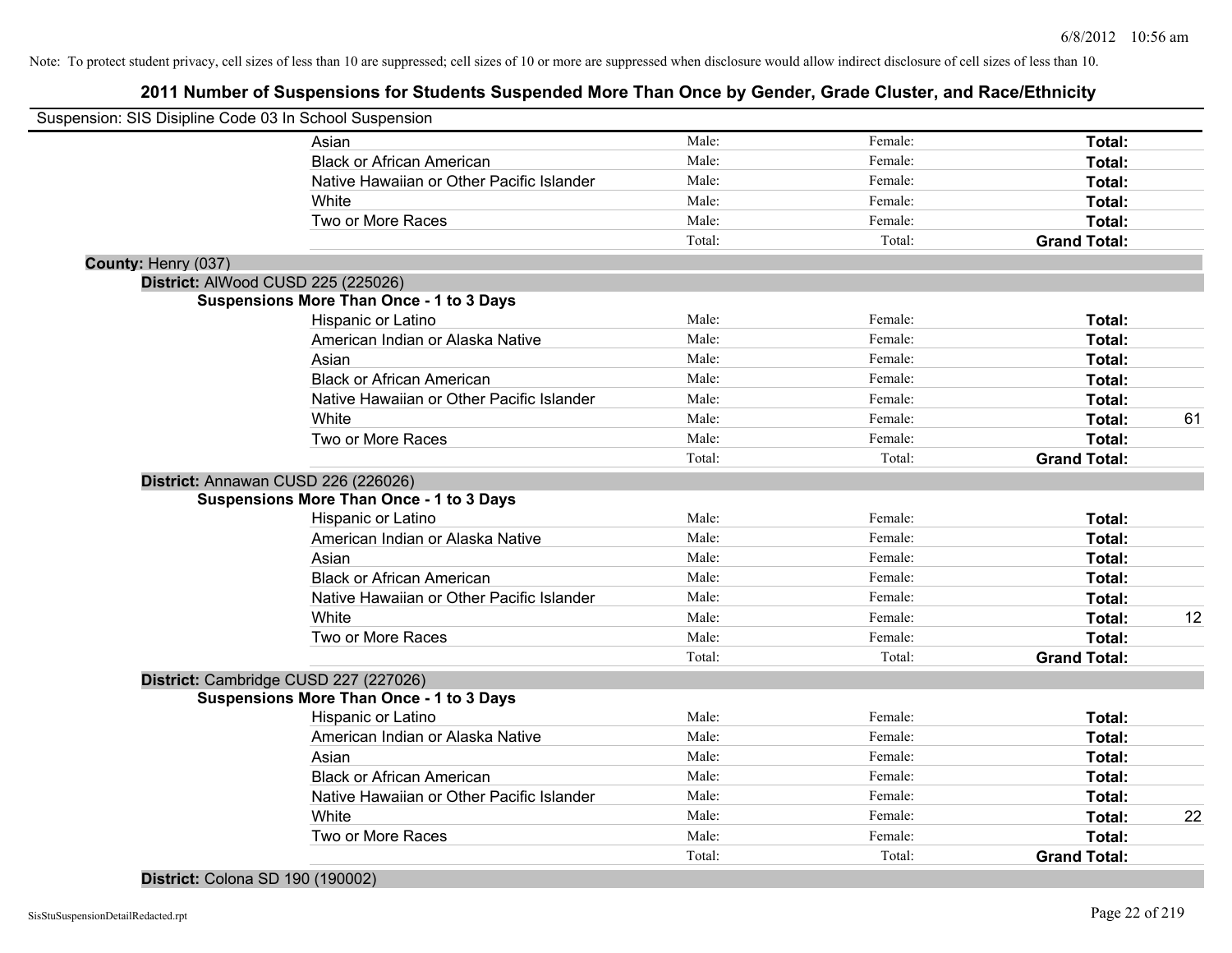Note: To protect student privacy, cell sizes of less than 10 are suppressed; cell sizes of 10 or more are suppressed when disclosure would allow indirect disclosure of cell sizes of less than 10.

## 2011 Number of Suspensions for Students Suspended More Than Once by Gender, Grade Cluster, and Race/Ethnicity

Suspension: SIS Disipline Code 03 In School Suspension

| | Male | Female | Total | |
|---|---|---|---|---|
| Asian | Male: | Female: | **Total:** | |
| Black or African American | Male: | Female: | **Total:** | |
| Native Hawaiian or Other Pacific Islander | Male: | Female: | **Total:** | |
| White | Male: | Female: | **Total:** | |
| Two or More Races | Male: | Female: | **Total:** | |
| | Total: | Total: | **Grand Total:** | |

**County:** Henry (037)

**District:** AlWood CUSD 225 (225026)

**Suspensions More Than Once - 1 to 3 Days**

| | Male | Female | Total | |
|---|---|---|---|---|
| Hispanic or Latino | Male: | Female: | **Total:** | |
| American Indian or Alaska Native | Male: | Female: | **Total:** | |
| Asian | Male: | Female: | **Total:** | |
| Black or African American | Male: | Female: | **Total:** | |
| Native Hawaiian or Other Pacific Islander | Male: | Female: | **Total:** | |
| White | Male: | Female: | **Total:** | 61 |
| Two or More Races | Male: | Female: | **Total:** | |
| | Total: | Total: | **Grand Total:** | |

**District:** Annawan CUSD 226 (226026)

**Suspensions More Than Once - 1 to 3 Days**

| | Male | Female | Total | |
|---|---|---|---|---|
| Hispanic or Latino | Male: | Female: | **Total:** | |
| American Indian or Alaska Native | Male: | Female: | **Total:** | |
| Asian | Male: | Female: | **Total:** | |
| Black or African American | Male: | Female: | **Total:** | |
| Native Hawaiian or Other Pacific Islander | Male: | Female: | **Total:** | |
| White | Male: | Female: | **Total:** | 12 |
| Two or More Races | Male: | Female: | **Total:** | |
| | Total: | Total: | **Grand Total:** | |

**District:** Cambridge CUSD 227 (227026)

**Suspensions More Than Once - 1 to 3 Days**

| | Male | Female | Total | |
|---|---|---|---|---|
| Hispanic or Latino | Male: | Female: | **Total:** | |
| American Indian or Alaska Native | Male: | Female: | **Total:** | |
| Asian | Male: | Female: | **Total:** | |
| Black or African American | Male: | Female: | **Total:** | |
| Native Hawaiian or Other Pacific Islander | Male: | Female: | **Total:** | |
| White | Male: | Female: | **Total:** | 22 |
| Two or More Races | Male: | Female: | **Total:** | |
| | Total: | Total: | **Grand Total:** | |

**District:** Colona SD 190 (190002)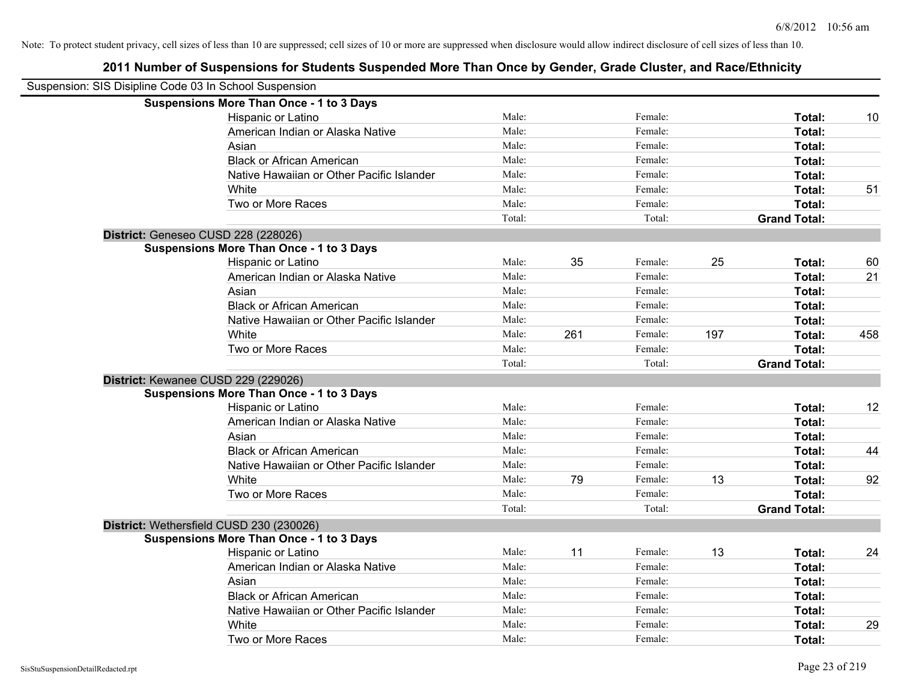Note: To protect student privacy, cell sizes of less than 10 are suppressed; cell sizes of 10 or more are suppressed when disclosure would allow indirect disclosure of cell sizes of less than 10.

# 2011 Number of Suspensions for Students Suspended More Than Once by Gender, Grade Cluster, and Race/Ethnicity

Suspension: SIS Disipline Code 03 In School Suspension

**Suspensions More Than Once - 1 to 3 Days**

| | | | | | | |
|---|---|---|---|---|---|---|
| Hispanic or Latino | Male: | | Female: | | **Total:** | 10 |
| American Indian or Alaska Native | Male: | | Female: | | **Total:** | |
| Asian | Male: | | Female: | | **Total:** | |
| Black or African American | Male: | | Female: | | **Total:** | |
| Native Hawaiian or Other Pacific Islander | Male: | | Female: | | **Total:** | |
| White | Male: | | Female: | | **Total:** | 51 |
| Two or More Races | Male: | | Female: | | **Total:** | |
| | Total: | | Total: | | **Grand Total:** | |

**District:** Geneseo CUSD 228 (228026)

**Suspensions More Than Once - 1 to 3 Days**

| | | | | | | |
|---|---|---|---|---|---|---|
| Hispanic or Latino | Male: | 35 | Female: | 25 | **Total:** | 60 |
| American Indian or Alaska Native | Male: | | Female: | | **Total:** | 21 |
| Asian | Male: | | Female: | | **Total:** | |
| Black or African American | Male: | | Female: | | **Total:** | |
| Native Hawaiian or Other Pacific Islander | Male: | | Female: | | **Total:** | |
| White | Male: | 261 | Female: | 197 | **Total:** | 458 |
| Two or More Races | Male: | | Female: | | **Total:** | |
| | Total: | | Total: | | **Grand Total:** | |

**District:** Kewanee CUSD 229 (229026)

**Suspensions More Than Once - 1 to 3 Days**

| | | | | | | |
|---|---|---|---|---|---|---|
| Hispanic or Latino | Male: | | Female: | | **Total:** | 12 |
| American Indian or Alaska Native | Male: | | Female: | | **Total:** | |
| Asian | Male: | | Female: | | **Total:** | |
| Black or African American | Male: | | Female: | | **Total:** | 44 |
| Native Hawaiian or Other Pacific Islander | Male: | | Female: | | **Total:** | |
| White | Male: | 79 | Female: | 13 | **Total:** | 92 |
| Two or More Races | Male: | | Female: | | **Total:** | |
| | Total: | | Total: | | **Grand Total:** | |

**District:** Wethersfield CUSD 230 (230026)

**Suspensions More Than Once - 1 to 3 Days**

| | | | | | | |
|---|---|---|---|---|---|---|
| Hispanic or Latino | Male: | 11 | Female: | 13 | **Total:** | 24 |
| American Indian or Alaska Native | Male: | | Female: | | **Total:** | |
| Asian | Male: | | Female: | | **Total:** | |
| Black or African American | Male: | | Female: | | **Total:** | |
| Native Hawaiian or Other Pacific Islander | Male: | | Female: | | **Total:** | |
| White | Male: | | Female: | | **Total:** | 29 |
| Two or More Races | Male: | | Female: | | **Total:** | |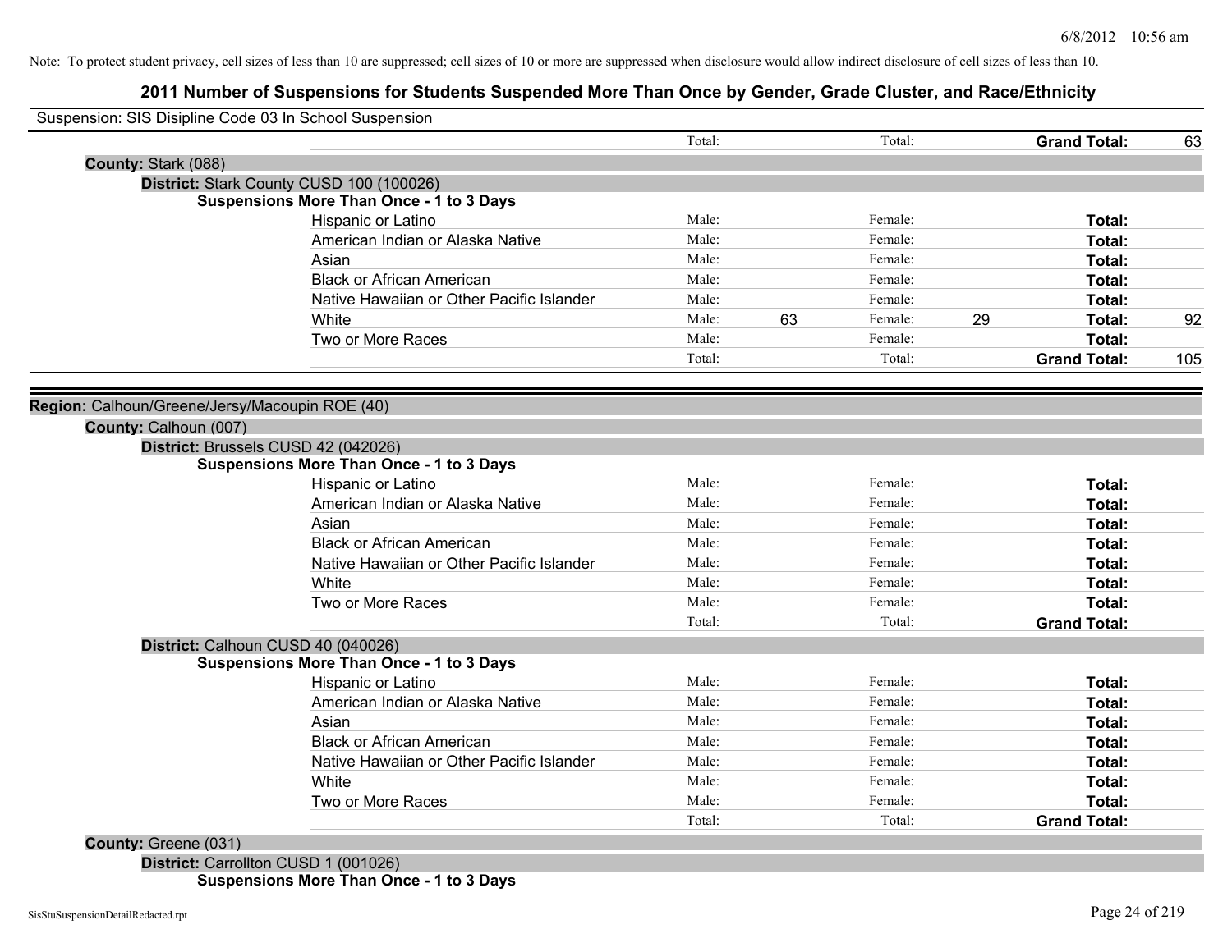Note: To protect student privacy, cell sizes of less than 10 are suppressed; cell sizes of 10 or more are suppressed when disclosure would allow indirect disclosure of cell sizes of less than 10.

# 2011 Number of Suspensions for Students Suspended More Than Once by Gender, Grade Cluster, and Race/Ethnicity

Suspension: SIS Disipline Code 03 In School Suspension

| | | | | | |
|---|---|---|---|---|---|
| | Total: | | Total: | | **Grand Total:** 63 |

**County:** Stark (088)

**District:** Stark County CUSD 100 (100026)

**Suspensions More Than Once - 1 to 3 Days**

| Race/Ethnicity | Male: | | Female: | | Total: | |
|---|---|---|---|---|---|---|
| Hispanic or Latino | Male: | | Female: | | **Total:** | |
| American Indian or Alaska Native | Male: | | Female: | | **Total:** | |
| Asian | Male: | | Female: | | **Total:** | |
| Black or African American | Male: | | Female: | | **Total:** | |
| Native Hawaiian or Other Pacific Islander | Male: | | Female: | | **Total:** | |
| White | Male: | 63 | Female: | 29 | **Total:** | 92 |
| Two or More Races | Male: | | Female: | | **Total:** | |
| | Total: | | Total: | | **Grand Total:** | 105 |

**Region:** Calhoun/Greene/Jersy/Macoupin ROE (40)

**County:** Calhoun (007)

**District:** Brussels CUSD 42 (042026)

**Suspensions More Than Once - 1 to 3 Days**

| Race/Ethnicity | Male: | | Female: | | Total: | |
|---|---|---|---|---|---|---|
| Hispanic or Latino | Male: | | Female: | | **Total:** | |
| American Indian or Alaska Native | Male: | | Female: | | **Total:** | |
| Asian | Male: | | Female: | | **Total:** | |
| Black or African American | Male: | | Female: | | **Total:** | |
| Native Hawaiian or Other Pacific Islander | Male: | | Female: | | **Total:** | |
| White | Male: | | Female: | | **Total:** | |
| Two or More Races | Male: | | Female: | | **Total:** | |
| | Total: | | Total: | | **Grand Total:** | |

**District:** Calhoun CUSD 40 (040026)

**Suspensions More Than Once - 1 to 3 Days**

| Race/Ethnicity | Male: | | Female: | | Total: | |
|---|---|---|---|---|---|---|
| Hispanic or Latino | Male: | | Female: | | **Total:** | |
| American Indian or Alaska Native | Male: | | Female: | | **Total:** | |
| Asian | Male: | | Female: | | **Total:** | |
| Black or African American | Male: | | Female: | | **Total:** | |
| Native Hawaiian or Other Pacific Islander | Male: | | Female: | | **Total:** | |
| White | Male: | | Female: | | **Total:** | |
| Two or More Races | Male: | | Female: | | **Total:** | |
| | Total: | | Total: | | **Grand Total:** | |

**County:** Greene (031)

**District:** Carrollton CUSD 1 (001026)

**Suspensions More Than Once - 1 to 3 Days**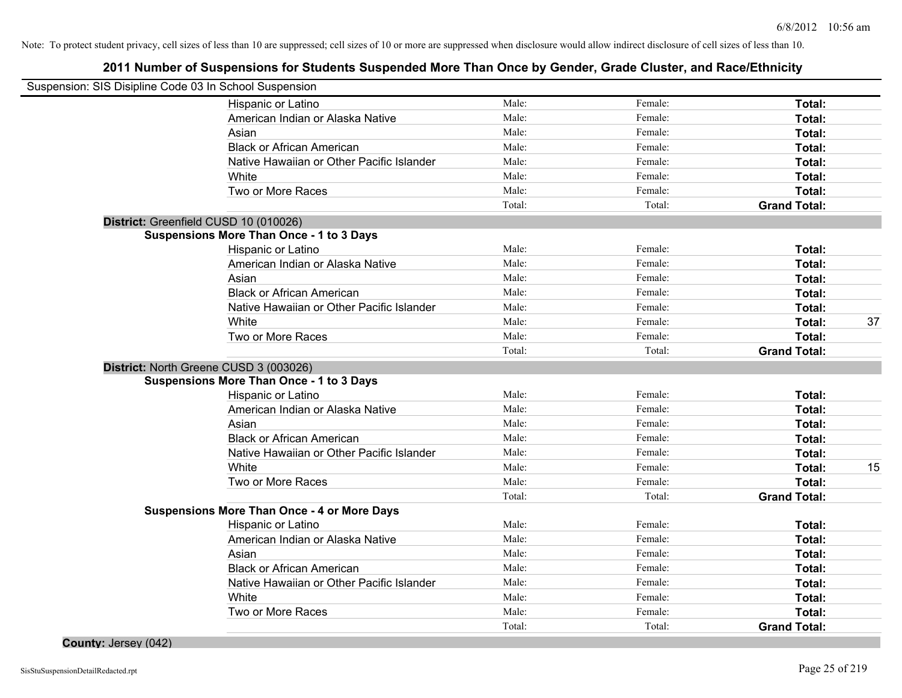Note: To protect student privacy, cell sizes of less than 10 are suppressed; cell sizes of 10 or more are suppressed when disclosure would allow indirect disclosure of cell sizes of less than 10.

# 2011 Number of Suspensions for Students Suspended More Than Once by Gender, Grade Cluster, and Race/Ethnicity

Suspension: SIS Disipline Code 03 In School Suspension

| | | | | |
|---|---|---|---|---|
| Hispanic or Latino | Male: | Female: | **Total:** | |
| American Indian or Alaska Native | Male: | Female: | **Total:** | |
| Asian | Male: | Female: | **Total:** | |
| Black or African American | Male: | Female: | **Total:** | |
| Native Hawaiian or Other Pacific Islander | Male: | Female: | **Total:** | |
| White | Male: | Female: | **Total:** | |
| Two or More Races | Male: | Female: | **Total:** | |
| | Total: | Total: | **Grand Total:** | |

**District:** Greenfield CUSD 10 (010026)

**Suspensions More Than Once - 1 to 3 Days**

| | | | | |
|---|---|---|---|---|
| Hispanic or Latino | Male: | Female: | **Total:** | |
| American Indian or Alaska Native | Male: | Female: | **Total:** | |
| Asian | Male: | Female: | **Total:** | |
| Black or African American | Male: | Female: | **Total:** | |
| Native Hawaiian or Other Pacific Islander | Male: | Female: | **Total:** | |
| White | Male: | Female: | **Total:** | 37 |
| Two or More Races | Male: | Female: | **Total:** | |
| | Total: | Total: | **Grand Total:** | |

**District:** North Greene CUSD 3 (003026)

**Suspensions More Than Once - 1 to 3 Days**

| | | | | |
|---|---|---|---|---|
| Hispanic or Latino | Male: | Female: | **Total:** | |
| American Indian or Alaska Native | Male: | Female: | **Total:** | |
| Asian | Male: | Female: | **Total:** | |
| Black or African American | Male: | Female: | **Total:** | |
| Native Hawaiian or Other Pacific Islander | Male: | Female: | **Total:** | |
| White | Male: | Female: | **Total:** | 15 |
| Two or More Races | Male: | Female: | **Total:** | |
| | Total: | Total: | **Grand Total:** | |

**Suspensions More Than Once - 4 or More Days**

| | | | | |
|---|---|---|---|---|
| Hispanic or Latino | Male: | Female: | **Total:** | |
| American Indian or Alaska Native | Male: | Female: | **Total:** | |
| Asian | Male: | Female: | **Total:** | |
| Black or African American | Male: | Female: | **Total:** | |
| Native Hawaiian or Other Pacific Islander | Male: | Female: | **Total:** | |
| White | Male: | Female: | **Total:** | |
| Two or More Races | Male: | Female: | **Total:** | |
| | Total: | Total: | **Grand Total:** | |

**County:** Jersey (042)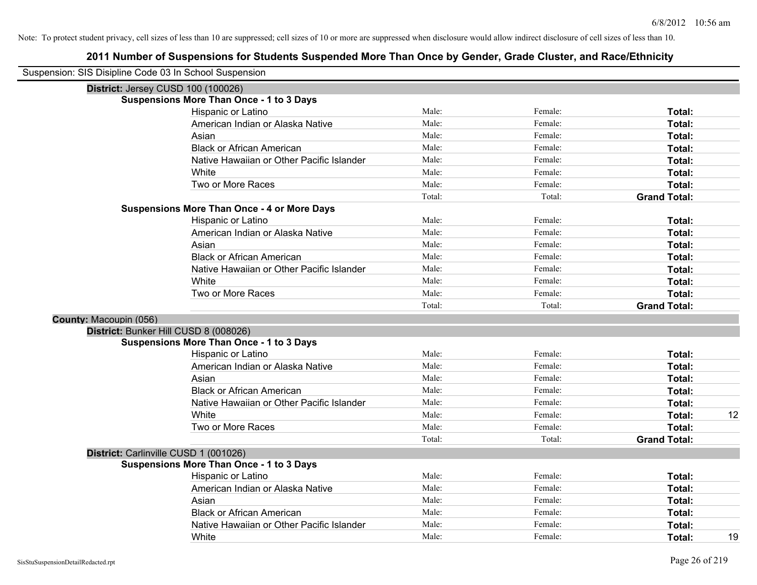Note: To protect student privacy, cell sizes of less than 10 are suppressed; cell sizes of 10 or more are suppressed when disclosure would allow indirect disclosure of cell sizes of less than 10.

## 2011 Number of Suspensions for Students Suspended More Than Once by Gender, Grade Cluster, and Race/Ethnicity

Suspension: SIS Disipline Code 03 In School Suspension

**District:** Jersey CUSD 100 (100026)

**Suspensions More Than Once - 1 to 3 Days**

| | | | | |
|---|---|---|---|---|
| Hispanic or Latino | Male: | Female: | **Total:** | |
| American Indian or Alaska Native | Male: | Female: | **Total:** | |
| Asian | Male: | Female: | **Total:** | |
| Black or African American | Male: | Female: | **Total:** | |
| Native Hawaiian or Other Pacific Islander | Male: | Female: | **Total:** | |
| White | Male: | Female: | **Total:** | |
| Two or More Races | Male: | Female: | **Total:** | |
| | Total: | Total: | **Grand Total:** | |

**Suspensions More Than Once - 4 or More Days**

| | | | | |
|---|---|---|---|---|
| Hispanic or Latino | Male: | Female: | **Total:** | |
| American Indian or Alaska Native | Male: | Female: | **Total:** | |
| Asian | Male: | Female: | **Total:** | |
| Black or African American | Male: | Female: | **Total:** | |
| Native Hawaiian or Other Pacific Islander | Male: | Female: | **Total:** | |
| White | Male: | Female: | **Total:** | |
| Two or More Races | Male: | Female: | **Total:** | |
| | Total: | Total: | **Grand Total:** | |

**County:** Macoupin (056)

**District:** Bunker Hill CUSD 8 (008026)

**Suspensions More Than Once - 1 to 3 Days**

| | | | | |
|---|---|---|---|---|
| Hispanic or Latino | Male: | Female: | **Total:** | |
| American Indian or Alaska Native | Male: | Female: | **Total:** | |
| Asian | Male: | Female: | **Total:** | |
| Black or African American | Male: | Female: | **Total:** | |
| Native Hawaiian or Other Pacific Islander | Male: | Female: | **Total:** | |
| White | Male: | Female: | **Total:** | 12 |
| Two or More Races | Male: | Female: | **Total:** | |
| | Total: | Total: | **Grand Total:** | |

**District:** Carlinville CUSD 1 (001026)

**Suspensions More Than Once - 1 to 3 Days**

| | | | | |
|---|---|---|---|---|
| Hispanic or Latino | Male: | Female: | **Total:** | |
| American Indian or Alaska Native | Male: | Female: | **Total:** | |
| Asian | Male: | Female: | **Total:** | |
| Black or African American | Male: | Female: | **Total:** | |
| Native Hawaiian or Other Pacific Islander | Male: | Female: | **Total:** | |
| White | Male: | Female: | **Total:** | 19 |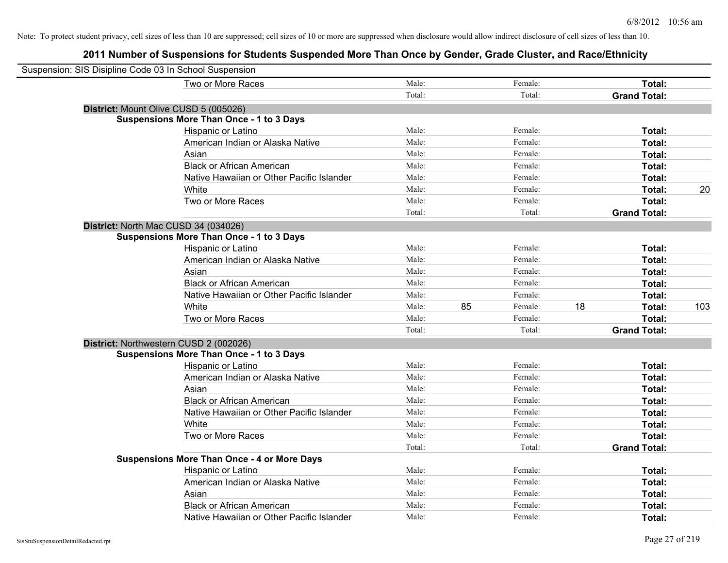Note: To protect student privacy, cell sizes of less than 10 are suppressed; cell sizes of 10 or more are suppressed when disclosure would allow indirect disclosure of cell sizes of less than 10.

## 2011 Number of Suspensions for Students Suspended More Than Once by Gender, Grade Cluster, and Race/Ethnicity

Suspension: SIS Disipline Code 03 In School Suspension

| | | | | | | | |
|---|---|---|---|---|---|---|---|
| Two or More Races | Male: | | Female: | | **Total:** | |
| | Total: | | Total: | | **Grand Total:** | |

**District:** Mount Olive CUSD 5 (005026)

**Suspensions More Than Once - 1 to 3 Days**

| | | | | | | |
|---|---|---|---|---|---|---|
| Hispanic or Latino | Male: | | Female: | | **Total:** | |
| American Indian or Alaska Native | Male: | | Female: | | **Total:** | |
| Asian | Male: | | Female: | | **Total:** | |
| Black or African American | Male: | | Female: | | **Total:** | |
| Native Hawaiian or Other Pacific Islander | Male: | | Female: | | **Total:** | |
| White | Male: | | Female: | | **Total:** | 20 |
| Two or More Races | Male: | | Female: | | **Total:** | |
| | Total: | | Total: | | **Grand Total:** | |

**District:** North Mac CUSD 34 (034026)

**Suspensions More Than Once - 1 to 3 Days**

| | | | | | | |
|---|---|---|---|---|---|---|
| Hispanic or Latino | Male: | | Female: | | **Total:** | |
| American Indian or Alaska Native | Male: | | Female: | | **Total:** | |
| Asian | Male: | | Female: | | **Total:** | |
| Black or African American | Male: | | Female: | | **Total:** | |
| Native Hawaiian or Other Pacific Islander | Male: | | Female: | | **Total:** | |
| White | Male: | 85 | Female: | 18 | **Total:** | 103 |
| Two or More Races | Male: | | Female: | | **Total:** | |
| | Total: | | Total: | | **Grand Total:** | |

**District:** Northwestern CUSD 2 (002026)

**Suspensions More Than Once - 1 to 3 Days**

| | | | | | | |
|---|---|---|---|---|---|---|
| Hispanic or Latino | Male: | | Female: | | **Total:** | |
| American Indian or Alaska Native | Male: | | Female: | | **Total:** | |
| Asian | Male: | | Female: | | **Total:** | |
| Black or African American | Male: | | Female: | | **Total:** | |
| Native Hawaiian or Other Pacific Islander | Male: | | Female: | | **Total:** | |
| White | Male: | | Female: | | **Total:** | |
| Two or More Races | Male: | | Female: | | **Total:** | |
| | Total: | | Total: | | **Grand Total:** | |

**Suspensions More Than Once - 4 or More Days**

| | | | | | | |
|---|---|---|---|---|---|---|
| Hispanic or Latino | Male: | | Female: | | **Total:** | |
| American Indian or Alaska Native | Male: | | Female: | | **Total:** | |
| Asian | Male: | | Female: | | **Total:** | |
| Black or African American | Male: | | Female: | | **Total:** | |
| Native Hawaiian or Other Pacific Islander | Male: | | Female: | | **Total:** | |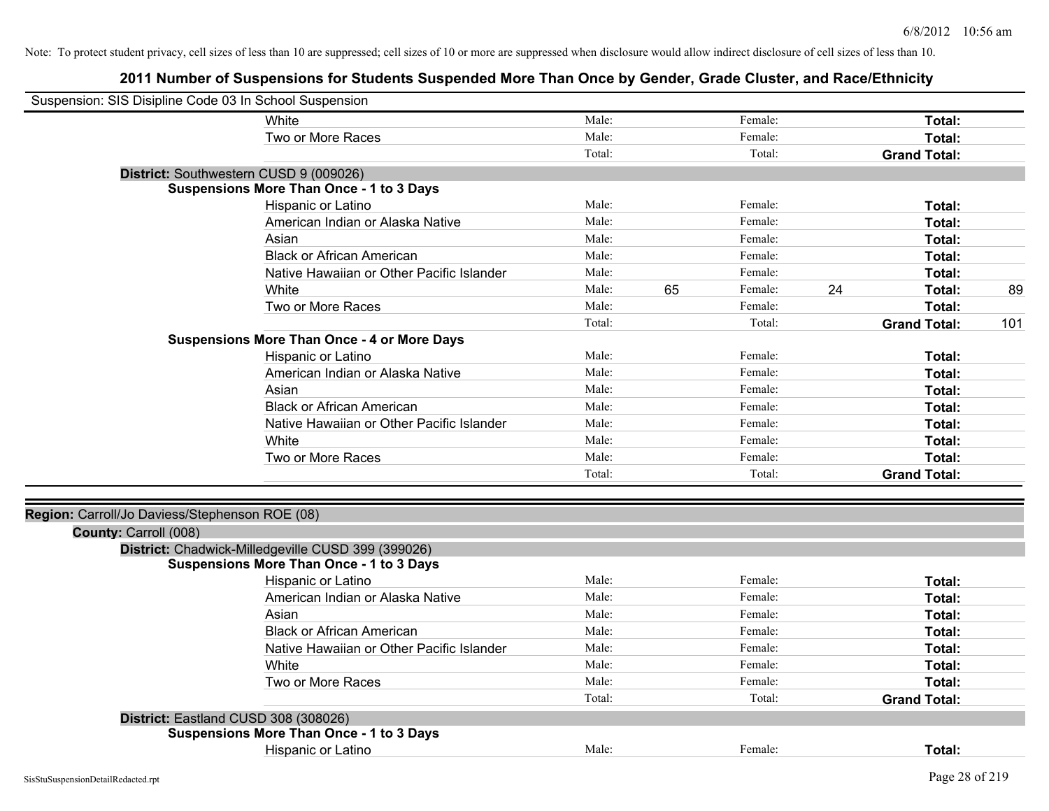Note: To protect student privacy, cell sizes of less than 10 are suppressed; cell sizes of 10 or more are suppressed when disclosure would allow indirect disclosure of cell sizes of less than 10.

# 2011 Number of Suspensions for Students Suspended More Than Once by Gender, Grade Cluster, and Race/Ethnicity

Suspension: SIS Disipline Code 03 In School Suspension

| | | | | | |
|---|---|---|---|---|---|
| White | Male: | | Female: | | **Total:** | |
| Two or More Races | Male: | | Female: | | **Total:** | |
| | Total: | | Total: | | **Grand Total:** | |

**District:** Southwestern CUSD 9 (009026)

**Suspensions More Than Once - 1 to 3 Days**

| | | | | | | |
|---|---|---|---|---|---|---|
| Hispanic or Latino | Male: | | Female: | | **Total:** | |
| American Indian or Alaska Native | Male: | | Female: | | **Total:** | |
| Asian | Male: | | Female: | | **Total:** | |
| Black or African American | Male: | | Female: | | **Total:** | |
| Native Hawaiian or Other Pacific Islander | Male: | | Female: | | **Total:** | |
| White | Male: | 65 | Female: | 24 | **Total:** | 89 |
| Two or More Races | Male: | | Female: | | **Total:** | |
| | Total: | | Total: | | **Grand Total:** | 101 |

**Suspensions More Than Once - 4 or More Days**

| | | | | | | |
|---|---|---|---|---|---|---|
| Hispanic or Latino | Male: | | Female: | | **Total:** | |
| American Indian or Alaska Native | Male: | | Female: | | **Total:** | |
| Asian | Male: | | Female: | | **Total:** | |
| Black or African American | Male: | | Female: | | **Total:** | |
| Native Hawaiian or Other Pacific Islander | Male: | | Female: | | **Total:** | |
| White | Male: | | Female: | | **Total:** | |
| Two or More Races | Male: | | Female: | | **Total:** | |
| | Total: | | Total: | | **Grand Total:** | |

**Region:** Carroll/Jo Daviess/Stephenson ROE (08)

**County:** Carroll (008)

**District:** Chadwick-Milledgeville CUSD 399 (399026)

**Suspensions More Than Once - 1 to 3 Days**

| | | | | | | |
|---|---|---|---|---|---|---|
| Hispanic or Latino | Male: | | Female: | | **Total:** | |
| American Indian or Alaska Native | Male: | | Female: | | **Total:** | |
| Asian | Male: | | Female: | | **Total:** | |
| Black or African American | Male: | | Female: | | **Total:** | |
| Native Hawaiian or Other Pacific Islander | Male: | | Female: | | **Total:** | |
| White | Male: | | Female: | | **Total:** | |
| Two or More Races | Male: | | Female: | | **Total:** | |
| | Total: | | Total: | | **Grand Total:** | |

**District:** Eastland CUSD 308 (308026)

**Suspensions More Than Once - 1 to 3 Days**

| | | | | | | |
|---|---|---|---|---|---|---|
| Hispanic or Latino | Male: | | Female: | | **Total:** | |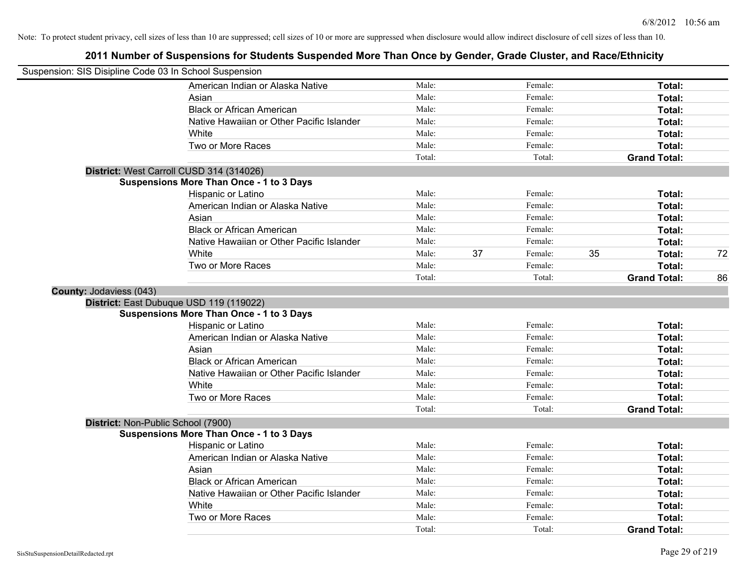Note: To protect student privacy, cell sizes of less than 10 are suppressed; cell sizes of 10 or more are suppressed when disclosure would allow indirect disclosure of cell sizes of less than 10.

# 2011 Number of Suspensions for Students Suspended More Than Once by Gender, Grade Cluster, and Race/Ethnicity

Suspension: SIS Disipline Code 03 In School Suspension

| | | | | | | |
|---|---|---|---|---|---|---|
| American Indian or Alaska Native | Male: | | Female: | | **Total:** | |
| Asian | Male: | | Female: | | **Total:** | |
| Black or African American | Male: | | Female: | | **Total:** | |
| Native Hawaiian or Other Pacific Islander | Male: | | Female: | | **Total:** | |
| White | Male: | | Female: | | **Total:** | |
| Two or More Races | Male: | | Female: | | **Total:** | |
| | Total: | | Total: | | **Grand Total:** | |

**District:** West Carroll CUSD 314 (314026)

**Suspensions More Than Once - 1 to 3 Days**

| | | | | | | |
|---|---|---|---|---|---|---|
| Hispanic or Latino | Male: | | Female: | | **Total:** | |
| American Indian or Alaska Native | Male: | | Female: | | **Total:** | |
| Asian | Male: | | Female: | | **Total:** | |
| Black or African American | Male: | | Female: | | **Total:** | |
| Native Hawaiian or Other Pacific Islander | Male: | | Female: | | **Total:** | |
| White | Male: | 37 | Female: | 35 | **Total:** | 72 |
| Two or More Races | Male: | | Female: | | **Total:** | |
| | Total: | | Total: | | **Grand Total:** | 86 |

**County:** Jodaviess (043)

**District:** East Dubuque USD 119 (119022)

**Suspensions More Than Once - 1 to 3 Days**

| | | | | | | |
|---|---|---|---|---|---|---|
| Hispanic or Latino | Male: | | Female: | | **Total:** | |
| American Indian or Alaska Native | Male: | | Female: | | **Total:** | |
| Asian | Male: | | Female: | | **Total:** | |
| Black or African American | Male: | | Female: | | **Total:** | |
| Native Hawaiian or Other Pacific Islander | Male: | | Female: | | **Total:** | |
| White | Male: | | Female: | | **Total:** | |
| Two or More Races | Male: | | Female: | | **Total:** | |
| | Total: | | Total: | | **Grand Total:** | |

**District:** Non-Public School (7900)

**Suspensions More Than Once - 1 to 3 Days**

| | | | | | | |
|---|---|---|---|---|---|---|
| Hispanic or Latino | Male: | | Female: | | **Total:** | |
| American Indian or Alaska Native | Male: | | Female: | | **Total:** | |
| Asian | Male: | | Female: | | **Total:** | |
| Black or African American | Male: | | Female: | | **Total:** | |
| Native Hawaiian or Other Pacific Islander | Male: | | Female: | | **Total:** | |
| White | Male: | | Female: | | **Total:** | |
| Two or More Races | Male: | | Female: | | **Total:** | |
| | Total: | | Total: | | **Grand Total:** | |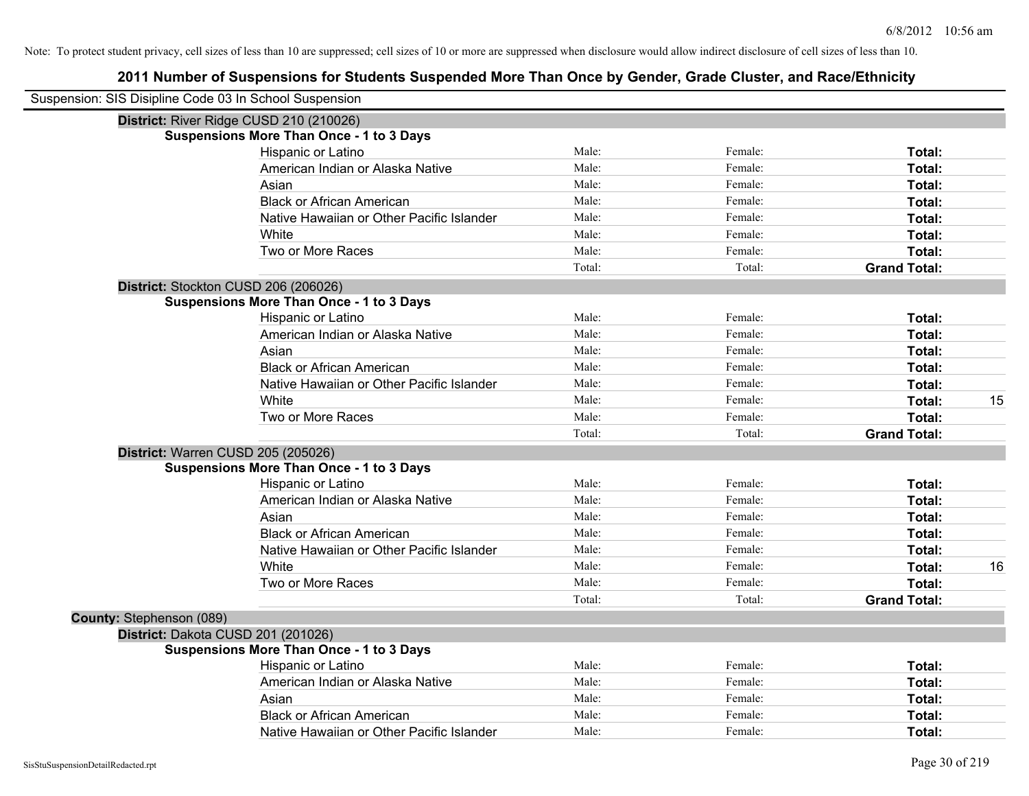Note: To protect student privacy, cell sizes of less than 10 are suppressed; cell sizes of 10 or more are suppressed when disclosure would allow indirect disclosure of cell sizes of less than 10.

# 2011 Number of Suspensions for Students Suspended More Than Once by Gender, Grade Cluster, and Race/Ethnicity

Suspension: SIS Disipline Code 03 In School Suspension

**District:** River Ridge CUSD 210 (210026)

**Suspensions More Than Once - 1 to 3 Days**

| Race/Ethnicity | Male | Female | Total |
|---|---|---|---|
| Hispanic or Latino | Male: | Female: | **Total:** |
| American Indian or Alaska Native | Male: | Female: | **Total:** |
| Asian | Male: | Female: | **Total:** |
| Black or African American | Male: | Female: | **Total:** |
| Native Hawaiian or Other Pacific Islander | Male: | Female: | **Total:** |
| White | Male: | Female: | **Total:** |
| Two or More Races | Male: | Female: | **Total:** |
| | Total: | Total: | **Grand Total:** |

**District:** Stockton CUSD 206 (206026)

**Suspensions More Than Once - 1 to 3 Days**

| Race/Ethnicity | Male | Female | Total |
|---|---|---|---|
| Hispanic or Latino | Male: | Female: | **Total:** |
| American Indian or Alaska Native | Male: | Female: | **Total:** |
| Asian | Male: | Female: | **Total:** |
| Black or African American | Male: | Female: | **Total:** |
| Native Hawaiian or Other Pacific Islander | Male: | Female: | **Total:** |
| White | Male: | Female: | **Total:** 15 |
| Two or More Races | Male: | Female: | **Total:** |
| | Total: | Total: | **Grand Total:** |

**District:** Warren CUSD 205 (205026)

**Suspensions More Than Once - 1 to 3 Days**

| Race/Ethnicity | Male | Female | Total |
|---|---|---|---|
| Hispanic or Latino | Male: | Female: | **Total:** |
| American Indian or Alaska Native | Male: | Female: | **Total:** |
| Asian | Male: | Female: | **Total:** |
| Black or African American | Male: | Female: | **Total:** |
| Native Hawaiian or Other Pacific Islander | Male: | Female: | **Total:** |
| White | Male: | Female: | **Total:** 16 |
| Two or More Races | Male: | Female: | **Total:** |
| | Total: | Total: | **Grand Total:** |

**County:** Stephenson (089)

**District:** Dakota CUSD 201 (201026)

**Suspensions More Than Once - 1 to 3 Days**

| Race/Ethnicity | Male | Female | Total |
|---|---|---|---|
| Hispanic or Latino | Male: | Female: | **Total:** |
| American Indian or Alaska Native | Male: | Female: | **Total:** |
| Asian | Male: | Female: | **Total:** |
| Black or African American | Male: | Female: | **Total:** |
| Native Hawaiian or Other Pacific Islander | Male: | Female: | **Total:** |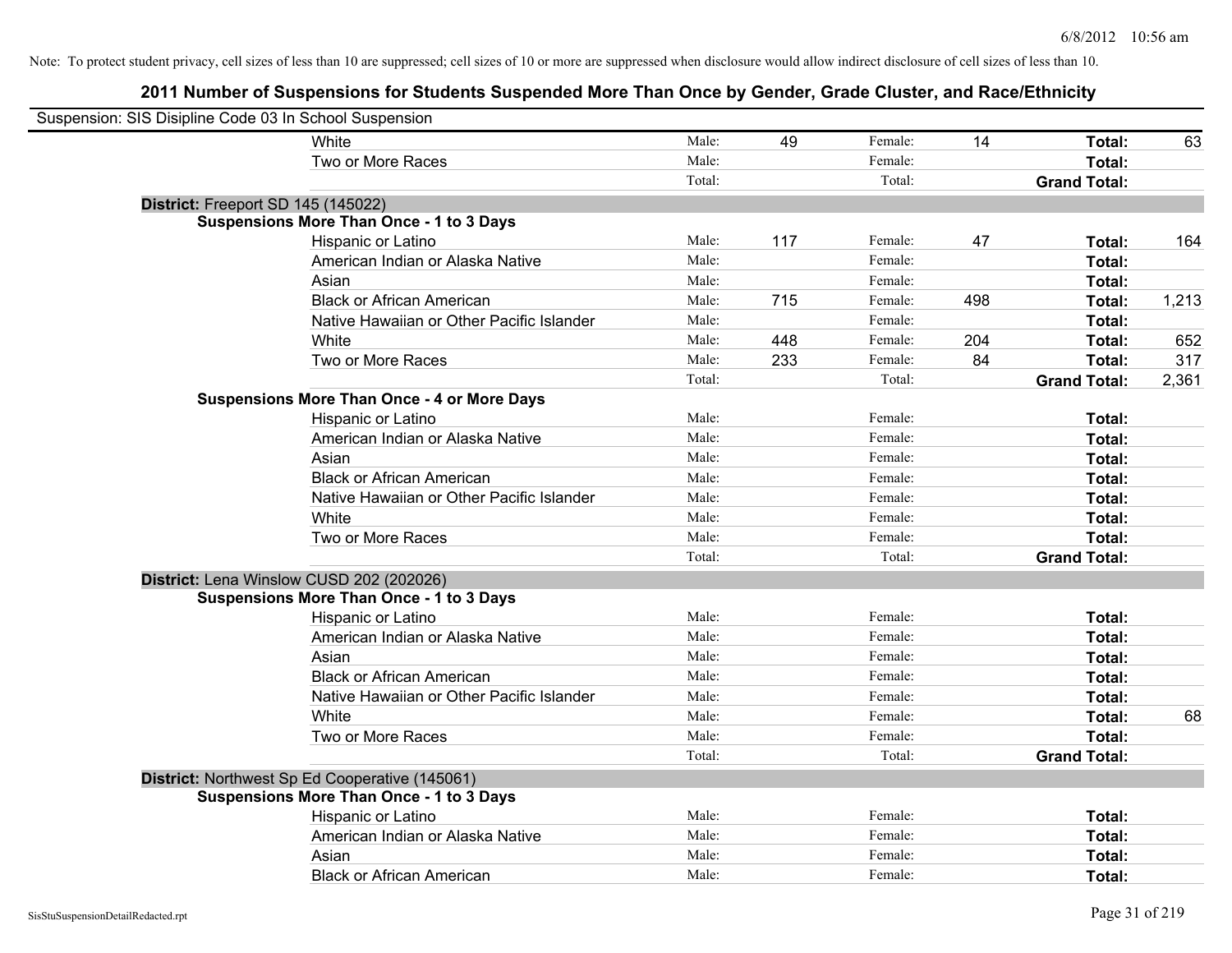Note: To protect student privacy, cell sizes of less than 10 are suppressed; cell sizes of 10 or more are suppressed when disclosure would allow indirect disclosure of cell sizes of less than 10.

## 2011 Number of Suspensions for Students Suspended More Than Once by Gender, Grade Cluster, and Race/Ethnicity

Suspension: SIS Disipline Code 03 In School Suspension

| | | | | | | |
|---|---|---|---|---|---|---|
| White | Male: | 49 | Female: | 14 | **Total:** | 63 |
| Two or More Races | Male: | | Female: | | **Total:** | |
| | Total: | | Total: | | **Grand Total:** | |

**District:** Freeport SD 145 (145022)

**Suspensions More Than Once - 1 to 3 Days**

| | | | | | | |
|---|---|---|---|---|---|---|
| Hispanic or Latino | Male: | 117 | Female: | 47 | **Total:** | 164 |
| American Indian or Alaska Native | Male: | | Female: | | **Total:** | |
| Asian | Male: | | Female: | | **Total:** | |
| Black or African American | Male: | 715 | Female: | 498 | **Total:** | 1,213 |
| Native Hawaiian or Other Pacific Islander | Male: | | Female: | | **Total:** | |
| White | Male: | 448 | Female: | 204 | **Total:** | 652 |
| Two or More Races | Male: | 233 | Female: | 84 | **Total:** | 317 |
| | Total: | | Total: | | **Grand Total:** | 2,361 |

**Suspensions More Than Once - 4 or More Days**

| | | | | | | |
|---|---|---|---|---|---|---|
| Hispanic or Latino | Male: | | Female: | | **Total:** | |
| American Indian or Alaska Native | Male: | | Female: | | **Total:** | |
| Asian | Male: | | Female: | | **Total:** | |
| Black or African American | Male: | | Female: | | **Total:** | |
| Native Hawaiian or Other Pacific Islander | Male: | | Female: | | **Total:** | |
| White | Male: | | Female: | | **Total:** | |
| Two or More Races | Male: | | Female: | | **Total:** | |
| | Total: | | Total: | | **Grand Total:** | |

**District:** Lena Winslow CUSD 202 (202026)

**Suspensions More Than Once - 1 to 3 Days**

| | | | | | | |
|---|---|---|---|---|---|---|
| Hispanic or Latino | Male: | | Female: | | **Total:** | |
| American Indian or Alaska Native | Male: | | Female: | | **Total:** | |
| Asian | Male: | | Female: | | **Total:** | |
| Black or African American | Male: | | Female: | | **Total:** | |
| Native Hawaiian or Other Pacific Islander | Male: | | Female: | | **Total:** | |
| White | Male: | | Female: | | **Total:** | 68 |
| Two or More Races | Male: | | Female: | | **Total:** | |
| | Total: | | Total: | | **Grand Total:** | |

**District:** Northwest Sp Ed Cooperative (145061)

**Suspensions More Than Once - 1 to 3 Days**

| | | | | | | |
|---|---|---|---|---|---|---|
| Hispanic or Latino | Male: | | Female: | | **Total:** | |
| American Indian or Alaska Native | Male: | | Female: | | **Total:** | |
| Asian | Male: | | Female: | | **Total:** | |
| Black or African American | Male: | | Female: | | **Total:** | |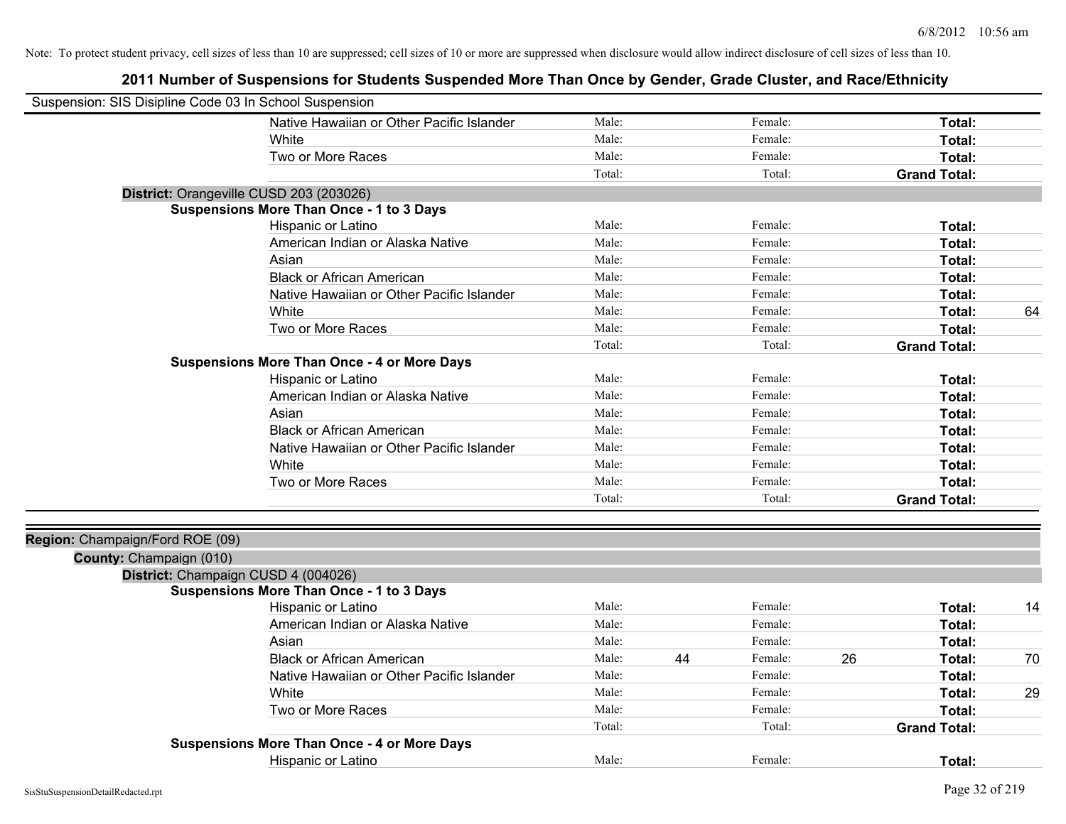Note: To protect student privacy, cell sizes of less than 10 are suppressed; cell sizes of 10 or more are suppressed when disclosure would allow indirect disclosure of cell sizes of less than 10.

# 2011 Number of Suspensions for Students Suspended More Than Once by Gender, Grade Cluster, and Race/Ethnicity

Suspension: SIS Disipline Code 03 In School Suspension

| | Male: | | Female: | | | |
|---|---|---|---|---|---|---|
| Native Hawaiian or Other Pacific Islander | Male: | | Female: | | **Total:** | |
| White | Male: | | Female: | | **Total:** | |
| Two or More Races | Male: | | Female: | | **Total:** | |
| | Total: | | Total: | | **Grand Total:** | |

**District:** Orangeville CUSD 203 (203026)

**Suspensions More Than Once - 1 to 3 Days**

| | | | | | | |
|---|---|---|---|---|---|---|
| Hispanic or Latino | Male: | | Female: | | **Total:** | |
| American Indian or Alaska Native | Male: | | Female: | | **Total:** | |
| Asian | Male: | | Female: | | **Total:** | |
| Black or African American | Male: | | Female: | | **Total:** | |
| Native Hawaiian or Other Pacific Islander | Male: | | Female: | | **Total:** | |
| White | Male: | | Female: | | **Total:** | 64 |
| Two or More Races | Male: | | Female: | | **Total:** | |
| | Total: | | Total: | | **Grand Total:** | |

**Suspensions More Than Once - 4 or More Days**

| | | | | | | |
|---|---|---|---|---|---|---|
| Hispanic or Latino | Male: | | Female: | | **Total:** | |
| American Indian or Alaska Native | Male: | | Female: | | **Total:** | |
| Asian | Male: | | Female: | | **Total:** | |
| Black or African American | Male: | | Female: | | **Total:** | |
| Native Hawaiian or Other Pacific Islander | Male: | | Female: | | **Total:** | |
| White | Male: | | Female: | | **Total:** | |
| Two or More Races | Male: | | Female: | | **Total:** | |
| | Total: | | Total: | | **Grand Total:** | |

**Region:** Champaign/Ford ROE (09)

**County:** Champaign (010)

**District:** Champaign CUSD 4 (004026)

**Suspensions More Than Once - 1 to 3 Days**

| | | | | | | |
|---|---|---|---|---|---|---|
| Hispanic or Latino | Male: | | Female: | | **Total:** | 14 |
| American Indian or Alaska Native | Male: | | Female: | | **Total:** | |
| Asian | Male: | | Female: | | **Total:** | |
| Black or African American | Male: | 44 | Female: | 26 | **Total:** | 70 |
| Native Hawaiian or Other Pacific Islander | Male: | | Female: | | **Total:** | |
| White | Male: | | Female: | | **Total:** | 29 |
| Two or More Races | Male: | | Female: | | **Total:** | |
| | Total: | | Total: | | **Grand Total:** | |

**Suspensions More Than Once - 4 or More Days**

| | | | | | | |
|---|---|---|---|---|---|---|
| Hispanic or Latino | Male: | | Female: | | **Total:** | |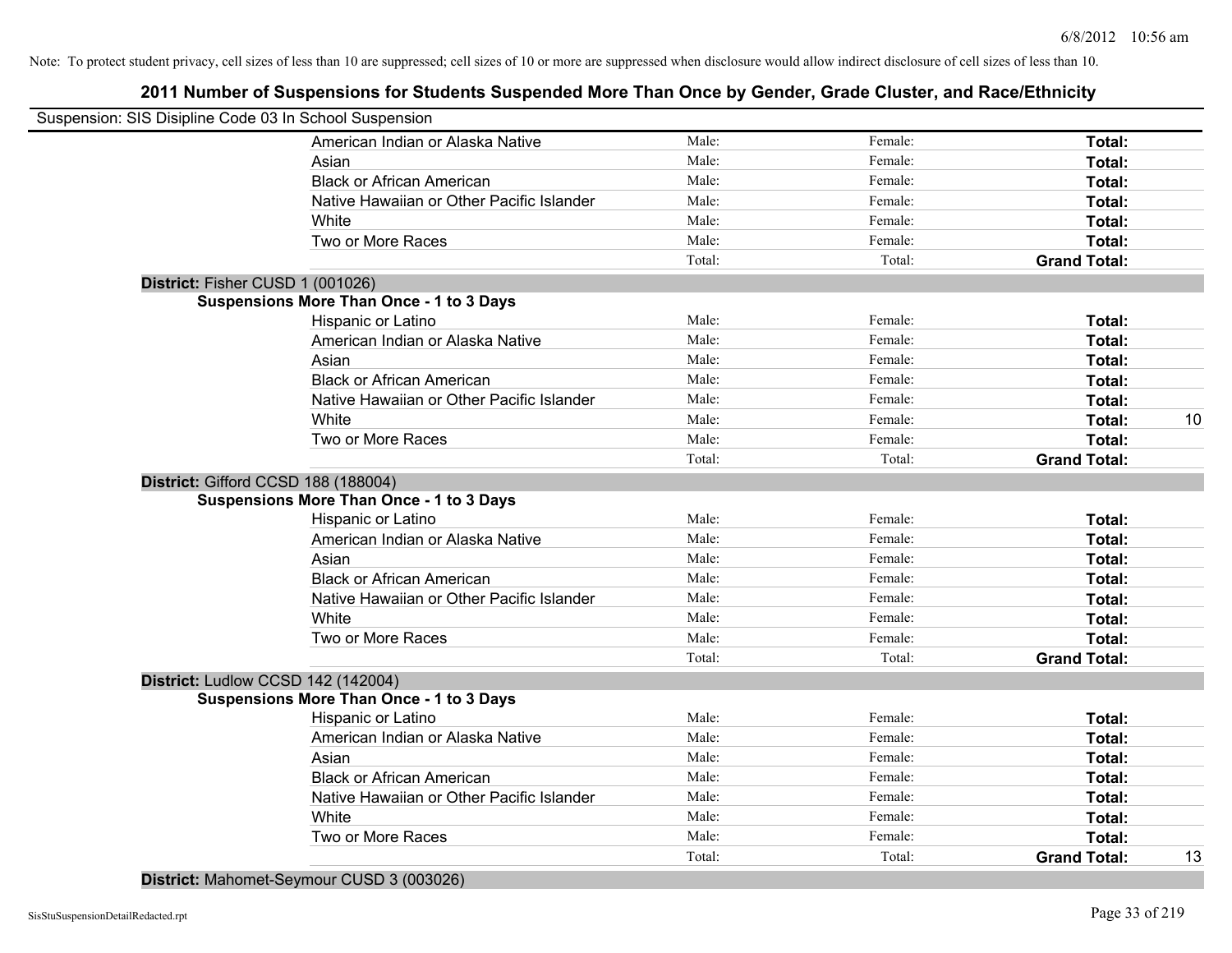Note: To protect student privacy, cell sizes of less than 10 are suppressed; cell sizes of 10 or more are suppressed when disclosure would allow indirect disclosure of cell sizes of less than 10.

## 2011 Number of Suspensions for Students Suspended More Than Once by Gender, Grade Cluster, and Race/Ethnicity

Suspension: SIS Disipline Code 03 In School Suspension

| | | | | |
|---|---|---|---|---|
| American Indian or Alaska Native | Male: | Female: | **Total:** | |
| Asian | Male: | Female: | **Total:** | |
| Black or African American | Male: | Female: | **Total:** | |
| Native Hawaiian or Other Pacific Islander | Male: | Female: | **Total:** | |
| White | Male: | Female: | **Total:** | |
| Two or More Races | Male: | Female: | **Total:** | |
| | Total: | Total: | **Grand Total:** | |

**District:** Fisher CUSD 1 (001026)

**Suspensions More Than Once - 1 to 3 Days**

| | | | | |
|---|---|---|---|---|
| Hispanic or Latino | Male: | Female: | **Total:** | |
| American Indian or Alaska Native | Male: | Female: | **Total:** | |
| Asian | Male: | Female: | **Total:** | |
| Black or African American | Male: | Female: | **Total:** | |
| Native Hawaiian or Other Pacific Islander | Male: | Female: | **Total:** | |
| White | Male: | Female: | **Total:** | 10 |
| Two or More Races | Male: | Female: | **Total:** | |
| | Total: | Total: | **Grand Total:** | |

**District:** Gifford CCSD 188 (188004)

**Suspensions More Than Once - 1 to 3 Days**

| | | | | |
|---|---|---|---|---|
| Hispanic or Latino | Male: | Female: | **Total:** | |
| American Indian or Alaska Native | Male: | Female: | **Total:** | |
| Asian | Male: | Female: | **Total:** | |
| Black or African American | Male: | Female: | **Total:** | |
| Native Hawaiian or Other Pacific Islander | Male: | Female: | **Total:** | |
| White | Male: | Female: | **Total:** | |
| Two or More Races | Male: | Female: | **Total:** | |
| | Total: | Total: | **Grand Total:** | |

**District:** Ludlow CCSD 142 (142004)

**Suspensions More Than Once - 1 to 3 Days**

| | | | | |
|---|---|---|---|---|
| Hispanic or Latino | Male: | Female: | **Total:** | |
| American Indian or Alaska Native | Male: | Female: | **Total:** | |
| Asian | Male: | Female: | **Total:** | |
| Black or African American | Male: | Female: | **Total:** | |
| Native Hawaiian or Other Pacific Islander | Male: | Female: | **Total:** | |
| White | Male: | Female: | **Total:** | |
| Two or More Races | Male: | Female: | **Total:** | |
| | Total: | Total: | **Grand Total:** | 13 |

**District:** Mahomet-Seymour CUSD 3 (003026)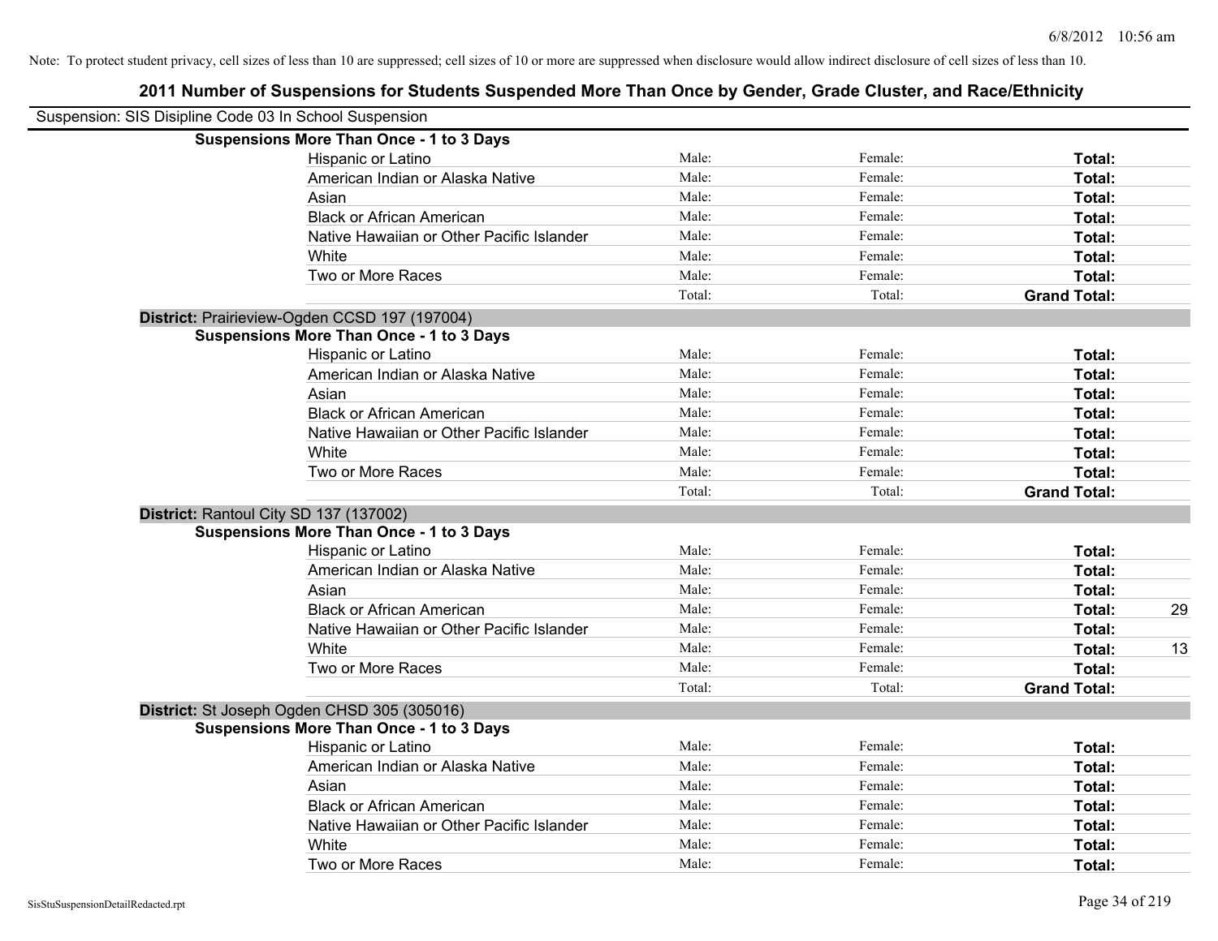Note: To protect student privacy, cell sizes of less than 10 are suppressed; cell sizes of 10 or more are suppressed when disclosure would allow indirect disclosure of cell sizes of less than 10.

# 2011 Number of Suspensions for Students Suspended More Than Once by Gender, Grade Cluster, and Race/Ethnicity

Suspension: SIS Disipline Code 03 In School Suspension

**Suspensions More Than Once - 1 to 3 Days**

| | | | | |
|---|---|---|---|---|
| Hispanic or Latino | Male: | Female: | **Total:** | |
| American Indian or Alaska Native | Male: | Female: | **Total:** | |
| Asian | Male: | Female: | **Total:** | |
| Black or African American | Male: | Female: | **Total:** | |
| Native Hawaiian or Other Pacific Islander | Male: | Female: | **Total:** | |
| White | Male: | Female: | **Total:** | |
| Two or More Races | Male: | Female: | **Total:** | |
| | Total: | Total: | **Grand Total:** | |

**District:** Prairieview-Ogden CCSD 197 (197004)

**Suspensions More Than Once - 1 to 3 Days**

| | | | | |
|---|---|---|---|---|
| Hispanic or Latino | Male: | Female: | **Total:** | |
| American Indian or Alaska Native | Male: | Female: | **Total:** | |
| Asian | Male: | Female: | **Total:** | |
| Black or African American | Male: | Female: | **Total:** | |
| Native Hawaiian or Other Pacific Islander | Male: | Female: | **Total:** | |
| White | Male: | Female: | **Total:** | |
| Two or More Races | Male: | Female: | **Total:** | |
| | Total: | Total: | **Grand Total:** | |

**District:** Rantoul City SD 137 (137002)

**Suspensions More Than Once - 1 to 3 Days**

| | | | | |
|---|---|---|---|---|
| Hispanic or Latino | Male: | Female: | **Total:** | |
| American Indian or Alaska Native | Male: | Female: | **Total:** | |
| Asian | Male: | Female: | **Total:** | |
| Black or African American | Male: | Female: | **Total:** | 29 |
| Native Hawaiian or Other Pacific Islander | Male: | Female: | **Total:** | |
| White | Male: | Female: | **Total:** | 13 |
| Two or More Races | Male: | Female: | **Total:** | |
| | Total: | Total: | **Grand Total:** | |

**District:** St Joseph Ogden CHSD 305 (305016)

**Suspensions More Than Once - 1 to 3 Days**

| | | | | |
|---|---|---|---|---|
| Hispanic or Latino | Male: | Female: | **Total:** | |
| American Indian or Alaska Native | Male: | Female: | **Total:** | |
| Asian | Male: | Female: | **Total:** | |
| Black or African American | Male: | Female: | **Total:** | |
| Native Hawaiian or Other Pacific Islander | Male: | Female: | **Total:** | |
| White | Male: | Female: | **Total:** | |
| Two or More Races | Male: | Female: | **Total:** | |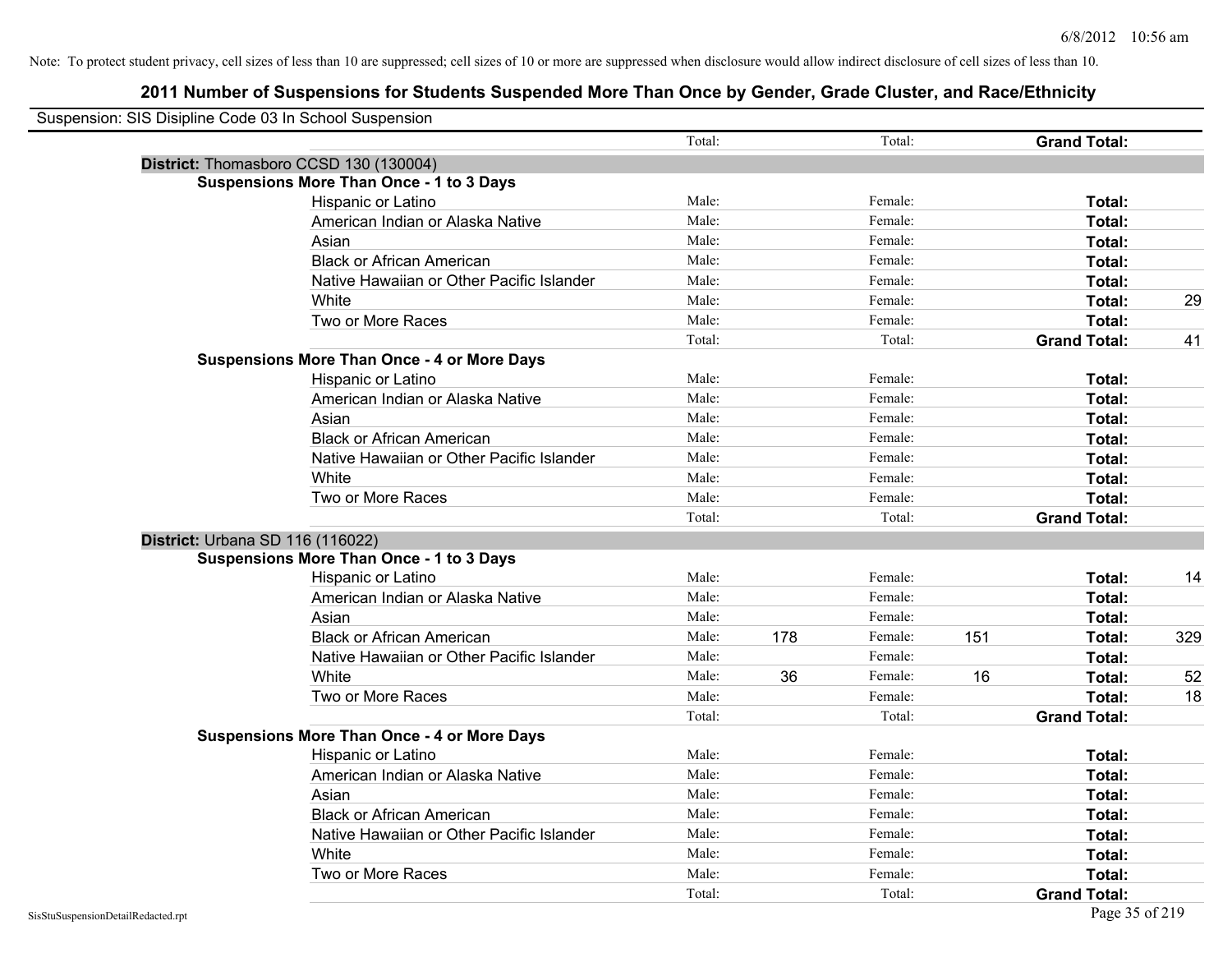Note: To protect student privacy, cell sizes of less than 10 are suppressed; cell sizes of 10 or more are suppressed when disclosure would allow indirect disclosure of cell sizes of less than 10.

## 2011 Number of Suspensions for Students Suspended More Than Once by Gender, Grade Cluster, and Race/Ethnicity

Suspension: SIS Disipline Code 03 In School Suspension

| | | | | | | |
|---|---|---|---|---|---|---|
| | Total: | | Total: | | **Grand Total:** | |
| **District:** Thomasboro CCSD 130 (130004) | | | | | | |
| **Suspensions More Than Once - 1 to 3 Days** | | | | | | |
| Hispanic or Latino | Male: | | Female: | | **Total:** | |
| American Indian or Alaska Native | Male: | | Female: | | **Total:** | |
| Asian | Male: | | Female: | | **Total:** | |
| Black or African American | Male: | | Female: | | **Total:** | |
| Native Hawaiian or Other Pacific Islander | Male: | | Female: | | **Total:** | |
| White | Male: | | Female: | | **Total:** | 29 |
| Two or More Races | Male: | | Female: | | **Total:** | |
| | Total: | | Total: | | **Grand Total:** | 41 |
| **Suspensions More Than Once - 4 or More Days** | | | | | | |
| Hispanic or Latino | Male: | | Female: | | **Total:** | |
| American Indian or Alaska Native | Male: | | Female: | | **Total:** | |
| Asian | Male: | | Female: | | **Total:** | |
| Black or African American | Male: | | Female: | | **Total:** | |
| Native Hawaiian or Other Pacific Islander | Male: | | Female: | | **Total:** | |
| White | Male: | | Female: | | **Total:** | |
| Two or More Races | Male: | | Female: | | **Total:** | |
| | Total: | | Total: | | **Grand Total:** | |
| **District:** Urbana SD 116 (116022) | | | | | | |
| **Suspensions More Than Once - 1 to 3 Days** | | | | | | |
| Hispanic or Latino | Male: | | Female: | | **Total:** | 14 |
| American Indian or Alaska Native | Male: | | Female: | | **Total:** | |
| Asian | Male: | | Female: | | **Total:** | |
| Black or African American | Male: | 178 | Female: | 151 | **Total:** | 329 |
| Native Hawaiian or Other Pacific Islander | Male: | | Female: | | **Total:** | |
| White | Male: | 36 | Female: | 16 | **Total:** | 52 |
| Two or More Races | Male: | | Female: | | **Total:** | 18 |
| | Total: | | Total: | | **Grand Total:** | |
| **Suspensions More Than Once - 4 or More Days** | | | | | | |
| Hispanic or Latino | Male: | | Female: | | **Total:** | |
| American Indian or Alaska Native | Male: | | Female: | | **Total:** | |
| Asian | Male: | | Female: | | **Total:** | |
| Black or African American | Male: | | Female: | | **Total:** | |
| Native Hawaiian or Other Pacific Islander | Male: | | Female: | | **Total:** | |
| White | Male: | | Female: | | **Total:** | |
| Two or More Races | Male: | | Female: | | **Total:** | |
| | Total: | | Total: | | **Grand Total:** | |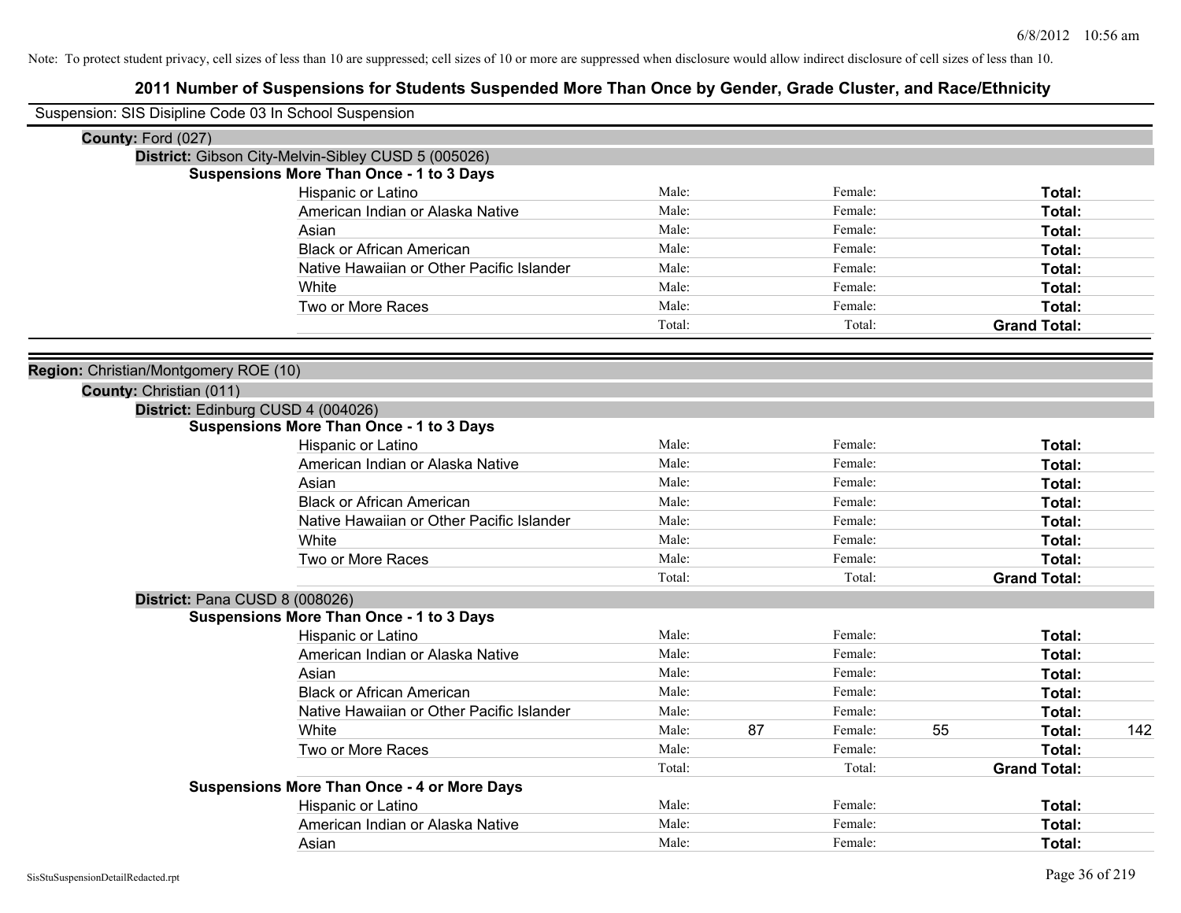Note: To protect student privacy, cell sizes of less than 10 are suppressed; cell sizes of 10 or more are suppressed when disclosure would allow indirect disclosure of cell sizes of less than 10.

# 2011 Number of Suspensions for Students Suspended More Than Once by Gender, Grade Cluster, and Race/Ethnicity

Suspension: SIS Disipline Code 03 In School Suspension

**County:** Ford (027)

**District:** Gibson City-Melvin-Sibley CUSD 5 (005026)

**Suspensions More Than Once - 1 to 3 Days**

| | | | | | | |
|---|---|---|---|---|---|---|
| Hispanic or Latino | Male: | | Female: | | **Total:** | |
| American Indian or Alaska Native | Male: | | Female: | | **Total:** | |
| Asian | Male: | | Female: | | **Total:** | |
| Black or African American | Male: | | Female: | | **Total:** | |
| Native Hawaiian or Other Pacific Islander | Male: | | Female: | | **Total:** | |
| White | Male: | | Female: | | **Total:** | |
| Two or More Races | Male: | | Female: | | **Total:** | |
| | Total: | | Total: | | **Grand Total:** | |

**Region:** Christian/Montgomery ROE (10)

**County:** Christian (011)

**District:** Edinburg CUSD 4 (004026)

**Suspensions More Than Once - 1 to 3 Days**

| | | | | | | |
|---|---|---|---|---|---|---|
| Hispanic or Latino | Male: | | Female: | | **Total:** | |
| American Indian or Alaska Native | Male: | | Female: | | **Total:** | |
| Asian | Male: | | Female: | | **Total:** | |
| Black or African American | Male: | | Female: | | **Total:** | |
| Native Hawaiian or Other Pacific Islander | Male: | | Female: | | **Total:** | |
| White | Male: | | Female: | | **Total:** | |
| Two or More Races | Male: | | Female: | | **Total:** | |
| | Total: | | Total: | | **Grand Total:** | |

**District:** Pana CUSD 8 (008026)

**Suspensions More Than Once - 1 to 3 Days**

| | | | | | | |
|---|---|---|---|---|---|---|
| Hispanic or Latino | Male: | | Female: | | **Total:** | |
| American Indian or Alaska Native | Male: | | Female: | | **Total:** | |
| Asian | Male: | | Female: | | **Total:** | |
| Black or African American | Male: | | Female: | | **Total:** | |
| Native Hawaiian or Other Pacific Islander | Male: | | Female: | | **Total:** | |
| White | Male: | 87 | Female: | 55 | **Total:** | 142 |
| Two or More Races | Male: | | Female: | | **Total:** | |
| | Total: | | Total: | | **Grand Total:** | |

**Suspensions More Than Once - 4 or More Days**

| | | | | | | |
|---|---|---|---|---|---|---|
| Hispanic or Latino | Male: | | Female: | | **Total:** | |
| American Indian or Alaska Native | Male: | | Female: | | **Total:** | |
| Asian | Male: | | Female: | | **Total:** | |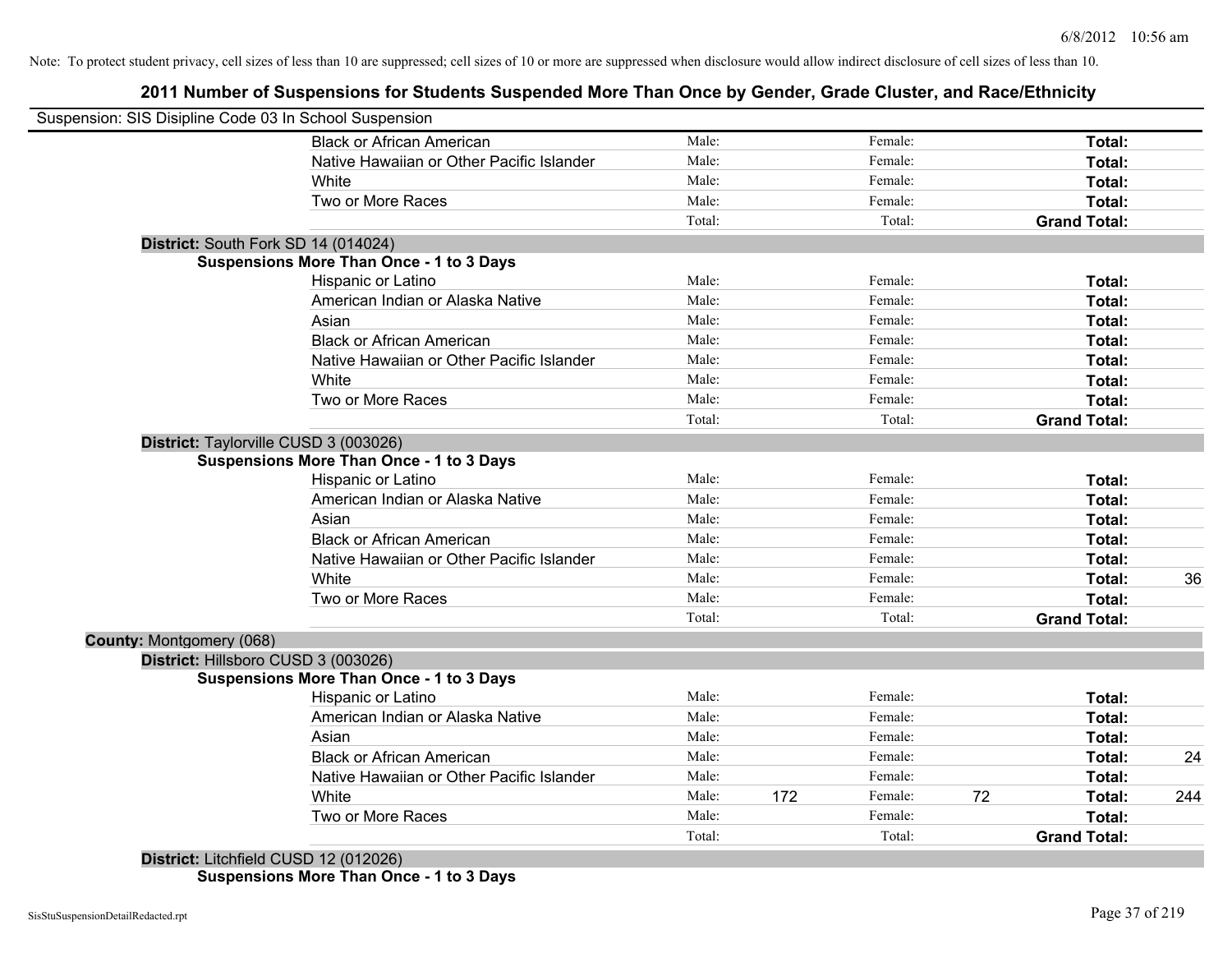Note: To protect student privacy, cell sizes of less than 10 are suppressed; cell sizes of 10 or more are suppressed when disclosure would allow indirect disclosure of cell sizes of less than 10.

# 2011 Number of Suspensions for Students Suspended More Than Once by Gender, Grade Cluster, and Race/Ethnicity

Suspension: SIS Disipline Code 03 In School Suspension

| | | | | | | | |
|---|---|---|---|---|---|---|---|
| Black or African American | Male: | | Female: | | **Total:** | |
| Native Hawaiian or Other Pacific Islander | Male: | | Female: | | **Total:** | |
| White | Male: | | Female: | | **Total:** | |
| Two or More Races | Male: | | Female: | | **Total:** | |
| | Total: | | Total: | | **Grand Total:** | |

**District:** South Fork SD 14 (014024)

**Suspensions More Than Once - 1 to 3 Days**

| | | | | | | |
|---|---|---|---|---|---|---|
| Hispanic or Latino | Male: | | Female: | | **Total:** | |
| American Indian or Alaska Native | Male: | | Female: | | **Total:** | |
| Asian | Male: | | Female: | | **Total:** | |
| Black or African American | Male: | | Female: | | **Total:** | |
| Native Hawaiian or Other Pacific Islander | Male: | | Female: | | **Total:** | |
| White | Male: | | Female: | | **Total:** | |
| Two or More Races | Male: | | Female: | | **Total:** | |
| | Total: | | Total: | | **Grand Total:** | |

**District:** Taylorville CUSD 3 (003026)

**Suspensions More Than Once - 1 to 3 Days**

| | | | | | | |
|---|---|---|---|---|---|---|
| Hispanic or Latino | Male: | | Female: | | **Total:** | |
| American Indian or Alaska Native | Male: | | Female: | | **Total:** | |
| Asian | Male: | | Female: | | **Total:** | |
| Black or African American | Male: | | Female: | | **Total:** | |
| Native Hawaiian or Other Pacific Islander | Male: | | Female: | | **Total:** | |
| White | Male: | | Female: | | **Total:** | 36 |
| Two or More Races | Male: | | Female: | | **Total:** | |
| | Total: | | Total: | | **Grand Total:** | |

**County:** Montgomery (068)

**District:** Hillsboro CUSD 3 (003026)

**Suspensions More Than Once - 1 to 3 Days**

| | | | | | | |
|---|---|---|---|---|---|---|
| Hispanic or Latino | Male: | | Female: | | **Total:** | |
| American Indian or Alaska Native | Male: | | Female: | | **Total:** | |
| Asian | Male: | | Female: | | **Total:** | |
| Black or African American | Male: | | Female: | | **Total:** | 24 |
| Native Hawaiian or Other Pacific Islander | Male: | | Female: | | **Total:** | |
| White | Male: | 172 | Female: | 72 | **Total:** | 244 |
| Two or More Races | Male: | | Female: | | **Total:** | |
| | Total: | | Total: | | **Grand Total:** | |

**District:** Litchfield CUSD 12 (012026)

**Suspensions More Than Once - 1 to 3 Days**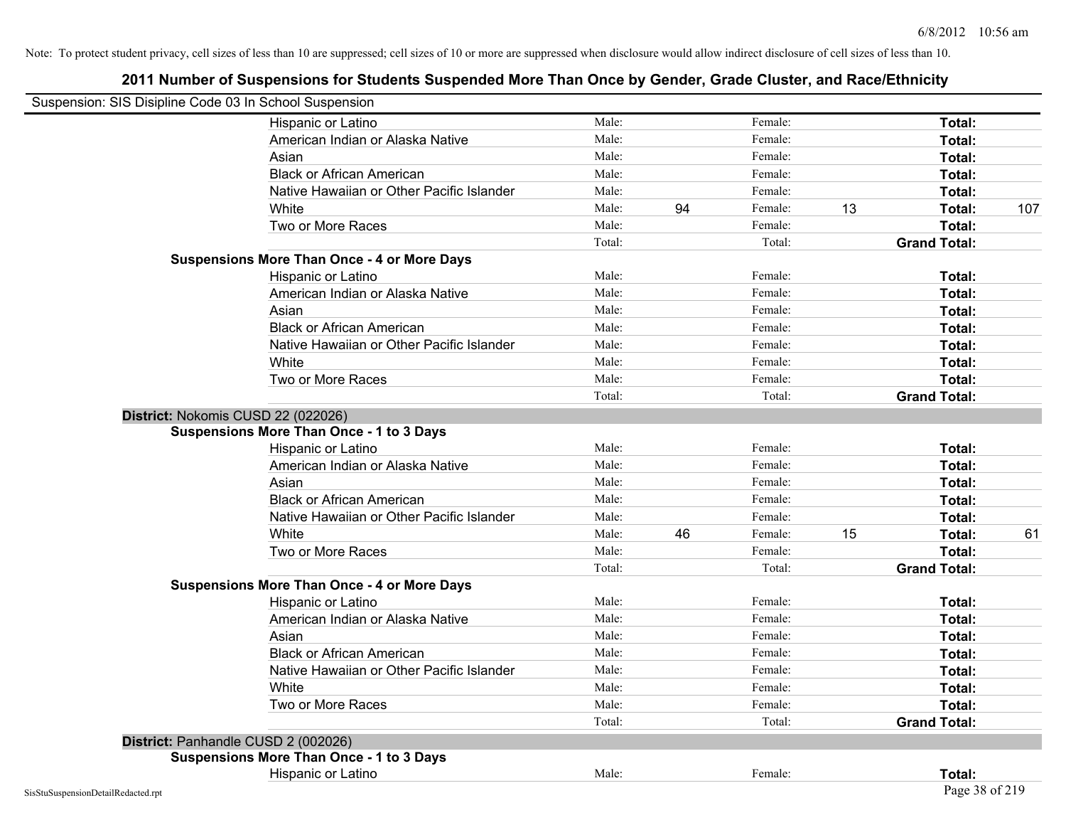Note: To protect student privacy, cell sizes of less than 10 are suppressed; cell sizes of 10 or more are suppressed when disclosure would allow indirect disclosure of cell sizes of less than 10.

## 2011 Number of Suspensions for Students Suspended More Than Once by Gender, Grade Cluster, and Race/Ethnicity

Suspension: SIS Disipline Code 03 In School Suspension

| | | | | | | |
|---|---|---|---|---|---|---|
| Hispanic or Latino | Male: | | Female: | | **Total:** | |
| American Indian or Alaska Native | Male: | | Female: | | **Total:** | |
| Asian | Male: | | Female: | | **Total:** | |
| Black or African American | Male: | | Female: | | **Total:** | |
| Native Hawaiian or Other Pacific Islander | Male: | | Female: | | **Total:** | |
| White | Male: | 94 | Female: | 13 | **Total:** | 107 |
| Two or More Races | Male: | | Female: | | **Total:** | |
| | Total: | | Total: | | **Grand Total:** | |

**Suspensions More Than Once - 4 or More Days**

| | | | | | | |
|---|---|---|---|---|---|---|
| Hispanic or Latino | Male: | | Female: | | **Total:** | |
| American Indian or Alaska Native | Male: | | Female: | | **Total:** | |
| Asian | Male: | | Female: | | **Total:** | |
| Black or African American | Male: | | Female: | | **Total:** | |
| Native Hawaiian or Other Pacific Islander | Male: | | Female: | | **Total:** | |
| White | Male: | | Female: | | **Total:** | |
| Two or More Races | Male: | | Female: | | **Total:** | |
| | Total: | | Total: | | **Grand Total:** | |

**District:** Nokomis CUSD 22 (022026)

**Suspensions More Than Once - 1 to 3 Days**

| | | | | | | |
|---|---|---|---|---|---|---|
| Hispanic or Latino | Male: | | Female: | | **Total:** | |
| American Indian or Alaska Native | Male: | | Female: | | **Total:** | |
| Asian | Male: | | Female: | | **Total:** | |
| Black or African American | Male: | | Female: | | **Total:** | |
| Native Hawaiian or Other Pacific Islander | Male: | | Female: | | **Total:** | |
| White | Male: | 46 | Female: | 15 | **Total:** | 61 |
| Two or More Races | Male: | | Female: | | **Total:** | |
| | Total: | | Total: | | **Grand Total:** | |

**Suspensions More Than Once - 4 or More Days**

| | | | | | | |
|---|---|---|---|---|---|---|
| Hispanic or Latino | Male: | | Female: | | **Total:** | |
| American Indian or Alaska Native | Male: | | Female: | | **Total:** | |
| Asian | Male: | | Female: | | **Total:** | |
| Black or African American | Male: | | Female: | | **Total:** | |
| Native Hawaiian or Other Pacific Islander | Male: | | Female: | | **Total:** | |
| White | Male: | | Female: | | **Total:** | |
| Two or More Races | Male: | | Female: | | **Total:** | |
| | Total: | | Total: | | **Grand Total:** | |

**District:** Panhandle CUSD 2 (002026)

**Suspensions More Than Once - 1 to 3 Days**

| | | | | | | |
|---|---|---|---|---|---|---|
| Hispanic or Latino | Male: | | Female: | | **Total:** | |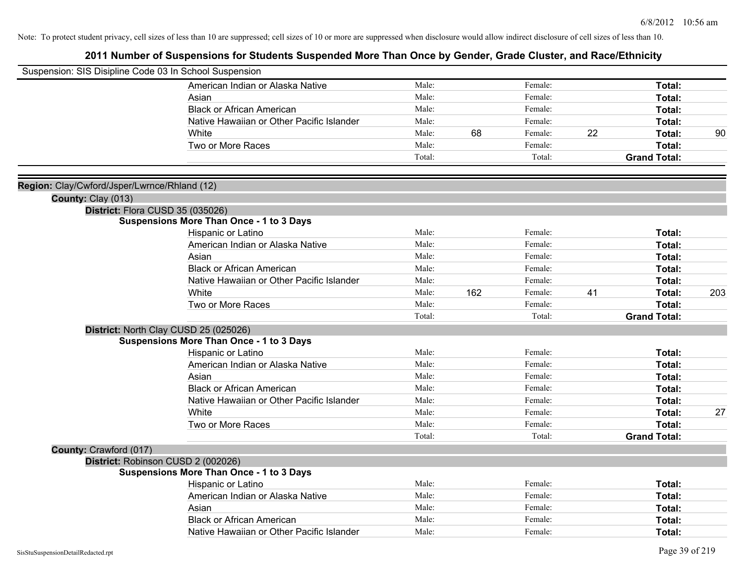Note: To protect student privacy, cell sizes of less than 10 are suppressed; cell sizes of 10 or more are suppressed when disclosure would allow indirect disclosure of cell sizes of less than 10.

## 2011 Number of Suspensions for Students Suspended More Than Once by Gender, Grade Cluster, and Race/Ethnicity

Suspension: SIS Disipline Code 03 In School Suspension

| Race/Ethnicity | | Male | | Female | | Total |
|---|---|---|---|---|---|---|
| American Indian or Alaska Native | Male: | | Female: | | **Total:** | |
| Asian | Male: | | Female: | | **Total:** | |
| Black or African American | Male: | | Female: | | **Total:** | |
| Native Hawaiian or Other Pacific Islander | Male: | | Female: | | **Total:** | |
| White | Male: | 68 | Female: | 22 | **Total:** | 90 |
| Two or More Races | Male: | | Female: | | **Total:** | |
| | Total: | | Total: | | **Grand Total:** | |

**Region:** Clay/Cwford/Jsper/Lwrnce/Rhland (12)

**County:** Clay (013)

**District:** Flora CUSD 35 (035026)

**Suspensions More Than Once - 1 to 3 Days**

| Race/Ethnicity | | Male | | Female | | Total |
|---|---|---|---|---|---|---|
| Hispanic or Latino | Male: | | Female: | | **Total:** | |
| American Indian or Alaska Native | Male: | | Female: | | **Total:** | |
| Asian | Male: | | Female: | | **Total:** | |
| Black or African American | Male: | | Female: | | **Total:** | |
| Native Hawaiian or Other Pacific Islander | Male: | | Female: | | **Total:** | |
| White | Male: | 162 | Female: | 41 | **Total:** | 203 |
| Two or More Races | Male: | | Female: | | **Total:** | |
| | Total: | | Total: | | **Grand Total:** | |

**District:** North Clay CUSD 25 (025026)

**Suspensions More Than Once - 1 to 3 Days**

| Race/Ethnicity | | Male | | Female | | Total |
|---|---|---|---|---|---|---|
| Hispanic or Latino | Male: | | Female: | | **Total:** | |
| American Indian or Alaska Native | Male: | | Female: | | **Total:** | |
| Asian | Male: | | Female: | | **Total:** | |
| Black or African American | Male: | | Female: | | **Total:** | |
| Native Hawaiian or Other Pacific Islander | Male: | | Female: | | **Total:** | |
| White | Male: | | Female: | | **Total:** | 27 |
| Two or More Races | Male: | | Female: | | **Total:** | |
| | Total: | | Total: | | **Grand Total:** | |

**County:** Crawford (017)

**District:** Robinson CUSD 2 (002026)

**Suspensions More Than Once - 1 to 3 Days**

| Race/Ethnicity | | Male | | Female | | Total |
|---|---|---|---|---|---|---|
| Hispanic or Latino | Male: | | Female: | | **Total:** | |
| American Indian or Alaska Native | Male: | | Female: | | **Total:** | |
| Asian | Male: | | Female: | | **Total:** | |
| Black or African American | Male: | | Female: | | **Total:** | |
| Native Hawaiian or Other Pacific Islander | Male: | | Female: | | **Total:** | |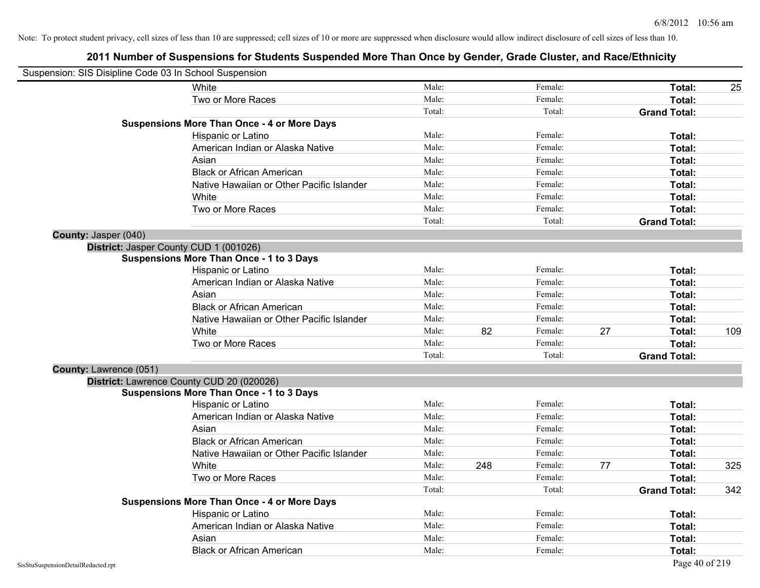Note: To protect student privacy, cell sizes of less than 10 are suppressed; cell sizes of 10 or more are suppressed when disclosure would allow indirect disclosure of cell sizes of less than 10.

## 2011 Number of Suspensions for Students Suspended More Than Once by Gender, Grade Cluster, and Race/Ethnicity

Suspension: SIS Disipline Code 03 In School Suspension

| | | | | | | |
|---|---|---|---|---|---|---|
| White | Male: | | Female: | | **Total:** | 25 |
| Two or More Races | Male: | | Female: | | **Total:** | |
| | Total: | | Total: | | **Grand Total:** | |
| **Suspensions More Than Once - 4 or More Days** | | | | | | |
| Hispanic or Latino | Male: | | Female: | | **Total:** | |
| American Indian or Alaska Native | Male: | | Female: | | **Total:** | |
| Asian | Male: | | Female: | | **Total:** | |
| Black or African American | Male: | | Female: | | **Total:** | |
| Native Hawaiian or Other Pacific Islander | Male: | | Female: | | **Total:** | |
| White | Male: | | Female: | | **Total:** | |
| Two or More Races | Male: | | Female: | | **Total:** | |
| | Total: | | Total: | | **Grand Total:** | |

**County:** Jasper (040)

**District:** Jasper County CUD 1 (001026)

| | | | | | | |
|---|---|---|---|---|---|---|
| **Suspensions More Than Once - 1 to 3 Days** | | | | | | |
| Hispanic or Latino | Male: | | Female: | | **Total:** | |
| American Indian or Alaska Native | Male: | | Female: | | **Total:** | |
| Asian | Male: | | Female: | | **Total:** | |
| Black or African American | Male: | | Female: | | **Total:** | |
| Native Hawaiian or Other Pacific Islander | Male: | | Female: | | **Total:** | |
| White | Male: | 82 | Female: | 27 | **Total:** | 109 |
| Two or More Races | Male: | | Female: | | **Total:** | |
| | Total: | | Total: | | **Grand Total:** | |

**County:** Lawrence (051)

**District:** Lawrence County CUD 20 (020026)

| | | | | | | |
|---|---|---|---|---|---|---|
| **Suspensions More Than Once - 1 to 3 Days** | | | | | | |
| Hispanic or Latino | Male: | | Female: | | **Total:** | |
| American Indian or Alaska Native | Male: | | Female: | | **Total:** | |
| Asian | Male: | | Female: | | **Total:** | |
| Black or African American | Male: | | Female: | | **Total:** | |
| Native Hawaiian or Other Pacific Islander | Male: | | Female: | | **Total:** | |
| White | Male: | 248 | Female: | 77 | **Total:** | 325 |
| Two or More Races | Male: | | Female: | | **Total:** | |
| | Total: | | Total: | | **Grand Total:** | 342 |
| **Suspensions More Than Once - 4 or More Days** | | | | | | |
| Hispanic or Latino | Male: | | Female: | | **Total:** | |
| American Indian or Alaska Native | Male: | | Female: | | **Total:** | |
| Asian | Male: | | Female: | | **Total:** | |
| Black or African American | Male: | | Female: | | **Total:** | |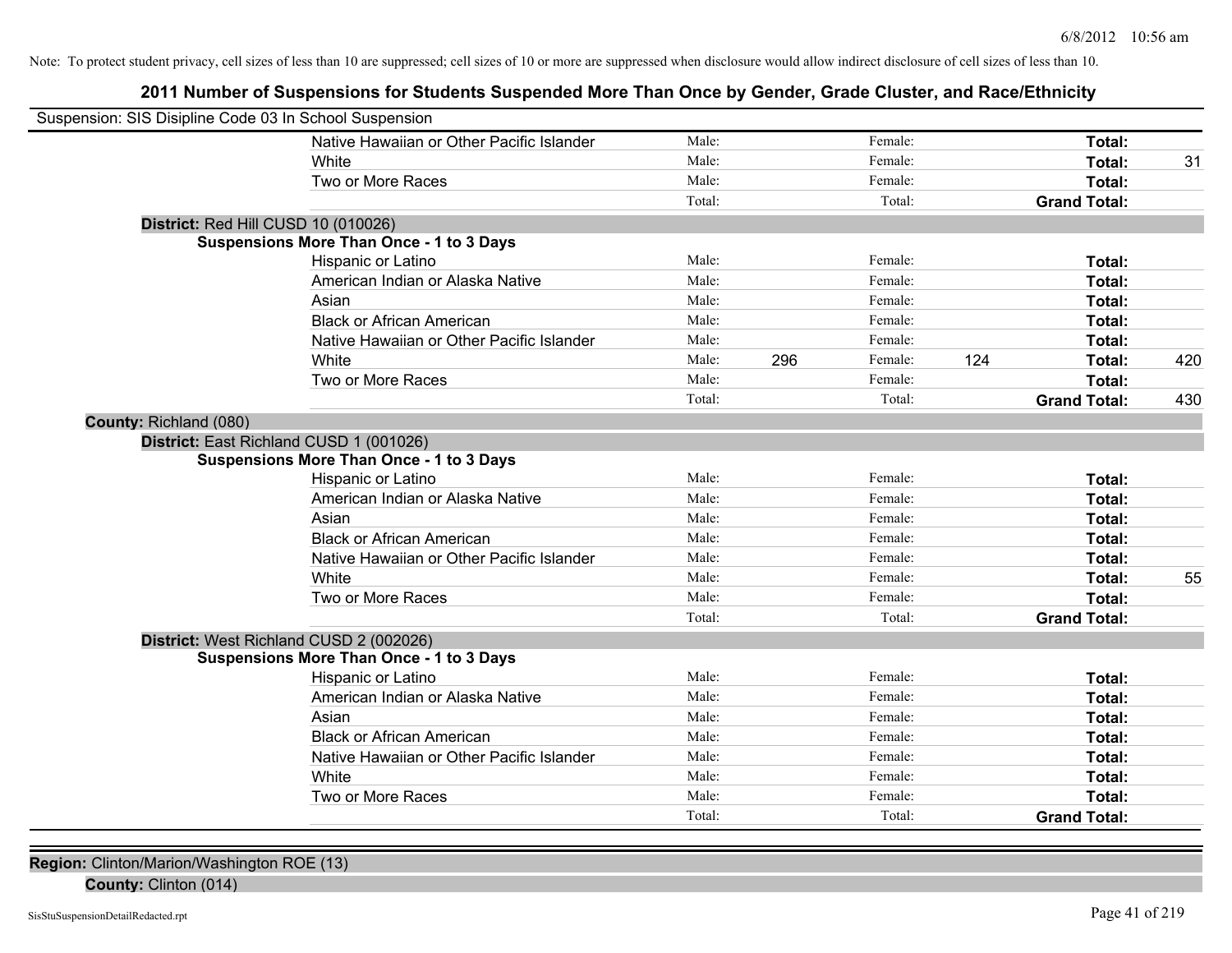Note: To protect student privacy, cell sizes of less than 10 are suppressed; cell sizes of 10 or more are suppressed when disclosure would allow indirect disclosure of cell sizes of less than 10.

## 2011 Number of Suspensions for Students Suspended More Than Once by Gender, Grade Cluster, and Race/Ethnicity

Suspension: SIS Disipline Code 03 In School Suspension

| | | | | | | |
|---|---|---|---|---|---|---|
| Native Hawaiian or Other Pacific Islander | Male: | | Female: | | **Total:** | |
| White | Male: | | Female: | | **Total:** | 31 |
| Two or More Races | Male: | | Female: | | **Total:** | |
| | Total: | | Total: | | **Grand Total:** | |

**District:** Red Hill CUSD 10 (010026)

**Suspensions More Than Once - 1 to 3 Days**

| | | | | | | |
|---|---|---|---|---|---|---|
| Hispanic or Latino | Male: | | Female: | | **Total:** | |
| American Indian or Alaska Native | Male: | | Female: | | **Total:** | |
| Asian | Male: | | Female: | | **Total:** | |
| Black or African American | Male: | | Female: | | **Total:** | |
| Native Hawaiian or Other Pacific Islander | Male: | | Female: | | **Total:** | |
| White | Male: | 296 | Female: | 124 | **Total:** | 420 |
| Two or More Races | Male: | | Female: | | **Total:** | |
| | Total: | | Total: | | **Grand Total:** | 430 |

**County:** Richland (080)

**District:** East Richland CUSD 1 (001026)

**Suspensions More Than Once - 1 to 3 Days**

| | | | | | | |
|---|---|---|---|---|---|---|
| Hispanic or Latino | Male: | | Female: | | **Total:** | |
| American Indian or Alaska Native | Male: | | Female: | | **Total:** | |
| Asian | Male: | | Female: | | **Total:** | |
| Black or African American | Male: | | Female: | | **Total:** | |
| Native Hawaiian or Other Pacific Islander | Male: | | Female: | | **Total:** | |
| White | Male: | | Female: | | **Total:** | 55 |
| Two or More Races | Male: | | Female: | | **Total:** | |
| | Total: | | Total: | | **Grand Total:** | |

**District:** West Richland CUSD 2 (002026)

**Suspensions More Than Once - 1 to 3 Days**

| | | | | | | |
|---|---|---|---|---|---|---|
| Hispanic or Latino | Male: | | Female: | | **Total:** | |
| American Indian or Alaska Native | Male: | | Female: | | **Total:** | |
| Asian | Male: | | Female: | | **Total:** | |
| Black or African American | Male: | | Female: | | **Total:** | |
| Native Hawaiian or Other Pacific Islander | Male: | | Female: | | **Total:** | |
| White | Male: | | Female: | | **Total:** | |
| Two or More Races | Male: | | Female: | | **Total:** | |
| | Total: | | Total: | | **Grand Total:** | |

**Region:** Clinton/Marion/Washington ROE (13)

**County:** Clinton (014)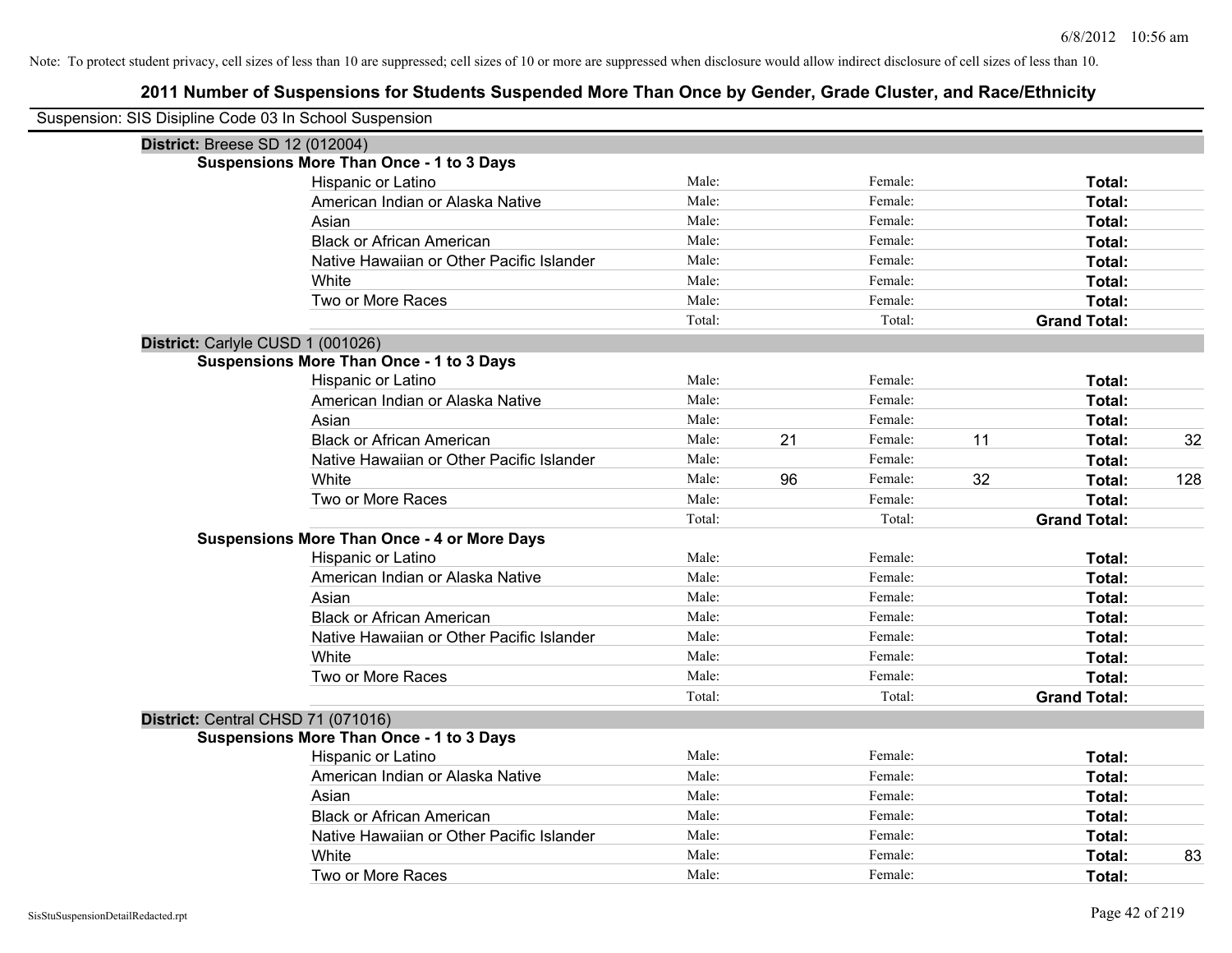Note: To protect student privacy, cell sizes of less than 10 are suppressed; cell sizes of 10 or more are suppressed when disclosure would allow indirect disclosure of cell sizes of less than 10.

## 2011 Number of Suspensions for Students Suspended More Than Once by Gender, Grade Cluster, and Race/Ethnicity

Suspension: SIS Disipline Code 03 In School Suspension

### District: Breese SD 12 (012004)

**Suspensions More Than Once - 1 to 3 Days**

| Race/Ethnicity | Male: | | Female: | | Total: | |
|---|---|---|---|---|---|---|
| Hispanic or Latino | Male: | | Female: | | **Total:** | |
| American Indian or Alaska Native | Male: | | Female: | | **Total:** | |
| Asian | Male: | | Female: | | **Total:** | |
| Black or African American | Male: | | Female: | | **Total:** | |
| Native Hawaiian or Other Pacific Islander | Male: | | Female: | | **Total:** | |
| White | Male: | | Female: | | **Total:** | |
| Two or More Races | Male: | | Female: | | **Total:** | |
| | Total: | | Total: | | **Grand Total:** | |

### District: Carlyle CUSD 1 (001026)

**Suspensions More Than Once - 1 to 3 Days**

| Race/Ethnicity | Male: | | Female: | | Total: | |
|---|---|---|---|---|---|---|
| Hispanic or Latino | Male: | | Female: | | **Total:** | |
| American Indian or Alaska Native | Male: | | Female: | | **Total:** | |
| Asian | Male: | | Female: | | **Total:** | |
| Black or African American | Male: | 21 | Female: | 11 | **Total:** | 32 |
| Native Hawaiian or Other Pacific Islander | Male: | | Female: | | **Total:** | |
| White | Male: | 96 | Female: | 32 | **Total:** | 128 |
| Two or More Races | Male: | | Female: | | **Total:** | |
| | Total: | | Total: | | **Grand Total:** | |

**Suspensions More Than Once - 4 or More Days**

| Race/Ethnicity | Male: | | Female: | | Total: | |
|---|---|---|---|---|---|---|
| Hispanic or Latino | Male: | | Female: | | **Total:** | |
| American Indian or Alaska Native | Male: | | Female: | | **Total:** | |
| Asian | Male: | | Female: | | **Total:** | |
| Black or African American | Male: | | Female: | | **Total:** | |
| Native Hawaiian or Other Pacific Islander | Male: | | Female: | | **Total:** | |
| White | Male: | | Female: | | **Total:** | |
| Two or More Races | Male: | | Female: | | **Total:** | |
| | Total: | | Total: | | **Grand Total:** | |

### District: Central CHSD 71 (071016)

**Suspensions More Than Once - 1 to 3 Days**

| Race/Ethnicity | Male: | | Female: | | Total: | |
|---|---|---|---|---|---|---|
| Hispanic or Latino | Male: | | Female: | | **Total:** | |
| American Indian or Alaska Native | Male: | | Female: | | **Total:** | |
| Asian | Male: | | Female: | | **Total:** | |
| Black or African American | Male: | | Female: | | **Total:** | |
| Native Hawaiian or Other Pacific Islander | Male: | | Female: | | **Total:** | |
| White | Male: | | Female: | | **Total:** | 83 |
| Two or More Races | Male: | | Female: | | **Total:** | |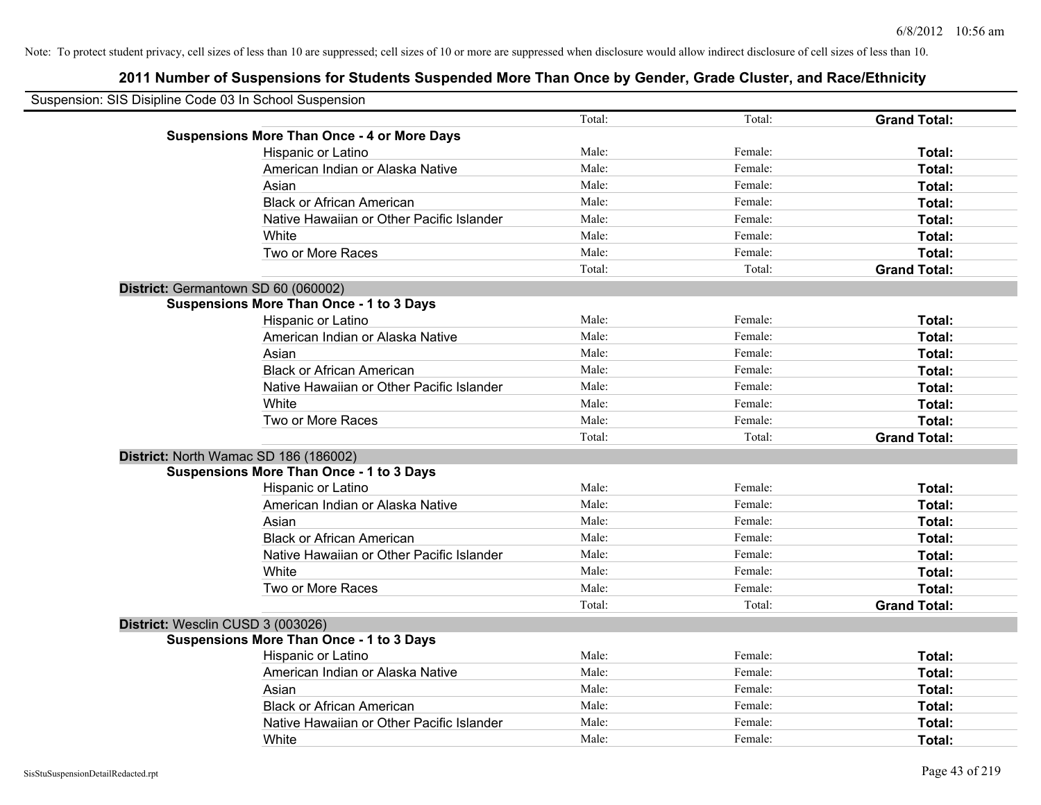Note: To protect student privacy, cell sizes of less than 10 are suppressed; cell sizes of 10 or more are suppressed when disclosure would allow indirect disclosure of cell sizes of less than 10.

# 2011 Number of Suspensions for Students Suspended More Than Once by Gender, Grade Cluster, and Race/Ethnicity

Suspension: SIS Disipline Code 03 In School Suspension

| | | | | |
|---|---|---|---|---|
| | | Total: | Total: | **Grand Total:** |
| **Suspensions More Than Once - 4 or More Days** | | | | |
| | Hispanic or Latino | Male: | Female: | **Total:** |
| | American Indian or Alaska Native | Male: | Female: | **Total:** |
| | Asian | Male: | Female: | **Total:** |
| | Black or African American | Male: | Female: | **Total:** |
| | Native Hawaiian or Other Pacific Islander | Male: | Female: | **Total:** |
| | White | Male: | Female: | **Total:** |
| | Two or More Races | Male: | Female: | **Total:** |
| | | Total: | Total: | **Grand Total:** |
| **District:** Germantown SD 60 (060002) | | | | |
| **Suspensions More Than Once - 1 to 3 Days** | | | | |
| | Hispanic or Latino | Male: | Female: | **Total:** |
| | American Indian or Alaska Native | Male: | Female: | **Total:** |
| | Asian | Male: | Female: | **Total:** |
| | Black or African American | Male: | Female: | **Total:** |
| | Native Hawaiian or Other Pacific Islander | Male: | Female: | **Total:** |
| | White | Male: | Female: | **Total:** |
| | Two or More Races | Male: | Female: | **Total:** |
| | | Total: | Total: | **Grand Total:** |
| **District:** North Wamac SD 186 (186002) | | | | |
| **Suspensions More Than Once - 1 to 3 Days** | | | | |
| | Hispanic or Latino | Male: | Female: | **Total:** |
| | American Indian or Alaska Native | Male: | Female: | **Total:** |
| | Asian | Male: | Female: | **Total:** |
| | Black or African American | Male: | Female: | **Total:** |
| | Native Hawaiian or Other Pacific Islander | Male: | Female: | **Total:** |
| | White | Male: | Female: | **Total:** |
| | Two or More Races | Male: | Female: | **Total:** |
| | | Total: | Total: | **Grand Total:** |
| **District:** Wesclin CUSD 3 (003026) | | | | |
| **Suspensions More Than Once - 1 to 3 Days** | | | | |
| | Hispanic or Latino | Male: | Female: | **Total:** |
| | American Indian or Alaska Native | Male: | Female: | **Total:** |
| | Asian | Male: | Female: | **Total:** |
| | Black or African American | Male: | Female: | **Total:** |
| | Native Hawaiian or Other Pacific Islander | Male: | Female: | **Total:** |
| | White | Male: | Female: | **Total:** |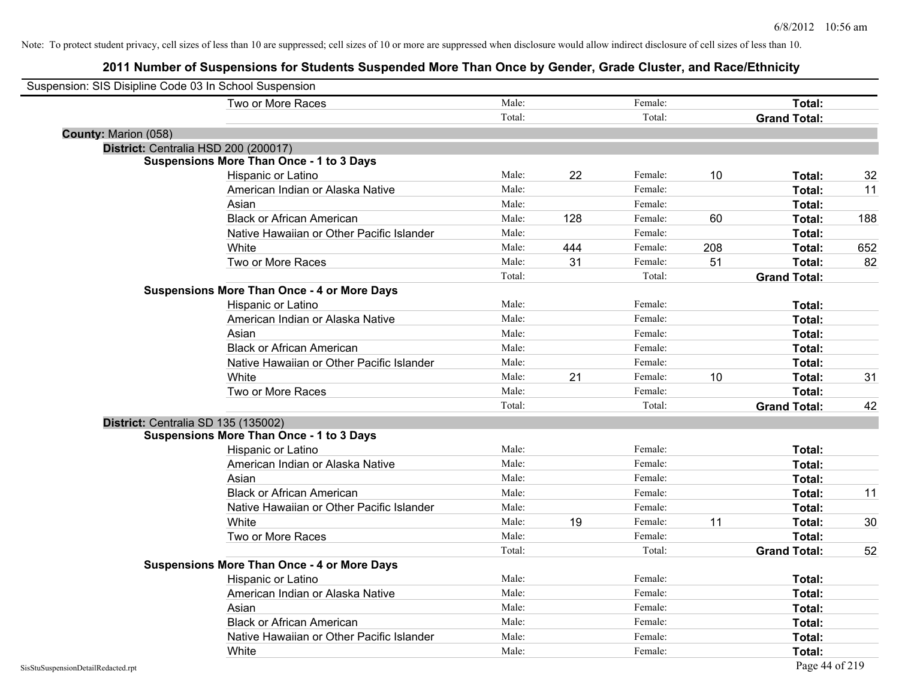Note: To protect student privacy, cell sizes of less than 10 are suppressed; cell sizes of 10 or more are suppressed when disclosure would allow indirect disclosure of cell sizes of less than 10.

## 2011 Number of Suspensions for Students Suspended More Than Once by Gender, Grade Cluster, and Race/Ethnicity

Suspension: SIS Disipline Code 03 In School Suspension

| | | | | | | |
|---|---|---|---|---|---|---|
| Two or More Races | Male: | | Female: | | **Total:** | |
| | Total: | | Total: | | **Grand Total:** | |

**County:** Marion (058)

**District:** Centralia HSD 200 (200017)

**Suspensions More Than Once - 1 to 3 Days**

| | | | | | | |
|---|---|---|---|---|---|---|
| Hispanic or Latino | Male: | 22 | Female: | 10 | **Total:** | 32 |
| American Indian or Alaska Native | Male: | | Female: | | **Total:** | 11 |
| Asian | Male: | | Female: | | **Total:** | |
| Black or African American | Male: | 128 | Female: | 60 | **Total:** | 188 |
| Native Hawaiian or Other Pacific Islander | Male: | | Female: | | **Total:** | |
| White | Male: | 444 | Female: | 208 | **Total:** | 652 |
| Two or More Races | Male: | 31 | Female: | 51 | **Total:** | 82 |
| | Total: | | Total: | | **Grand Total:** | |

**Suspensions More Than Once - 4 or More Days**

| | | | | | | |
|---|---|---|---|---|---|---|
| Hispanic or Latino | Male: | | Female: | | **Total:** | |
| American Indian or Alaska Native | Male: | | Female: | | **Total:** | |
| Asian | Male: | | Female: | | **Total:** | |
| Black or African American | Male: | | Female: | | **Total:** | |
| Native Hawaiian or Other Pacific Islander | Male: | | Female: | | **Total:** | |
| White | Male: | 21 | Female: | 10 | **Total:** | 31 |
| Two or More Races | Male: | | Female: | | **Total:** | |
| | Total: | | Total: | | **Grand Total:** | 42 |

**District:** Centralia SD 135 (135002)

**Suspensions More Than Once - 1 to 3 Days**

| | | | | | | |
|---|---|---|---|---|---|---|
| Hispanic or Latino | Male: | | Female: | | **Total:** | |
| American Indian or Alaska Native | Male: | | Female: | | **Total:** | |
| Asian | Male: | | Female: | | **Total:** | |
| Black or African American | Male: | | Female: | | **Total:** | 11 |
| Native Hawaiian or Other Pacific Islander | Male: | | Female: | | **Total:** | |
| White | Male: | 19 | Female: | 11 | **Total:** | 30 |
| Two or More Races | Male: | | Female: | | **Total:** | |
| | Total: | | Total: | | **Grand Total:** | 52 |

**Suspensions More Than Once - 4 or More Days**

| | | | | | | |
|---|---|---|---|---|---|---|
| Hispanic or Latino | Male: | | Female: | | **Total:** | |
| American Indian or Alaska Native | Male: | | Female: | | **Total:** | |
| Asian | Male: | | Female: | | **Total:** | |
| Black or African American | Male: | | Female: | | **Total:** | |
| Native Hawaiian or Other Pacific Islander | Male: | | Female: | | **Total:** | |
| White | Male: | | Female: | | **Total:** | |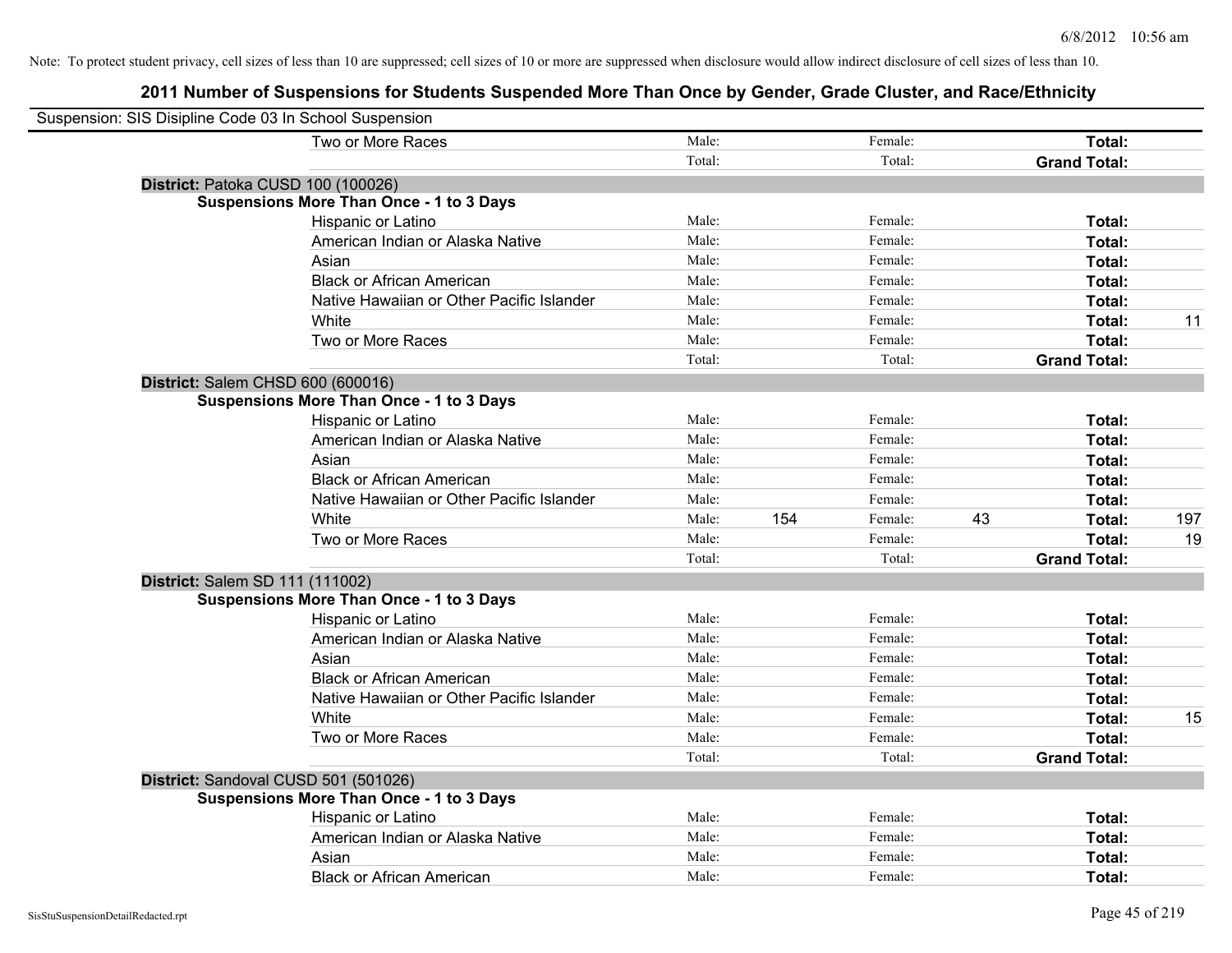Note: To protect student privacy, cell sizes of less than 10 are suppressed; cell sizes of 10 or more are suppressed when disclosure would allow indirect disclosure of cell sizes of less than 10.

## 2011 Number of Suspensions for Students Suspended More Than Once by Gender, Grade Cluster, and Race/Ethnicity

Suspension: SIS Disipline Code 03 In School Suspension

| | | | | | | |
|---|---|---|---|---|---|---|
| Two or More Races | Male: | | Female: | | **Total:** | |
| | Total: | | Total: | | **Grand Total:** | |

**District:** Patoka CUSD 100 (100026)

**Suspensions More Than Once - 1 to 3 Days**

| | | | | | | |
|---|---|---|---|---|---|---|
| Hispanic or Latino | Male: | | Female: | | **Total:** | |
| American Indian or Alaska Native | Male: | | Female: | | **Total:** | |
| Asian | Male: | | Female: | | **Total:** | |
| Black or African American | Male: | | Female: | | **Total:** | |
| Native Hawaiian or Other Pacific Islander | Male: | | Female: | | **Total:** | |
| White | Male: | | Female: | | **Total:** | 11 |
| Two or More Races | Male: | | Female: | | **Total:** | |
| | Total: | | Total: | | **Grand Total:** | |

**District:** Salem CHSD 600 (600016)

**Suspensions More Than Once - 1 to 3 Days**

| | | | | | | |
|---|---|---|---|---|---|---|
| Hispanic or Latino | Male: | | Female: | | **Total:** | |
| American Indian or Alaska Native | Male: | | Female: | | **Total:** | |
| Asian | Male: | | Female: | | **Total:** | |
| Black or African American | Male: | | Female: | | **Total:** | |
| Native Hawaiian or Other Pacific Islander | Male: | | Female: | | **Total:** | |
| White | Male: | 154 | Female: | 43 | **Total:** | 197 |
| Two or More Races | Male: | | Female: | | **Total:** | 19 |
| | Total: | | Total: | | **Grand Total:** | |

**District:** Salem SD 111 (111002)

**Suspensions More Than Once - 1 to 3 Days**

| | | | | | | |
|---|---|---|---|---|---|---|
| Hispanic or Latino | Male: | | Female: | | **Total:** | |
| American Indian or Alaska Native | Male: | | Female: | | **Total:** | |
| Asian | Male: | | Female: | | **Total:** | |
| Black or African American | Male: | | Female: | | **Total:** | |
| Native Hawaiian or Other Pacific Islander | Male: | | Female: | | **Total:** | |
| White | Male: | | Female: | | **Total:** | 15 |
| Two or More Races | Male: | | Female: | | **Total:** | |
| | Total: | | Total: | | **Grand Total:** | |

**District:** Sandoval CUSD 501 (501026)

**Suspensions More Than Once - 1 to 3 Days**

| | | | | | | |
|---|---|---|---|---|---|---|
| Hispanic or Latino | Male: | | Female: | | **Total:** | |
| American Indian or Alaska Native | Male: | | Female: | | **Total:** | |
| Asian | Male: | | Female: | | **Total:** | |
| Black or African American | Male: | | Female: | | **Total:** | |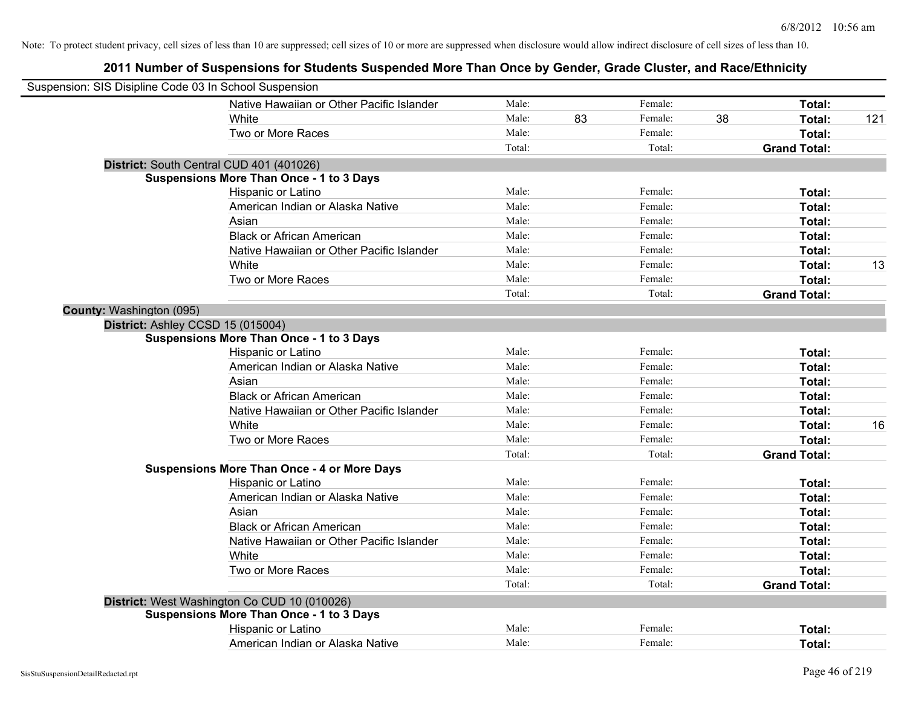Note: To protect student privacy, cell sizes of less than 10 are suppressed; cell sizes of 10 or more are suppressed when disclosure would allow indirect disclosure of cell sizes of less than 10.

# 2011 Number of Suspensions for Students Suspended More Than Once by Gender, Grade Cluster, and Race/Ethnicity

Suspension: SIS Disipline Code 03 In School Suspension

| | | | | | | | |
|---|---|---|---|---|---|---|---|
| Native Hawaiian or Other Pacific Islander | Male: | | Female: | | **Total:** | |
| White | Male: | 83 | Female: | 38 | **Total:** | 121 |
| Two or More Races | Male: | | Female: | | **Total:** | |
| | Total: | | Total: | | **Grand Total:** | |

**District:** South Central CUD 401 (401026)

**Suspensions More Than Once - 1 to 3 Days**

| | | | | | | |
|---|---|---|---|---|---|---|
| Hispanic or Latino | Male: | | Female: | | **Total:** | |
| American Indian or Alaska Native | Male: | | Female: | | **Total:** | |
| Asian | Male: | | Female: | | **Total:** | |
| Black or African American | Male: | | Female: | | **Total:** | |
| Native Hawaiian or Other Pacific Islander | Male: | | Female: | | **Total:** | |
| White | Male: | | Female: | | **Total:** | 13 |
| Two or More Races | Male: | | Female: | | **Total:** | |
| | Total: | | Total: | | **Grand Total:** | |

**County:** Washington (095)

**District:** Ashley CCSD 15 (015004)

**Suspensions More Than Once - 1 to 3 Days**

| | | | | | | |
|---|---|---|---|---|---|---|
| Hispanic or Latino | Male: | | Female: | | **Total:** | |
| American Indian or Alaska Native | Male: | | Female: | | **Total:** | |
| Asian | Male: | | Female: | | **Total:** | |
| Black or African American | Male: | | Female: | | **Total:** | |
| Native Hawaiian or Other Pacific Islander | Male: | | Female: | | **Total:** | |
| White | Male: | | Female: | | **Total:** | 16 |
| Two or More Races | Male: | | Female: | | **Total:** | |
| | Total: | | Total: | | **Grand Total:** | |

**Suspensions More Than Once - 4 or More Days**

| | | | | | | |
|---|---|---|---|---|---|---|
| Hispanic or Latino | Male: | | Female: | | **Total:** | |
| American Indian or Alaska Native | Male: | | Female: | | **Total:** | |
| Asian | Male: | | Female: | | **Total:** | |
| Black or African American | Male: | | Female: | | **Total:** | |
| Native Hawaiian or Other Pacific Islander | Male: | | Female: | | **Total:** | |
| White | Male: | | Female: | | **Total:** | |
| Two or More Races | Male: | | Female: | | **Total:** | |
| | Total: | | Total: | | **Grand Total:** | |

**District:** West Washington Co CUD 10 (010026)

**Suspensions More Than Once - 1 to 3 Days**

| | | | | | | |
|---|---|---|---|---|---|---|
| Hispanic or Latino | Male: | | Female: | | **Total:** | |
| American Indian or Alaska Native | Male: | | Female: | | **Total:** | |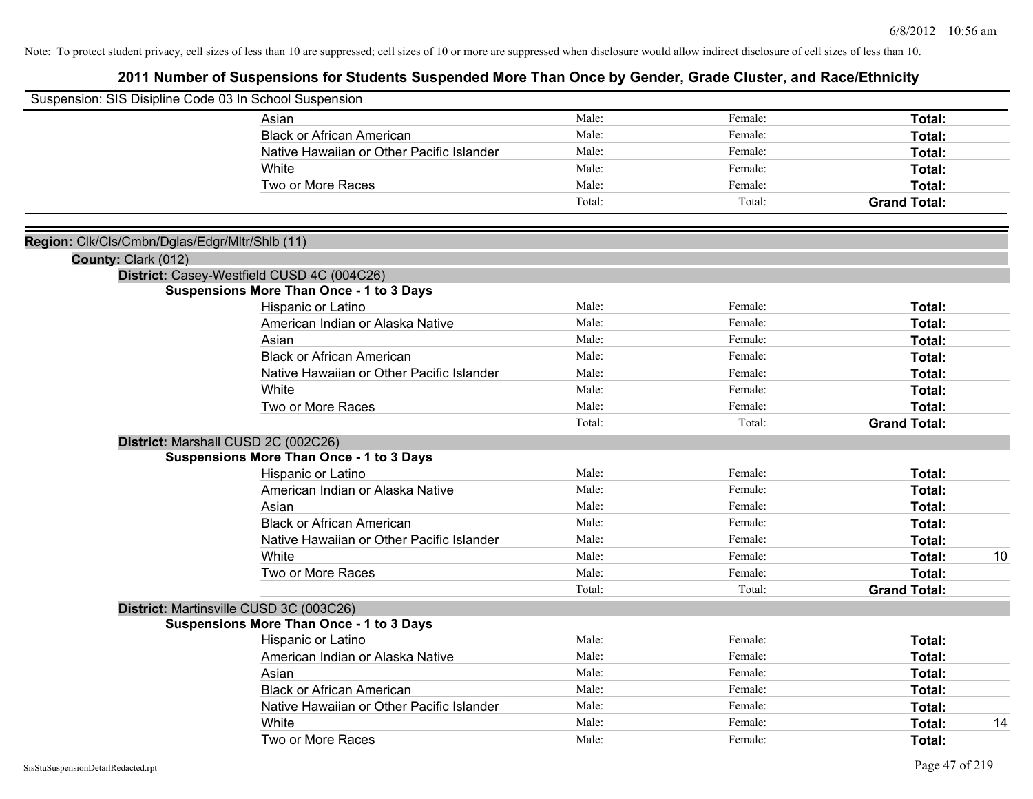Note: To protect student privacy, cell sizes of less than 10 are suppressed; cell sizes of 10 or more are suppressed when disclosure would allow indirect disclosure of cell sizes of less than 10.

# 2011 Number of Suspensions for Students Suspended More Than Once by Gender, Grade Cluster, and Race/Ethnicity

Suspension: SIS Disipline Code 03 In School Suspension

| | Male | Female | Total |
|---|---|---|---|
| Asian | Male: | Female: | **Total:** |
| Black or African American | Male: | Female: | **Total:** |
| Native Hawaiian or Other Pacific Islander | Male: | Female: | **Total:** |
| White | Male: | Female: | **Total:** |
| Two or More Races | Male: | Female: | **Total:** |
| | Total: | Total: | **Grand Total:** |

**Region:** Clk/Cls/Cmbn/Dglas/Edgr/Mltr/Shlb (11)

**County:** Clark (012)

**District:** Casey-Westfield CUSD 4C (004C26)

**Suspensions More Than Once - 1 to 3 Days**

| | Male | Female | Total |
|---|---|---|---|
| Hispanic or Latino | Male: | Female: | **Total:** |
| American Indian or Alaska Native | Male: | Female: | **Total:** |
| Asian | Male: | Female: | **Total:** |
| Black or African American | Male: | Female: | **Total:** |
| Native Hawaiian or Other Pacific Islander | Male: | Female: | **Total:** |
| White | Male: | Female: | **Total:** |
| Two or More Races | Male: | Female: | **Total:** |
| | Total: | Total: | **Grand Total:** |

**District:** Marshall CUSD 2C (002C26)

**Suspensions More Than Once - 1 to 3 Days**

| | Male | Female | Total |
|---|---|---|---|
| Hispanic or Latino | Male: | Female: | **Total:** |
| American Indian or Alaska Native | Male: | Female: | **Total:** |
| Asian | Male: | Female: | **Total:** |
| Black or African American | Male: | Female: | **Total:** |
| Native Hawaiian or Other Pacific Islander | Male: | Female: | **Total:** |
| White | Male: | Female: | **Total:** 10 |
| Two or More Races | Male: | Female: | **Total:** |
| | Total: | Total: | **Grand Total:** |

**District:** Martinsville CUSD 3C (003C26)

**Suspensions More Than Once - 1 to 3 Days**

| | Male | Female | Total |
|---|---|---|---|
| Hispanic or Latino | Male: | Female: | **Total:** |
| American Indian or Alaska Native | Male: | Female: | **Total:** |
| Asian | Male: | Female: | **Total:** |
| Black or African American | Male: | Female: | **Total:** |
| Native Hawaiian or Other Pacific Islander | Male: | Female: | **Total:** |
| White | Male: | Female: | **Total:** 14 |
| Two or More Races | Male: | Female: | **Total:** |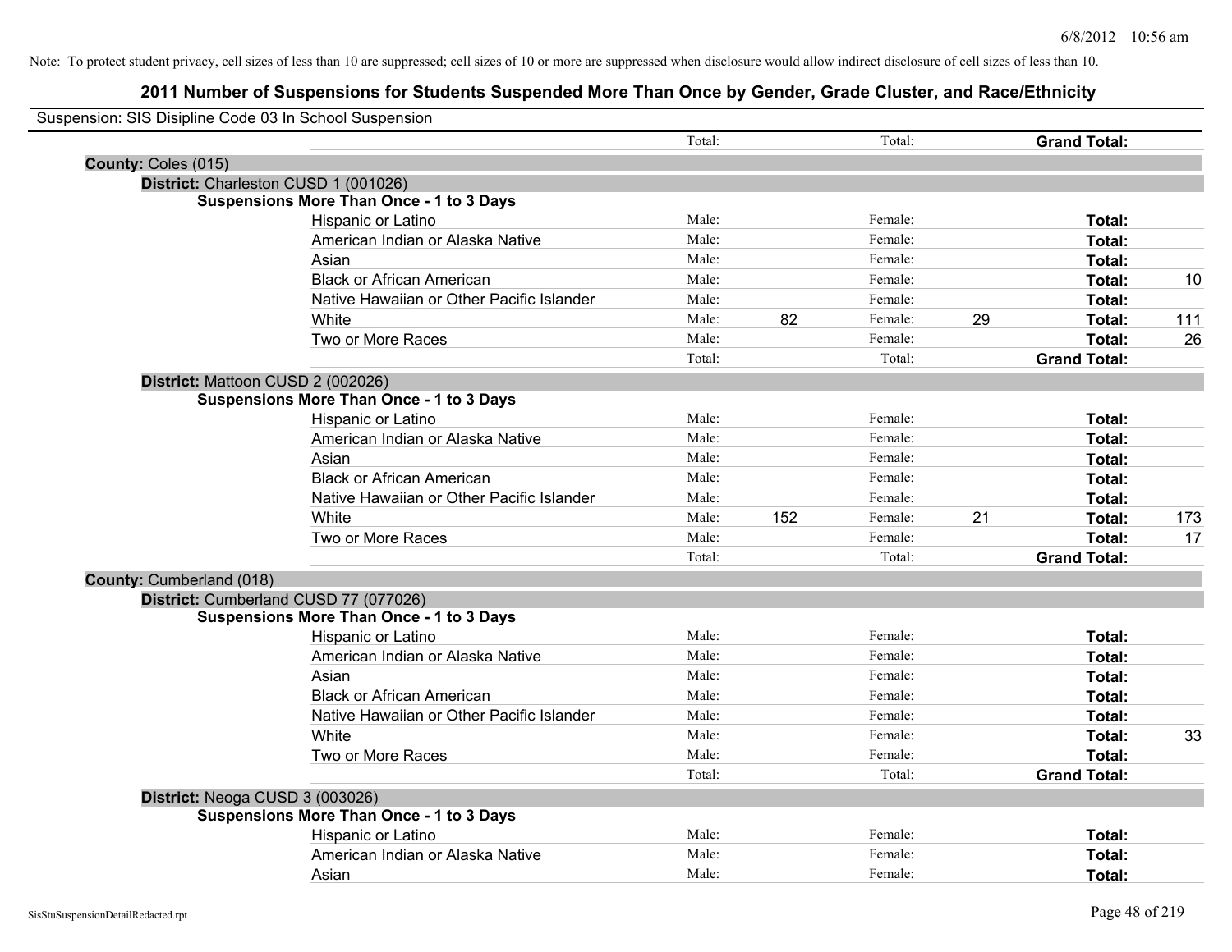Note: To protect student privacy, cell sizes of less than 10 are suppressed; cell sizes of 10 or more are suppressed when disclosure would allow indirect disclosure of cell sizes of less than 10.

## 2011 Number of Suspensions for Students Suspended More Than Once by Gender, Grade Cluster, and Race/Ethnicity

Suspension: SIS Disipline Code 03 In School Suspension

| | | | | | | | |
|---|---|---|---|---|---|---|---|
| | Total: | | Total: | | **Grand Total:** | |

**County:** Coles (015)

**District:** Charleston CUSD 1 (001026)

**Suspensions More Than Once - 1 to 3 Days**

| Race/Ethnicity | | | | | | |
|---|---|---|---|---|---|---|
| Hispanic or Latino | Male: | | Female: | | **Total:** | |
| American Indian or Alaska Native | Male: | | Female: | | **Total:** | |
| Asian | Male: | | Female: | | **Total:** | |
| Black or African American | Male: | | Female: | | **Total:** | 10 |
| Native Hawaiian or Other Pacific Islander | Male: | | Female: | | **Total:** | |
| White | Male: | 82 | Female: | 29 | **Total:** | 111 |
| Two or More Races | Male: | | Female: | | **Total:** | 26 |
| | Total: | | Total: | | **Grand Total:** | |

**District:** Mattoon CUSD 2 (002026)

**Suspensions More Than Once - 1 to 3 Days**

| Race/Ethnicity | | | | | | |
|---|---|---|---|---|---|---|
| Hispanic or Latino | Male: | | Female: | | **Total:** | |
| American Indian or Alaska Native | Male: | | Female: | | **Total:** | |
| Asian | Male: | | Female: | | **Total:** | |
| Black or African American | Male: | | Female: | | **Total:** | |
| Native Hawaiian or Other Pacific Islander | Male: | | Female: | | **Total:** | |
| White | Male: | 152 | Female: | 21 | **Total:** | 173 |
| Two or More Races | Male: | | Female: | | **Total:** | 17 |
| | Total: | | Total: | | **Grand Total:** | |

**County:** Cumberland (018)

**District:** Cumberland CUSD 77 (077026)

**Suspensions More Than Once - 1 to 3 Days**

| Race/Ethnicity | | | | | | |
|---|---|---|---|---|---|---|
| Hispanic or Latino | Male: | | Female: | | **Total:** | |
| American Indian or Alaska Native | Male: | | Female: | | **Total:** | |
| Asian | Male: | | Female: | | **Total:** | |
| Black or African American | Male: | | Female: | | **Total:** | |
| Native Hawaiian or Other Pacific Islander | Male: | | Female: | | **Total:** | |
| White | Male: | | Female: | | **Total:** | 33 |
| Two or More Races | Male: | | Female: | | **Total:** | |
| | Total: | | Total: | | **Grand Total:** | |

**District:** Neoga CUSD 3 (003026)

**Suspensions More Than Once - 1 to 3 Days**

| Race/Ethnicity | | | | | | |
|---|---|---|---|---|---|---|
| Hispanic or Latino | Male: | | Female: | | **Total:** | |
| American Indian or Alaska Native | Male: | | Female: | | **Total:** | |
| Asian | Male: | | Female: | | **Total:** | |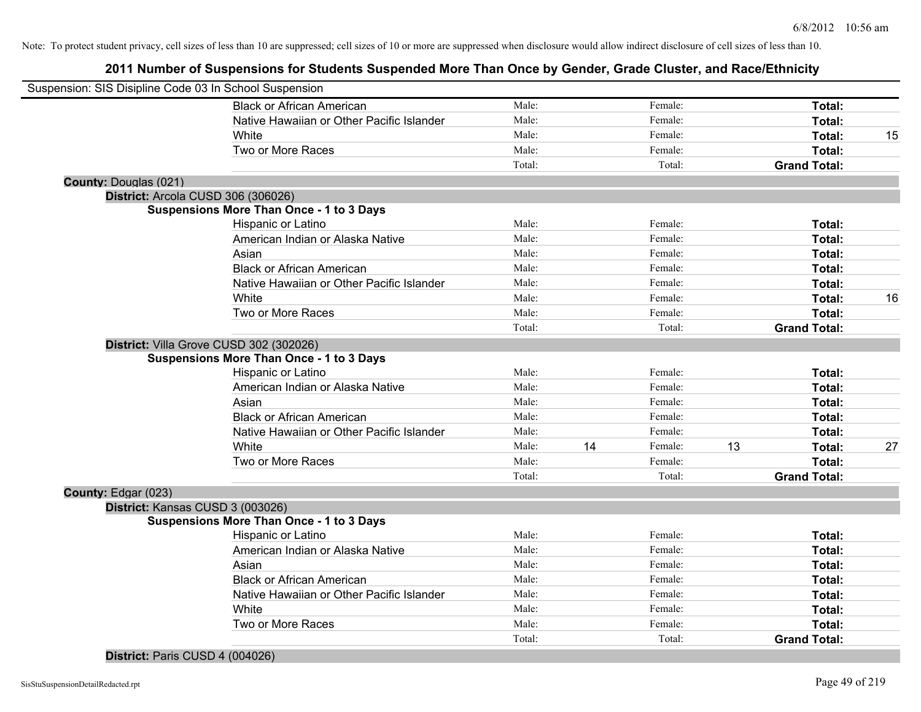Note: To protect student privacy, cell sizes of less than 10 are suppressed; cell sizes of 10 or more are suppressed when disclosure would allow indirect disclosure of cell sizes of less than 10.

# 2011 Number of Suspensions for Students Suspended More Than Once by Gender, Grade Cluster, and Race/Ethnicity

Suspension: SIS Disipline Code 03 In School Suspension

| | | | | | | |
|---|---|---|---|---|---|---|
| Black or African American | Male: | | Female: | | **Total:** | |
| Native Hawaiian or Other Pacific Islander | Male: | | Female: | | **Total:** | |
| White | Male: | | Female: | | **Total:** | 15 |
| Two or More Races | Male: | | Female: | | **Total:** | |
| | Total: | | Total: | | **Grand Total:** | |

**County:** Douglas (021)

**District:** Arcola CUSD 306 (306026)

**Suspensions More Than Once - 1 to 3 Days**

| | | | | | | |
|---|---|---|---|---|---|---|
| Hispanic or Latino | Male: | | Female: | | **Total:** | |
| American Indian or Alaska Native | Male: | | Female: | | **Total:** | |
| Asian | Male: | | Female: | | **Total:** | |
| Black or African American | Male: | | Female: | | **Total:** | |
| Native Hawaiian or Other Pacific Islander | Male: | | Female: | | **Total:** | |
| White | Male: | | Female: | | **Total:** | 16 |
| Two or More Races | Male: | | Female: | | **Total:** | |
| | Total: | | Total: | | **Grand Total:** | |

**District:** Villa Grove CUSD 302 (302026)

**Suspensions More Than Once - 1 to 3 Days**

| | | | | | | |
|---|---|---|---|---|---|---|
| Hispanic or Latino | Male: | | Female: | | **Total:** | |
| American Indian or Alaska Native | Male: | | Female: | | **Total:** | |
| Asian | Male: | | Female: | | **Total:** | |
| Black or African American | Male: | | Female: | | **Total:** | |
| Native Hawaiian or Other Pacific Islander | Male: | | Female: | | **Total:** | |
| White | Male: | 14 | Female: | 13 | **Total:** | 27 |
| Two or More Races | Male: | | Female: | | **Total:** | |
| | Total: | | Total: | | **Grand Total:** | |

**County:** Edgar (023)

**District:** Kansas CUSD 3 (003026)

**Suspensions More Than Once - 1 to 3 Days**

| | | | | | | |
|---|---|---|---|---|---|---|
| Hispanic or Latino | Male: | | Female: | | **Total:** | |
| American Indian or Alaska Native | Male: | | Female: | | **Total:** | |
| Asian | Male: | | Female: | | **Total:** | |
| Black or African American | Male: | | Female: | | **Total:** | |
| Native Hawaiian or Other Pacific Islander | Male: | | Female: | | **Total:** | |
| White | Male: | | Female: | | **Total:** | |
| Two or More Races | Male: | | Female: | | **Total:** | |
| | Total: | | Total: | | **Grand Total:** | |

**District:** Paris CUSD 4 (004026)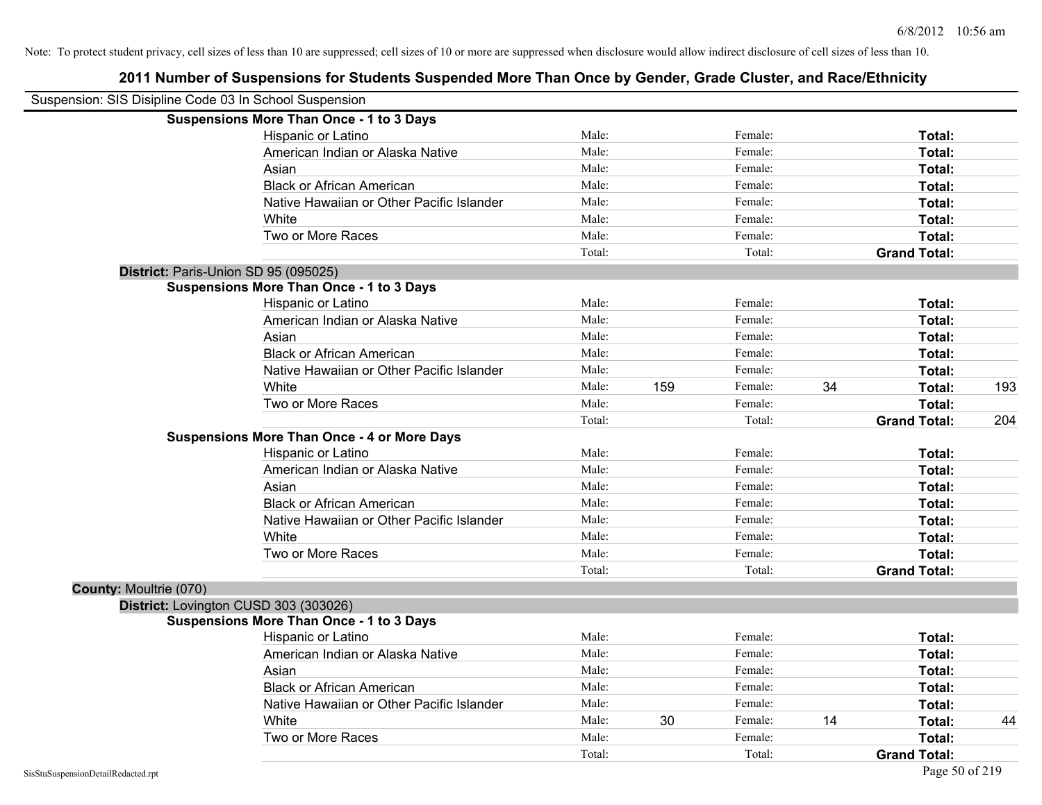Note: To protect student privacy, cell sizes of less than 10 are suppressed; cell sizes of 10 or more are suppressed when disclosure would allow indirect disclosure of cell sizes of less than 10.

## 2011 Number of Suspensions for Students Suspended More Than Once by Gender, Grade Cluster, and Race/Ethnicity

Suspension: SIS Disipline Code 03 In School Suspension

**Suspensions More Than Once - 1 to 3 Days**

| | | | | | | |
|---|---|---|---|---|---|---|
| Hispanic or Latino | Male: | | Female: | | **Total:** | |
| American Indian or Alaska Native | Male: | | Female: | | **Total:** | |
| Asian | Male: | | Female: | | **Total:** | |
| Black or African American | Male: | | Female: | | **Total:** | |
| Native Hawaiian or Other Pacific Islander | Male: | | Female: | | **Total:** | |
| White | Male: | | Female: | | **Total:** | |
| Two or More Races | Male: | | Female: | | **Total:** | |
| | Total: | | Total: | | **Grand Total:** | |

**District:** Paris-Union SD 95 (095025)

**Suspensions More Than Once - 1 to 3 Days**

| | | | | | | |
|---|---|---|---|---|---|---|
| Hispanic or Latino | Male: | | Female: | | **Total:** | |
| American Indian or Alaska Native | Male: | | Female: | | **Total:** | |
| Asian | Male: | | Female: | | **Total:** | |
| Black or African American | Male: | | Female: | | **Total:** | |
| Native Hawaiian or Other Pacific Islander | Male: | | Female: | | **Total:** | |
| White | Male: | 159 | Female: | 34 | **Total:** | 193 |
| Two or More Races | Male: | | Female: | | **Total:** | |
| | Total: | | Total: | | **Grand Total:** | 204 |

**Suspensions More Than Once - 4 or More Days**

| | | | | | | |
|---|---|---|---|---|---|---|
| Hispanic or Latino | Male: | | Female: | | **Total:** | |
| American Indian or Alaska Native | Male: | | Female: | | **Total:** | |
| Asian | Male: | | Female: | | **Total:** | |
| Black or African American | Male: | | Female: | | **Total:** | |
| Native Hawaiian or Other Pacific Islander | Male: | | Female: | | **Total:** | |
| White | Male: | | Female: | | **Total:** | |
| Two or More Races | Male: | | Female: | | **Total:** | |
| | Total: | | Total: | | **Grand Total:** | |

**County:** Moultrie (070)

**District:** Lovington CUSD 303 (303026)

**Suspensions More Than Once - 1 to 3 Days**

| | | | | | | |
|---|---|---|---|---|---|---|
| Hispanic or Latino | Male: | | Female: | | **Total:** | |
| American Indian or Alaska Native | Male: | | Female: | | **Total:** | |
| Asian | Male: | | Female: | | **Total:** | |
| Black or African American | Male: | | Female: | | **Total:** | |
| Native Hawaiian or Other Pacific Islander | Male: | | Female: | | **Total:** | |
| White | Male: | 30 | Female: | 14 | **Total:** | 44 |
| Two or More Races | Male: | | Female: | | **Total:** | |
| | Total: | | Total: | | **Grand Total:** | |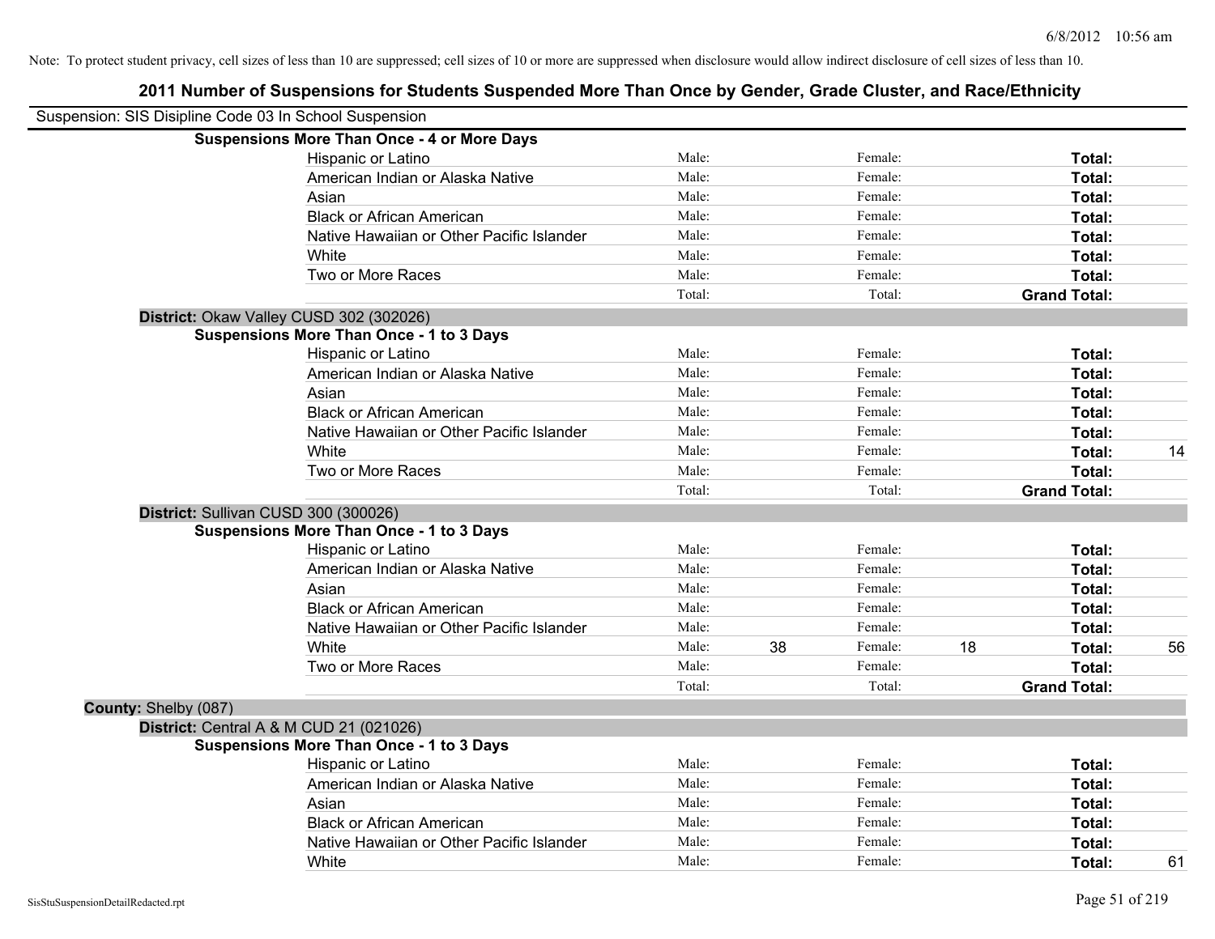Note: To protect student privacy, cell sizes of less than 10 are suppressed; cell sizes of 10 or more are suppressed when disclosure would allow indirect disclosure of cell sizes of less than 10.

## 2011 Number of Suspensions for Students Suspended More Than Once by Gender, Grade Cluster, and Race/Ethnicity

Suspension: SIS Disipline Code 03 In School Suspension

**Suspensions More Than Once - 4 or More Days**

| Race/Ethnicity | | Male | | Female | | Total |
|---|---|---|---|---|---|---|
| Hispanic or Latino | Male: | | Female: | | **Total:** | |
| American Indian or Alaska Native | Male: | | Female: | | **Total:** | |
| Asian | Male: | | Female: | | **Total:** | |
| Black or African American | Male: | | Female: | | **Total:** | |
| Native Hawaiian or Other Pacific Islander | Male: | | Female: | | **Total:** | |
| White | Male: | | Female: | | **Total:** | |
| Two or More Races | Male: | | Female: | | **Total:** | |
| | Total: | | Total: | | **Grand Total:** | |

**District:** Okaw Valley CUSD 302 (302026)

**Suspensions More Than Once - 1 to 3 Days**

| Race/Ethnicity | | Male | | Female | | Total |
|---|---|---|---|---|---|---|
| Hispanic or Latino | Male: | | Female: | | **Total:** | |
| American Indian or Alaska Native | Male: | | Female: | | **Total:** | |
| Asian | Male: | | Female: | | **Total:** | |
| Black or African American | Male: | | Female: | | **Total:** | |
| Native Hawaiian or Other Pacific Islander | Male: | | Female: | | **Total:** | |
| White | Male: | | Female: | | **Total:** | 14 |
| Two or More Races | Male: | | Female: | | **Total:** | |
| | Total: | | Total: | | **Grand Total:** | |

**District:** Sullivan CUSD 300 (300026)

**Suspensions More Than Once - 1 to 3 Days**

| Race/Ethnicity | | Male | | Female | | Total |
|---|---|---|---|---|---|---|
| Hispanic or Latino | Male: | | Female: | | **Total:** | |
| American Indian or Alaska Native | Male: | | Female: | | **Total:** | |
| Asian | Male: | | Female: | | **Total:** | |
| Black or African American | Male: | | Female: | | **Total:** | |
| Native Hawaiian or Other Pacific Islander | Male: | | Female: | | **Total:** | |
| White | Male: | 38 | Female: | 18 | **Total:** | 56 |
| Two or More Races | Male: | | Female: | | **Total:** | |
| | Total: | | Total: | | **Grand Total:** | |

**County:** Shelby (087)

**District:** Central A & M CUD 21 (021026)

**Suspensions More Than Once - 1 to 3 Days**

| Race/Ethnicity | | Male | | Female | | Total |
|---|---|---|---|---|---|---|
| Hispanic or Latino | Male: | | Female: | | **Total:** | |
| American Indian or Alaska Native | Male: | | Female: | | **Total:** | |
| Asian | Male: | | Female: | | **Total:** | |
| Black or African American | Male: | | Female: | | **Total:** | |
| Native Hawaiian or Other Pacific Islander | Male: | | Female: | | **Total:** | |
| White | Male: | | Female: | | **Total:** | 61 |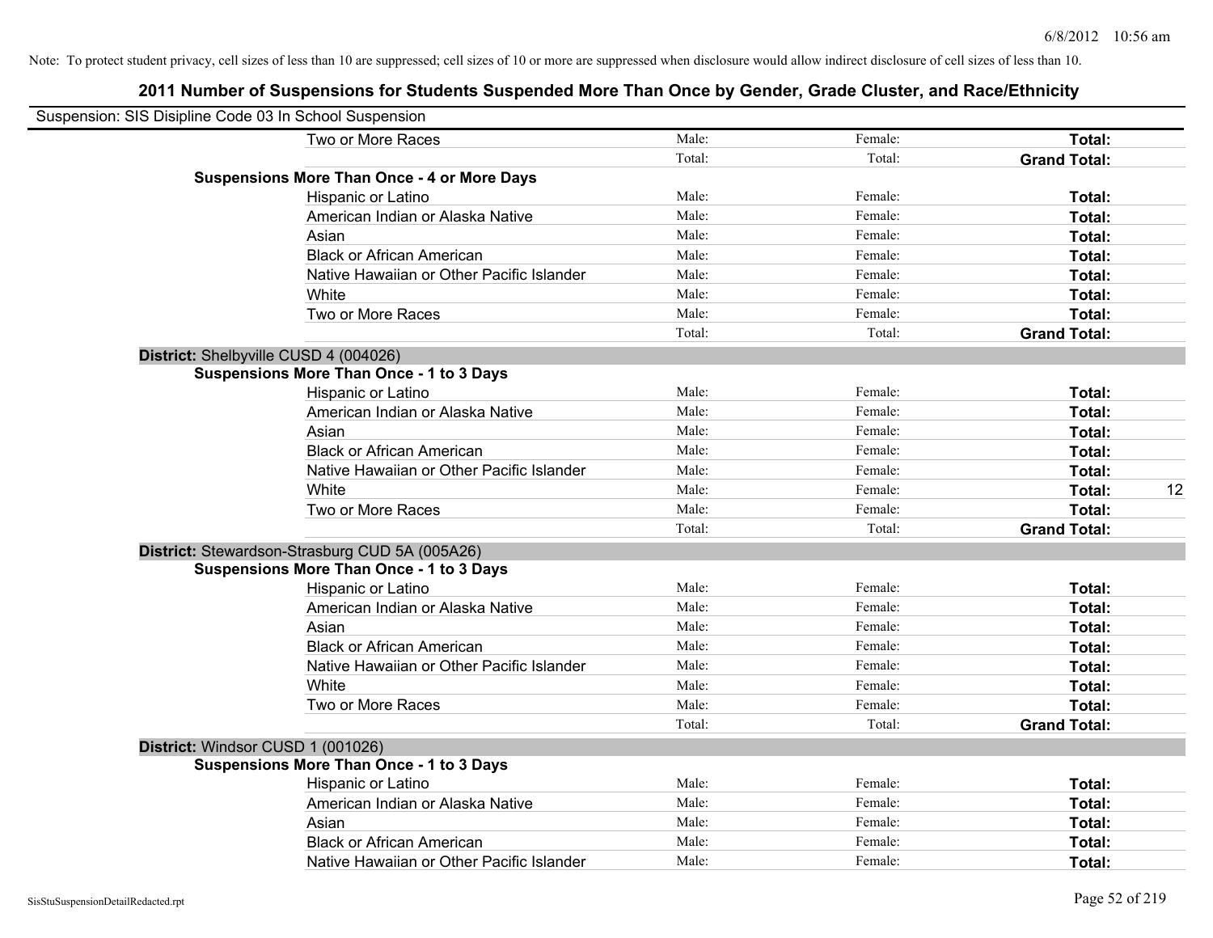Note: To protect student privacy, cell sizes of less than 10 are suppressed; cell sizes of 10 or more are suppressed when disclosure would allow indirect disclosure of cell sizes of less than 10.

# 2011 Number of Suspensions for Students Suspended More Than Once by Gender, Grade Cluster, and Race/Ethnicity

Suspension: SIS Disipline Code 03 In School Suspension

| | | | | |
|---|---|---|---|---|
| Two or More Races | Male: | Female: | **Total:** | |
| | Total: | Total: | **Grand Total:** | |
| **Suspensions More Than Once - 4 or More Days** | | | | |
| Hispanic or Latino | Male: | Female: | **Total:** | |
| American Indian or Alaska Native | Male: | Female: | **Total:** | |
| Asian | Male: | Female: | **Total:** | |
| Black or African American | Male: | Female: | **Total:** | |
| Native Hawaiian or Other Pacific Islander | Male: | Female: | **Total:** | |
| White | Male: | Female: | **Total:** | |
| Two or More Races | Male: | Female: | **Total:** | |
| | Total: | Total: | **Grand Total:** | |
| **District:** Shelbyville CUSD 4 (004026) | | | | |
| **Suspensions More Than Once - 1 to 3 Days** | | | | |
| Hispanic or Latino | Male: | Female: | **Total:** | |
| American Indian or Alaska Native | Male: | Female: | **Total:** | |
| Asian | Male: | Female: | **Total:** | |
| Black or African American | Male: | Female: | **Total:** | |
| Native Hawaiian or Other Pacific Islander | Male: | Female: | **Total:** | |
| White | Male: | Female: | **Total:** | 12 |
| Two or More Races | Male: | Female: | **Total:** | |
| | Total: | Total: | **Grand Total:** | |
| **District:** Stewardson-Strasburg CUD 5A (005A26) | | | | |
| **Suspensions More Than Once - 1 to 3 Days** | | | | |
| Hispanic or Latino | Male: | Female: | **Total:** | |
| American Indian or Alaska Native | Male: | Female: | **Total:** | |
| Asian | Male: | Female: | **Total:** | |
| Black or African American | Male: | Female: | **Total:** | |
| Native Hawaiian or Other Pacific Islander | Male: | Female: | **Total:** | |
| White | Male: | Female: | **Total:** | |
| Two or More Races | Male: | Female: | **Total:** | |
| | Total: | Total: | **Grand Total:** | |
| **District:** Windsor CUSD 1 (001026) | | | | |
| **Suspensions More Than Once - 1 to 3 Days** | | | | |
| Hispanic or Latino | Male: | Female: | **Total:** | |
| American Indian or Alaska Native | Male: | Female: | **Total:** | |
| Asian | Male: | Female: | **Total:** | |
| Black or African American | Male: | Female: | **Total:** | |
| Native Hawaiian or Other Pacific Islander | Male: | Female: | **Total:** | |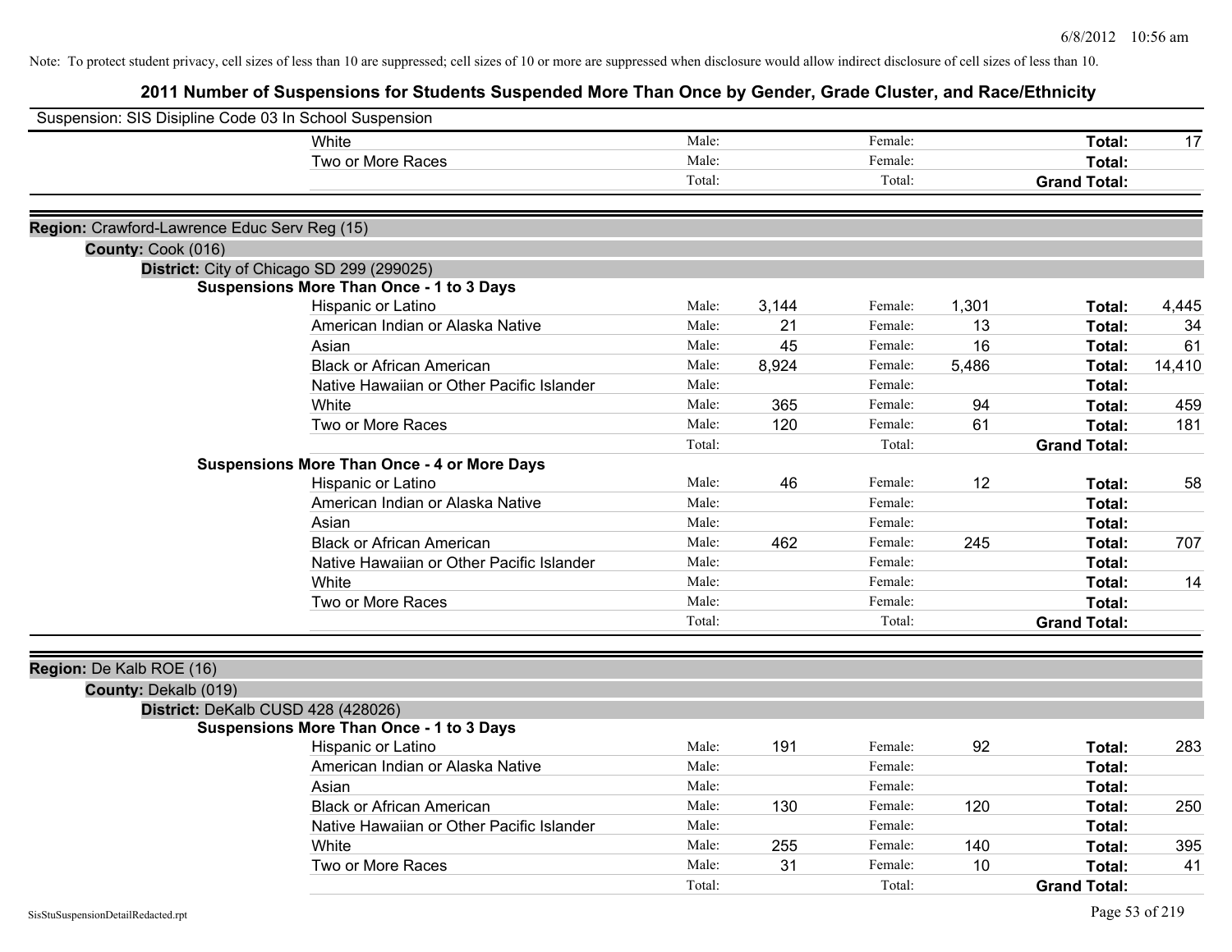Note: To protect student privacy, cell sizes of less than 10 are suppressed; cell sizes of 10 or more are suppressed when disclosure would allow indirect disclosure of cell sizes of less than 10.

# 2011 Number of Suspensions for Students Suspended More Than Once by Gender, Grade Cluster, and Race/Ethnicity

Suspension: SIS Disipline Code 03 In School Suspension

| | | | | | | |
|---|---|---|---|---|---|---|
| White | Male: | | Female: | | **Total:** | 17 |
| Two or More Races | Male: | | Female: | | **Total:** | |
| | Total: | | Total: | | **Grand Total:** | |

**Region:** Crawford-Lawrence Educ Serv Reg (15)

**County:** Cook (016)

**District:** City of Chicago SD 299 (299025)

**Suspensions More Than Once - 1 to 3 Days**

| | | | | | | |
|---|---|---|---|---|---|---|
| Hispanic or Latino | Male: | 3,144 | Female: | 1,301 | **Total:** | 4,445 |
| American Indian or Alaska Native | Male: | 21 | Female: | 13 | **Total:** | 34 |
| Asian | Male: | 45 | Female: | 16 | **Total:** | 61 |
| Black or African American | Male: | 8,924 | Female: | 5,486 | **Total:** | 14,410 |
| Native Hawaiian or Other Pacific Islander | Male: | | Female: | | **Total:** | |
| White | Male: | 365 | Female: | 94 | **Total:** | 459 |
| Two or More Races | Male: | 120 | Female: | 61 | **Total:** | 181 |
| | Total: | | Total: | | **Grand Total:** | |

**Suspensions More Than Once - 4 or More Days**

| | | | | | | |
|---|---|---|---|---|---|---|
| Hispanic or Latino | Male: | 46 | Female: | 12 | **Total:** | 58 |
| American Indian or Alaska Native | Male: | | Female: | | **Total:** | |
| Asian | Male: | | Female: | | **Total:** | |
| Black or African American | Male: | 462 | Female: | 245 | **Total:** | 707 |
| Native Hawaiian or Other Pacific Islander | Male: | | Female: | | **Total:** | |
| White | Male: | | Female: | | **Total:** | 14 |
| Two or More Races | Male: | | Female: | | **Total:** | |
| | Total: | | Total: | | **Grand Total:** | |

**Region:** De Kalb ROE (16)

**County:** Dekalb (019)

**District:** DeKalb CUSD 428 (428026)

**Suspensions More Than Once - 1 to 3 Days**

| | | | | | | |
|---|---|---|---|---|---|---|
| Hispanic or Latino | Male: | 191 | Female: | 92 | **Total:** | 283 |
| American Indian or Alaska Native | Male: | | Female: | | **Total:** | |
| Asian | Male: | | Female: | | **Total:** | |
| Black or African American | Male: | 130 | Female: | 120 | **Total:** | 250 |
| Native Hawaiian or Other Pacific Islander | Male: | | Female: | | **Total:** | |
| White | Male: | 255 | Female: | 140 | **Total:** | 395 |
| Two or More Races | Male: | 31 | Female: | 10 | **Total:** | 41 |
| | Total: | | Total: | | **Grand Total:** | |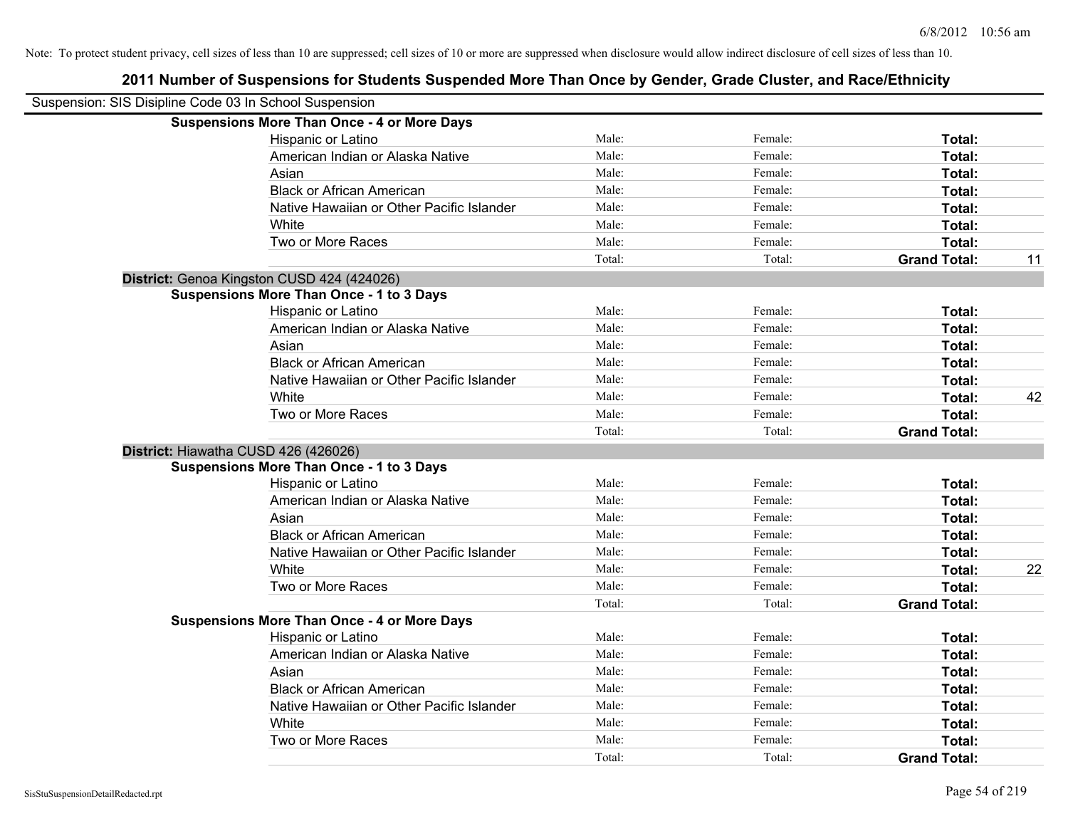Note: To protect student privacy, cell sizes of less than 10 are suppressed; cell sizes of 10 or more are suppressed when disclosure would allow indirect disclosure of cell sizes of less than 10.

## 2011 Number of Suspensions for Students Suspended More Than Once by Gender, Grade Cluster, and Race/Ethnicity

Suspension: SIS Disipline Code 03 In School Suspension

| | | | | | |
|---|---|---|---|---|---|
| **Suspensions More Than Once - 4 or More Days** | | | | | |
| | Hispanic or Latino | Male: | Female: | **Total:** | |
| | American Indian or Alaska Native | Male: | Female: | **Total:** | |
| | Asian | Male: | Female: | **Total:** | |
| | Black or African American | Male: | Female: | **Total:** | |
| | Native Hawaiian or Other Pacific Islander | Male: | Female: | **Total:** | |
| | White | Male: | Female: | **Total:** | |
| | Two or More Races | Male: | Female: | **Total:** | |
| | | Total: | Total: | **Grand Total:** | 11 |
| **District:** Genoa Kingston CUSD 424 (424026) | | | | | |
| **Suspensions More Than Once - 1 to 3 Days** | | | | | |
| | Hispanic or Latino | Male: | Female: | **Total:** | |
| | American Indian or Alaska Native | Male: | Female: | **Total:** | |
| | Asian | Male: | Female: | **Total:** | |
| | Black or African American | Male: | Female: | **Total:** | |
| | Native Hawaiian or Other Pacific Islander | Male: | Female: | **Total:** | |
| | White | Male: | Female: | **Total:** | 42 |
| | Two or More Races | Male: | Female: | **Total:** | |
| | | Total: | Total: | **Grand Total:** | |
| **District:** Hiawatha CUSD 426 (426026) | | | | | |
| **Suspensions More Than Once - 1 to 3 Days** | | | | | |
| | Hispanic or Latino | Male: | Female: | **Total:** | |
| | American Indian or Alaska Native | Male: | Female: | **Total:** | |
| | Asian | Male: | Female: | **Total:** | |
| | Black or African American | Male: | Female: | **Total:** | |
| | Native Hawaiian or Other Pacific Islander | Male: | Female: | **Total:** | |
| | White | Male: | Female: | **Total:** | 22 |
| | Two or More Races | Male: | Female: | **Total:** | |
| | | Total: | Total: | **Grand Total:** | |
| **Suspensions More Than Once - 4 or More Days** | | | | | |
| | Hispanic or Latino | Male: | Female: | **Total:** | |
| | American Indian or Alaska Native | Male: | Female: | **Total:** | |
| | Asian | Male: | Female: | **Total:** | |
| | Black or African American | Male: | Female: | **Total:** | |
| | Native Hawaiian or Other Pacific Islander | Male: | Female: | **Total:** | |
| | White | Male: | Female: | **Total:** | |
| | Two or More Races | Male: | Female: | **Total:** | |
| | | Total: | Total: | **Grand Total:** | |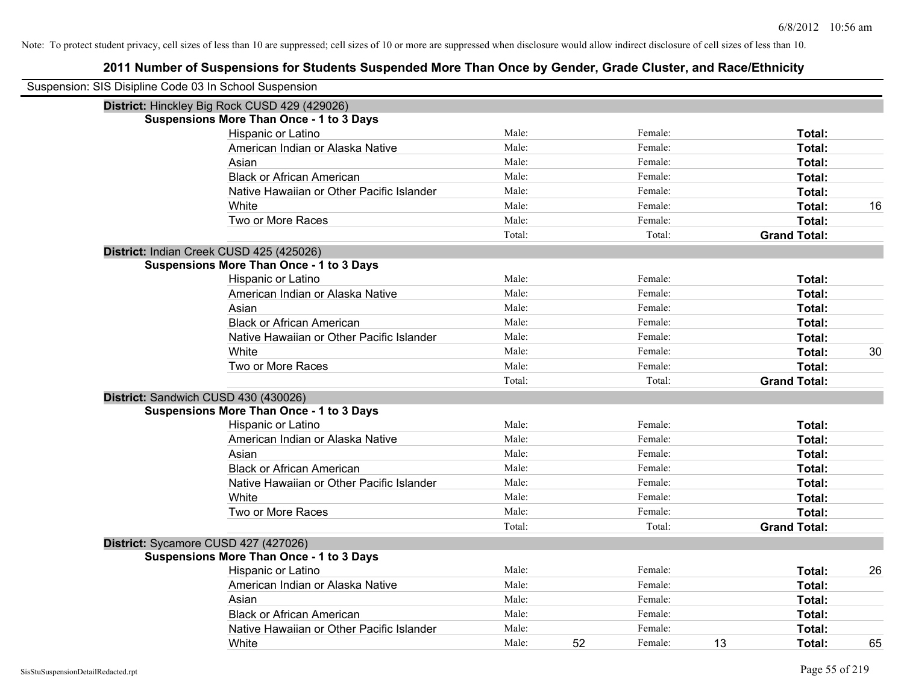Note: To protect student privacy, cell sizes of less than 10 are suppressed; cell sizes of 10 or more are suppressed when disclosure would allow indirect disclosure of cell sizes of less than 10.

# 2011 Number of Suspensions for Students Suspended More Than Once by Gender, Grade Cluster, and Race/Ethnicity

Suspension: SIS Disipline Code 03 In School Suspension

## District: Hinckley Big Rock CUSD 429 (429026)

### Suspensions More Than Once - 1 to 3 Days

| Race/Ethnicity | | | | | | |
|---|---|---|---|---|---|---|
| Hispanic or Latino | Male: | | Female: | | **Total:** | |
| American Indian or Alaska Native | Male: | | Female: | | **Total:** | |
| Asian | Male: | | Female: | | **Total:** | |
| Black or African American | Male: | | Female: | | **Total:** | |
| Native Hawaiian or Other Pacific Islander | Male: | | Female: | | **Total:** | |
| White | Male: | | Female: | | **Total:** | 16 |
| Two or More Races | Male: | | Female: | | **Total:** | |
| | Total: | | Total: | | **Grand Total:** | |

## District: Indian Creek CUSD 425 (425026)

### Suspensions More Than Once - 1 to 3 Days

| Race/Ethnicity | | | | | | |
|---|---|---|---|---|---|---|
| Hispanic or Latino | Male: | | Female: | | **Total:** | |
| American Indian or Alaska Native | Male: | | Female: | | **Total:** | |
| Asian | Male: | | Female: | | **Total:** | |
| Black or African American | Male: | | Female: | | **Total:** | |
| Native Hawaiian or Other Pacific Islander | Male: | | Female: | | **Total:** | |
| White | Male: | | Female: | | **Total:** | 30 |
| Two or More Races | Male: | | Female: | | **Total:** | |
| | Total: | | Total: | | **Grand Total:** | |

## District: Sandwich CUSD 430 (430026)

### Suspensions More Than Once - 1 to 3 Days

| Race/Ethnicity | | | | | | |
|---|---|---|---|---|---|---|
| Hispanic or Latino | Male: | | Female: | | **Total:** | |
| American Indian or Alaska Native | Male: | | Female: | | **Total:** | |
| Asian | Male: | | Female: | | **Total:** | |
| Black or African American | Male: | | Female: | | **Total:** | |
| Native Hawaiian or Other Pacific Islander | Male: | | Female: | | **Total:** | |
| White | Male: | | Female: | | **Total:** | |
| Two or More Races | Male: | | Female: | | **Total:** | |
| | Total: | | Total: | | **Grand Total:** | |

## District: Sycamore CUSD 427 (427026)

### Suspensions More Than Once - 1 to 3 Days

| Race/Ethnicity | | | | | | |
|---|---|---|---|---|---|---|
| Hispanic or Latino | Male: | | Female: | | **Total:** | 26 |
| American Indian or Alaska Native | Male: | | Female: | | **Total:** | |
| Asian | Male: | | Female: | | **Total:** | |
| Black or African American | Male: | | Female: | | **Total:** | |
| Native Hawaiian or Other Pacific Islander | Male: | | Female: | | **Total:** | |
| White | Male: | 52 | Female: | 13 | **Total:** | 65 |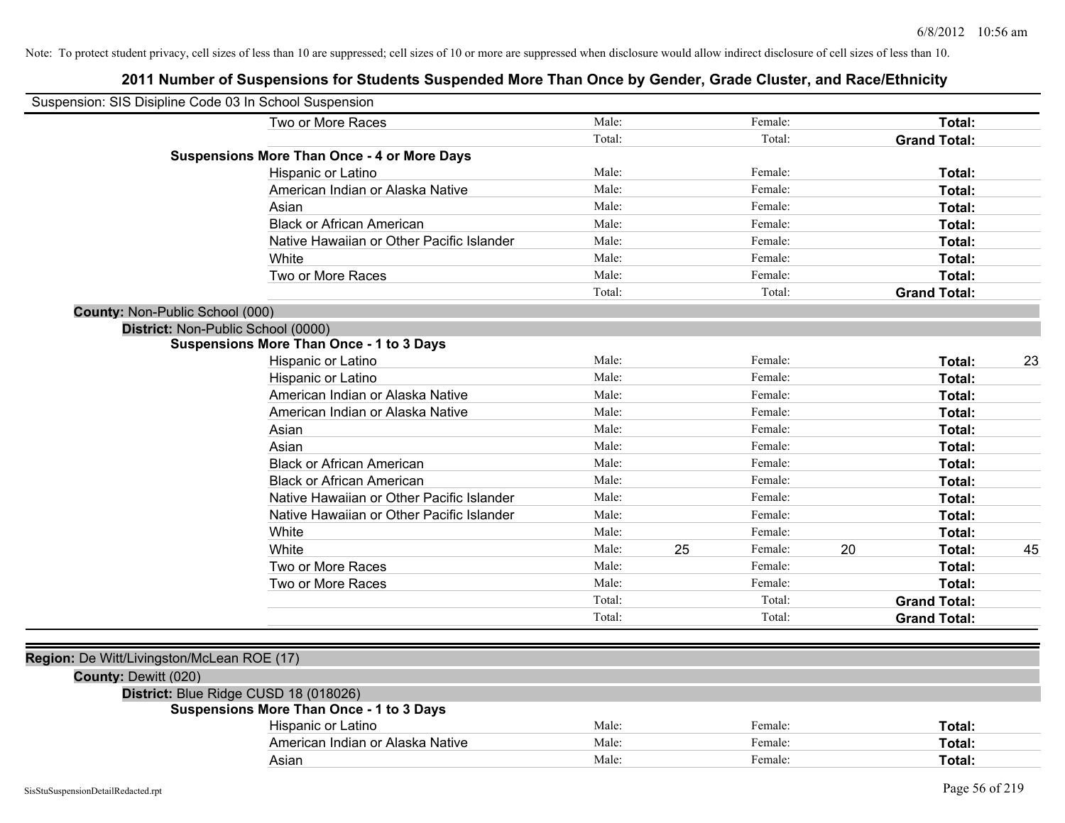Note: To protect student privacy, cell sizes of less than 10 are suppressed; cell sizes of 10 or more are suppressed when disclosure would allow indirect disclosure of cell sizes of less than 10.

# 2011 Number of Suspensions for Students Suspended More Than Once by Gender, Grade Cluster, and Race/Ethnicity

Suspension: SIS Disipline Code 03 In School Suspension

| | | | | | | |
|---|---|---|---|---|---|---|
| Two or More Races | Male: | | Female: | | **Total:** | |
| | Total: | | Total: | | **Grand Total:** | |
| **Suspensions More Than Once - 4 or More Days** | | | | | | |
| Hispanic or Latino | Male: | | Female: | | **Total:** | |
| American Indian or Alaska Native | Male: | | Female: | | **Total:** | |
| Asian | Male: | | Female: | | **Total:** | |
| Black or African American | Male: | | Female: | | **Total:** | |
| Native Hawaiian or Other Pacific Islander | Male: | | Female: | | **Total:** | |
| White | Male: | | Female: | | **Total:** | |
| Two or More Races | Male: | | Female: | | **Total:** | |
| | Total: | | Total: | | **Grand Total:** | |

**County:** Non-Public School (000)

**District:** Non-Public School (0000)

| | | | | | | |
|---|---|---|---|---|---|---|
| **Suspensions More Than Once - 1 to 3 Days** | | | | | | |
| Hispanic or Latino | Male: | | Female: | | **Total:** | 23 |
| Hispanic or Latino | Male: | | Female: | | **Total:** | |
| American Indian or Alaska Native | Male: | | Female: | | **Total:** | |
| American Indian or Alaska Native | Male: | | Female: | | **Total:** | |
| Asian | Male: | | Female: | | **Total:** | |
| Asian | Male: | | Female: | | **Total:** | |
| Black or African American | Male: | | Female: | | **Total:** | |
| Black or African American | Male: | | Female: | | **Total:** | |
| Native Hawaiian or Other Pacific Islander | Male: | | Female: | | **Total:** | |
| Native Hawaiian or Other Pacific Islander | Male: | | Female: | | **Total:** | |
| White | Male: | | Female: | | **Total:** | |
| White | Male: | 25 | Female: | 20 | **Total:** | 45 |
| Two or More Races | Male: | | Female: | | **Total:** | |
| Two or More Races | Male: | | Female: | | **Total:** | |
| | Total: | | Total: | | **Grand Total:** | |
| | Total: | | Total: | | **Grand Total:** | |

**Region:** De Witt/Livingston/McLean ROE (17)

**County:** Dewitt (020)

**District:** Blue Ridge CUSD 18 (018026)

| | | | | | | |
|---|---|---|---|---|---|---|
| **Suspensions More Than Once - 1 to 3 Days** | | | | | | |
| Hispanic or Latino | Male: | | Female: | | **Total:** | |
| American Indian or Alaska Native | Male: | | Female: | | **Total:** | |
| Asian | Male: | | Female: | | **Total:** | |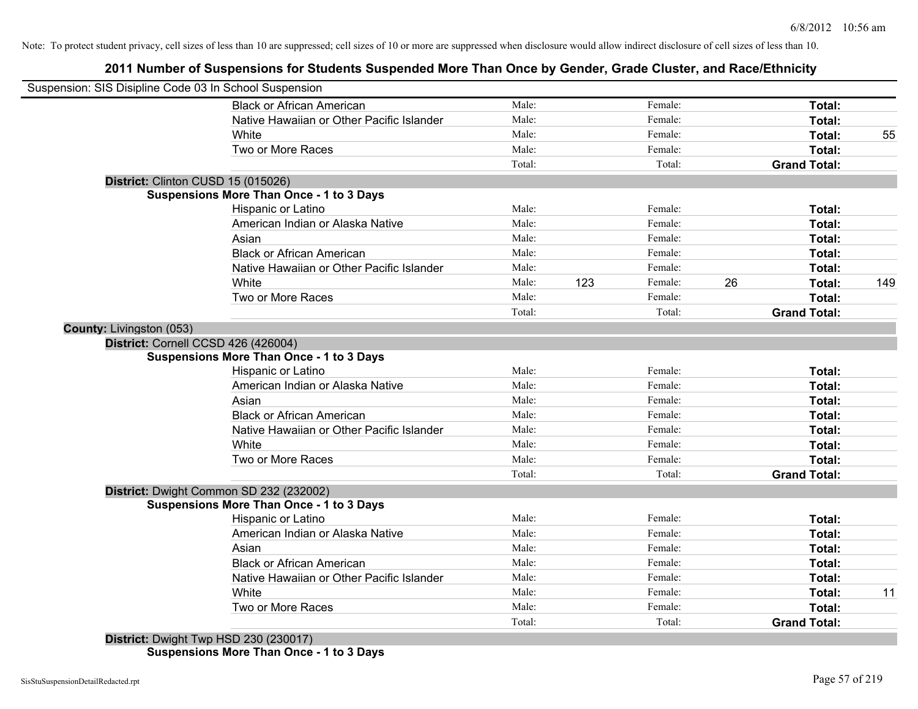Note: To protect student privacy, cell sizes of less than 10 are suppressed; cell sizes of 10 or more are suppressed when disclosure would allow indirect disclosure of cell sizes of less than 10.

## 2011 Number of Suspensions for Students Suspended More Than Once by Gender, Grade Cluster, and Race/Ethnicity

Suspension: SIS Disipline Code 03 In School Suspension

| | | | | | | |
|---|---|---|---|---|---|---|
| Black or African American | Male: | | Female: | | **Total:** | |
| Native Hawaiian or Other Pacific Islander | Male: | | Female: | | **Total:** | |
| White | Male: | | Female: | | **Total:** | 55 |
| Two or More Races | Male: | | Female: | | **Total:** | |
| | Total: | | Total: | | **Grand Total:** | |

**District:** Clinton CUSD 15 (015026)

**Suspensions More Than Once - 1 to 3 Days**

| | | | | | | |
|---|---|---|---|---|---|---|
| Hispanic or Latino | Male: | | Female: | | **Total:** | |
| American Indian or Alaska Native | Male: | | Female: | | **Total:** | |
| Asian | Male: | | Female: | | **Total:** | |
| Black or African American | Male: | | Female: | | **Total:** | |
| Native Hawaiian or Other Pacific Islander | Male: | | Female: | | **Total:** | |
| White | Male: | 123 | Female: | 26 | **Total:** | 149 |
| Two or More Races | Male: | | Female: | | **Total:** | |
| | Total: | | Total: | | **Grand Total:** | |

**County:** Livingston (053)

**District:** Cornell CCSD 426 (426004)

**Suspensions More Than Once - 1 to 3 Days**

| | | | | | | |
|---|---|---|---|---|---|---|
| Hispanic or Latino | Male: | | Female: | | **Total:** | |
| American Indian or Alaska Native | Male: | | Female: | | **Total:** | |
| Asian | Male: | | Female: | | **Total:** | |
| Black or African American | Male: | | Female: | | **Total:** | |
| Native Hawaiian or Other Pacific Islander | Male: | | Female: | | **Total:** | |
| White | Male: | | Female: | | **Total:** | |
| Two or More Races | Male: | | Female: | | **Total:** | |
| | Total: | | Total: | | **Grand Total:** | |

**District:** Dwight Common SD 232 (232002)

**Suspensions More Than Once - 1 to 3 Days**

| | | | | | | |
|---|---|---|---|---|---|---|
| Hispanic or Latino | Male: | | Female: | | **Total:** | |
| American Indian or Alaska Native | Male: | | Female: | | **Total:** | |
| Asian | Male: | | Female: | | **Total:** | |
| Black or African American | Male: | | Female: | | **Total:** | |
| Native Hawaiian or Other Pacific Islander | Male: | | Female: | | **Total:** | |
| White | Male: | | Female: | | **Total:** | 11 |
| Two or More Races | Male: | | Female: | | **Total:** | |
| | Total: | | Total: | | **Grand Total:** | |

**District:** Dwight Twp HSD 230 (230017)

**Suspensions More Than Once - 1 to 3 Days**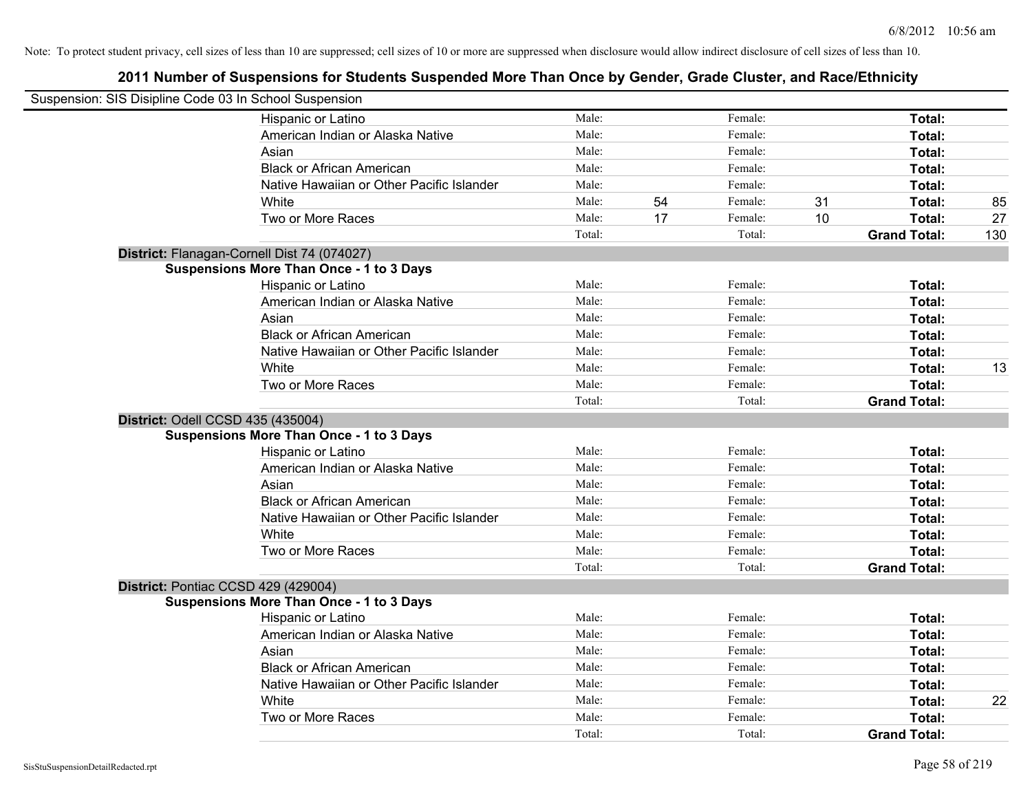Note: To protect student privacy, cell sizes of less than 10 are suppressed; cell sizes of 10 or more are suppressed when disclosure would allow indirect disclosure of cell sizes of less than 10.

# 2011 Number of Suspensions for Students Suspended More Than Once by Gender, Grade Cluster, and Race/Ethnicity

Suspension: SIS Disipline Code 03 In School Suspension

| | | | | | | |
|---|---|---|---|---|---|---|
| Hispanic or Latino | Male: | | Female: | | **Total:** | |
| American Indian or Alaska Native | Male: | | Female: | | **Total:** | |
| Asian | Male: | | Female: | | **Total:** | |
| Black or African American | Male: | | Female: | | **Total:** | |
| Native Hawaiian or Other Pacific Islander | Male: | | Female: | | **Total:** | |
| White | Male: | 54 | Female: | 31 | **Total:** | 85 |
| Two or More Races | Male: | 17 | Female: | 10 | **Total:** | 27 |
| | Total: | | Total: | | **Grand Total:** | 130 |

**District:** Flanagan-Cornell Dist 74 (074027)

**Suspensions More Than Once - 1 to 3 Days**

| | | | | | | |
|---|---|---|---|---|---|---|
| Hispanic or Latino | Male: | | Female: | | **Total:** | |
| American Indian or Alaska Native | Male: | | Female: | | **Total:** | |
| Asian | Male: | | Female: | | **Total:** | |
| Black or African American | Male: | | Female: | | **Total:** | |
| Native Hawaiian or Other Pacific Islander | Male: | | Female: | | **Total:** | |
| White | Male: | | Female: | | **Total:** | 13 |
| Two or More Races | Male: | | Female: | | **Total:** | |
| | Total: | | Total: | | **Grand Total:** | |

**District:** Odell CCSD 435 (435004)

**Suspensions More Than Once - 1 to 3 Days**

| | | | | | | |
|---|---|---|---|---|---|---|
| Hispanic or Latino | Male: | | Female: | | **Total:** | |
| American Indian or Alaska Native | Male: | | Female: | | **Total:** | |
| Asian | Male: | | Female: | | **Total:** | |
| Black or African American | Male: | | Female: | | **Total:** | |
| Native Hawaiian or Other Pacific Islander | Male: | | Female: | | **Total:** | |
| White | Male: | | Female: | | **Total:** | |
| Two or More Races | Male: | | Female: | | **Total:** | |
| | Total: | | Total: | | **Grand Total:** | |

**District:** Pontiac CCSD 429 (429004)

**Suspensions More Than Once - 1 to 3 Days**

| | | | | | | |
|---|---|---|---|---|---|---|
| Hispanic or Latino | Male: | | Female: | | **Total:** | |
| American Indian or Alaska Native | Male: | | Female: | | **Total:** | |
| Asian | Male: | | Female: | | **Total:** | |
| Black or African American | Male: | | Female: | | **Total:** | |
| Native Hawaiian or Other Pacific Islander | Male: | | Female: | | **Total:** | |
| White | Male: | | Female: | | **Total:** | 22 |
| Two or More Races | Male: | | Female: | | **Total:** | |
| | Total: | | Total: | | **Grand Total:** | |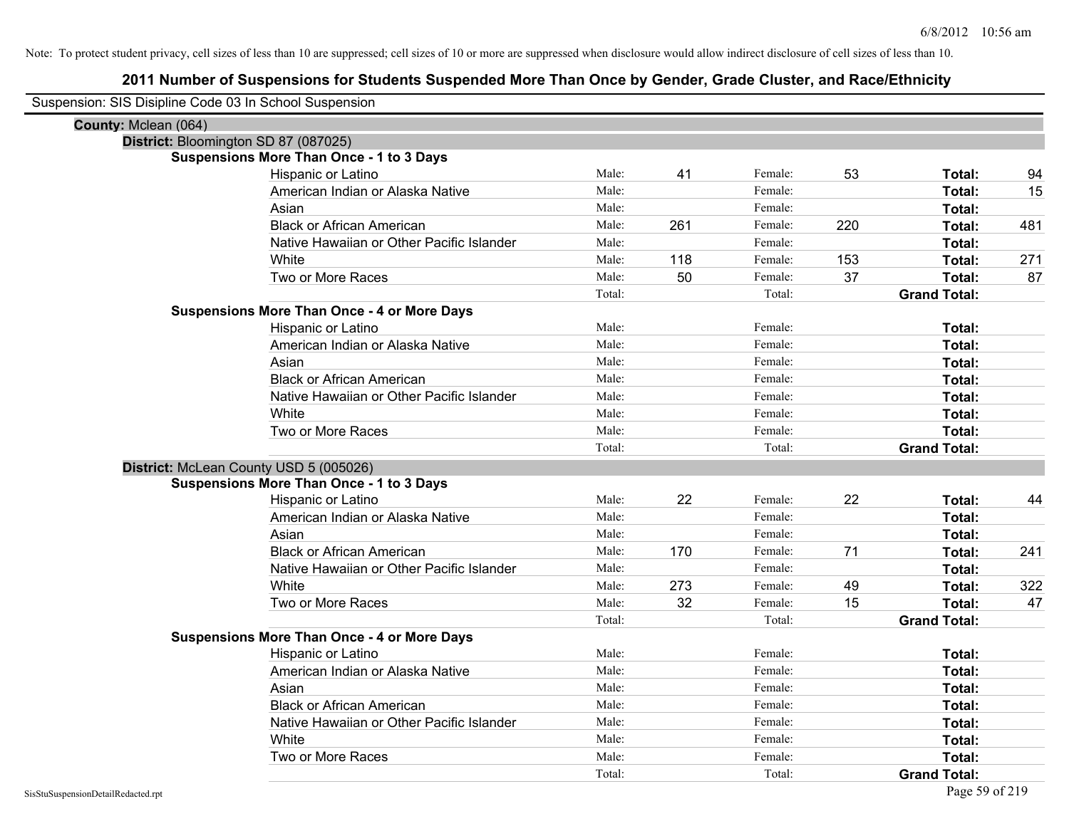Note: To protect student privacy, cell sizes of less than 10 are suppressed; cell sizes of 10 or more are suppressed when disclosure would allow indirect disclosure of cell sizes of less than 10.

# 2011 Number of Suspensions for Students Suspended More Than Once by Gender, Grade Cluster, and Race/Ethnicity

Suspension: SIS Disipline Code 03 In School Suspension

**County:** Mclean (064)

**District:** Bloomington SD 87 (087025)

**Suspensions More Than Once - 1 to 3 Days**

| Race/Ethnicity | | Male | | Female | | Total |
|---|---|---|---|---|---|---|
| Hispanic or Latino | Male: | 41 | Female: | 53 | **Total:** | 94 |
| American Indian or Alaska Native | Male: | | Female: | | **Total:** | 15 |
| Asian | Male: | | Female: | | **Total:** | |
| Black or African American | Male: | 261 | Female: | 220 | **Total:** | 481 |
| Native Hawaiian or Other Pacific Islander | Male: | | Female: | | **Total:** | |
| White | Male: | 118 | Female: | 153 | **Total:** | 271 |
| Two or More Races | Male: | 50 | Female: | 37 | **Total:** | 87 |
| | Total: | | Total: | | **Grand Total:** | |

**Suspensions More Than Once - 4 or More Days**

| Race/Ethnicity | | Male | | Female | | Total |
|---|---|---|---|---|---|---|
| Hispanic or Latino | Male: | | Female: | | **Total:** | |
| American Indian or Alaska Native | Male: | | Female: | | **Total:** | |
| Asian | Male: | | Female: | | **Total:** | |
| Black or African American | Male: | | Female: | | **Total:** | |
| Native Hawaiian or Other Pacific Islander | Male: | | Female: | | **Total:** | |
| White | Male: | | Female: | | **Total:** | |
| Two or More Races | Male: | | Female: | | **Total:** | |
| | Total: | | Total: | | **Grand Total:** | |

**District:** McLean County USD 5 (005026)

**Suspensions More Than Once - 1 to 3 Days**

| Race/Ethnicity | | Male | | Female | | Total |
|---|---|---|---|---|---|---|
| Hispanic or Latino | Male: | 22 | Female: | 22 | **Total:** | 44 |
| American Indian or Alaska Native | Male: | | Female: | | **Total:** | |
| Asian | Male: | | Female: | | **Total:** | |
| Black or African American | Male: | 170 | Female: | 71 | **Total:** | 241 |
| Native Hawaiian or Other Pacific Islander | Male: | | Female: | | **Total:** | |
| White | Male: | 273 | Female: | 49 | **Total:** | 322 |
| Two or More Races | Male: | 32 | Female: | 15 | **Total:** | 47 |
| | Total: | | Total: | | **Grand Total:** | |

**Suspensions More Than Once - 4 or More Days**

| Race/Ethnicity | | Male | | Female | | Total |
|---|---|---|---|---|---|---|
| Hispanic or Latino | Male: | | Female: | | **Total:** | |
| American Indian or Alaska Native | Male: | | Female: | | **Total:** | |
| Asian | Male: | | Female: | | **Total:** | |
| Black or African American | Male: | | Female: | | **Total:** | |
| Native Hawaiian or Other Pacific Islander | Male: | | Female: | | **Total:** | |
| White | Male: | | Female: | | **Total:** | |
| Two or More Races | Male: | | Female: | | **Total:** | |
| | Total: | | Total: | | **Grand Total:** | |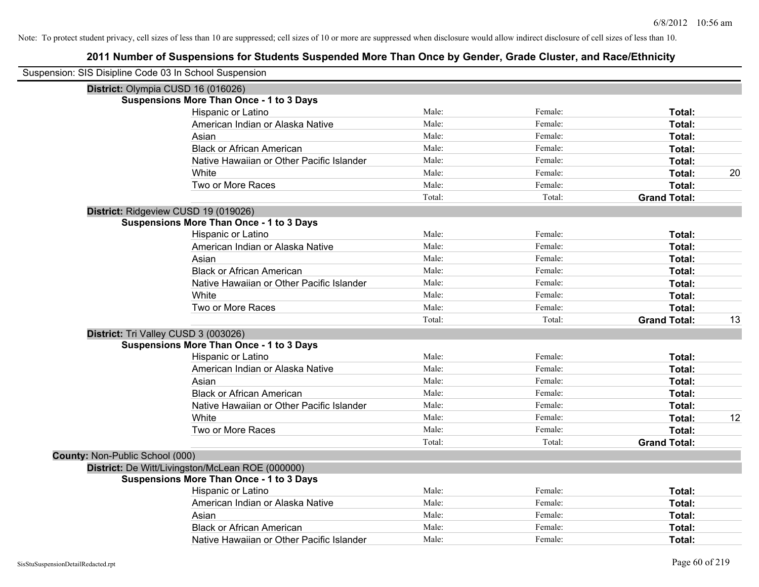Note: To protect student privacy, cell sizes of less than 10 are suppressed; cell sizes of 10 or more are suppressed when disclosure would allow indirect disclosure of cell sizes of less than 10.

# 2011 Number of Suspensions for Students Suspended More Than Once by Gender, Grade Cluster, and Race/Ethnicity

Suspension: SIS Disipline Code 03 In School Suspension

**District:** Olympia CUSD 16 (016026)

**Suspensions More Than Once - 1 to 3 Days**

| | | | | |
|---|---|---|---|---|
| Hispanic or Latino | Male: | Female: | **Total:** | |
| American Indian or Alaska Native | Male: | Female: | **Total:** | |
| Asian | Male: | Female: | **Total:** | |
| Black or African American | Male: | Female: | **Total:** | |
| Native Hawaiian or Other Pacific Islander | Male: | Female: | **Total:** | |
| White | Male: | Female: | **Total:** | 20 |
| Two or More Races | Male: | Female: | **Total:** | |
| | Total: | Total: | **Grand Total:** | |

**District:** Ridgeview CUSD 19 (019026)

**Suspensions More Than Once - 1 to 3 Days**

| | | | | |
|---|---|---|---|---|
| Hispanic or Latino | Male: | Female: | **Total:** | |
| American Indian or Alaska Native | Male: | Female: | **Total:** | |
| Asian | Male: | Female: | **Total:** | |
| Black or African American | Male: | Female: | **Total:** | |
| Native Hawaiian or Other Pacific Islander | Male: | Female: | **Total:** | |
| White | Male: | Female: | **Total:** | |
| Two or More Races | Male: | Female: | **Total:** | |
| | Total: | Total: | **Grand Total:** | 13 |

**District:** Tri Valley CUSD 3 (003026)

**Suspensions More Than Once - 1 to 3 Days**

| | | | | |
|---|---|---|---|---|
| Hispanic or Latino | Male: | Female: | **Total:** | |
| American Indian or Alaska Native | Male: | Female: | **Total:** | |
| Asian | Male: | Female: | **Total:** | |
| Black or African American | Male: | Female: | **Total:** | |
| Native Hawaiian or Other Pacific Islander | Male: | Female: | **Total:** | |
| White | Male: | Female: | **Total:** | 12 |
| Two or More Races | Male: | Female: | **Total:** | |
| | Total: | Total: | **Grand Total:** | |

**County:** Non-Public School (000)

**District:** De Witt/Livingston/McLean ROE (000000)

**Suspensions More Than Once - 1 to 3 Days**

| | | | | |
|---|---|---|---|---|
| Hispanic or Latino | Male: | Female: | **Total:** | |
| American Indian or Alaska Native | Male: | Female: | **Total:** | |
| Asian | Male: | Female: | **Total:** | |
| Black or African American | Male: | Female: | **Total:** | |
| Native Hawaiian or Other Pacific Islander | Male: | Female: | **Total:** | |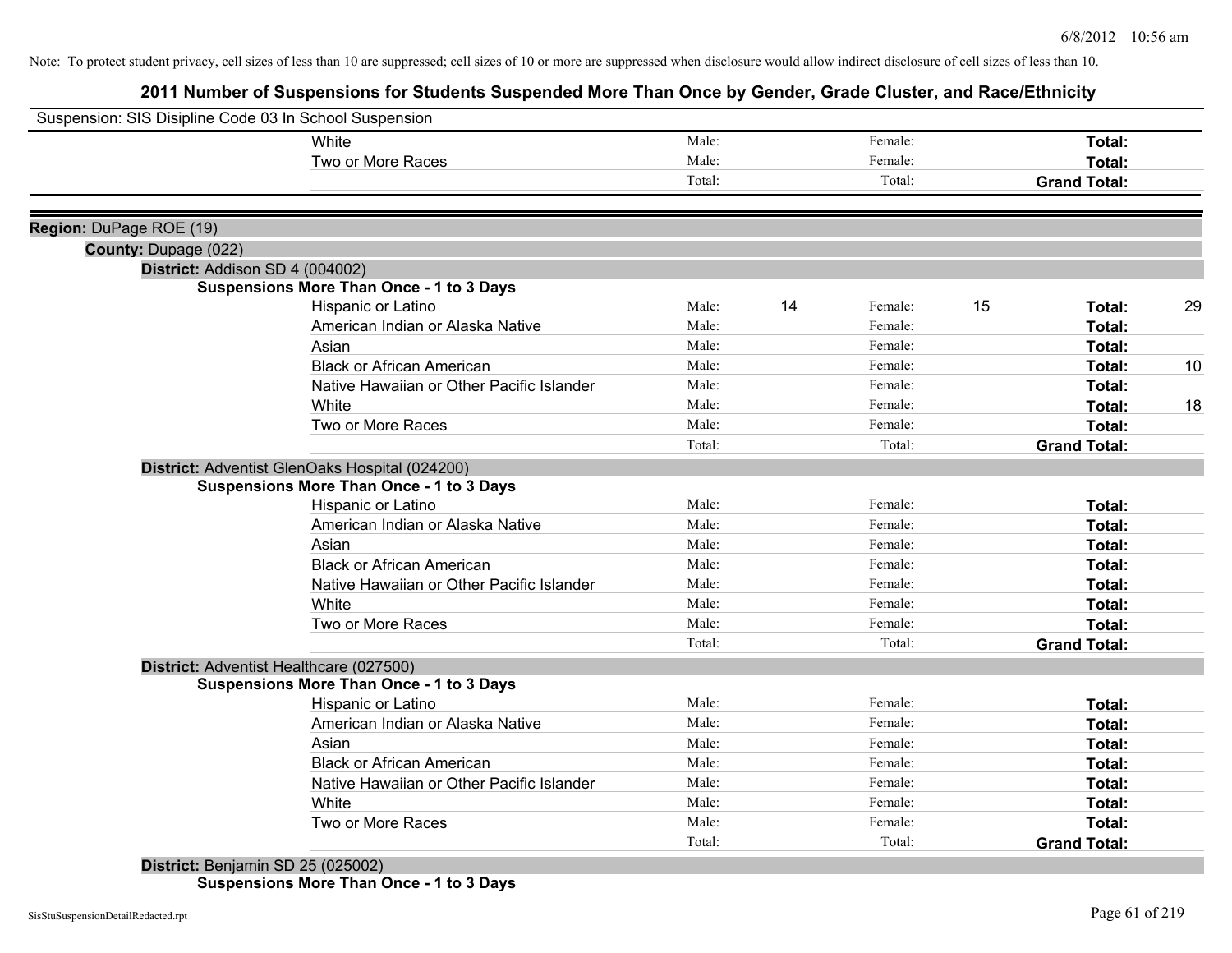Note: To protect student privacy, cell sizes of less than 10 are suppressed; cell sizes of 10 or more are suppressed when disclosure would allow indirect disclosure of cell sizes of less than 10.

## 2011 Number of Suspensions for Students Suspended More Than Once by Gender, Grade Cluster, and Race/Ethnicity

Suspension: SIS Disipline Code 03 In School Suspension

| | | | | | |
|---|---|---|---|---|---|
| White | Male: | | Female: | | **Total:** |
| Two or More Races | Male: | | Female: | | **Total:** |
| | Total: | | Total: | | **Grand Total:** |

**Region:** DuPage ROE (19)

**County:** Dupage (022)

**District:** Addison SD 4 (004002)

**Suspensions More Than Once - 1 to 3 Days**

| | | | | | | |
|---|---|---|---|---|---|---|
| Hispanic or Latino | Male: | 14 | Female: | 15 | **Total:** | 29 |
| American Indian or Alaska Native | Male: | | Female: | | **Total:** | |
| Asian | Male: | | Female: | | **Total:** | |
| Black or African American | Male: | | Female: | | **Total:** | 10 |
| Native Hawaiian or Other Pacific Islander | Male: | | Female: | | **Total:** | |
| White | Male: | | Female: | | **Total:** | 18 |
| Two or More Races | Male: | | Female: | | **Total:** | |
| | Total: | | Total: | | **Grand Total:** | |

**District:** Adventist GlenOaks Hospital (024200)

**Suspensions More Than Once - 1 to 3 Days**

| | | | | | | |
|---|---|---|---|---|---|---|
| Hispanic or Latino | Male: | | Female: | | **Total:** | |
| American Indian or Alaska Native | Male: | | Female: | | **Total:** | |
| Asian | Male: | | Female: | | **Total:** | |
| Black or African American | Male: | | Female: | | **Total:** | |
| Native Hawaiian or Other Pacific Islander | Male: | | Female: | | **Total:** | |
| White | Male: | | Female: | | **Total:** | |
| Two or More Races | Male: | | Female: | | **Total:** | |
| | Total: | | Total: | | **Grand Total:** | |

**District:** Adventist Healthcare (027500)

**Suspensions More Than Once - 1 to 3 Days**

| | | | | | | |
|---|---|---|---|---|---|---|
| Hispanic or Latino | Male: | | Female: | | **Total:** | |
| American Indian or Alaska Native | Male: | | Female: | | **Total:** | |
| Asian | Male: | | Female: | | **Total:** | |
| Black or African American | Male: | | Female: | | **Total:** | |
| Native Hawaiian or Other Pacific Islander | Male: | | Female: | | **Total:** | |
| White | Male: | | Female: | | **Total:** | |
| Two or More Races | Male: | | Female: | | **Total:** | |
| | Total: | | Total: | | **Grand Total:** | |

**District:** Benjamin SD 25 (025002)

**Suspensions More Than Once - 1 to 3 Days**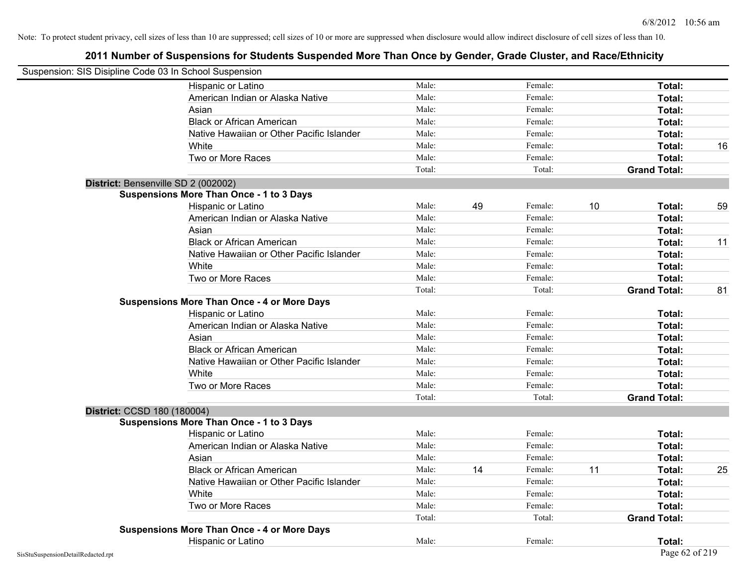Note: To protect student privacy, cell sizes of less than 10 are suppressed; cell sizes of 10 or more are suppressed when disclosure would allow indirect disclosure of cell sizes of less than 10.

## 2011 Number of Suspensions for Students Suspended More Than Once by Gender, Grade Cluster, and Race/Ethnicity

Suspension: SIS Disipline Code 03 In School Suspension

| | | | | | | |
|---|---|---|---|---|---|---|
| Hispanic or Latino | Male: | | Female: | | **Total:** | |
| American Indian or Alaska Native | Male: | | Female: | | **Total:** | |
| Asian | Male: | | Female: | | **Total:** | |
| Black or African American | Male: | | Female: | | **Total:** | |
| Native Hawaiian or Other Pacific Islander | Male: | | Female: | | **Total:** | |
| White | Male: | | Female: | | **Total:** | 16 |
| Two or More Races | Male: | | Female: | | **Total:** | |
| | Total: | | Total: | | **Grand Total:** | |

**District:** Bensenville SD 2 (002002)

**Suspensions More Than Once - 1 to 3 Days**

| | | | | | | |
|---|---|---|---|---|---|---|
| Hispanic or Latino | Male: | 49 | Female: | 10 | **Total:** | 59 |
| American Indian or Alaska Native | Male: | | Female: | | **Total:** | |
| Asian | Male: | | Female: | | **Total:** | |
| Black or African American | Male: | | Female: | | **Total:** | 11 |
| Native Hawaiian or Other Pacific Islander | Male: | | Female: | | **Total:** | |
| White | Male: | | Female: | | **Total:** | |
| Two or More Races | Male: | | Female: | | **Total:** | |
| | Total: | | Total: | | **Grand Total:** | 81 |

**Suspensions More Than Once - 4 or More Days**

| | | | | | | |
|---|---|---|---|---|---|---|
| Hispanic or Latino | Male: | | Female: | | **Total:** | |
| American Indian or Alaska Native | Male: | | Female: | | **Total:** | |
| Asian | Male: | | Female: | | **Total:** | |
| Black or African American | Male: | | Female: | | **Total:** | |
| Native Hawaiian or Other Pacific Islander | Male: | | Female: | | **Total:** | |
| White | Male: | | Female: | | **Total:** | |
| Two or More Races | Male: | | Female: | | **Total:** | |
| | Total: | | Total: | | **Grand Total:** | |

**District:** CCSD 180 (180004)

**Suspensions More Than Once - 1 to 3 Days**

| | | | | | | |
|---|---|---|---|---|---|---|
| Hispanic or Latino | Male: | | Female: | | **Total:** | |
| American Indian or Alaska Native | Male: | | Female: | | **Total:** | |
| Asian | Male: | | Female: | | **Total:** | |
| Black or African American | Male: | 14 | Female: | 11 | **Total:** | 25 |
| Native Hawaiian or Other Pacific Islander | Male: | | Female: | | **Total:** | |
| White | Male: | | Female: | | **Total:** | |
| Two or More Races | Male: | | Female: | | **Total:** | |
| | Total: | | Total: | | **Grand Total:** | |

**Suspensions More Than Once - 4 or More Days**

| | | | | | | |
|---|---|---|---|---|---|---|
| Hispanic or Latino | Male: | | Female: | | **Total:** | |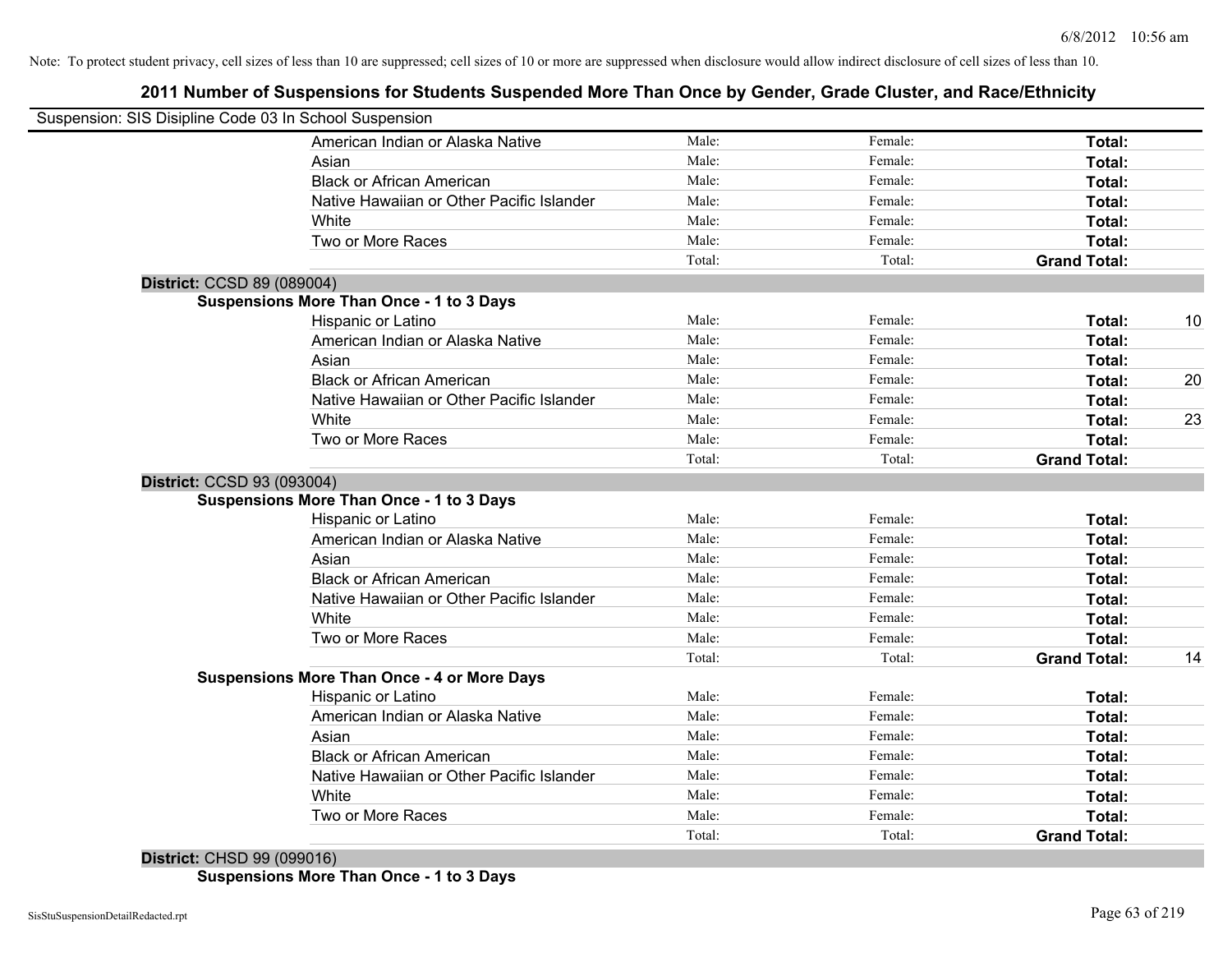Note: To protect student privacy, cell sizes of less than 10 are suppressed; cell sizes of 10 or more are suppressed when disclosure would allow indirect disclosure of cell sizes of less than 10.

## 2011 Number of Suspensions for Students Suspended More Than Once by Gender, Grade Cluster, and Race/Ethnicity

Suspension: SIS Disipline Code 03 In School Suspension

| | | | | |
|---|---|---|---|---|
| American Indian or Alaska Native | Male: | Female: | **Total:** | |
| Asian | Male: | Female: | **Total:** | |
| Black or African American | Male: | Female: | **Total:** | |
| Native Hawaiian or Other Pacific Islander | Male: | Female: | **Total:** | |
| White | Male: | Female: | **Total:** | |
| Two or More Races | Male: | Female: | **Total:** | |
| | Total: | Total: | **Grand Total:** | |

**District:** CCSD 89 (089004)

**Suspensions More Than Once - 1 to 3 Days**

| | | | | |
|---|---|---|---|---|
| Hispanic or Latino | Male: | Female: | **Total:** | 10 |
| American Indian or Alaska Native | Male: | Female: | **Total:** | |
| Asian | Male: | Female: | **Total:** | |
| Black or African American | Male: | Female: | **Total:** | 20 |
| Native Hawaiian or Other Pacific Islander | Male: | Female: | **Total:** | |
| White | Male: | Female: | **Total:** | 23 |
| Two or More Races | Male: | Female: | **Total:** | |
| | Total: | Total: | **Grand Total:** | |

**District:** CCSD 93 (093004)

**Suspensions More Than Once - 1 to 3 Days**

| | | | | |
|---|---|---|---|---|
| Hispanic or Latino | Male: | Female: | **Total:** | |
| American Indian or Alaska Native | Male: | Female: | **Total:** | |
| Asian | Male: | Female: | **Total:** | |
| Black or African American | Male: | Female: | **Total:** | |
| Native Hawaiian or Other Pacific Islander | Male: | Female: | **Total:** | |
| White | Male: | Female: | **Total:** | |
| Two or More Races | Male: | Female: | **Total:** | |
| | Total: | Total: | **Grand Total:** | 14 |

**Suspensions More Than Once - 4 or More Days**

| | | | | |
|---|---|---|---|---|
| Hispanic or Latino | Male: | Female: | **Total:** | |
| American Indian or Alaska Native | Male: | Female: | **Total:** | |
| Asian | Male: | Female: | **Total:** | |
| Black or African American | Male: | Female: | **Total:** | |
| Native Hawaiian or Other Pacific Islander | Male: | Female: | **Total:** | |
| White | Male: | Female: | **Total:** | |
| Two or More Races | Male: | Female: | **Total:** | |
| | Total: | Total: | **Grand Total:** | |

**District:** CHSD 99 (099016)

**Suspensions More Than Once - 1 to 3 Days**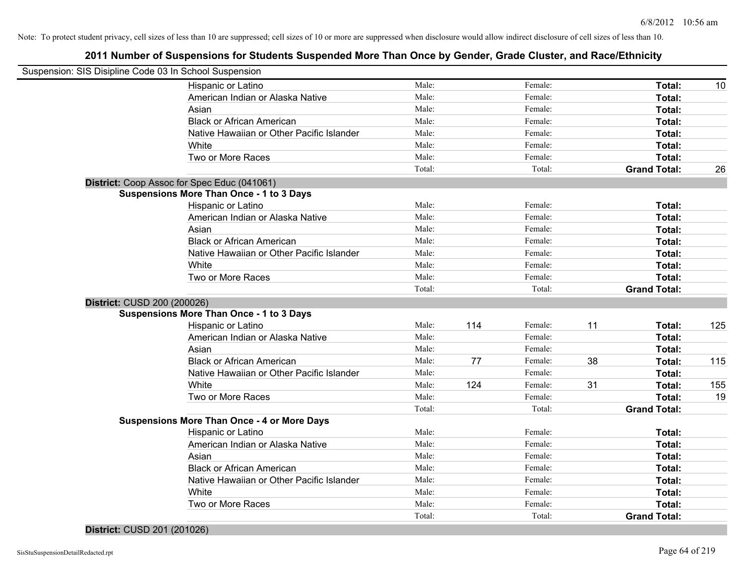Note: To protect student privacy, cell sizes of less than 10 are suppressed; cell sizes of 10 or more are suppressed when disclosure would allow indirect disclosure of cell sizes of less than 10.

## 2011 Number of Suspensions for Students Suspended More Than Once by Gender, Grade Cluster, and Race/Ethnicity

Suspension: SIS Disipline Code 03 In School Suspension

| | | | | | | |
|---|---|---|---|---|---|---|
| Hispanic or Latino | Male: | | Female: | | **Total:** | 10 |
| American Indian or Alaska Native | Male: | | Female: | | **Total:** | |
| Asian | Male: | | Female: | | **Total:** | |
| Black or African American | Male: | | Female: | | **Total:** | |
| Native Hawaiian or Other Pacific Islander | Male: | | Female: | | **Total:** | |
| White | Male: | | Female: | | **Total:** | |
| Two or More Races | Male: | | Female: | | **Total:** | |
| | Total: | | Total: | | **Grand Total:** | 26 |

**District:** Coop Assoc for Spec Educ (041061)

**Suspensions More Than Once - 1 to 3 Days**

| | | | | | | |
|---|---|---|---|---|---|---|
| Hispanic or Latino | Male: | | Female: | | **Total:** | |
| American Indian or Alaska Native | Male: | | Female: | | **Total:** | |
| Asian | Male: | | Female: | | **Total:** | |
| Black or African American | Male: | | Female: | | **Total:** | |
| Native Hawaiian or Other Pacific Islander | Male: | | Female: | | **Total:** | |
| White | Male: | | Female: | | **Total:** | |
| Two or More Races | Male: | | Female: | | **Total:** | |
| | Total: | | Total: | | **Grand Total:** | |

**District:** CUSD 200 (200026)

**Suspensions More Than Once - 1 to 3 Days**

| | | | | | | |
|---|---|---|---|---|---|---|
| Hispanic or Latino | Male: | 114 | Female: | 11 | **Total:** | 125 |
| American Indian or Alaska Native | Male: | | Female: | | **Total:** | |
| Asian | Male: | | Female: | | **Total:** | |
| Black or African American | Male: | 77 | Female: | 38 | **Total:** | 115 |
| Native Hawaiian or Other Pacific Islander | Male: | | Female: | | **Total:** | |
| White | Male: | 124 | Female: | 31 | **Total:** | 155 |
| Two or More Races | Male: | | Female: | | **Total:** | 19 |
| | Total: | | Total: | | **Grand Total:** | |

**Suspensions More Than Once - 4 or More Days**

| | | | | | | |
|---|---|---|---|---|---|---|
| Hispanic or Latino | Male: | | Female: | | **Total:** | |
| American Indian or Alaska Native | Male: | | Female: | | **Total:** | |
| Asian | Male: | | Female: | | **Total:** | |
| Black or African American | Male: | | Female: | | **Total:** | |
| Native Hawaiian or Other Pacific Islander | Male: | | Female: | | **Total:** | |
| White | Male: | | Female: | | **Total:** | |
| Two or More Races | Male: | | Female: | | **Total:** | |
| | Total: | | Total: | | **Grand Total:** | |

**District:** CUSD 201 (201026)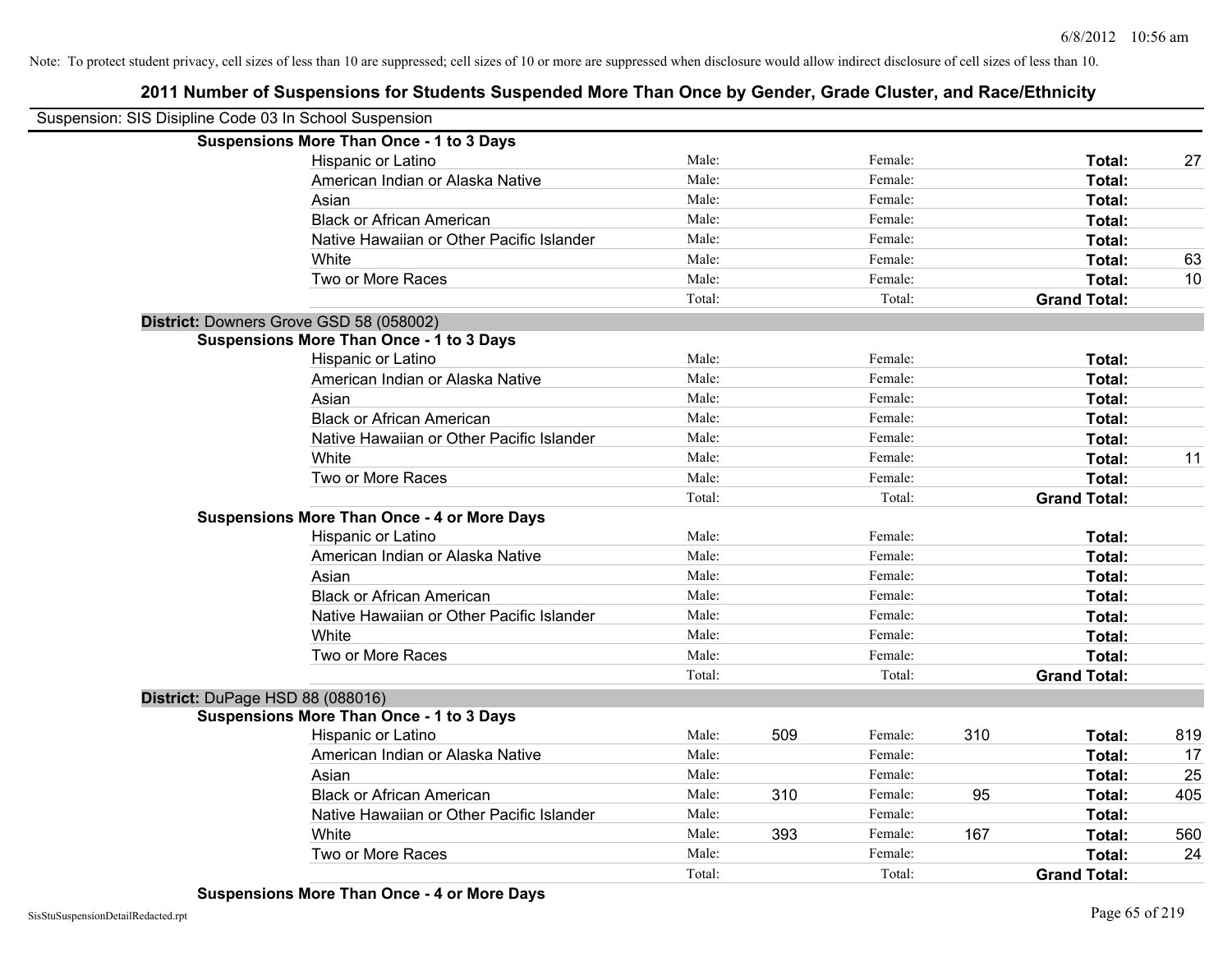Note: To protect student privacy, cell sizes of less than 10 are suppressed; cell sizes of 10 or more are suppressed when disclosure would allow indirect disclosure of cell sizes of less than 10.

# 2011 Number of Suspensions for Students Suspended More Than Once by Gender, Grade Cluster, and Race/Ethnicity

Suspension: SIS Disipline Code 03 In School Suspension

**Suspensions More Than Once - 1 to 3 Days**

| Race/Ethnicity | | Male | | Female | | Total |
|---|---|---|---|---|---|---|
| Hispanic or Latino | Male: | | Female: | | **Total:** | 27 |
| American Indian or Alaska Native | Male: | | Female: | | **Total:** | |
| Asian | Male: | | Female: | | **Total:** | |
| Black or African American | Male: | | Female: | | **Total:** | |
| Native Hawaiian or Other Pacific Islander | Male: | | Female: | | **Total:** | |
| White | Male: | | Female: | | **Total:** | 63 |
| Two or More Races | Male: | | Female: | | **Total:** | 10 |
| | Total: | | Total: | | **Grand Total:** | |

**District:** Downers Grove GSD 58 (058002)

**Suspensions More Than Once - 1 to 3 Days**

| Race/Ethnicity | | Male | | Female | | Total |
|---|---|---|---|---|---|---|
| Hispanic or Latino | Male: | | Female: | | **Total:** | |
| American Indian or Alaska Native | Male: | | Female: | | **Total:** | |
| Asian | Male: | | Female: | | **Total:** | |
| Black or African American | Male: | | Female: | | **Total:** | |
| Native Hawaiian or Other Pacific Islander | Male: | | Female: | | **Total:** | |
| White | Male: | | Female: | | **Total:** | 11 |
| Two or More Races | Male: | | Female: | | **Total:** | |
| | Total: | | Total: | | **Grand Total:** | |

**Suspensions More Than Once - 4 or More Days**

| Race/Ethnicity | | Male | | Female | | Total |
|---|---|---|---|---|---|---|
| Hispanic or Latino | Male: | | Female: | | **Total:** | |
| American Indian or Alaska Native | Male: | | Female: | | **Total:** | |
| Asian | Male: | | Female: | | **Total:** | |
| Black or African American | Male: | | Female: | | **Total:** | |
| Native Hawaiian or Other Pacific Islander | Male: | | Female: | | **Total:** | |
| White | Male: | | Female: | | **Total:** | |
| Two or More Races | Male: | | Female: | | **Total:** | |
| | Total: | | Total: | | **Grand Total:** | |

**District:** DuPage HSD 88 (088016)

**Suspensions More Than Once - 1 to 3 Days**

| Race/Ethnicity | | Male | | Female | | Total |
|---|---|---|---|---|---|---|
| Hispanic or Latino | Male: | 509 | Female: | 310 | **Total:** | 819 |
| American Indian or Alaska Native | Male: | | Female: | | **Total:** | 17 |
| Asian | Male: | | Female: | | **Total:** | 25 |
| Black or African American | Male: | 310 | Female: | 95 | **Total:** | 405 |
| Native Hawaiian or Other Pacific Islander | Male: | | Female: | | **Total:** | |
| White | Male: | 393 | Female: | 167 | **Total:** | 560 |
| Two or More Races | Male: | | Female: | | **Total:** | 24 |
| | Total: | | Total: | | **Grand Total:** | |

**Suspensions More Than Once - 4 or More Days**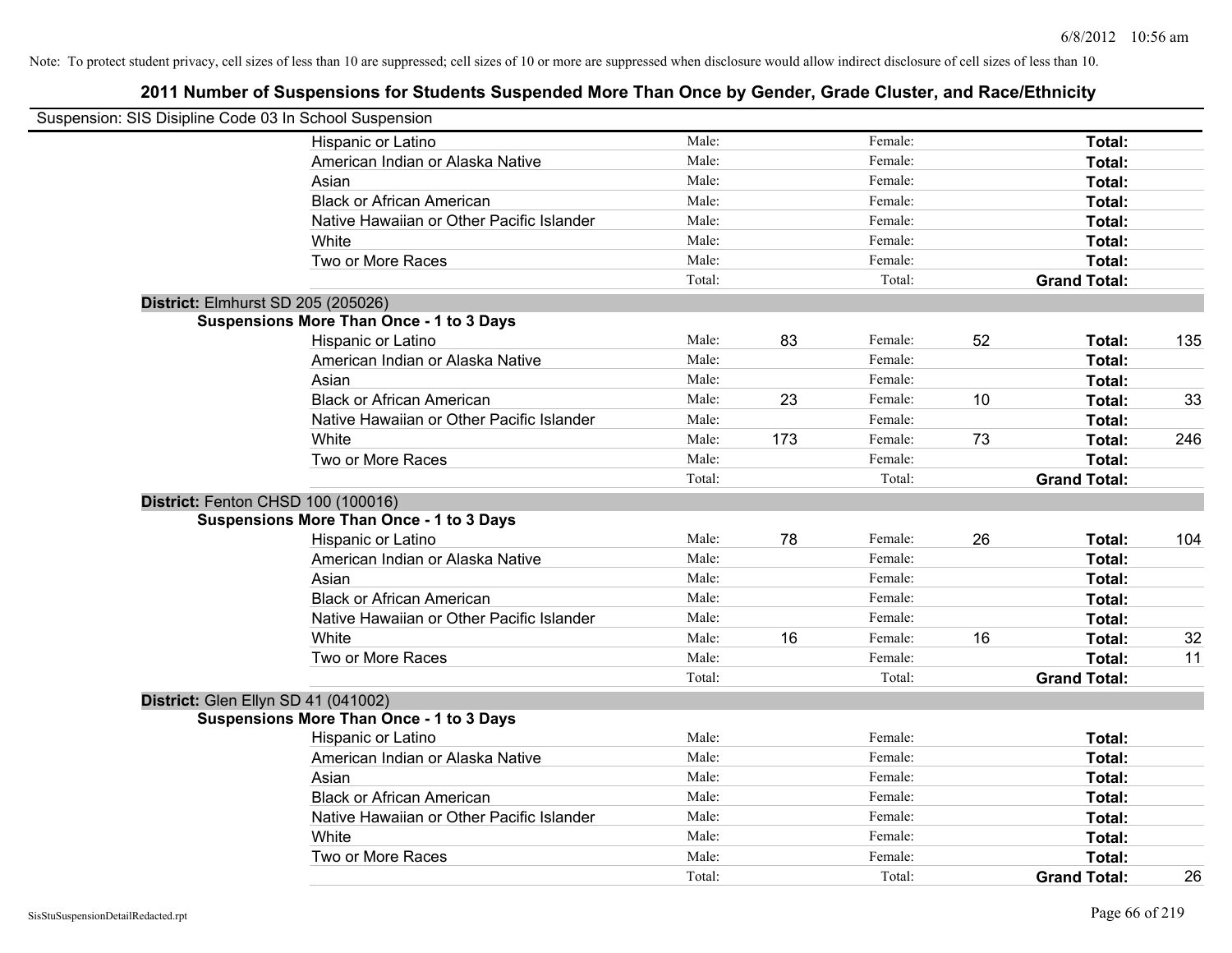Note: To protect student privacy, cell sizes of less than 10 are suppressed; cell sizes of 10 or more are suppressed when disclosure would allow indirect disclosure of cell sizes of less than 10.

## 2011 Number of Suspensions for Students Suspended More Than Once by Gender, Grade Cluster, and Race/Ethnicity

Suspension: SIS Disipline Code 03 In School Suspension

| | | | | | | |
|---|---|---|---|---|---|---|
| Hispanic or Latino | Male: | | Female: | | **Total:** | |
| American Indian or Alaska Native | Male: | | Female: | | **Total:** | |
| Asian | Male: | | Female: | | **Total:** | |
| Black or African American | Male: | | Female: | | **Total:** | |
| Native Hawaiian or Other Pacific Islander | Male: | | Female: | | **Total:** | |
| White | Male: | | Female: | | **Total:** | |
| Two or More Races | Male: | | Female: | | **Total:** | |
| | Total: | | Total: | | **Grand Total:** | |

**District:** Elmhurst SD 205 (205026)

**Suspensions More Than Once - 1 to 3 Days**

| | | | | | | |
|---|---|---|---|---|---|---|
| Hispanic or Latino | Male: | 83 | Female: | 52 | **Total:** | 135 |
| American Indian or Alaska Native | Male: | | Female: | | **Total:** | |
| Asian | Male: | | Female: | | **Total:** | |
| Black or African American | Male: | 23 | Female: | 10 | **Total:** | 33 |
| Native Hawaiian or Other Pacific Islander | Male: | | Female: | | **Total:** | |
| White | Male: | 173 | Female: | 73 | **Total:** | 246 |
| Two or More Races | Male: | | Female: | | **Total:** | |
| | Total: | | Total: | | **Grand Total:** | |

**District:** Fenton CHSD 100 (100016)

**Suspensions More Than Once - 1 to 3 Days**

| | | | | | | |
|---|---|---|---|---|---|---|
| Hispanic or Latino | Male: | 78 | Female: | 26 | **Total:** | 104 |
| American Indian or Alaska Native | Male: | | Female: | | **Total:** | |
| Asian | Male: | | Female: | | **Total:** | |
| Black or African American | Male: | | Female: | | **Total:** | |
| Native Hawaiian or Other Pacific Islander | Male: | | Female: | | **Total:** | |
| White | Male: | 16 | Female: | 16 | **Total:** | 32 |
| Two or More Races | Male: | | Female: | | **Total:** | 11 |
| | Total: | | Total: | | **Grand Total:** | |

**District:** Glen Ellyn SD 41 (041002)

**Suspensions More Than Once - 1 to 3 Days**

| | | | | | | |
|---|---|---|---|---|---|---|
| Hispanic or Latino | Male: | | Female: | | **Total:** | |
| American Indian or Alaska Native | Male: | | Female: | | **Total:** | |
| Asian | Male: | | Female: | | **Total:** | |
| Black or African American | Male: | | Female: | | **Total:** | |
| Native Hawaiian or Other Pacific Islander | Male: | | Female: | | **Total:** | |
| White | Male: | | Female: | | **Total:** | |
| Two or More Races | Male: | | Female: | | **Total:** | |
| | Total: | | Total: | | **Grand Total:** | 26 |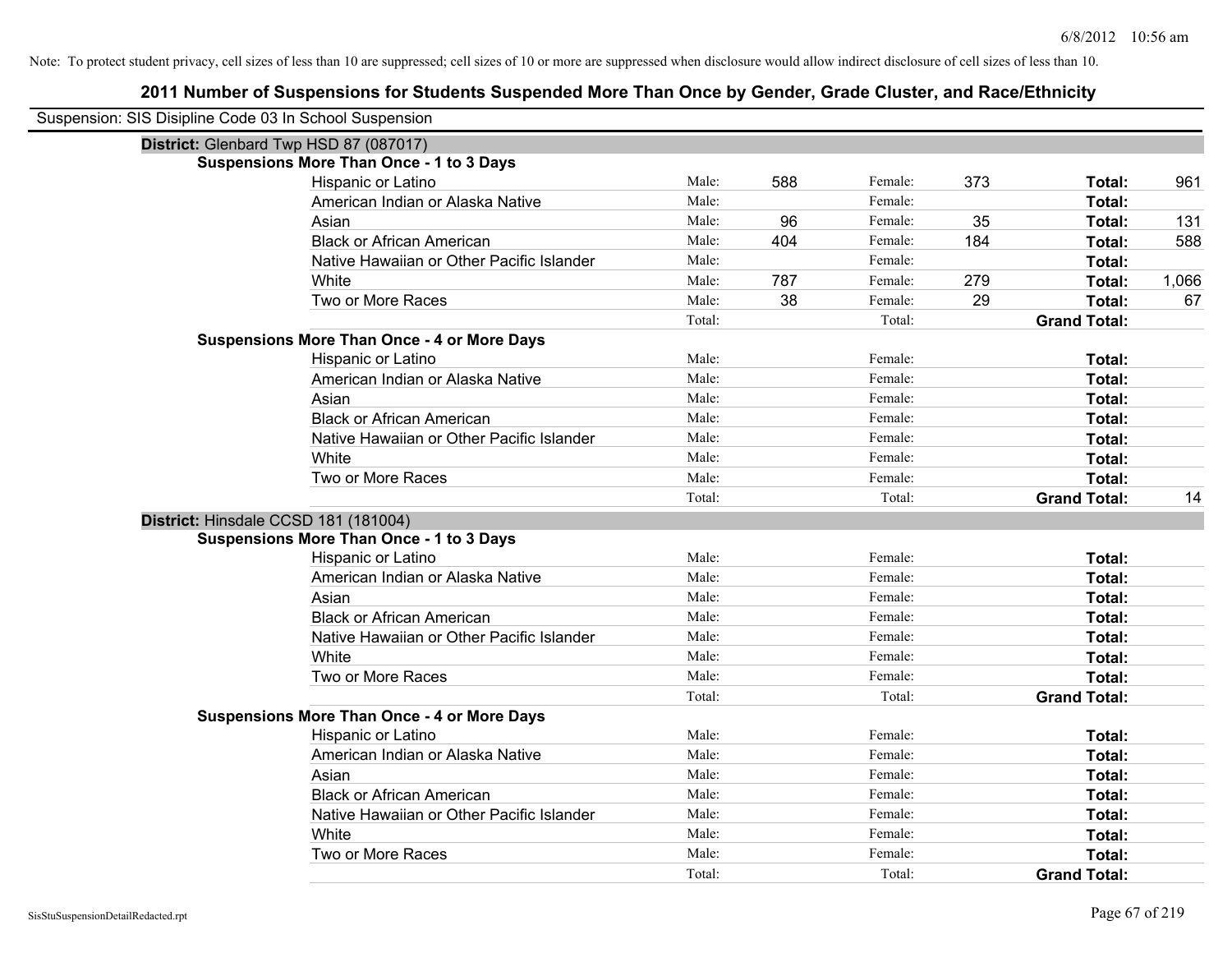Note: To protect student privacy, cell sizes of less than 10 are suppressed; cell sizes of 10 or more are suppressed when disclosure would allow indirect disclosure of cell sizes of less than 10.

# 2011 Number of Suspensions for Students Suspended More Than Once by Gender, Grade Cluster, and Race/Ethnicity

Suspension: SIS Disipline Code 03 In School Suspension

## District: Glenbard Twp HSD 87 (087017)

### Suspensions More Than Once - 1 to 3 Days

| Race/Ethnicity | | Male | | Female | | Total |
|---|---|---|---|---|---|---|
| Hispanic or Latino | Male: | 588 | Female: | 373 | **Total:** | 961 |
| American Indian or Alaska Native | Male: | | Female: | | **Total:** | |
| Asian | Male: | 96 | Female: | 35 | **Total:** | 131 |
| Black or African American | Male: | 404 | Female: | 184 | **Total:** | 588 |
| Native Hawaiian or Other Pacific Islander | Male: | | Female: | | **Total:** | |
| White | Male: | 787 | Female: | 279 | **Total:** | 1,066 |
| Two or More Races | Male: | 38 | Female: | 29 | **Total:** | 67 |
| | Total: | | Total: | | **Grand Total:** | |

### Suspensions More Than Once - 4 or More Days

| Race/Ethnicity | | Male | | Female | | Total |
|---|---|---|---|---|---|---|
| Hispanic or Latino | Male: | | Female: | | **Total:** | |
| American Indian or Alaska Native | Male: | | Female: | | **Total:** | |
| Asian | Male: | | Female: | | **Total:** | |
| Black or African American | Male: | | Female: | | **Total:** | |
| Native Hawaiian or Other Pacific Islander | Male: | | Female: | | **Total:** | |
| White | Male: | | Female: | | **Total:** | |
| Two or More Races | Male: | | Female: | | **Total:** | |
| | Total: | | Total: | | **Grand Total:** | 14 |

## District: Hinsdale CCSD 181 (181004)

### Suspensions More Than Once - 1 to 3 Days

| Race/Ethnicity | | Male | | Female | | Total |
|---|---|---|---|---|---|---|
| Hispanic or Latino | Male: | | Female: | | **Total:** | |
| American Indian or Alaska Native | Male: | | Female: | | **Total:** | |
| Asian | Male: | | Female: | | **Total:** | |
| Black or African American | Male: | | Female: | | **Total:** | |
| Native Hawaiian or Other Pacific Islander | Male: | | Female: | | **Total:** | |
| White | Male: | | Female: | | **Total:** | |
| Two or More Races | Male: | | Female: | | **Total:** | |
| | Total: | | Total: | | **Grand Total:** | |

### Suspensions More Than Once - 4 or More Days

| Race/Ethnicity | | Male | | Female | | Total |
|---|---|---|---|---|---|---|
| Hispanic or Latino | Male: | | Female: | | **Total:** | |
| American Indian or Alaska Native | Male: | | Female: | | **Total:** | |
| Asian | Male: | | Female: | | **Total:** | |
| Black or African American | Male: | | Female: | | **Total:** | |
| Native Hawaiian or Other Pacific Islander | Male: | | Female: | | **Total:** | |
| White | Male: | | Female: | | **Total:** | |
| Two or More Races | Male: | | Female: | | **Total:** | |
| | Total: | | Total: | | **Grand Total:** | |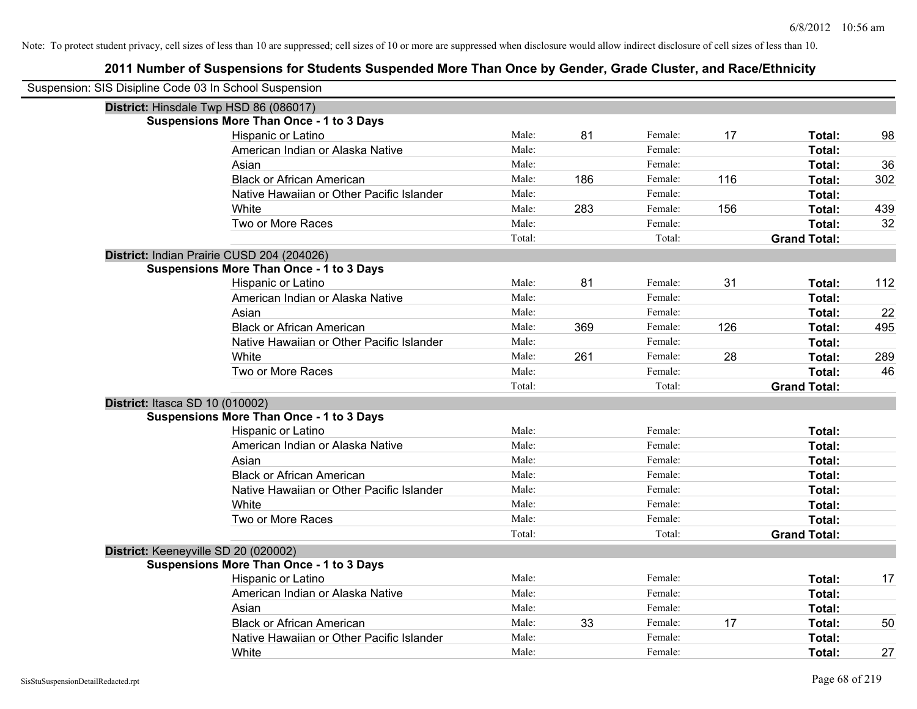Note: To protect student privacy, cell sizes of less than 10 are suppressed; cell sizes of 10 or more are suppressed when disclosure would allow indirect disclosure of cell sizes of less than 10.

## 2011 Number of Suspensions for Students Suspended More Than Once by Gender, Grade Cluster, and Race/Ethnicity

Suspension: SIS Disipline Code 03 In School Suspension

### District: Hinsdale Twp HSD 86 (086017)

**Suspensions More Than Once - 1 to 3 Days**

| Race/Ethnicity | | Male | | Female | | Total |
|---|---|---|---|---|---|---|
| Hispanic or Latino | Male: | 81 | Female: | 17 | **Total:** | 98 |
| American Indian or Alaska Native | Male: | | Female: | | **Total:** | |
| Asian | Male: | | Female: | | **Total:** | 36 |
| Black or African American | Male: | 186 | Female: | 116 | **Total:** | 302 |
| Native Hawaiian or Other Pacific Islander | Male: | | Female: | | **Total:** | |
| White | Male: | 283 | Female: | 156 | **Total:** | 439 |
| Two or More Races | Male: | | Female: | | **Total:** | 32 |
| | Total: | | Total: | | **Grand Total:** | |

### District: Indian Prairie CUSD 204 (204026)

**Suspensions More Than Once - 1 to 3 Days**

| Race/Ethnicity | | Male | | Female | | Total |
|---|---|---|---|---|---|---|
| Hispanic or Latino | Male: | 81 | Female: | 31 | **Total:** | 112 |
| American Indian or Alaska Native | Male: | | Female: | | **Total:** | |
| Asian | Male: | | Female: | | **Total:** | 22 |
| Black or African American | Male: | 369 | Female: | 126 | **Total:** | 495 |
| Native Hawaiian or Other Pacific Islander | Male: | | Female: | | **Total:** | |
| White | Male: | 261 | Female: | 28 | **Total:** | 289 |
| Two or More Races | Male: | | Female: | | **Total:** | 46 |
| | Total: | | Total: | | **Grand Total:** | |

### District: Itasca SD 10 (010002)

**Suspensions More Than Once - 1 to 3 Days**

| Race/Ethnicity | | Male | | Female | | Total |
|---|---|---|---|---|---|---|
| Hispanic or Latino | Male: | | Female: | | **Total:** | |
| American Indian or Alaska Native | Male: | | Female: | | **Total:** | |
| Asian | Male: | | Female: | | **Total:** | |
| Black or African American | Male: | | Female: | | **Total:** | |
| Native Hawaiian or Other Pacific Islander | Male: | | Female: | | **Total:** | |
| White | Male: | | Female: | | **Total:** | |
| Two or More Races | Male: | | Female: | | **Total:** | |
| | Total: | | Total: | | **Grand Total:** | |

### District: Keeneyville SD 20 (020002)

**Suspensions More Than Once - 1 to 3 Days**

| Race/Ethnicity | | Male | | Female | | Total |
|---|---|---|---|---|---|---|
| Hispanic or Latino | Male: | | Female: | | **Total:** | 17 |
| American Indian or Alaska Native | Male: | | Female: | | **Total:** | |
| Asian | Male: | | Female: | | **Total:** | |
| Black or African American | Male: | 33 | Female: | 17 | **Total:** | 50 |
| Native Hawaiian or Other Pacific Islander | Male: | | Female: | | **Total:** | |
| White | Male: | | Female: | | **Total:** | 27 |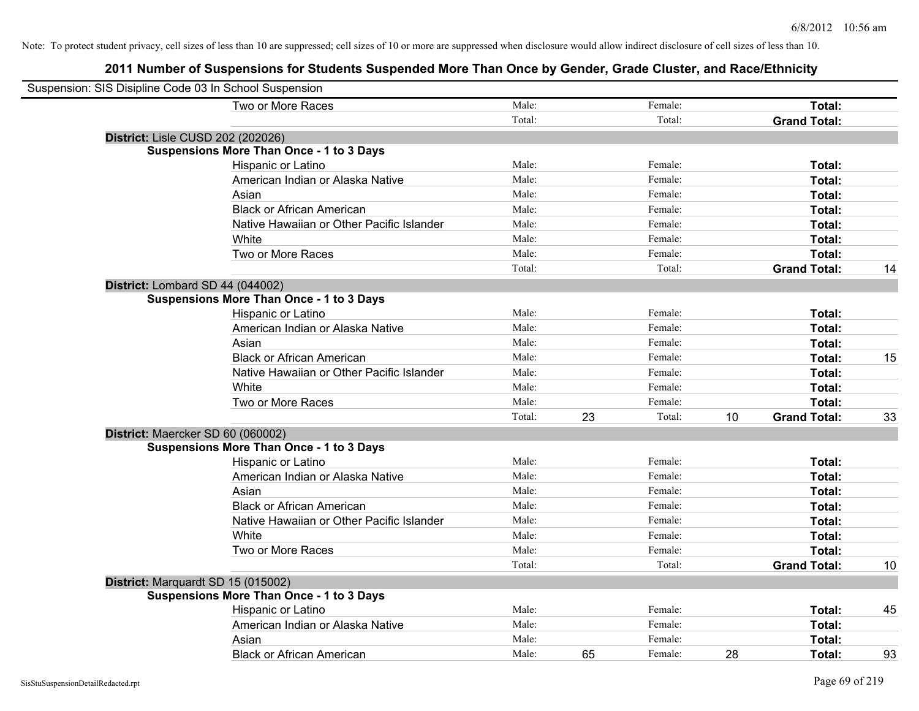Note: To protect student privacy, cell sizes of less than 10 are suppressed; cell sizes of 10 or more are suppressed when disclosure would allow indirect disclosure of cell sizes of less than 10.

## 2011 Number of Suspensions for Students Suspended More Than Once by Gender, Grade Cluster, and Race/Ethnicity

Suspension: SIS Disipline Code 03 In School Suspension

| | | | | | | |
|---|---|---|---|---|---|---|
| Two or More Races | Male: | | Female: | | **Total:** | |
| | Total: | | Total: | | **Grand Total:** | |
| **District:** Lisle CUSD 202 (202026) | | | | | | |
| **Suspensions More Than Once - 1 to 3 Days** | | | | | | |
| Hispanic or Latino | Male: | | Female: | | **Total:** | |
| American Indian or Alaska Native | Male: | | Female: | | **Total:** | |
| Asian | Male: | | Female: | | **Total:** | |
| Black or African American | Male: | | Female: | | **Total:** | |
| Native Hawaiian or Other Pacific Islander | Male: | | Female: | | **Total:** | |
| White | Male: | | Female: | | **Total:** | |
| Two or More Races | Male: | | Female: | | **Total:** | |
| | Total: | | Total: | | **Grand Total:** | 14 |
| **District:** Lombard SD 44 (044002) | | | | | | |
| **Suspensions More Than Once - 1 to 3 Days** | | | | | | |
| Hispanic or Latino | Male: | | Female: | | **Total:** | |
| American Indian or Alaska Native | Male: | | Female: | | **Total:** | |
| Asian | Male: | | Female: | | **Total:** | |
| Black or African American | Male: | | Female: | | **Total:** | 15 |
| Native Hawaiian or Other Pacific Islander | Male: | | Female: | | **Total:** | |
| White | Male: | | Female: | | **Total:** | |
| Two or More Races | Male: | | Female: | | **Total:** | |
| | Total: | 23 | Total: | 10 | **Grand Total:** | 33 |
| **District:** Maercker SD 60 (060002) | | | | | | |
| **Suspensions More Than Once - 1 to 3 Days** | | | | | | |
| Hispanic or Latino | Male: | | Female: | | **Total:** | |
| American Indian or Alaska Native | Male: | | Female: | | **Total:** | |
| Asian | Male: | | Female: | | **Total:** | |
| Black or African American | Male: | | Female: | | **Total:** | |
| Native Hawaiian or Other Pacific Islander | Male: | | Female: | | **Total:** | |
| White | Male: | | Female: | | **Total:** | |
| Two or More Races | Male: | | Female: | | **Total:** | |
| | Total: | | Total: | | **Grand Total:** | 10 |
| **District:** Marquardt SD 15 (015002) | | | | | | |
| **Suspensions More Than Once - 1 to 3 Days** | | | | | | |
| Hispanic or Latino | Male: | | Female: | | **Total:** | 45 |
| American Indian or Alaska Native | Male: | | Female: | | **Total:** | |
| Asian | Male: | | Female: | | **Total:** | |
| Black or African American | Male: | 65 | Female: | 28 | **Total:** | 93 |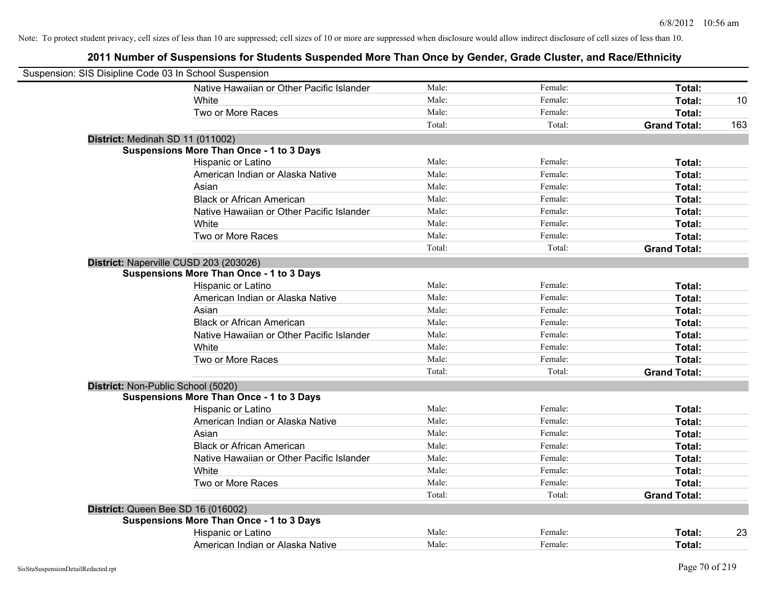Note: To protect student privacy, cell sizes of less than 10 are suppressed; cell sizes of 10 or more are suppressed when disclosure would allow indirect disclosure of cell sizes of less than 10.

## 2011 Number of Suspensions for Students Suspended More Than Once by Gender, Grade Cluster, and Race/Ethnicity

Suspension: SIS Disipline Code 03 In School Suspension

| | | | | |
|---|---|---|---|---|
| Native Hawaiian or Other Pacific Islander | Male: | Female: | **Total:** | |
| White | Male: | Female: | **Total:** | 10 |
| Two or More Races | Male: | Female: | **Total:** | |
| | Total: | Total: | **Grand Total:** | 163 |

**District:** Medinah SD 11 (011002)

**Suspensions More Than Once - 1 to 3 Days**

| | | | | |
|---|---|---|---|---|
| Hispanic or Latino | Male: | Female: | **Total:** | |
| American Indian or Alaska Native | Male: | Female: | **Total:** | |
| Asian | Male: | Female: | **Total:** | |
| Black or African American | Male: | Female: | **Total:** | |
| Native Hawaiian or Other Pacific Islander | Male: | Female: | **Total:** | |
| White | Male: | Female: | **Total:** | |
| Two or More Races | Male: | Female: | **Total:** | |
| | Total: | Total: | **Grand Total:** | |

**District:** Naperville CUSD 203 (203026)

**Suspensions More Than Once - 1 to 3 Days**

| | | | | |
|---|---|---|---|---|
| Hispanic or Latino | Male: | Female: | **Total:** | |
| American Indian or Alaska Native | Male: | Female: | **Total:** | |
| Asian | Male: | Female: | **Total:** | |
| Black or African American | Male: | Female: | **Total:** | |
| Native Hawaiian or Other Pacific Islander | Male: | Female: | **Total:** | |
| White | Male: | Female: | **Total:** | |
| Two or More Races | Male: | Female: | **Total:** | |
| | Total: | Total: | **Grand Total:** | |

**District:** Non-Public School (5020)

**Suspensions More Than Once - 1 to 3 Days**

| | | | | |
|---|---|---|---|---|
| Hispanic or Latino | Male: | Female: | **Total:** | |
| American Indian or Alaska Native | Male: | Female: | **Total:** | |
| Asian | Male: | Female: | **Total:** | |
| Black or African American | Male: | Female: | **Total:** | |
| Native Hawaiian or Other Pacific Islander | Male: | Female: | **Total:** | |
| White | Male: | Female: | **Total:** | |
| Two or More Races | Male: | Female: | **Total:** | |
| | Total: | Total: | **Grand Total:** | |

**District:** Queen Bee SD 16 (016002)

**Suspensions More Than Once - 1 to 3 Days**

| | | | | |
|---|---|---|---|---|
| Hispanic or Latino | Male: | Female: | **Total:** | 23 |
| American Indian or Alaska Native | Male: | Female: | **Total:** | |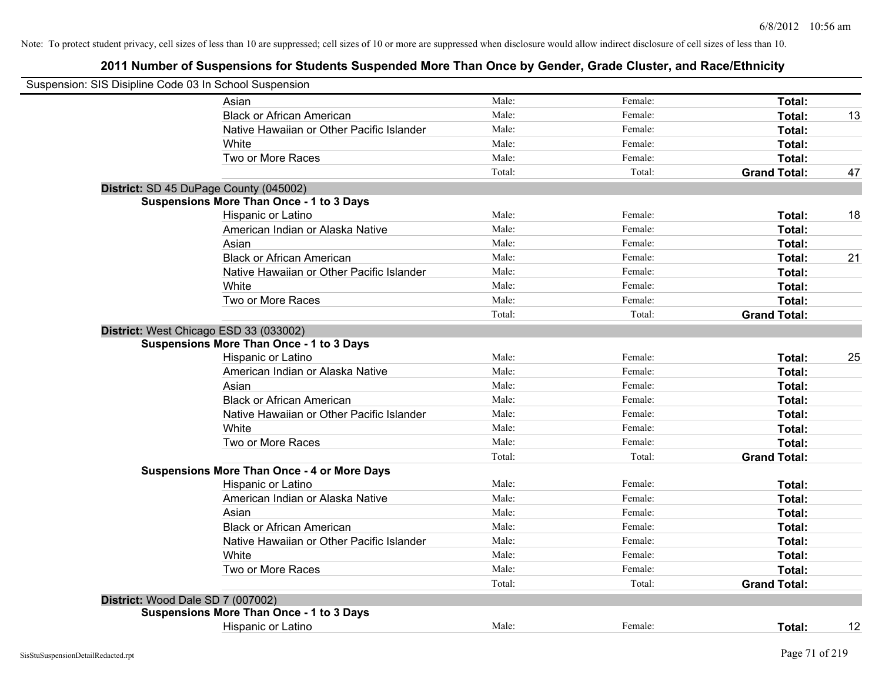Note: To protect student privacy, cell sizes of less than 10 are suppressed; cell sizes of 10 or more are suppressed when disclosure would allow indirect disclosure of cell sizes of less than 10.

# 2011 Number of Suspensions for Students Suspended More Than Once by Gender, Grade Cluster, and Race/Ethnicity

Suspension: SIS Disipline Code 03 In School Suspension

| | | | | |
|---|---|---|---|---|
| Asian | Male: | Female: | **Total:** | |
| Black or African American | Male: | Female: | **Total:** | 13 |
| Native Hawaiian or Other Pacific Islander | Male: | Female: | **Total:** | |
| White | Male: | Female: | **Total:** | |
| Two or More Races | Male: | Female: | **Total:** | |
| | Total: | Total: | **Grand Total:** | 47 |

**District:** SD 45 DuPage County (045002)

**Suspensions More Than Once - 1 to 3 Days**

| | | | | |
|---|---|---|---|---|
| Hispanic or Latino | Male: | Female: | **Total:** | 18 |
| American Indian or Alaska Native | Male: | Female: | **Total:** | |
| Asian | Male: | Female: | **Total:** | |
| Black or African American | Male: | Female: | **Total:** | 21 |
| Native Hawaiian or Other Pacific Islander | Male: | Female: | **Total:** | |
| White | Male: | Female: | **Total:** | |
| Two or More Races | Male: | Female: | **Total:** | |
| | Total: | Total: | **Grand Total:** | |

**District:** West Chicago ESD 33 (033002)

**Suspensions More Than Once - 1 to 3 Days**

| | | | | |
|---|---|---|---|---|
| Hispanic or Latino | Male: | Female: | **Total:** | 25 |
| American Indian or Alaska Native | Male: | Female: | **Total:** | |
| Asian | Male: | Female: | **Total:** | |
| Black or African American | Male: | Female: | **Total:** | |
| Native Hawaiian or Other Pacific Islander | Male: | Female: | **Total:** | |
| White | Male: | Female: | **Total:** | |
| Two or More Races | Male: | Female: | **Total:** | |
| | Total: | Total: | **Grand Total:** | |

**Suspensions More Than Once - 4 or More Days**

| | | | | |
|---|---|---|---|---|
| Hispanic or Latino | Male: | Female: | **Total:** | |
| American Indian or Alaska Native | Male: | Female: | **Total:** | |
| Asian | Male: | Female: | **Total:** | |
| Black or African American | Male: | Female: | **Total:** | |
| Native Hawaiian or Other Pacific Islander | Male: | Female: | **Total:** | |
| White | Male: | Female: | **Total:** | |
| Two or More Races | Male: | Female: | **Total:** | |
| | Total: | Total: | **Grand Total:** | |

**District:** Wood Dale SD 7 (007002)

**Suspensions More Than Once - 1 to 3 Days**

| | | | | |
|---|---|---|---|---|
| Hispanic or Latino | Male: | Female: | **Total:** | 12 |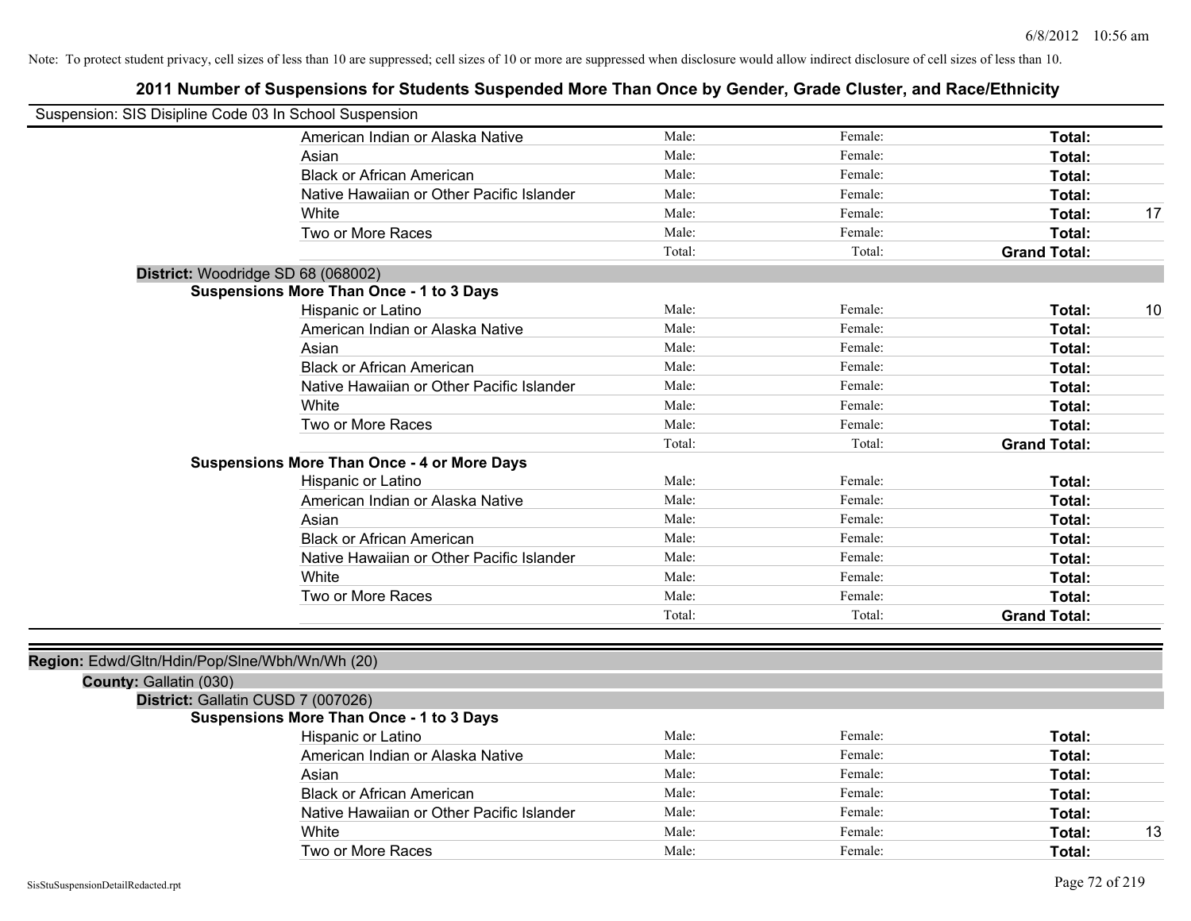Note: To protect student privacy, cell sizes of less than 10 are suppressed; cell sizes of 10 or more are suppressed when disclosure would allow indirect disclosure of cell sizes of less than 10.

## 2011 Number of Suspensions for Students Suspended More Than Once by Gender, Grade Cluster, and Race/Ethnicity

Suspension: SIS Disipline Code 03 In School Suspension

| | | | | |
|---|---|---|---|---|
| American Indian or Alaska Native | Male: | Female: | **Total:** | |
| Asian | Male: | Female: | **Total:** | |
| Black or African American | Male: | Female: | **Total:** | |
| Native Hawaiian or Other Pacific Islander | Male: | Female: | **Total:** | |
| White | Male: | Female: | **Total:** | 17 |
| Two or More Races | Male: | Female: | **Total:** | |
| | Total: | Total: | **Grand Total:** | |

**District:** Woodridge SD 68 (068002)

**Suspensions More Than Once - 1 to 3 Days**

| | | | | |
|---|---|---|---|---|
| Hispanic or Latino | Male: | Female: | **Total:** | 10 |
| American Indian or Alaska Native | Male: | Female: | **Total:** | |
| Asian | Male: | Female: | **Total:** | |
| Black or African American | Male: | Female: | **Total:** | |
| Native Hawaiian or Other Pacific Islander | Male: | Female: | **Total:** | |
| White | Male: | Female: | **Total:** | |
| Two or More Races | Male: | Female: | **Total:** | |
| | Total: | Total: | **Grand Total:** | |

**Suspensions More Than Once - 4 or More Days**

| | | | | |
|---|---|---|---|---|
| Hispanic or Latino | Male: | Female: | **Total:** | |
| American Indian or Alaska Native | Male: | Female: | **Total:** | |
| Asian | Male: | Female: | **Total:** | |
| Black or African American | Male: | Female: | **Total:** | |
| Native Hawaiian or Other Pacific Islander | Male: | Female: | **Total:** | |
| White | Male: | Female: | **Total:** | |
| Two or More Races | Male: | Female: | **Total:** | |
| | Total: | Total: | **Grand Total:** | |

**Region:** Edwd/Gltn/Hdin/Pop/Slne/Wbh/Wn/Wh (20)

**County:** Gallatin (030)

**District:** Gallatin CUSD 7 (007026)

**Suspensions More Than Once - 1 to 3 Days**

| | | | | |
|---|---|---|---|---|
| Hispanic or Latino | Male: | Female: | **Total:** | |
| American Indian or Alaska Native | Male: | Female: | **Total:** | |
| Asian | Male: | Female: | **Total:** | |
| Black or African American | Male: | Female: | **Total:** | |
| Native Hawaiian or Other Pacific Islander | Male: | Female: | **Total:** | |
| White | Male: | Female: | **Total:** | 13 |
| Two or More Races | Male: | Female: | **Total:** | |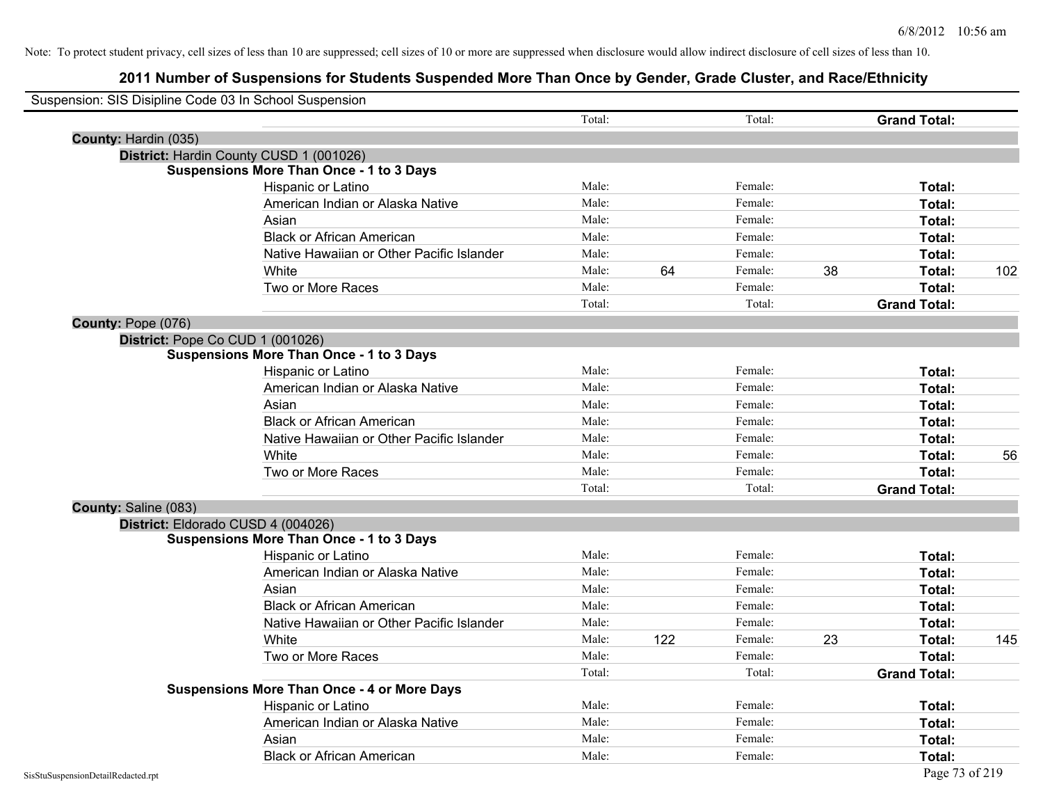Note: To protect student privacy, cell sizes of less than 10 are suppressed; cell sizes of 10 or more are suppressed when disclosure would allow indirect disclosure of cell sizes of less than 10.

## 2011 Number of Suspensions for Students Suspended More Than Once by Gender, Grade Cluster, and Race/Ethnicity

Suspension: SIS Disipline Code 03 In School Suspension

| | | | | | | |
|---|---|---|---|---|---|---|
| | Total: | | Total: | | **Grand Total:** | |
| **County:** Hardin (035) | | | | | | |
| **District:** Hardin County CUSD 1 (001026) | | | | | | |
| **Suspensions More Than Once - 1 to 3 Days** | | | | | | |
| Hispanic or Latino | Male: | | Female: | | **Total:** | |
| American Indian or Alaska Native | Male: | | Female: | | **Total:** | |
| Asian | Male: | | Female: | | **Total:** | |
| Black or African American | Male: | | Female: | | **Total:** | |
| Native Hawaiian or Other Pacific Islander | Male: | | Female: | | **Total:** | |
| White | Male: | 64 | Female: | 38 | **Total:** | 102 |
| Two or More Races | Male: | | Female: | | **Total:** | |
| | Total: | | Total: | | **Grand Total:** | |
| **County:** Pope (076) | | | | | | |
| **District:** Pope Co CUD 1 (001026) | | | | | | |
| **Suspensions More Than Once - 1 to 3 Days** | | | | | | |
| Hispanic or Latino | Male: | | Female: | | **Total:** | |
| American Indian or Alaska Native | Male: | | Female: | | **Total:** | |
| Asian | Male: | | Female: | | **Total:** | |
| Black or African American | Male: | | Female: | | **Total:** | |
| Native Hawaiian or Other Pacific Islander | Male: | | Female: | | **Total:** | |
| White | Male: | | Female: | | **Total:** | 56 |
| Two or More Races | Male: | | Female: | | **Total:** | |
| | Total: | | Total: | | **Grand Total:** | |
| **County:** Saline (083) | | | | | | |
| **District:** Eldorado CUSD 4 (004026) | | | | | | |
| **Suspensions More Than Once - 1 to 3 Days** | | | | | | |
| Hispanic or Latino | Male: | | Female: | | **Total:** | |
| American Indian or Alaska Native | Male: | | Female: | | **Total:** | |
| Asian | Male: | | Female: | | **Total:** | |
| Black or African American | Male: | | Female: | | **Total:** | |
| Native Hawaiian or Other Pacific Islander | Male: | | Female: | | **Total:** | |
| White | Male: | 122 | Female: | 23 | **Total:** | 145 |
| Two or More Races | Male: | | Female: | | **Total:** | |
| | Total: | | Total: | | **Grand Total:** | |
| **Suspensions More Than Once - 4 or More Days** | | | | | | |
| Hispanic or Latino | Male: | | Female: | | **Total:** | |
| American Indian or Alaska Native | Male: | | Female: | | **Total:** | |
| Asian | Male: | | Female: | | **Total:** | |
| Black or African American | Male: | | Female: | | **Total:** | |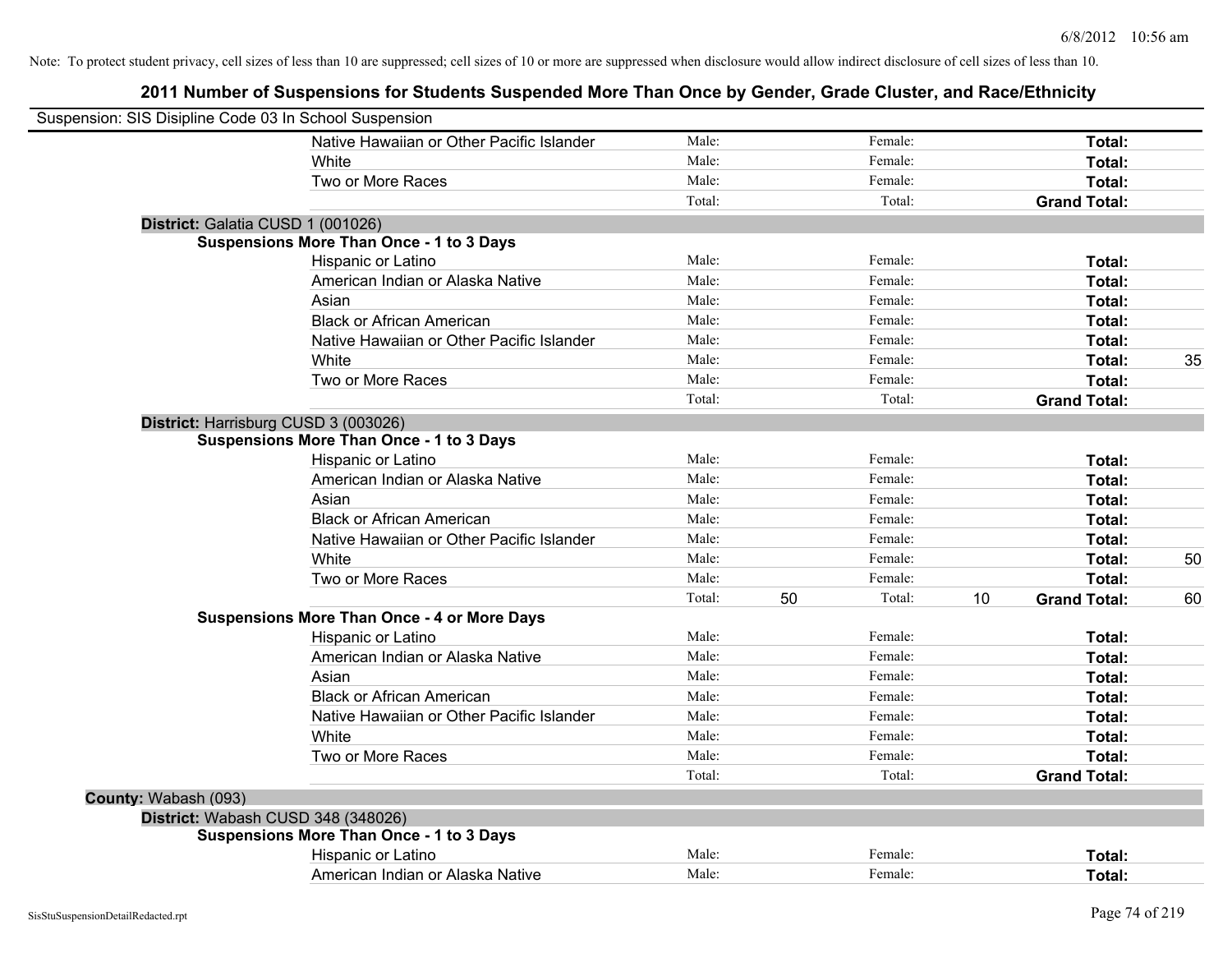Note: To protect student privacy, cell sizes of less than 10 are suppressed; cell sizes of 10 or more are suppressed when disclosure would allow indirect disclosure of cell sizes of less than 10.

# 2011 Number of Suspensions for Students Suspended More Than Once by Gender, Grade Cluster, and Race/Ethnicity

Suspension: SIS Disipline Code 03 In School Suspension

| | | | | | | | |
|---|---|---|---|---|---|---|---|
| Native Hawaiian or Other Pacific Islander | Male: | | Female: | | **Total:** | |
| White | Male: | | Female: | | **Total:** | |
| Two or More Races | Male: | | Female: | | **Total:** | |
| | Total: | | Total: | | **Grand Total:** | |

**District:** Galatia CUSD 1 (001026)

**Suspensions More Than Once - 1 to 3 Days**

| | | | | | | |
|---|---|---|---|---|---|---|
| Hispanic or Latino | Male: | | Female: | | **Total:** | |
| American Indian or Alaska Native | Male: | | Female: | | **Total:** | |
| Asian | Male: | | Female: | | **Total:** | |
| Black or African American | Male: | | Female: | | **Total:** | |
| Native Hawaiian or Other Pacific Islander | Male: | | Female: | | **Total:** | |
| White | Male: | | Female: | | **Total:** | 35 |
| Two or More Races | Male: | | Female: | | **Total:** | |
| | Total: | | Total: | | **Grand Total:** | |

**District:** Harrisburg CUSD 3 (003026)

**Suspensions More Than Once - 1 to 3 Days**

| | | | | | | |
|---|---|---|---|---|---|---|
| Hispanic or Latino | Male: | | Female: | | **Total:** | |
| American Indian or Alaska Native | Male: | | Female: | | **Total:** | |
| Asian | Male: | | Female: | | **Total:** | |
| Black or African American | Male: | | Female: | | **Total:** | |
| Native Hawaiian or Other Pacific Islander | Male: | | Female: | | **Total:** | |
| White | Male: | | Female: | | **Total:** | 50 |
| Two or More Races | Male: | | Female: | | **Total:** | |
| | Total: | 50 | Total: | 10 | **Grand Total:** | 60 |

**Suspensions More Than Once - 4 or More Days**

| | | | | | | |
|---|---|---|---|---|---|---|
| Hispanic or Latino | Male: | | Female: | | **Total:** | |
| American Indian or Alaska Native | Male: | | Female: | | **Total:** | |
| Asian | Male: | | Female: | | **Total:** | |
| Black or African American | Male: | | Female: | | **Total:** | |
| Native Hawaiian or Other Pacific Islander | Male: | | Female: | | **Total:** | |
| White | Male: | | Female: | | **Total:** | |
| Two or More Races | Male: | | Female: | | **Total:** | |
| | Total: | | Total: | | **Grand Total:** | |

**County:** Wabash (093)

**District:** Wabash CUSD 348 (348026)

**Suspensions More Than Once - 1 to 3 Days**

| | | | | | | |
|---|---|---|---|---|---|---|
| Hispanic or Latino | Male: | | Female: | | **Total:** | |
| American Indian or Alaska Native | Male: | | Female: | | **Total:** | |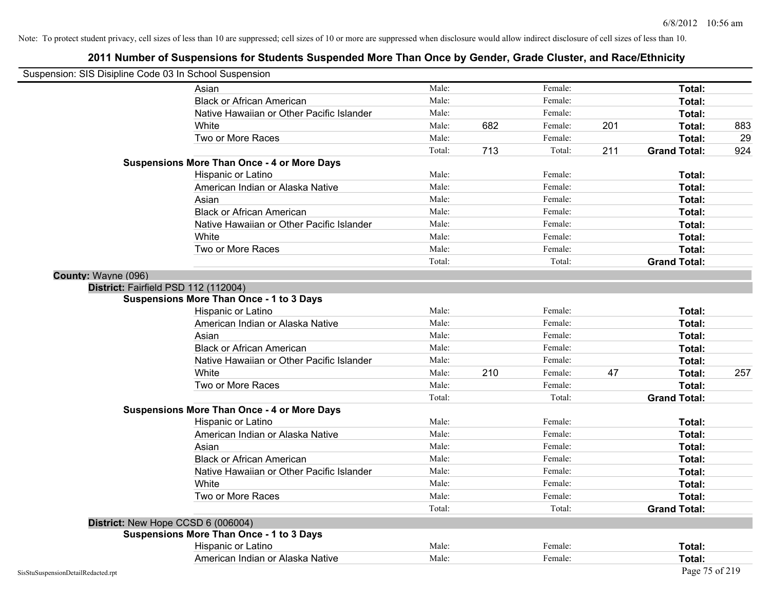Note: To protect student privacy, cell sizes of less than 10 are suppressed; cell sizes of 10 or more are suppressed when disclosure would allow indirect disclosure of cell sizes of less than 10.

## 2011 Number of Suspensions for Students Suspended More Than Once by Gender, Grade Cluster, and Race/Ethnicity

Suspension: SIS Disipline Code 03 In School Suspension

| | | | | | | | |
|---|---|---|---|---|---|---|---|
| Asian | Male: | | Female: | | **Total:** | |
| Black or African American | Male: | | Female: | | **Total:** | |
| Native Hawaiian or Other Pacific Islander | Male: | | Female: | | **Total:** | |
| White | Male: | 682 | Female: | 201 | **Total:** | 883 |
| Two or More Races | Male: | | Female: | | **Total:** | 29 |
| | Total: | 713 | Total: | 211 | **Grand Total:** | 924 |

**Suspensions More Than Once - 4 or More Days**

| | | | | | | |
|---|---|---|---|---|---|---|
| Hispanic or Latino | Male: | | Female: | | **Total:** | |
| American Indian or Alaska Native | Male: | | Female: | | **Total:** | |
| Asian | Male: | | Female: | | **Total:** | |
| Black or African American | Male: | | Female: | | **Total:** | |
| Native Hawaiian or Other Pacific Islander | Male: | | Female: | | **Total:** | |
| White | Male: | | Female: | | **Total:** | |
| Two or More Races | Male: | | Female: | | **Total:** | |
| | Total: | | Total: | | **Grand Total:** | |

**County:** Wayne (096)

**District:** Fairfield PSD 112 (112004)

**Suspensions More Than Once - 1 to 3 Days**

| | | | | | | |
|---|---|---|---|---|---|---|
| Hispanic or Latino | Male: | | Female: | | **Total:** | |
| American Indian or Alaska Native | Male: | | Female: | | **Total:** | |
| Asian | Male: | | Female: | | **Total:** | |
| Black or African American | Male: | | Female: | | **Total:** | |
| Native Hawaiian or Other Pacific Islander | Male: | | Female: | | **Total:** | |
| White | Male: | 210 | Female: | 47 | **Total:** | 257 |
| Two or More Races | Male: | | Female: | | **Total:** | |
| | Total: | | Total: | | **Grand Total:** | |

**Suspensions More Than Once - 4 or More Days**

| | | | | | | |
|---|---|---|---|---|---|---|
| Hispanic or Latino | Male: | | Female: | | **Total:** | |
| American Indian or Alaska Native | Male: | | Female: | | **Total:** | |
| Asian | Male: | | Female: | | **Total:** | |
| Black or African American | Male: | | Female: | | **Total:** | |
| Native Hawaiian or Other Pacific Islander | Male: | | Female: | | **Total:** | |
| White | Male: | | Female: | | **Total:** | |
| Two or More Races | Male: | | Female: | | **Total:** | |
| | Total: | | Total: | | **Grand Total:** | |

**District:** New Hope CCSD 6 (006004)

**Suspensions More Than Once - 1 to 3 Days**

| | | | | | | |
|---|---|---|---|---|---|---|
| Hispanic or Latino | Male: | | Female: | | **Total:** | |
| American Indian or Alaska Native | Male: | | Female: | | **Total:** | |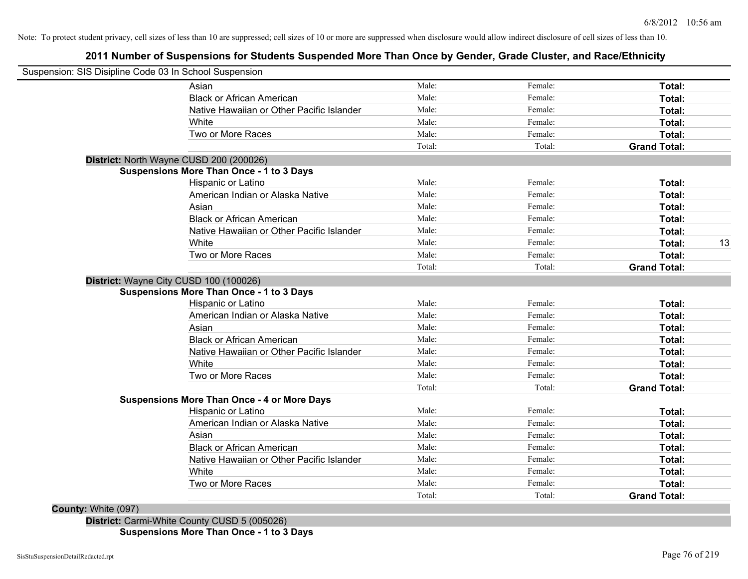Note: To protect student privacy, cell sizes of less than 10 are suppressed; cell sizes of 10 or more are suppressed when disclosure would allow indirect disclosure of cell sizes of less than 10.

# 2011 Number of Suspensions for Students Suspended More Than Once by Gender, Grade Cluster, and Race/Ethnicity

Suspension: SIS Disipline Code 03 In School Suspension

| | Male | Female | Total | |
|---|---|---|---|---|
| Asian | Male: | Female: | **Total:** | |
| Black or African American | Male: | Female: | **Total:** | |
| Native Hawaiian or Other Pacific Islander | Male: | Female: | **Total:** | |
| White | Male: | Female: | **Total:** | |
| Two or More Races | Male: | Female: | **Total:** | |
| | Total: | Total: | **Grand Total:** | |

**District:** North Wayne CUSD 200 (200026)

**Suspensions More Than Once - 1 to 3 Days**

| | Male | Female | Total | |
|---|---|---|---|---|
| Hispanic or Latino | Male: | Female: | **Total:** | |
| American Indian or Alaska Native | Male: | Female: | **Total:** | |
| Asian | Male: | Female: | **Total:** | |
| Black or African American | Male: | Female: | **Total:** | |
| Native Hawaiian or Other Pacific Islander | Male: | Female: | **Total:** | |
| White | Male: | Female: | **Total:** | 13 |
| Two or More Races | Male: | Female: | **Total:** | |
| | Total: | Total: | **Grand Total:** | |

**District:** Wayne City CUSD 100 (100026)

**Suspensions More Than Once - 1 to 3 Days**

| | Male | Female | Total | |
|---|---|---|---|---|
| Hispanic or Latino | Male: | Female: | **Total:** | |
| American Indian or Alaska Native | Male: | Female: | **Total:** | |
| Asian | Male: | Female: | **Total:** | |
| Black or African American | Male: | Female: | **Total:** | |
| Native Hawaiian or Other Pacific Islander | Male: | Female: | **Total:** | |
| White | Male: | Female: | **Total:** | |
| Two or More Races | Male: | Female: | **Total:** | |
| | Total: | Total: | **Grand Total:** | |

**Suspensions More Than Once - 4 or More Days**

| | Male | Female | Total | |
|---|---|---|---|---|
| Hispanic or Latino | Male: | Female: | **Total:** | |
| American Indian or Alaska Native | Male: | Female: | **Total:** | |
| Asian | Male: | Female: | **Total:** | |
| Black or African American | Male: | Female: | **Total:** | |
| Native Hawaiian or Other Pacific Islander | Male: | Female: | **Total:** | |
| White | Male: | Female: | **Total:** | |
| Two or More Races | Male: | Female: | **Total:** | |
| | Total: | Total: | **Grand Total:** | |

**County:** White (097)

**District:** Carmi-White County CUSD 5 (005026)

**Suspensions More Than Once - 1 to 3 Days**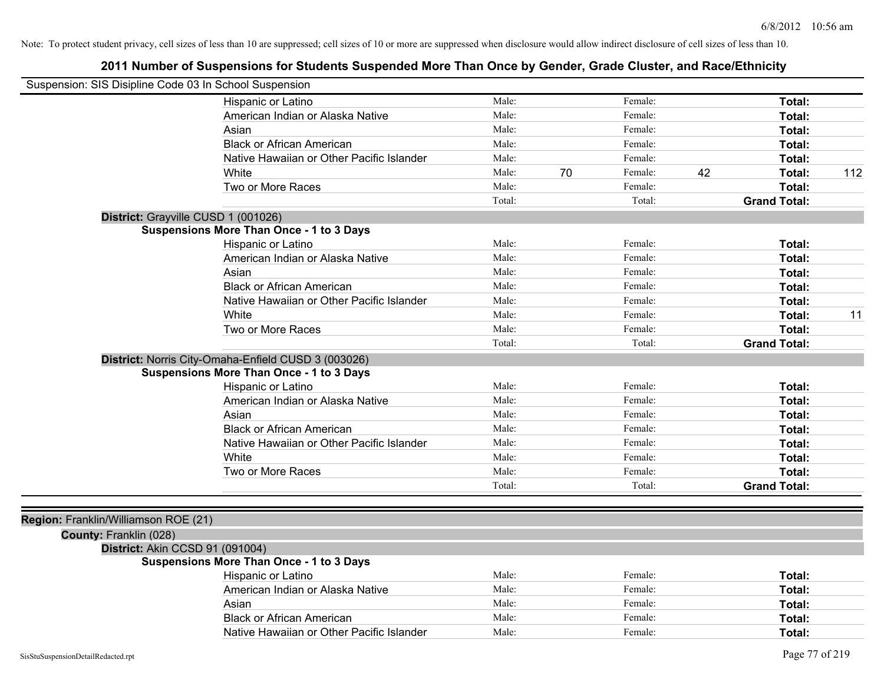Note: To protect student privacy, cell sizes of less than 10 are suppressed; cell sizes of 10 or more are suppressed when disclosure would allow indirect disclosure of cell sizes of less than 10.

# 2011 Number of Suspensions for Students Suspended More Than Once by Gender, Grade Cluster, and Race/Ethnicity

Suspension: SIS Disipline Code 03 In School Suspension

| Race/Ethnicity | | | | | | |
|---|---|---|---|---|---|---|
| Hispanic or Latino | Male: | | Female: | | Total: | |
| American Indian or Alaska Native | Male: | | Female: | | Total: | |
| Asian | Male: | | Female: | | Total: | |
| Black or African American | Male: | | Female: | | Total: | |
| Native Hawaiian or Other Pacific Islander | Male: | | Female: | | Total: | |
| White | Male: | 70 | Female: | 42 | Total: | 112 |
| Two or More Races | Male: | | Female: | | Total: | |
| | Total: | | Total: | | Grand Total: | |

**District:** Grayville CUSD 1 (001026)

**Suspensions More Than Once - 1 to 3 Days**

| Race/Ethnicity | | | | | | |
|---|---|---|---|---|---|---|
| Hispanic or Latino | Male: | | Female: | | Total: | |
| American Indian or Alaska Native | Male: | | Female: | | Total: | |
| Asian | Male: | | Female: | | Total: | |
| Black or African American | Male: | | Female: | | Total: | |
| Native Hawaiian or Other Pacific Islander | Male: | | Female: | | Total: | |
| White | Male: | | Female: | | Total: | 11 |
| Two or More Races | Male: | | Female: | | Total: | |
| | Total: | | Total: | | Grand Total: | |

**District:** Norris City-Omaha-Enfield CUSD 3 (003026)

**Suspensions More Than Once - 1 to 3 Days**

| Race/Ethnicity | | | | | | |
|---|---|---|---|---|---|---|
| Hispanic or Latino | Male: | | Female: | | Total: | |
| American Indian or Alaska Native | Male: | | Female: | | Total: | |
| Asian | Male: | | Female: | | Total: | |
| Black or African American | Male: | | Female: | | Total: | |
| Native Hawaiian or Other Pacific Islander | Male: | | Female: | | Total: | |
| White | Male: | | Female: | | Total: | |
| Two or More Races | Male: | | Female: | | Total: | |
| | Total: | | Total: | | Grand Total: | |

**Region:** Franklin/Williamson ROE (21)

**County:** Franklin (028)

**District:** Akin CCSD 91 (091004)

**Suspensions More Than Once - 1 to 3 Days**

| Race/Ethnicity | | | | | | |
|---|---|---|---|---|---|---|
| Hispanic or Latino | Male: | | Female: | | Total: | |
| American Indian or Alaska Native | Male: | | Female: | | Total: | |
| Asian | Male: | | Female: | | Total: | |
| Black or African American | Male: | | Female: | | Total: | |
| Native Hawaiian or Other Pacific Islander | Male: | | Female: | | Total: | |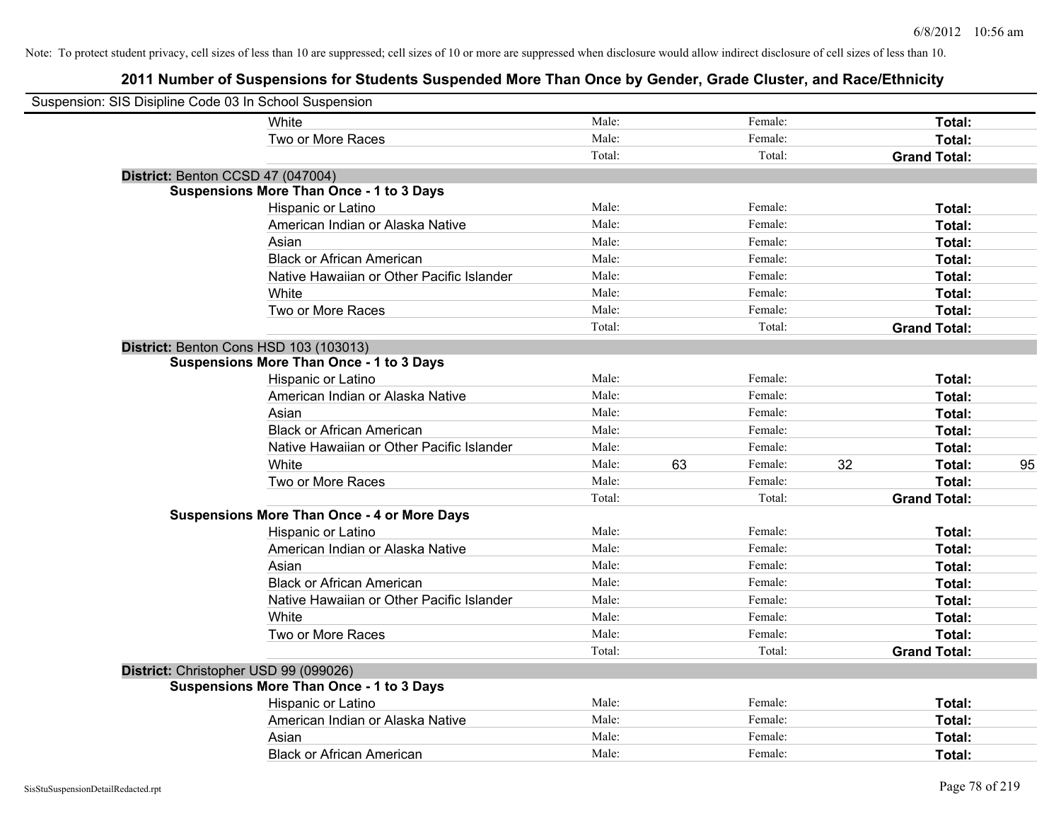Note: To protect student privacy, cell sizes of less than 10 are suppressed; cell sizes of 10 or more are suppressed when disclosure would allow indirect disclosure of cell sizes of less than 10.

## 2011 Number of Suspensions for Students Suspended More Than Once by Gender, Grade Cluster, and Race/Ethnicity

Suspension: SIS Disipline Code 03 In School Suspension

| | | | | | | | |
|---|---|---|---|---|---|---|---|
| White | Male: | | Female: | | **Total:** | |
| Two or More Races | Male: | | Female: | | **Total:** | |
| | Total: | | Total: | | **Grand Total:** | |

**District:** Benton CCSD 47 (047004)

**Suspensions More Than Once - 1 to 3 Days**

| | | | | | | |
|---|---|---|---|---|---|---|
| Hispanic or Latino | Male: | | Female: | | **Total:** | |
| American Indian or Alaska Native | Male: | | Female: | | **Total:** | |
| Asian | Male: | | Female: | | **Total:** | |
| Black or African American | Male: | | Female: | | **Total:** | |
| Native Hawaiian or Other Pacific Islander | Male: | | Female: | | **Total:** | |
| White | Male: | | Female: | | **Total:** | |
| Two or More Races | Male: | | Female: | | **Total:** | |
| | Total: | | Total: | | **Grand Total:** | |

**District:** Benton Cons HSD 103 (103013)

**Suspensions More Than Once - 1 to 3 Days**

| | | | | | | |
|---|---|---|---|---|---|---|
| Hispanic or Latino | Male: | | Female: | | **Total:** | |
| American Indian or Alaska Native | Male: | | Female: | | **Total:** | |
| Asian | Male: | | Female: | | **Total:** | |
| Black or African American | Male: | | Female: | | **Total:** | |
| Native Hawaiian or Other Pacific Islander | Male: | | Female: | | **Total:** | |
| White | Male: | 63 | Female: | 32 | **Total:** | 95 |
| Two or More Races | Male: | | Female: | | **Total:** | |
| | Total: | | Total: | | **Grand Total:** | |

**Suspensions More Than Once - 4 or More Days**

| | | | | | | |
|---|---|---|---|---|---|---|
| Hispanic or Latino | Male: | | Female: | | **Total:** | |
| American Indian or Alaska Native | Male: | | Female: | | **Total:** | |
| Asian | Male: | | Female: | | **Total:** | |
| Black or African American | Male: | | Female: | | **Total:** | |
| Native Hawaiian or Other Pacific Islander | Male: | | Female: | | **Total:** | |
| White | Male: | | Female: | | **Total:** | |
| Two or More Races | Male: | | Female: | | **Total:** | |
| | Total: | | Total: | | **Grand Total:** | |

**District:** Christopher USD 99 (099026)

**Suspensions More Than Once - 1 to 3 Days**

| | | | | | | |
|---|---|---|---|---|---|---|
| Hispanic or Latino | Male: | | Female: | | **Total:** | |
| American Indian or Alaska Native | Male: | | Female: | | **Total:** | |
| Asian | Male: | | Female: | | **Total:** | |
| Black or African American | Male: | | Female: | | **Total:** | |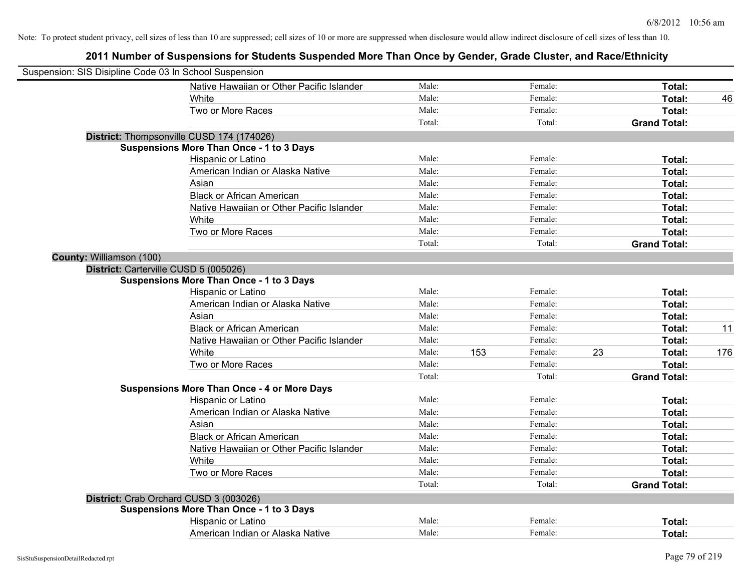Note: To protect student privacy, cell sizes of less than 10 are suppressed; cell sizes of 10 or more are suppressed when disclosure would allow indirect disclosure of cell sizes of less than 10.

## 2011 Number of Suspensions for Students Suspended More Than Once by Gender, Grade Cluster, and Race/Ethnicity

Suspension: SIS Disipline Code 03 In School Suspension

| | Male: | | Female: | | | |
|---|---|---|---|---|---|---|
| Native Hawaiian or Other Pacific Islander | Male: | | Female: | | **Total:** | |
| White | Male: | | Female: | | **Total:** | 46 |
| Two or More Races | Male: | | Female: | | **Total:** | |
| | Total: | | Total: | | **Grand Total:** | |

**District:** Thompsonville CUSD 174 (174026)

**Suspensions More Than Once - 1 to 3 Days**

| | | | | | | |
|---|---|---|---|---|---|---|
| Hispanic or Latino | Male: | | Female: | | **Total:** | |
| American Indian or Alaska Native | Male: | | Female: | | **Total:** | |
| Asian | Male: | | Female: | | **Total:** | |
| Black or African American | Male: | | Female: | | **Total:** | |
| Native Hawaiian or Other Pacific Islander | Male: | | Female: | | **Total:** | |
| White | Male: | | Female: | | **Total:** | |
| Two or More Races | Male: | | Female: | | **Total:** | |
| | Total: | | Total: | | **Grand Total:** | |

**County:** Williamson (100)

**District:** Carterville CUSD 5 (005026)

**Suspensions More Than Once - 1 to 3 Days**

| | | | | | | |
|---|---|---|---|---|---|---|
| Hispanic or Latino | Male: | | Female: | | **Total:** | |
| American Indian or Alaska Native | Male: | | Female: | | **Total:** | |
| Asian | Male: | | Female: | | **Total:** | |
| Black or African American | Male: | | Female: | | **Total:** | 11 |
| Native Hawaiian or Other Pacific Islander | Male: | | Female: | | **Total:** | |
| White | Male: | 153 | Female: | 23 | **Total:** | 176 |
| Two or More Races | Male: | | Female: | | **Total:** | |
| | Total: | | Total: | | **Grand Total:** | |

**Suspensions More Than Once - 4 or More Days**

| | | | | | | |
|---|---|---|---|---|---|---|
| Hispanic or Latino | Male: | | Female: | | **Total:** | |
| American Indian or Alaska Native | Male: | | Female: | | **Total:** | |
| Asian | Male: | | Female: | | **Total:** | |
| Black or African American | Male: | | Female: | | **Total:** | |
| Native Hawaiian or Other Pacific Islander | Male: | | Female: | | **Total:** | |
| White | Male: | | Female: | | **Total:** | |
| Two or More Races | Male: | | Female: | | **Total:** | |
| | Total: | | Total: | | **Grand Total:** | |

**District:** Crab Orchard CUSD 3 (003026)

**Suspensions More Than Once - 1 to 3 Days**

| | | | | | | |
|---|---|---|---|---|---|---|
| Hispanic or Latino | Male: | | Female: | | **Total:** | |
| American Indian or Alaska Native | Male: | | Female: | | **Total:** | |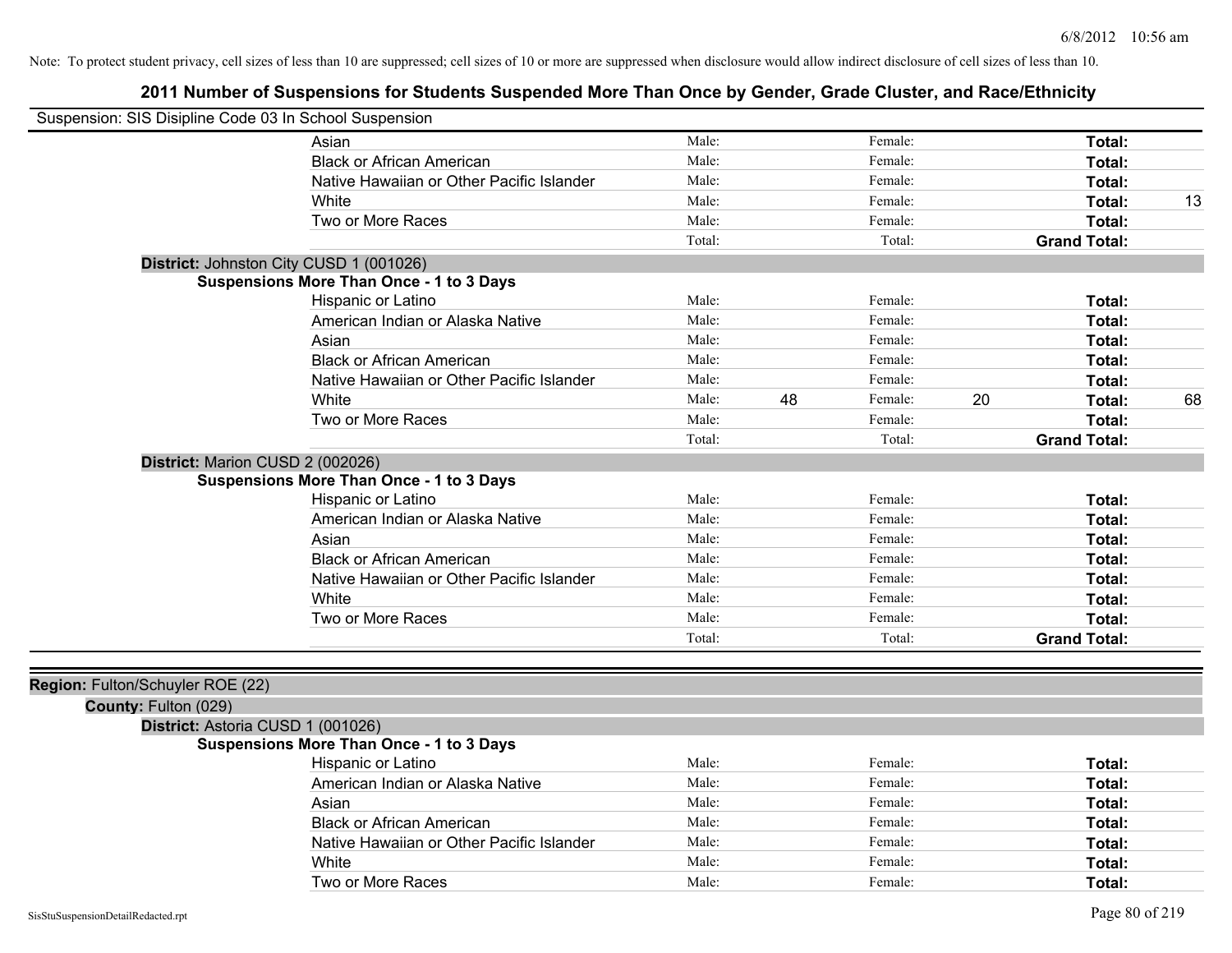Note: To protect student privacy, cell sizes of less than 10 are suppressed; cell sizes of 10 or more are suppressed when disclosure would allow indirect disclosure of cell sizes of less than 10.

# 2011 Number of Suspensions for Students Suspended More Than Once by Gender, Grade Cluster, and Race/Ethnicity

Suspension: SIS Disipline Code 03 In School Suspension

| | | | | | | |
|---|---|---|---|---|---|---|
| Asian | Male: | | Female: | | **Total:** | |
| Black or African American | Male: | | Female: | | **Total:** | |
| Native Hawaiian or Other Pacific Islander | Male: | | Female: | | **Total:** | |
| White | Male: | | Female: | | **Total:** | 13 |
| Two or More Races | Male: | | Female: | | **Total:** | |
| | Total: | | Total: | | **Grand Total:** | |

**District:** Johnston City CUSD 1 (001026)

**Suspensions More Than Once - 1 to 3 Days**

| | | | | | | |
|---|---|---|---|---|---|---|
| Hispanic or Latino | Male: | | Female: | | **Total:** | |
| American Indian or Alaska Native | Male: | | Female: | | **Total:** | |
| Asian | Male: | | Female: | | **Total:** | |
| Black or African American | Male: | | Female: | | **Total:** | |
| Native Hawaiian or Other Pacific Islander | Male: | | Female: | | **Total:** | |
| White | Male: | 48 | Female: | 20 | **Total:** | 68 |
| Two or More Races | Male: | | Female: | | **Total:** | |
| | Total: | | Total: | | **Grand Total:** | |

**District:** Marion CUSD 2 (002026)

**Suspensions More Than Once - 1 to 3 Days**

| | | | | | | |
|---|---|---|---|---|---|---|
| Hispanic or Latino | Male: | | Female: | | **Total:** | |
| American Indian or Alaska Native | Male: | | Female: | | **Total:** | |
| Asian | Male: | | Female: | | **Total:** | |
| Black or African American | Male: | | Female: | | **Total:** | |
| Native Hawaiian or Other Pacific Islander | Male: | | Female: | | **Total:** | |
| White | Male: | | Female: | | **Total:** | |
| Two or More Races | Male: | | Female: | | **Total:** | |
| | Total: | | Total: | | **Grand Total:** | |

**Region:** Fulton/Schuyler ROE (22)

**County:** Fulton (029)

**District:** Astoria CUSD 1 (001026)

**Suspensions More Than Once - 1 to 3 Days**

| | | | | | | |
|---|---|---|---|---|---|---|
| Hispanic or Latino | Male: | | Female: | | **Total:** | |
| American Indian or Alaska Native | Male: | | Female: | | **Total:** | |
| Asian | Male: | | Female: | | **Total:** | |
| Black or African American | Male: | | Female: | | **Total:** | |
| Native Hawaiian or Other Pacific Islander | Male: | | Female: | | **Total:** | |
| White | Male: | | Female: | | **Total:** | |
| Two or More Races | Male: | | Female: | | **Total:** | |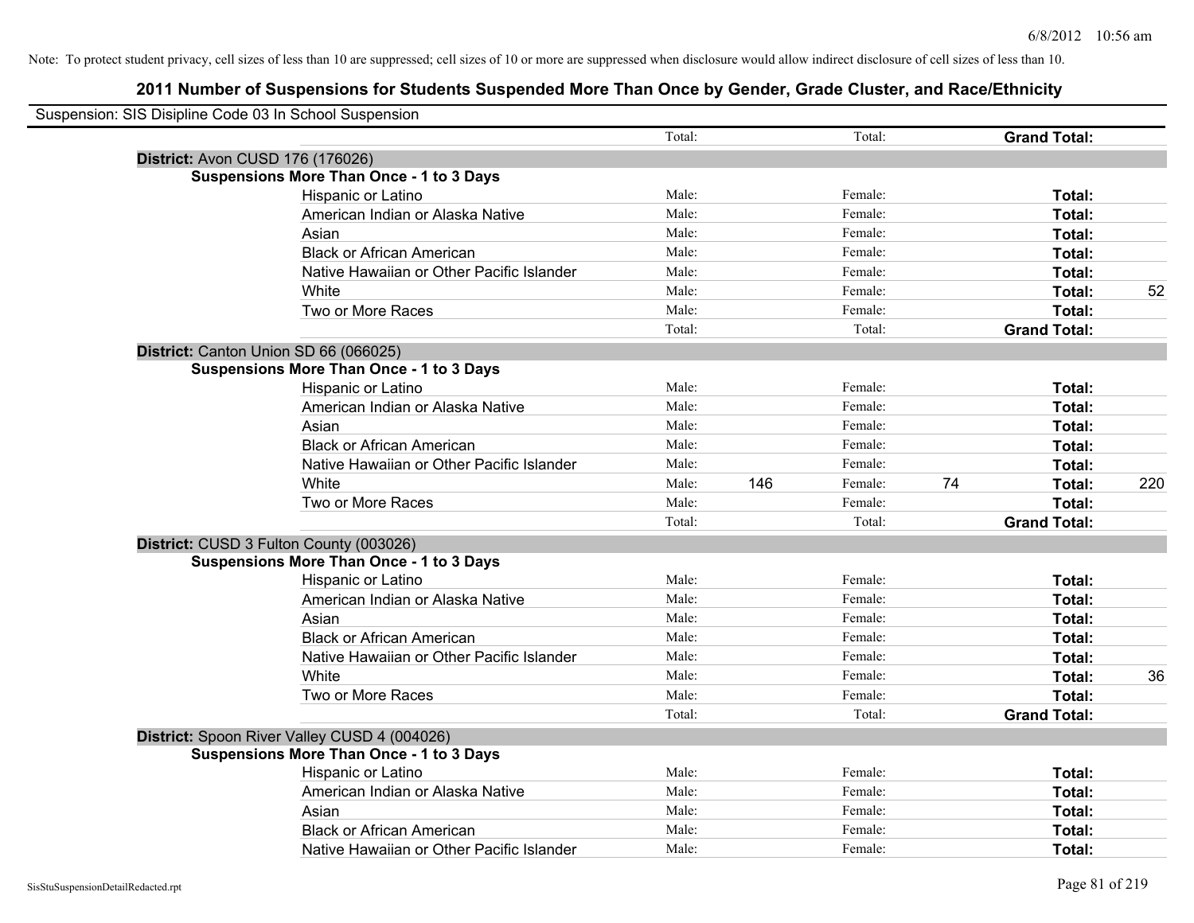Note: To protect student privacy, cell sizes of less than 10 are suppressed; cell sizes of 10 or more are suppressed when disclosure would allow indirect disclosure of cell sizes of less than 10.

# 2011 Number of Suspensions for Students Suspended More Than Once by Gender, Grade Cluster, and Race/Ethnicity

Suspension: SIS Disipline Code 03 In School Suspension

| | | | | | | |
|---|---|---|---|---|---|---|
| | Total: | | Total: | | **Grand Total:** | |
| **District:** Avon CUSD 176 (176026) | | | | | | |
| **Suspensions More Than Once - 1 to 3 Days** | | | | | | |
| Hispanic or Latino | Male: | | Female: | | **Total:** | |
| American Indian or Alaska Native | Male: | | Female: | | **Total:** | |
| Asian | Male: | | Female: | | **Total:** | |
| Black or African American | Male: | | Female: | | **Total:** | |
| Native Hawaiian or Other Pacific Islander | Male: | | Female: | | **Total:** | |
| White | Male: | | Female: | | **Total:** | 52 |
| Two or More Races | Male: | | Female: | | **Total:** | |
| | Total: | | Total: | | **Grand Total:** | |
| **District:** Canton Union SD 66 (066025) | | | | | | |
| **Suspensions More Than Once - 1 to 3 Days** | | | | | | |
| Hispanic or Latino | Male: | | Female: | | **Total:** | |
| American Indian or Alaska Native | Male: | | Female: | | **Total:** | |
| Asian | Male: | | Female: | | **Total:** | |
| Black or African American | Male: | | Female: | | **Total:** | |
| Native Hawaiian or Other Pacific Islander | Male: | | Female: | | **Total:** | |
| White | Male: | 146 | Female: | 74 | **Total:** | 220 |
| Two or More Races | Male: | | Female: | | **Total:** | |
| | Total: | | Total: | | **Grand Total:** | |
| **District:** CUSD 3 Fulton County (003026) | | | | | | |
| **Suspensions More Than Once - 1 to 3 Days** | | | | | | |
| Hispanic or Latino | Male: | | Female: | | **Total:** | |
| American Indian or Alaska Native | Male: | | Female: | | **Total:** | |
| Asian | Male: | | Female: | | **Total:** | |
| Black or African American | Male: | | Female: | | **Total:** | |
| Native Hawaiian or Other Pacific Islander | Male: | | Female: | | **Total:** | |
| White | Male: | | Female: | | **Total:** | 36 |
| Two or More Races | Male: | | Female: | | **Total:** | |
| | Total: | | Total: | | **Grand Total:** | |
| **District:** Spoon River Valley CUSD 4 (004026) | | | | | | |
| **Suspensions More Than Once - 1 to 3 Days** | | | | | | |
| Hispanic or Latino | Male: | | Female: | | **Total:** | |
| American Indian or Alaska Native | Male: | | Female: | | **Total:** | |
| Asian | Male: | | Female: | | **Total:** | |
| Black or African American | Male: | | Female: | | **Total:** | |
| Native Hawaiian or Other Pacific Islander | Male: | | Female: | | **Total:** | |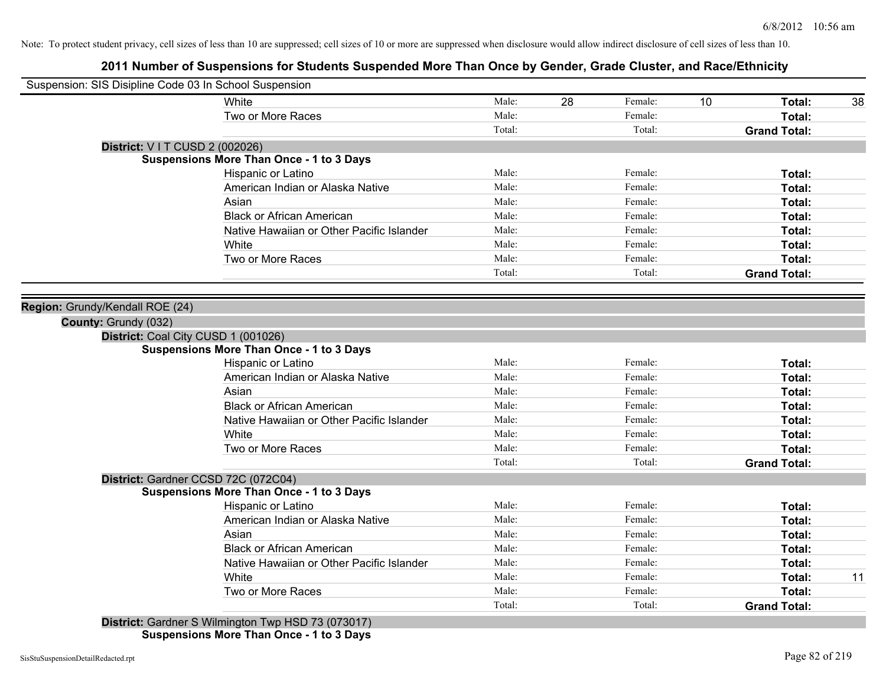Note: To protect student privacy, cell sizes of less than 10 are suppressed; cell sizes of 10 or more are suppressed when disclosure would allow indirect disclosure of cell sizes of less than 10.

# 2011 Number of Suspensions for Students Suspended More Than Once by Gender, Grade Cluster, and Race/Ethnicity

Suspension: SIS Disipline Code 03 In School Suspension

| | | | | | | |
|---|---|---|---|---|---|---|
| White | Male: | 28 | Female: | 10 | **Total:** | 38 |
| Two or More Races | Male: | | Female: | | **Total:** | |
| | Total: | | Total: | | **Grand Total:** | |

**District:** V I T CUSD 2 (002026)

**Suspensions More Than Once - 1 to 3 Days**

| | | | | | | |
|---|---|---|---|---|---|---|
| Hispanic or Latino | Male: | | Female: | | **Total:** | |
| American Indian or Alaska Native | Male: | | Female: | | **Total:** | |
| Asian | Male: | | Female: | | **Total:** | |
| Black or African American | Male: | | Female: | | **Total:** | |
| Native Hawaiian or Other Pacific Islander | Male: | | Female: | | **Total:** | |
| White | Male: | | Female: | | **Total:** | |
| Two or More Races | Male: | | Female: | | **Total:** | |
| | Total: | | Total: | | **Grand Total:** | |

**Region:** Grundy/Kendall ROE (24)

**County:** Grundy (032)

**District:** Coal City CUSD 1 (001026)

**Suspensions More Than Once - 1 to 3 Days**

| | | | | | | |
|---|---|---|---|---|---|---|
| Hispanic or Latino | Male: | | Female: | | **Total:** | |
| American Indian or Alaska Native | Male: | | Female: | | **Total:** | |
| Asian | Male: | | Female: | | **Total:** | |
| Black or African American | Male: | | Female: | | **Total:** | |
| Native Hawaiian or Other Pacific Islander | Male: | | Female: | | **Total:** | |
| White | Male: | | Female: | | **Total:** | |
| Two or More Races | Male: | | Female: | | **Total:** | |
| | Total: | | Total: | | **Grand Total:** | |

**District:** Gardner CCSD 72C (072C04)

**Suspensions More Than Once - 1 to 3 Days**

| | | | | | | |
|---|---|---|---|---|---|---|
| Hispanic or Latino | Male: | | Female: | | **Total:** | |
| American Indian or Alaska Native | Male: | | Female: | | **Total:** | |
| Asian | Male: | | Female: | | **Total:** | |
| Black or African American | Male: | | Female: | | **Total:** | |
| Native Hawaiian or Other Pacific Islander | Male: | | Female: | | **Total:** | |
| White | Male: | | Female: | | **Total:** | 11 |
| Two or More Races | Male: | | Female: | | **Total:** | |
| | Total: | | Total: | | **Grand Total:** | |

**District:** Gardner S Wilmington Twp HSD 73 (073017)

**Suspensions More Than Once - 1 to 3 Days**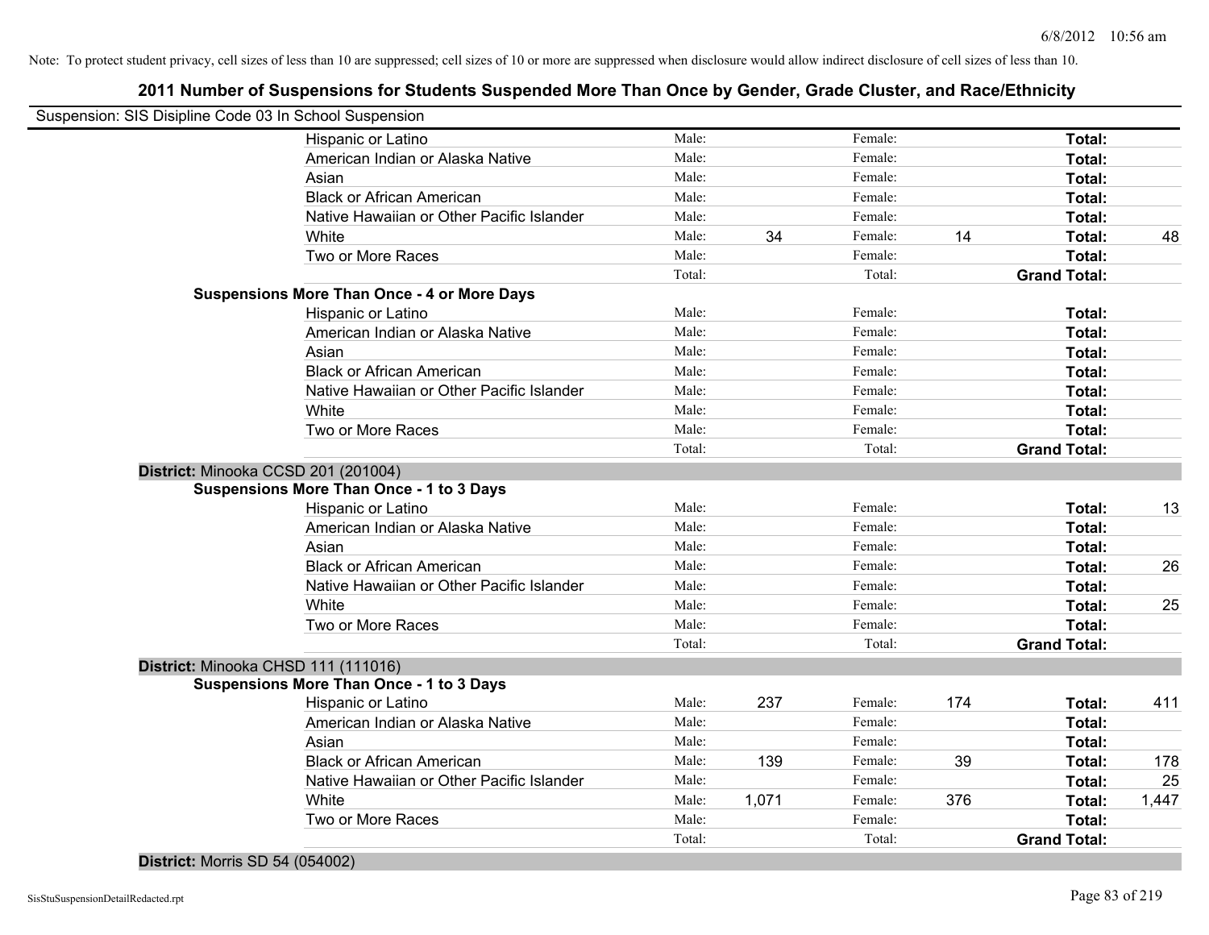Note: To protect student privacy, cell sizes of less than 10 are suppressed; cell sizes of 10 or more are suppressed when disclosure would allow indirect disclosure of cell sizes of less than 10.

## 2011 Number of Suspensions for Students Suspended More Than Once by Gender, Grade Cluster, and Race/Ethnicity

Suspension: SIS Disipline Code 03 In School Suspension

| | | | | | | |
|---|---|---|---|---|---|---|
| Hispanic or Latino | Male: | | Female: | | **Total:** | |
| American Indian or Alaska Native | Male: | | Female: | | **Total:** | |
| Asian | Male: | | Female: | | **Total:** | |
| Black or African American | Male: | | Female: | | **Total:** | |
| Native Hawaiian or Other Pacific Islander | Male: | | Female: | | **Total:** | |
| White | Male: | 34 | Female: | 14 | **Total:** | 48 |
| Two or More Races | Male: | | Female: | | **Total:** | |
| | Total: | | Total: | | **Grand Total:** | |

**Suspensions More Than Once - 4 or More Days**

| | | | | | | |
|---|---|---|---|---|---|---|
| Hispanic or Latino | Male: | | Female: | | **Total:** | |
| American Indian or Alaska Native | Male: | | Female: | | **Total:** | |
| Asian | Male: | | Female: | | **Total:** | |
| Black or African American | Male: | | Female: | | **Total:** | |
| Native Hawaiian or Other Pacific Islander | Male: | | Female: | | **Total:** | |
| White | Male: | | Female: | | **Total:** | |
| Two or More Races | Male: | | Female: | | **Total:** | |
| | Total: | | Total: | | **Grand Total:** | |

**District:** Minooka CCSD 201 (201004)

**Suspensions More Than Once - 1 to 3 Days**

| | | | | | | |
|---|---|---|---|---|---|---|
| Hispanic or Latino | Male: | | Female: | | **Total:** | 13 |
| American Indian or Alaska Native | Male: | | Female: | | **Total:** | |
| Asian | Male: | | Female: | | **Total:** | |
| Black or African American | Male: | | Female: | | **Total:** | 26 |
| Native Hawaiian or Other Pacific Islander | Male: | | Female: | | **Total:** | |
| White | Male: | | Female: | | **Total:** | 25 |
| Two or More Races | Male: | | Female: | | **Total:** | |
| | Total: | | Total: | | **Grand Total:** | |

**District:** Minooka CHSD 111 (111016)

**Suspensions More Than Once - 1 to 3 Days**

| | | | | | | |
|---|---|---|---|---|---|---|
| Hispanic or Latino | Male: | 237 | Female: | 174 | **Total:** | 411 |
| American Indian or Alaska Native | Male: | | Female: | | **Total:** | |
| Asian | Male: | | Female: | | **Total:** | |
| Black or African American | Male: | 139 | Female: | 39 | **Total:** | 178 |
| Native Hawaiian or Other Pacific Islander | Male: | | Female: | | **Total:** | 25 |
| White | Male: | 1,071 | Female: | 376 | **Total:** | 1,447 |
| Two or More Races | Male: | | Female: | | **Total:** | |
| | Total: | | Total: | | **Grand Total:** | |

**District:** Morris SD 54 (054002)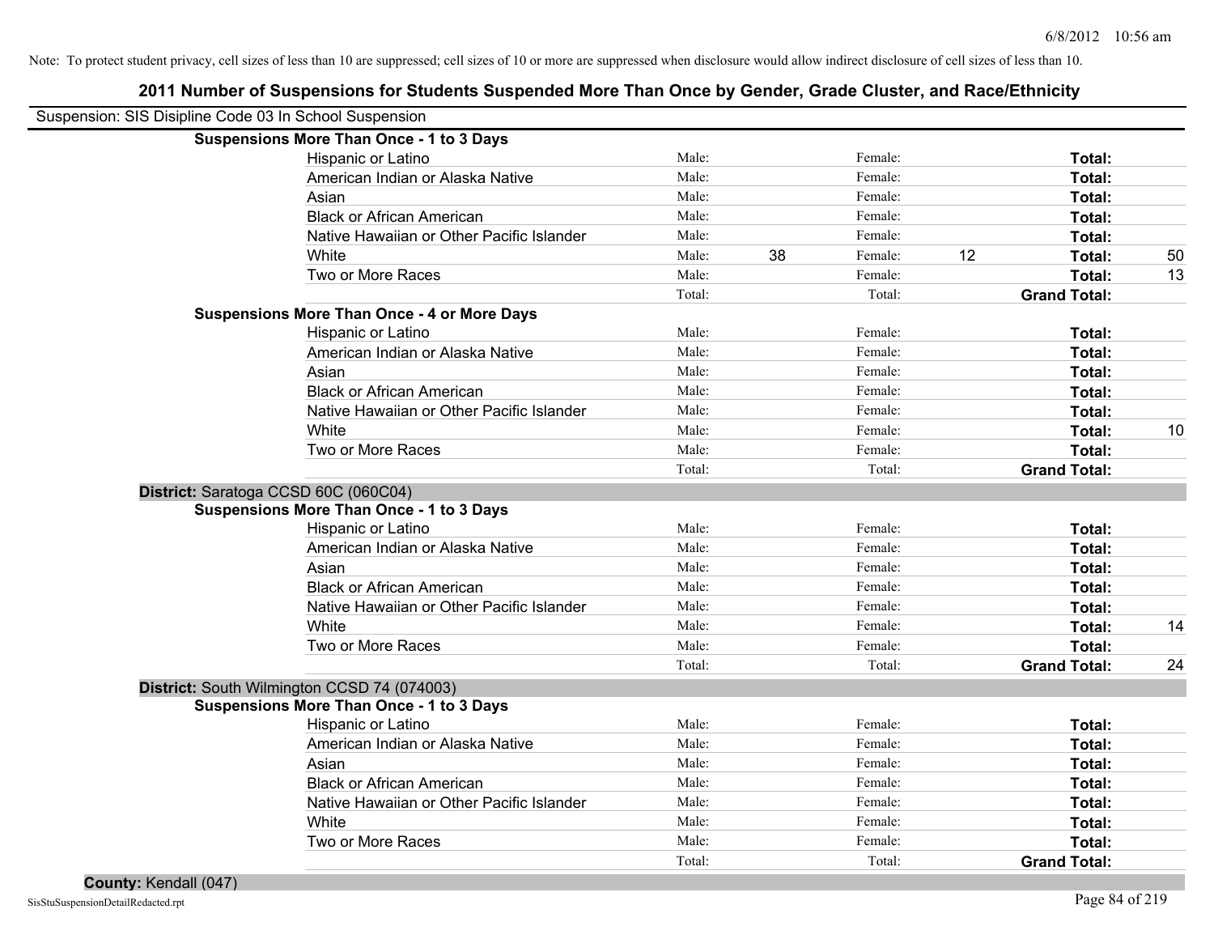Note: To protect student privacy, cell sizes of less than 10 are suppressed; cell sizes of 10 or more are suppressed when disclosure would allow indirect disclosure of cell sizes of less than 10.

# 2011 Number of Suspensions for Students Suspended More Than Once by Gender, Grade Cluster, and Race/Ethnicity

Suspension: SIS Disipline Code 03 In School Suspension

**Suspensions More Than Once - 1 to 3 Days**

| | | | | | | |
|---|---|---|---|---|---|---|
| Hispanic or Latino | Male: | | Female: | | **Total:** | |
| American Indian or Alaska Native | Male: | | Female: | | **Total:** | |
| Asian | Male: | | Female: | | **Total:** | |
| Black or African American | Male: | | Female: | | **Total:** | |
| Native Hawaiian or Other Pacific Islander | Male: | | Female: | | **Total:** | |
| White | Male: | 38 | Female: | 12 | **Total:** | 50 |
| Two or More Races | Male: | | Female: | | **Total:** | 13 |
| | Total: | | Total: | | **Grand Total:** | |

**Suspensions More Than Once - 4 or More Days**

| | | | | | | |
|---|---|---|---|---|---|---|
| Hispanic or Latino | Male: | | Female: | | **Total:** | |
| American Indian or Alaska Native | Male: | | Female: | | **Total:** | |
| Asian | Male: | | Female: | | **Total:** | |
| Black or African American | Male: | | Female: | | **Total:** | |
| Native Hawaiian or Other Pacific Islander | Male: | | Female: | | **Total:** | |
| White | Male: | | Female: | | **Total:** | 10 |
| Two or More Races | Male: | | Female: | | **Total:** | |
| | Total: | | Total: | | **Grand Total:** | |

**District:** Saratoga CCSD 60C (060C04)

**Suspensions More Than Once - 1 to 3 Days**

| | | | | | | |
|---|---|---|---|---|---|---|
| Hispanic or Latino | Male: | | Female: | | **Total:** | |
| American Indian or Alaska Native | Male: | | Female: | | **Total:** | |
| Asian | Male: | | Female: | | **Total:** | |
| Black or African American | Male: | | Female: | | **Total:** | |
| Native Hawaiian or Other Pacific Islander | Male: | | Female: | | **Total:** | |
| White | Male: | | Female: | | **Total:** | 14 |
| Two or More Races | Male: | | Female: | | **Total:** | |
| | Total: | | Total: | | **Grand Total:** | 24 |

**District:** South Wilmington CCSD 74 (074003)

**Suspensions More Than Once - 1 to 3 Days**

| | | | | | | |
|---|---|---|---|---|---|---|
| Hispanic or Latino | Male: | | Female: | | **Total:** | |
| American Indian or Alaska Native | Male: | | Female: | | **Total:** | |
| Asian | Male: | | Female: | | **Total:** | |
| Black or African American | Male: | | Female: | | **Total:** | |
| Native Hawaiian or Other Pacific Islander | Male: | | Female: | | **Total:** | |
| White | Male: | | Female: | | **Total:** | |
| Two or More Races | Male: | | Female: | | **Total:** | |
| | Total: | | Total: | | **Grand Total:** | |

**County:** Kendall (047)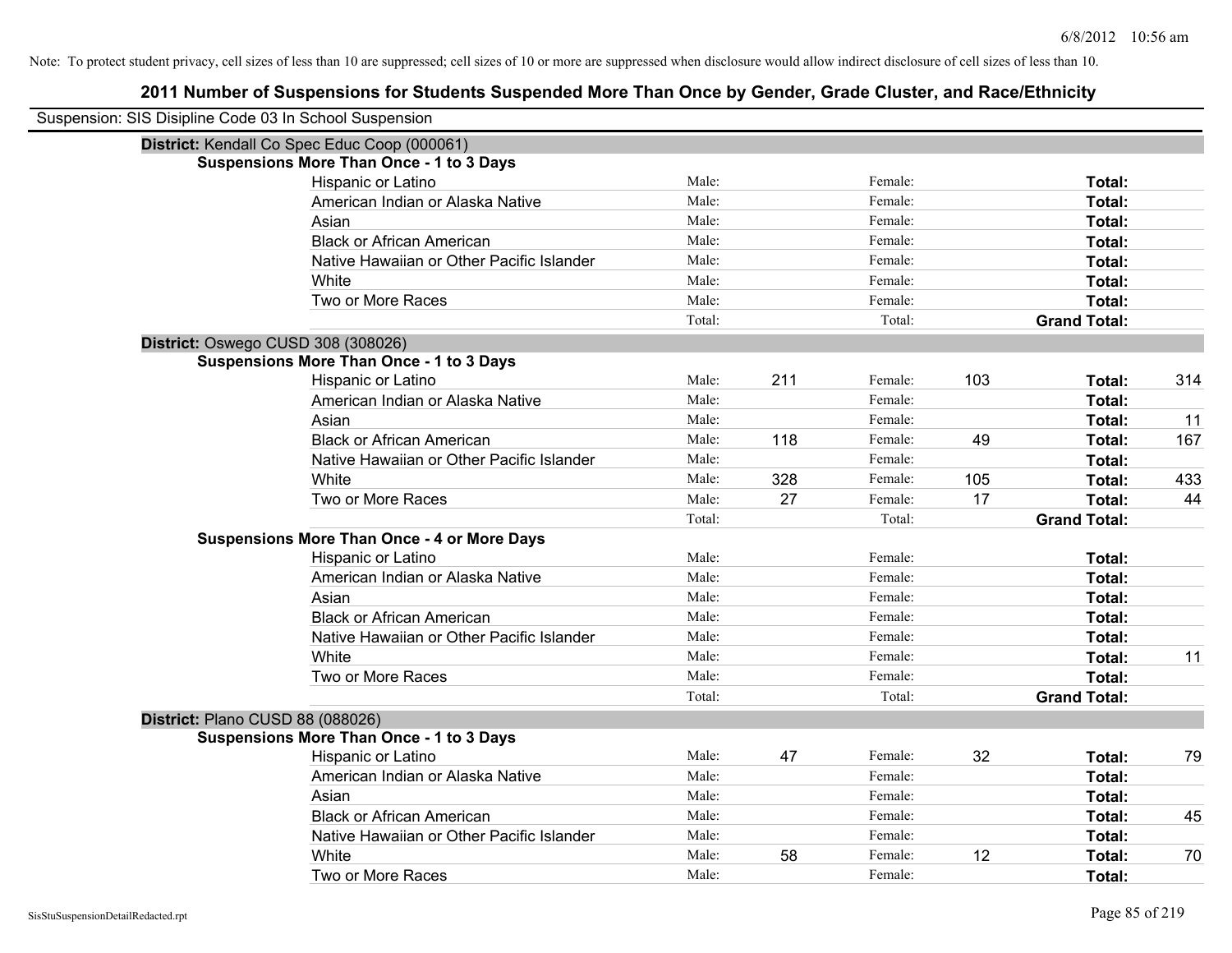Note: To protect student privacy, cell sizes of less than 10 are suppressed; cell sizes of 10 or more are suppressed when disclosure would allow indirect disclosure of cell sizes of less than 10.

# 2011 Number of Suspensions for Students Suspended More Than Once by Gender, Grade Cluster, and Race/Ethnicity

Suspension: SIS Disipline Code 03 In School Suspension

## District: Kendall Co Spec Educ Coop (000061)

### Suspensions More Than Once - 1 to 3 Days

| Race/Ethnicity | | Male | | Female | | Total |
|---|---|---|---|---|---|---|
| Hispanic or Latino | Male: | | Female: | | Total: | |
| American Indian or Alaska Native | Male: | | Female: | | Total: | |
| Asian | Male: | | Female: | | Total: | |
| Black or African American | Male: | | Female: | | Total: | |
| Native Hawaiian or Other Pacific Islander | Male: | | Female: | | Total: | |
| White | Male: | | Female: | | Total: | |
| Two or More Races | Male: | | Female: | | Total: | |
| | Total: | | Total: | | Grand Total: | |

## District: Oswego CUSD 308 (308026)

### Suspensions More Than Once - 1 to 3 Days

| Race/Ethnicity | | Male | | Female | | Total |
|---|---|---|---|---|---|---|
| Hispanic or Latino | Male: | 211 | Female: | 103 | Total: | 314 |
| American Indian or Alaska Native | Male: | | Female: | | Total: | |
| Asian | Male: | | Female: | | Total: | 11 |
| Black or African American | Male: | 118 | Female: | 49 | Total: | 167 |
| Native Hawaiian or Other Pacific Islander | Male: | | Female: | | Total: | |
| White | Male: | 328 | Female: | 105 | Total: | 433 |
| Two or More Races | Male: | 27 | Female: | 17 | Total: | 44 |
| | Total: | | Total: | | Grand Total: | |

### Suspensions More Than Once - 4 or More Days

| Race/Ethnicity | | Male | | Female | | Total |
|---|---|---|---|---|---|---|
| Hispanic or Latino | Male: | | Female: | | Total: | |
| American Indian or Alaska Native | Male: | | Female: | | Total: | |
| Asian | Male: | | Female: | | Total: | |
| Black or African American | Male: | | Female: | | Total: | |
| Native Hawaiian or Other Pacific Islander | Male: | | Female: | | Total: | |
| White | Male: | | Female: | | Total: | 11 |
| Two or More Races | Male: | | Female: | | Total: | |
| | Total: | | Total: | | Grand Total: | |

## District: Plano CUSD 88 (088026)

### Suspensions More Than Once - 1 to 3 Days

| Race/Ethnicity | | Male | | Female | | Total |
|---|---|---|---|---|---|---|
| Hispanic or Latino | Male: | 47 | Female: | 32 | Total: | 79 |
| American Indian or Alaska Native | Male: | | Female: | | Total: | |
| Asian | Male: | | Female: | | Total: | |
| Black or African American | Male: | | Female: | | Total: | 45 |
| Native Hawaiian or Other Pacific Islander | Male: | | Female: | | Total: | |
| White | Male: | 58 | Female: | 12 | Total: | 70 |
| Two or More Races | Male: | | Female: | | Total: | |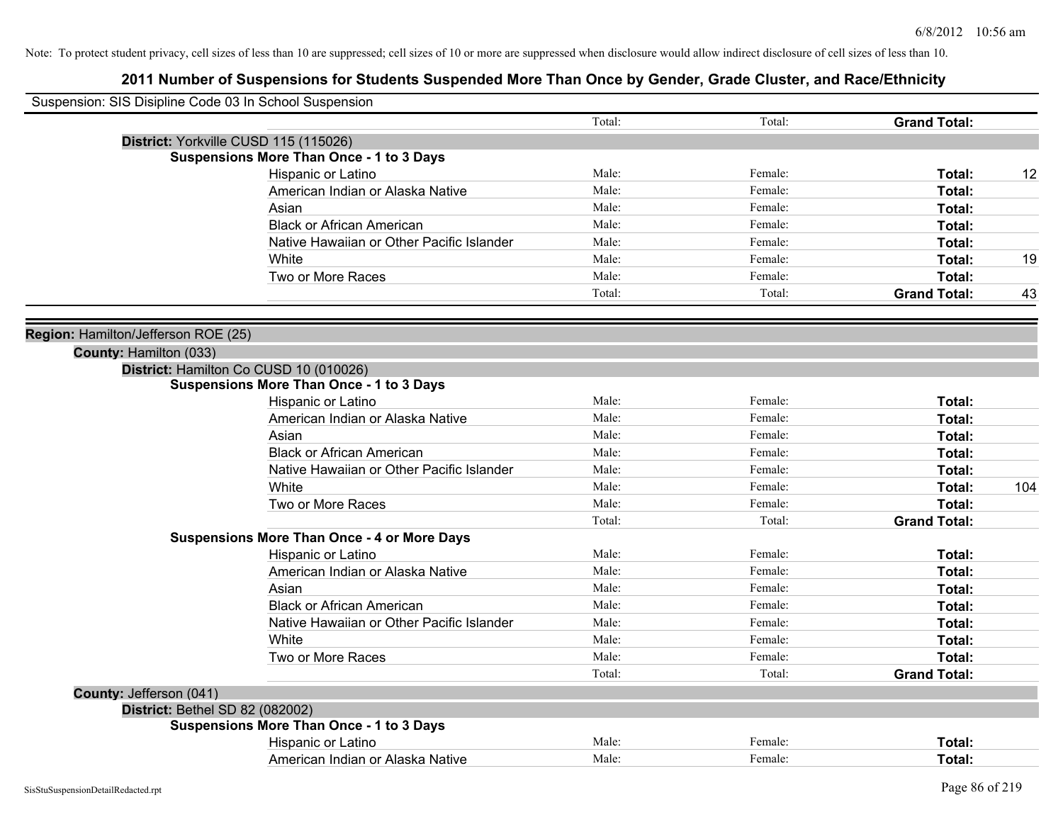Note: To protect student privacy, cell sizes of less than 10 are suppressed; cell sizes of 10 or more are suppressed when disclosure would allow indirect disclosure of cell sizes of less than 10.

# 2011 Number of Suspensions for Students Suspended More Than Once by Gender, Grade Cluster, and Race/Ethnicity

Suspension: SIS Disipline Code 03 In School Suspension

| | Total: | Total: | Grand Total: | |
|---|---|---|---|---|

**District:** Yorkville CUSD 115 (115026)

**Suspensions More Than Once - 1 to 3 Days**

| | | | | |
|---|---|---|---|---|
| Hispanic or Latino | Male: | Female: | Total: | 12 |
| American Indian or Alaska Native | Male: | Female: | Total: | |
| Asian | Male: | Female: | Total: | |
| Black or African American | Male: | Female: | Total: | |
| Native Hawaiian or Other Pacific Islander | Male: | Female: | Total: | |
| White | Male: | Female: | Total: | 19 |
| Two or More Races | Male: | Female: | Total: | |
| | Total: | Total: | Grand Total: | 43 |

**Region:** Hamilton/Jefferson ROE (25)

**County:** Hamilton (033)

**District:** Hamilton Co CUSD 10 (010026)

**Suspensions More Than Once - 1 to 3 Days**

| | | | | |
|---|---|---|---|---|
| Hispanic or Latino | Male: | Female: | Total: | |
| American Indian or Alaska Native | Male: | Female: | Total: | |
| Asian | Male: | Female: | Total: | |
| Black or African American | Male: | Female: | Total: | |
| Native Hawaiian or Other Pacific Islander | Male: | Female: | Total: | |
| White | Male: | Female: | Total: | 104 |
| Two or More Races | Male: | Female: | Total: | |
| | Total: | Total: | Grand Total: | |

**Suspensions More Than Once - 4 or More Days**

| | | | | |
|---|---|---|---|---|
| Hispanic or Latino | Male: | Female: | Total: | |
| American Indian or Alaska Native | Male: | Female: | Total: | |
| Asian | Male: | Female: | Total: | |
| Black or African American | Male: | Female: | Total: | |
| Native Hawaiian or Other Pacific Islander | Male: | Female: | Total: | |
| White | Male: | Female: | Total: | |
| Two or More Races | Male: | Female: | Total: | |
| | Total: | Total: | Grand Total: | |

**County:** Jefferson (041)

**District:** Bethel SD 82 (082002)

**Suspensions More Than Once - 1 to 3 Days**

| | | | | |
|---|---|---|---|---|
| Hispanic or Latino | Male: | Female: | Total: | |
| American Indian or Alaska Native | Male: | Female: | Total: | |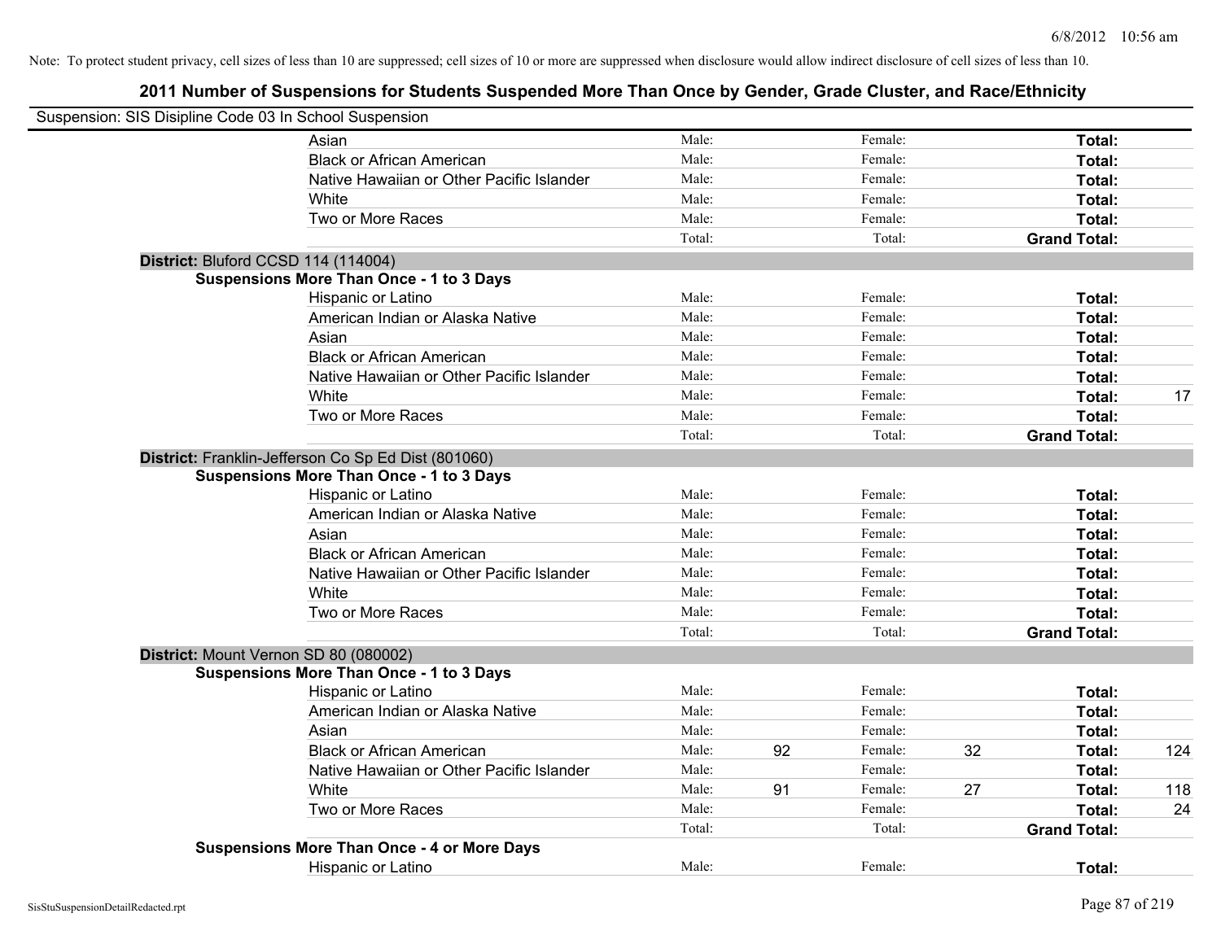Note: To protect student privacy, cell sizes of less than 10 are suppressed; cell sizes of 10 or more are suppressed when disclosure would allow indirect disclosure of cell sizes of less than 10.

## 2011 Number of Suspensions for Students Suspended More Than Once by Gender, Grade Cluster, and Race/Ethnicity

Suspension: SIS Disipline Code 03 In School Suspension

| | | | | | | |
|---|---|---|---|---|---|---|
| Asian | Male: | | Female: | | **Total:** | |
| Black or African American | Male: | | Female: | | **Total:** | |
| Native Hawaiian or Other Pacific Islander | Male: | | Female: | | **Total:** | |
| White | Male: | | Female: | | **Total:** | |
| Two or More Races | Male: | | Female: | | **Total:** | |
| | Total: | | Total: | | **Grand Total:** | |

**District:** Bluford CCSD 114 (114004)

**Suspensions More Than Once - 1 to 3 Days**

| | | | | | | |
|---|---|---|---|---|---|---|
| Hispanic or Latino | Male: | | Female: | | **Total:** | |
| American Indian or Alaska Native | Male: | | Female: | | **Total:** | |
| Asian | Male: | | Female: | | **Total:** | |
| Black or African American | Male: | | Female: | | **Total:** | |
| Native Hawaiian or Other Pacific Islander | Male: | | Female: | | **Total:** | |
| White | Male: | | Female: | | **Total:** | 17 |
| Two or More Races | Male: | | Female: | | **Total:** | |
| | Total: | | Total: | | **Grand Total:** | |

**District:** Franklin-Jefferson Co Sp Ed Dist (801060)

**Suspensions More Than Once - 1 to 3 Days**

| | | | | | | |
|---|---|---|---|---|---|---|
| Hispanic or Latino | Male: | | Female: | | **Total:** | |
| American Indian or Alaska Native | Male: | | Female: | | **Total:** | |
| Asian | Male: | | Female: | | **Total:** | |
| Black or African American | Male: | | Female: | | **Total:** | |
| Native Hawaiian or Other Pacific Islander | Male: | | Female: | | **Total:** | |
| White | Male: | | Female: | | **Total:** | |
| Two or More Races | Male: | | Female: | | **Total:** | |
| | Total: | | Total: | | **Grand Total:** | |

**District:** Mount Vernon SD 80 (080002)

**Suspensions More Than Once - 1 to 3 Days**

| | | | | | | |
|---|---|---|---|---|---|---|
| Hispanic or Latino | Male: | | Female: | | **Total:** | |
| American Indian or Alaska Native | Male: | | Female: | | **Total:** | |
| Asian | Male: | | Female: | | **Total:** | |
| Black or African American | Male: | 92 | Female: | 32 | **Total:** | 124 |
| Native Hawaiian or Other Pacific Islander | Male: | | Female: | | **Total:** | |
| White | Male: | 91 | Female: | 27 | **Total:** | 118 |
| Two or More Races | Male: | | Female: | | **Total:** | 24 |
| | Total: | | Total: | | **Grand Total:** | |

**Suspensions More Than Once - 4 or More Days**

| | | | | | | |
|---|---|---|---|---|---|---|
| Hispanic or Latino | Male: | | Female: | | **Total:** | |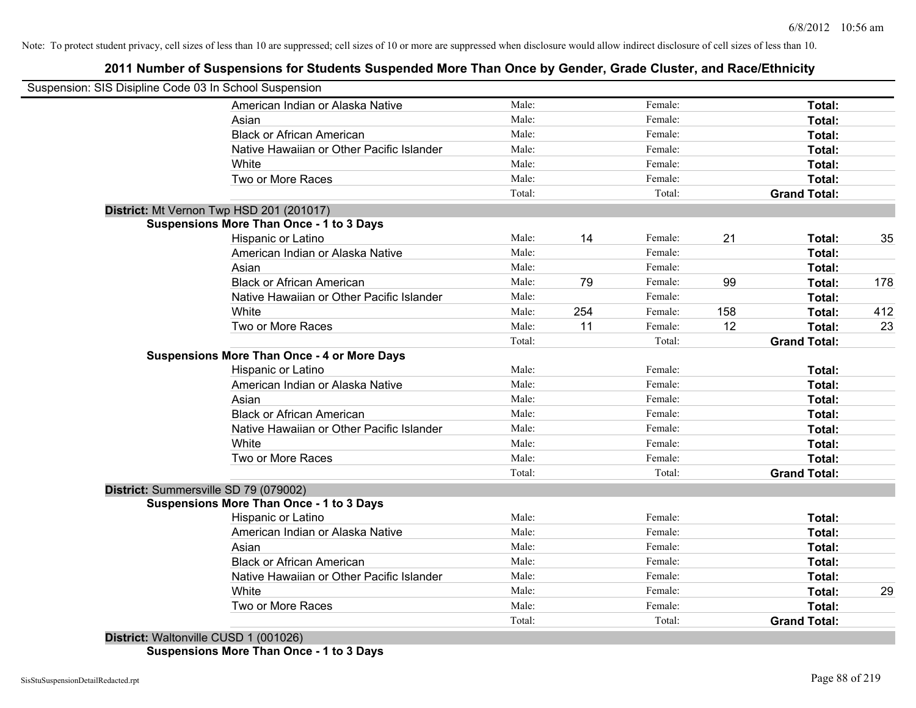Note: To protect student privacy, cell sizes of less than 10 are suppressed; cell sizes of 10 or more are suppressed when disclosure would allow indirect disclosure of cell sizes of less than 10.

## 2011 Number of Suspensions for Students Suspended More Than Once by Gender, Grade Cluster, and Race/Ethnicity

Suspension: SIS Disipline Code 03 In School Suspension

| | | | | | | |
|---|---|---|---|---|---|---|
| American Indian or Alaska Native | Male: | | Female: | | **Total:** | |
| Asian | Male: | | Female: | | **Total:** | |
| Black or African American | Male: | | Female: | | **Total:** | |
| Native Hawaiian or Other Pacific Islander | Male: | | Female: | | **Total:** | |
| White | Male: | | Female: | | **Total:** | |
| Two or More Races | Male: | | Female: | | **Total:** | |
| | Total: | | Total: | | **Grand Total:** | |

**District:** Mt Vernon Twp HSD 201 (201017)

**Suspensions More Than Once - 1 to 3 Days**

| | | | | | | |
|---|---|---|---|---|---|---|
| Hispanic or Latino | Male: | 14 | Female: | 21 | **Total:** | 35 |
| American Indian or Alaska Native | Male: | | Female: | | **Total:** | |
| Asian | Male: | | Female: | | **Total:** | |
| Black or African American | Male: | 79 | Female: | 99 | **Total:** | 178 |
| Native Hawaiian or Other Pacific Islander | Male: | | Female: | | **Total:** | |
| White | Male: | 254 | Female: | 158 | **Total:** | 412 |
| Two or More Races | Male: | 11 | Female: | 12 | **Total:** | 23 |
| | Total: | | Total: | | **Grand Total:** | |

**Suspensions More Than Once - 4 or More Days**

| | | | | | | |
|---|---|---|---|---|---|---|
| Hispanic or Latino | Male: | | Female: | | **Total:** | |
| American Indian or Alaska Native | Male: | | Female: | | **Total:** | |
| Asian | Male: | | Female: | | **Total:** | |
| Black or African American | Male: | | Female: | | **Total:** | |
| Native Hawaiian or Other Pacific Islander | Male: | | Female: | | **Total:** | |
| White | Male: | | Female: | | **Total:** | |
| Two or More Races | Male: | | Female: | | **Total:** | |
| | Total: | | Total: | | **Grand Total:** | |

**District:** Summersville SD 79 (079002)

**Suspensions More Than Once - 1 to 3 Days**

| | | | | | | |
|---|---|---|---|---|---|---|
| Hispanic or Latino | Male: | | Female: | | **Total:** | |
| American Indian or Alaska Native | Male: | | Female: | | **Total:** | |
| Asian | Male: | | Female: | | **Total:** | |
| Black or African American | Male: | | Female: | | **Total:** | |
| Native Hawaiian or Other Pacific Islander | Male: | | Female: | | **Total:** | |
| White | Male: | | Female: | | **Total:** | 29 |
| Two or More Races | Male: | | Female: | | **Total:** | |
| | Total: | | Total: | | **Grand Total:** | |

**District:** Waltonville CUSD 1 (001026)

**Suspensions More Than Once - 1 to 3 Days**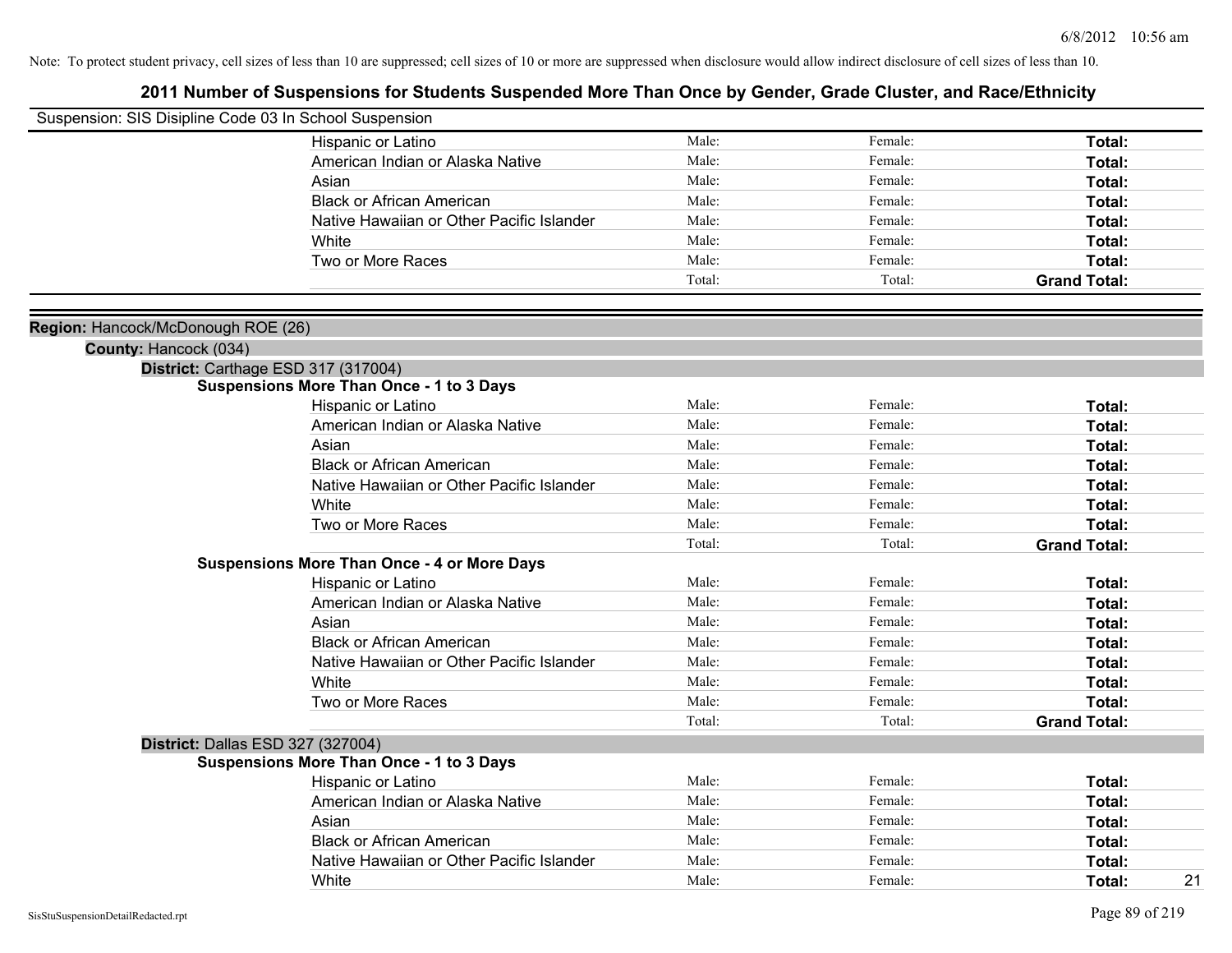Note: To protect student privacy, cell sizes of less than 10 are suppressed; cell sizes of 10 or more are suppressed when disclosure would allow indirect disclosure of cell sizes of less than 10.

# 2011 Number of Suspensions for Students Suspended More Than Once by Gender, Grade Cluster, and Race/Ethnicity

Suspension: SIS Disipline Code 03 In School Suspension

| | Male | Female | Total |
|---|---|---|---|
| Hispanic or Latino | Male: | Female: | **Total:** |
| American Indian or Alaska Native | Male: | Female: | **Total:** |
| Asian | Male: | Female: | **Total:** |
| Black or African American | Male: | Female: | **Total:** |
| Native Hawaiian or Other Pacific Islander | Male: | Female: | **Total:** |
| White | Male: | Female: | **Total:** |
| Two or More Races | Male: | Female: | **Total:** |
| | Total: | Total: | **Grand Total:** |

**Region:** Hancock/McDonough ROE (26)

**County:** Hancock (034)

**District:** Carthage ESD 317 (317004)

**Suspensions More Than Once - 1 to 3 Days**

| | Male | Female | Total |
|---|---|---|---|
| Hispanic or Latino | Male: | Female: | **Total:** |
| American Indian or Alaska Native | Male: | Female: | **Total:** |
| Asian | Male: | Female: | **Total:** |
| Black or African American | Male: | Female: | **Total:** |
| Native Hawaiian or Other Pacific Islander | Male: | Female: | **Total:** |
| White | Male: | Female: | **Total:** |
| Two or More Races | Male: | Female: | **Total:** |
| | Total: | Total: | **Grand Total:** |

**Suspensions More Than Once - 4 or More Days**

| | Male | Female | Total |
|---|---|---|---|
| Hispanic or Latino | Male: | Female: | **Total:** |
| American Indian or Alaska Native | Male: | Female: | **Total:** |
| Asian | Male: | Female: | **Total:** |
| Black or African American | Male: | Female: | **Total:** |
| Native Hawaiian or Other Pacific Islander | Male: | Female: | **Total:** |
| White | Male: | Female: | **Total:** |
| Two or More Races | Male: | Female: | **Total:** |
| | Total: | Total: | **Grand Total:** |

**District:** Dallas ESD 327 (327004)

**Suspensions More Than Once - 1 to 3 Days**

| | Male | Female | Total |
|---|---|---|---|
| Hispanic or Latino | Male: | Female: | **Total:** |
| American Indian or Alaska Native | Male: | Female: | **Total:** |
| Asian | Male: | Female: | **Total:** |
| Black or African American | Male: | Female: | **Total:** |
| Native Hawaiian or Other Pacific Islander | Male: | Female: | **Total:** |
| White | Male: | Female: | **Total:** 21 |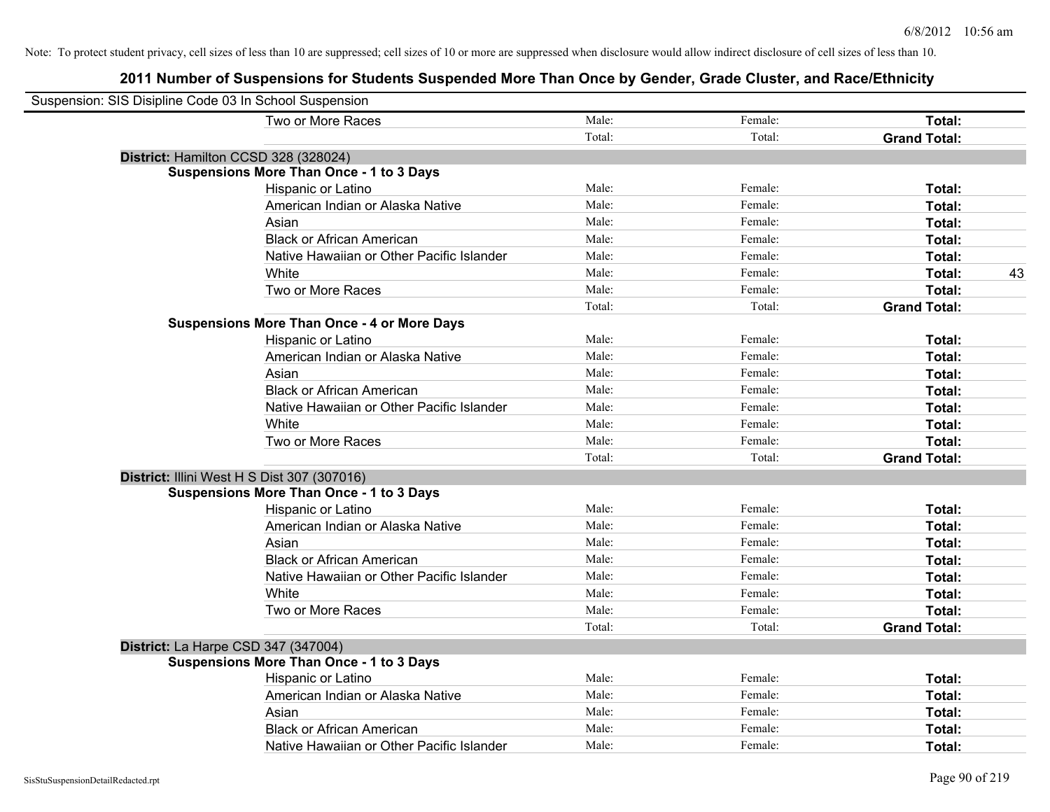Note: To protect student privacy, cell sizes of less than 10 are suppressed; cell sizes of 10 or more are suppressed when disclosure would allow indirect disclosure of cell sizes of less than 10.

## 2011 Number of Suspensions for Students Suspended More Than Once by Gender, Grade Cluster, and Race/Ethnicity

Suspension: SIS Disipline Code 03 In School Suspension

| | | | | |
|---|---|---|---|---|
| Two or More Races | Male: | Female: | **Total:** | |
| | Total: | Total: | **Grand Total:** | |

**District:** Hamilton CCSD 328 (328024)

**Suspensions More Than Once - 1 to 3 Days**

| | | | | |
|---|---|---|---|---|
| Hispanic or Latino | Male: | Female: | **Total:** | |
| American Indian or Alaska Native | Male: | Female: | **Total:** | |
| Asian | Male: | Female: | **Total:** | |
| Black or African American | Male: | Female: | **Total:** | |
| Native Hawaiian or Other Pacific Islander | Male: | Female: | **Total:** | |
| White | Male: | Female: | **Total:** | 43 |
| Two or More Races | Male: | Female: | **Total:** | |
| | Total: | Total: | **Grand Total:** | |

**Suspensions More Than Once - 4 or More Days**

| | | | | |
|---|---|---|---|---|
| Hispanic or Latino | Male: | Female: | **Total:** | |
| American Indian or Alaska Native | Male: | Female: | **Total:** | |
| Asian | Male: | Female: | **Total:** | |
| Black or African American | Male: | Female: | **Total:** | |
| Native Hawaiian or Other Pacific Islander | Male: | Female: | **Total:** | |
| White | Male: | Female: | **Total:** | |
| Two or More Races | Male: | Female: | **Total:** | |
| | Total: | Total: | **Grand Total:** | |

**District:** Illini West H S Dist 307 (307016)

**Suspensions More Than Once - 1 to 3 Days**

| | | | | |
|---|---|---|---|---|
| Hispanic or Latino | Male: | Female: | **Total:** | |
| American Indian or Alaska Native | Male: | Female: | **Total:** | |
| Asian | Male: | Female: | **Total:** | |
| Black or African American | Male: | Female: | **Total:** | |
| Native Hawaiian or Other Pacific Islander | Male: | Female: | **Total:** | |
| White | Male: | Female: | **Total:** | |
| Two or More Races | Male: | Female: | **Total:** | |
| | Total: | Total: | **Grand Total:** | |

**District:** La Harpe CSD 347 (347004)

**Suspensions More Than Once - 1 to 3 Days**

| | | | | |
|---|---|---|---|---|
| Hispanic or Latino | Male: | Female: | **Total:** | |
| American Indian or Alaska Native | Male: | Female: | **Total:** | |
| Asian | Male: | Female: | **Total:** | |
| Black or African American | Male: | Female: | **Total:** | |
| Native Hawaiian or Other Pacific Islander | Male: | Female: | **Total:** | |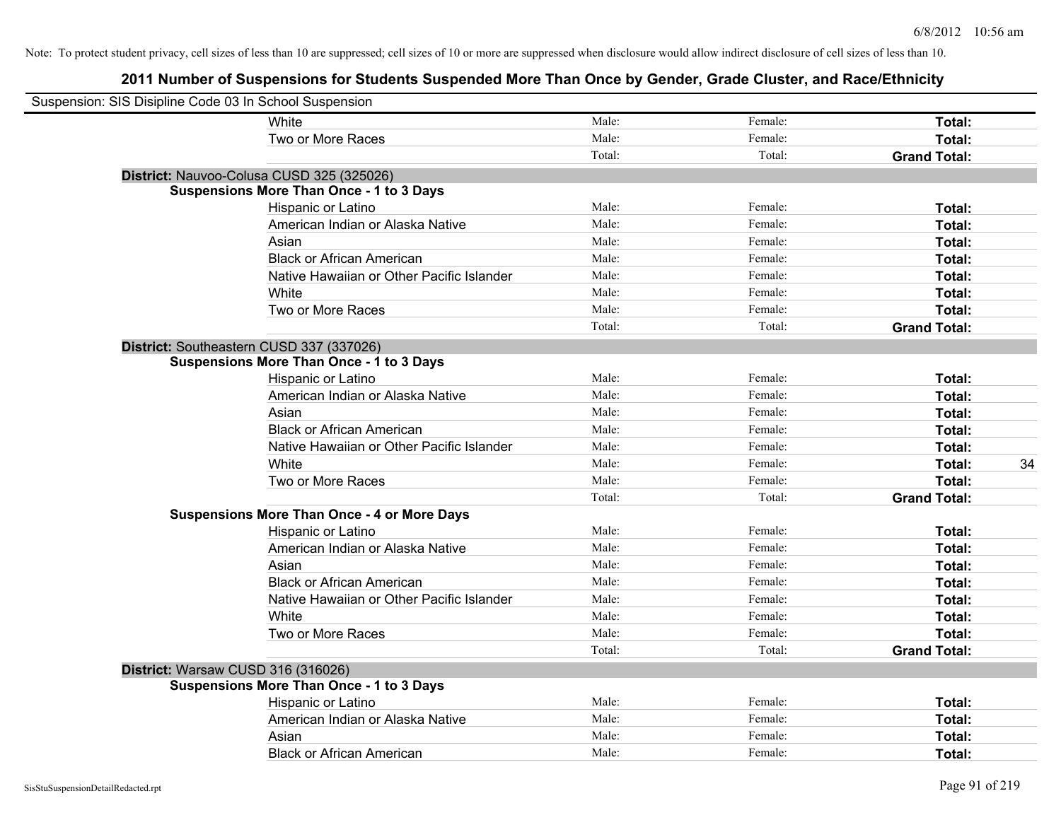Note: To protect student privacy, cell sizes of less than 10 are suppressed; cell sizes of 10 or more are suppressed when disclosure would allow indirect disclosure of cell sizes of less than 10.

# 2011 Number of Suspensions for Students Suspended More Than Once by Gender, Grade Cluster, and Race/Ethnicity

Suspension: SIS Disipline Code 03 In School Suspension

| | Male | Female | Total |
|---|---|---|---|
| White | Male: | Female: | Total: |
| Two or More Races | Male: | Female: | Total: |
| | Total: | Total: | Grand Total: |

**District:** Nauvoo-Colusa CUSD 325 (325026)

**Suspensions More Than Once - 1 to 3 Days**

| | Male | Female | Total |
|---|---|---|---|
| Hispanic or Latino | Male: | Female: | Total: |
| American Indian or Alaska Native | Male: | Female: | Total: |
| Asian | Male: | Female: | Total: |
| Black or African American | Male: | Female: | Total: |
| Native Hawaiian or Other Pacific Islander | Male: | Female: | Total: |
| White | Male: | Female: | Total: |
| Two or More Races | Male: | Female: | Total: |
| | Total: | Total: | Grand Total: |

**District:** Southeastern CUSD 337 (337026)

**Suspensions More Than Once - 1 to 3 Days**

| | Male | Female | Total |
|---|---|---|---|
| Hispanic or Latino | Male: | Female: | Total: |
| American Indian or Alaska Native | Male: | Female: | Total: |
| Asian | Male: | Female: | Total: |
| Black or African American | Male: | Female: | Total: |
| Native Hawaiian or Other Pacific Islander | Male: | Female: | Total: |
| White | Male: | Female: | Total: 34 |
| Two or More Races | Male: | Female: | Total: |
| | Total: | Total: | Grand Total: |

**Suspensions More Than Once - 4 or More Days**

| | Male | Female | Total |
|---|---|---|---|
| Hispanic or Latino | Male: | Female: | Total: |
| American Indian or Alaska Native | Male: | Female: | Total: |
| Asian | Male: | Female: | Total: |
| Black or African American | Male: | Female: | Total: |
| Native Hawaiian or Other Pacific Islander | Male: | Female: | Total: |
| White | Male: | Female: | Total: |
| Two or More Races | Male: | Female: | Total: |
| | Total: | Total: | Grand Total: |

**District:** Warsaw CUSD 316 (316026)

**Suspensions More Than Once - 1 to 3 Days**

| | Male | Female | Total |
|---|---|---|---|
| Hispanic or Latino | Male: | Female: | Total: |
| American Indian or Alaska Native | Male: | Female: | Total: |
| Asian | Male: | Female: | Total: |
| Black or African American | Male: | Female: | Total: |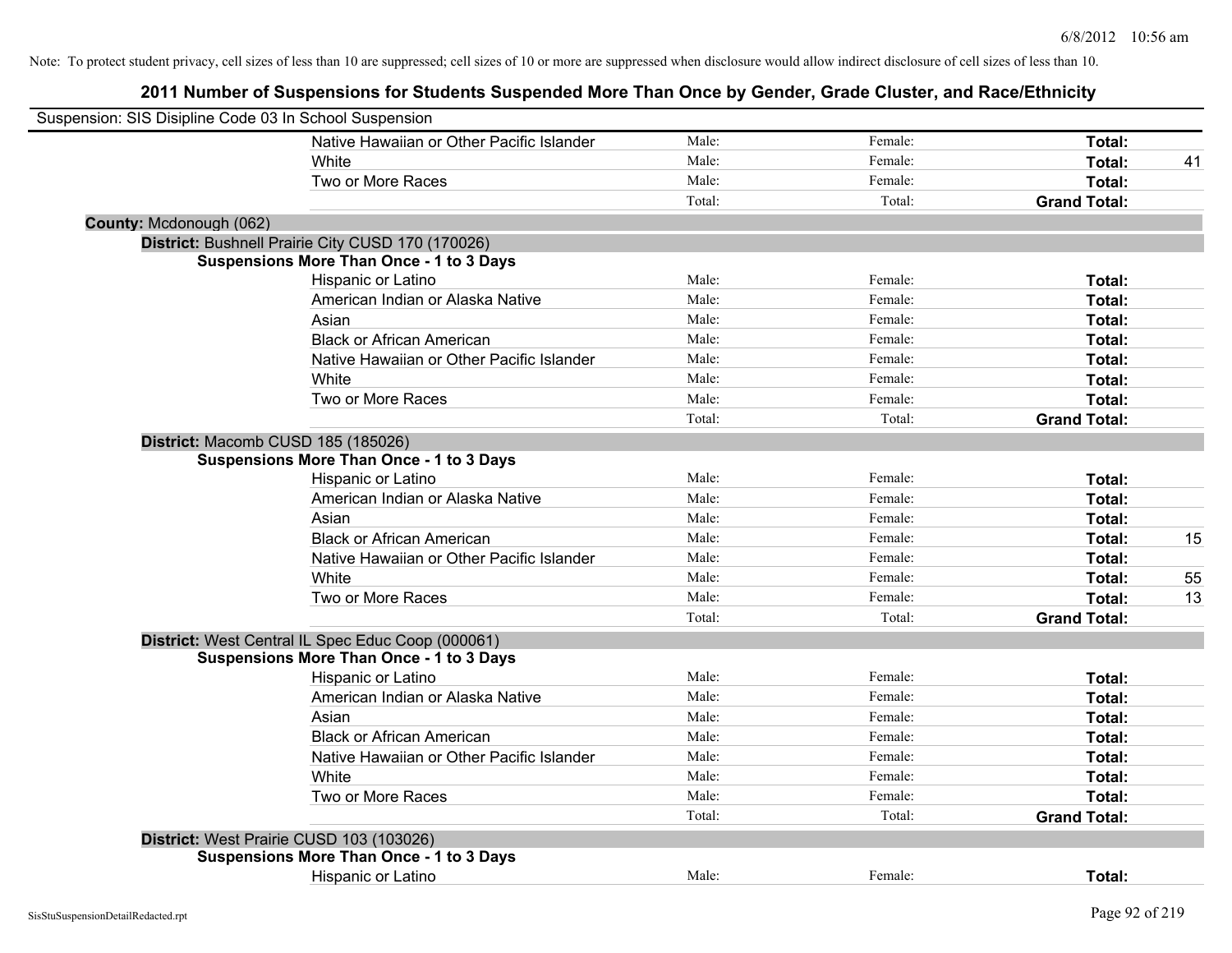Note: To protect student privacy, cell sizes of less than 10 are suppressed; cell sizes of 10 or more are suppressed when disclosure would allow indirect disclosure of cell sizes of less than 10.

# 2011 Number of Suspensions for Students Suspended More Than Once by Gender, Grade Cluster, and Race/Ethnicity

Suspension: SIS Disipline Code 03 In School Suspension

| | | | | |
|---|---|---|---|---|
| Native Hawaiian or Other Pacific Islander | Male: | Female: | **Total:** | |
| White | Male: | Female: | **Total:** | 41 |
| Two or More Races | Male: | Female: | **Total:** | |
| | Total: | Total: | **Grand Total:** | |

**County:** Mcdonough (062)

**District:** Bushnell Prairie City CUSD 170 (170026)

**Suspensions More Than Once - 1 to 3 Days**

| | | | | |
|---|---|---|---|---|
| Hispanic or Latino | Male: | Female: | **Total:** | |
| American Indian or Alaska Native | Male: | Female: | **Total:** | |
| Asian | Male: | Female: | **Total:** | |
| Black or African American | Male: | Female: | **Total:** | |
| Native Hawaiian or Other Pacific Islander | Male: | Female: | **Total:** | |
| White | Male: | Female: | **Total:** | |
| Two or More Races | Male: | Female: | **Total:** | |
| | Total: | Total: | **Grand Total:** | |

**District:** Macomb CUSD 185 (185026)

**Suspensions More Than Once - 1 to 3 Days**

| | | | | |
|---|---|---|---|---|
| Hispanic or Latino | Male: | Female: | **Total:** | |
| American Indian or Alaska Native | Male: | Female: | **Total:** | |
| Asian | Male: | Female: | **Total:** | |
| Black or African American | Male: | Female: | **Total:** | 15 |
| Native Hawaiian or Other Pacific Islander | Male: | Female: | **Total:** | |
| White | Male: | Female: | **Total:** | 55 |
| Two or More Races | Male: | Female: | **Total:** | 13 |
| | Total: | Total: | **Grand Total:** | |

**District:** West Central IL Spec Educ Coop (000061)

**Suspensions More Than Once - 1 to 3 Days**

| | | | | |
|---|---|---|---|---|
| Hispanic or Latino | Male: | Female: | **Total:** | |
| American Indian or Alaska Native | Male: | Female: | **Total:** | |
| Asian | Male: | Female: | **Total:** | |
| Black or African American | Male: | Female: | **Total:** | |
| Native Hawaiian or Other Pacific Islander | Male: | Female: | **Total:** | |
| White | Male: | Female: | **Total:** | |
| Two or More Races | Male: | Female: | **Total:** | |
| | Total: | Total: | **Grand Total:** | |

**District:** West Prairie CUSD 103 (103026)

**Suspensions More Than Once - 1 to 3 Days**

| | | | | |
|---|---|---|---|---|
| Hispanic or Latino | Male: | Female: | **Total:** | |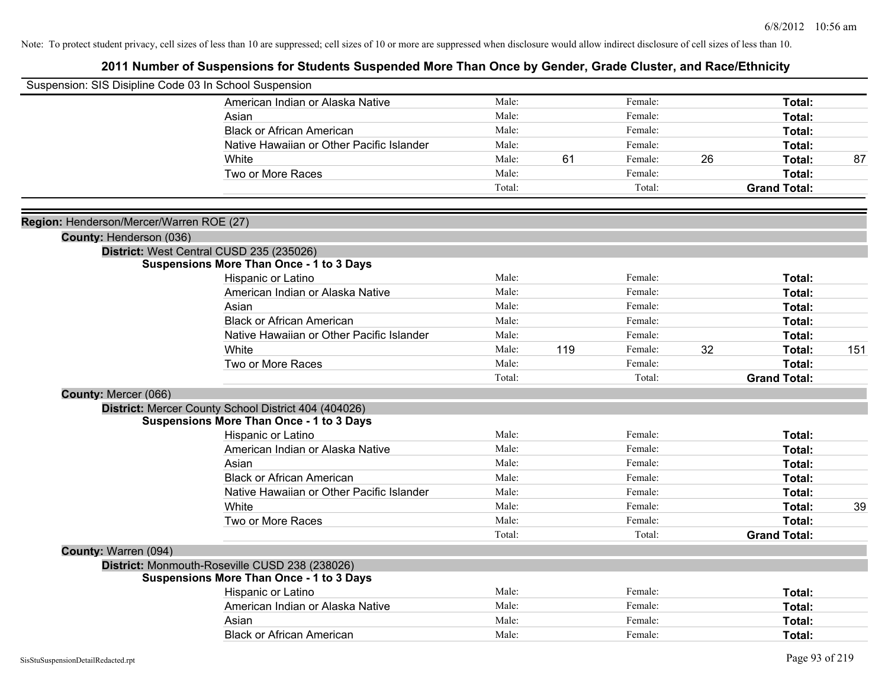Note: To protect student privacy, cell sizes of less than 10 are suppressed; cell sizes of 10 or more are suppressed when disclosure would allow indirect disclosure of cell sizes of less than 10.

# 2011 Number of Suspensions for Students Suspended More Than Once by Gender, Grade Cluster, and Race/Ethnicity

Suspension: SIS Disipline Code 03 In School Suspension

| | | | | | | |
|---|---|---|---|---|---|---|
| American Indian or Alaska Native | Male: | | Female: | | **Total:** | |
| Asian | Male: | | Female: | | **Total:** | |
| Black or African American | Male: | | Female: | | **Total:** | |
| Native Hawaiian or Other Pacific Islander | Male: | | Female: | | **Total:** | |
| White | Male: | 61 | Female: | 26 | **Total:** | 87 |
| Two or More Races | Male: | | Female: | | **Total:** | |
| | Total: | | Total: | | **Grand Total:** | |

**Region:** Henderson/Mercer/Warren ROE (27)

**County:** Henderson (036)

**District:** West Central CUSD 235 (235026)

**Suspensions More Than Once - 1 to 3 Days**

| | | | | | | |
|---|---|---|---|---|---|---|
| Hispanic or Latino | Male: | | Female: | | **Total:** | |
| American Indian or Alaska Native | Male: | | Female: | | **Total:** | |
| Asian | Male: | | Female: | | **Total:** | |
| Black or African American | Male: | | Female: | | **Total:** | |
| Native Hawaiian or Other Pacific Islander | Male: | | Female: | | **Total:** | |
| White | Male: | 119 | Female: | 32 | **Total:** | 151 |
| Two or More Races | Male: | | Female: | | **Total:** | |
| | Total: | | Total: | | **Grand Total:** | |

**County:** Mercer (066)

**District:** Mercer County School District 404 (404026)

**Suspensions More Than Once - 1 to 3 Days**

| | | | | | | |
|---|---|---|---|---|---|---|
| Hispanic or Latino | Male: | | Female: | | **Total:** | |
| American Indian or Alaska Native | Male: | | Female: | | **Total:** | |
| Asian | Male: | | Female: | | **Total:** | |
| Black or African American | Male: | | Female: | | **Total:** | |
| Native Hawaiian or Other Pacific Islander | Male: | | Female: | | **Total:** | |
| White | Male: | | Female: | | **Total:** | 39 |
| Two or More Races | Male: | | Female: | | **Total:** | |
| | Total: | | Total: | | **Grand Total:** | |

**County:** Warren (094)

**District:** Monmouth-Roseville CUSD 238 (238026)

**Suspensions More Than Once - 1 to 3 Days**

| | | | | | | |
|---|---|---|---|---|---|---|
| Hispanic or Latino | Male: | | Female: | | **Total:** | |
| American Indian or Alaska Native | Male: | | Female: | | **Total:** | |
| Asian | Male: | | Female: | | **Total:** | |
| Black or African American | Male: | | Female: | | **Total:** | |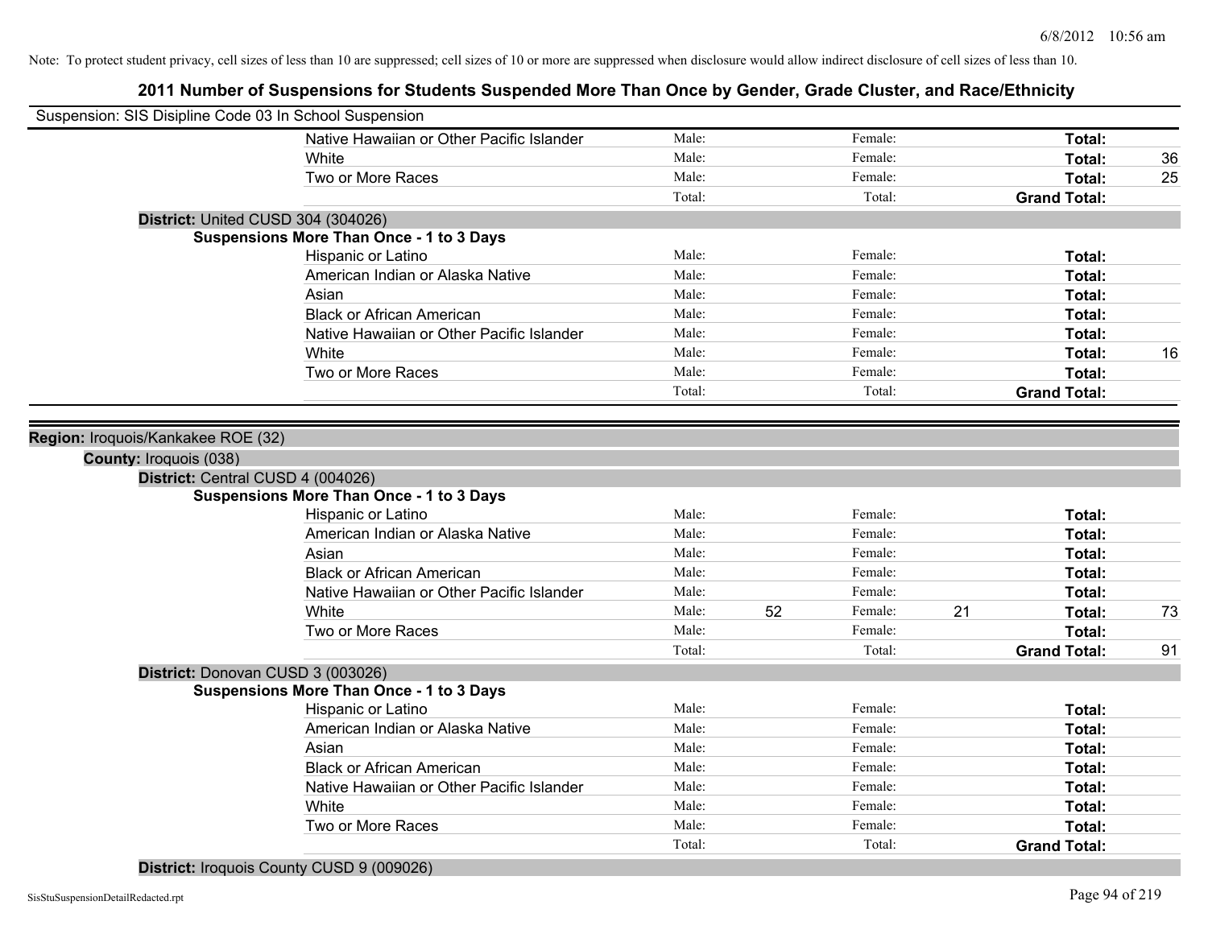Note: To protect student privacy, cell sizes of less than 10 are suppressed; cell sizes of 10 or more are suppressed when disclosure would allow indirect disclosure of cell sizes of less than 10.

# 2011 Number of Suspensions for Students Suspended More Than Once by Gender, Grade Cluster, and Race/Ethnicity

Suspension: SIS Disipline Code 03 In School Suspension

| | Male: | | Female: | | | |
|---|---|---|---|---|---|---|
| Native Hawaiian or Other Pacific Islander | Male: | | Female: | | **Total:** | |
| White | Male: | | Female: | | **Total:** | 36 |
| Two or More Races | Male: | | Female: | | **Total:** | 25 |
| | Total: | | Total: | | **Grand Total:** | |

**District:** United CUSD 304 (304026)

**Suspensions More Than Once - 1 to 3 Days**

| | | | | | | |
|---|---|---|---|---|---|---|
| Hispanic or Latino | Male: | | Female: | | **Total:** | |
| American Indian or Alaska Native | Male: | | Female: | | **Total:** | |
| Asian | Male: | | Female: | | **Total:** | |
| Black or African American | Male: | | Female: | | **Total:** | |
| Native Hawaiian or Other Pacific Islander | Male: | | Female: | | **Total:** | |
| White | Male: | | Female: | | **Total:** | 16 |
| Two or More Races | Male: | | Female: | | **Total:** | |
| | Total: | | Total: | | **Grand Total:** | |

**Region:** Iroquois/Kankakee ROE (32)

**County:** Iroquois (038)

**District:** Central CUSD 4 (004026)

**Suspensions More Than Once - 1 to 3 Days**

| | | | | | | |
|---|---|---|---|---|---|---|
| Hispanic or Latino | Male: | | Female: | | **Total:** | |
| American Indian or Alaska Native | Male: | | Female: | | **Total:** | |
| Asian | Male: | | Female: | | **Total:** | |
| Black or African American | Male: | | Female: | | **Total:** | |
| Native Hawaiian or Other Pacific Islander | Male: | | Female: | | **Total:** | |
| White | Male: | 52 | Female: | 21 | **Total:** | 73 |
| Two or More Races | Male: | | Female: | | **Total:** | |
| | Total: | | Total: | | **Grand Total:** | 91 |

**District:** Donovan CUSD 3 (003026)

**Suspensions More Than Once - 1 to 3 Days**

| | | | | | | |
|---|---|---|---|---|---|---|
| Hispanic or Latino | Male: | | Female: | | **Total:** | |
| American Indian or Alaska Native | Male: | | Female: | | **Total:** | |
| Asian | Male: | | Female: | | **Total:** | |
| Black or African American | Male: | | Female: | | **Total:** | |
| Native Hawaiian or Other Pacific Islander | Male: | | Female: | | **Total:** | |
| White | Male: | | Female: | | **Total:** | |
| Two or More Races | Male: | | Female: | | **Total:** | |
| | Total: | | Total: | | **Grand Total:** | |

**District:** Iroquois County CUSD 9 (009026)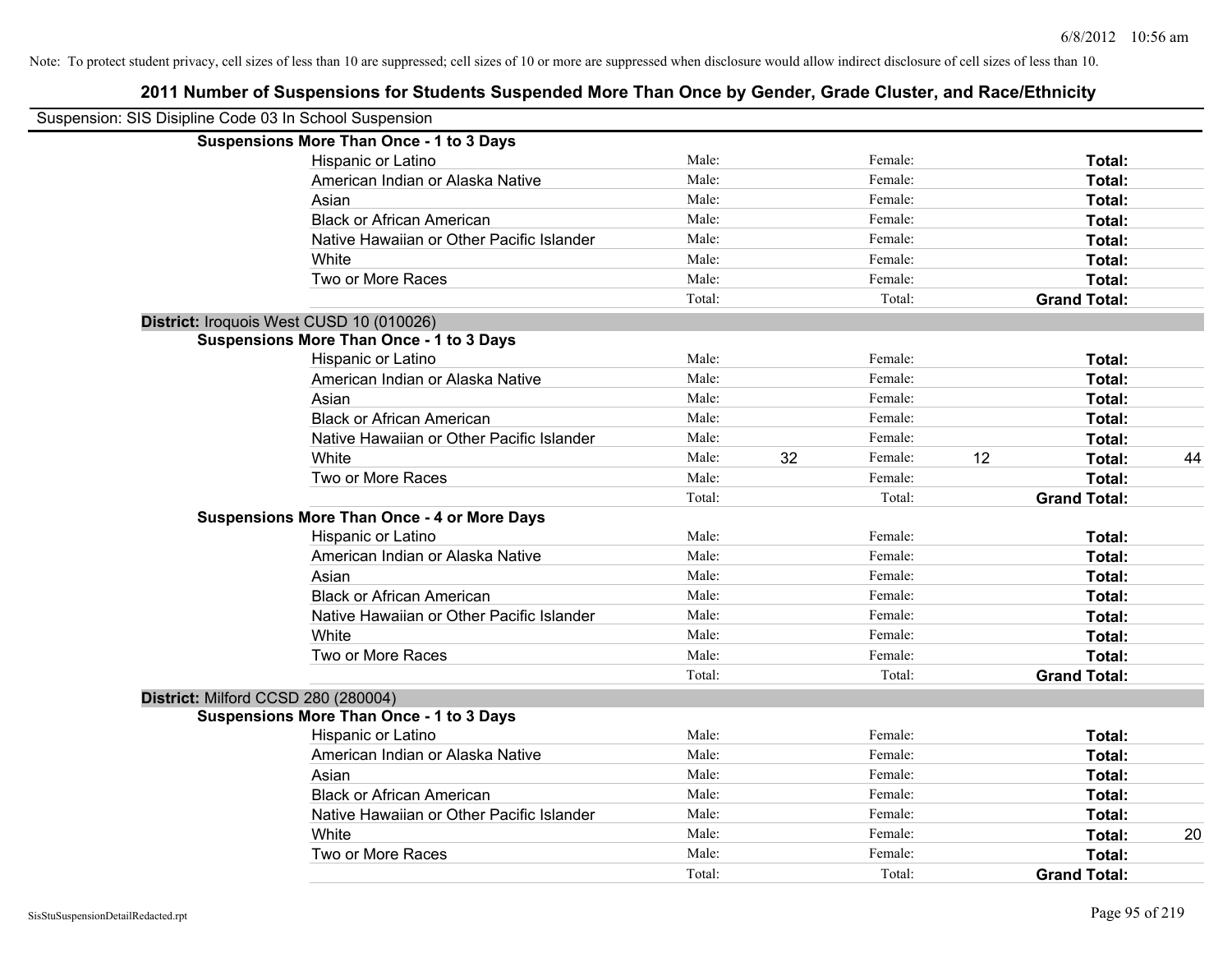Note: To protect student privacy, cell sizes of less than 10 are suppressed; cell sizes of 10 or more are suppressed when disclosure would allow indirect disclosure of cell sizes of less than 10.

## 2011 Number of Suspensions for Students Suspended More Than Once by Gender, Grade Cluster, and Race/Ethnicity

Suspension: SIS Disipline Code 03 In School Suspension

**Suspensions More Than Once - 1 to 3 Days**

| | | | | | | |
|---|---|---|---|---|---|---|
| Hispanic or Latino | Male: | | Female: | | **Total:** | |
| American Indian or Alaska Native | Male: | | Female: | | **Total:** | |
| Asian | Male: | | Female: | | **Total:** | |
| Black or African American | Male: | | Female: | | **Total:** | |
| Native Hawaiian or Other Pacific Islander | Male: | | Female: | | **Total:** | |
| White | Male: | | Female: | | **Total:** | |
| Two or More Races | Male: | | Female: | | **Total:** | |
| | Total: | | Total: | | **Grand Total:** | |

**District:** Iroquois West CUSD 10 (010026)

**Suspensions More Than Once - 1 to 3 Days**

| | | | | | | |
|---|---|---|---|---|---|---|
| Hispanic or Latino | Male: | | Female: | | **Total:** | |
| American Indian or Alaska Native | Male: | | Female: | | **Total:** | |
| Asian | Male: | | Female: | | **Total:** | |
| Black or African American | Male: | | Female: | | **Total:** | |
| Native Hawaiian or Other Pacific Islander | Male: | | Female: | | **Total:** | |
| White | Male: | 32 | Female: | 12 | **Total:** | 44 |
| Two or More Races | Male: | | Female: | | **Total:** | |
| | Total: | | Total: | | **Grand Total:** | |

**Suspensions More Than Once - 4 or More Days**

| | | | | | | |
|---|---|---|---|---|---|---|
| Hispanic or Latino | Male: | | Female: | | **Total:** | |
| American Indian or Alaska Native | Male: | | Female: | | **Total:** | |
| Asian | Male: | | Female: | | **Total:** | |
| Black or African American | Male: | | Female: | | **Total:** | |
| Native Hawaiian or Other Pacific Islander | Male: | | Female: | | **Total:** | |
| White | Male: | | Female: | | **Total:** | |
| Two or More Races | Male: | | Female: | | **Total:** | |
| | Total: | | Total: | | **Grand Total:** | |

**District:** Milford CCSD 280 (280004)

**Suspensions More Than Once - 1 to 3 Days**

| | | | | | | |
|---|---|---|---|---|---|---|
| Hispanic or Latino | Male: | | Female: | | **Total:** | |
| American Indian or Alaska Native | Male: | | Female: | | **Total:** | |
| Asian | Male: | | Female: | | **Total:** | |
| Black or African American | Male: | | Female: | | **Total:** | |
| Native Hawaiian or Other Pacific Islander | Male: | | Female: | | **Total:** | |
| White | Male: | | Female: | | **Total:** | 20 |
| Two or More Races | Male: | | Female: | | **Total:** | |
| | Total: | | Total: | | **Grand Total:** | |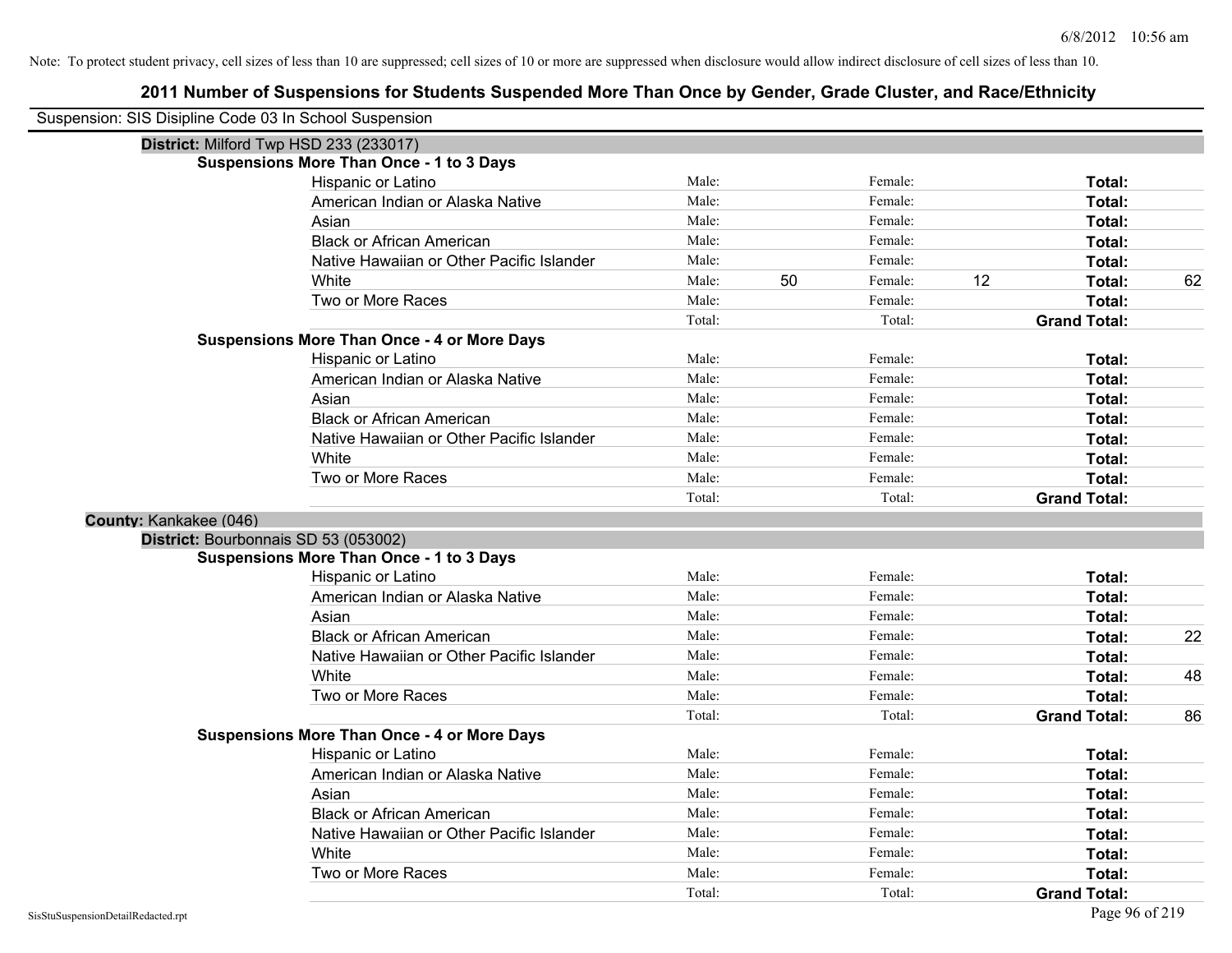Note: To protect student privacy, cell sizes of less than 10 are suppressed; cell sizes of 10 or more are suppressed when disclosure would allow indirect disclosure of cell sizes of less than 10.

# 2011 Number of Suspensions for Students Suspended More Than Once by Gender, Grade Cluster, and Race/Ethnicity

Suspension: SIS Disipline Code 03 In School Suspension

**District:** Milford Twp HSD 233 (233017)

**Suspensions More Than Once - 1 to 3 Days**

| Race/Ethnicity | Male: | | Female: | | Total: | |
|---|---|---|---|---|---|---|
| Hispanic or Latino | Male: | | Female: | | **Total:** | |
| American Indian or Alaska Native | Male: | | Female: | | **Total:** | |
| Asian | Male: | | Female: | | **Total:** | |
| Black or African American | Male: | | Female: | | **Total:** | |
| Native Hawaiian or Other Pacific Islander | Male: | | Female: | | **Total:** | |
| White | Male: | 50 | Female: | 12 | **Total:** | 62 |
| Two or More Races | Male: | | Female: | | **Total:** | |
| | Total: | | Total: | | **Grand Total:** | |

**Suspensions More Than Once - 4 or More Days**

| Race/Ethnicity | Male: | | Female: | | Total: | |
|---|---|---|---|---|---|---|
| Hispanic or Latino | Male: | | Female: | | **Total:** | |
| American Indian or Alaska Native | Male: | | Female: | | **Total:** | |
| Asian | Male: | | Female: | | **Total:** | |
| Black or African American | Male: | | Female: | | **Total:** | |
| Native Hawaiian or Other Pacific Islander | Male: | | Female: | | **Total:** | |
| White | Male: | | Female: | | **Total:** | |
| Two or More Races | Male: | | Female: | | **Total:** | |
| | Total: | | Total: | | **Grand Total:** | |

**County:** Kankakee (046)

**District:** Bourbonnais SD 53 (053002)

**Suspensions More Than Once - 1 to 3 Days**

| Race/Ethnicity | Male: | | Female: | | Total: | |
|---|---|---|---|---|---|---|
| Hispanic or Latino | Male: | | Female: | | **Total:** | |
| American Indian or Alaska Native | Male: | | Female: | | **Total:** | |
| Asian | Male: | | Female: | | **Total:** | |
| Black or African American | Male: | | Female: | | **Total:** | 22 |
| Native Hawaiian or Other Pacific Islander | Male: | | Female: | | **Total:** | |
| White | Male: | | Female: | | **Total:** | 48 |
| Two or More Races | Male: | | Female: | | **Total:** | |
| | Total: | | Total: | | **Grand Total:** | 86 |

**Suspensions More Than Once - 4 or More Days**

| Race/Ethnicity | Male: | | Female: | | Total: | |
|---|---|---|---|---|---|---|
| Hispanic or Latino | Male: | | Female: | | **Total:** | |
| American Indian or Alaska Native | Male: | | Female: | | **Total:** | |
| Asian | Male: | | Female: | | **Total:** | |
| Black or African American | Male: | | Female: | | **Total:** | |
| Native Hawaiian or Other Pacific Islander | Male: | | Female: | | **Total:** | |
| White | Male: | | Female: | | **Total:** | |
| Two or More Races | Male: | | Female: | | **Total:** | |
| | Total: | | Total: | | **Grand Total:** | |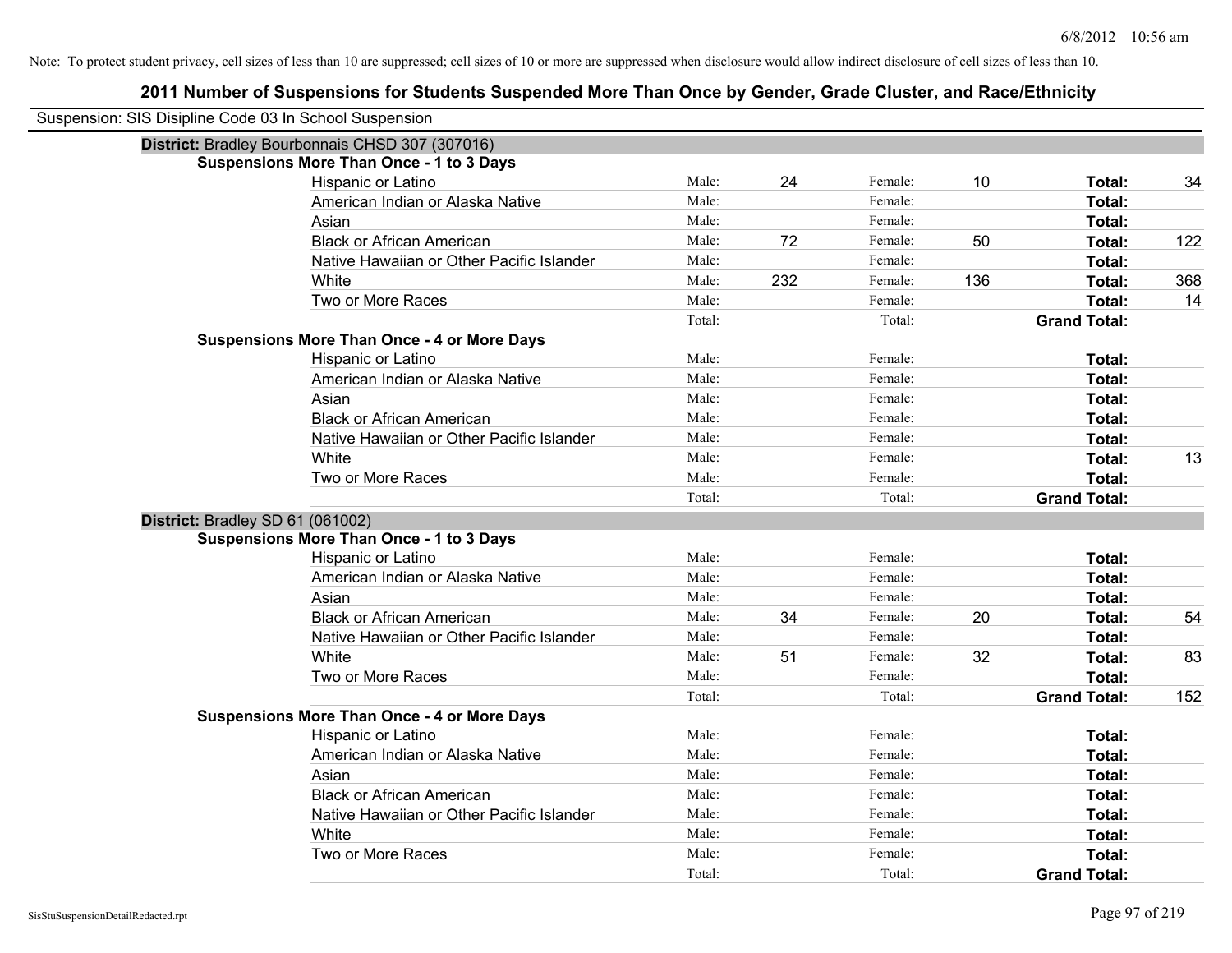Note: To protect student privacy, cell sizes of less than 10 are suppressed; cell sizes of 10 or more are suppressed when disclosure would allow indirect disclosure of cell sizes of less than 10.

## 2011 Number of Suspensions for Students Suspended More Than Once by Gender, Grade Cluster, and Race/Ethnicity

Suspension: SIS Disipline Code 03 In School Suspension

### District: Bradley Bourbonnais CHSD 307 (307016)

**Suspensions More Than Once - 1 to 3 Days**

| Race/Ethnicity | | Male | | Female | | Total |
|---|---|---|---|---|---|---|
| Hispanic or Latino | Male: | 24 | Female: | 10 | **Total:** | 34 |
| American Indian or Alaska Native | Male: | | Female: | | **Total:** | |
| Asian | Male: | | Female: | | **Total:** | |
| Black or African American | Male: | 72 | Female: | 50 | **Total:** | 122 |
| Native Hawaiian or Other Pacific Islander | Male: | | Female: | | **Total:** | |
| White | Male: | 232 | Female: | 136 | **Total:** | 368 |
| Two or More Races | Male: | | Female: | | **Total:** | 14 |
| | Total: | | Total: | | **Grand Total:** | |

**Suspensions More Than Once - 4 or More Days**

| Race/Ethnicity | | Male | | Female | | Total |
|---|---|---|---|---|---|---|
| Hispanic or Latino | Male: | | Female: | | **Total:** | |
| American Indian or Alaska Native | Male: | | Female: | | **Total:** | |
| Asian | Male: | | Female: | | **Total:** | |
| Black or African American | Male: | | Female: | | **Total:** | |
| Native Hawaiian or Other Pacific Islander | Male: | | Female: | | **Total:** | |
| White | Male: | | Female: | | **Total:** | 13 |
| Two or More Races | Male: | | Female: | | **Total:** | |
| | Total: | | Total: | | **Grand Total:** | |

### District: Bradley SD 61 (061002)

**Suspensions More Than Once - 1 to 3 Days**

| Race/Ethnicity | | Male | | Female | | Total |
|---|---|---|---|---|---|---|
| Hispanic or Latino | Male: | | Female: | | **Total:** | |
| American Indian or Alaska Native | Male: | | Female: | | **Total:** | |
| Asian | Male: | | Female: | | **Total:** | |
| Black or African American | Male: | 34 | Female: | 20 | **Total:** | 54 |
| Native Hawaiian or Other Pacific Islander | Male: | | Female: | | **Total:** | |
| White | Male: | 51 | Female: | 32 | **Total:** | 83 |
| Two or More Races | Male: | | Female: | | **Total:** | |
| | Total: | | Total: | | **Grand Total:** | 152 |

**Suspensions More Than Once - 4 or More Days**

| Race/Ethnicity | | Male | | Female | | Total |
|---|---|---|---|---|---|---|
| Hispanic or Latino | Male: | | Female: | | **Total:** | |
| American Indian or Alaska Native | Male: | | Female: | | **Total:** | |
| Asian | Male: | | Female: | | **Total:** | |
| Black or African American | Male: | | Female: | | **Total:** | |
| Native Hawaiian or Other Pacific Islander | Male: | | Female: | | **Total:** | |
| White | Male: | | Female: | | **Total:** | |
| Two or More Races | Male: | | Female: | | **Total:** | |
| | Total: | | Total: | | **Grand Total:** | |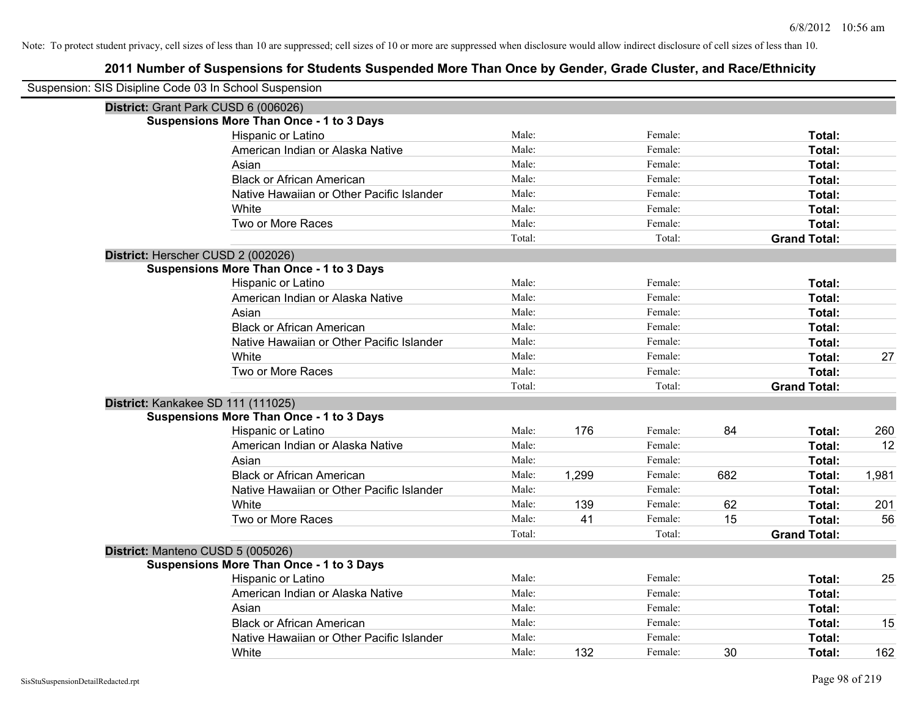Note: To protect student privacy, cell sizes of less than 10 are suppressed; cell sizes of 10 or more are suppressed when disclosure would allow indirect disclosure of cell sizes of less than 10.

# 2011 Number of Suspensions for Students Suspended More Than Once by Gender, Grade Cluster, and Race/Ethnicity

Suspension: SIS Disipline Code 03 In School Suspension

**District:** Grant Park CUSD 6 (006026)

**Suspensions More Than Once - 1 to 3 Days**

| | | | | | | |
|---|---|---|---|---|---|---|
| Hispanic or Latino | Male: | | Female: | | **Total:** | |
| American Indian or Alaska Native | Male: | | Female: | | **Total:** | |
| Asian | Male: | | Female: | | **Total:** | |
| Black or African American | Male: | | Female: | | **Total:** | |
| Native Hawaiian or Other Pacific Islander | Male: | | Female: | | **Total:** | |
| White | Male: | | Female: | | **Total:** | |
| Two or More Races | Male: | | Female: | | **Total:** | |
| | Total: | | Total: | | **Grand Total:** | |

**District:** Herscher CUSD 2 (002026)

**Suspensions More Than Once - 1 to 3 Days**

| | | | | | | |
|---|---|---|---|---|---|---|
| Hispanic or Latino | Male: | | Female: | | **Total:** | |
| American Indian or Alaska Native | Male: | | Female: | | **Total:** | |
| Asian | Male: | | Female: | | **Total:** | |
| Black or African American | Male: | | Female: | | **Total:** | |
| Native Hawaiian or Other Pacific Islander | Male: | | Female: | | **Total:** | |
| White | Male: | | Female: | | **Total:** | 27 |
| Two or More Races | Male: | | Female: | | **Total:** | |
| | Total: | | Total: | | **Grand Total:** | |

**District:** Kankakee SD 111 (111025)

**Suspensions More Than Once - 1 to 3 Days**

| | | | | | | |
|---|---|---|---|---|---|---|
| Hispanic or Latino | Male: | 176 | Female: | 84 | **Total:** | 260 |
| American Indian or Alaska Native | Male: | | Female: | | **Total:** | 12 |
| Asian | Male: | | Female: | | **Total:** | |
| Black or African American | Male: | 1,299 | Female: | 682 | **Total:** | 1,981 |
| Native Hawaiian or Other Pacific Islander | Male: | | Female: | | **Total:** | |
| White | Male: | 139 | Female: | 62 | **Total:** | 201 |
| Two or More Races | Male: | 41 | Female: | 15 | **Total:** | 56 |
| | Total: | | Total: | | **Grand Total:** | |

**District:** Manteno CUSD 5 (005026)

**Suspensions More Than Once - 1 to 3 Days**

| | | | | | | |
|---|---|---|---|---|---|---|
| Hispanic or Latino | Male: | | Female: | | **Total:** | 25 |
| American Indian or Alaska Native | Male: | | Female: | | **Total:** | |
| Asian | Male: | | Female: | | **Total:** | |
| Black or African American | Male: | | Female: | | **Total:** | 15 |
| Native Hawaiian or Other Pacific Islander | Male: | | Female: | | **Total:** | |
| White | Male: | 132 | Female: | 30 | **Total:** | 162 |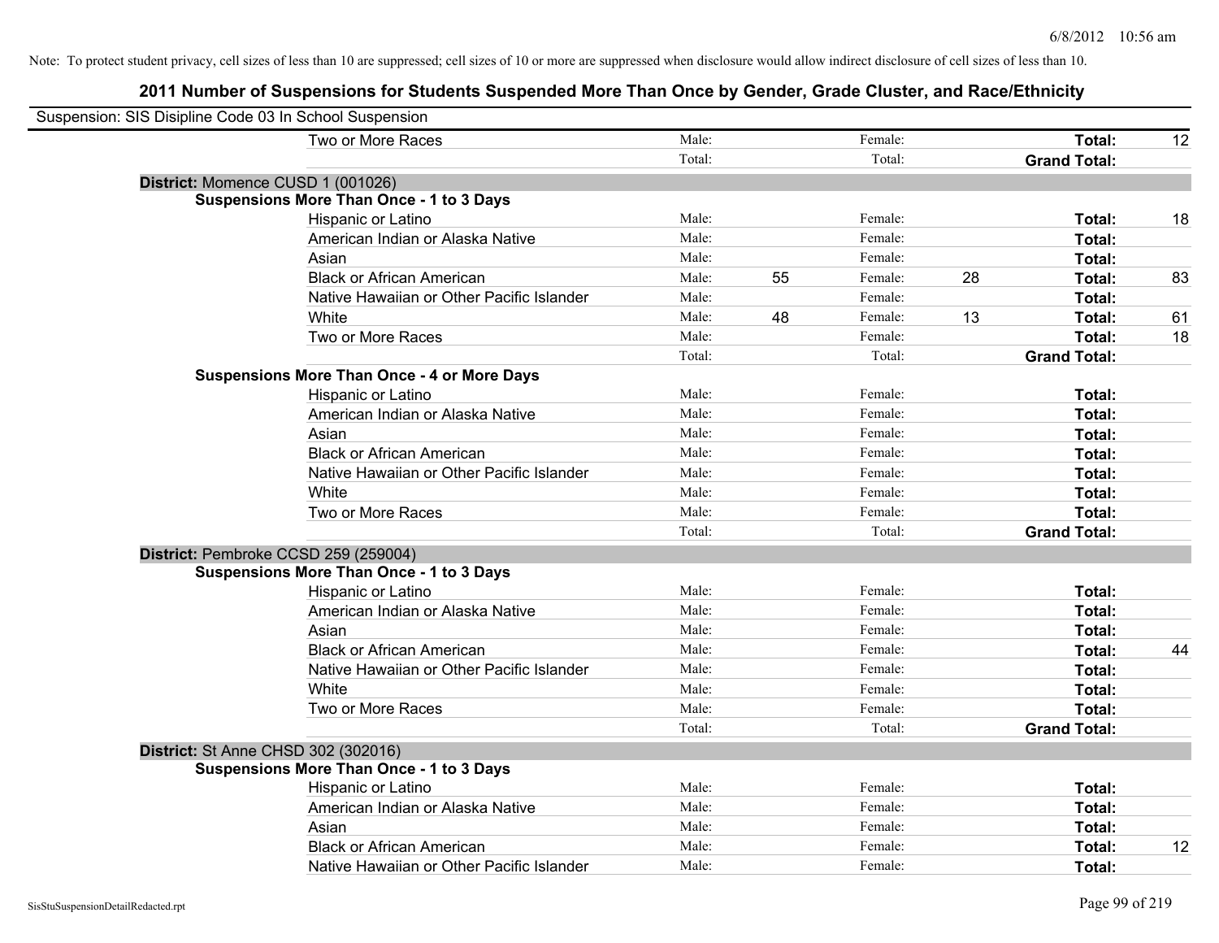Note: To protect student privacy, cell sizes of less than 10 are suppressed; cell sizes of 10 or more are suppressed when disclosure would allow indirect disclosure of cell sizes of less than 10.

## 2011 Number of Suspensions for Students Suspended More Than Once by Gender, Grade Cluster, and Race/Ethnicity

Suspension: SIS Disipline Code 03 In School Suspension

| | | | | | | |
|---|---|---|---|---|---|---|
| Two or More Races | Male: | | Female: | | **Total:** | 12 |
| | Total: | | Total: | | **Grand Total:** | |

**District:** Momence CUSD 1 (001026)

**Suspensions More Than Once - 1 to 3 Days**

| | | | | | | |
|---|---|---|---|---|---|---|
| Hispanic or Latino | Male: | | Female: | | **Total:** | 18 |
| American Indian or Alaska Native | Male: | | Female: | | **Total:** | |
| Asian | Male: | | Female: | | **Total:** | |
| Black or African American | Male: | 55 | Female: | 28 | **Total:** | 83 |
| Native Hawaiian or Other Pacific Islander | Male: | | Female: | | **Total:** | |
| White | Male: | 48 | Female: | 13 | **Total:** | 61 |
| Two or More Races | Male: | | Female: | | **Total:** | 18 |
| | Total: | | Total: | | **Grand Total:** | |

**Suspensions More Than Once - 4 or More Days**

| | | | | | | |
|---|---|---|---|---|---|---|
| Hispanic or Latino | Male: | | Female: | | **Total:** | |
| American Indian or Alaska Native | Male: | | Female: | | **Total:** | |
| Asian | Male: | | Female: | | **Total:** | |
| Black or African American | Male: | | Female: | | **Total:** | |
| Native Hawaiian or Other Pacific Islander | Male: | | Female: | | **Total:** | |
| White | Male: | | Female: | | **Total:** | |
| Two or More Races | Male: | | Female: | | **Total:** | |
| | Total: | | Total: | | **Grand Total:** | |

**District:** Pembroke CCSD 259 (259004)

**Suspensions More Than Once - 1 to 3 Days**

| | | | | | | |
|---|---|---|---|---|---|---|
| Hispanic or Latino | Male: | | Female: | | **Total:** | |
| American Indian or Alaska Native | Male: | | Female: | | **Total:** | |
| Asian | Male: | | Female: | | **Total:** | |
| Black or African American | Male: | | Female: | | **Total:** | 44 |
| Native Hawaiian or Other Pacific Islander | Male: | | Female: | | **Total:** | |
| White | Male: | | Female: | | **Total:** | |
| Two or More Races | Male: | | Female: | | **Total:** | |
| | Total: | | Total: | | **Grand Total:** | |

**District:** St Anne CHSD 302 (302016)

**Suspensions More Than Once - 1 to 3 Days**

| | | | | | | |
|---|---|---|---|---|---|---|
| Hispanic or Latino | Male: | | Female: | | **Total:** | |
| American Indian or Alaska Native | Male: | | Female: | | **Total:** | |
| Asian | Male: | | Female: | | **Total:** | |
| Black or African American | Male: | | Female: | | **Total:** | 12 |
| Native Hawaiian or Other Pacific Islander | Male: | | Female: | | **Total:** | |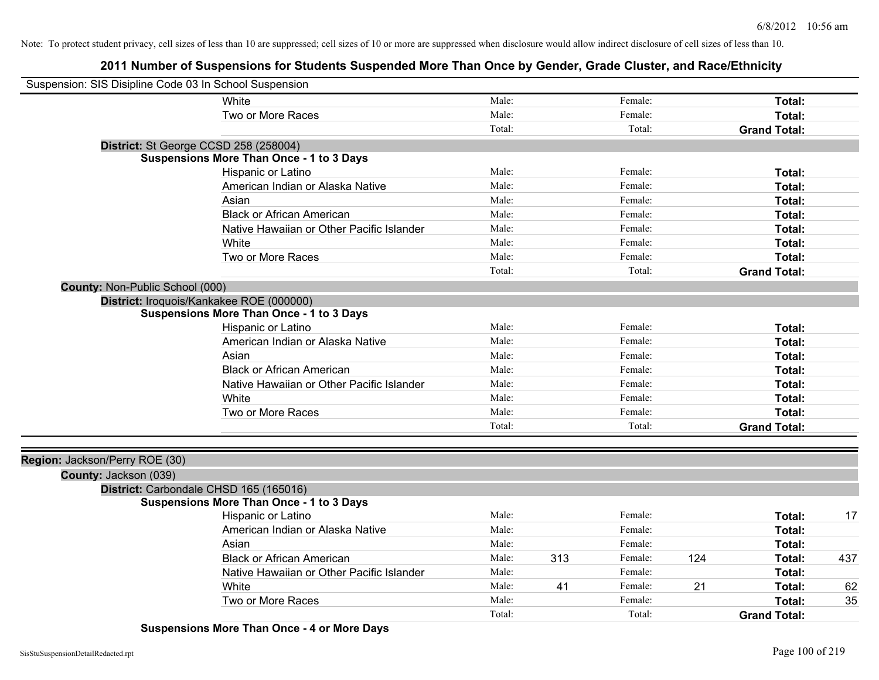Note: To protect student privacy, cell sizes of less than 10 are suppressed; cell sizes of 10 or more are suppressed when disclosure would allow indirect disclosure of cell sizes of less than 10.

# 2011 Number of Suspensions for Students Suspended More Than Once by Gender, Grade Cluster, and Race/Ethnicity

Suspension: SIS Disipline Code 03 In School Suspension

| | Male: | | Female: | | | |
|---|---|---|---|---|---|---|
| White | Male: | | Female: | | Total: | |
| Two or More Races | Male: | | Female: | | Total: | |
| | Total: | | Total: | | Grand Total: | |

**District:** St George CCSD 258 (258004)

**Suspensions More Than Once - 1 to 3 Days**

| | | | | | | |
|---|---|---|---|---|---|---|
| Hispanic or Latino | Male: | | Female: | | Total: | |
| American Indian or Alaska Native | Male: | | Female: | | Total: | |
| Asian | Male: | | Female: | | Total: | |
| Black or African American | Male: | | Female: | | Total: | |
| Native Hawaiian or Other Pacific Islander | Male: | | Female: | | Total: | |
| White | Male: | | Female: | | Total: | |
| Two or More Races | Male: | | Female: | | Total: | |
| | Total: | | Total: | | Grand Total: | |

**County:** Non-Public School (000)

**District:** Iroquois/Kankakee ROE (000000)

**Suspensions More Than Once - 1 to 3 Days**

| | | | | | | |
|---|---|---|---|---|---|---|
| Hispanic or Latino | Male: | | Female: | | Total: | |
| American Indian or Alaska Native | Male: | | Female: | | Total: | |
| Asian | Male: | | Female: | | Total: | |
| Black or African American | Male: | | Female: | | Total: | |
| Native Hawaiian or Other Pacific Islander | Male: | | Female: | | Total: | |
| White | Male: | | Female: | | Total: | |
| Two or More Races | Male: | | Female: | | Total: | |
| | Total: | | Total: | | Grand Total: | |

**Region:** Jackson/Perry ROE (30)

**County:** Jackson (039)

**District:** Carbondale CHSD 165 (165016)

**Suspensions More Than Once - 1 to 3 Days**

| | | | | | | |
|---|---|---|---|---|---|---|
| Hispanic or Latino | Male: | | Female: | | Total: | 17 |
| American Indian or Alaska Native | Male: | | Female: | | Total: | |
| Asian | Male: | | Female: | | Total: | |
| Black or African American | Male: | 313 | Female: | 124 | Total: | 437 |
| Native Hawaiian or Other Pacific Islander | Male: | | Female: | | Total: | |
| White | Male: | 41 | Female: | 21 | Total: | 62 |
| Two or More Races | Male: | | Female: | | Total: | 35 |
| | Total: | | Total: | | Grand Total: | |

**Suspensions More Than Once - 4 or More Days**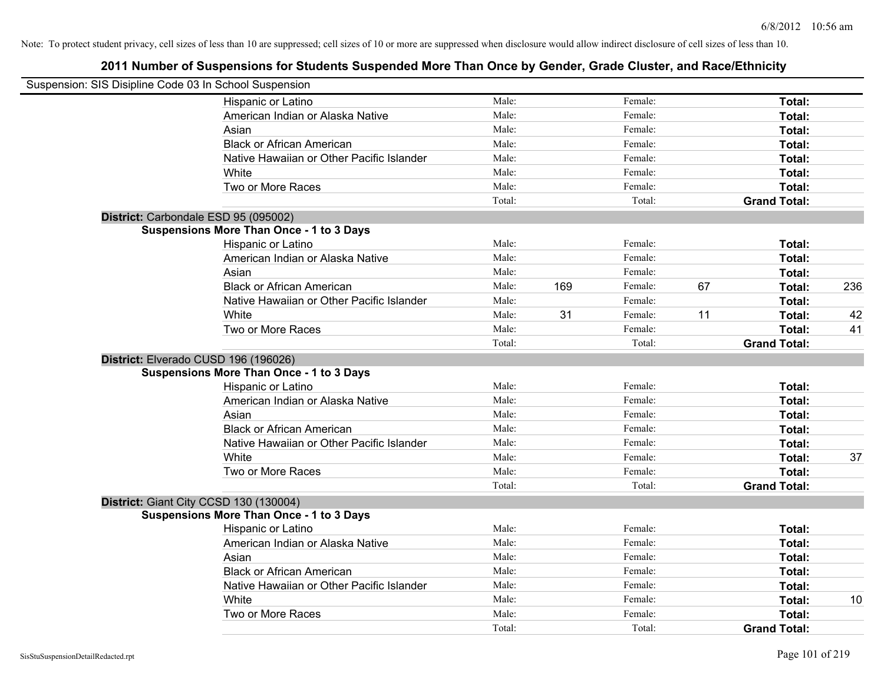Note: To protect student privacy, cell sizes of less than 10 are suppressed; cell sizes of 10 or more are suppressed when disclosure would allow indirect disclosure of cell sizes of less than 10.

## 2011 Number of Suspensions for Students Suspended More Than Once by Gender, Grade Cluster, and Race/Ethnicity

Suspension: SIS Disipline Code 03 In School Suspension

| | | | | | | |
|---|---|---|---|---|---|---|
| Hispanic or Latino | Male: | | Female: | | **Total:** | |
| American Indian or Alaska Native | Male: | | Female: | | **Total:** | |
| Asian | Male: | | Female: | | **Total:** | |
| Black or African American | Male: | | Female: | | **Total:** | |
| Native Hawaiian or Other Pacific Islander | Male: | | Female: | | **Total:** | |
| White | Male: | | Female: | | **Total:** | |
| Two or More Races | Male: | | Female: | | **Total:** | |
| | Total: | | Total: | | **Grand Total:** | |

**District:** Carbondale ESD 95 (095002)

**Suspensions More Than Once - 1 to 3 Days**

| | | | | | | |
|---|---|---|---|---|---|---|
| Hispanic or Latino | Male: | | Female: | | **Total:** | |
| American Indian or Alaska Native | Male: | | Female: | | **Total:** | |
| Asian | Male: | | Female: | | **Total:** | |
| Black or African American | Male: | 169 | Female: | 67 | **Total:** | 236 |
| Native Hawaiian or Other Pacific Islander | Male: | | Female: | | **Total:** | |
| White | Male: | 31 | Female: | 11 | **Total:** | 42 |
| Two or More Races | Male: | | Female: | | **Total:** | 41 |
| | Total: | | Total: | | **Grand Total:** | |

**District:** Elverado CUSD 196 (196026)

**Suspensions More Than Once - 1 to 3 Days**

| | | | | | | |
|---|---|---|---|---|---|---|
| Hispanic or Latino | Male: | | Female: | | **Total:** | |
| American Indian or Alaska Native | Male: | | Female: | | **Total:** | |
| Asian | Male: | | Female: | | **Total:** | |
| Black or African American | Male: | | Female: | | **Total:** | |
| Native Hawaiian or Other Pacific Islander | Male: | | Female: | | **Total:** | |
| White | Male: | | Female: | | **Total:** | 37 |
| Two or More Races | Male: | | Female: | | **Total:** | |
| | Total: | | Total: | | **Grand Total:** | |

**District:** Giant City CCSD 130 (130004)

**Suspensions More Than Once - 1 to 3 Days**

| | | | | | | |
|---|---|---|---|---|---|---|
| Hispanic or Latino | Male: | | Female: | | **Total:** | |
| American Indian or Alaska Native | Male: | | Female: | | **Total:** | |
| Asian | Male: | | Female: | | **Total:** | |
| Black or African American | Male: | | Female: | | **Total:** | |
| Native Hawaiian or Other Pacific Islander | Male: | | Female: | | **Total:** | |
| White | Male: | | Female: | | **Total:** | 10 |
| Two or More Races | Male: | | Female: | | **Total:** | |
| | Total: | | Total: | | **Grand Total:** | |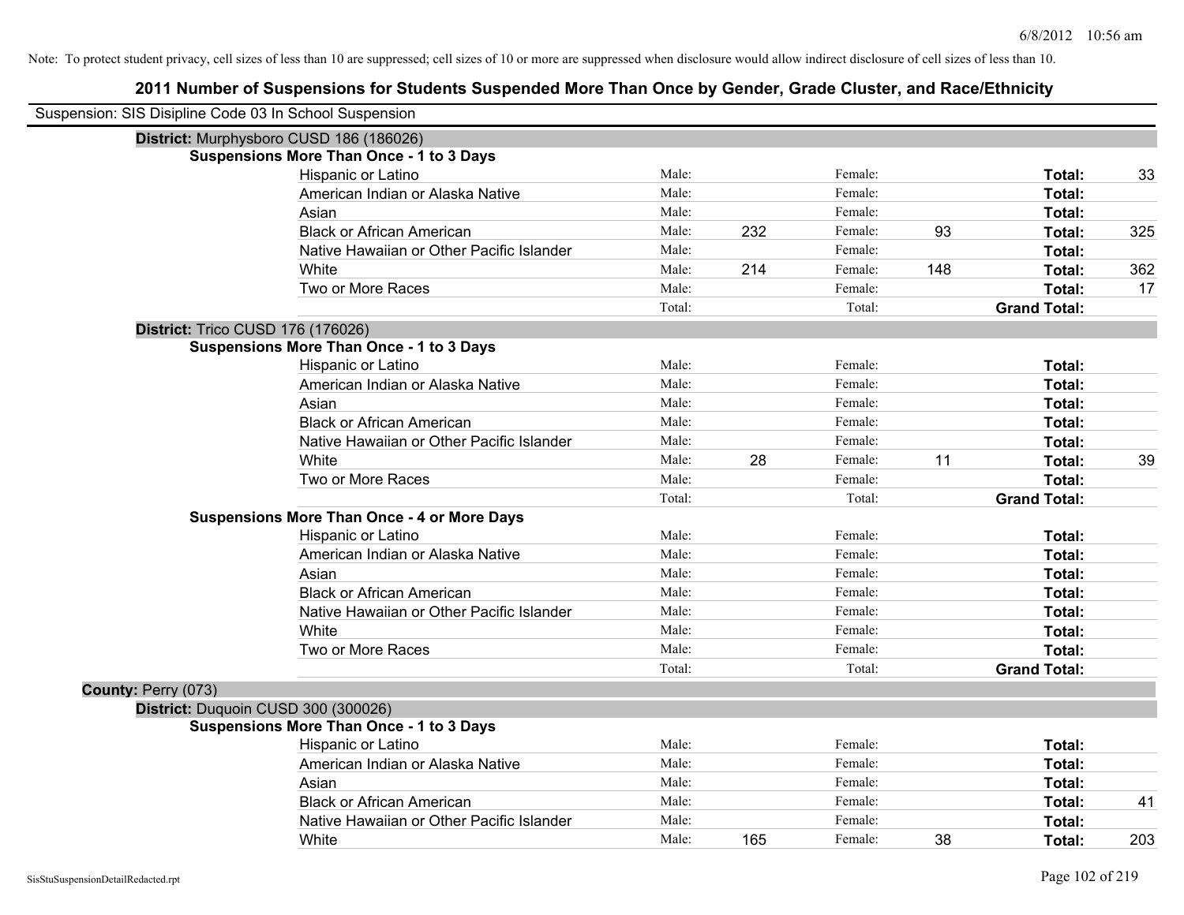Note: To protect student privacy, cell sizes of less than 10 are suppressed; cell sizes of 10 or more are suppressed when disclosure would allow indirect disclosure of cell sizes of less than 10.

# 2011 Number of Suspensions for Students Suspended More Than Once by Gender, Grade Cluster, and Race/Ethnicity

Suspension: SIS Disipline Code 03 In School Suspension

**District:** Murphysboro CUSD 186 (186026)

**Suspensions More Than Once - 1 to 3 Days**

| | | | | | | |
|---|---|---|---|---|---|---|
| Hispanic or Latino | Male: | | Female: | | **Total:** | 33 |
| American Indian or Alaska Native | Male: | | Female: | | **Total:** | |
| Asian | Male: | | Female: | | **Total:** | |
| Black or African American | Male: | 232 | Female: | 93 | **Total:** | 325 |
| Native Hawaiian or Other Pacific Islander | Male: | | Female: | | **Total:** | |
| White | Male: | 214 | Female: | 148 | **Total:** | 362 |
| Two or More Races | Male: | | Female: | | **Total:** | 17 |
| | Total: | | Total: | | **Grand Total:** | |

**District:** Trico CUSD 176 (176026)

**Suspensions More Than Once - 1 to 3 Days**

| | | | | | | |
|---|---|---|---|---|---|---|
| Hispanic or Latino | Male: | | Female: | | **Total:** | |
| American Indian or Alaska Native | Male: | | Female: | | **Total:** | |
| Asian | Male: | | Female: | | **Total:** | |
| Black or African American | Male: | | Female: | | **Total:** | |
| Native Hawaiian or Other Pacific Islander | Male: | | Female: | | **Total:** | |
| White | Male: | 28 | Female: | 11 | **Total:** | 39 |
| Two or More Races | Male: | | Female: | | **Total:** | |
| | Total: | | Total: | | **Grand Total:** | |

**Suspensions More Than Once - 4 or More Days**

| | | | | | | |
|---|---|---|---|---|---|---|
| Hispanic or Latino | Male: | | Female: | | **Total:** | |
| American Indian or Alaska Native | Male: | | Female: | | **Total:** | |
| Asian | Male: | | Female: | | **Total:** | |
| Black or African American | Male: | | Female: | | **Total:** | |
| Native Hawaiian or Other Pacific Islander | Male: | | Female: | | **Total:** | |
| White | Male: | | Female: | | **Total:** | |
| Two or More Races | Male: | | Female: | | **Total:** | |
| | Total: | | Total: | | **Grand Total:** | |

**County:** Perry (073)

**District:** Duquoin CUSD 300 (300026)

**Suspensions More Than Once - 1 to 3 Days**

| | | | | | | |
|---|---|---|---|---|---|---|
| Hispanic or Latino | Male: | | Female: | | **Total:** | |
| American Indian or Alaska Native | Male: | | Female: | | **Total:** | |
| Asian | Male: | | Female: | | **Total:** | |
| Black or African American | Male: | | Female: | | **Total:** | 41 |
| Native Hawaiian or Other Pacific Islander | Male: | | Female: | | **Total:** | |
| White | Male: | 165 | Female: | 38 | **Total:** | 203 |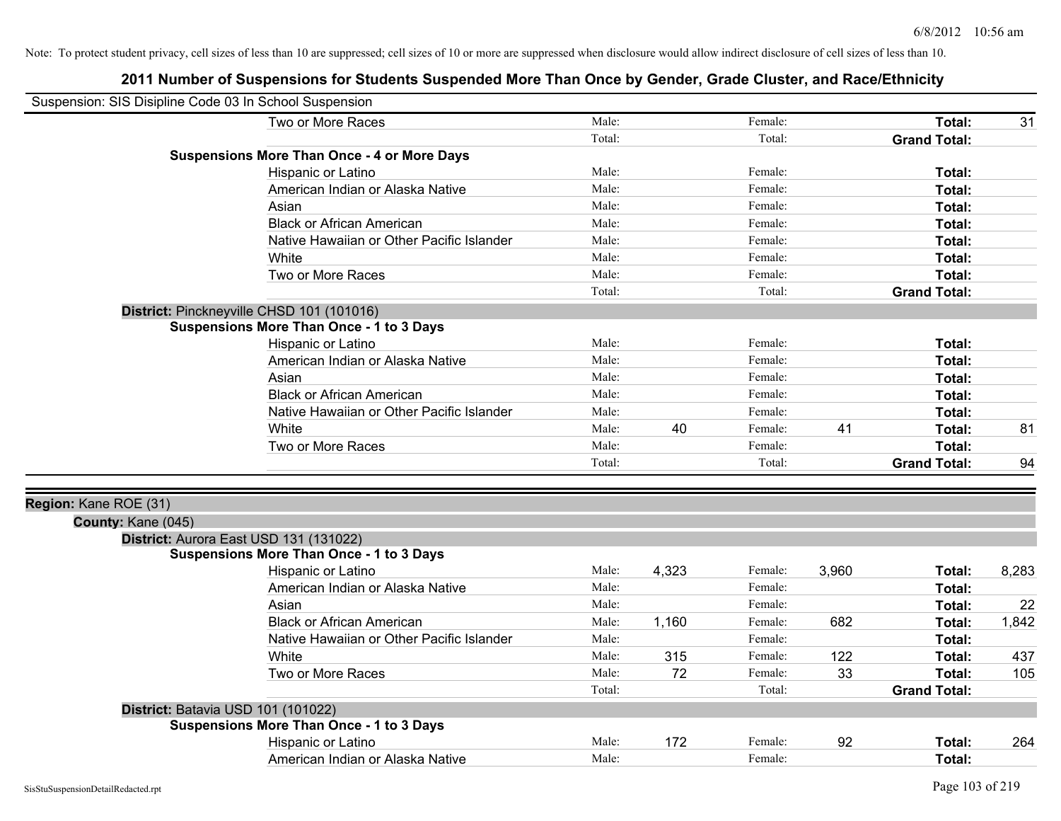Note: To protect student privacy, cell sizes of less than 10 are suppressed; cell sizes of 10 or more are suppressed when disclosure would allow indirect disclosure of cell sizes of less than 10.

## 2011 Number of Suspensions for Students Suspended More Than Once by Gender, Grade Cluster, and Race/Ethnicity

Suspension: SIS Disipline Code 03 In School Suspension

| | | | | | | |
|---|---|---|---|---|---|---|
| Two or More Races | Male: | | Female: | | **Total:** | 31 |
| | Total: | | Total: | | **Grand Total:** | |
| **Suspensions More Than Once - 4 or More Days** | | | | | | |
| Hispanic or Latino | Male: | | Female: | | **Total:** | |
| American Indian or Alaska Native | Male: | | Female: | | **Total:** | |
| Asian | Male: | | Female: | | **Total:** | |
| Black or African American | Male: | | Female: | | **Total:** | |
| Native Hawaiian or Other Pacific Islander | Male: | | Female: | | **Total:** | |
| White | Male: | | Female: | | **Total:** | |
| Two or More Races | Male: | | Female: | | **Total:** | |
| | Total: | | Total: | | **Grand Total:** | |

**District:** Pinckneyville CHSD 101 (101016)

| | | | | | | |
|---|---|---|---|---|---|---|
| **Suspensions More Than Once - 1 to 3 Days** | | | | | | |
| Hispanic or Latino | Male: | | Female: | | **Total:** | |
| American Indian or Alaska Native | Male: | | Female: | | **Total:** | |
| Asian | Male: | | Female: | | **Total:** | |
| Black or African American | Male: | | Female: | | **Total:** | |
| Native Hawaiian or Other Pacific Islander | Male: | | Female: | | **Total:** | |
| White | Male: | 40 | Female: | 41 | **Total:** | 81 |
| Two or More Races | Male: | | Female: | | **Total:** | |
| | Total: | | Total: | | **Grand Total:** | 94 |

**Region:** Kane ROE (31)

**County:** Kane (045)

**District:** Aurora East USD 131 (131022)

| | | | | | | |
|---|---|---|---|---|---|---|
| **Suspensions More Than Once - 1 to 3 Days** | | | | | | |
| Hispanic or Latino | Male: | 4,323 | Female: | 3,960 | **Total:** | 8,283 |
| American Indian or Alaska Native | Male: | | Female: | | **Total:** | |
| Asian | Male: | | Female: | | **Total:** | 22 |
| Black or African American | Male: | 1,160 | Female: | 682 | **Total:** | 1,842 |
| Native Hawaiian or Other Pacific Islander | Male: | | Female: | | **Total:** | |
| White | Male: | 315 | Female: | 122 | **Total:** | 437 |
| Two or More Races | Male: | 72 | Female: | 33 | **Total:** | 105 |
| | Total: | | Total: | | **Grand Total:** | |

**District:** Batavia USD 101 (101022)

| | | | | | | |
|---|---|---|---|---|---|---|
| **Suspensions More Than Once - 1 to 3 Days** | | | | | | |
| Hispanic or Latino | Male: | 172 | Female: | 92 | **Total:** | 264 |
| American Indian or Alaska Native | Male: | | Female: | | **Total:** | |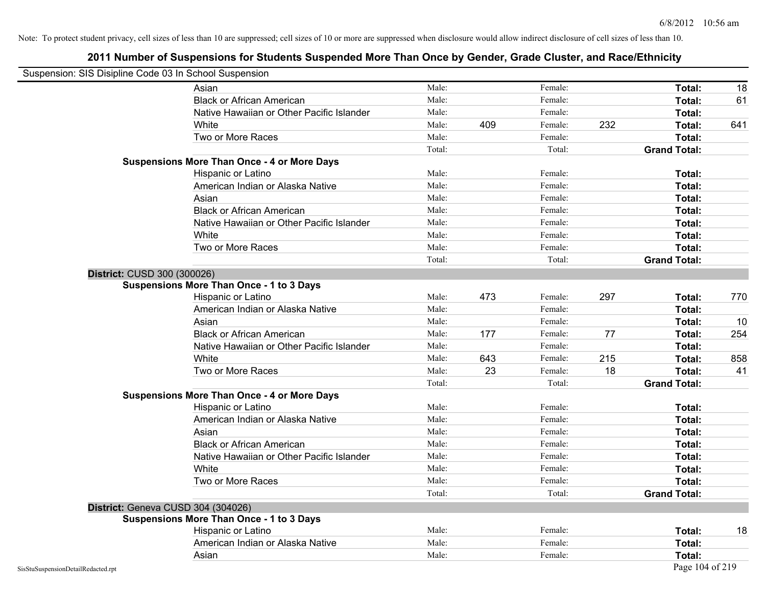Note: To protect student privacy, cell sizes of less than 10 are suppressed; cell sizes of 10 or more are suppressed when disclosure would allow indirect disclosure of cell sizes of less than 10.

## 2011 Number of Suspensions for Students Suspended More Than Once by Gender, Grade Cluster, and Race/Ethnicity

Suspension: SIS Disipline Code 03 In School Suspension

| | | | | | | | |
|---|---|---|---|---|---|---|---|
| Asian | Male: | | Female: | | **Total:** | 18 |
| Black or African American | Male: | | Female: | | **Total:** | 61 |
| Native Hawaiian or Other Pacific Islander | Male: | | Female: | | **Total:** | |
| White | Male: | 409 | Female: | 232 | **Total:** | 641 |
| Two or More Races | Male: | | Female: | | **Total:** | |
| | Total: | | Total: | | **Grand Total:** | |

**Suspensions More Than Once - 4 or More Days**

| | | | | | | |
|---|---|---|---|---|---|---|
| Hispanic or Latino | Male: | | Female: | | **Total:** | |
| American Indian or Alaska Native | Male: | | Female: | | **Total:** | |
| Asian | Male: | | Female: | | **Total:** | |
| Black or African American | Male: | | Female: | | **Total:** | |
| Native Hawaiian or Other Pacific Islander | Male: | | Female: | | **Total:** | |
| White | Male: | | Female: | | **Total:** | |
| Two or More Races | Male: | | Female: | | **Total:** | |
| | Total: | | Total: | | **Grand Total:** | |

**District:** CUSD 300 (300026)

**Suspensions More Than Once - 1 to 3 Days**

| | | | | | | |
|---|---|---|---|---|---|---|
| Hispanic or Latino | Male: | 473 | Female: | 297 | **Total:** | 770 |
| American Indian or Alaska Native | Male: | | Female: | | **Total:** | |
| Asian | Male: | | Female: | | **Total:** | 10 |
| Black or African American | Male: | 177 | Female: | 77 | **Total:** | 254 |
| Native Hawaiian or Other Pacific Islander | Male: | | Female: | | **Total:** | |
| White | Male: | 643 | Female: | 215 | **Total:** | 858 |
| Two or More Races | Male: | 23 | Female: | 18 | **Total:** | 41 |
| | Total: | | Total: | | **Grand Total:** | |

**Suspensions More Than Once - 4 or More Days**

| | | | | | | |
|---|---|---|---|---|---|---|
| Hispanic or Latino | Male: | | Female: | | **Total:** | |
| American Indian or Alaska Native | Male: | | Female: | | **Total:** | |
| Asian | Male: | | Female: | | **Total:** | |
| Black or African American | Male: | | Female: | | **Total:** | |
| Native Hawaiian or Other Pacific Islander | Male: | | Female: | | **Total:** | |
| White | Male: | | Female: | | **Total:** | |
| Two or More Races | Male: | | Female: | | **Total:** | |
| | Total: | | Total: | | **Grand Total:** | |

**District:** Geneva CUSD 304 (304026)

**Suspensions More Than Once - 1 to 3 Days**

| | | | | | | |
|---|---|---|---|---|---|---|
| Hispanic or Latino | Male: | | Female: | | **Total:** | 18 |
| American Indian or Alaska Native | Male: | | Female: | | **Total:** | |
| Asian | Male: | | Female: | | **Total:** | |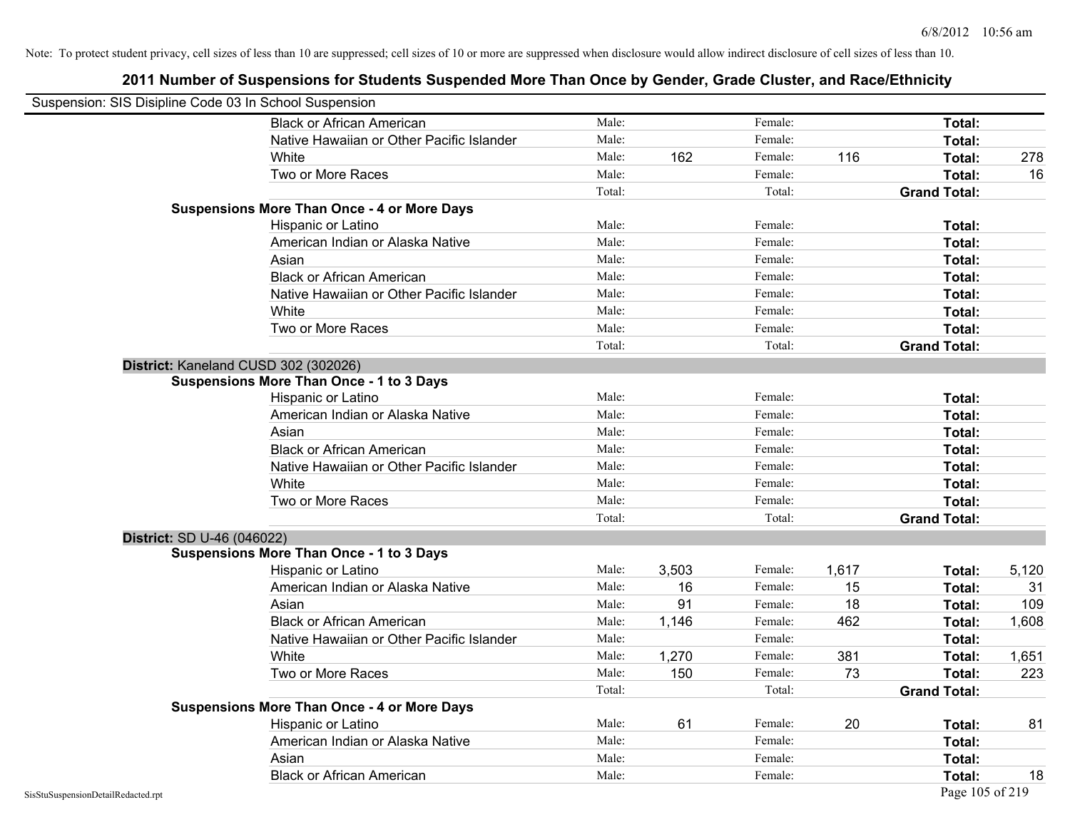Note: To protect student privacy, cell sizes of less than 10 are suppressed; cell sizes of 10 or more are suppressed when disclosure would allow indirect disclosure of cell sizes of less than 10.

## 2011 Number of Suspensions for Students Suspended More Than Once by Gender, Grade Cluster, and Race/Ethnicity

Suspension: SIS Disipline Code 03 In School Suspension

| | | | | | | |
|---|---|---|---|---|---|---|
| Black or African American | Male: | | Female: | | Total: | |
| Native Hawaiian or Other Pacific Islander | Male: | | Female: | | Total: | |
| White | Male: | 162 | Female: | 116 | Total: | 278 |
| Two or More Races | Male: | | Female: | | Total: | 16 |
| | Total: | | Total: | | Grand Total: | |

**Suspensions More Than Once - 4 or More Days**

| | | | | | | |
|---|---|---|---|---|---|---|
| Hispanic or Latino | Male: | | Female: | | Total: | |
| American Indian or Alaska Native | Male: | | Female: | | Total: | |
| Asian | Male: | | Female: | | Total: | |
| Black or African American | Male: | | Female: | | Total: | |
| Native Hawaiian or Other Pacific Islander | Male: | | Female: | | Total: | |
| White | Male: | | Female: | | Total: | |
| Two or More Races | Male: | | Female: | | Total: | |
| | Total: | | Total: | | Grand Total: | |

### District: Kaneland CUSD 302 (302026)

**Suspensions More Than Once - 1 to 3 Days**

| | | | | | | |
|---|---|---|---|---|---|---|
| Hispanic or Latino | Male: | | Female: | | Total: | |
| American Indian or Alaska Native | Male: | | Female: | | Total: | |
| Asian | Male: | | Female: | | Total: | |
| Black or African American | Male: | | Female: | | Total: | |
| Native Hawaiian or Other Pacific Islander | Male: | | Female: | | Total: | |
| White | Male: | | Female: | | Total: | |
| Two or More Races | Male: | | Female: | | Total: | |
| | Total: | | Total: | | Grand Total: | |

### District: SD U-46 (046022)

**Suspensions More Than Once - 1 to 3 Days**

| | | | | | | |
|---|---|---|---|---|---|---|
| Hispanic or Latino | Male: | 3,503 | Female: | 1,617 | Total: | 5,120 |
| American Indian or Alaska Native | Male: | 16 | Female: | 15 | Total: | 31 |
| Asian | Male: | 91 | Female: | 18 | Total: | 109 |
| Black or African American | Male: | 1,146 | Female: | 462 | Total: | 1,608 |
| Native Hawaiian or Other Pacific Islander | Male: | | Female: | | Total: | |
| White | Male: | 1,270 | Female: | 381 | Total: | 1,651 |
| Two or More Races | Male: | 150 | Female: | 73 | Total: | 223 |
| | Total: | | Total: | | Grand Total: | |

**Suspensions More Than Once - 4 or More Days**

| | | | | | | |
|---|---|---|---|---|---|---|
| Hispanic or Latino | Male: | 61 | Female: | 20 | Total: | 81 |
| American Indian or Alaska Native | Male: | | Female: | | Total: | |
| Asian | Male: | | Female: | | Total: | |
| Black or African American | Male: | | Female: | | Total: | 18 |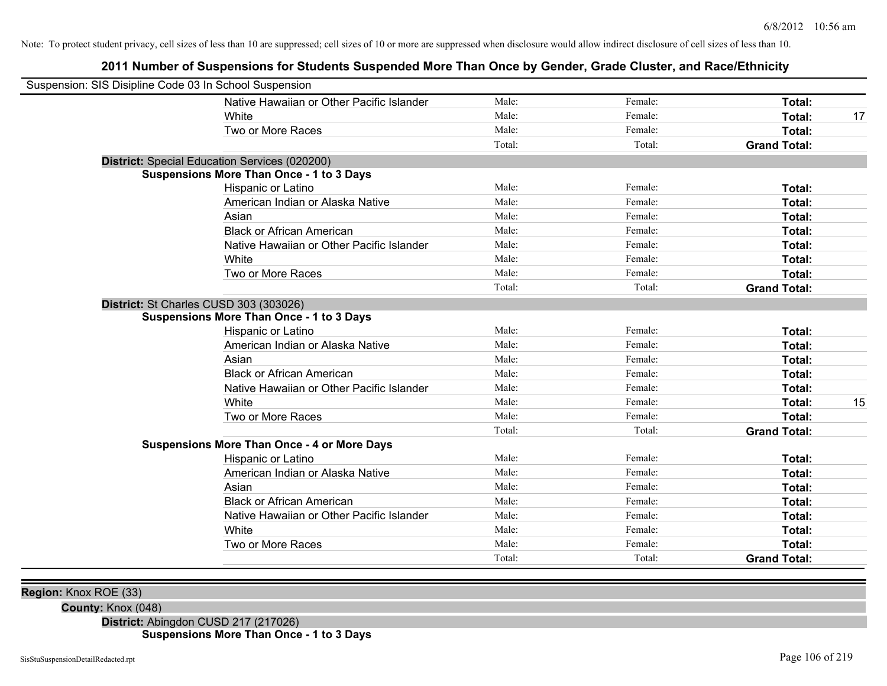Note: To protect student privacy, cell sizes of less than 10 are suppressed; cell sizes of 10 or more are suppressed when disclosure would allow indirect disclosure of cell sizes of less than 10.

# 2011 Number of Suspensions for Students Suspended More Than Once by Gender, Grade Cluster, and Race/Ethnicity

Suspension: SIS Disipline Code 03 In School Suspension

| | Male: | Female: | Total: | |
|---|---|---|---|---|
| Native Hawaiian or Other Pacific Islander | Male: | Female: | **Total:** | |
| White | Male: | Female: | **Total:** | 17 |
| Two or More Races | Male: | Female: | **Total:** | |
| | Total: | Total: | **Grand Total:** | |

**District:** Special Education Services (020200)

**Suspensions More Than Once - 1 to 3 Days**

| | | | | |
|---|---|---|---|---|
| Hispanic or Latino | Male: | Female: | **Total:** | |
| American Indian or Alaska Native | Male: | Female: | **Total:** | |
| Asian | Male: | Female: | **Total:** | |
| Black or African American | Male: | Female: | **Total:** | |
| Native Hawaiian or Other Pacific Islander | Male: | Female: | **Total:** | |
| White | Male: | Female: | **Total:** | |
| Two or More Races | Male: | Female: | **Total:** | |
| | Total: | Total: | **Grand Total:** | |

**District:** St Charles CUSD 303 (303026)

**Suspensions More Than Once - 1 to 3 Days**

| | | | | |
|---|---|---|---|---|
| Hispanic or Latino | Male: | Female: | **Total:** | |
| American Indian or Alaska Native | Male: | Female: | **Total:** | |
| Asian | Male: | Female: | **Total:** | |
| Black or African American | Male: | Female: | **Total:** | |
| Native Hawaiian or Other Pacific Islander | Male: | Female: | **Total:** | |
| White | Male: | Female: | **Total:** | 15 |
| Two or More Races | Male: | Female: | **Total:** | |
| | Total: | Total: | **Grand Total:** | |

**Suspensions More Than Once - 4 or More Days**

| | | | | |
|---|---|---|---|---|
| Hispanic or Latino | Male: | Female: | **Total:** | |
| American Indian or Alaska Native | Male: | Female: | **Total:** | |
| Asian | Male: | Female: | **Total:** | |
| Black or African American | Male: | Female: | **Total:** | |
| Native Hawaiian or Other Pacific Islander | Male: | Female: | **Total:** | |
| White | Male: | Female: | **Total:** | |
| Two or More Races | Male: | Female: | **Total:** | |
| | Total: | Total: | **Grand Total:** | |

**Region:** Knox ROE (33)

**County:** Knox (048)

**District:** Abingdon CUSD 217 (217026)

**Suspensions More Than Once - 1 to 3 Days**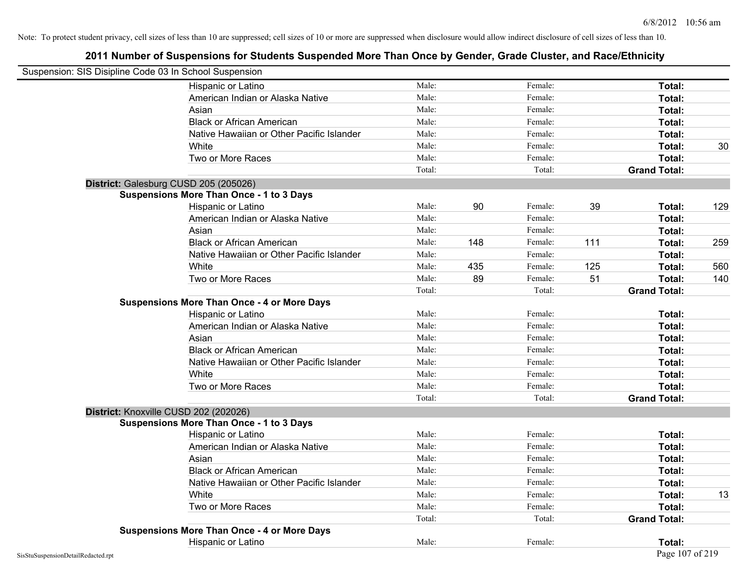Note: To protect student privacy, cell sizes of less than 10 are suppressed; cell sizes of 10 or more are suppressed when disclosure would allow indirect disclosure of cell sizes of less than 10.

# 2011 Number of Suspensions for Students Suspended More Than Once by Gender, Grade Cluster, and Race/Ethnicity

Suspension: SIS Disipline Code 03 In School Suspension

| | Male: | | Female: | | | |
|---|---|---|---|---|---|---|
| Hispanic or Latino | Male: | | Female: | | **Total:** | |
| American Indian or Alaska Native | Male: | | Female: | | **Total:** | |
| Asian | Male: | | Female: | | **Total:** | |
| Black or African American | Male: | | Female: | | **Total:** | |
| Native Hawaiian or Other Pacific Islander | Male: | | Female: | | **Total:** | |
| White | Male: | | Female: | | **Total:** | 30 |
| Two or More Races | Male: | | Female: | | **Total:** | |
| | Total: | | Total: | | **Grand Total:** | |

**District:** Galesburg CUSD 205 (205026)

**Suspensions More Than Once - 1 to 3 Days**

| | | | | | | |
|---|---|---|---|---|---|---|
| Hispanic or Latino | Male: | 90 | Female: | 39 | **Total:** | 129 |
| American Indian or Alaska Native | Male: | | Female: | | **Total:** | |
| Asian | Male: | | Female: | | **Total:** | |
| Black or African American | Male: | 148 | Female: | 111 | **Total:** | 259 |
| Native Hawaiian or Other Pacific Islander | Male: | | Female: | | **Total:** | |
| White | Male: | 435 | Female: | 125 | **Total:** | 560 |
| Two or More Races | Male: | 89 | Female: | 51 | **Total:** | 140 |
| | Total: | | Total: | | **Grand Total:** | |

**Suspensions More Than Once - 4 or More Days**

| | | | | | | |
|---|---|---|---|---|---|---|
| Hispanic or Latino | Male: | | Female: | | **Total:** | |
| American Indian or Alaska Native | Male: | | Female: | | **Total:** | |
| Asian | Male: | | Female: | | **Total:** | |
| Black or African American | Male: | | Female: | | **Total:** | |
| Native Hawaiian or Other Pacific Islander | Male: | | Female: | | **Total:** | |
| White | Male: | | Female: | | **Total:** | |
| Two or More Races | Male: | | Female: | | **Total:** | |
| | Total: | | Total: | | **Grand Total:** | |

**District:** Knoxville CUSD 202 (202026)

**Suspensions More Than Once - 1 to 3 Days**

| | | | | | | |
|---|---|---|---|---|---|---|
| Hispanic or Latino | Male: | | Female: | | **Total:** | |
| American Indian or Alaska Native | Male: | | Female: | | **Total:** | |
| Asian | Male: | | Female: | | **Total:** | |
| Black or African American | Male: | | Female: | | **Total:** | |
| Native Hawaiian or Other Pacific Islander | Male: | | Female: | | **Total:** | |
| White | Male: | | Female: | | **Total:** | 13 |
| Two or More Races | Male: | | Female: | | **Total:** | |
| | Total: | | Total: | | **Grand Total:** | |

**Suspensions More Than Once - 4 or More Days**

| | | | | | | |
|---|---|---|---|---|---|---|
| Hispanic or Latino | Male: | | Female: | | **Total:** | |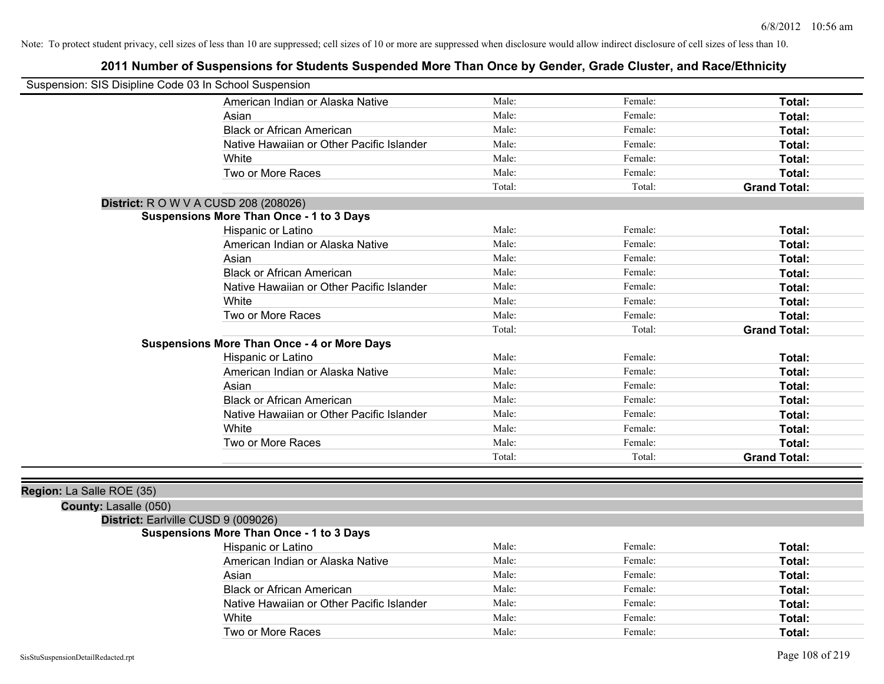Note: To protect student privacy, cell sizes of less than 10 are suppressed; cell sizes of 10 or more are suppressed when disclosure would allow indirect disclosure of cell sizes of less than 10.

# 2011 Number of Suspensions for Students Suspended More Than Once by Gender, Grade Cluster, and Race/Ethnicity

Suspension: SIS Disipline Code 03 In School Suspension

| | Male: | Female: | Total: |
|---|---|---|---|
| American Indian or Alaska Native | Male: | Female: | **Total:** |
| Asian | Male: | Female: | **Total:** |
| Black or African American | Male: | Female: | **Total:** |
| Native Hawaiian or Other Pacific Islander | Male: | Female: | **Total:** |
| White | Male: | Female: | **Total:** |
| Two or More Races | Male: | Female: | **Total:** |
| | Total: | Total: | **Grand Total:** |

**District:** R O W V A CUSD 208 (208026)

**Suspensions More Than Once - 1 to 3 Days**

| | | | |
|---|---|---|---|
| Hispanic or Latino | Male: | Female: | **Total:** |
| American Indian or Alaska Native | Male: | Female: | **Total:** |
| Asian | Male: | Female: | **Total:** |
| Black or African American | Male: | Female: | **Total:** |
| Native Hawaiian or Other Pacific Islander | Male: | Female: | **Total:** |
| White | Male: | Female: | **Total:** |
| Two or More Races | Male: | Female: | **Total:** |
| | Total: | Total: | **Grand Total:** |

**Suspensions More Than Once - 4 or More Days**

| | | | |
|---|---|---|---|
| Hispanic or Latino | Male: | Female: | **Total:** |
| American Indian or Alaska Native | Male: | Female: | **Total:** |
| Asian | Male: | Female: | **Total:** |
| Black or African American | Male: | Female: | **Total:** |
| Native Hawaiian or Other Pacific Islander | Male: | Female: | **Total:** |
| White | Male: | Female: | **Total:** |
| Two or More Races | Male: | Female: | **Total:** |
| | Total: | Total: | **Grand Total:** |

**Region:** La Salle ROE (35)

**County:** Lasalle (050)

**District:** Earlville CUSD 9 (009026)

**Suspensions More Than Once - 1 to 3 Days**

| | | | |
|---|---|---|---|
| Hispanic or Latino | Male: | Female: | **Total:** |
| American Indian or Alaska Native | Male: | Female: | **Total:** |
| Asian | Male: | Female: | **Total:** |
| Black or African American | Male: | Female: | **Total:** |
| Native Hawaiian or Other Pacific Islander | Male: | Female: | **Total:** |
| White | Male: | Female: | **Total:** |
| Two or More Races | Male: | Female: | **Total:** |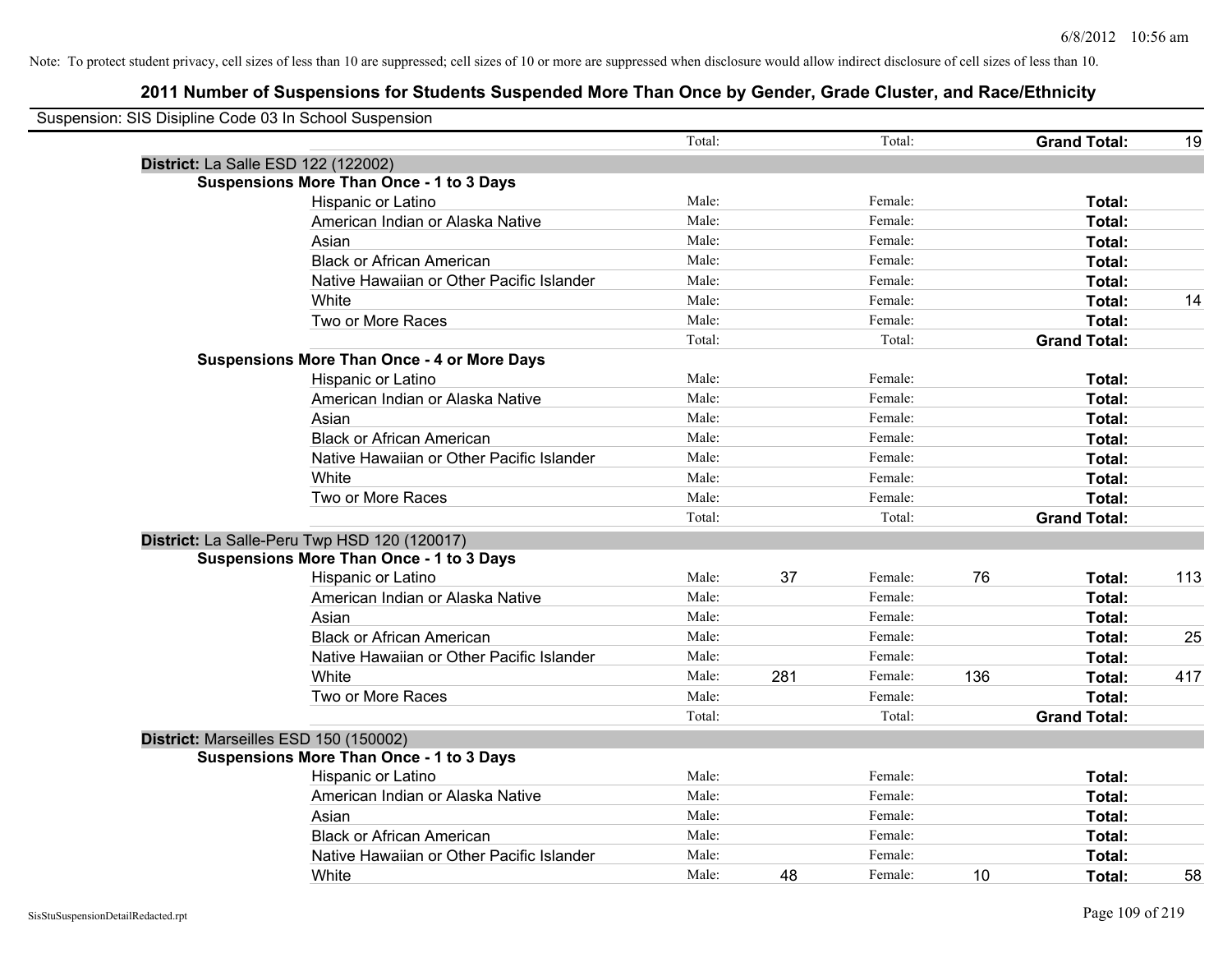Note: To protect student privacy, cell sizes of less than 10 are suppressed; cell sizes of 10 or more are suppressed when disclosure would allow indirect disclosure of cell sizes of less than 10.

## 2011 Number of Suspensions for Students Suspended More Than Once by Gender, Grade Cluster, and Race/Ethnicity

Suspension: SIS Disipline Code 03 In School Suspension

| | | | | | | | |
|---|---|---|---|---|---|---|---|
| | Total: | | Total: | | **Grand Total:** | 19 |

**District:** La Salle ESD 122 (122002)

**Suspensions More Than Once - 1 to 3 Days**

| Race/Ethnicity | Male: | | Female: | | Total: | |
|---|---|---|---|---|---|---|
| Hispanic or Latino | Male: | | Female: | | **Total:** | |
| American Indian or Alaska Native | Male: | | Female: | | **Total:** | |
| Asian | Male: | | Female: | | **Total:** | |
| Black or African American | Male: | | Female: | | **Total:** | |
| Native Hawaiian or Other Pacific Islander | Male: | | Female: | | **Total:** | |
| White | Male: | | Female: | | **Total:** | 14 |
| Two or More Races | Male: | | Female: | | **Total:** | |
| | Total: | | Total: | | **Grand Total:** | |

**Suspensions More Than Once - 4 or More Days**

| Race/Ethnicity | Male: | | Female: | | Total: | |
|---|---|---|---|---|---|---|
| Hispanic or Latino | Male: | | Female: | | **Total:** | |
| American Indian or Alaska Native | Male: | | Female: | | **Total:** | |
| Asian | Male: | | Female: | | **Total:** | |
| Black or African American | Male: | | Female: | | **Total:** | |
| Native Hawaiian or Other Pacific Islander | Male: | | Female: | | **Total:** | |
| White | Male: | | Female: | | **Total:** | |
| Two or More Races | Male: | | Female: | | **Total:** | |
| | Total: | | Total: | | **Grand Total:** | |

**District:** La Salle-Peru Twp HSD 120 (120017)

**Suspensions More Than Once - 1 to 3 Days**

| Race/Ethnicity | Male: | | Female: | | Total: | |
|---|---|---|---|---|---|---|
| Hispanic or Latino | Male: | 37 | Female: | 76 | **Total:** | 113 |
| American Indian or Alaska Native | Male: | | Female: | | **Total:** | |
| Asian | Male: | | Female: | | **Total:** | |
| Black or African American | Male: | | Female: | | **Total:** | 25 |
| Native Hawaiian or Other Pacific Islander | Male: | | Female: | | **Total:** | |
| White | Male: | 281 | Female: | 136 | **Total:** | 417 |
| Two or More Races | Male: | | Female: | | **Total:** | |
| | Total: | | Total: | | **Grand Total:** | |

**District:** Marseilles ESD 150 (150002)

**Suspensions More Than Once - 1 to 3 Days**

| Race/Ethnicity | Male: | | Female: | | Total: | |
|---|---|---|---|---|---|---|
| Hispanic or Latino | Male: | | Female: | | **Total:** | |
| American Indian or Alaska Native | Male: | | Female: | | **Total:** | |
| Asian | Male: | | Female: | | **Total:** | |
| Black or African American | Male: | | Female: | | **Total:** | |
| Native Hawaiian or Other Pacific Islander | Male: | | Female: | | **Total:** | |
| White | Male: | 48 | Female: | 10 | **Total:** | 58 |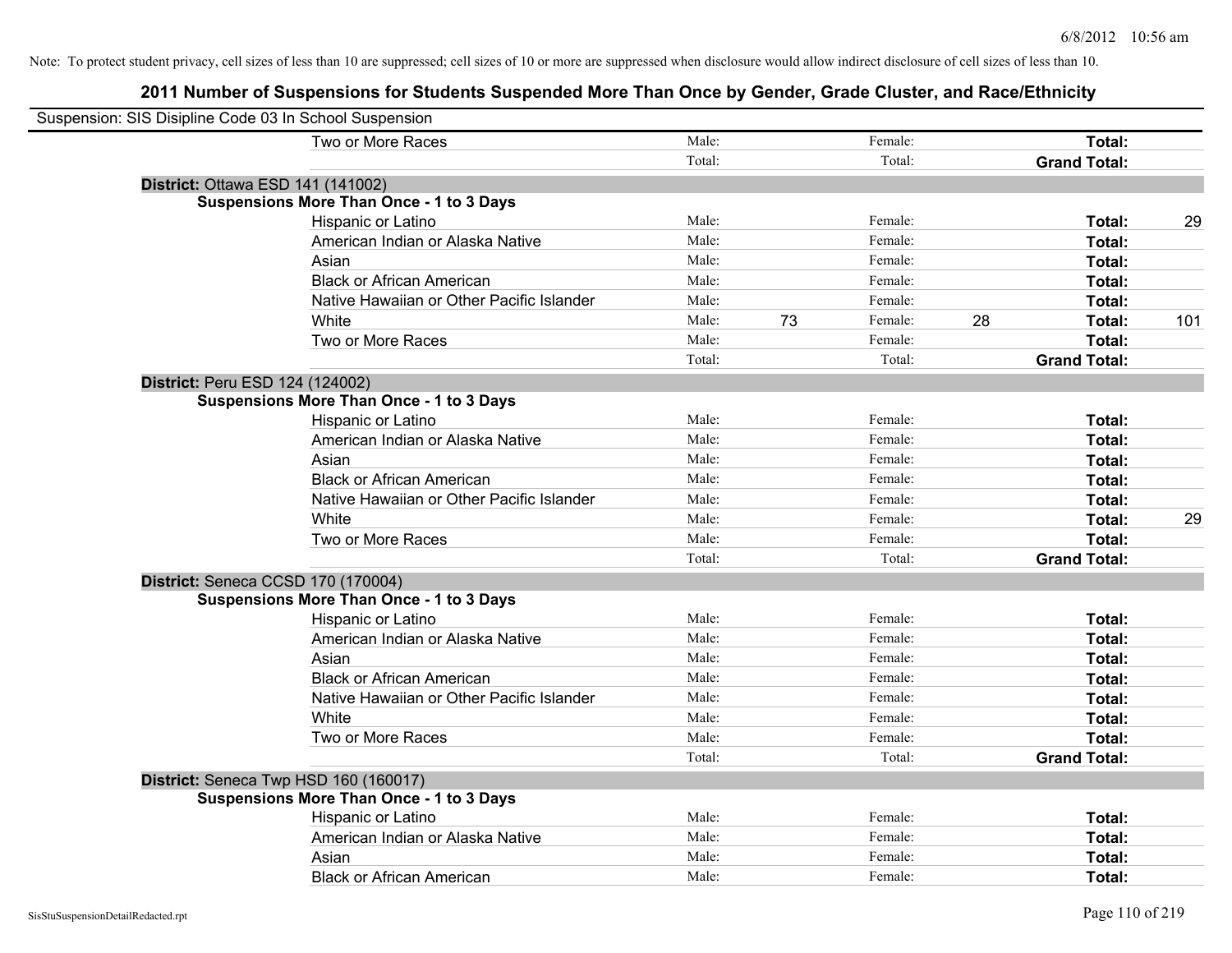Note: To protect student privacy, cell sizes of less than 10 are suppressed; cell sizes of 10 or more are suppressed when disclosure would allow indirect disclosure of cell sizes of less than 10.

## 2011 Number of Suspensions for Students Suspended More Than Once by Gender, Grade Cluster, and Race/Ethnicity

Suspension: SIS Disipline Code 03 In School Suspension

| | | | | | | |
|---|---|---|---|---|---|---|
| Two or More Races | Male: | | Female: | | **Total:** | |
| | Total: | | Total: | | **Grand Total:** | |

**District:** Ottawa ESD 141 (141002)

**Suspensions More Than Once - 1 to 3 Days**

| | | | | | | |
|---|---|---|---|---|---|---|
| Hispanic or Latino | Male: | | Female: | | **Total:** | 29 |
| American Indian or Alaska Native | Male: | | Female: | | **Total:** | |
| Asian | Male: | | Female: | | **Total:** | |
| Black or African American | Male: | | Female: | | **Total:** | |
| Native Hawaiian or Other Pacific Islander | Male: | | Female: | | **Total:** | |
| White | Male: | 73 | Female: | 28 | **Total:** | 101 |
| Two or More Races | Male: | | Female: | | **Total:** | |
| | Total: | | Total: | | **Grand Total:** | |

**District:** Peru ESD 124 (124002)

**Suspensions More Than Once - 1 to 3 Days**

| | | | | | | |
|---|---|---|---|---|---|---|
| Hispanic or Latino | Male: | | Female: | | **Total:** | |
| American Indian or Alaska Native | Male: | | Female: | | **Total:** | |
| Asian | Male: | | Female: | | **Total:** | |
| Black or African American | Male: | | Female: | | **Total:** | |
| Native Hawaiian or Other Pacific Islander | Male: | | Female: | | **Total:** | |
| White | Male: | | Female: | | **Total:** | 29 |
| Two or More Races | Male: | | Female: | | **Total:** | |
| | Total: | | Total: | | **Grand Total:** | |

**District:** Seneca CCSD 170 (170004)

**Suspensions More Than Once - 1 to 3 Days**

| | | | | | | |
|---|---|---|---|---|---|---|
| Hispanic or Latino | Male: | | Female: | | **Total:** | |
| American Indian or Alaska Native | Male: | | Female: | | **Total:** | |
| Asian | Male: | | Female: | | **Total:** | |
| Black or African American | Male: | | Female: | | **Total:** | |
| Native Hawaiian or Other Pacific Islander | Male: | | Female: | | **Total:** | |
| White | Male: | | Female: | | **Total:** | |
| Two or More Races | Male: | | Female: | | **Total:** | |
| | Total: | | Total: | | **Grand Total:** | |

**District:** Seneca Twp HSD 160 (160017)

**Suspensions More Than Once - 1 to 3 Days**

| | | | | | | |
|---|---|---|---|---|---|---|
| Hispanic or Latino | Male: | | Female: | | **Total:** | |
| American Indian or Alaska Native | Male: | | Female: | | **Total:** | |
| Asian | Male: | | Female: | | **Total:** | |
| Black or African American | Male: | | Female: | | **Total:** | |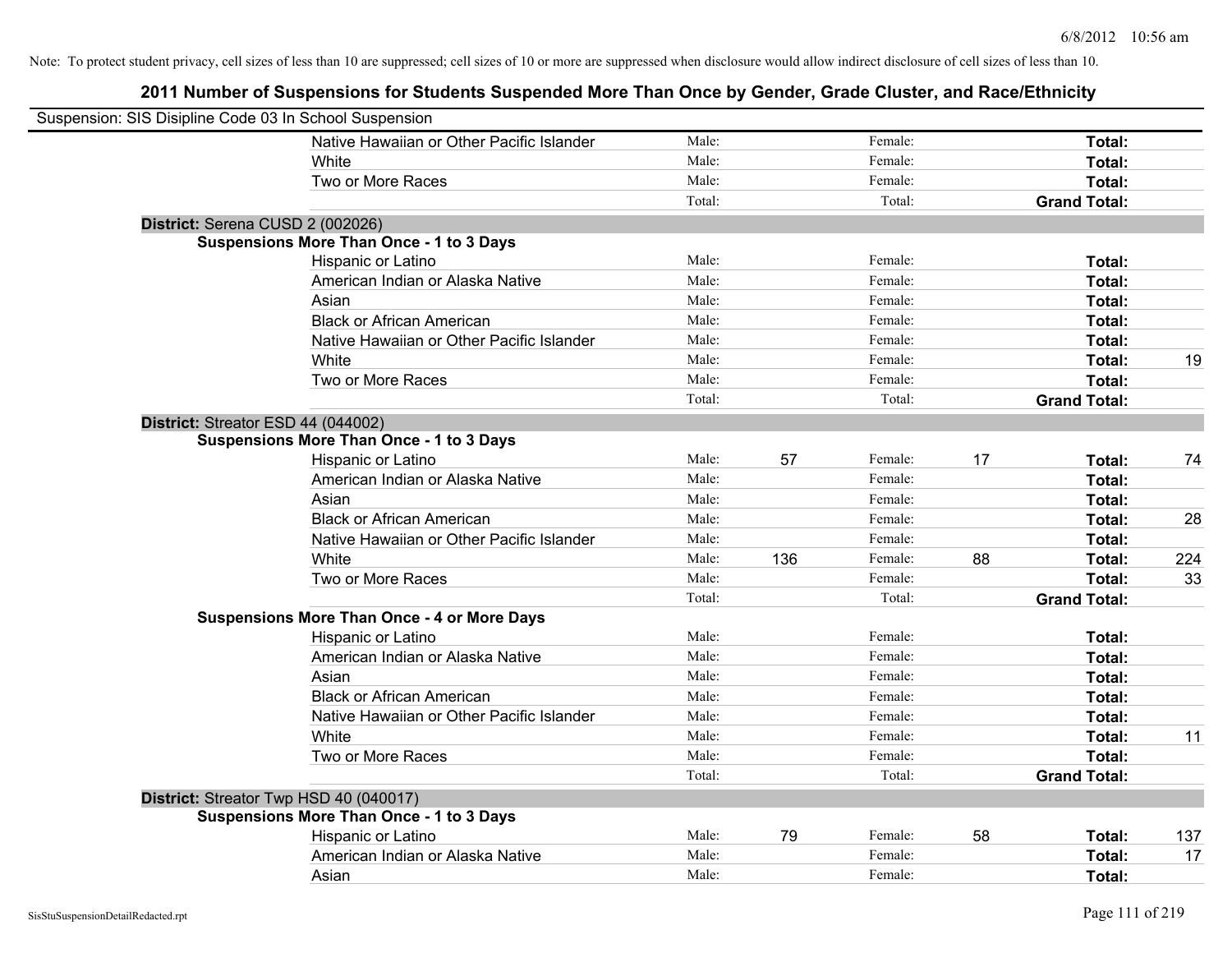Note: To protect student privacy, cell sizes of less than 10 are suppressed; cell sizes of 10 or more are suppressed when disclosure would allow indirect disclosure of cell sizes of less than 10.

## 2011 Number of Suspensions for Students Suspended More Than Once by Gender, Grade Cluster, and Race/Ethnicity

Suspension: SIS Disipline Code 03 In School Suspension

| | | | | | | | |
|---|---|---|---|---|---|---|---|
| Native Hawaiian or Other Pacific Islander | Male: | | Female: | | **Total:** | |
| White | Male: | | Female: | | **Total:** | |
| Two or More Races | Male: | | Female: | | **Total:** | |
| | Total: | | Total: | | **Grand Total:** | |

**District:** Serena CUSD 2 (002026)

**Suspensions More Than Once - 1 to 3 Days**

| | | | | | | |
|---|---|---|---|---|---|---|
| Hispanic or Latino | Male: | | Female: | | **Total:** | |
| American Indian or Alaska Native | Male: | | Female: | | **Total:** | |
| Asian | Male: | | Female: | | **Total:** | |
| Black or African American | Male: | | Female: | | **Total:** | |
| Native Hawaiian or Other Pacific Islander | Male: | | Female: | | **Total:** | |
| White | Male: | | Female: | | **Total:** | 19 |
| Two or More Races | Male: | | Female: | | **Total:** | |
| | Total: | | Total: | | **Grand Total:** | |

**District:** Streator ESD 44 (044002)

**Suspensions More Than Once - 1 to 3 Days**

| | | | | | | |
|---|---|---|---|---|---|---|
| Hispanic or Latino | Male: | 57 | Female: | 17 | **Total:** | 74 |
| American Indian or Alaska Native | Male: | | Female: | | **Total:** | |
| Asian | Male: | | Female: | | **Total:** | |
| Black or African American | Male: | | Female: | | **Total:** | 28 |
| Native Hawaiian or Other Pacific Islander | Male: | | Female: | | **Total:** | |
| White | Male: | 136 | Female: | 88 | **Total:** | 224 |
| Two or More Races | Male: | | Female: | | **Total:** | 33 |
| | Total: | | Total: | | **Grand Total:** | |

**Suspensions More Than Once - 4 or More Days**

| | | | | | | |
|---|---|---|---|---|---|---|
| Hispanic or Latino | Male: | | Female: | | **Total:** | |
| American Indian or Alaska Native | Male: | | Female: | | **Total:** | |
| Asian | Male: | | Female: | | **Total:** | |
| Black or African American | Male: | | Female: | | **Total:** | |
| Native Hawaiian or Other Pacific Islander | Male: | | Female: | | **Total:** | |
| White | Male: | | Female: | | **Total:** | 11 |
| Two or More Races | Male: | | Female: | | **Total:** | |
| | Total: | | Total: | | **Grand Total:** | |

**District:** Streator Twp HSD 40 (040017)

**Suspensions More Than Once - 1 to 3 Days**

| | | | | | | |
|---|---|---|---|---|---|---|
| Hispanic or Latino | Male: | 79 | Female: | 58 | **Total:** | 137 |
| American Indian or Alaska Native | Male: | | Female: | | **Total:** | 17 |
| Asian | Male: | | Female: | | **Total:** | |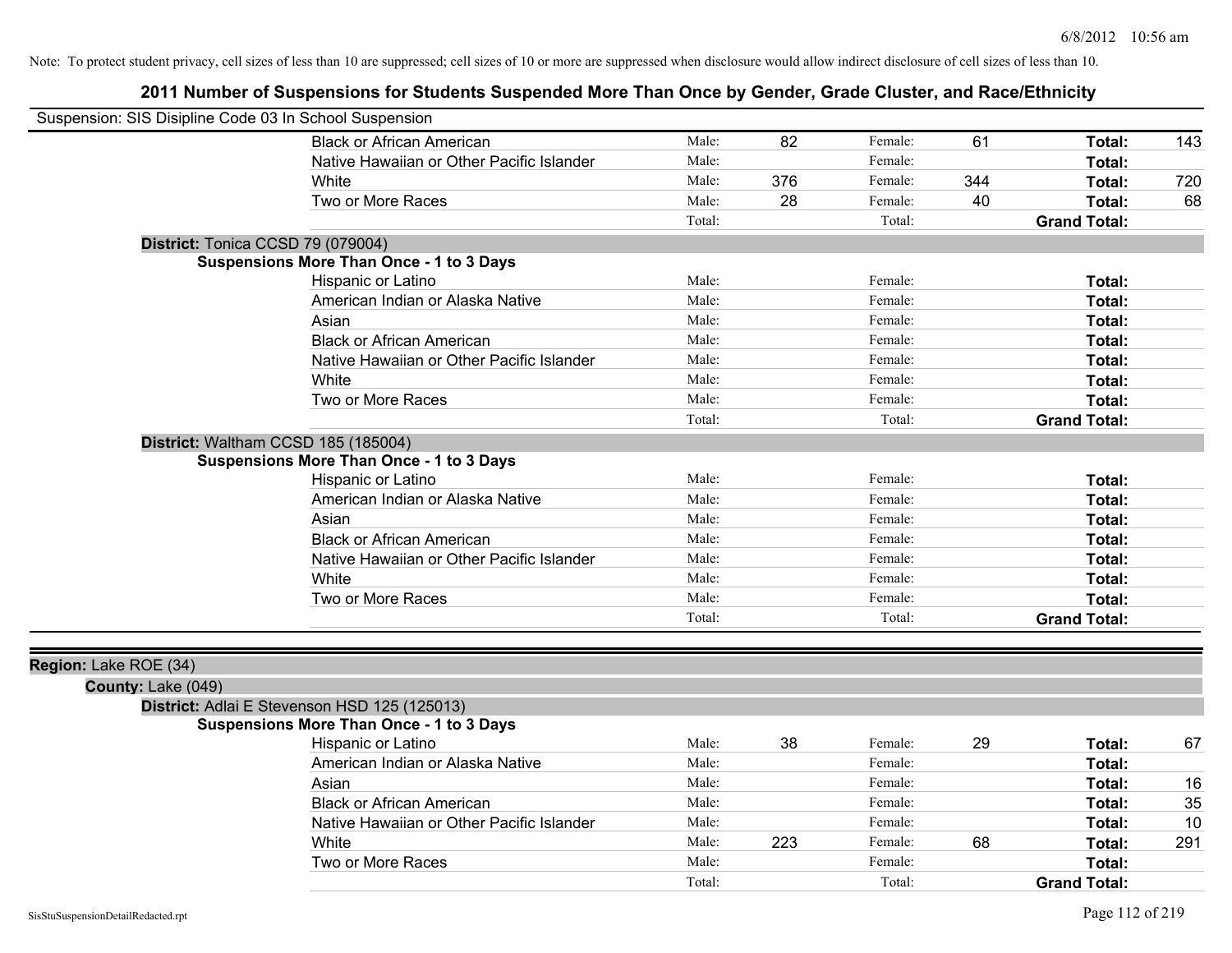Note: To protect student privacy, cell sizes of less than 10 are suppressed; cell sizes of 10 or more are suppressed when disclosure would allow indirect disclosure of cell sizes of less than 10.

## 2011 Number of Suspensions for Students Suspended More Than Once by Gender, Grade Cluster, and Race/Ethnicity

Suspension: SIS Disipline Code 03 In School Suspension

| | | | | | |
|---|---|---|---|---|---|
| Black or African American | Male: | 82 | Female: | 61 | Total: 143 |
| Native Hawaiian or Other Pacific Islander | Male: | | Female: | | Total: |
| White | Male: | 376 | Female: | 344 | Total: 720 |
| Two or More Races | Male: | 28 | Female: | 40 | Total: 68 |
| | Total: | | Total: | | Grand Total: |

**District:** Tonica CCSD 79 (079004)

**Suspensions More Than Once - 1 to 3 Days**

| | | | | | |
|---|---|---|---|---|---|
| Hispanic or Latino | Male: | | Female: | | Total: |
| American Indian or Alaska Native | Male: | | Female: | | Total: |
| Asian | Male: | | Female: | | Total: |
| Black or African American | Male: | | Female: | | Total: |
| Native Hawaiian or Other Pacific Islander | Male: | | Female: | | Total: |
| White | Male: | | Female: | | Total: |
| Two or More Races | Male: | | Female: | | Total: |
| | Total: | | Total: | | Grand Total: |

**District:** Waltham CCSD 185 (185004)

**Suspensions More Than Once - 1 to 3 Days**

| | | | | | |
|---|---|---|---|---|---|
| Hispanic or Latino | Male: | | Female: | | Total: |
| American Indian or Alaska Native | Male: | | Female: | | Total: |
| Asian | Male: | | Female: | | Total: |
| Black or African American | Male: | | Female: | | Total: |
| Native Hawaiian or Other Pacific Islander | Male: | | Female: | | Total: |
| White | Male: | | Female: | | Total: |
| Two or More Races | Male: | | Female: | | Total: |
| | Total: | | Total: | | Grand Total: |

**Region:** Lake ROE (34)

**County:** Lake (049)

**District:** Adlai E Stevenson HSD 125 (125013)

**Suspensions More Than Once - 1 to 3 Days**

| | | | | | |
|---|---|---|---|---|---|
| Hispanic or Latino | Male: | 38 | Female: | 29 | Total: 67 |
| American Indian or Alaska Native | Male: | | Female: | | Total: |
| Asian | Male: | | Female: | | Total: 16 |
| Black or African American | Male: | | Female: | | Total: 35 |
| Native Hawaiian or Other Pacific Islander | Male: | | Female: | | Total: 10 |
| White | Male: | 223 | Female: | 68 | Total: 291 |
| Two or More Races | Male: | | Female: | | Total: |
| | Total: | | Total: | | Grand Total: |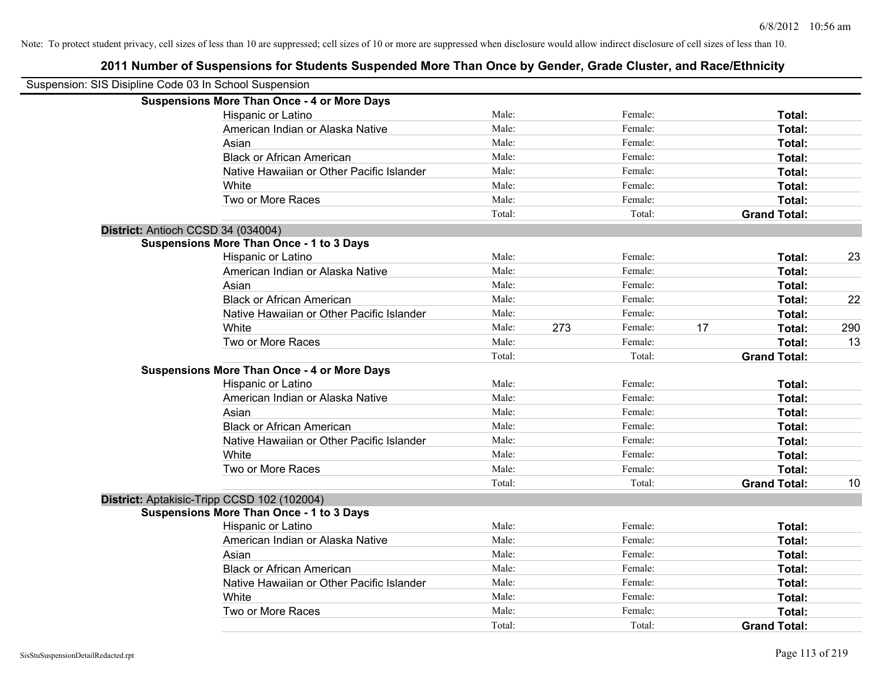Note: To protect student privacy, cell sizes of less than 10 are suppressed; cell sizes of 10 or more are suppressed when disclosure would allow indirect disclosure of cell sizes of less than 10.

## 2011 Number of Suspensions for Students Suspended More Than Once by Gender, Grade Cluster, and Race/Ethnicity

Suspension: SIS Disipline Code 03 In School Suspension

**Suspensions More Than Once - 4 or More Days**

| | | | | | | |
|---|---|---|---|---|---|---|
| Hispanic or Latino | Male: | | Female: | | **Total:** | |
| American Indian or Alaska Native | Male: | | Female: | | **Total:** | |
| Asian | Male: | | Female: | | **Total:** | |
| Black or African American | Male: | | Female: | | **Total:** | |
| Native Hawaiian or Other Pacific Islander | Male: | | Female: | | **Total:** | |
| White | Male: | | Female: | | **Total:** | |
| Two or More Races | Male: | | Female: | | **Total:** | |
| | Total: | | Total: | | **Grand Total:** | |

**District:** Antioch CCSD 34 (034004)

**Suspensions More Than Once - 1 to 3 Days**

| | | | | | | |
|---|---|---|---|---|---|---|
| Hispanic or Latino | Male: | | Female: | | **Total:** | 23 |
| American Indian or Alaska Native | Male: | | Female: | | **Total:** | |
| Asian | Male: | | Female: | | **Total:** | |
| Black or African American | Male: | | Female: | | **Total:** | 22 |
| Native Hawaiian or Other Pacific Islander | Male: | | Female: | | **Total:** | |
| White | Male: | 273 | Female: | 17 | **Total:** | 290 |
| Two or More Races | Male: | | Female: | | **Total:** | 13 |
| | Total: | | Total: | | **Grand Total:** | |

**Suspensions More Than Once - 4 or More Days**

| | | | | | | |
|---|---|---|---|---|---|---|
| Hispanic or Latino | Male: | | Female: | | **Total:** | |
| American Indian or Alaska Native | Male: | | Female: | | **Total:** | |
| Asian | Male: | | Female: | | **Total:** | |
| Black or African American | Male: | | Female: | | **Total:** | |
| Native Hawaiian or Other Pacific Islander | Male: | | Female: | | **Total:** | |
| White | Male: | | Female: | | **Total:** | |
| Two or More Races | Male: | | Female: | | **Total:** | |
| | Total: | | Total: | | **Grand Total:** | 10 |

**District:** Aptakisic-Tripp CCSD 102 (102004)

**Suspensions More Than Once - 1 to 3 Days**

| | | | | | | |
|---|---|---|---|---|---|---|
| Hispanic or Latino | Male: | | Female: | | **Total:** | |
| American Indian or Alaska Native | Male: | | Female: | | **Total:** | |
| Asian | Male: | | Female: | | **Total:** | |
| Black or African American | Male: | | Female: | | **Total:** | |
| Native Hawaiian or Other Pacific Islander | Male: | | Female: | | **Total:** | |
| White | Male: | | Female: | | **Total:** | |
| Two or More Races | Male: | | Female: | | **Total:** | |
| | Total: | | Total: | | **Grand Total:** | |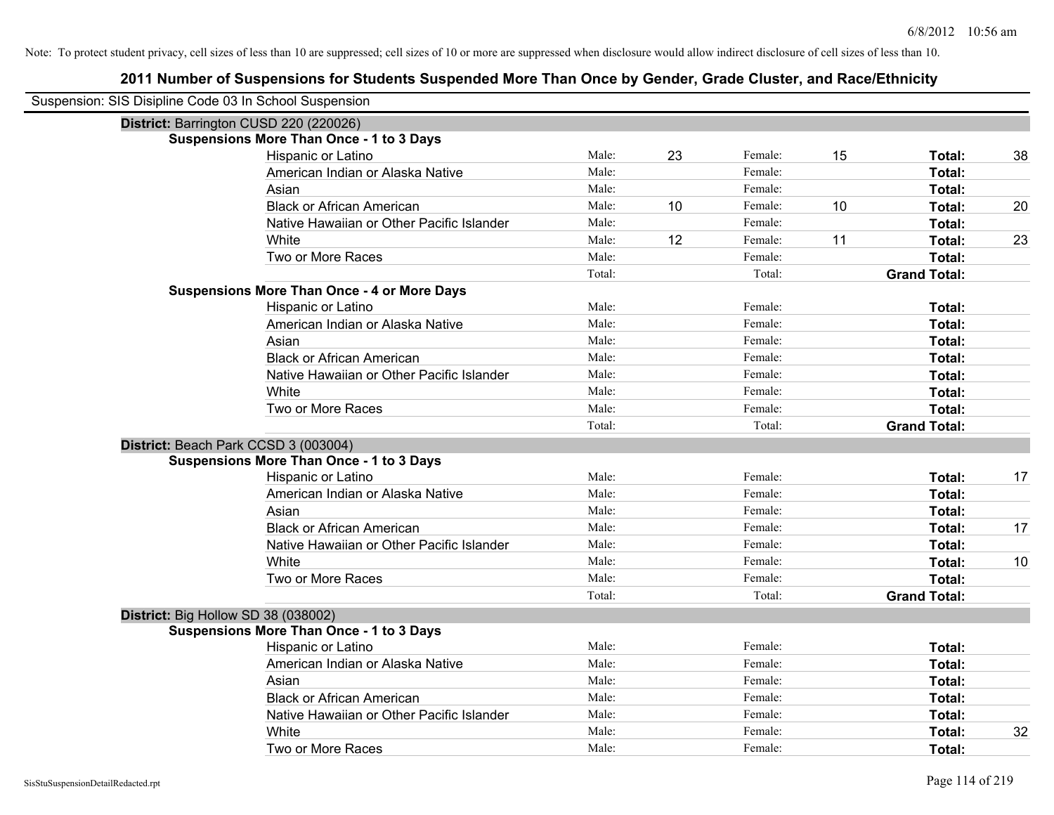Note: To protect student privacy, cell sizes of less than 10 are suppressed; cell sizes of 10 or more are suppressed when disclosure would allow indirect disclosure of cell sizes of less than 10.

## 2011 Number of Suspensions for Students Suspended More Than Once by Gender, Grade Cluster, and Race/Ethnicity

Suspension: SIS Disipline Code 03 In School Suspension

**District:** Barrington CUSD 220 (220026)

**Suspensions More Than Once - 1 to 3 Days**

| | | | | | | |
|---|---|---|---|---|---|---|
| Hispanic or Latino | Male: | 23 | Female: | 15 | **Total:** | 38 |
| American Indian or Alaska Native | Male: | | Female: | | **Total:** | |
| Asian | Male: | | Female: | | **Total:** | |
| Black or African American | Male: | 10 | Female: | 10 | **Total:** | 20 |
| Native Hawaiian or Other Pacific Islander | Male: | | Female: | | **Total:** | |
| White | Male: | 12 | Female: | 11 | **Total:** | 23 |
| Two or More Races | Male: | | Female: | | **Total:** | |
| | Total: | | Total: | | **Grand Total:** | |

**Suspensions More Than Once - 4 or More Days**

| | | | | | | |
|---|---|---|---|---|---|---|
| Hispanic or Latino | Male: | | Female: | | **Total:** | |
| American Indian or Alaska Native | Male: | | Female: | | **Total:** | |
| Asian | Male: | | Female: | | **Total:** | |
| Black or African American | Male: | | Female: | | **Total:** | |
| Native Hawaiian or Other Pacific Islander | Male: | | Female: | | **Total:** | |
| White | Male: | | Female: | | **Total:** | |
| Two or More Races | Male: | | Female: | | **Total:** | |
| | Total: | | Total: | | **Grand Total:** | |

**District:** Beach Park CCSD 3 (003004)

**Suspensions More Than Once - 1 to 3 Days**

| | | | | | | |
|---|---|---|---|---|---|---|
| Hispanic or Latino | Male: | | Female: | | **Total:** | 17 |
| American Indian or Alaska Native | Male: | | Female: | | **Total:** | |
| Asian | Male: | | Female: | | **Total:** | |
| Black or African American | Male: | | Female: | | **Total:** | 17 |
| Native Hawaiian or Other Pacific Islander | Male: | | Female: | | **Total:** | |
| White | Male: | | Female: | | **Total:** | 10 |
| Two or More Races | Male: | | Female: | | **Total:** | |
| | Total: | | Total: | | **Grand Total:** | |

**District:** Big Hollow SD 38 (038002)

**Suspensions More Than Once - 1 to 3 Days**

| | | | | | | |
|---|---|---|---|---|---|---|
| Hispanic or Latino | Male: | | Female: | | **Total:** | |
| American Indian or Alaska Native | Male: | | Female: | | **Total:** | |
| Asian | Male: | | Female: | | **Total:** | |
| Black or African American | Male: | | Female: | | **Total:** | |
| Native Hawaiian or Other Pacific Islander | Male: | | Female: | | **Total:** | |
| White | Male: | | Female: | | **Total:** | 32 |
| Two or More Races | Male: | | Female: | | **Total:** | |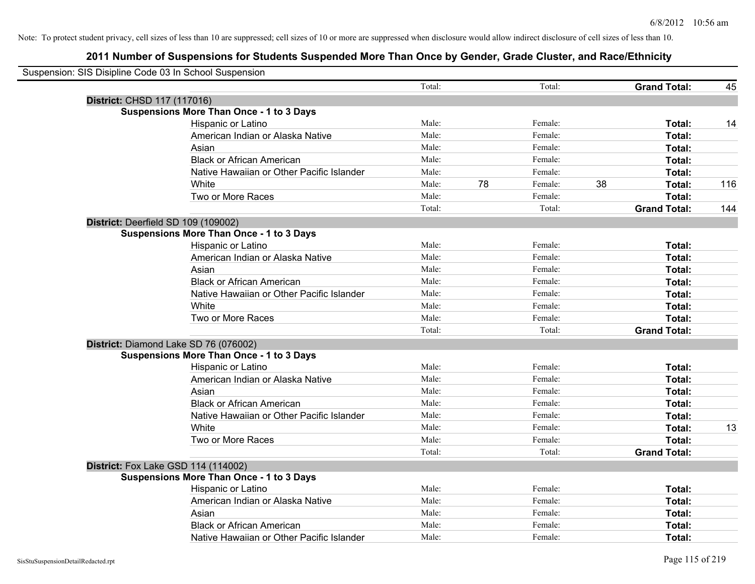Note: To protect student privacy, cell sizes of less than 10 are suppressed; cell sizes of 10 or more are suppressed when disclosure would allow indirect disclosure of cell sizes of less than 10.

## 2011 Number of Suspensions for Students Suspended More Than Once by Gender, Grade Cluster, and Race/Ethnicity

Suspension: SIS Disipline Code 03 In School Suspension

| | | | | | | |
|---|---|---|---|---|---|---|
| | Total: | | Total: | | **Grand Total:** | 45 |
| **District:** CHSD 117 (117016) | | | | | | |
| **Suspensions More Than Once - 1 to 3 Days** | | | | | | |
| Hispanic or Latino | Male: | | Female: | | **Total:** | 14 |
| American Indian or Alaska Native | Male: | | Female: | | **Total:** | |
| Asian | Male: | | Female: | | **Total:** | |
| Black or African American | Male: | | Female: | | **Total:** | |
| Native Hawaiian or Other Pacific Islander | Male: | | Female: | | **Total:** | |
| White | Male: | 78 | Female: | 38 | **Total:** | 116 |
| Two or More Races | Male: | | Female: | | **Total:** | |
| | Total: | | Total: | | **Grand Total:** | 144 |
| **District:** Deerfield SD 109 (109002) | | | | | | |
| **Suspensions More Than Once - 1 to 3 Days** | | | | | | |
| Hispanic or Latino | Male: | | Female: | | **Total:** | |
| American Indian or Alaska Native | Male: | | Female: | | **Total:** | |
| Asian | Male: | | Female: | | **Total:** | |
| Black or African American | Male: | | Female: | | **Total:** | |
| Native Hawaiian or Other Pacific Islander | Male: | | Female: | | **Total:** | |
| White | Male: | | Female: | | **Total:** | |
| Two or More Races | Male: | | Female: | | **Total:** | |
| | Total: | | Total: | | **Grand Total:** | |
| **District:** Diamond Lake SD 76 (076002) | | | | | | |
| **Suspensions More Than Once - 1 to 3 Days** | | | | | | |
| Hispanic or Latino | Male: | | Female: | | **Total:** | |
| American Indian or Alaska Native | Male: | | Female: | | **Total:** | |
| Asian | Male: | | Female: | | **Total:** | |
| Black or African American | Male: | | Female: | | **Total:** | |
| Native Hawaiian or Other Pacific Islander | Male: | | Female: | | **Total:** | |
| White | Male: | | Female: | | **Total:** | 13 |
| Two or More Races | Male: | | Female: | | **Total:** | |
| | Total: | | Total: | | **Grand Total:** | |
| **District:** Fox Lake GSD 114 (114002) | | | | | | |
| **Suspensions More Than Once - 1 to 3 Days** | | | | | | |
| Hispanic or Latino | Male: | | Female: | | **Total:** | |
| American Indian or Alaska Native | Male: | | Female: | | **Total:** | |
| Asian | Male: | | Female: | | **Total:** | |
| Black or African American | Male: | | Female: | | **Total:** | |
| Native Hawaiian or Other Pacific Islander | Male: | | Female: | | **Total:** | |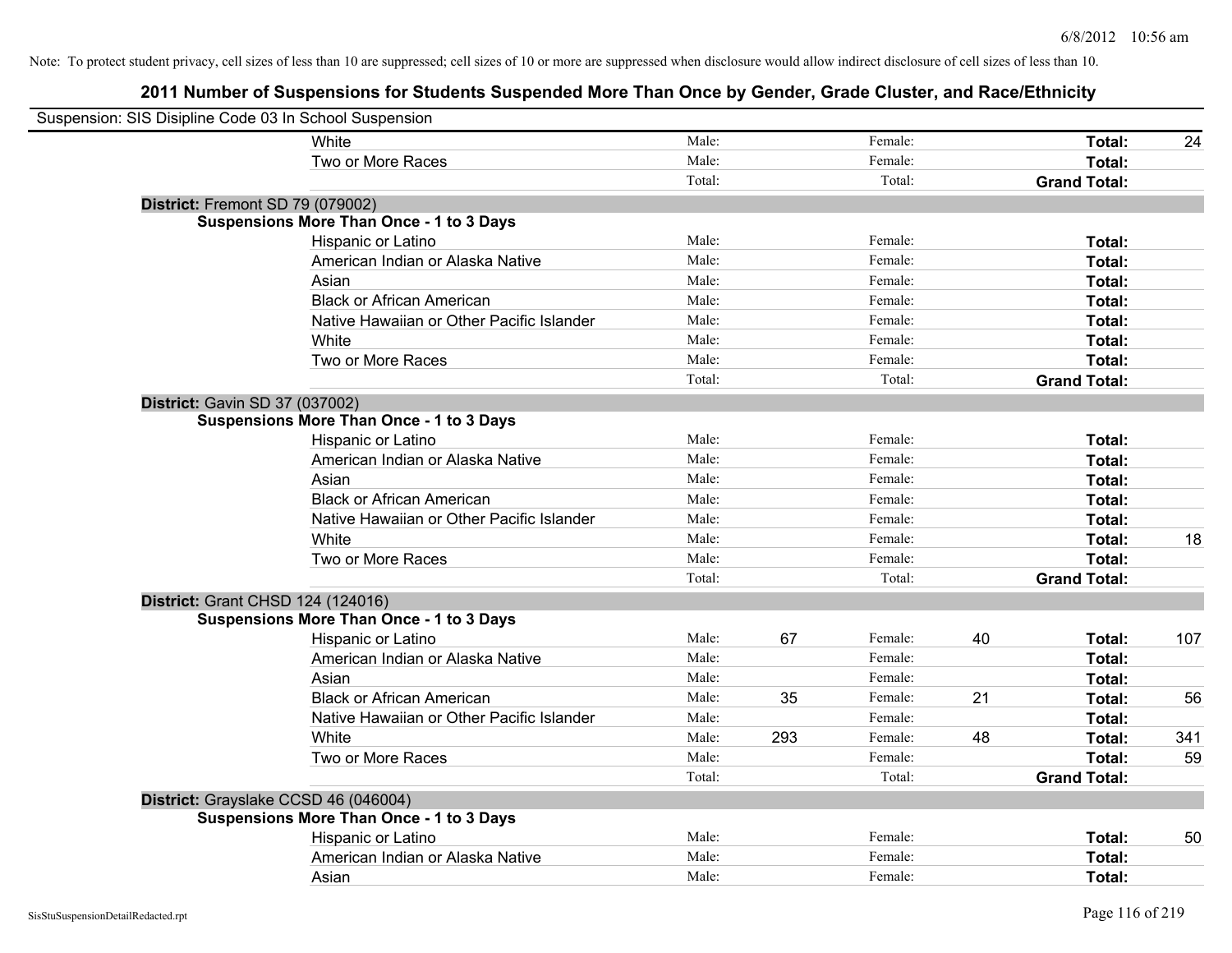Note: To protect student privacy, cell sizes of less than 10 are suppressed; cell sizes of 10 or more are suppressed when disclosure would allow indirect disclosure of cell sizes of less than 10.

## 2011 Number of Suspensions for Students Suspended More Than Once by Gender, Grade Cluster, and Race/Ethnicity

Suspension: SIS Disipline Code 03 In School Suspension

| | | | | | | |
|---|---|---|---|---|---|---|
| White | Male: | | Female: | | **Total:** | 24 |
| Two or More Races | Male: | | Female: | | **Total:** | |
| | Total: | | Total: | | **Grand Total:** | |

**District:** Fremont SD 79 (079002)

**Suspensions More Than Once - 1 to 3 Days**

| | | | | | | |
|---|---|---|---|---|---|---|
| Hispanic or Latino | Male: | | Female: | | **Total:** | |
| American Indian or Alaska Native | Male: | | Female: | | **Total:** | |
| Asian | Male: | | Female: | | **Total:** | |
| Black or African American | Male: | | Female: | | **Total:** | |
| Native Hawaiian or Other Pacific Islander | Male: | | Female: | | **Total:** | |
| White | Male: | | Female: | | **Total:** | |
| Two or More Races | Male: | | Female: | | **Total:** | |
| | Total: | | Total: | | **Grand Total:** | |

**District:** Gavin SD 37 (037002)

**Suspensions More Than Once - 1 to 3 Days**

| | | | | | | |
|---|---|---|---|---|---|---|
| Hispanic or Latino | Male: | | Female: | | **Total:** | |
| American Indian or Alaska Native | Male: | | Female: | | **Total:** | |
| Asian | Male: | | Female: | | **Total:** | |
| Black or African American | Male: | | Female: | | **Total:** | |
| Native Hawaiian or Other Pacific Islander | Male: | | Female: | | **Total:** | |
| White | Male: | | Female: | | **Total:** | 18 |
| Two or More Races | Male: | | Female: | | **Total:** | |
| | Total: | | Total: | | **Grand Total:** | |

**District:** Grant CHSD 124 (124016)

**Suspensions More Than Once - 1 to 3 Days**

| | | | | | | |
|---|---|---|---|---|---|---|
| Hispanic or Latino | Male: | 67 | Female: | 40 | **Total:** | 107 |
| American Indian or Alaska Native | Male: | | Female: | | **Total:** | |
| Asian | Male: | | Female: | | **Total:** | |
| Black or African American | Male: | 35 | Female: | 21 | **Total:** | 56 |
| Native Hawaiian or Other Pacific Islander | Male: | | Female: | | **Total:** | |
| White | Male: | 293 | Female: | 48 | **Total:** | 341 |
| Two or More Races | Male: | | Female: | | **Total:** | 59 |
| | Total: | | Total: | | **Grand Total:** | |

**District:** Grayslake CCSD 46 (046004)

**Suspensions More Than Once - 1 to 3 Days**

| | | | | | | |
|---|---|---|---|---|---|---|
| Hispanic or Latino | Male: | | Female: | | **Total:** | 50 |
| American Indian or Alaska Native | Male: | | Female: | | **Total:** | |
| Asian | Male: | | Female: | | **Total:** | |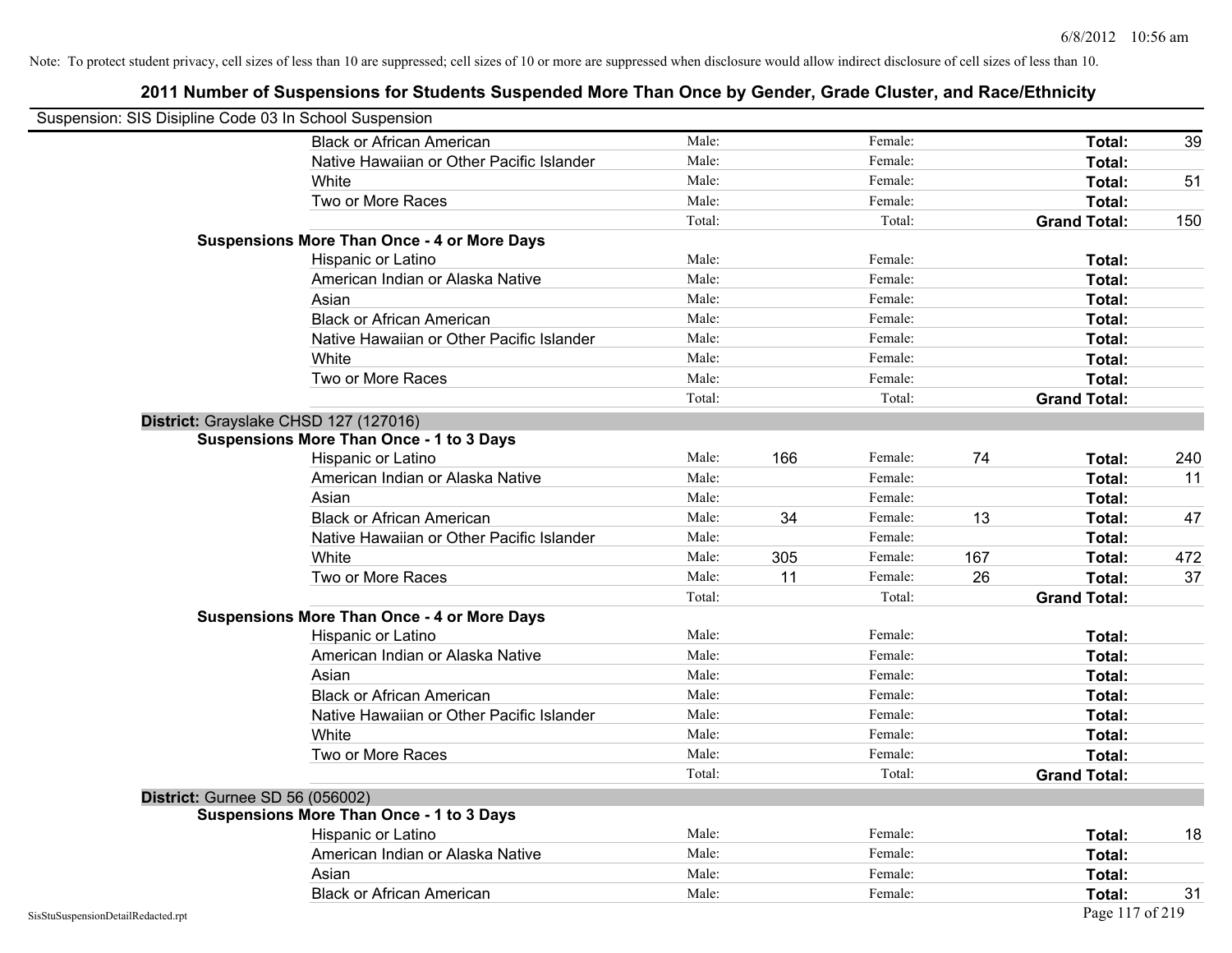Note: To protect student privacy, cell sizes of less than 10 are suppressed; cell sizes of 10 or more are suppressed when disclosure would allow indirect disclosure of cell sizes of less than 10.

## 2011 Number of Suspensions for Students Suspended More Than Once by Gender, Grade Cluster, and Race/Ethnicity

Suspension: SIS Disipline Code 03 In School Suspension

| | | | | | | |
|---|---|---|---|---|---|---|
| Black or African American | Male: | | Female: | | **Total:** | 39 |
| Native Hawaiian or Other Pacific Islander | Male: | | Female: | | **Total:** | |
| White | Male: | | Female: | | **Total:** | 51 |
| Two or More Races | Male: | | Female: | | **Total:** | |
| | Total: | | Total: | | **Grand Total:** | 150 |
| **Suspensions More Than Once - 4 or More Days** | | | | | | |
| Hispanic or Latino | Male: | | Female: | | **Total:** | |
| American Indian or Alaska Native | Male: | | Female: | | **Total:** | |
| Asian | Male: | | Female: | | **Total:** | |
| Black or African American | Male: | | Female: | | **Total:** | |
| Native Hawaiian or Other Pacific Islander | Male: | | Female: | | **Total:** | |
| White | Male: | | Female: | | **Total:** | |
| Two or More Races | Male: | | Female: | | **Total:** | |
| | Total: | | Total: | | **Grand Total:** | |
| **District:** Grayslake CHSD 127 (127016) | | | | | | |
| **Suspensions More Than Once - 1 to 3 Days** | | | | | | |
| Hispanic or Latino | Male: | 166 | Female: | 74 | **Total:** | 240 |
| American Indian or Alaska Native | Male: | | Female: | | **Total:** | 11 |
| Asian | Male: | | Female: | | **Total:** | |
| Black or African American | Male: | 34 | Female: | 13 | **Total:** | 47 |
| Native Hawaiian or Other Pacific Islander | Male: | | Female: | | **Total:** | |
| White | Male: | 305 | Female: | 167 | **Total:** | 472 |
| Two or More Races | Male: | 11 | Female: | 26 | **Total:** | 37 |
| | Total: | | Total: | | **Grand Total:** | |
| **Suspensions More Than Once - 4 or More Days** | | | | | | |
| Hispanic or Latino | Male: | | Female: | | **Total:** | |
| American Indian or Alaska Native | Male: | | Female: | | **Total:** | |
| Asian | Male: | | Female: | | **Total:** | |
| Black or African American | Male: | | Female: | | **Total:** | |
| Native Hawaiian or Other Pacific Islander | Male: | | Female: | | **Total:** | |
| White | Male: | | Female: | | **Total:** | |
| Two or More Races | Male: | | Female: | | **Total:** | |
| | Total: | | Total: | | **Grand Total:** | |
| **District:** Gurnee SD 56 (056002) | | | | | | |
| **Suspensions More Than Once - 1 to 3 Days** | | | | | | |
| Hispanic or Latino | Male: | | Female: | | **Total:** | 18 |
| American Indian or Alaska Native | Male: | | Female: | | **Total:** | |
| Asian | Male: | | Female: | | **Total:** | |
| Black or African American | Male: | | Female: | | **Total:** | 31 |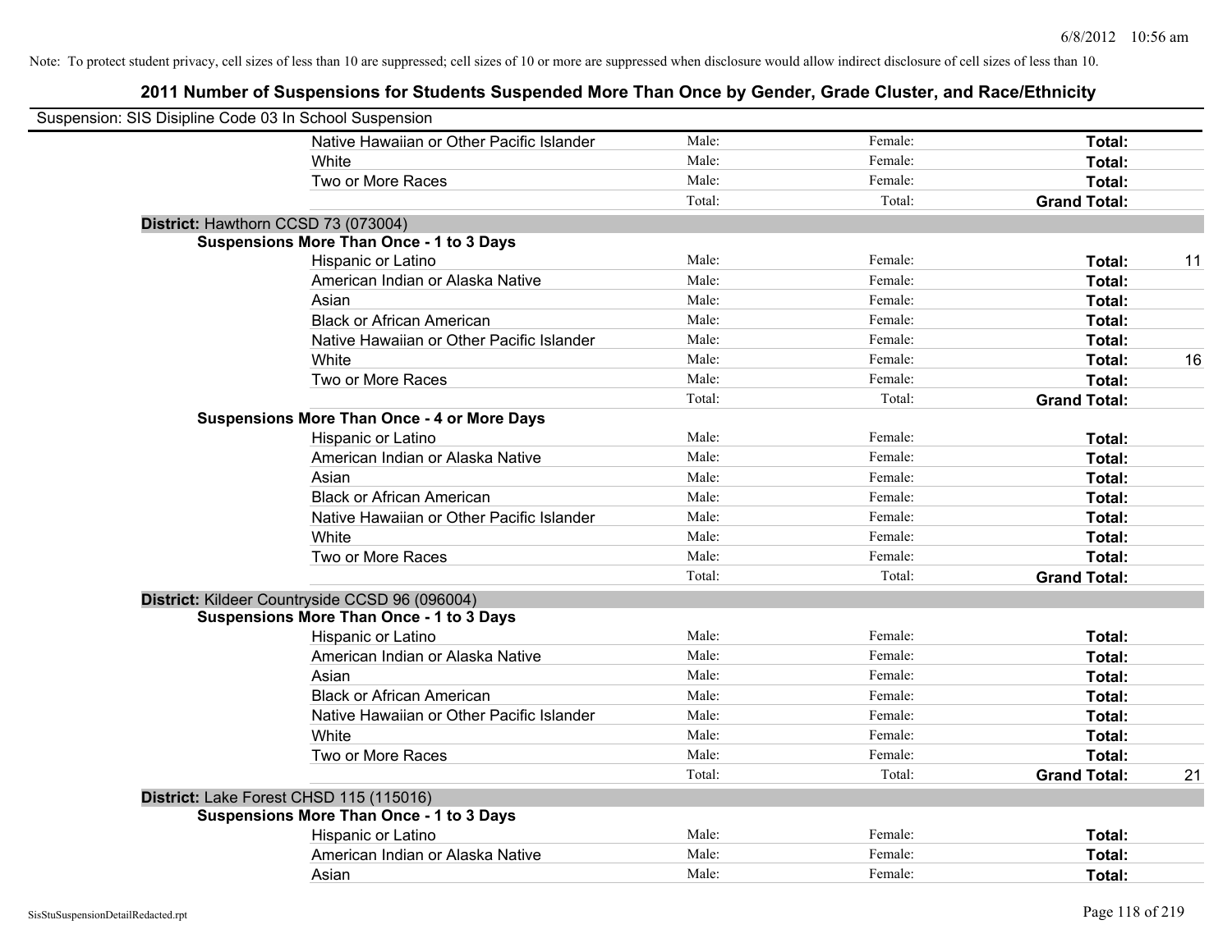Note: To protect student privacy, cell sizes of less than 10 are suppressed; cell sizes of 10 or more are suppressed when disclosure would allow indirect disclosure of cell sizes of less than 10.

# 2011 Number of Suspensions for Students Suspended More Than Once by Gender, Grade Cluster, and Race/Ethnicity

Suspension: SIS Disipline Code 03 In School Suspension

| | | | | |
|---|---|---|---|---|
| Native Hawaiian or Other Pacific Islander | Male: | Female: | **Total:** | |
| White | Male: | Female: | **Total:** | |
| Two or More Races | Male: | Female: | **Total:** | |
| | Total: | Total: | **Grand Total:** | |

**District:** Hawthorn CCSD 73 (073004)

**Suspensions More Than Once - 1 to 3 Days**

| | | | | |
|---|---|---|---|---|
| Hispanic or Latino | Male: | Female: | **Total:** | 11 |
| American Indian or Alaska Native | Male: | Female: | **Total:** | |
| Asian | Male: | Female: | **Total:** | |
| Black or African American | Male: | Female: | **Total:** | |
| Native Hawaiian or Other Pacific Islander | Male: | Female: | **Total:** | |
| White | Male: | Female: | **Total:** | 16 |
| Two or More Races | Male: | Female: | **Total:** | |
| | Total: | Total: | **Grand Total:** | |

**Suspensions More Than Once - 4 or More Days**

| | | | | |
|---|---|---|---|---|
| Hispanic or Latino | Male: | Female: | **Total:** | |
| American Indian or Alaska Native | Male: | Female: | **Total:** | |
| Asian | Male: | Female: | **Total:** | |
| Black or African American | Male: | Female: | **Total:** | |
| Native Hawaiian or Other Pacific Islander | Male: | Female: | **Total:** | |
| White | Male: | Female: | **Total:** | |
| Two or More Races | Male: | Female: | **Total:** | |
| | Total: | Total: | **Grand Total:** | |

**District:** Kildeer Countryside CCSD 96 (096004)

**Suspensions More Than Once - 1 to 3 Days**

| | | | | |
|---|---|---|---|---|
| Hispanic or Latino | Male: | Female: | **Total:** | |
| American Indian or Alaska Native | Male: | Female: | **Total:** | |
| Asian | Male: | Female: | **Total:** | |
| Black or African American | Male: | Female: | **Total:** | |
| Native Hawaiian or Other Pacific Islander | Male: | Female: | **Total:** | |
| White | Male: | Female: | **Total:** | |
| Two or More Races | Male: | Female: | **Total:** | |
| | Total: | Total: | **Grand Total:** | 21 |

**District:** Lake Forest CHSD 115 (115016)

**Suspensions More Than Once - 1 to 3 Days**

| | | | | |
|---|---|---|---|---|
| Hispanic or Latino | Male: | Female: | **Total:** | |
| American Indian or Alaska Native | Male: | Female: | **Total:** | |
| Asian | Male: | Female: | **Total:** | |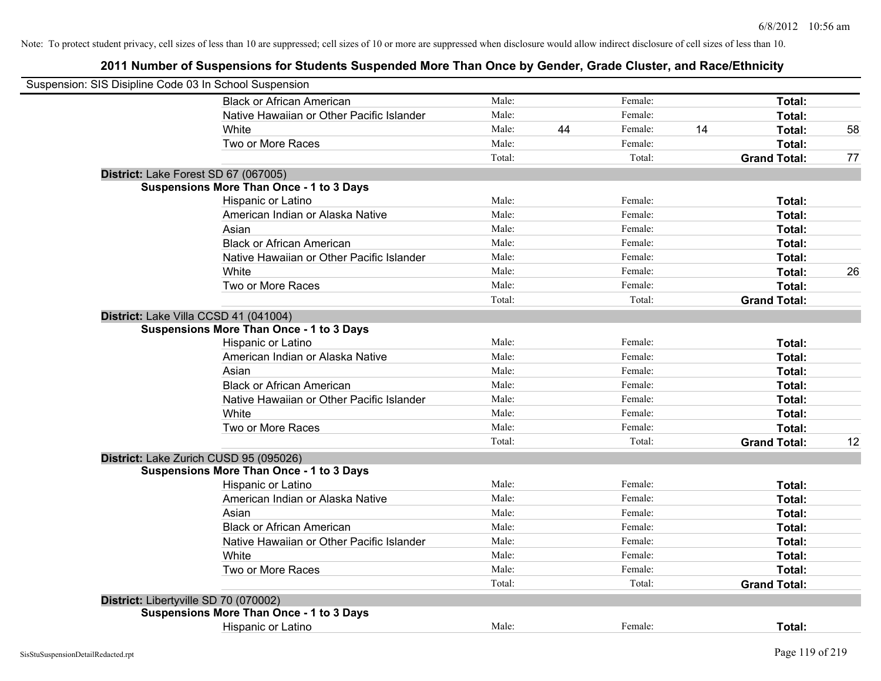Note: To protect student privacy, cell sizes of less than 10 are suppressed; cell sizes of 10 or more are suppressed when disclosure would allow indirect disclosure of cell sizes of less than 10.

## 2011 Number of Suspensions for Students Suspended More Than Once by Gender, Grade Cluster, and Race/Ethnicity

Suspension: SIS Disipline Code 03 In School Suspension

| | | | | | | | |
|---|---|---|---|---|---|---|---|
| Black or African American | Male: | | Female: | | **Total:** | |
| Native Hawaiian or Other Pacific Islander | Male: | | Female: | | **Total:** | |
| White | Male: | 44 | Female: | 14 | **Total:** | 58 |
| Two or More Races | Male: | | Female: | | **Total:** | |
| | Total: | | Total: | | **Grand Total:** | 77 |

**District:** Lake Forest SD 67 (067005)

**Suspensions More Than Once - 1 to 3 Days**

| | | | | | | |
|---|---|---|---|---|---|---|
| Hispanic or Latino | Male: | | Female: | | **Total:** | |
| American Indian or Alaska Native | Male: | | Female: | | **Total:** | |
| Asian | Male: | | Female: | | **Total:** | |
| Black or African American | Male: | | Female: | | **Total:** | |
| Native Hawaiian or Other Pacific Islander | Male: | | Female: | | **Total:** | |
| White | Male: | | Female: | | **Total:** | 26 |
| Two or More Races | Male: | | Female: | | **Total:** | |
| | Total: | | Total: | | **Grand Total:** | |

**District:** Lake Villa CCSD 41 (041004)

**Suspensions More Than Once - 1 to 3 Days**

| | | | | | | |
|---|---|---|---|---|---|---|
| Hispanic or Latino | Male: | | Female: | | **Total:** | |
| American Indian or Alaska Native | Male: | | Female: | | **Total:** | |
| Asian | Male: | | Female: | | **Total:** | |
| Black or African American | Male: | | Female: | | **Total:** | |
| Native Hawaiian or Other Pacific Islander | Male: | | Female: | | **Total:** | |
| White | Male: | | Female: | | **Total:** | |
| Two or More Races | Male: | | Female: | | **Total:** | |
| | Total: | | Total: | | **Grand Total:** | 12 |

**District:** Lake Zurich CUSD 95 (095026)

**Suspensions More Than Once - 1 to 3 Days**

| | | | | | | |
|---|---|---|---|---|---|---|
| Hispanic or Latino | Male: | | Female: | | **Total:** | |
| American Indian or Alaska Native | Male: | | Female: | | **Total:** | |
| Asian | Male: | | Female: | | **Total:** | |
| Black or African American | Male: | | Female: | | **Total:** | |
| Native Hawaiian or Other Pacific Islander | Male: | | Female: | | **Total:** | |
| White | Male: | | Female: | | **Total:** | |
| Two or More Races | Male: | | Female: | | **Total:** | |
| | Total: | | Total: | | **Grand Total:** | |

**District:** Libertyville SD 70 (070002)

**Suspensions More Than Once - 1 to 3 Days**

| | | | | | | |
|---|---|---|---|---|---|---|
| Hispanic or Latino | Male: | | Female: | | **Total:** | |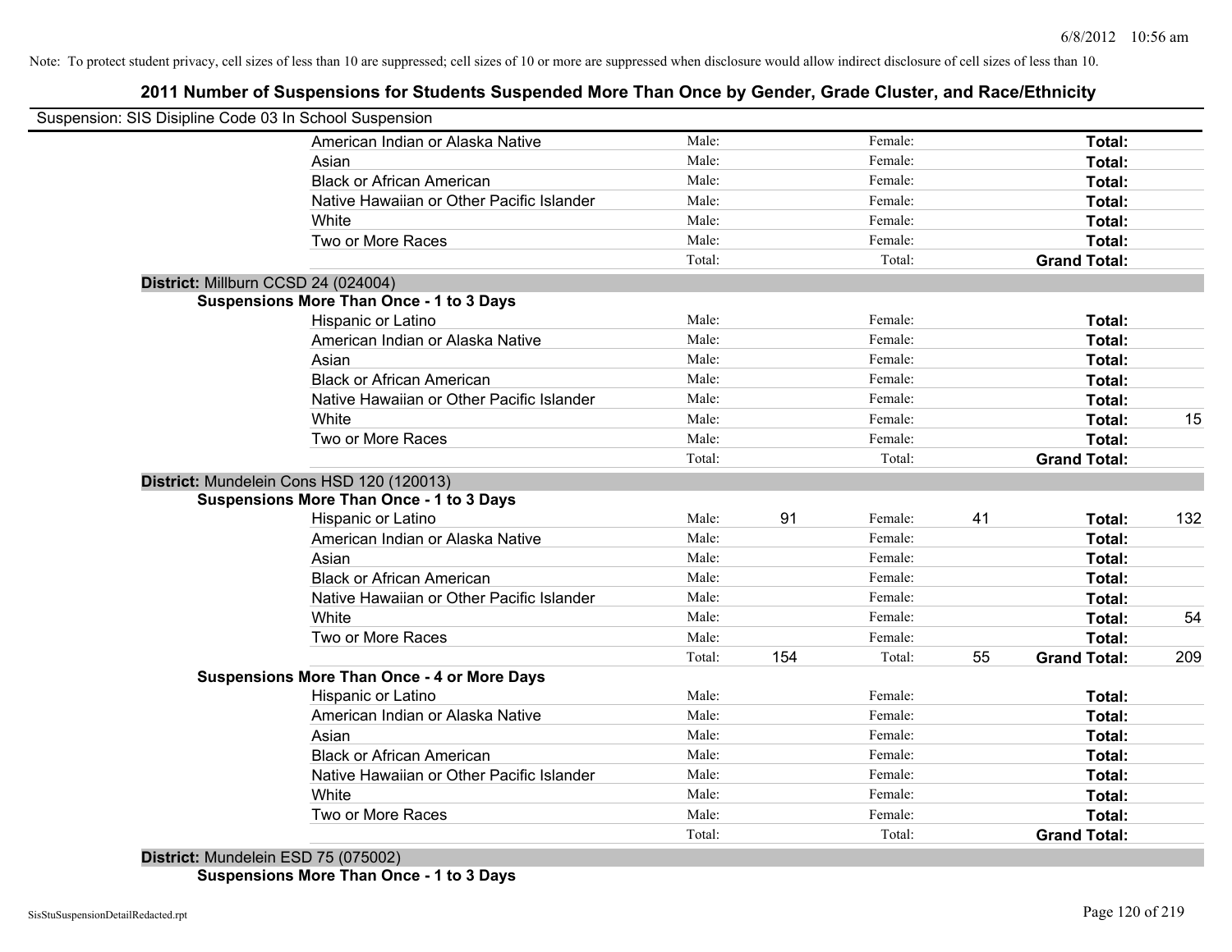Note: To protect student privacy, cell sizes of less than 10 are suppressed; cell sizes of 10 or more are suppressed when disclosure would allow indirect disclosure of cell sizes of less than 10.

## 2011 Number of Suspensions for Students Suspended More Than Once by Gender, Grade Cluster, and Race/Ethnicity

Suspension: SIS Disipline Code 03 In School Suspension

| | | | | | | |
|---|---|---|---|---|---|---|
| American Indian or Alaska Native | Male: | | Female: | | **Total:** | |
| Asian | Male: | | Female: | | **Total:** | |
| Black or African American | Male: | | Female: | | **Total:** | |
| Native Hawaiian or Other Pacific Islander | Male: | | Female: | | **Total:** | |
| White | Male: | | Female: | | **Total:** | |
| Two or More Races | Male: | | Female: | | **Total:** | |
| | Total: | | Total: | | **Grand Total:** | |

**District:** Millburn CCSD 24 (024004)

**Suspensions More Than Once - 1 to 3 Days**

| | | | | | | |
|---|---|---|---|---|---|---|
| Hispanic or Latino | Male: | | Female: | | **Total:** | |
| American Indian or Alaska Native | Male: | | Female: | | **Total:** | |
| Asian | Male: | | Female: | | **Total:** | |
| Black or African American | Male: | | Female: | | **Total:** | |
| Native Hawaiian or Other Pacific Islander | Male: | | Female: | | **Total:** | |
| White | Male: | | Female: | | **Total:** | 15 |
| Two or More Races | Male: | | Female: | | **Total:** | |
| | Total: | | Total: | | **Grand Total:** | |

**District:** Mundelein Cons HSD 120 (120013)

**Suspensions More Than Once - 1 to 3 Days**

| | | | | | | |
|---|---|---|---|---|---|---|
| Hispanic or Latino | Male: | 91 | Female: | 41 | **Total:** | 132 |
| American Indian or Alaska Native | Male: | | Female: | | **Total:** | |
| Asian | Male: | | Female: | | **Total:** | |
| Black or African American | Male: | | Female: | | **Total:** | |
| Native Hawaiian or Other Pacific Islander | Male: | | Female: | | **Total:** | |
| White | Male: | | Female: | | **Total:** | 54 |
| Two or More Races | Male: | | Female: | | **Total:** | |
| | Total: | 154 | Total: | 55 | **Grand Total:** | 209 |

**Suspensions More Than Once - 4 or More Days**

| | | | | | | |
|---|---|---|---|---|---|---|
| Hispanic or Latino | Male: | | Female: | | **Total:** | |
| American Indian or Alaska Native | Male: | | Female: | | **Total:** | |
| Asian | Male: | | Female: | | **Total:** | |
| Black or African American | Male: | | Female: | | **Total:** | |
| Native Hawaiian or Other Pacific Islander | Male: | | Female: | | **Total:** | |
| White | Male: | | Female: | | **Total:** | |
| Two or More Races | Male: | | Female: | | **Total:** | |
| | Total: | | Total: | | **Grand Total:** | |

**District:** Mundelein ESD 75 (075002)

**Suspensions More Than Once - 1 to 3 Days**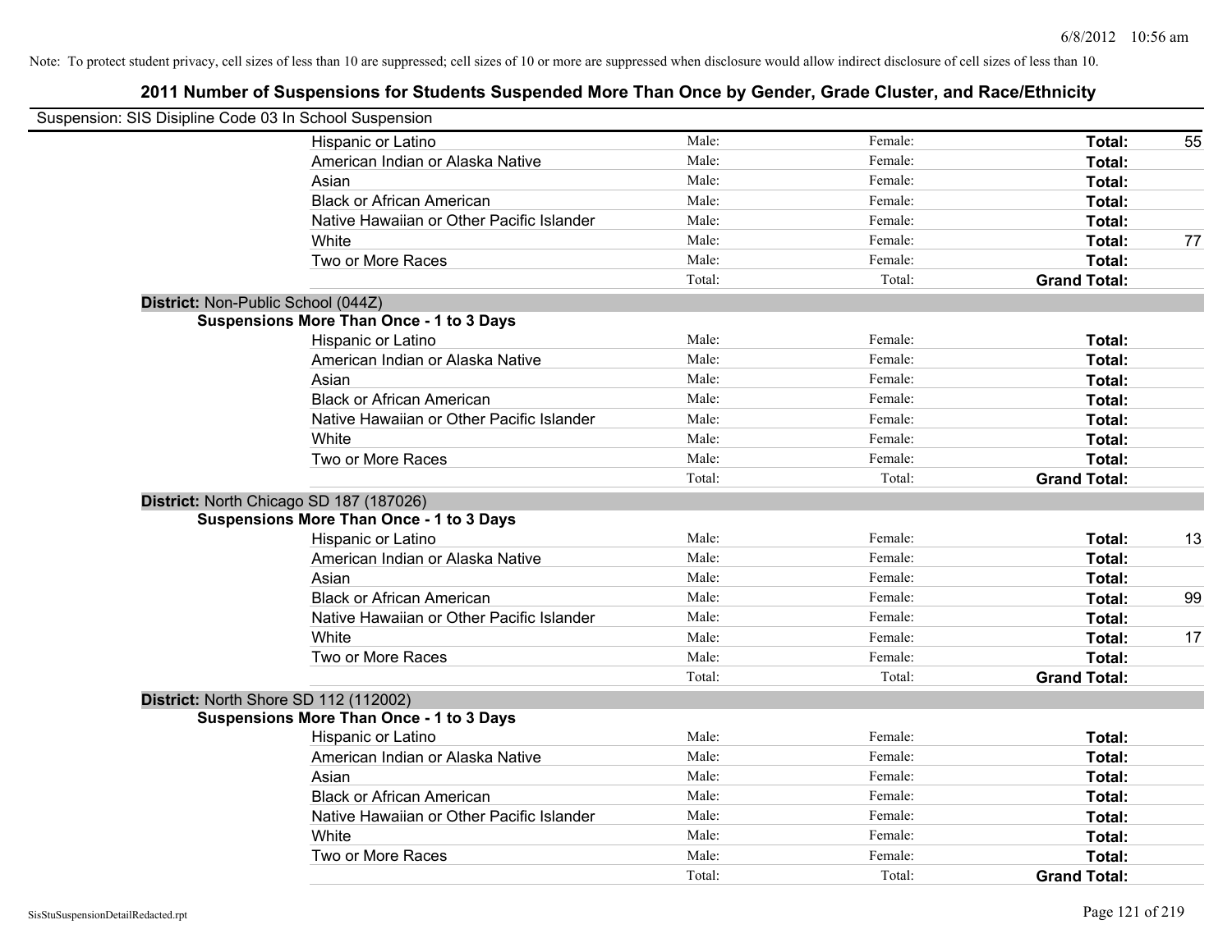Note: To protect student privacy, cell sizes of less than 10 are suppressed; cell sizes of 10 or more are suppressed when disclosure would allow indirect disclosure of cell sizes of less than 10.

## 2011 Number of Suspensions for Students Suspended More Than Once by Gender, Grade Cluster, and Race/Ethnicity

Suspension: SIS Disipline Code 03 In School Suspension

| | Male: | Female: | Total: | |
|---|---|---|---|---|
| Hispanic or Latino | Male: | Female: | **Total:** | 55 |
| American Indian or Alaska Native | Male: | Female: | **Total:** | |
| Asian | Male: | Female: | **Total:** | |
| Black or African American | Male: | Female: | **Total:** | |
| Native Hawaiian or Other Pacific Islander | Male: | Female: | **Total:** | |
| White | Male: | Female: | **Total:** | 77 |
| Two or More Races | Male: | Female: | **Total:** | |
| | Total: | Total: | **Grand Total:** | |

**District:** Non-Public School (044Z)

**Suspensions More Than Once - 1 to 3 Days**

| | Male: | Female: | Total: | |
|---|---|---|---|---|
| Hispanic or Latino | Male: | Female: | **Total:** | |
| American Indian or Alaska Native | Male: | Female: | **Total:** | |
| Asian | Male: | Female: | **Total:** | |
| Black or African American | Male: | Female: | **Total:** | |
| Native Hawaiian or Other Pacific Islander | Male: | Female: | **Total:** | |
| White | Male: | Female: | **Total:** | |
| Two or More Races | Male: | Female: | **Total:** | |
| | Total: | Total: | **Grand Total:** | |

**District:** North Chicago SD 187 (187026)

**Suspensions More Than Once - 1 to 3 Days**

| | Male: | Female: | Total: | |
|---|---|---|---|---|
| Hispanic or Latino | Male: | Female: | **Total:** | 13 |
| American Indian or Alaska Native | Male: | Female: | **Total:** | |
| Asian | Male: | Female: | **Total:** | |
| Black or African American | Male: | Female: | **Total:** | 99 |
| Native Hawaiian or Other Pacific Islander | Male: | Female: | **Total:** | |
| White | Male: | Female: | **Total:** | 17 |
| Two or More Races | Male: | Female: | **Total:** | |
| | Total: | Total: | **Grand Total:** | |

**District:** North Shore SD 112 (112002)

**Suspensions More Than Once - 1 to 3 Days**

| | Male: | Female: | Total: | |
|---|---|---|---|---|
| Hispanic or Latino | Male: | Female: | **Total:** | |
| American Indian or Alaska Native | Male: | Female: | **Total:** | |
| Asian | Male: | Female: | **Total:** | |
| Black or African American | Male: | Female: | **Total:** | |
| Native Hawaiian or Other Pacific Islander | Male: | Female: | **Total:** | |
| White | Male: | Female: | **Total:** | |
| Two or More Races | Male: | Female: | **Total:** | |
| | Total: | Total: | **Grand Total:** | |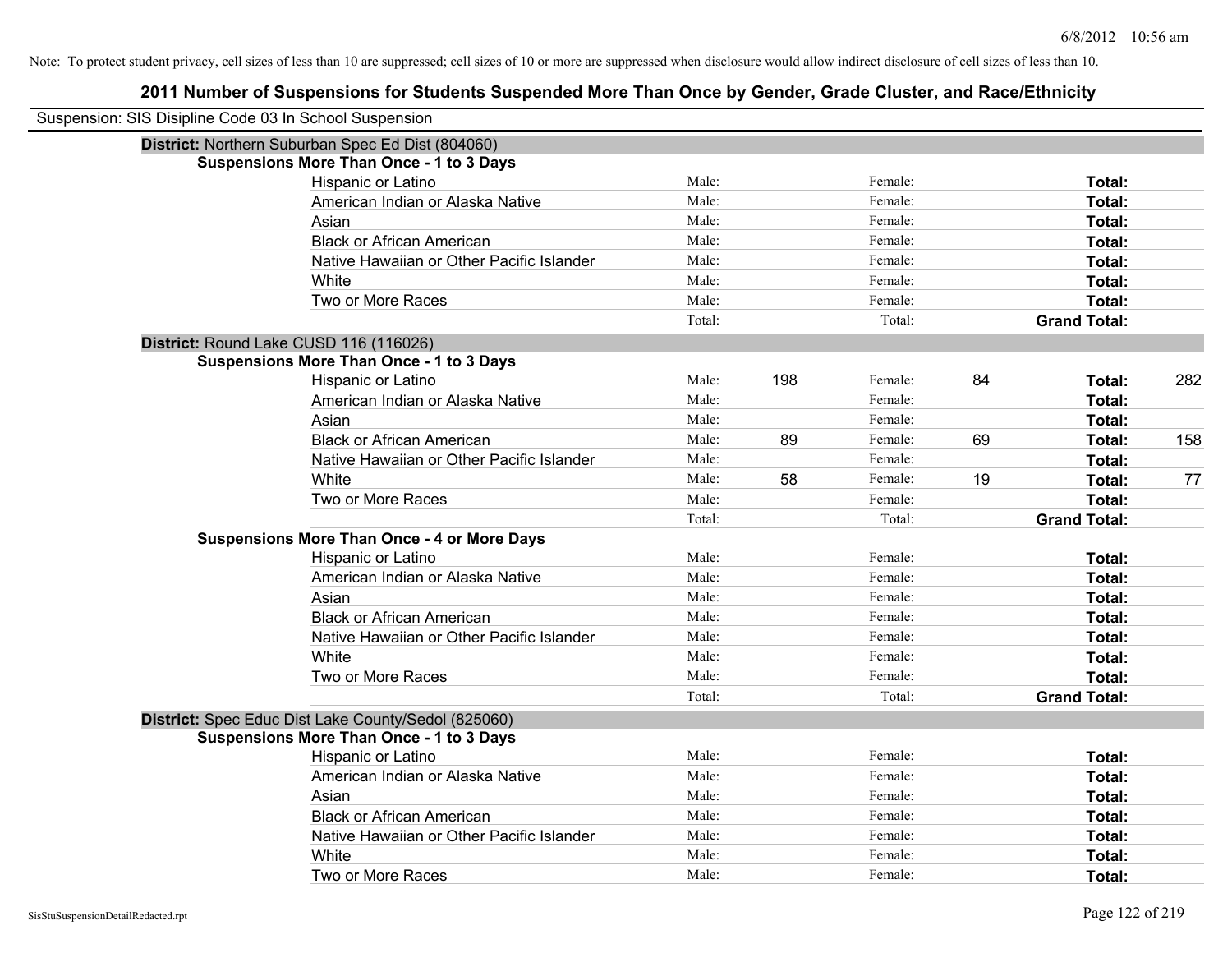Note: To protect student privacy, cell sizes of less than 10 are suppressed; cell sizes of 10 or more are suppressed when disclosure would allow indirect disclosure of cell sizes of less than 10.

## 2011 Number of Suspensions for Students Suspended More Than Once by Gender, Grade Cluster, and Race/Ethnicity

Suspension: SIS Disipline Code 03 In School Suspension

### District: Northern Suburban Spec Ed Dist (804060)

**Suspensions More Than Once - 1 to 3 Days**

| Race/Ethnicity | Male: | | Female: | | Total: | |
|---|---|---|---|---|---|---|
| Hispanic or Latino | Male: | | Female: | | **Total:** | |
| American Indian or Alaska Native | Male: | | Female: | | **Total:** | |
| Asian | Male: | | Female: | | **Total:** | |
| Black or African American | Male: | | Female: | | **Total:** | |
| Native Hawaiian or Other Pacific Islander | Male: | | Female: | | **Total:** | |
| White | Male: | | Female: | | **Total:** | |
| Two or More Races | Male: | | Female: | | **Total:** | |
| | Total: | | Total: | | **Grand Total:** | |

### District: Round Lake CUSD 116 (116026)

**Suspensions More Than Once - 1 to 3 Days**

| Race/Ethnicity | Male: | | Female: | | Total: | |
|---|---|---|---|---|---|---|
| Hispanic or Latino | Male: | 198 | Female: | 84 | **Total:** | 282 |
| American Indian or Alaska Native | Male: | | Female: | | **Total:** | |
| Asian | Male: | | Female: | | **Total:** | |
| Black or African American | Male: | 89 | Female: | 69 | **Total:** | 158 |
| Native Hawaiian or Other Pacific Islander | Male: | | Female: | | **Total:** | |
| White | Male: | 58 | Female: | 19 | **Total:** | 77 |
| Two or More Races | Male: | | Female: | | **Total:** | |
| | Total: | | Total: | | **Grand Total:** | |

**Suspensions More Than Once - 4 or More Days**

| Race/Ethnicity | Male: | | Female: | | Total: | |
|---|---|---|---|---|---|---|
| Hispanic or Latino | Male: | | Female: | | **Total:** | |
| American Indian or Alaska Native | Male: | | Female: | | **Total:** | |
| Asian | Male: | | Female: | | **Total:** | |
| Black or African American | Male: | | Female: | | **Total:** | |
| Native Hawaiian or Other Pacific Islander | Male: | | Female: | | **Total:** | |
| White | Male: | | Female: | | **Total:** | |
| Two or More Races | Male: | | Female: | | **Total:** | |
| | Total: | | Total: | | **Grand Total:** | |

### District: Spec Educ Dist Lake County/Sedol (825060)

**Suspensions More Than Once - 1 to 3 Days**

| Race/Ethnicity | Male: | | Female: | | Total: | |
|---|---|---|---|---|---|---|
| Hispanic or Latino | Male: | | Female: | | **Total:** | |
| American Indian or Alaska Native | Male: | | Female: | | **Total:** | |
| Asian | Male: | | Female: | | **Total:** | |
| Black or African American | Male: | | Female: | | **Total:** | |
| Native Hawaiian or Other Pacific Islander | Male: | | Female: | | **Total:** | |
| White | Male: | | Female: | | **Total:** | |
| Two or More Races | Male: | | Female: | | **Total:** | |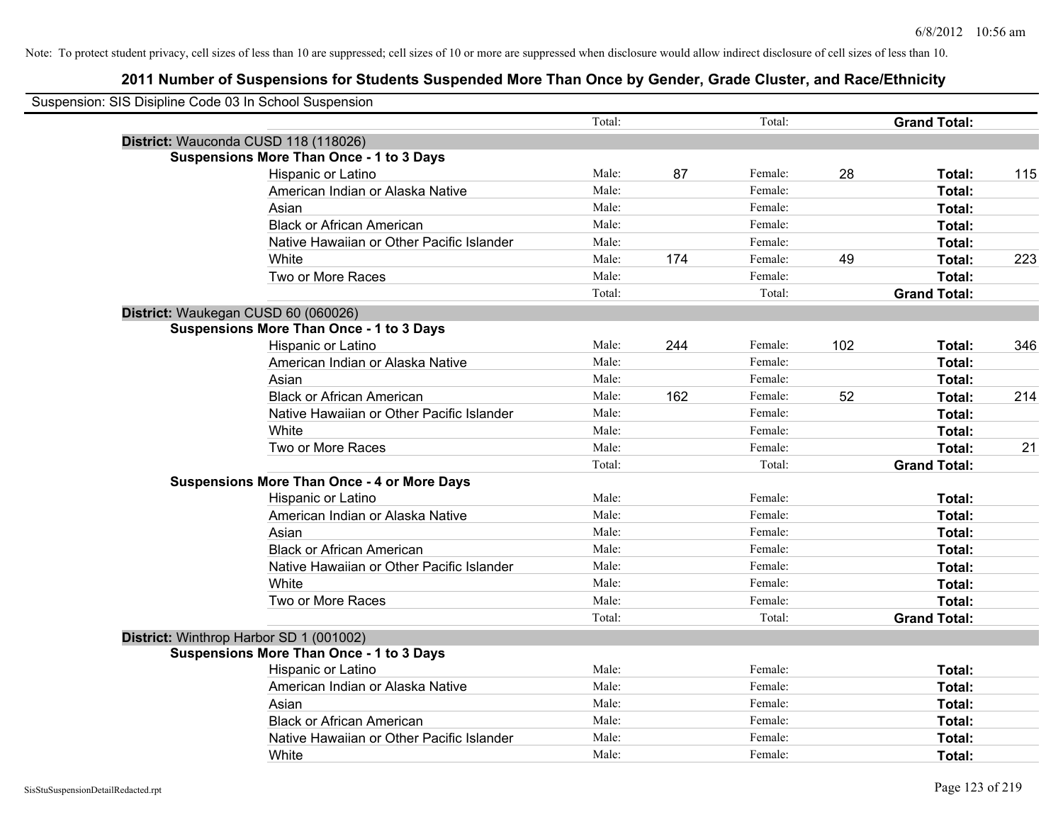Note: To protect student privacy, cell sizes of less than 10 are suppressed; cell sizes of 10 or more are suppressed when disclosure would allow indirect disclosure of cell sizes of less than 10.

# 2011 Number of Suspensions for Students Suspended More Than Once by Gender, Grade Cluster, and Race/Ethnicity

Suspension: SIS Disipline Code 03 In School Suspension

| | | | | | | | |
|---|---|---|---|---|---|---|---|
| | Total: | | Total: | | **Grand Total:** | |
| **District:** Wauconda CUSD 118 (118026) | | | | | | |
| **Suspensions More Than Once - 1 to 3 Days** | | | | | | |
| Hispanic or Latino | Male: | 87 | Female: | 28 | **Total:** | 115 |
| American Indian or Alaska Native | Male: | | Female: | | **Total:** | |
| Asian | Male: | | Female: | | **Total:** | |
| Black or African American | Male: | | Female: | | **Total:** | |
| Native Hawaiian or Other Pacific Islander | Male: | | Female: | | **Total:** | |
| White | Male: | 174 | Female: | 49 | **Total:** | 223 |
| Two or More Races | Male: | | Female: | | **Total:** | |
| | Total: | | Total: | | **Grand Total:** | |
| **District:** Waukegan CUSD 60 (060026) | | | | | | |
| **Suspensions More Than Once - 1 to 3 Days** | | | | | | |
| Hispanic or Latino | Male: | 244 | Female: | 102 | **Total:** | 346 |
| American Indian or Alaska Native | Male: | | Female: | | **Total:** | |
| Asian | Male: | | Female: | | **Total:** | |
| Black or African American | Male: | 162 | Female: | 52 | **Total:** | 214 |
| Native Hawaiian or Other Pacific Islander | Male: | | Female: | | **Total:** | |
| White | Male: | | Female: | | **Total:** | |
| Two or More Races | Male: | | Female: | | **Total:** | 21 |
| | Total: | | Total: | | **Grand Total:** | |
| **Suspensions More Than Once - 4 or More Days** | | | | | | |
| Hispanic or Latino | Male: | | Female: | | **Total:** | |
| American Indian or Alaska Native | Male: | | Female: | | **Total:** | |
| Asian | Male: | | Female: | | **Total:** | |
| Black or African American | Male: | | Female: | | **Total:** | |
| Native Hawaiian or Other Pacific Islander | Male: | | Female: | | **Total:** | |
| White | Male: | | Female: | | **Total:** | |
| Two or More Races | Male: | | Female: | | **Total:** | |
| | Total: | | Total: | | **Grand Total:** | |
| **District:** Winthrop Harbor SD 1 (001002) | | | | | | |
| **Suspensions More Than Once - 1 to 3 Days** | | | | | | |
| Hispanic or Latino | Male: | | Female: | | **Total:** | |
| American Indian or Alaska Native | Male: | | Female: | | **Total:** | |
| Asian | Male: | | Female: | | **Total:** | |
| Black or African American | Male: | | Female: | | **Total:** | |
| Native Hawaiian or Other Pacific Islander | Male: | | Female: | | **Total:** | |
| White | Male: | | Female: | | **Total:** | |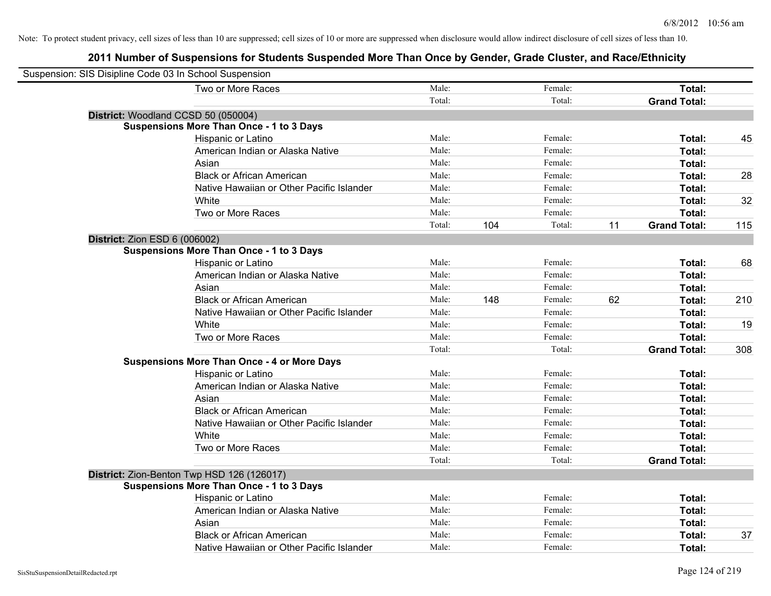Note: To protect student privacy, cell sizes of less than 10 are suppressed; cell sizes of 10 or more are suppressed when disclosure would allow indirect disclosure of cell sizes of less than 10.

## 2011 Number of Suspensions for Students Suspended More Than Once by Gender, Grade Cluster, and Race/Ethnicity

Suspension: SIS Disipline Code 03 In School Suspension

| | | | | | | | |
|---|---|---|---|---|---|---|---|
| Two or More Races | Male: | | Female: | | **Total:** | |
| | Total: | | Total: | | **Grand Total:** | |

**District:** Woodland CCSD 50 (050004)

**Suspensions More Than Once - 1 to 3 Days**

| | | | | | | |
|---|---|---|---|---|---|---|
| Hispanic or Latino | Male: | | Female: | | **Total:** | 45 |
| American Indian or Alaska Native | Male: | | Female: | | **Total:** | |
| Asian | Male: | | Female: | | **Total:** | |
| Black or African American | Male: | | Female: | | **Total:** | 28 |
| Native Hawaiian or Other Pacific Islander | Male: | | Female: | | **Total:** | |
| White | Male: | | Female: | | **Total:** | 32 |
| Two or More Races | Male: | | Female: | | **Total:** | |
| | Total: | 104 | Total: | 11 | **Grand Total:** | 115 |

**District:** Zion ESD 6 (006002)

**Suspensions More Than Once - 1 to 3 Days**

| | | | | | | |
|---|---|---|---|---|---|---|
| Hispanic or Latino | Male: | | Female: | | **Total:** | 68 |
| American Indian or Alaska Native | Male: | | Female: | | **Total:** | |
| Asian | Male: | | Female: | | **Total:** | |
| Black or African American | Male: | 148 | Female: | 62 | **Total:** | 210 |
| Native Hawaiian or Other Pacific Islander | Male: | | Female: | | **Total:** | |
| White | Male: | | Female: | | **Total:** | 19 |
| Two or More Races | Male: | | Female: | | **Total:** | |
| | Total: | | Total: | | **Grand Total:** | 308 |

**Suspensions More Than Once - 4 or More Days**

| | | | | | | |
|---|---|---|---|---|---|---|
| Hispanic or Latino | Male: | | Female: | | **Total:** | |
| American Indian or Alaska Native | Male: | | Female: | | **Total:** | |
| Asian | Male: | | Female: | | **Total:** | |
| Black or African American | Male: | | Female: | | **Total:** | |
| Native Hawaiian or Other Pacific Islander | Male: | | Female: | | **Total:** | |
| White | Male: | | Female: | | **Total:** | |
| Two or More Races | Male: | | Female: | | **Total:** | |
| | Total: | | Total: | | **Grand Total:** | |

**District:** Zion-Benton Twp HSD 126 (126017)

**Suspensions More Than Once - 1 to 3 Days**

| | | | | | | |
|---|---|---|---|---|---|---|
| Hispanic or Latino | Male: | | Female: | | **Total:** | |
| American Indian or Alaska Native | Male: | | Female: | | **Total:** | |
| Asian | Male: | | Female: | | **Total:** | |
| Black or African American | Male: | | Female: | | **Total:** | 37 |
| Native Hawaiian or Other Pacific Islander | Male: | | Female: | | **Total:** | |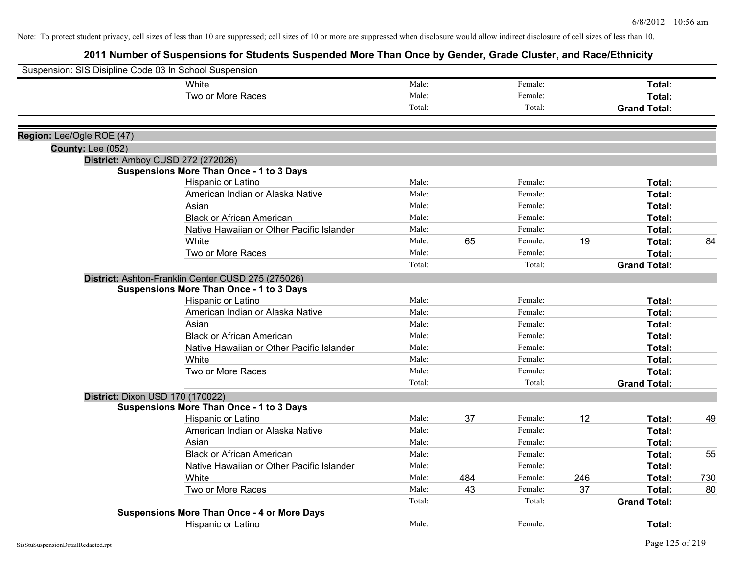Note: To protect student privacy, cell sizes of less than 10 are suppressed; cell sizes of 10 or more are suppressed when disclosure would allow indirect disclosure of cell sizes of less than 10.

# 2011 Number of Suspensions for Students Suspended More Than Once by Gender, Grade Cluster, and Race/Ethnicity

Suspension: SIS Disipline Code 03 In School Suspension

| | | | | | | |
|---|---|---|---|---|---|---|
| White | Male: | | Female: | | **Total:** | |
| Two or More Races | Male: | | Female: | | **Total:** | |
| | Total: | | Total: | | **Grand Total:** | |

**Region:** Lee/Ogle ROE (47)

**County:** Lee (052)

**District:** Amboy CUSD 272 (272026)

**Suspensions More Than Once - 1 to 3 Days**

| | | | | | | |
|---|---|---|---|---|---|---|
| Hispanic or Latino | Male: | | Female: | | **Total:** | |
| American Indian or Alaska Native | Male: | | Female: | | **Total:** | |
| Asian | Male: | | Female: | | **Total:** | |
| Black or African American | Male: | | Female: | | **Total:** | |
| Native Hawaiian or Other Pacific Islander | Male: | | Female: | | **Total:** | |
| White | Male: | 65 | Female: | 19 | **Total:** | 84 |
| Two or More Races | Male: | | Female: | | **Total:** | |
| | Total: | | Total: | | **Grand Total:** | |

**District:** Ashton-Franklin Center CUSD 275 (275026)

**Suspensions More Than Once - 1 to 3 Days**

| | | | | | | |
|---|---|---|---|---|---|---|
| Hispanic or Latino | Male: | | Female: | | **Total:** | |
| American Indian or Alaska Native | Male: | | Female: | | **Total:** | |
| Asian | Male: | | Female: | | **Total:** | |
| Black or African American | Male: | | Female: | | **Total:** | |
| Native Hawaiian or Other Pacific Islander | Male: | | Female: | | **Total:** | |
| White | Male: | | Female: | | **Total:** | |
| Two or More Races | Male: | | Female: | | **Total:** | |
| | Total: | | Total: | | **Grand Total:** | |

**District:** Dixon USD 170 (170022)

**Suspensions More Than Once - 1 to 3 Days**

| | | | | | | |
|---|---|---|---|---|---|---|
| Hispanic or Latino | Male: | 37 | Female: | 12 | **Total:** | 49 |
| American Indian or Alaska Native | Male: | | Female: | | **Total:** | |
| Asian | Male: | | Female: | | **Total:** | |
| Black or African American | Male: | | Female: | | **Total:** | 55 |
| Native Hawaiian or Other Pacific Islander | Male: | | Female: | | **Total:** | |
| White | Male: | 484 | Female: | 246 | **Total:** | 730 |
| Two or More Races | Male: | 43 | Female: | 37 | **Total:** | 80 |
| | Total: | | Total: | | **Grand Total:** | |

**Suspensions More Than Once - 4 or More Days**

| | | | | | | |
|---|---|---|---|---|---|---|
| Hispanic or Latino | Male: | | Female: | | **Total:** | |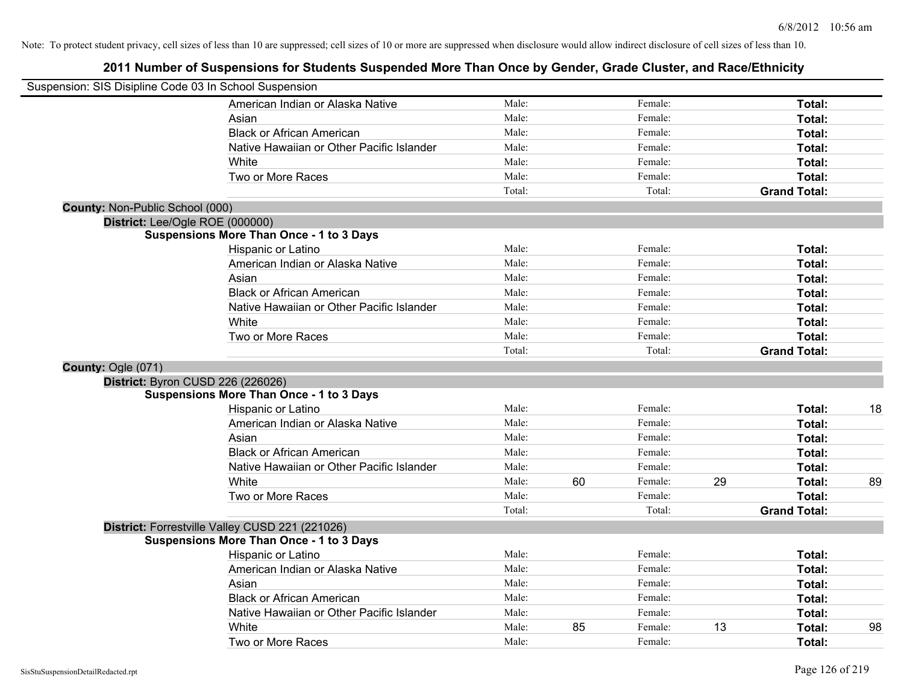Note: To protect student privacy, cell sizes of less than 10 are suppressed; cell sizes of 10 or more are suppressed when disclosure would allow indirect disclosure of cell sizes of less than 10.

# 2011 Number of Suspensions for Students Suspended More Than Once by Gender, Grade Cluster, and Race/Ethnicity

Suspension: SIS Disipline Code 03 In School Suspension

| | | | | | |
|---|---|---|---|---|---|
| American Indian or Alaska Native | Male: | | Female: | | **Total:** |
| Asian | Male: | | Female: | | **Total:** |
| Black or African American | Male: | | Female: | | **Total:** |
| Native Hawaiian or Other Pacific Islander | Male: | | Female: | | **Total:** |
| White | Male: | | Female: | | **Total:** |
| Two or More Races | Male: | | Female: | | **Total:** |
| | Total: | | Total: | | **Grand Total:** |

**County:** Non-Public School (000)

**District:** Lee/Ogle ROE (000000)

**Suspensions More Than Once - 1 to 3 Days**

| | | | | | | |
|---|---|---|---|---|---|---|
| Hispanic or Latino | Male: | | Female: | | **Total:** | |
| American Indian or Alaska Native | Male: | | Female: | | **Total:** | |
| Asian | Male: | | Female: | | **Total:** | |
| Black or African American | Male: | | Female: | | **Total:** | |
| Native Hawaiian or Other Pacific Islander | Male: | | Female: | | **Total:** | |
| White | Male: | | Female: | | **Total:** | |
| Two or More Races | Male: | | Female: | | **Total:** | |
| | Total: | | Total: | | **Grand Total:** | |

**County:** Ogle (071)

**District:** Byron CUSD 226 (226026)

**Suspensions More Than Once - 1 to 3 Days**

| | | | | | | |
|---|---|---|---|---|---|---|
| Hispanic or Latino | Male: | | Female: | | **Total:** | 18 |
| American Indian or Alaska Native | Male: | | Female: | | **Total:** | |
| Asian | Male: | | Female: | | **Total:** | |
| Black or African American | Male: | | Female: | | **Total:** | |
| Native Hawaiian or Other Pacific Islander | Male: | | Female: | | **Total:** | |
| White | Male: | 60 | Female: | 29 | **Total:** | 89 |
| Two or More Races | Male: | | Female: | | **Total:** | |
| | Total: | | Total: | | **Grand Total:** | |

**District:** Forrestville Valley CUSD 221 (221026)

**Suspensions More Than Once - 1 to 3 Days**

| | | | | | | |
|---|---|---|---|---|---|---|
| Hispanic or Latino | Male: | | Female: | | **Total:** | |
| American Indian or Alaska Native | Male: | | Female: | | **Total:** | |
| Asian | Male: | | Female: | | **Total:** | |
| Black or African American | Male: | | Female: | | **Total:** | |
| Native Hawaiian or Other Pacific Islander | Male: | | Female: | | **Total:** | |
| White | Male: | 85 | Female: | 13 | **Total:** | 98 |
| Two or More Races | Male: | | Female: | | **Total:** | |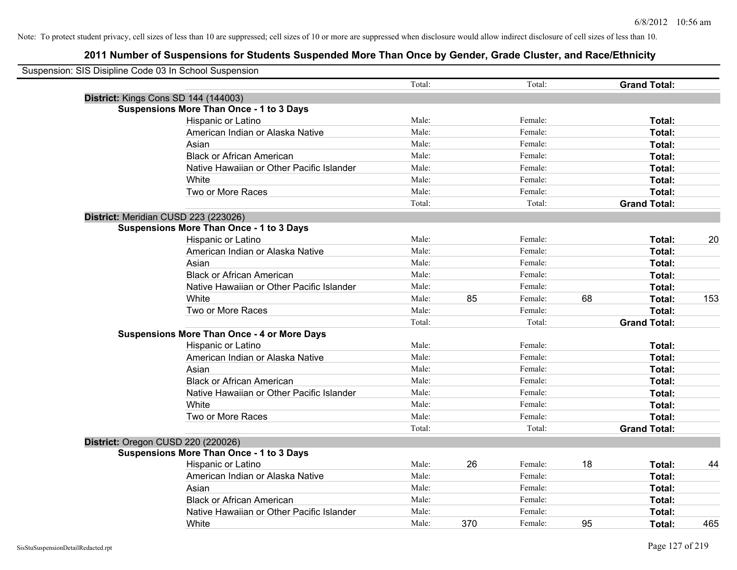Note: To protect student privacy, cell sizes of less than 10 are suppressed; cell sizes of 10 or more are suppressed when disclosure would allow indirect disclosure of cell sizes of less than 10.

## 2011 Number of Suspensions for Students Suspended More Than Once by Gender, Grade Cluster, and Race/Ethnicity

Suspension: SIS Disipline Code 03 In School Suspension

| | | | | | | |
|---|---|---|---|---|---|---|
| | Total: | | Total: | | **Grand Total:** | |

**District:** Kings Cons SD 144 (144003)

**Suspensions More Than Once - 1 to 3 Days**

| | | | | | | |
|---|---|---|---|---|---|---|
| Hispanic or Latino | Male: | | Female: | | **Total:** | |
| American Indian or Alaska Native | Male: | | Female: | | **Total:** | |
| Asian | Male: | | Female: | | **Total:** | |
| Black or African American | Male: | | Female: | | **Total:** | |
| Native Hawaiian or Other Pacific Islander | Male: | | Female: | | **Total:** | |
| White | Male: | | Female: | | **Total:** | |
| Two or More Races | Male: | | Female: | | **Total:** | |
| | Total: | | Total: | | **Grand Total:** | |

**District:** Meridian CUSD 223 (223026)

**Suspensions More Than Once - 1 to 3 Days**

| | | | | | | |
|---|---|---|---|---|---|---|
| Hispanic or Latino | Male: | | Female: | | **Total:** | 20 |
| American Indian or Alaska Native | Male: | | Female: | | **Total:** | |
| Asian | Male: | | Female: | | **Total:** | |
| Black or African American | Male: | | Female: | | **Total:** | |
| Native Hawaiian or Other Pacific Islander | Male: | | Female: | | **Total:** | |
| White | Male: | 85 | Female: | 68 | **Total:** | 153 |
| Two or More Races | Male: | | Female: | | **Total:** | |
| | Total: | | Total: | | **Grand Total:** | |

**Suspensions More Than Once - 4 or More Days**

| | | | | | | |
|---|---|---|---|---|---|---|
| Hispanic or Latino | Male: | | Female: | | **Total:** | |
| American Indian or Alaska Native | Male: | | Female: | | **Total:** | |
| Asian | Male: | | Female: | | **Total:** | |
| Black or African American | Male: | | Female: | | **Total:** | |
| Native Hawaiian or Other Pacific Islander | Male: | | Female: | | **Total:** | |
| White | Male: | | Female: | | **Total:** | |
| Two or More Races | Male: | | Female: | | **Total:** | |
| | Total: | | Total: | | **Grand Total:** | |

**District:** Oregon CUSD 220 (220026)

**Suspensions More Than Once - 1 to 3 Days**

| | | | | | | |
|---|---|---|---|---|---|---|
| Hispanic or Latino | Male: | 26 | Female: | 18 | **Total:** | 44 |
| American Indian or Alaska Native | Male: | | Female: | | **Total:** | |
| Asian | Male: | | Female: | | **Total:** | |
| Black or African American | Male: | | Female: | | **Total:** | |
| Native Hawaiian or Other Pacific Islander | Male: | | Female: | | **Total:** | |
| White | Male: | 370 | Female: | 95 | **Total:** | 465 |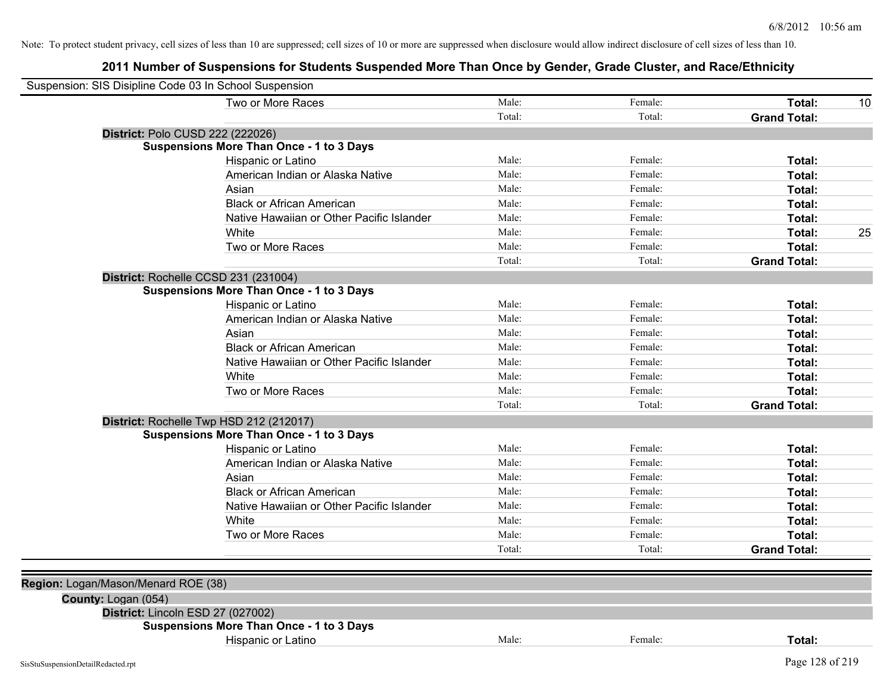Note: To protect student privacy, cell sizes of less than 10 are suppressed; cell sizes of 10 or more are suppressed when disclosure would allow indirect disclosure of cell sizes of less than 10.

# 2011 Number of Suspensions for Students Suspended More Than Once by Gender, Grade Cluster, and Race/Ethnicity

Suspension: SIS Disipline Code 03 In School Suspension

| | Male | Female | Total | |
|---|---|---|---|---|
| Two or More Races | Male: | Female: | **Total:** | 10 |
| | Total: | Total: | **Grand Total:** | |

**District:** Polo CUSD 222 (222026)

**Suspensions More Than Once - 1 to 3 Days**

| | Male | Female | Total | |
|---|---|---|---|---|
| Hispanic or Latino | Male: | Female: | **Total:** | |
| American Indian or Alaska Native | Male: | Female: | **Total:** | |
| Asian | Male: | Female: | **Total:** | |
| Black or African American | Male: | Female: | **Total:** | |
| Native Hawaiian or Other Pacific Islander | Male: | Female: | **Total:** | |
| White | Male: | Female: | **Total:** | 25 |
| Two or More Races | Male: | Female: | **Total:** | |
| | Total: | Total: | **Grand Total:** | |

**District:** Rochelle CCSD 231 (231004)

**Suspensions More Than Once - 1 to 3 Days**

| | Male | Female | Total | |
|---|---|---|---|---|
| Hispanic or Latino | Male: | Female: | **Total:** | |
| American Indian or Alaska Native | Male: | Female: | **Total:** | |
| Asian | Male: | Female: | **Total:** | |
| Black or African American | Male: | Female: | **Total:** | |
| Native Hawaiian or Other Pacific Islander | Male: | Female: | **Total:** | |
| White | Male: | Female: | **Total:** | |
| Two or More Races | Male: | Female: | **Total:** | |
| | Total: | Total: | **Grand Total:** | |

**District:** Rochelle Twp HSD 212 (212017)

**Suspensions More Than Once - 1 to 3 Days**

| | Male | Female | Total | |
|---|---|---|---|---|
| Hispanic or Latino | Male: | Female: | **Total:** | |
| American Indian or Alaska Native | Male: | Female: | **Total:** | |
| Asian | Male: | Female: | **Total:** | |
| Black or African American | Male: | Female: | **Total:** | |
| Native Hawaiian or Other Pacific Islander | Male: | Female: | **Total:** | |
| White | Male: | Female: | **Total:** | |
| Two or More Races | Male: | Female: | **Total:** | |
| | Total: | Total: | **Grand Total:** | |

**Region:** Logan/Mason/Menard ROE (38)

**County:** Logan (054)

**District:** Lincoln ESD 27 (027002)

**Suspensions More Than Once - 1 to 3 Days**

| | Male | Female | Total | |
|---|---|---|---|---|
| Hispanic or Latino | Male: | Female: | **Total:** | |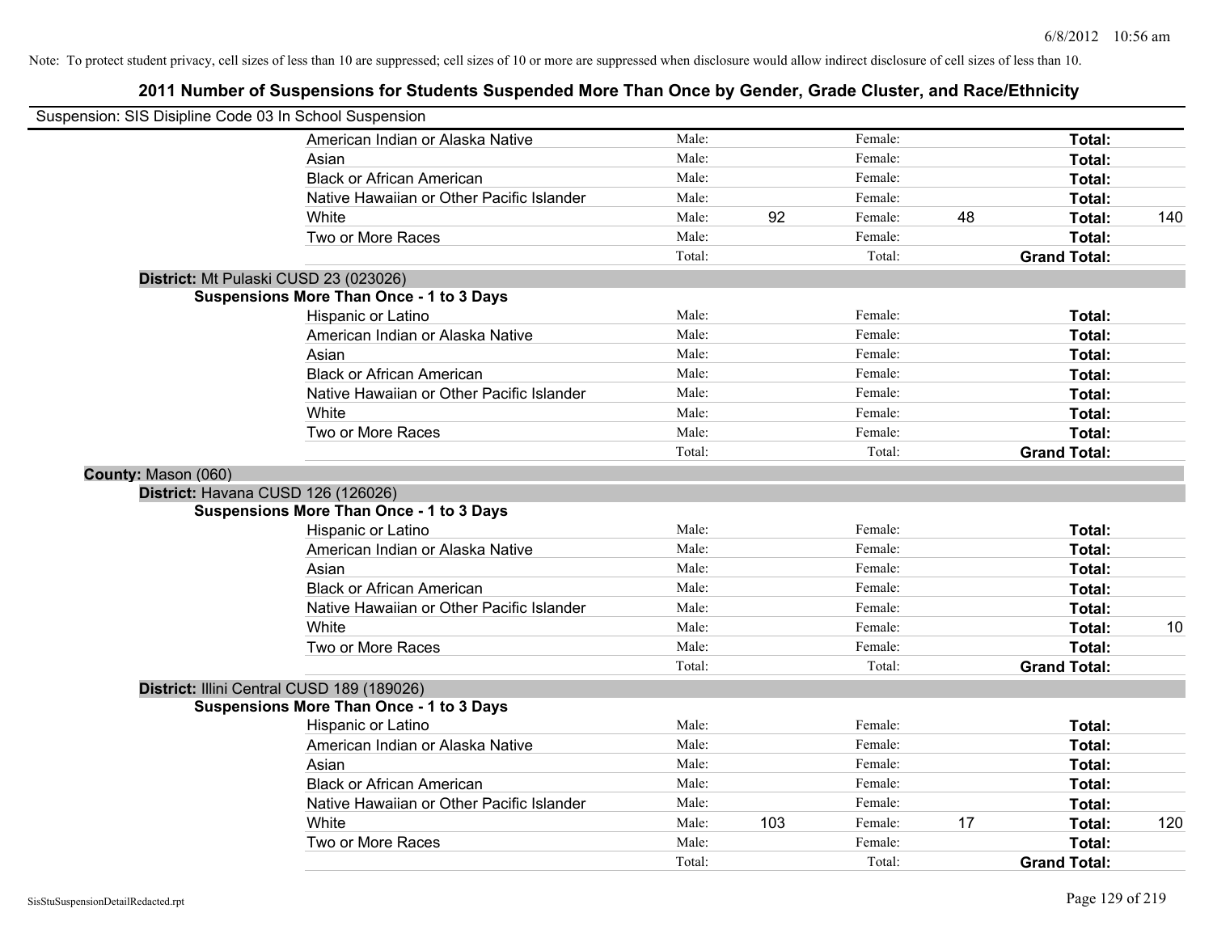Note: To protect student privacy, cell sizes of less than 10 are suppressed; cell sizes of 10 or more are suppressed when disclosure would allow indirect disclosure of cell sizes of less than 10.

# 2011 Number of Suspensions for Students Suspended More Than Once by Gender, Grade Cluster, and Race/Ethnicity

Suspension: SIS Disipline Code 03 In School Suspension

| | Male: | | Female: | | | |
|---|---|---|---|---|---|---|
| American Indian or Alaska Native | Male: | | Female: | | **Total:** | |
| Asian | Male: | | Female: | | **Total:** | |
| Black or African American | Male: | | Female: | | **Total:** | |
| Native Hawaiian or Other Pacific Islander | Male: | | Female: | | **Total:** | |
| White | Male: | 92 | Female: | 48 | **Total:** | 140 |
| Two or More Races | Male: | | Female: | | **Total:** | |
| | Total: | | Total: | | **Grand Total:** | |

**District:** Mt Pulaski CUSD 23 (023026)

**Suspensions More Than Once - 1 to 3 Days**

| | | | | | | |
|---|---|---|---|---|---|---|
| Hispanic or Latino | Male: | | Female: | | **Total:** | |
| American Indian or Alaska Native | Male: | | Female: | | **Total:** | |
| Asian | Male: | | Female: | | **Total:** | |
| Black or African American | Male: | | Female: | | **Total:** | |
| Native Hawaiian or Other Pacific Islander | Male: | | Female: | | **Total:** | |
| White | Male: | | Female: | | **Total:** | |
| Two or More Races | Male: | | Female: | | **Total:** | |
| | Total: | | Total: | | **Grand Total:** | |

**County:** Mason (060)

**District:** Havana CUSD 126 (126026)

**Suspensions More Than Once - 1 to 3 Days**

| | | | | | | |
|---|---|---|---|---|---|---|
| Hispanic or Latino | Male: | | Female: | | **Total:** | |
| American Indian or Alaska Native | Male: | | Female: | | **Total:** | |
| Asian | Male: | | Female: | | **Total:** | |
| Black or African American | Male: | | Female: | | **Total:** | |
| Native Hawaiian or Other Pacific Islander | Male: | | Female: | | **Total:** | |
| White | Male: | | Female: | | **Total:** | 10 |
| Two or More Races | Male: | | Female: | | **Total:** | |
| | Total: | | Total: | | **Grand Total:** | |

**District:** Illini Central CUSD 189 (189026)

**Suspensions More Than Once - 1 to 3 Days**

| | | | | | | |
|---|---|---|---|---|---|---|
| Hispanic or Latino | Male: | | Female: | | **Total:** | |
| American Indian or Alaska Native | Male: | | Female: | | **Total:** | |
| Asian | Male: | | Female: | | **Total:** | |
| Black or African American | Male: | | Female: | | **Total:** | |
| Native Hawaiian or Other Pacific Islander | Male: | | Female: | | **Total:** | |
| White | Male: | 103 | Female: | 17 | **Total:** | 120 |
| Two or More Races | Male: | | Female: | | **Total:** | |
| | Total: | | Total: | | **Grand Total:** | |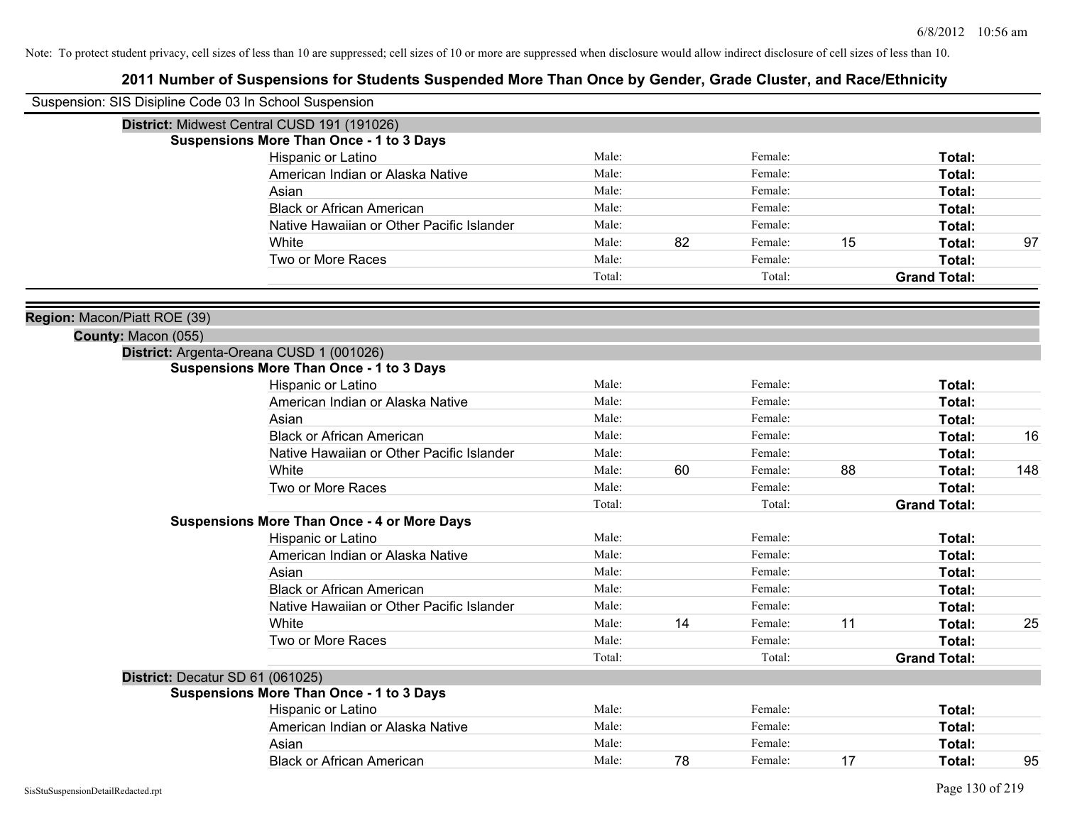Note: To protect student privacy, cell sizes of less than 10 are suppressed; cell sizes of 10 or more are suppressed when disclosure would allow indirect disclosure of cell sizes of less than 10.

# 2011 Number of Suspensions for Students Suspended More Than Once by Gender, Grade Cluster, and Race/Ethnicity

Suspension: SIS Disipline Code 03 In School Suspension

**District:** Midwest Central CUSD 191 (191026)

**Suspensions More Than Once - 1 to 3 Days**

| Race/Ethnicity | | | | | | |
|---|---|---|---|---|---|---|
| Hispanic or Latino | Male: | | Female: | | **Total:** | |
| American Indian or Alaska Native | Male: | | Female: | | **Total:** | |
| Asian | Male: | | Female: | | **Total:** | |
| Black or African American | Male: | | Female: | | **Total:** | |
| Native Hawaiian or Other Pacific Islander | Male: | | Female: | | **Total:** | |
| White | Male: | 82 | Female: | 15 | **Total:** | 97 |
| Two or More Races | Male: | | Female: | | **Total:** | |
| | Total: | | Total: | | **Grand Total:** | |

**Region:** Macon/Piatt ROE (39)

**County:** Macon (055)

**District:** Argenta-Oreana CUSD 1 (001026)

**Suspensions More Than Once - 1 to 3 Days**

| Race/Ethnicity | | | | | | |
|---|---|---|---|---|---|---|
| Hispanic or Latino | Male: | | Female: | | **Total:** | |
| American Indian or Alaska Native | Male: | | Female: | | **Total:** | |
| Asian | Male: | | Female: | | **Total:** | |
| Black or African American | Male: | | Female: | | **Total:** | 16 |
| Native Hawaiian or Other Pacific Islander | Male: | | Female: | | **Total:** | |
| White | Male: | 60 | Female: | 88 | **Total:** | 148 |
| Two or More Races | Male: | | Female: | | **Total:** | |
| | Total: | | Total: | | **Grand Total:** | |

**Suspensions More Than Once - 4 or More Days**

| Race/Ethnicity | | | | | | |
|---|---|---|---|---|---|---|
| Hispanic or Latino | Male: | | Female: | | **Total:** | |
| American Indian or Alaska Native | Male: | | Female: | | **Total:** | |
| Asian | Male: | | Female: | | **Total:** | |
| Black or African American | Male: | | Female: | | **Total:** | |
| Native Hawaiian or Other Pacific Islander | Male: | | Female: | | **Total:** | |
| White | Male: | 14 | Female: | 11 | **Total:** | 25 |
| Two or More Races | Male: | | Female: | | **Total:** | |
| | Total: | | Total: | | **Grand Total:** | |

**District:** Decatur SD 61 (061025)

**Suspensions More Than Once - 1 to 3 Days**

| Race/Ethnicity | | | | | | |
|---|---|---|---|---|---|---|
| Hispanic or Latino | Male: | | Female: | | **Total:** | |
| American Indian or Alaska Native | Male: | | Female: | | **Total:** | |
| Asian | Male: | | Female: | | **Total:** | |
| Black or African American | Male: | 78 | Female: | 17 | **Total:** | 95 |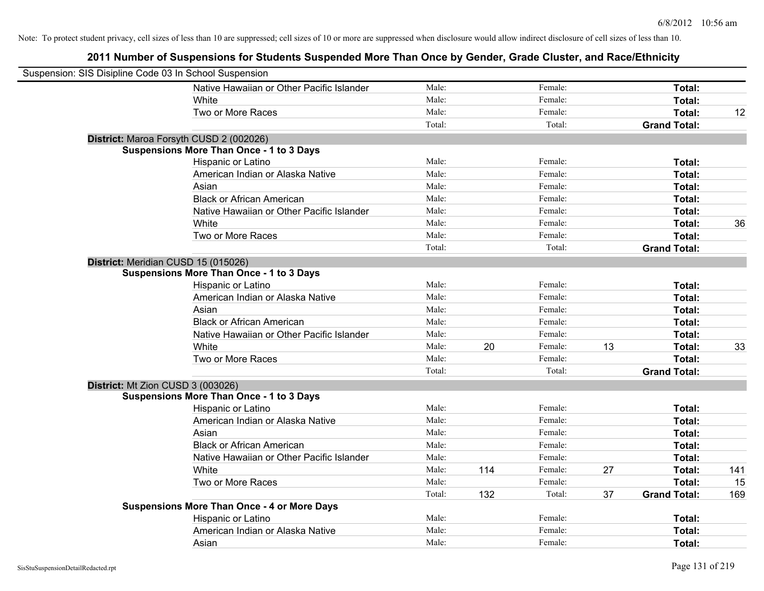Note: To protect student privacy, cell sizes of less than 10 are suppressed; cell sizes of 10 or more are suppressed when disclosure would allow indirect disclosure of cell sizes of less than 10.

# 2011 Number of Suspensions for Students Suspended More Than Once by Gender, Grade Cluster, and Race/Ethnicity

Suspension: SIS Disipline Code 03 In School Suspension

| | | | | | | |
|---|---|---|---|---|---|---|
| Native Hawaiian or Other Pacific Islander | Male: | | Female: | | Total: | |
| White | Male: | | Female: | | Total: | |
| Two or More Races | Male: | | Female: | | Total: | 12 |
| | Total: | | Total: | | Grand Total: | |

**District:** Maroa Forsyth CUSD 2 (002026)

**Suspensions More Than Once - 1 to 3 Days**

| | | | | | | |
|---|---|---|---|---|---|---|
| Hispanic or Latino | Male: | | Female: | | Total: | |
| American Indian or Alaska Native | Male: | | Female: | | Total: | |
| Asian | Male: | | Female: | | Total: | |
| Black or African American | Male: | | Female: | | Total: | |
| Native Hawaiian or Other Pacific Islander | Male: | | Female: | | Total: | |
| White | Male: | | Female: | | Total: | 36 |
| Two or More Races | Male: | | Female: | | Total: | |
| | Total: | | Total: | | Grand Total: | |

**District:** Meridian CUSD 15 (015026)

**Suspensions More Than Once - 1 to 3 Days**

| | | | | | | |
|---|---|---|---|---|---|---|
| Hispanic or Latino | Male: | | Female: | | Total: | |
| American Indian or Alaska Native | Male: | | Female: | | Total: | |
| Asian | Male: | | Female: | | Total: | |
| Black or African American | Male: | | Female: | | Total: | |
| Native Hawaiian or Other Pacific Islander | Male: | | Female: | | Total: | |
| White | Male: | 20 | Female: | 13 | Total: | 33 |
| Two or More Races | Male: | | Female: | | Total: | |
| | Total: | | Total: | | Grand Total: | |

**District:** Mt Zion CUSD 3 (003026)

**Suspensions More Than Once - 1 to 3 Days**

| | | | | | | |
|---|---|---|---|---|---|---|
| Hispanic or Latino | Male: | | Female: | | Total: | |
| American Indian or Alaska Native | Male: | | Female: | | Total: | |
| Asian | Male: | | Female: | | Total: | |
| Black or African American | Male: | | Female: | | Total: | |
| Native Hawaiian or Other Pacific Islander | Male: | | Female: | | Total: | |
| White | Male: | 114 | Female: | 27 | Total: | 141 |
| Two or More Races | Male: | | Female: | | Total: | 15 |
| | Total: | 132 | Total: | 37 | Grand Total: | 169 |

**Suspensions More Than Once - 4 or More Days**

| | | | | | | |
|---|---|---|---|---|---|---|
| Hispanic or Latino | Male: | | Female: | | Total: | |
| American Indian or Alaska Native | Male: | | Female: | | Total: | |
| Asian | Male: | | Female: | | Total: | |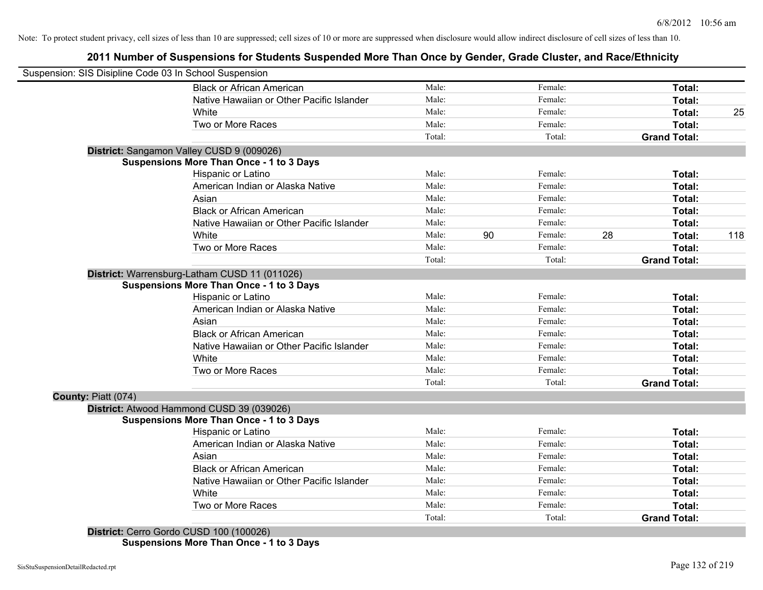Note: To protect student privacy, cell sizes of less than 10 are suppressed; cell sizes of 10 or more are suppressed when disclosure would allow indirect disclosure of cell sizes of less than 10.

# 2011 Number of Suspensions for Students Suspended More Than Once by Gender, Grade Cluster, and Race/Ethnicity

Suspension: SIS Disipline Code 03 In School Suspension

| | | | | | |
|---|---|---|---|---|---|
| Black or African American | Male: | | Female: | | Total: | |
| Native Hawaiian or Other Pacific Islander | Male: | | Female: | | Total: | |
| White | Male: | | Female: | | Total: | 25 |
| Two or More Races | Male: | | Female: | | Total: | |
| | Total: | | Total: | | Grand Total: | |

**District:** Sangamon Valley CUSD 9 (009026)

**Suspensions More Than Once - 1 to 3 Days**

| | | | | | | |
|---|---|---|---|---|---|---|
| Hispanic or Latino | Male: | | Female: | | Total: | |
| American Indian or Alaska Native | Male: | | Female: | | Total: | |
| Asian | Male: | | Female: | | Total: | |
| Black or African American | Male: | | Female: | | Total: | |
| Native Hawaiian or Other Pacific Islander | Male: | | Female: | | Total: | |
| White | Male: | 90 | Female: | 28 | Total: | 118 |
| Two or More Races | Male: | | Female: | | Total: | |
| | Total: | | Total: | | Grand Total: | |

**District:** Warrensburg-Latham CUSD 11 (011026)

**Suspensions More Than Once - 1 to 3 Days**

| | | | | | | |
|---|---|---|---|---|---|---|
| Hispanic or Latino | Male: | | Female: | | Total: | |
| American Indian or Alaska Native | Male: | | Female: | | Total: | |
| Asian | Male: | | Female: | | Total: | |
| Black or African American | Male: | | Female: | | Total: | |
| Native Hawaiian or Other Pacific Islander | Male: | | Female: | | Total: | |
| White | Male: | | Female: | | Total: | |
| Two or More Races | Male: | | Female: | | Total: | |
| | Total: | | Total: | | Grand Total: | |

**County:** Piatt (074)

**District:** Atwood Hammond CUSD 39 (039026)

**Suspensions More Than Once - 1 to 3 Days**

| | | | | | | |
|---|---|---|---|---|---|---|
| Hispanic or Latino | Male: | | Female: | | Total: | |
| American Indian or Alaska Native | Male: | | Female: | | Total: | |
| Asian | Male: | | Female: | | Total: | |
| Black or African American | Male: | | Female: | | Total: | |
| Native Hawaiian or Other Pacific Islander | Male: | | Female: | | Total: | |
| White | Male: | | Female: | | Total: | |
| Two or More Races | Male: | | Female: | | Total: | |
| | Total: | | Total: | | Grand Total: | |

**District:** Cerro Gordo CUSD 100 (100026)

**Suspensions More Than Once - 1 to 3 Days**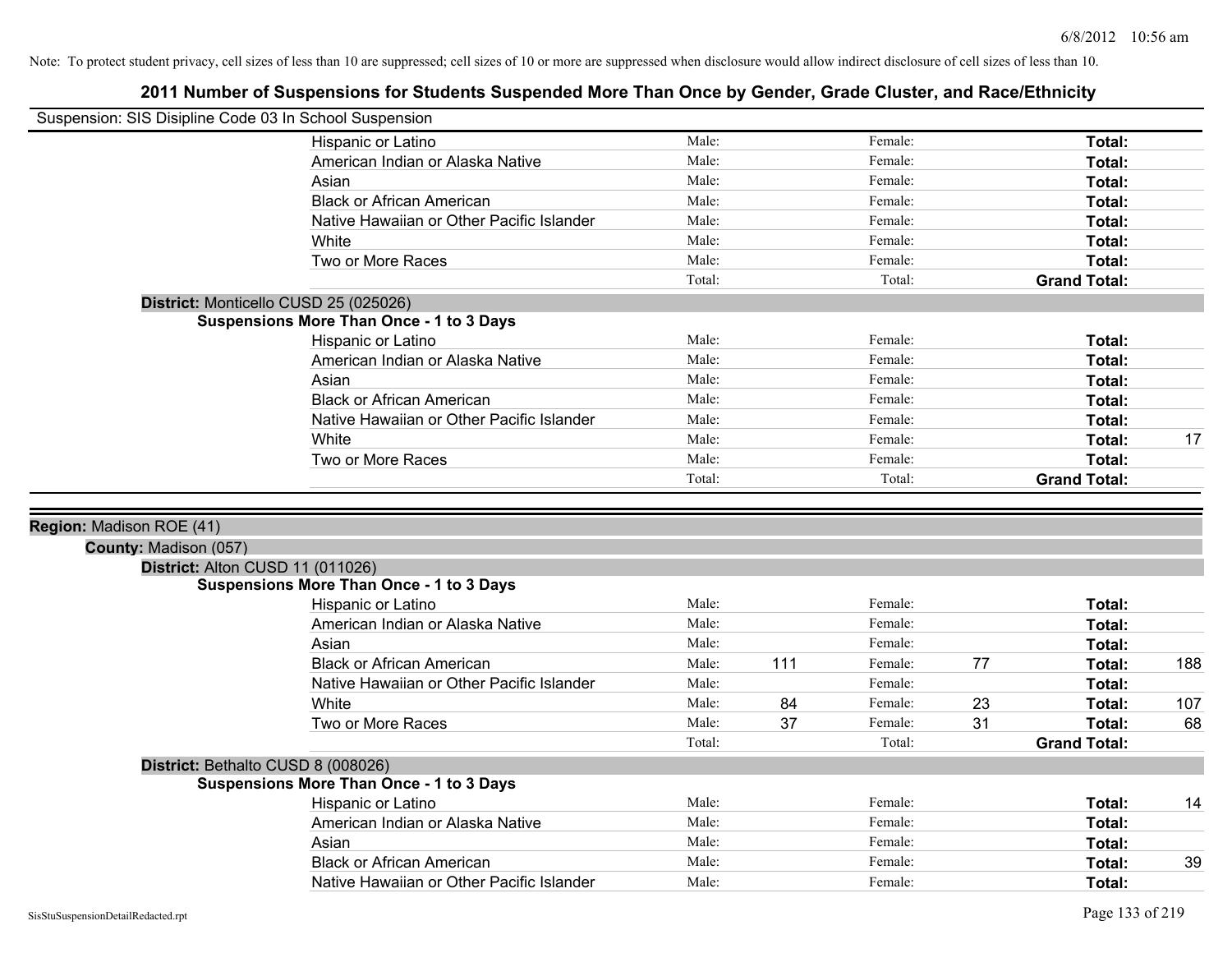Note: To protect student privacy, cell sizes of less than 10 are suppressed; cell sizes of 10 or more are suppressed when disclosure would allow indirect disclosure of cell sizes of less than 10.

# 2011 Number of Suspensions for Students Suspended More Than Once by Gender, Grade Cluster, and Race/Ethnicity

Suspension: SIS Disipline Code 03 In School Suspension

| | Male: | | Female: | | | |
|---|---|---|---|---|---|---|
| Hispanic or Latino | Male: | | Female: | | **Total:** | |
| American Indian or Alaska Native | Male: | | Female: | | **Total:** | |
| Asian | Male: | | Female: | | **Total:** | |
| Black or African American | Male: | | Female: | | **Total:** | |
| Native Hawaiian or Other Pacific Islander | Male: | | Female: | | **Total:** | |
| White | Male: | | Female: | | **Total:** | |
| Two or More Races | Male: | | Female: | | **Total:** | |
| | Total: | | Total: | | **Grand Total:** | |

**District:** Monticello CUSD 25 (025026)

**Suspensions More Than Once - 1 to 3 Days**

| | | | | | | |
|---|---|---|---|---|---|---|
| Hispanic or Latino | Male: | | Female: | | **Total:** | |
| American Indian or Alaska Native | Male: | | Female: | | **Total:** | |
| Asian | Male: | | Female: | | **Total:** | |
| Black or African American | Male: | | Female: | | **Total:** | |
| Native Hawaiian or Other Pacific Islander | Male: | | Female: | | **Total:** | |
| White | Male: | | Female: | | **Total:** | 17 |
| Two or More Races | Male: | | Female: | | **Total:** | |
| | Total: | | Total: | | **Grand Total:** | |

**Region:** Madison ROE (41)

**County:** Madison (057)

**District:** Alton CUSD 11 (011026)

**Suspensions More Than Once - 1 to 3 Days**

| | | | | | | |
|---|---|---|---|---|---|---|
| Hispanic or Latino | Male: | | Female: | | **Total:** | |
| American Indian or Alaska Native | Male: | | Female: | | **Total:** | |
| Asian | Male: | | Female: | | **Total:** | |
| Black or African American | Male: | 111 | Female: | 77 | **Total:** | 188 |
| Native Hawaiian or Other Pacific Islander | Male: | | Female: | | **Total:** | |
| White | Male: | 84 | Female: | 23 | **Total:** | 107 |
| Two or More Races | Male: | 37 | Female: | 31 | **Total:** | 68 |
| | Total: | | Total: | | **Grand Total:** | |

**District:** Bethalto CUSD 8 (008026)

**Suspensions More Than Once - 1 to 3 Days**

| | | | | | | |
|---|---|---|---|---|---|---|
| Hispanic or Latino | Male: | | Female: | | **Total:** | 14 |
| American Indian or Alaska Native | Male: | | Female: | | **Total:** | |
| Asian | Male: | | Female: | | **Total:** | |
| Black or African American | Male: | | Female: | | **Total:** | 39 |
| Native Hawaiian or Other Pacific Islander | Male: | | Female: | | **Total:** | |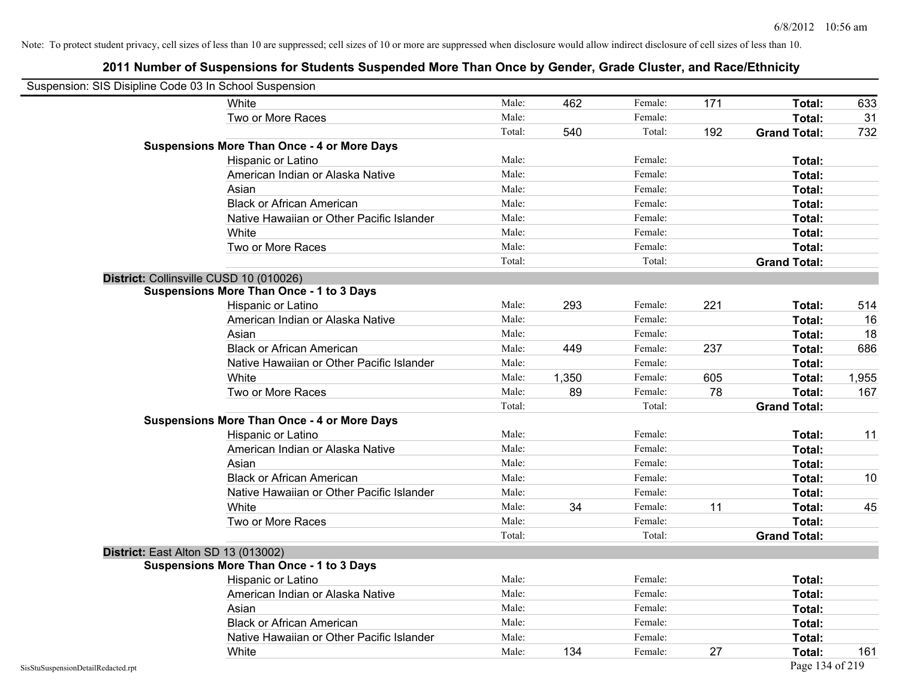Note: To protect student privacy, cell sizes of less than 10 are suppressed; cell sizes of 10 or more are suppressed when disclosure would allow indirect disclosure of cell sizes of less than 10.

## 2011 Number of Suspensions for Students Suspended More Than Once by Gender, Grade Cluster, and Race/Ethnicity

Suspension: SIS Disipline Code 03 In School Suspension

| | | | | | | |
|---|---|---|---|---|---|---|
| White | Male: | 462 | Female: | 171 | **Total:** | 633 |
| Two or More Races | Male: | | Female: | | **Total:** | 31 |
| | Total: | 540 | Total: | 192 | **Grand Total:** | 732 |
| **Suspensions More Than Once - 4 or More Days** | | | | | | |
| Hispanic or Latino | Male: | | Female: | | **Total:** | |
| American Indian or Alaska Native | Male: | | Female: | | **Total:** | |
| Asian | Male: | | Female: | | **Total:** | |
| Black or African American | Male: | | Female: | | **Total:** | |
| Native Hawaiian or Other Pacific Islander | Male: | | Female: | | **Total:** | |
| White | Male: | | Female: | | **Total:** | |
| Two or More Races | Male: | | Female: | | **Total:** | |
| | Total: | | Total: | | **Grand Total:** | |

**District:** Collinsville CUSD 10 (010026)

| | | | | | | |
|---|---|---|---|---|---|---|
| **Suspensions More Than Once - 1 to 3 Days** | | | | | | |
| Hispanic or Latino | Male: | 293 | Female: | 221 | **Total:** | 514 |
| American Indian or Alaska Native | Male: | | Female: | | **Total:** | 16 |
| Asian | Male: | | Female: | | **Total:** | 18 |
| Black or African American | Male: | 449 | Female: | 237 | **Total:** | 686 |
| Native Hawaiian or Other Pacific Islander | Male: | | Female: | | **Total:** | |
| White | Male: | 1,350 | Female: | 605 | **Total:** | 1,955 |
| Two or More Races | Male: | 89 | Female: | 78 | **Total:** | 167 |
| | Total: | | Total: | | **Grand Total:** | |
| **Suspensions More Than Once - 4 or More Days** | | | | | | |
| Hispanic or Latino | Male: | | Female: | | **Total:** | 11 |
| American Indian or Alaska Native | Male: | | Female: | | **Total:** | |
| Asian | Male: | | Female: | | **Total:** | |
| Black or African American | Male: | | Female: | | **Total:** | 10 |
| Native Hawaiian or Other Pacific Islander | Male: | | Female: | | **Total:** | |
| White | Male: | 34 | Female: | 11 | **Total:** | 45 |
| Two or More Races | Male: | | Female: | | **Total:** | |
| | Total: | | Total: | | **Grand Total:** | |

**District:** East Alton SD 13 (013002)

| | | | | | | |
|---|---|---|---|---|---|---|
| **Suspensions More Than Once - 1 to 3 Days** | | | | | | |
| Hispanic or Latino | Male: | | Female: | | **Total:** | |
| American Indian or Alaska Native | Male: | | Female: | | **Total:** | |
| Asian | Male: | | Female: | | **Total:** | |
| Black or African American | Male: | | Female: | | **Total:** | |
| Native Hawaiian or Other Pacific Islander | Male: | | Female: | | **Total:** | |
| White | Male: | 134 | Female: | 27 | **Total:** | 161 |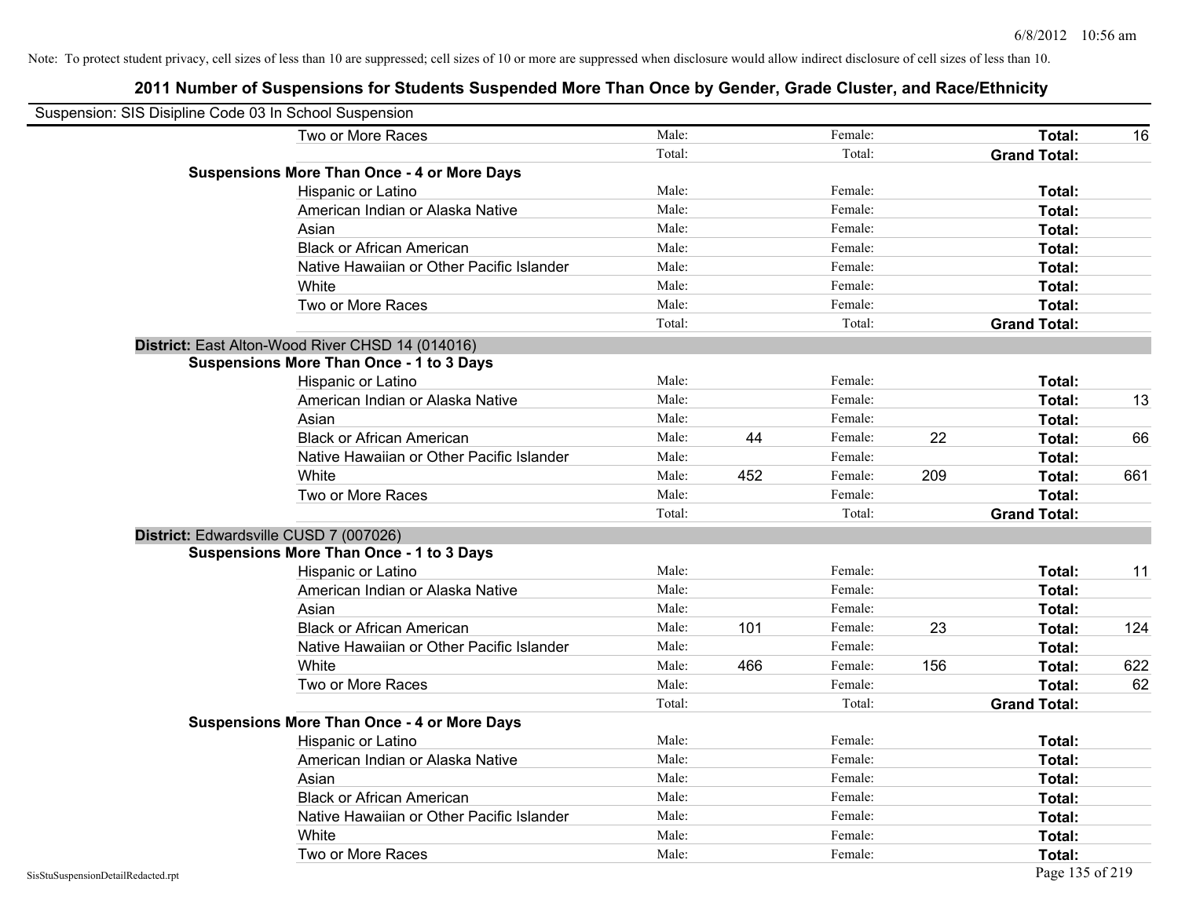Note: To protect student privacy, cell sizes of less than 10 are suppressed; cell sizes of 10 or more are suppressed when disclosure would allow indirect disclosure of cell sizes of less than 10.

## 2011 Number of Suspensions for Students Suspended More Than Once by Gender, Grade Cluster, and Race/Ethnicity

Suspension: SIS Disipline Code 03 In School Suspension

| | | | | | | |
|---|---|---|---|---|---|---|
| Two or More Races | Male: | | Female: | | **Total:** | 16 |
| | Total: | | Total: | | **Grand Total:** | |
| **Suspensions More Than Once - 4 or More Days** | | | | | | |
| Hispanic or Latino | Male: | | Female: | | **Total:** | |
| American Indian or Alaska Native | Male: | | Female: | | **Total:** | |
| Asian | Male: | | Female: | | **Total:** | |
| Black or African American | Male: | | Female: | | **Total:** | |
| Native Hawaiian or Other Pacific Islander | Male: | | Female: | | **Total:** | |
| White | Male: | | Female: | | **Total:** | |
| Two or More Races | Male: | | Female: | | **Total:** | |
| | Total: | | Total: | | **Grand Total:** | |

**District:** East Alton-Wood River CHSD 14 (014016)

| | | | | | | |
|---|---|---|---|---|---|---|
| **Suspensions More Than Once - 1 to 3 Days** | | | | | | |
| Hispanic or Latino | Male: | | Female: | | **Total:** | |
| American Indian or Alaska Native | Male: | | Female: | | **Total:** | 13 |
| Asian | Male: | | Female: | | **Total:** | |
| Black or African American | Male: | 44 | Female: | 22 | **Total:** | 66 |
| Native Hawaiian or Other Pacific Islander | Male: | | Female: | | **Total:** | |
| White | Male: | 452 | Female: | 209 | **Total:** | 661 |
| Two or More Races | Male: | | Female: | | **Total:** | |
| | Total: | | Total: | | **Grand Total:** | |

**District:** Edwardsville CUSD 7 (007026)

| | | | | | | |
|---|---|---|---|---|---|---|
| **Suspensions More Than Once - 1 to 3 Days** | | | | | | |
| Hispanic or Latino | Male: | | Female: | | **Total:** | 11 |
| American Indian or Alaska Native | Male: | | Female: | | **Total:** | |
| Asian | Male: | | Female: | | **Total:** | |
| Black or African American | Male: | 101 | Female: | 23 | **Total:** | 124 |
| Native Hawaiian or Other Pacific Islander | Male: | | Female: | | **Total:** | |
| White | Male: | 466 | Female: | 156 | **Total:** | 622 |
| Two or More Races | Male: | | Female: | | **Total:** | 62 |
| | Total: | | Total: | | **Grand Total:** | |
| **Suspensions More Than Once - 4 or More Days** | | | | | | |
| Hispanic or Latino | Male: | | Female: | | **Total:** | |
| American Indian or Alaska Native | Male: | | Female: | | **Total:** | |
| Asian | Male: | | Female: | | **Total:** | |
| Black or African American | Male: | | Female: | | **Total:** | |
| Native Hawaiian or Other Pacific Islander | Male: | | Female: | | **Total:** | |
| White | Male: | | Female: | | **Total:** | |
| Two or More Races | Male: | | Female: | | **Total:** | |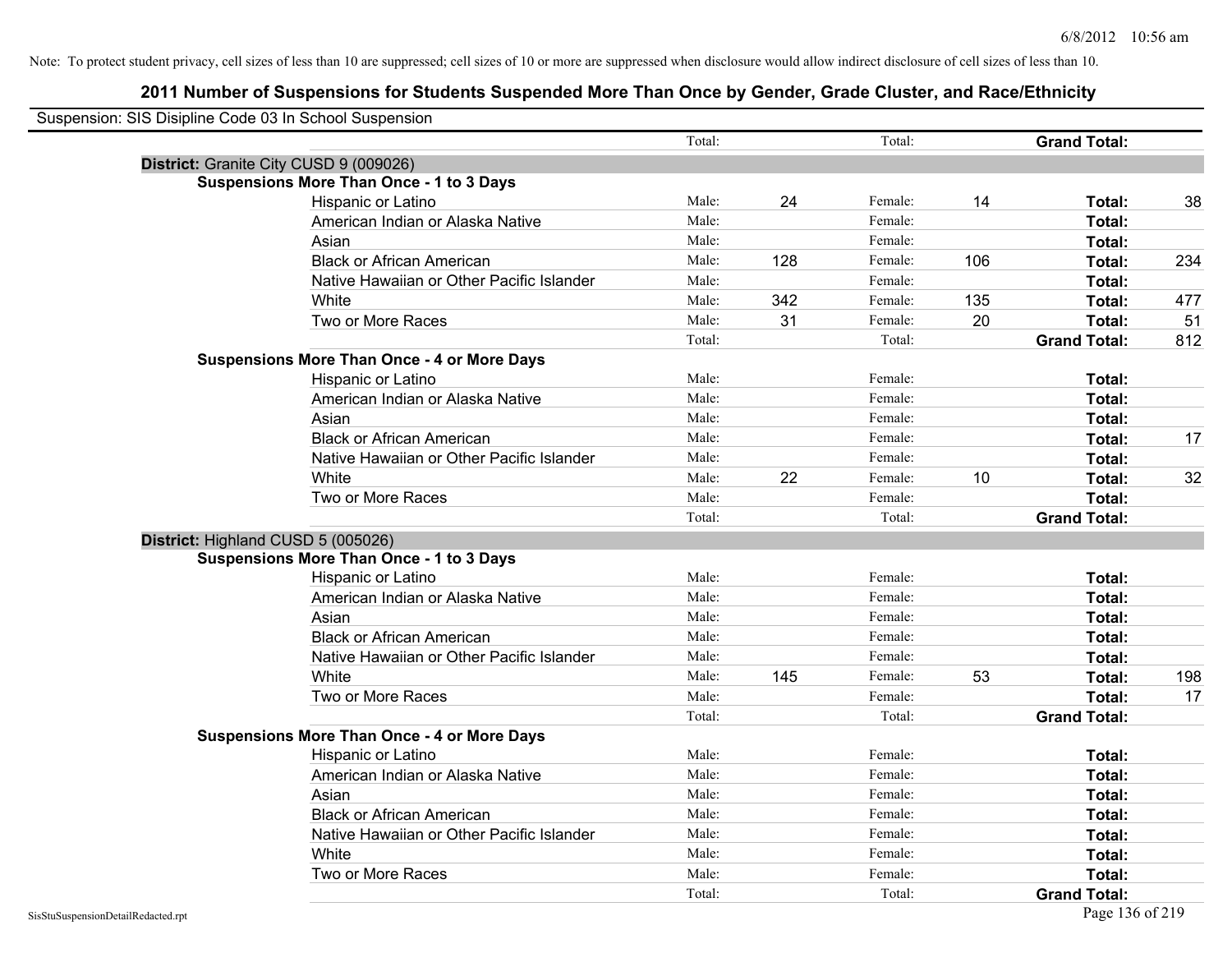Note: To protect student privacy, cell sizes of less than 10 are suppressed; cell sizes of 10 or more are suppressed when disclosure would allow indirect disclosure of cell sizes of less than 10.

# 2011 Number of Suspensions for Students Suspended More Than Once by Gender, Grade Cluster, and Race/Ethnicity

Suspension: SIS Disipline Code 03 In School Suspension

| | | | | | | |
|---|---|---|---|---|---|---|
| | Total: | | Total: | | **Grand Total:** | |
| **District:** Granite City CUSD 9 (009026) | | | | | | |
| **Suspensions More Than Once - 1 to 3 Days** | | | | | | |
| Hispanic or Latino | Male: | 24 | Female: | 14 | **Total:** | 38 |
| American Indian or Alaska Native | Male: | | Female: | | **Total:** | |
| Asian | Male: | | Female: | | **Total:** | |
| Black or African American | Male: | 128 | Female: | 106 | **Total:** | 234 |
| Native Hawaiian or Other Pacific Islander | Male: | | Female: | | **Total:** | |
| White | Male: | 342 | Female: | 135 | **Total:** | 477 |
| Two or More Races | Male: | 31 | Female: | 20 | **Total:** | 51 |
| | Total: | | Total: | | **Grand Total:** | 812 |
| **Suspensions More Than Once - 4 or More Days** | | | | | | |
| Hispanic or Latino | Male: | | Female: | | **Total:** | |
| American Indian or Alaska Native | Male: | | Female: | | **Total:** | |
| Asian | Male: | | Female: | | **Total:** | |
| Black or African American | Male: | | Female: | | **Total:** | 17 |
| Native Hawaiian or Other Pacific Islander | Male: | | Female: | | **Total:** | |
| White | Male: | 22 | Female: | 10 | **Total:** | 32 |
| Two or More Races | Male: | | Female: | | **Total:** | |
| | Total: | | Total: | | **Grand Total:** | |
| **District:** Highland CUSD 5 (005026) | | | | | | |
| **Suspensions More Than Once - 1 to 3 Days** | | | | | | |
| Hispanic or Latino | Male: | | Female: | | **Total:** | |
| American Indian or Alaska Native | Male: | | Female: | | **Total:** | |
| Asian | Male: | | Female: | | **Total:** | |
| Black or African American | Male: | | Female: | | **Total:** | |
| Native Hawaiian or Other Pacific Islander | Male: | | Female: | | **Total:** | |
| White | Male: | 145 | Female: | 53 | **Total:** | 198 |
| Two or More Races | Male: | | Female: | | **Total:** | 17 |
| | Total: | | Total: | | **Grand Total:** | |
| **Suspensions More Than Once - 4 or More Days** | | | | | | |
| Hispanic or Latino | Male: | | Female: | | **Total:** | |
| American Indian or Alaska Native | Male: | | Female: | | **Total:** | |
| Asian | Male: | | Female: | | **Total:** | |
| Black or African American | Male: | | Female: | | **Total:** | |
| Native Hawaiian or Other Pacific Islander | Male: | | Female: | | **Total:** | |
| White | Male: | | Female: | | **Total:** | |
| Two or More Races | Male: | | Female: | | **Total:** | |
| | Total: | | Total: | | **Grand Total:** | |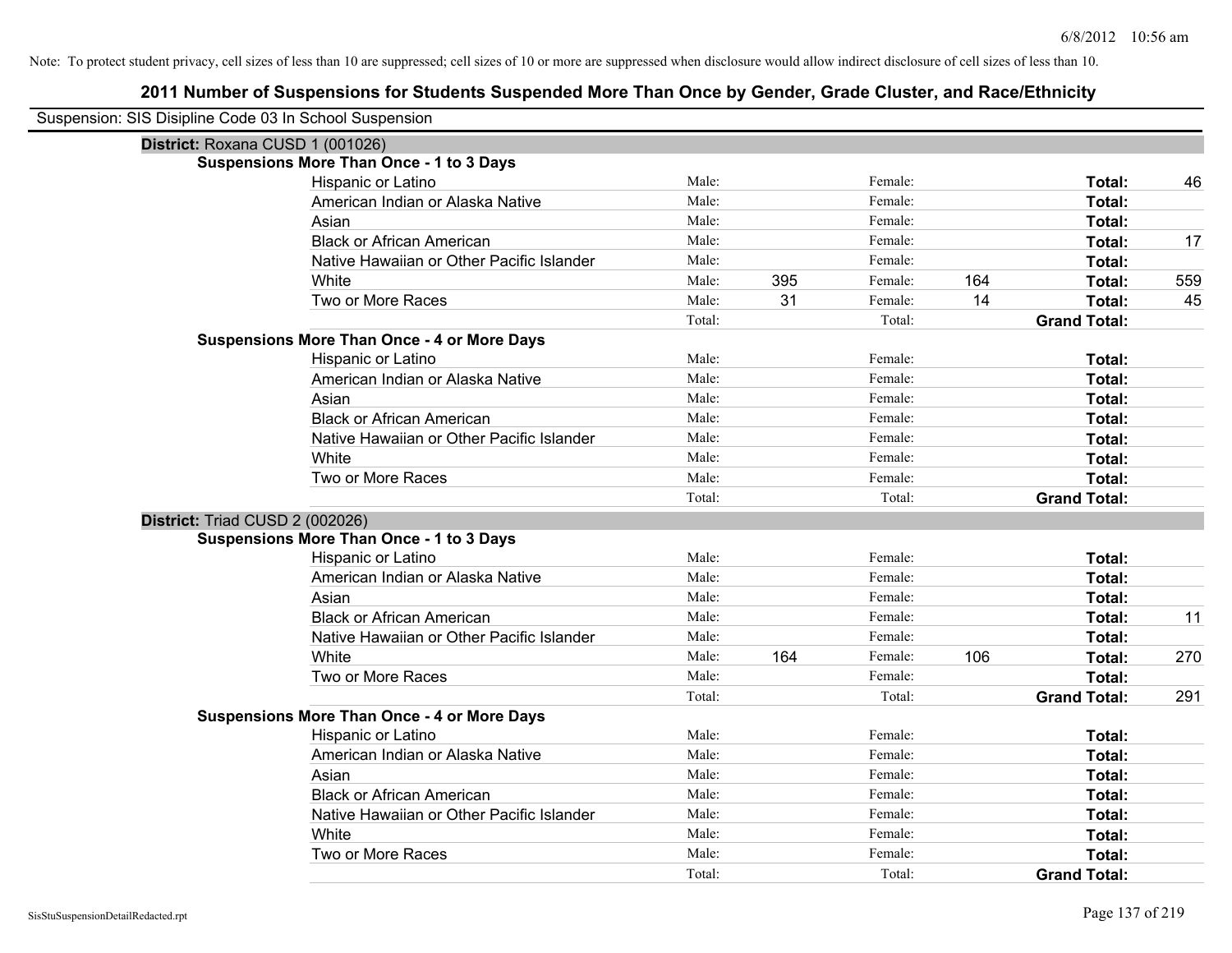Note: To protect student privacy, cell sizes of less than 10 are suppressed; cell sizes of 10 or more are suppressed when disclosure would allow indirect disclosure of cell sizes of less than 10.

# 2011 Number of Suspensions for Students Suspended More Than Once by Gender, Grade Cluster, and Race/Ethnicity

Suspension: SIS Disipline Code 03 In School Suspension

## District: Roxana CUSD 1 (001026)

### Suspensions More Than Once - 1 to 3 Days

| Race/Ethnicity | | Male | | Female | | Total |
|---|---|---|---|---|---|---|
| Hispanic or Latino | Male: | | Female: | | Total: | 46 |
| American Indian or Alaska Native | Male: | | Female: | | Total: | |
| Asian | Male: | | Female: | | Total: | |
| Black or African American | Male: | | Female: | | Total: | 17 |
| Native Hawaiian or Other Pacific Islander | Male: | | Female: | | Total: | |
| White | Male: | 395 | Female: | 164 | Total: | 559 |
| Two or More Races | Male: | 31 | Female: | 14 | Total: | 45 |
| | Total: | | Total: | | Grand Total: | |

### Suspensions More Than Once - 4 or More Days

| Race/Ethnicity | | Male | | Female | | Total |
|---|---|---|---|---|---|---|
| Hispanic or Latino | Male: | | Female: | | Total: | |
| American Indian or Alaska Native | Male: | | Female: | | Total: | |
| Asian | Male: | | Female: | | Total: | |
| Black or African American | Male: | | Female: | | Total: | |
| Native Hawaiian or Other Pacific Islander | Male: | | Female: | | Total: | |
| White | Male: | | Female: | | Total: | |
| Two or More Races | Male: | | Female: | | Total: | |
| | Total: | | Total: | | Grand Total: | |

## District: Triad CUSD 2 (002026)

### Suspensions More Than Once - 1 to 3 Days

| Race/Ethnicity | | Male | | Female | | Total |
|---|---|---|---|---|---|---|
| Hispanic or Latino | Male: | | Female: | | Total: | |
| American Indian or Alaska Native | Male: | | Female: | | Total: | |
| Asian | Male: | | Female: | | Total: | |
| Black or African American | Male: | | Female: | | Total: | 11 |
| Native Hawaiian or Other Pacific Islander | Male: | | Female: | | Total: | |
| White | Male: | 164 | Female: | 106 | Total: | 270 |
| Two or More Races | Male: | | Female: | | Total: | |
| | Total: | | Total: | | Grand Total: | 291 |

### Suspensions More Than Once - 4 or More Days

| Race/Ethnicity | | Male | | Female | | Total |
|---|---|---|---|---|---|---|
| Hispanic or Latino | Male: | | Female: | | Total: | |
| American Indian or Alaska Native | Male: | | Female: | | Total: | |
| Asian | Male: | | Female: | | Total: | |
| Black or African American | Male: | | Female: | | Total: | |
| Native Hawaiian or Other Pacific Islander | Male: | | Female: | | Total: | |
| White | Male: | | Female: | | Total: | |
| Two or More Races | Male: | | Female: | | Total: | |
| | Total: | | Total: | | Grand Total: | |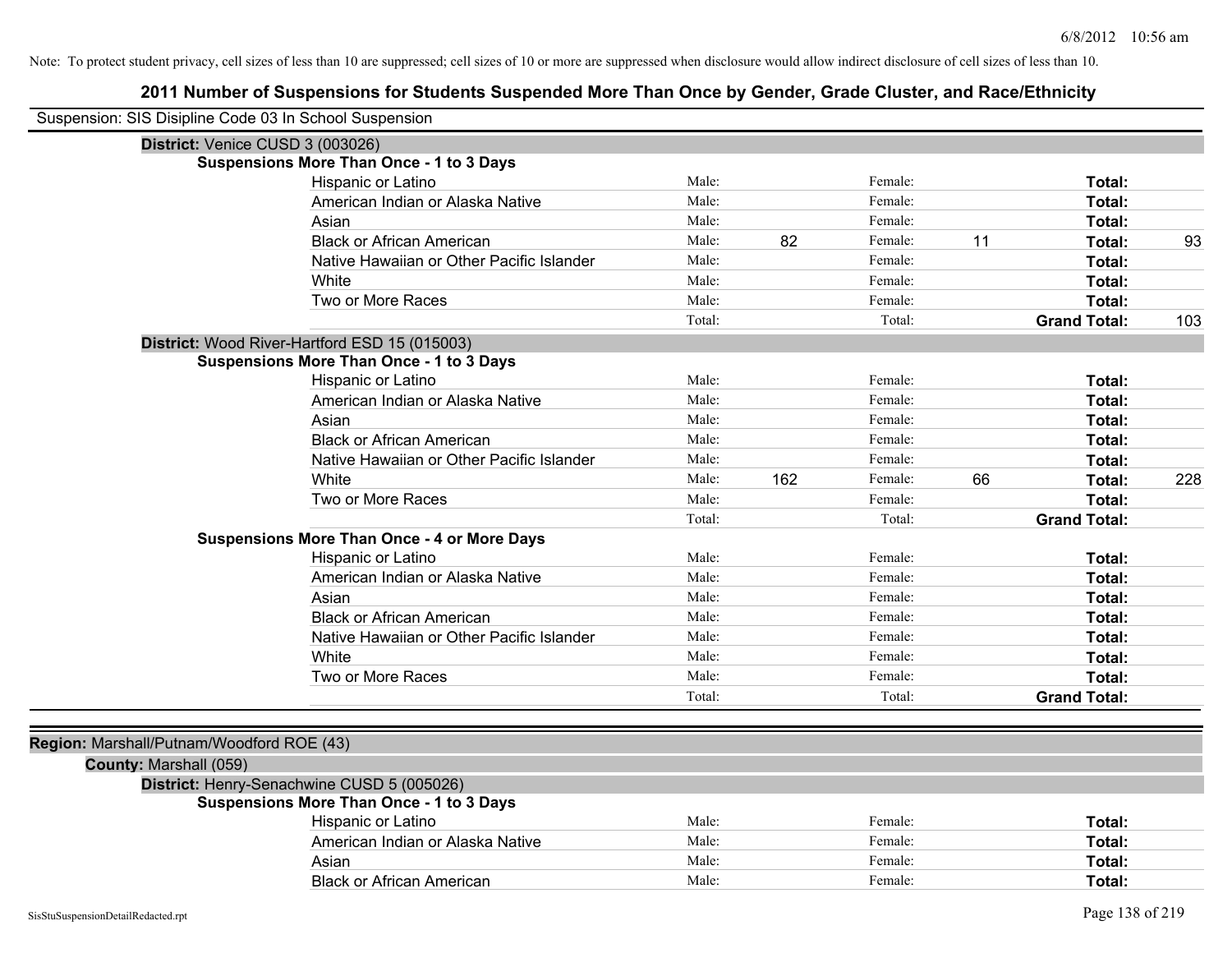Note: To protect student privacy, cell sizes of less than 10 are suppressed; cell sizes of 10 or more are suppressed when disclosure would allow indirect disclosure of cell sizes of less than 10.

# 2011 Number of Suspensions for Students Suspended More Than Once by Gender, Grade Cluster, and Race/Ethnicity

Suspension: SIS Disipline Code 03 In School Suspension

**District:** Venice CUSD 3 (003026)

**Suspensions More Than Once - 1 to 3 Days**

| Race/Ethnicity | | | | | | |
|---|---|---|---|---|---|---|
| Hispanic or Latino | Male: | | Female: | | **Total:** | |
| American Indian or Alaska Native | Male: | | Female: | | **Total:** | |
| Asian | Male: | | Female: | | **Total:** | |
| Black or African American | Male: | 82 | Female: | 11 | **Total:** | 93 |
| Native Hawaiian or Other Pacific Islander | Male: | | Female: | | **Total:** | |
| White | Male: | | Female: | | **Total:** | |
| Two or More Races | Male: | | Female: | | **Total:** | |
| | Total: | | Total: | | **Grand Total:** | 103 |

**District:** Wood River-Hartford ESD 15 (015003)

**Suspensions More Than Once - 1 to 3 Days**

| Race/Ethnicity | | | | | | |
|---|---|---|---|---|---|---|
| Hispanic or Latino | Male: | | Female: | | **Total:** | |
| American Indian or Alaska Native | Male: | | Female: | | **Total:** | |
| Asian | Male: | | Female: | | **Total:** | |
| Black or African American | Male: | | Female: | | **Total:** | |
| Native Hawaiian or Other Pacific Islander | Male: | | Female: | | **Total:** | |
| White | Male: | 162 | Female: | 66 | **Total:** | 228 |
| Two or More Races | Male: | | Female: | | **Total:** | |
| | Total: | | Total: | | **Grand Total:** | |

**Suspensions More Than Once - 4 or More Days**

| Race/Ethnicity | | | | | | |
|---|---|---|---|---|---|---|
| Hispanic or Latino | Male: | | Female: | | **Total:** | |
| American Indian or Alaska Native | Male: | | Female: | | **Total:** | |
| Asian | Male: | | Female: | | **Total:** | |
| Black or African American | Male: | | Female: | | **Total:** | |
| Native Hawaiian or Other Pacific Islander | Male: | | Female: | | **Total:** | |
| White | Male: | | Female: | | **Total:** | |
| Two or More Races | Male: | | Female: | | **Total:** | |
| | Total: | | Total: | | **Grand Total:** | |

**Region:** Marshall/Putnam/Woodford ROE (43)

**County:** Marshall (059)

**District:** Henry-Senachwine CUSD 5 (005026)

**Suspensions More Than Once - 1 to 3 Days**

| Race/Ethnicity | | | | | | |
|---|---|---|---|---|---|---|
| Hispanic or Latino | Male: | | Female: | | **Total:** | |
| American Indian or Alaska Native | Male: | | Female: | | **Total:** | |
| Asian | Male: | | Female: | | **Total:** | |
| Black or African American | Male: | | Female: | | **Total:** | |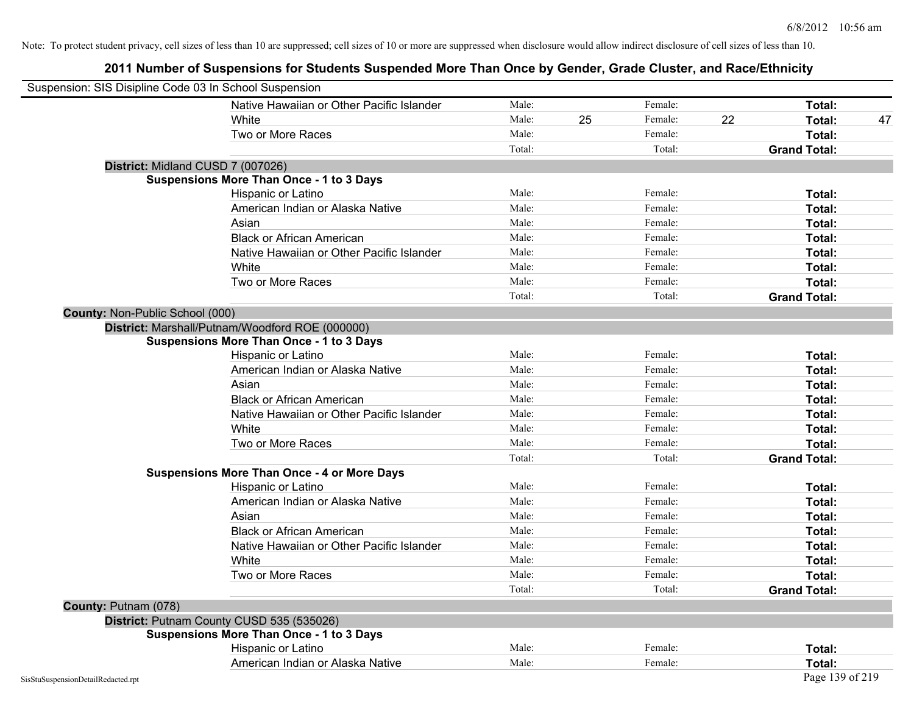Note: To protect student privacy, cell sizes of less than 10 are suppressed; cell sizes of 10 or more are suppressed when disclosure would allow indirect disclosure of cell sizes of less than 10.

# 2011 Number of Suspensions for Students Suspended More Than Once by Gender, Grade Cluster, and Race/Ethnicity

Suspension: SIS Disipline Code 03 In School Suspension

| | | | | | | | |
|---|---|---|---|---|---|---|---|
| Native Hawaiian or Other Pacific Islander | Male: | | Female: | | Total: | |
| White | Male: | 25 | Female: | 22 | Total: | 47 |
| Two or More Races | Male: | | Female: | | Total: | |
| | Total: | | Total: | | Grand Total: | |

**District:** Midland CUSD 7 (007026)

**Suspensions More Than Once - 1 to 3 Days**

| | | | | | | |
|---|---|---|---|---|---|---|
| Hispanic or Latino | Male: | | Female: | | Total: | |
| American Indian or Alaska Native | Male: | | Female: | | Total: | |
| Asian | Male: | | Female: | | Total: | |
| Black or African American | Male: | | Female: | | Total: | |
| Native Hawaiian or Other Pacific Islander | Male: | | Female: | | Total: | |
| White | Male: | | Female: | | Total: | |
| Two or More Races | Male: | | Female: | | Total: | |
| | Total: | | Total: | | Grand Total: | |

**County:** Non-Public School (000)

**District:** Marshall/Putnam/Woodford ROE (000000)

**Suspensions More Than Once - 1 to 3 Days**

| | | | | | | |
|---|---|---|---|---|---|---|
| Hispanic or Latino | Male: | | Female: | | Total: | |
| American Indian or Alaska Native | Male: | | Female: | | Total: | |
| Asian | Male: | | Female: | | Total: | |
| Black or African American | Male: | | Female: | | Total: | |
| Native Hawaiian or Other Pacific Islander | Male: | | Female: | | Total: | |
| White | Male: | | Female: | | Total: | |
| Two or More Races | Male: | | Female: | | Total: | |
| | Total: | | Total: | | Grand Total: | |

**Suspensions More Than Once - 4 or More Days**

| | | | | | | |
|---|---|---|---|---|---|---|
| Hispanic or Latino | Male: | | Female: | | Total: | |
| American Indian or Alaska Native | Male: | | Female: | | Total: | |
| Asian | Male: | | Female: | | Total: | |
| Black or African American | Male: | | Female: | | Total: | |
| Native Hawaiian or Other Pacific Islander | Male: | | Female: | | Total: | |
| White | Male: | | Female: | | Total: | |
| Two or More Races | Male: | | Female: | | Total: | |
| | Total: | | Total: | | Grand Total: | |

**County:** Putnam (078)

**District:** Putnam County CUSD 535 (535026)

**Suspensions More Than Once - 1 to 3 Days**

| | | | | | | |
|---|---|---|---|---|---|---|
| Hispanic or Latino | Male: | | Female: | | Total: | |
| American Indian or Alaska Native | Male: | | Female: | | Total: | |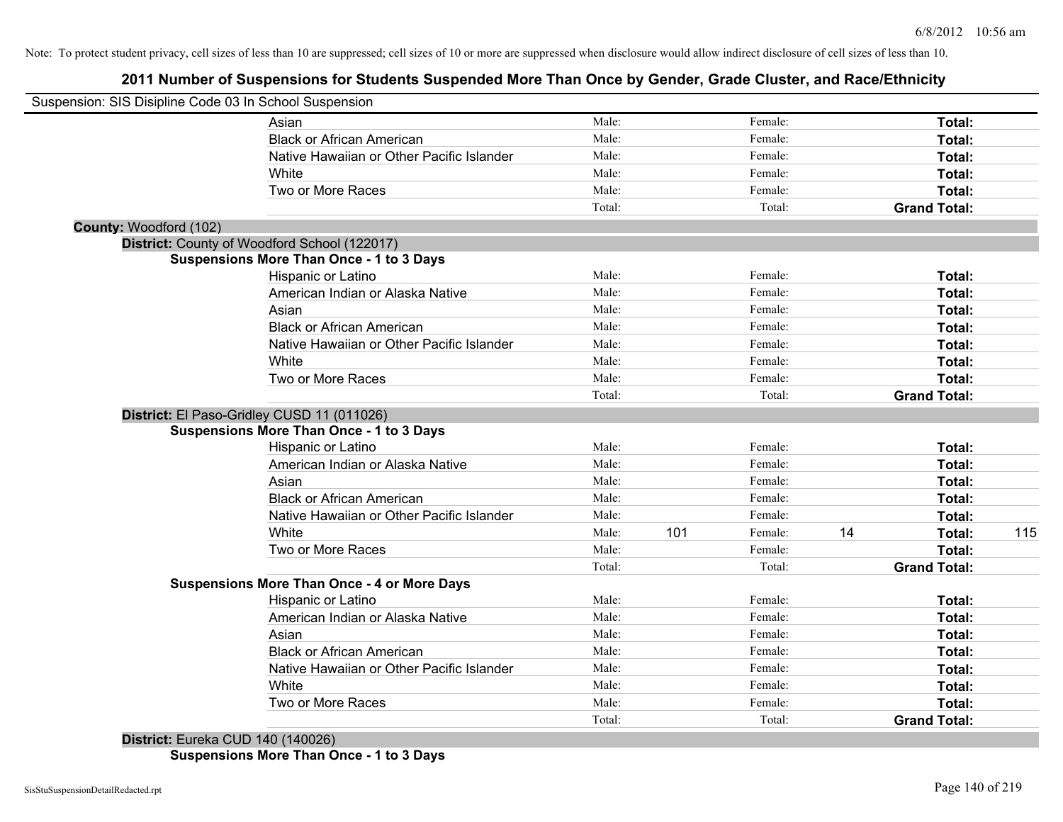Note: To protect student privacy, cell sizes of less than 10 are suppressed; cell sizes of 10 or more are suppressed when disclosure would allow indirect disclosure of cell sizes of less than 10.

# 2011 Number of Suspensions for Students Suspended More Than Once by Gender, Grade Cluster, and Race/Ethnicity

Suspension: SIS Disipline Code 03 In School Suspension

| | | | | | |
|---|---|---|---|---|---|
| Asian | Male: | | Female: | | **Total:** |
| Black or African American | Male: | | Female: | | **Total:** |
| Native Hawaiian or Other Pacific Islander | Male: | | Female: | | **Total:** |
| White | Male: | | Female: | | **Total:** |
| Two or More Races | Male: | | Female: | | **Total:** |
| | Total: | | Total: | | **Grand Total:** |

**County:** Woodford (102)

**District:** County of Woodford School (122017)

**Suspensions More Than Once - 1 to 3 Days**

| | | | | | | |
|---|---|---|---|---|---|---|
| Hispanic or Latino | Male: | | Female: | | **Total:** | |
| American Indian or Alaska Native | Male: | | Female: | | **Total:** | |
| Asian | Male: | | Female: | | **Total:** | |
| Black or African American | Male: | | Female: | | **Total:** | |
| Native Hawaiian or Other Pacific Islander | Male: | | Female: | | **Total:** | |
| White | Male: | | Female: | | **Total:** | |
| Two or More Races | Male: | | Female: | | **Total:** | |
| | Total: | | Total: | | **Grand Total:** | |

**District:** El Paso-Gridley CUSD 11 (011026)

**Suspensions More Than Once - 1 to 3 Days**

| | | | | | | |
|---|---|---|---|---|---|---|
| Hispanic or Latino | Male: | | Female: | | **Total:** | |
| American Indian or Alaska Native | Male: | | Female: | | **Total:** | |
| Asian | Male: | | Female: | | **Total:** | |
| Black or African American | Male: | | Female: | | **Total:** | |
| Native Hawaiian or Other Pacific Islander | Male: | | Female: | | **Total:** | |
| White | Male: | 101 | Female: | 14 | **Total:** | 115 |
| Two or More Races | Male: | | Female: | | **Total:** | |
| | Total: | | Total: | | **Grand Total:** | |

**Suspensions More Than Once - 4 or More Days**

| | | | | | | |
|---|---|---|---|---|---|---|
| Hispanic or Latino | Male: | | Female: | | **Total:** | |
| American Indian or Alaska Native | Male: | | Female: | | **Total:** | |
| Asian | Male: | | Female: | | **Total:** | |
| Black or African American | Male: | | Female: | | **Total:** | |
| Native Hawaiian or Other Pacific Islander | Male: | | Female: | | **Total:** | |
| White | Male: | | Female: | | **Total:** | |
| Two or More Races | Male: | | Female: | | **Total:** | |
| | Total: | | Total: | | **Grand Total:** | |

**District:** Eureka CUD 140 (140026)

**Suspensions More Than Once - 1 to 3 Days**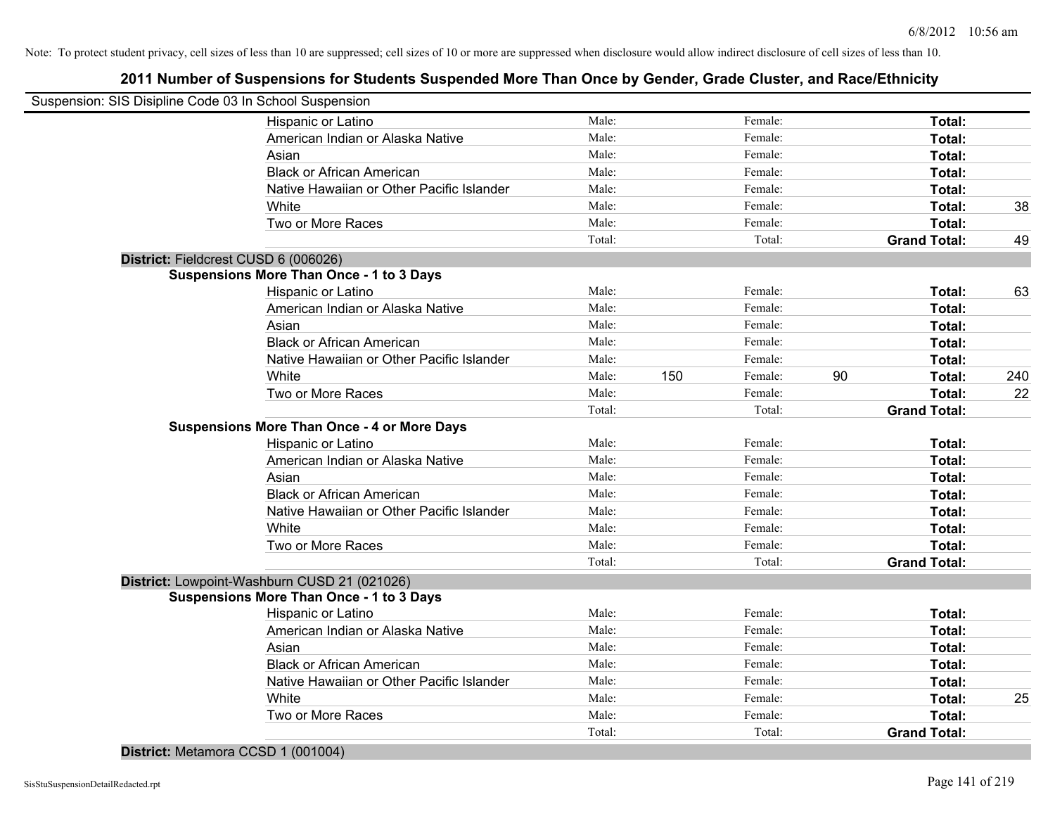Note: To protect student privacy, cell sizes of less than 10 are suppressed; cell sizes of 10 or more are suppressed when disclosure would allow indirect disclosure of cell sizes of less than 10.

## 2011 Number of Suspensions for Students Suspended More Than Once by Gender, Grade Cluster, and Race/Ethnicity

Suspension: SIS Disipline Code 03 In School Suspension

| | Male: | | Female: | | | |
|---|---|---|---|---|---|---|
| Hispanic or Latino | Male: | | Female: | | **Total:** | |
| American Indian or Alaska Native | Male: | | Female: | | **Total:** | |
| Asian | Male: | | Female: | | **Total:** | |
| Black or African American | Male: | | Female: | | **Total:** | |
| Native Hawaiian or Other Pacific Islander | Male: | | Female: | | **Total:** | |
| White | Male: | | Female: | | **Total:** | 38 |
| Two or More Races | Male: | | Female: | | **Total:** | |
| | Total: | | Total: | | **Grand Total:** | 49 |

**District:** Fieldcrest CUSD 6 (006026)

**Suspensions More Than Once - 1 to 3 Days**

| | | | | | | |
|---|---|---|---|---|---|---|
| Hispanic or Latino | Male: | | Female: | | **Total:** | 63 |
| American Indian or Alaska Native | Male: | | Female: | | **Total:** | |
| Asian | Male: | | Female: | | **Total:** | |
| Black or African American | Male: | | Female: | | **Total:** | |
| Native Hawaiian or Other Pacific Islander | Male: | | Female: | | **Total:** | |
| White | Male: | 150 | Female: | 90 | **Total:** | 240 |
| Two or More Races | Male: | | Female: | | **Total:** | 22 |
| | Total: | | Total: | | **Grand Total:** | |

**Suspensions More Than Once - 4 or More Days**

| | | | | | | |
|---|---|---|---|---|---|---|
| Hispanic or Latino | Male: | | Female: | | **Total:** | |
| American Indian or Alaska Native | Male: | | Female: | | **Total:** | |
| Asian | Male: | | Female: | | **Total:** | |
| Black or African American | Male: | | Female: | | **Total:** | |
| Native Hawaiian or Other Pacific Islander | Male: | | Female: | | **Total:** | |
| White | Male: | | Female: | | **Total:** | |
| Two or More Races | Male: | | Female: | | **Total:** | |
| | Total: | | Total: | | **Grand Total:** | |

**District:** Lowpoint-Washburn CUSD 21 (021026)

**Suspensions More Than Once - 1 to 3 Days**

| | | | | | | |
|---|---|---|---|---|---|---|
| Hispanic or Latino | Male: | | Female: | | **Total:** | |
| American Indian or Alaska Native | Male: | | Female: | | **Total:** | |
| Asian | Male: | | Female: | | **Total:** | |
| Black or African American | Male: | | Female: | | **Total:** | |
| Native Hawaiian or Other Pacific Islander | Male: | | Female: | | **Total:** | |
| White | Male: | | Female: | | **Total:** | 25 |
| Two or More Races | Male: | | Female: | | **Total:** | |
| | Total: | | Total: | | **Grand Total:** | |

**District:** Metamora CCSD 1 (001004)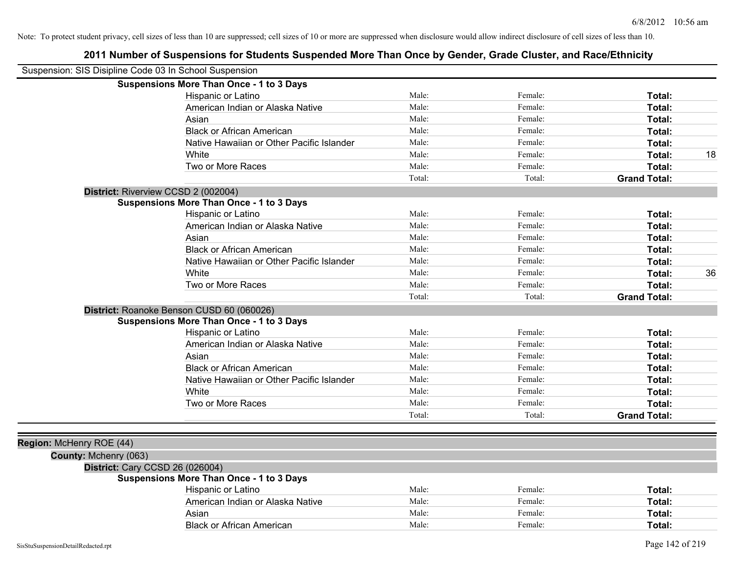Note: To protect student privacy, cell sizes of less than 10 are suppressed; cell sizes of 10 or more are suppressed when disclosure would allow indirect disclosure of cell sizes of less than 10.

## 2011 Number of Suspensions for Students Suspended More Than Once by Gender, Grade Cluster, and Race/Ethnicity

Suspension: SIS Disipline Code 03 In School Suspension

**Suspensions More Than Once - 1 to 3 Days**

| | | | | |
|---|---|---|---|---|
| Hispanic or Latino | Male: | Female: | **Total:** | |
| American Indian or Alaska Native | Male: | Female: | **Total:** | |
| Asian | Male: | Female: | **Total:** | |
| Black or African American | Male: | Female: | **Total:** | |
| Native Hawaiian or Other Pacific Islander | Male: | Female: | **Total:** | |
| White | Male: | Female: | **Total:** | 18 |
| Two or More Races | Male: | Female: | **Total:** | |
| | Total: | Total: | **Grand Total:** | |

**District:** Riverview CCSD 2 (002004)

**Suspensions More Than Once - 1 to 3 Days**

| | | | | |
|---|---|---|---|---|
| Hispanic or Latino | Male: | Female: | **Total:** | |
| American Indian or Alaska Native | Male: | Female: | **Total:** | |
| Asian | Male: | Female: | **Total:** | |
| Black or African American | Male: | Female: | **Total:** | |
| Native Hawaiian or Other Pacific Islander | Male: | Female: | **Total:** | |
| White | Male: | Female: | **Total:** | 36 |
| Two or More Races | Male: | Female: | **Total:** | |
| | Total: | Total: | **Grand Total:** | |

**District:** Roanoke Benson CUSD 60 (060026)

**Suspensions More Than Once - 1 to 3 Days**

| | | | | |
|---|---|---|---|---|
| Hispanic or Latino | Male: | Female: | **Total:** | |
| American Indian or Alaska Native | Male: | Female: | **Total:** | |
| Asian | Male: | Female: | **Total:** | |
| Black or African American | Male: | Female: | **Total:** | |
| Native Hawaiian or Other Pacific Islander | Male: | Female: | **Total:** | |
| White | Male: | Female: | **Total:** | |
| Two or More Races | Male: | Female: | **Total:** | |
| | Total: | Total: | **Grand Total:** | |

**Region:** McHenry ROE (44)

**County:** Mchenry (063)

**District:** Cary CCSD 26 (026004)

**Suspensions More Than Once - 1 to 3 Days**

| | | | | |
|---|---|---|---|---|
| Hispanic or Latino | Male: | Female: | **Total:** | |
| American Indian or Alaska Native | Male: | Female: | **Total:** | |
| Asian | Male: | Female: | **Total:** | |
| Black or African American | Male: | Female: | **Total:** | |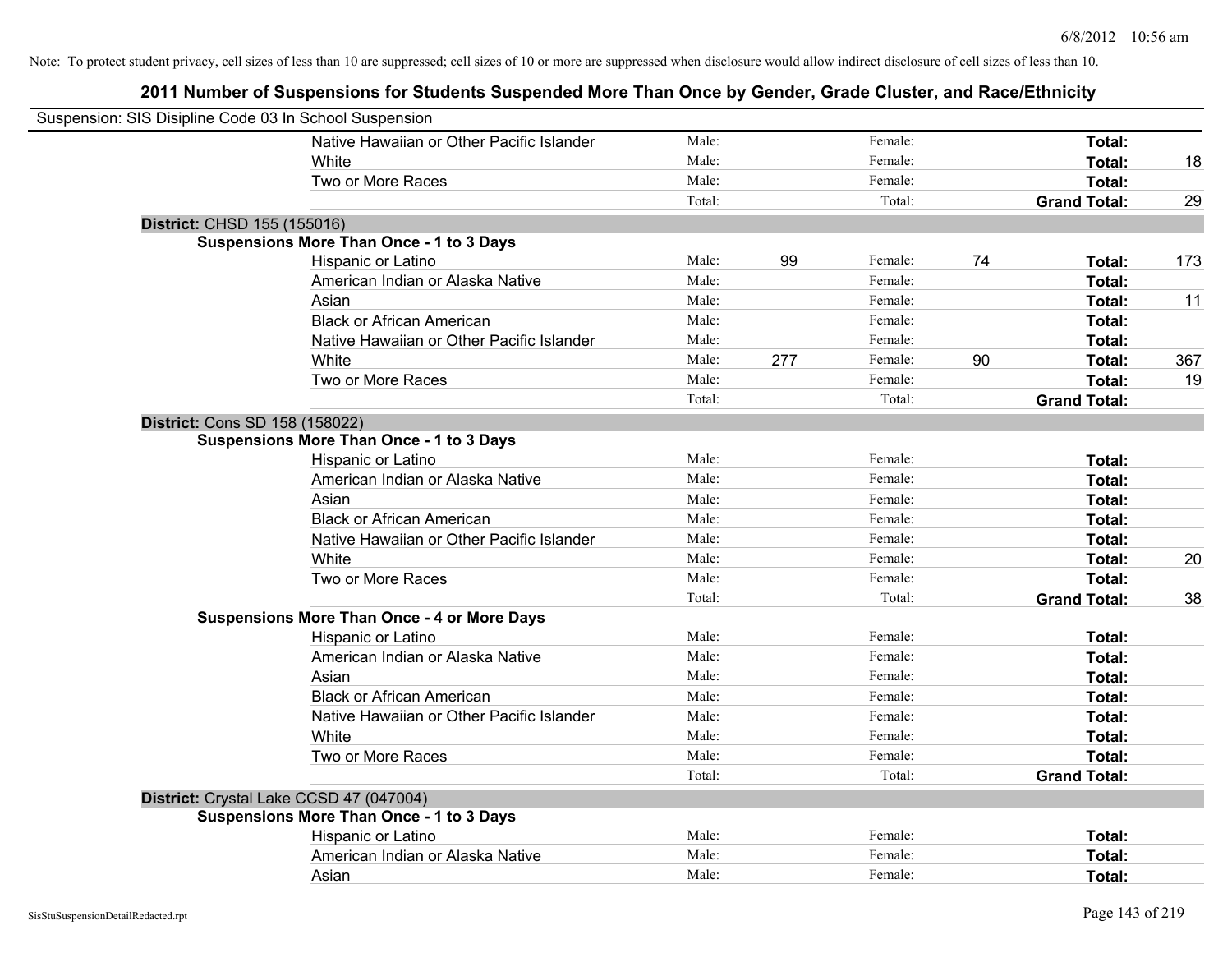Note: To protect student privacy, cell sizes of less than 10 are suppressed; cell sizes of 10 or more are suppressed when disclosure would allow indirect disclosure of cell sizes of less than 10.

## 2011 Number of Suspensions for Students Suspended More Than Once by Gender, Grade Cluster, and Race/Ethnicity

Suspension: SIS Disipline Code 03 In School Suspension

| | | | | | | |
|---|---|---|---|---|---|---|
| Native Hawaiian or Other Pacific Islander | Male: | | Female: | | **Total:** | |
| White | Male: | | Female: | | **Total:** | 18 |
| Two or More Races | Male: | | Female: | | **Total:** | |
| | Total: | | Total: | | **Grand Total:** | 29 |

**District:** CHSD 155 (155016)

**Suspensions More Than Once - 1 to 3 Days**

| | | | | | | |
|---|---|---|---|---|---|---|
| Hispanic or Latino | Male: | 99 | Female: | 74 | **Total:** | 173 |
| American Indian or Alaska Native | Male: | | Female: | | **Total:** | |
| Asian | Male: | | Female: | | **Total:** | 11 |
| Black or African American | Male: | | Female: | | **Total:** | |
| Native Hawaiian or Other Pacific Islander | Male: | | Female: | | **Total:** | |
| White | Male: | 277 | Female: | 90 | **Total:** | 367 |
| Two or More Races | Male: | | Female: | | **Total:** | 19 |
| | Total: | | Total: | | **Grand Total:** | |

**District:** Cons SD 158 (158022)

**Suspensions More Than Once - 1 to 3 Days**

| | | | | | | |
|---|---|---|---|---|---|---|
| Hispanic or Latino | Male: | | Female: | | **Total:** | |
| American Indian or Alaska Native | Male: | | Female: | | **Total:** | |
| Asian | Male: | | Female: | | **Total:** | |
| Black or African American | Male: | | Female: | | **Total:** | |
| Native Hawaiian or Other Pacific Islander | Male: | | Female: | | **Total:** | |
| White | Male: | | Female: | | **Total:** | 20 |
| Two or More Races | Male: | | Female: | | **Total:** | |
| | Total: | | Total: | | **Grand Total:** | 38 |

**Suspensions More Than Once - 4 or More Days**

| | | | | | | |
|---|---|---|---|---|---|---|
| Hispanic or Latino | Male: | | Female: | | **Total:** | |
| American Indian or Alaska Native | Male: | | Female: | | **Total:** | |
| Asian | Male: | | Female: | | **Total:** | |
| Black or African American | Male: | | Female: | | **Total:** | |
| Native Hawaiian or Other Pacific Islander | Male: | | Female: | | **Total:** | |
| White | Male: | | Female: | | **Total:** | |
| Two or More Races | Male: | | Female: | | **Total:** | |
| | Total: | | Total: | | **Grand Total:** | |

**District:** Crystal Lake CCSD 47 (047004)

**Suspensions More Than Once - 1 to 3 Days**

| | | | | | | |
|---|---|---|---|---|---|---|
| Hispanic or Latino | Male: | | Female: | | **Total:** | |
| American Indian or Alaska Native | Male: | | Female: | | **Total:** | |
| Asian | Male: | | Female: | | **Total:** | |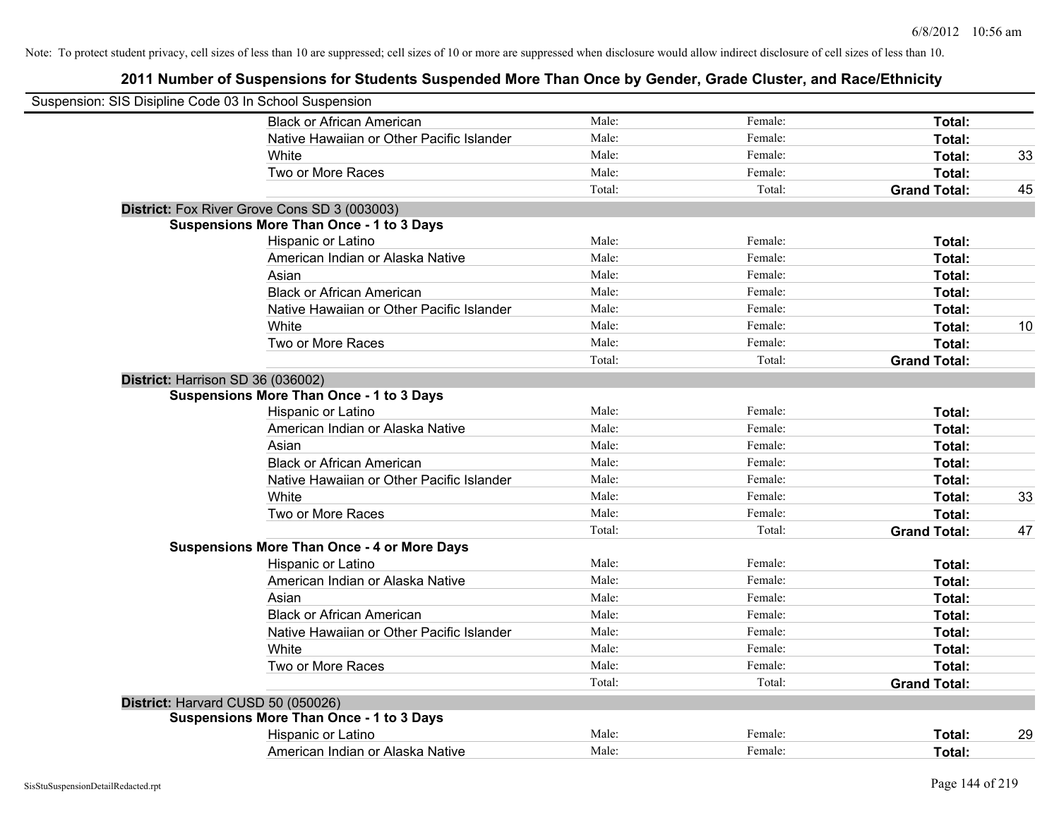Note: To protect student privacy, cell sizes of less than 10 are suppressed; cell sizes of 10 or more are suppressed when disclosure would allow indirect disclosure of cell sizes of less than 10.

## 2011 Number of Suspensions for Students Suspended More Than Once by Gender, Grade Cluster, and Race/Ethnicity

Suspension: SIS Disipline Code 03 In School Suspension

| | | | | |
|---|---|---|---|---|
| Black or African American | Male: | Female: | **Total:** | |
| Native Hawaiian or Other Pacific Islander | Male: | Female: | **Total:** | |
| White | Male: | Female: | **Total:** | 33 |
| Two or More Races | Male: | Female: | **Total:** | |
| | Total: | Total: | **Grand Total:** | 45 |

**District:** Fox River Grove Cons SD 3 (003003)

**Suspensions More Than Once - 1 to 3 Days**

| | | | | |
|---|---|---|---|---|
| Hispanic or Latino | Male: | Female: | **Total:** | |
| American Indian or Alaska Native | Male: | Female: | **Total:** | |
| Asian | Male: | Female: | **Total:** | |
| Black or African American | Male: | Female: | **Total:** | |
| Native Hawaiian or Other Pacific Islander | Male: | Female: | **Total:** | |
| White | Male: | Female: | **Total:** | 10 |
| Two or More Races | Male: | Female: | **Total:** | |
| | Total: | Total: | **Grand Total:** | |

**District:** Harrison SD 36 (036002)

**Suspensions More Than Once - 1 to 3 Days**

| | | | | |
|---|---|---|---|---|
| Hispanic or Latino | Male: | Female: | **Total:** | |
| American Indian or Alaska Native | Male: | Female: | **Total:** | |
| Asian | Male: | Female: | **Total:** | |
| Black or African American | Male: | Female: | **Total:** | |
| Native Hawaiian or Other Pacific Islander | Male: | Female: | **Total:** | |
| White | Male: | Female: | **Total:** | 33 |
| Two or More Races | Male: | Female: | **Total:** | |
| | Total: | Total: | **Grand Total:** | 47 |

**Suspensions More Than Once - 4 or More Days**

| | | | | |
|---|---|---|---|---|
| Hispanic or Latino | Male: | Female: | **Total:** | |
| American Indian or Alaska Native | Male: | Female: | **Total:** | |
| Asian | Male: | Female: | **Total:** | |
| Black or African American | Male: | Female: | **Total:** | |
| Native Hawaiian or Other Pacific Islander | Male: | Female: | **Total:** | |
| White | Male: | Female: | **Total:** | |
| Two or More Races | Male: | Female: | **Total:** | |
| | Total: | Total: | **Grand Total:** | |

**District:** Harvard CUSD 50 (050026)

**Suspensions More Than Once - 1 to 3 Days**

| | | | | |
|---|---|---|---|---|
| Hispanic or Latino | Male: | Female: | **Total:** | 29 |
| American Indian or Alaska Native | Male: | Female: | **Total:** | |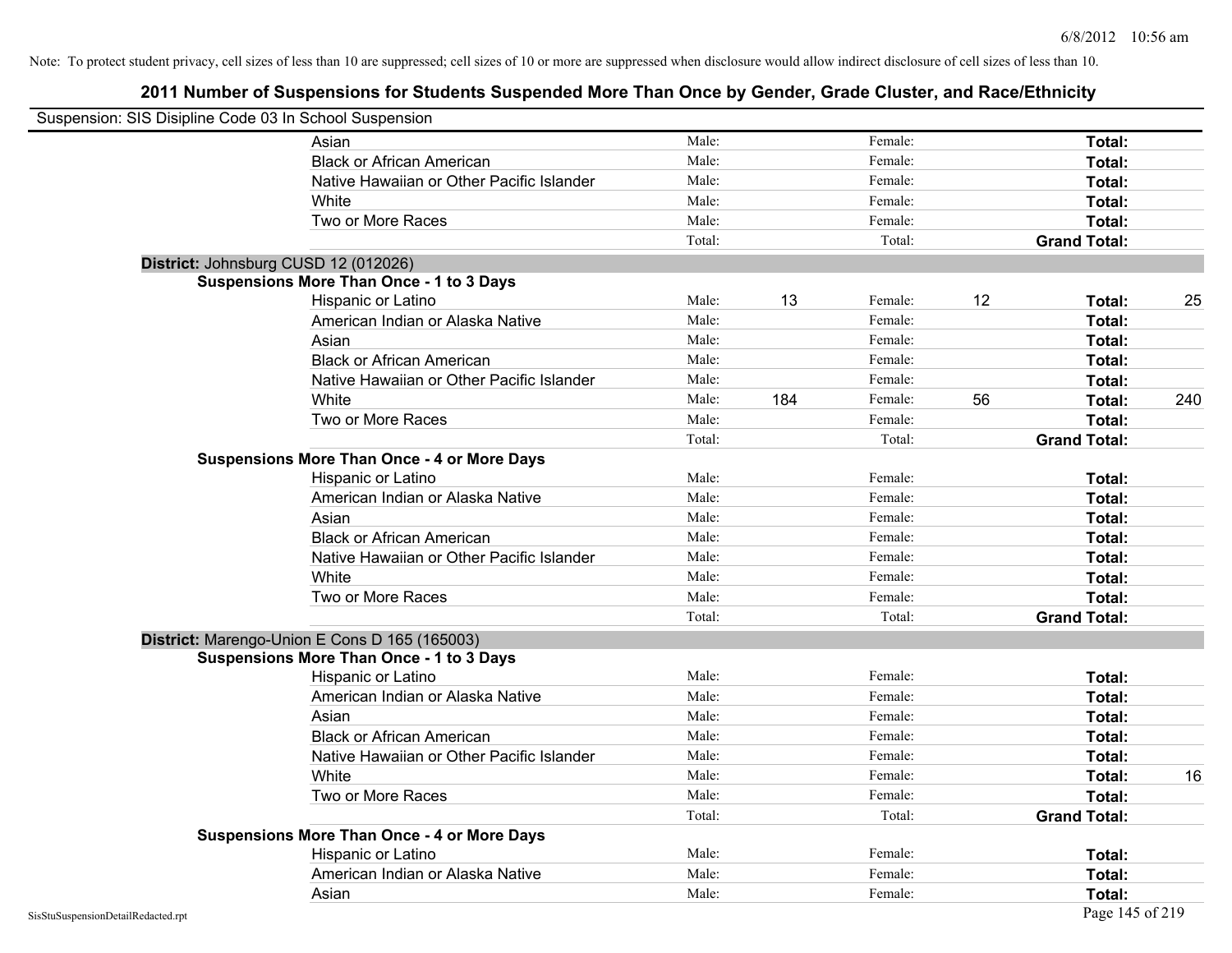Note: To protect student privacy, cell sizes of less than 10 are suppressed; cell sizes of 10 or more are suppressed when disclosure would allow indirect disclosure of cell sizes of less than 10.

## 2011 Number of Suspensions for Students Suspended More Than Once by Gender, Grade Cluster, and Race/Ethnicity

Suspension: SIS Disipline Code 03 In School Suspension

| | | | | | | |
|---|---|---|---|---|---|---|
| Asian | Male: | | Female: | | **Total:** | |
| Black or African American | Male: | | Female: | | **Total:** | |
| Native Hawaiian or Other Pacific Islander | Male: | | Female: | | **Total:** | |
| White | Male: | | Female: | | **Total:** | |
| Two or More Races | Male: | | Female: | | **Total:** | |
| | Total: | | Total: | | **Grand Total:** | |

**District:** Johnsburg CUSD 12 (012026)

**Suspensions More Than Once - 1 to 3 Days**

| | | | | | | |
|---|---|---|---|---|---|---|
| Hispanic or Latino | Male: | 13 | Female: | 12 | **Total:** | 25 |
| American Indian or Alaska Native | Male: | | Female: | | **Total:** | |
| Asian | Male: | | Female: | | **Total:** | |
| Black or African American | Male: | | Female: | | **Total:** | |
| Native Hawaiian or Other Pacific Islander | Male: | | Female: | | **Total:** | |
| White | Male: | 184 | Female: | 56 | **Total:** | 240 |
| Two or More Races | Male: | | Female: | | **Total:** | |
| | Total: | | Total: | | **Grand Total:** | |

**Suspensions More Than Once - 4 or More Days**

| | | | | | | |
|---|---|---|---|---|---|---|
| Hispanic or Latino | Male: | | Female: | | **Total:** | |
| American Indian or Alaska Native | Male: | | Female: | | **Total:** | |
| Asian | Male: | | Female: | | **Total:** | |
| Black or African American | Male: | | Female: | | **Total:** | |
| Native Hawaiian or Other Pacific Islander | Male: | | Female: | | **Total:** | |
| White | Male: | | Female: | | **Total:** | |
| Two or More Races | Male: | | Female: | | **Total:** | |
| | Total: | | Total: | | **Grand Total:** | |

**District:** Marengo-Union E Cons D 165 (165003)

**Suspensions More Than Once - 1 to 3 Days**

| | | | | | | |
|---|---|---|---|---|---|---|
| Hispanic or Latino | Male: | | Female: | | **Total:** | |
| American Indian or Alaska Native | Male: | | Female: | | **Total:** | |
| Asian | Male: | | Female: | | **Total:** | |
| Black or African American | Male: | | Female: | | **Total:** | |
| Native Hawaiian or Other Pacific Islander | Male: | | Female: | | **Total:** | |
| White | Male: | | Female: | | **Total:** | 16 |
| Two or More Races | Male: | | Female: | | **Total:** | |
| | Total: | | Total: | | **Grand Total:** | |

**Suspensions More Than Once - 4 or More Days**

| | | | | | | |
|---|---|---|---|---|---|---|
| Hispanic or Latino | Male: | | Female: | | **Total:** | |
| American Indian or Alaska Native | Male: | | Female: | | **Total:** | |
| Asian | Male: | | Female: | | **Total:** | |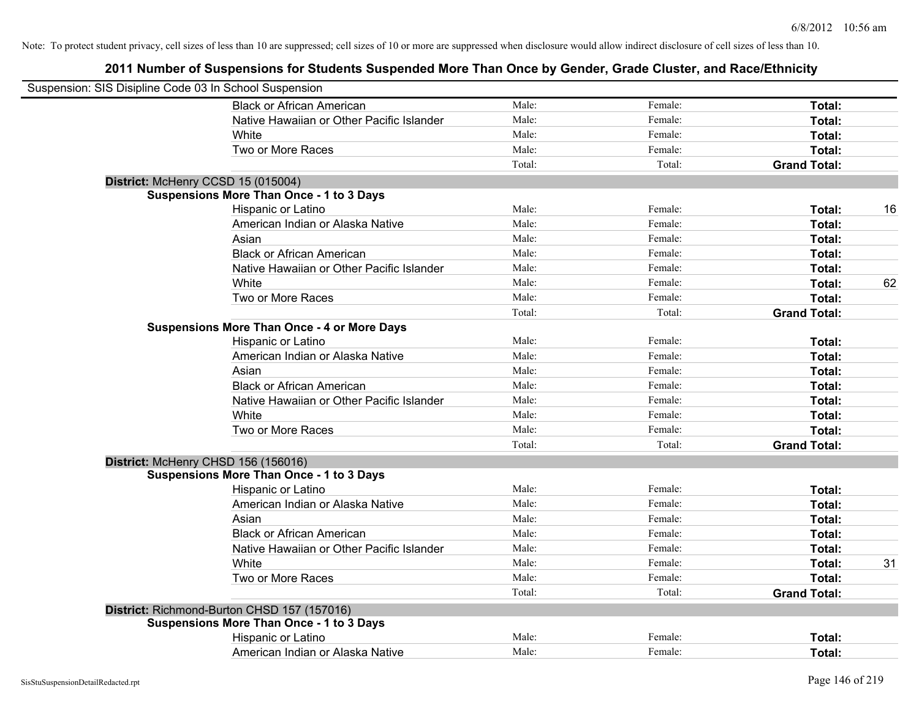Note: To protect student privacy, cell sizes of less than 10 are suppressed; cell sizes of 10 or more are suppressed when disclosure would allow indirect disclosure of cell sizes of less than 10.

## 2011 Number of Suspensions for Students Suspended More Than Once by Gender, Grade Cluster, and Race/Ethnicity

Suspension: SIS Disipline Code 03 In School Suspension

| | | | | |
|---|---|---|---|---|
| Black or African American | Male: | Female: | **Total:** | |
| Native Hawaiian or Other Pacific Islander | Male: | Female: | **Total:** | |
| White | Male: | Female: | **Total:** | |
| Two or More Races | Male: | Female: | **Total:** | |
| | Total: | Total: | **Grand Total:** | |

**District:** McHenry CCSD 15 (015004)

**Suspensions More Than Once - 1 to 3 Days**

| | | | | |
|---|---|---|---|---|
| Hispanic or Latino | Male: | Female: | **Total:** | 16 |
| American Indian or Alaska Native | Male: | Female: | **Total:** | |
| Asian | Male: | Female: | **Total:** | |
| Black or African American | Male: | Female: | **Total:** | |
| Native Hawaiian or Other Pacific Islander | Male: | Female: | **Total:** | |
| White | Male: | Female: | **Total:** | 62 |
| Two or More Races | Male: | Female: | **Total:** | |
| | Total: | Total: | **Grand Total:** | |

**Suspensions More Than Once - 4 or More Days**

| | | | | |
|---|---|---|---|---|
| Hispanic or Latino | Male: | Female: | **Total:** | |
| American Indian or Alaska Native | Male: | Female: | **Total:** | |
| Asian | Male: | Female: | **Total:** | |
| Black or African American | Male: | Female: | **Total:** | |
| Native Hawaiian or Other Pacific Islander | Male: | Female: | **Total:** | |
| White | Male: | Female: | **Total:** | |
| Two or More Races | Male: | Female: | **Total:** | |
| | Total: | Total: | **Grand Total:** | |

**District:** McHenry CHSD 156 (156016)

**Suspensions More Than Once - 1 to 3 Days**

| | | | | |
|---|---|---|---|---|
| Hispanic or Latino | Male: | Female: | **Total:** | |
| American Indian or Alaska Native | Male: | Female: | **Total:** | |
| Asian | Male: | Female: | **Total:** | |
| Black or African American | Male: | Female: | **Total:** | |
| Native Hawaiian or Other Pacific Islander | Male: | Female: | **Total:** | |
| White | Male: | Female: | **Total:** | 31 |
| Two or More Races | Male: | Female: | **Total:** | |
| | Total: | Total: | **Grand Total:** | |

**District:** Richmond-Burton CHSD 157 (157016)

**Suspensions More Than Once - 1 to 3 Days**

| | | | | |
|---|---|---|---|---|
| Hispanic or Latino | Male: | Female: | **Total:** | |
| American Indian or Alaska Native | Male: | Female: | **Total:** | |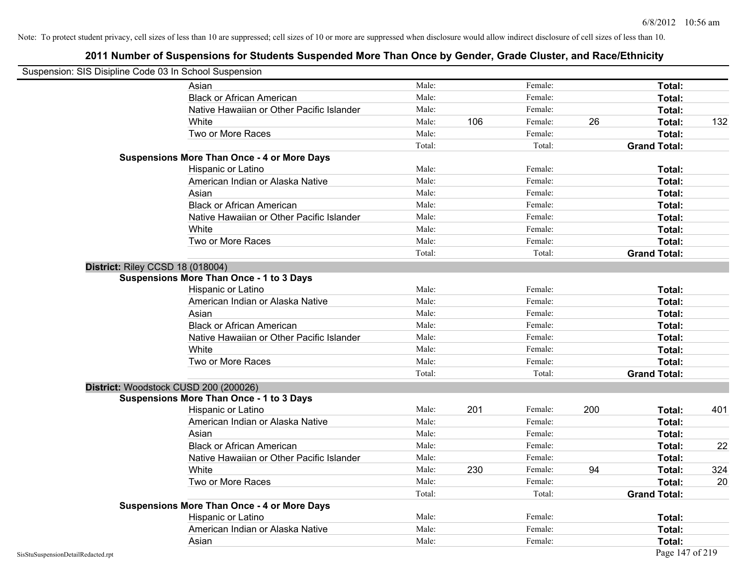Note: To protect student privacy, cell sizes of less than 10 are suppressed; cell sizes of 10 or more are suppressed when disclosure would allow indirect disclosure of cell sizes of less than 10.

## 2011 Number of Suspensions for Students Suspended More Than Once by Gender, Grade Cluster, and Race/Ethnicity

Suspension: SIS Disipline Code 03 In School Suspension

| | | | | | | |
|---|---|---|---|---|---|---|
| Asian | Male: | | Female: | | **Total:** | |
| Black or African American | Male: | | Female: | | **Total:** | |
| Native Hawaiian or Other Pacific Islander | Male: | | Female: | | **Total:** | |
| White | Male: | 106 | Female: | 26 | **Total:** | 132 |
| Two or More Races | Male: | | Female: | | **Total:** | |
| | Total: | | Total: | | **Grand Total:** | |

**Suspensions More Than Once - 4 or More Days**

| | | | | | | |
|---|---|---|---|---|---|---|
| Hispanic or Latino | Male: | | Female: | | **Total:** | |
| American Indian or Alaska Native | Male: | | Female: | | **Total:** | |
| Asian | Male: | | Female: | | **Total:** | |
| Black or African American | Male: | | Female: | | **Total:** | |
| Native Hawaiian or Other Pacific Islander | Male: | | Female: | | **Total:** | |
| White | Male: | | Female: | | **Total:** | |
| Two or More Races | Male: | | Female: | | **Total:** | |
| | Total: | | Total: | | **Grand Total:** | |

**District:** Riley CCSD 18 (018004)

**Suspensions More Than Once - 1 to 3 Days**

| | | | | | | |
|---|---|---|---|---|---|---|
| Hispanic or Latino | Male: | | Female: | | **Total:** | |
| American Indian or Alaska Native | Male: | | Female: | | **Total:** | |
| Asian | Male: | | Female: | | **Total:** | |
| Black or African American | Male: | | Female: | | **Total:** | |
| Native Hawaiian or Other Pacific Islander | Male: | | Female: | | **Total:** | |
| White | Male: | | Female: | | **Total:** | |
| Two or More Races | Male: | | Female: | | **Total:** | |
| | Total: | | Total: | | **Grand Total:** | |

**District:** Woodstock CUSD 200 (200026)

**Suspensions More Than Once - 1 to 3 Days**

| | | | | | | |
|---|---|---|---|---|---|---|
| Hispanic or Latino | Male: | 201 | Female: | 200 | **Total:** | 401 |
| American Indian or Alaska Native | Male: | | Female: | | **Total:** | |
| Asian | Male: | | Female: | | **Total:** | |
| Black or African American | Male: | | Female: | | **Total:** | 22 |
| Native Hawaiian or Other Pacific Islander | Male: | | Female: | | **Total:** | |
| White | Male: | 230 | Female: | 94 | **Total:** | 324 |
| Two or More Races | Male: | | Female: | | **Total:** | 20 |
| | Total: | | Total: | | **Grand Total:** | |

**Suspensions More Than Once - 4 or More Days**

| | | | | | | |
|---|---|---|---|---|---|---|
| Hispanic or Latino | Male: | | Female: | | **Total:** | |
| American Indian or Alaska Native | Male: | | Female: | | **Total:** | |
| Asian | Male: | | Female: | | **Total:** | |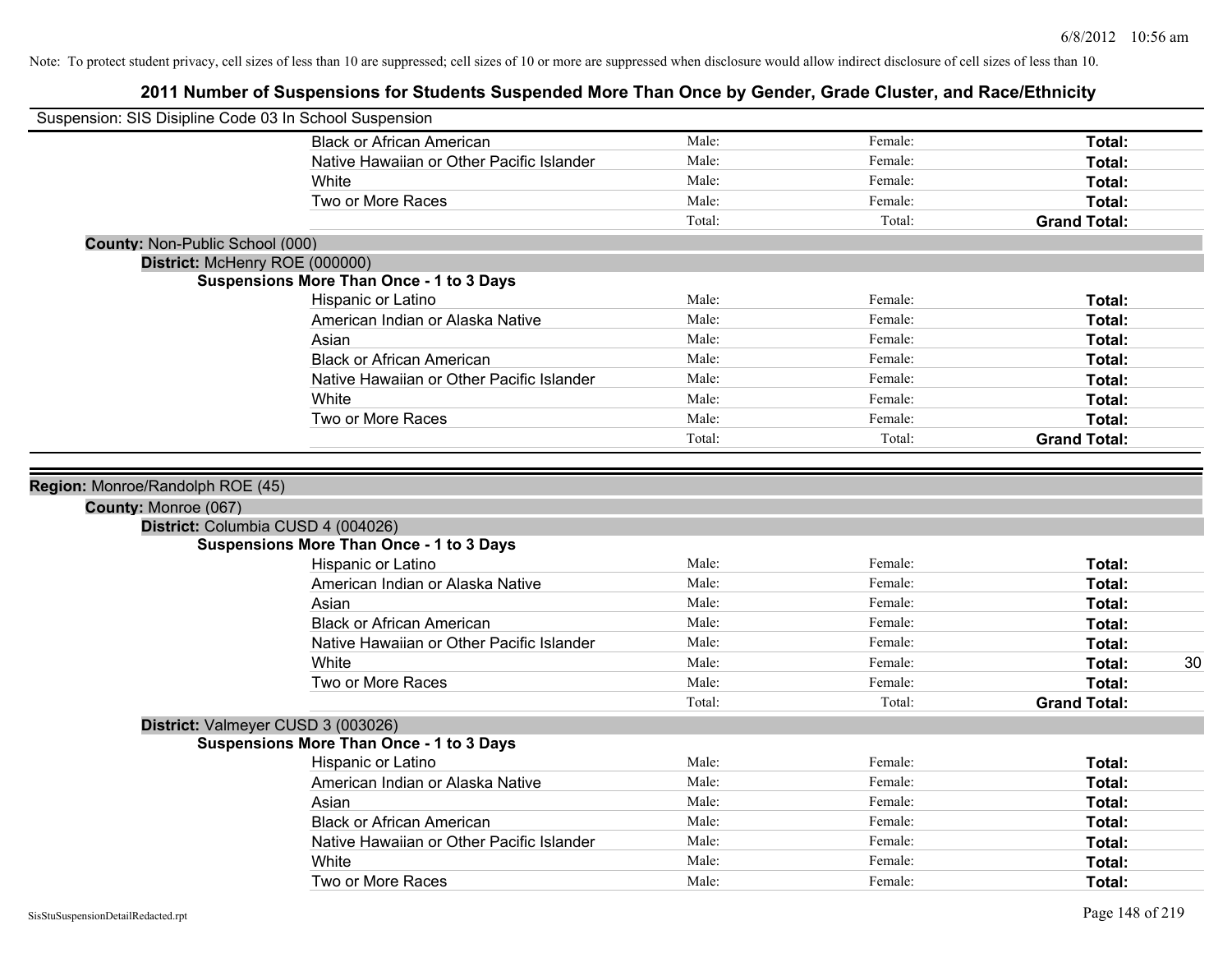Note: To protect student privacy, cell sizes of less than 10 are suppressed; cell sizes of 10 or more are suppressed when disclosure would allow indirect disclosure of cell sizes of less than 10.

# 2011 Number of Suspensions for Students Suspended More Than Once by Gender, Grade Cluster, and Race/Ethnicity

Suspension: SIS Disipline Code 03 In School Suspension

| | | | | |
|---|---|---|---|---|
| Black or African American | Male: | Female: | **Total:** | |
| Native Hawaiian or Other Pacific Islander | Male: | Female: | **Total:** | |
| White | Male: | Female: | **Total:** | |
| Two or More Races | Male: | Female: | **Total:** | |
| | Total: | Total: | **Grand Total:** | |

**County:** Non-Public School (000)

**District:** McHenry ROE (000000)

**Suspensions More Than Once - 1 to 3 Days**

| | | | | |
|---|---|---|---|---|
| Hispanic or Latino | Male: | Female: | **Total:** | |
| American Indian or Alaska Native | Male: | Female: | **Total:** | |
| Asian | Male: | Female: | **Total:** | |
| Black or African American | Male: | Female: | **Total:** | |
| Native Hawaiian or Other Pacific Islander | Male: | Female: | **Total:** | |
| White | Male: | Female: | **Total:** | |
| Two or More Races | Male: | Female: | **Total:** | |
| | Total: | Total: | **Grand Total:** | |

**Region:** Monroe/Randolph ROE (45)

**County:** Monroe (067)

**District:** Columbia CUSD 4 (004026)

**Suspensions More Than Once - 1 to 3 Days**

| | | | | |
|---|---|---|---|---|
| Hispanic or Latino | Male: | Female: | **Total:** | |
| American Indian or Alaska Native | Male: | Female: | **Total:** | |
| Asian | Male: | Female: | **Total:** | |
| Black or African American | Male: | Female: | **Total:** | |
| Native Hawaiian or Other Pacific Islander | Male: | Female: | **Total:** | |
| White | Male: | Female: | **Total:** | 30 |
| Two or More Races | Male: | Female: | **Total:** | |
| | Total: | Total: | **Grand Total:** | |

**District:** Valmeyer CUSD 3 (003026)

**Suspensions More Than Once - 1 to 3 Days**

| | | | | |
|---|---|---|---|---|
| Hispanic or Latino | Male: | Female: | **Total:** | |
| American Indian or Alaska Native | Male: | Female: | **Total:** | |
| Asian | Male: | Female: | **Total:** | |
| Black or African American | Male: | Female: | **Total:** | |
| Native Hawaiian or Other Pacific Islander | Male: | Female: | **Total:** | |
| White | Male: | Female: | **Total:** | |
| Two or More Races | Male: | Female: | **Total:** | |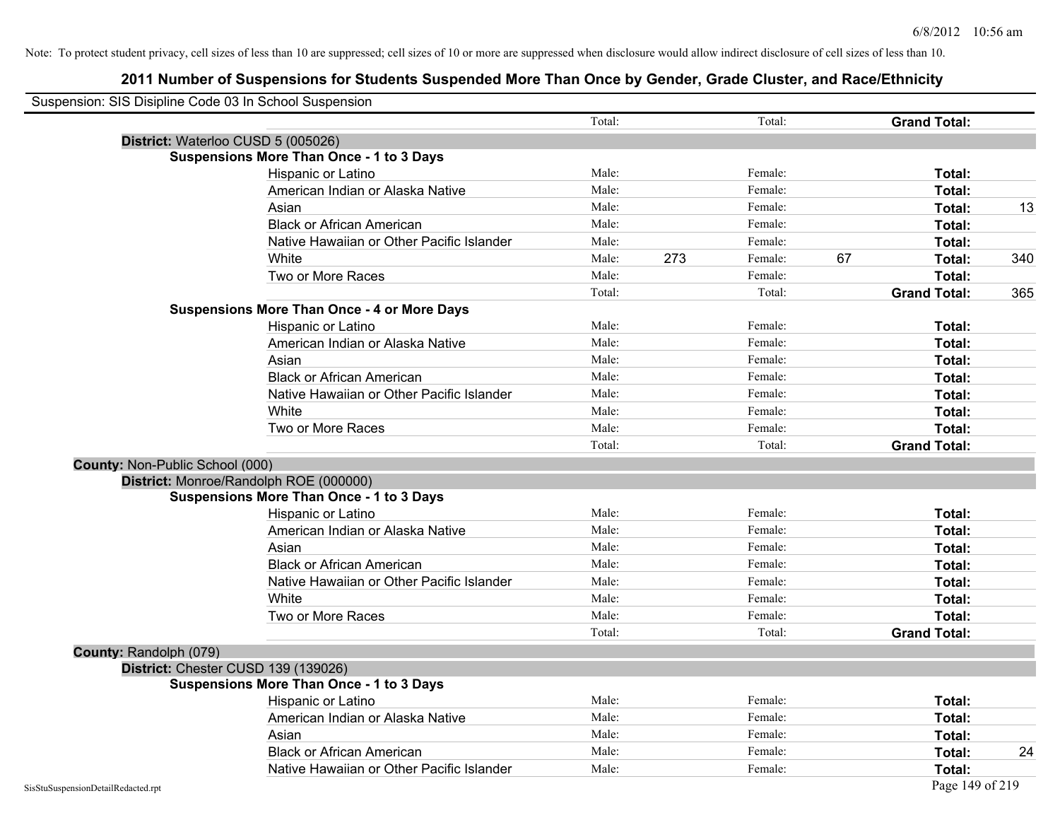Note: To protect student privacy, cell sizes of less than 10 are suppressed; cell sizes of 10 or more are suppressed when disclosure would allow indirect disclosure of cell sizes of less than 10.

## 2011 Number of Suspensions for Students Suspended More Than Once by Gender, Grade Cluster, and Race/Ethnicity

Suspension: SIS Disipline Code 03 In School Suspension

| | | | | | | |
|---|---|---|---|---|---|---|
| | Total: | | Total: | | **Grand Total:** | |
| **District:** Waterloo CUSD 5 (005026) | | | | | | |
| **Suspensions More Than Once - 1 to 3 Days** | | | | | | |
| Hispanic or Latino | Male: | | Female: | | **Total:** | |
| American Indian or Alaska Native | Male: | | Female: | | **Total:** | |
| Asian | Male: | | Female: | | **Total:** | 13 |
| Black or African American | Male: | | Female: | | **Total:** | |
| Native Hawaiian or Other Pacific Islander | Male: | | Female: | | **Total:** | |
| White | Male: | 273 | Female: | 67 | **Total:** | 340 |
| Two or More Races | Male: | | Female: | | **Total:** | |
| | Total: | | Total: | | **Grand Total:** | 365 |
| **Suspensions More Than Once - 4 or More Days** | | | | | | |
| Hispanic or Latino | Male: | | Female: | | **Total:** | |
| American Indian or Alaska Native | Male: | | Female: | | **Total:** | |
| Asian | Male: | | Female: | | **Total:** | |
| Black or African American | Male: | | Female: | | **Total:** | |
| Native Hawaiian or Other Pacific Islander | Male: | | Female: | | **Total:** | |
| White | Male: | | Female: | | **Total:** | |
| Two or More Races | Male: | | Female: | | **Total:** | |
| | Total: | | Total: | | **Grand Total:** | |
| **County:** Non-Public School (000) | | | | | | |
| **District:** Monroe/Randolph ROE (000000) | | | | | | |
| **Suspensions More Than Once - 1 to 3 Days** | | | | | | |
| Hispanic or Latino | Male: | | Female: | | **Total:** | |
| American Indian or Alaska Native | Male: | | Female: | | **Total:** | |
| Asian | Male: | | Female: | | **Total:** | |
| Black or African American | Male: | | Female: | | **Total:** | |
| Native Hawaiian or Other Pacific Islander | Male: | | Female: | | **Total:** | |
| White | Male: | | Female: | | **Total:** | |
| Two or More Races | Male: | | Female: | | **Total:** | |
| | Total: | | Total: | | **Grand Total:** | |
| **County:** Randolph (079) | | | | | | |
| **District:** Chester CUSD 139 (139026) | | | | | | |
| **Suspensions More Than Once - 1 to 3 Days** | | | | | | |
| Hispanic or Latino | Male: | | Female: | | **Total:** | |
| American Indian or Alaska Native | Male: | | Female: | | **Total:** | |
| Asian | Male: | | Female: | | **Total:** | |
| Black or African American | Male: | | Female: | | **Total:** | 24 |
| Native Hawaiian or Other Pacific Islander | Male: | | Female: | | **Total:** | |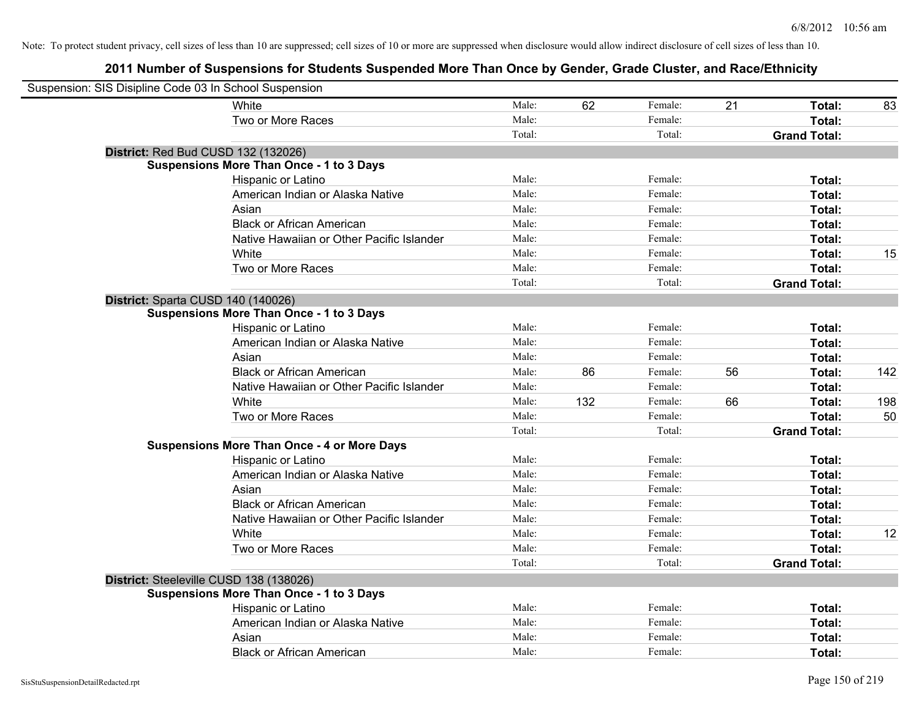Note: To protect student privacy, cell sizes of less than 10 are suppressed; cell sizes of 10 or more are suppressed when disclosure would allow indirect disclosure of cell sizes of less than 10.

# 2011 Number of Suspensions for Students Suspended More Than Once by Gender, Grade Cluster, and Race/Ethnicity

Suspension: SIS Disipline Code 03 In School Suspension

| | | | | | | | |
|---|---|---|---|---|---|---|---|
| White | Male: | 62 | Female: | 21 | **Total:** | 83 |
| Two or More Races | Male: | | Female: | | **Total:** | |
| | Total: | | Total: | | **Grand Total:** | |

**District:** Red Bud CUSD 132 (132026)

**Suspensions More Than Once - 1 to 3 Days**

| | | | | | | |
|---|---|---|---|---|---|---|
| Hispanic or Latino | Male: | | Female: | | **Total:** | |
| American Indian or Alaska Native | Male: | | Female: | | **Total:** | |
| Asian | Male: | | Female: | | **Total:** | |
| Black or African American | Male: | | Female: | | **Total:** | |
| Native Hawaiian or Other Pacific Islander | Male: | | Female: | | **Total:** | |
| White | Male: | | Female: | | **Total:** | 15 |
| Two or More Races | Male: | | Female: | | **Total:** | |
| | Total: | | Total: | | **Grand Total:** | |

**District:** Sparta CUSD 140 (140026)

**Suspensions More Than Once - 1 to 3 Days**

| | | | | | | |
|---|---|---|---|---|---|---|
| Hispanic or Latino | Male: | | Female: | | **Total:** | |
| American Indian or Alaska Native | Male: | | Female: | | **Total:** | |
| Asian | Male: | | Female: | | **Total:** | |
| Black or African American | Male: | 86 | Female: | 56 | **Total:** | 142 |
| Native Hawaiian or Other Pacific Islander | Male: | | Female: | | **Total:** | |
| White | Male: | 132 | Female: | 66 | **Total:** | 198 |
| Two or More Races | Male: | | Female: | | **Total:** | 50 |
| | Total: | | Total: | | **Grand Total:** | |

**Suspensions More Than Once - 4 or More Days**

| | | | | | | |
|---|---|---|---|---|---|---|
| Hispanic or Latino | Male: | | Female: | | **Total:** | |
| American Indian or Alaska Native | Male: | | Female: | | **Total:** | |
| Asian | Male: | | Female: | | **Total:** | |
| Black or African American | Male: | | Female: | | **Total:** | |
| Native Hawaiian or Other Pacific Islander | Male: | | Female: | | **Total:** | |
| White | Male: | | Female: | | **Total:** | 12 |
| Two or More Races | Male: | | Female: | | **Total:** | |
| | Total: | | Total: | | **Grand Total:** | |

**District:** Steeleville CUSD 138 (138026)

**Suspensions More Than Once - 1 to 3 Days**

| | | | | | | |
|---|---|---|---|---|---|---|
| Hispanic or Latino | Male: | | Female: | | **Total:** | |
| American Indian or Alaska Native | Male: | | Female: | | **Total:** | |
| Asian | Male: | | Female: | | **Total:** | |
| Black or African American | Male: | | Female: | | **Total:** | |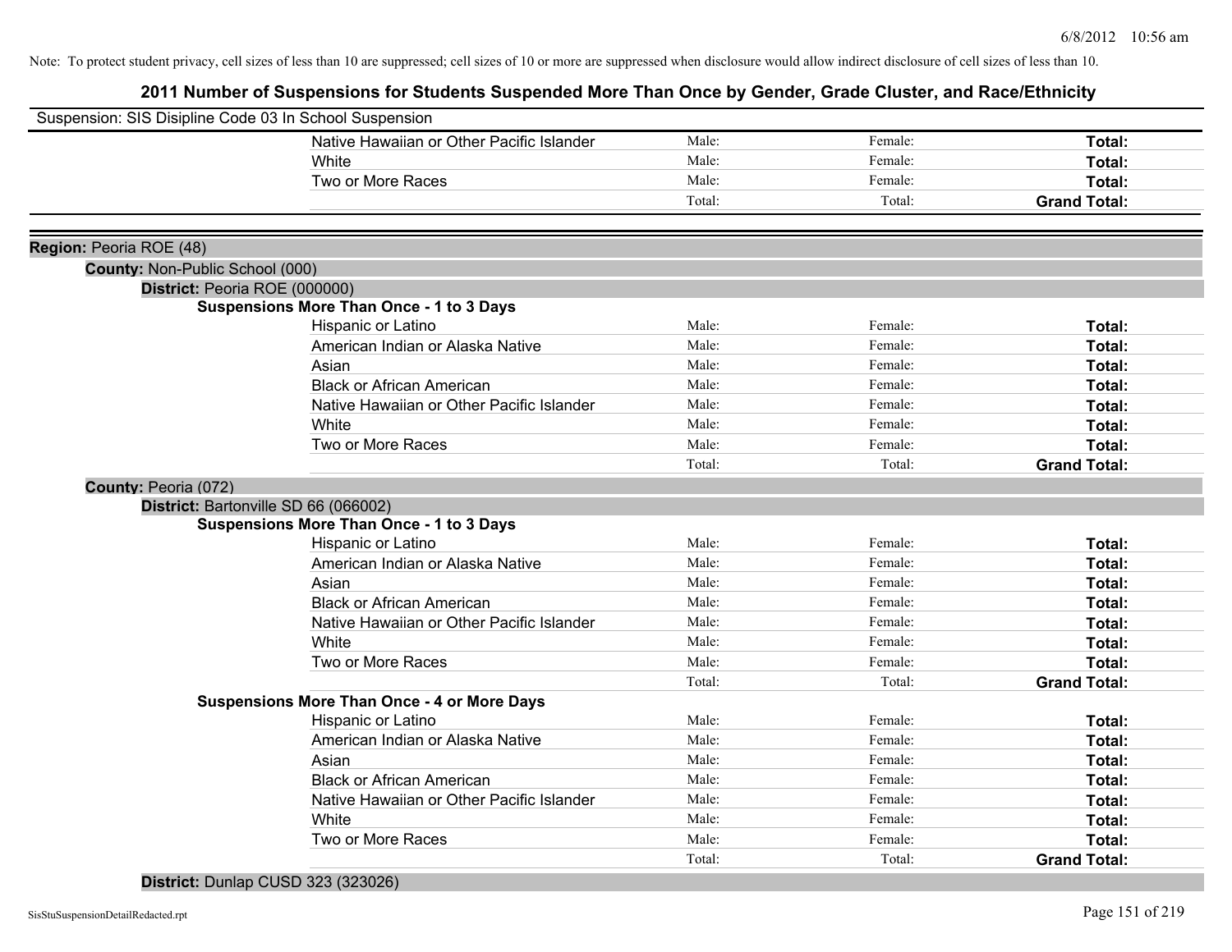Note: To protect student privacy, cell sizes of less than 10 are suppressed; cell sizes of 10 or more are suppressed when disclosure would allow indirect disclosure of cell sizes of less than 10.

# 2011 Number of Suspensions for Students Suspended More Than Once by Gender, Grade Cluster, and Race/Ethnicity

Suspension: SIS Disipline Code 03 In School Suspension

| | | | |
|---|---|---|---|
| Native Hawaiian or Other Pacific Islander | Male: | Female: | **Total:** |
| White | Male: | Female: | **Total:** |
| Two or More Races | Male: | Female: | **Total:** |
| | Total: | Total: | **Grand Total:** |

**Region:** Peoria ROE (48)

**County:** Non-Public School (000)

**District:** Peoria ROE (000000)

**Suspensions More Than Once - 1 to 3 Days**

| | | | |
|---|---|---|---|
| Hispanic or Latino | Male: | Female: | **Total:** |
| American Indian or Alaska Native | Male: | Female: | **Total:** |
| Asian | Male: | Female: | **Total:** |
| Black or African American | Male: | Female: | **Total:** |
| Native Hawaiian or Other Pacific Islander | Male: | Female: | **Total:** |
| White | Male: | Female: | **Total:** |
| Two or More Races | Male: | Female: | **Total:** |
| | Total: | Total: | **Grand Total:** |

**County:** Peoria (072)

**District:** Bartonville SD 66 (066002)

**Suspensions More Than Once - 1 to 3 Days**

| | | | |
|---|---|---|---|
| Hispanic or Latino | Male: | Female: | **Total:** |
| American Indian or Alaska Native | Male: | Female: | **Total:** |
| Asian | Male: | Female: | **Total:** |
| Black or African American | Male: | Female: | **Total:** |
| Native Hawaiian or Other Pacific Islander | Male: | Female: | **Total:** |
| White | Male: | Female: | **Total:** |
| Two or More Races | Male: | Female: | **Total:** |
| | Total: | Total: | **Grand Total:** |

**Suspensions More Than Once - 4 or More Days**

| | | | |
|---|---|---|---|
| Hispanic or Latino | Male: | Female: | **Total:** |
| American Indian or Alaska Native | Male: | Female: | **Total:** |
| Asian | Male: | Female: | **Total:** |
| Black or African American | Male: | Female: | **Total:** |
| Native Hawaiian or Other Pacific Islander | Male: | Female: | **Total:** |
| White | Male: | Female: | **Total:** |
| Two or More Races | Male: | Female: | **Total:** |
| | Total: | Total: | **Grand Total:** |

**District:** Dunlap CUSD 323 (323026)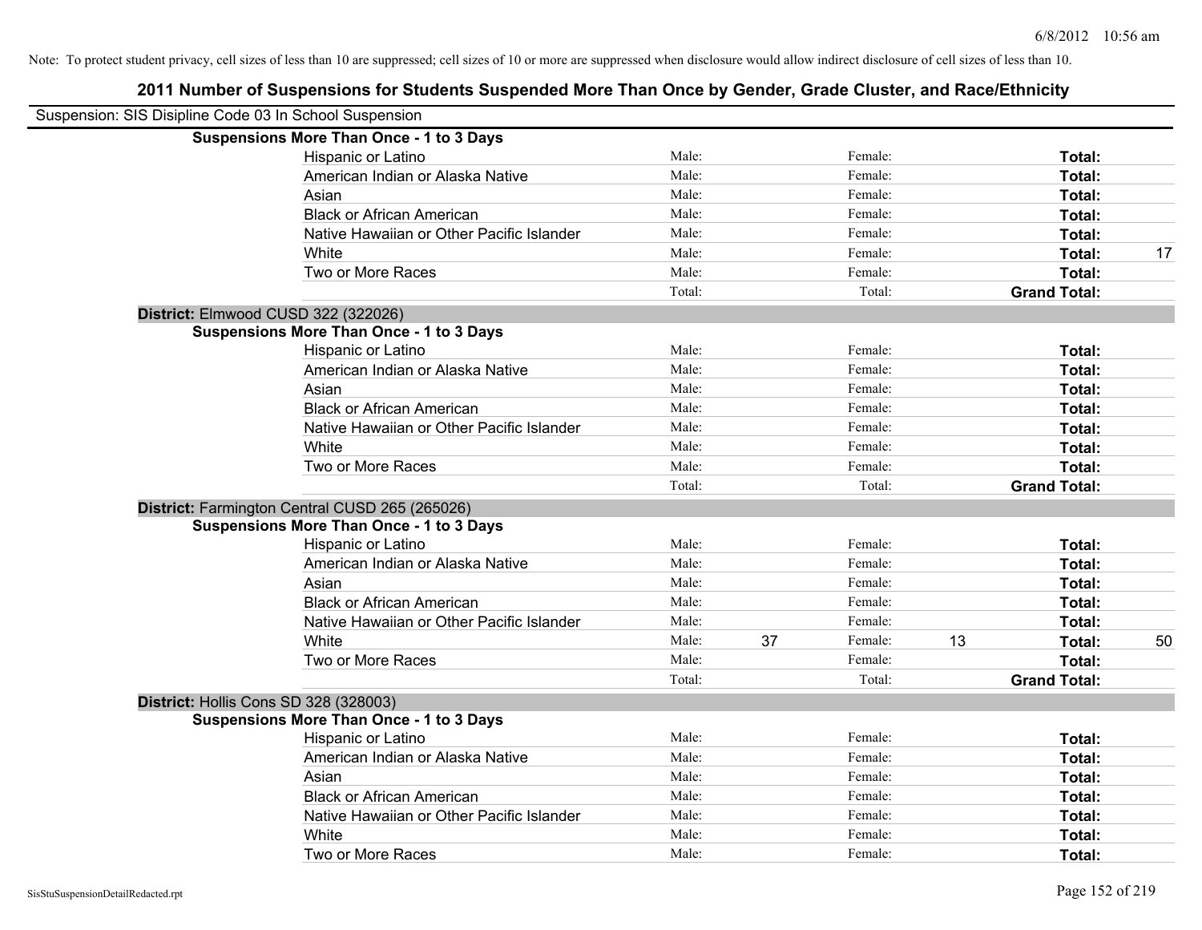Note: To protect student privacy, cell sizes of less than 10 are suppressed; cell sizes of 10 or more are suppressed when disclosure would allow indirect disclosure of cell sizes of less than 10.

## 2011 Number of Suspensions for Students Suspended More Than Once by Gender, Grade Cluster, and Race/Ethnicity

Suspension: SIS Disipline Code 03 In School Suspension

**Suspensions More Than Once - 1 to 3 Days**

| | | | | | | |
|---|---|---|---|---|---|---|
| Hispanic or Latino | Male: | | Female: | | **Total:** | |
| American Indian or Alaska Native | Male: | | Female: | | **Total:** | |
| Asian | Male: | | Female: | | **Total:** | |
| Black or African American | Male: | | Female: | | **Total:** | |
| Native Hawaiian or Other Pacific Islander | Male: | | Female: | | **Total:** | |
| White | Male: | | Female: | | **Total:** | 17 |
| Two or More Races | Male: | | Female: | | **Total:** | |
| | Total: | | Total: | | **Grand Total:** | |

**District:** Elmwood CUSD 322 (322026)

**Suspensions More Than Once - 1 to 3 Days**

| | | | | | | |
|---|---|---|---|---|---|---|
| Hispanic or Latino | Male: | | Female: | | **Total:** | |
| American Indian or Alaska Native | Male: | | Female: | | **Total:** | |
| Asian | Male: | | Female: | | **Total:** | |
| Black or African American | Male: | | Female: | | **Total:** | |
| Native Hawaiian or Other Pacific Islander | Male: | | Female: | | **Total:** | |
| White | Male: | | Female: | | **Total:** | |
| Two or More Races | Male: | | Female: | | **Total:** | |
| | Total: | | Total: | | **Grand Total:** | |

**District:** Farmington Central CUSD 265 (265026)

**Suspensions More Than Once - 1 to 3 Days**

| | | | | | | |
|---|---|---|---|---|---|---|
| Hispanic or Latino | Male: | | Female: | | **Total:** | |
| American Indian or Alaska Native | Male: | | Female: | | **Total:** | |
| Asian | Male: | | Female: | | **Total:** | |
| Black or African American | Male: | | Female: | | **Total:** | |
| Native Hawaiian or Other Pacific Islander | Male: | | Female: | | **Total:** | |
| White | Male: | 37 | Female: | 13 | **Total:** | 50 |
| Two or More Races | Male: | | Female: | | **Total:** | |
| | Total: | | Total: | | **Grand Total:** | |

**District:** Hollis Cons SD 328 (328003)

**Suspensions More Than Once - 1 to 3 Days**

| | | | | | | |
|---|---|---|---|---|---|---|
| Hispanic or Latino | Male: | | Female: | | **Total:** | |
| American Indian or Alaska Native | Male: | | Female: | | **Total:** | |
| Asian | Male: | | Female: | | **Total:** | |
| Black or African American | Male: | | Female: | | **Total:** | |
| Native Hawaiian or Other Pacific Islander | Male: | | Female: | | **Total:** | |
| White | Male: | | Female: | | **Total:** | |
| Two or More Races | Male: | | Female: | | **Total:** | |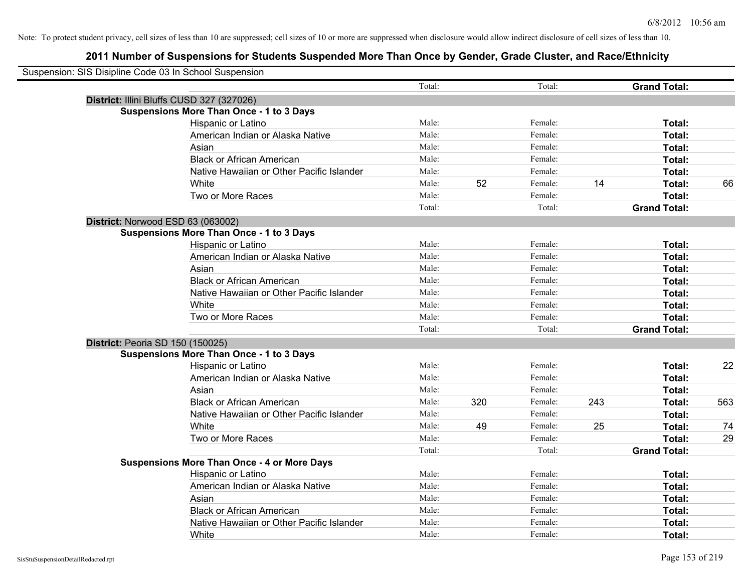Note: To protect student privacy, cell sizes of less than 10 are suppressed; cell sizes of 10 or more are suppressed when disclosure would allow indirect disclosure of cell sizes of less than 10.

## 2011 Number of Suspensions for Students Suspended More Than Once by Gender, Grade Cluster, and Race/Ethnicity

Suspension: SIS Disipline Code 03 In School Suspension

| | | | | | | |
|---|---|---|---|---|---|---|
| | Total: | | Total: | | **Grand Total:** | |
| **District:** Illini Bluffs CUSD 327 (327026) | | | | | | |
| **Suspensions More Than Once - 1 to 3 Days** | | | | | | |
| Hispanic or Latino | Male: | | Female: | | **Total:** | |
| American Indian or Alaska Native | Male: | | Female: | | **Total:** | |
| Asian | Male: | | Female: | | **Total:** | |
| Black or African American | Male: | | Female: | | **Total:** | |
| Native Hawaiian or Other Pacific Islander | Male: | | Female: | | **Total:** | |
| White | Male: | 52 | Female: | 14 | **Total:** | 66 |
| Two or More Races | Male: | | Female: | | **Total:** | |
| | Total: | | Total: | | **Grand Total:** | |
| **District:** Norwood ESD 63 (063002) | | | | | | |
| **Suspensions More Than Once - 1 to 3 Days** | | | | | | |
| Hispanic or Latino | Male: | | Female: | | **Total:** | |
| American Indian or Alaska Native | Male: | | Female: | | **Total:** | |
| Asian | Male: | | Female: | | **Total:** | |
| Black or African American | Male: | | Female: | | **Total:** | |
| Native Hawaiian or Other Pacific Islander | Male: | | Female: | | **Total:** | |
| White | Male: | | Female: | | **Total:** | |
| Two or More Races | Male: | | Female: | | **Total:** | |
| | Total: | | Total: | | **Grand Total:** | |
| **District:** Peoria SD 150 (150025) | | | | | | |
| **Suspensions More Than Once - 1 to 3 Days** | | | | | | |
| Hispanic or Latino | Male: | | Female: | | **Total:** | 22 |
| American Indian or Alaska Native | Male: | | Female: | | **Total:** | |
| Asian | Male: | | Female: | | **Total:** | |
| Black or African American | Male: | 320 | Female: | 243 | **Total:** | 563 |
| Native Hawaiian or Other Pacific Islander | Male: | | Female: | | **Total:** | |
| White | Male: | 49 | Female: | 25 | **Total:** | 74 |
| Two or More Races | Male: | | Female: | | **Total:** | 29 |
| | Total: | | Total: | | **Grand Total:** | |
| **Suspensions More Than Once - 4 or More Days** | | | | | | |
| Hispanic or Latino | Male: | | Female: | | **Total:** | |
| American Indian or Alaska Native | Male: | | Female: | | **Total:** | |
| Asian | Male: | | Female: | | **Total:** | |
| Black or African American | Male: | | Female: | | **Total:** | |
| Native Hawaiian or Other Pacific Islander | Male: | | Female: | | **Total:** | |
| White | Male: | | Female: | | **Total:** | |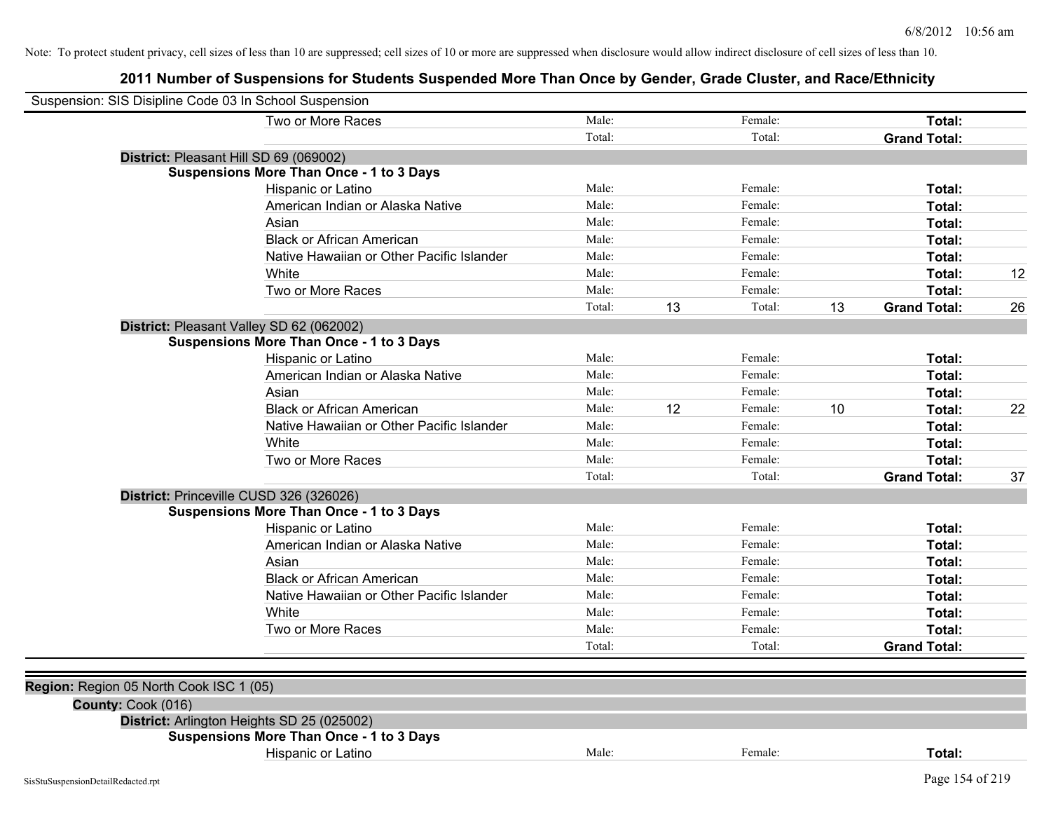Note: To protect student privacy, cell sizes of less than 10 are suppressed; cell sizes of 10 or more are suppressed when disclosure would allow indirect disclosure of cell sizes of less than 10.

## 2011 Number of Suspensions for Students Suspended More Than Once by Gender, Grade Cluster, and Race/Ethnicity

Suspension: SIS Disipline Code 03 In School Suspension

| | | | | | | |
|---|---|---|---|---|---|---|
| Two or More Races | Male: | | Female: | | **Total:** | |
| | Total: | | Total: | | **Grand Total:** | |

**District:** Pleasant Hill SD 69 (069002)

**Suspensions More Than Once - 1 to 3 Days**

| | | | | | | |
|---|---|---|---|---|---|---|
| Hispanic or Latino | Male: | | Female: | | **Total:** | |
| American Indian or Alaska Native | Male: | | Female: | | **Total:** | |
| Asian | Male: | | Female: | | **Total:** | |
| Black or African American | Male: | | Female: | | **Total:** | |
| Native Hawaiian or Other Pacific Islander | Male: | | Female: | | **Total:** | |
| White | Male: | | Female: | | **Total:** | 12 |
| Two or More Races | Male: | | Female: | | **Total:** | |
| | Total: | 13 | Total: | 13 | **Grand Total:** | 26 |

**District:** Pleasant Valley SD 62 (062002)

**Suspensions More Than Once - 1 to 3 Days**

| | | | | | | |
|---|---|---|---|---|---|---|
| Hispanic or Latino | Male: | | Female: | | **Total:** | |
| American Indian or Alaska Native | Male: | | Female: | | **Total:** | |
| Asian | Male: | | Female: | | **Total:** | |
| Black or African American | Male: | 12 | Female: | 10 | **Total:** | 22 |
| Native Hawaiian or Other Pacific Islander | Male: | | Female: | | **Total:** | |
| White | Male: | | Female: | | **Total:** | |
| Two or More Races | Male: | | Female: | | **Total:** | |
| | Total: | | Total: | | **Grand Total:** | 37 |

**District:** Princeville CUSD 326 (326026)

**Suspensions More Than Once - 1 to 3 Days**

| | | | | | | |
|---|---|---|---|---|---|---|
| Hispanic or Latino | Male: | | Female: | | **Total:** | |
| American Indian or Alaska Native | Male: | | Female: | | **Total:** | |
| Asian | Male: | | Female: | | **Total:** | |
| Black or African American | Male: | | Female: | | **Total:** | |
| Native Hawaiian or Other Pacific Islander | Male: | | Female: | | **Total:** | |
| White | Male: | | Female: | | **Total:** | |
| Two or More Races | Male: | | Female: | | **Total:** | |
| | Total: | | Total: | | **Grand Total:** | |

**Region:** Region 05 North Cook ISC 1 (05)

**County:** Cook (016)

**District:** Arlington Heights SD 25 (025002)

**Suspensions More Than Once - 1 to 3 Days**

| | | | | | | |
|---|---|---|---|---|---|---|
| Hispanic or Latino | Male: | | Female: | | **Total:** | |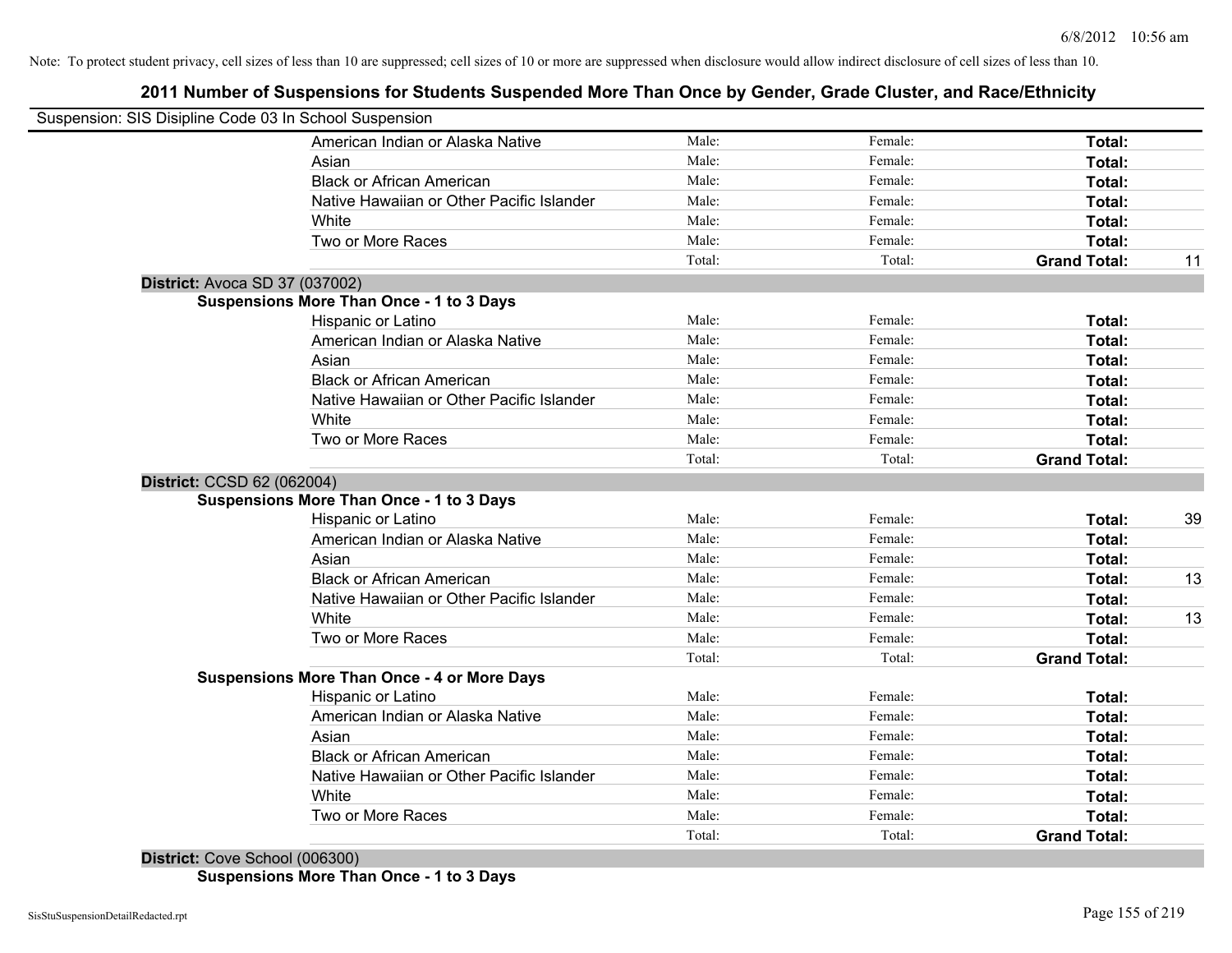Note: To protect student privacy, cell sizes of less than 10 are suppressed; cell sizes of 10 or more are suppressed when disclosure would allow indirect disclosure of cell sizes of less than 10.

## 2011 Number of Suspensions for Students Suspended More Than Once by Gender, Grade Cluster, and Race/Ethnicity

Suspension: SIS Disipline Code 03 In School Suspension

| | | | | |
|---|---|---|---|---|
| American Indian or Alaska Native | Male: | Female: | **Total:** | |
| Asian | Male: | Female: | **Total:** | |
| Black or African American | Male: | Female: | **Total:** | |
| Native Hawaiian or Other Pacific Islander | Male: | Female: | **Total:** | |
| White | Male: | Female: | **Total:** | |
| Two or More Races | Male: | Female: | **Total:** | |
| | Total: | Total: | **Grand Total:** | 11 |

**District:** Avoca SD 37 (037002)

**Suspensions More Than Once - 1 to 3 Days**

| | | | | |
|---|---|---|---|---|
| Hispanic or Latino | Male: | Female: | **Total:** | |
| American Indian or Alaska Native | Male: | Female: | **Total:** | |
| Asian | Male: | Female: | **Total:** | |
| Black or African American | Male: | Female: | **Total:** | |
| Native Hawaiian or Other Pacific Islander | Male: | Female: | **Total:** | |
| White | Male: | Female: | **Total:** | |
| Two or More Races | Male: | Female: | **Total:** | |
| | Total: | Total: | **Grand Total:** | |

**District:** CCSD 62 (062004)

**Suspensions More Than Once - 1 to 3 Days**

| | | | | |
|---|---|---|---|---|
| Hispanic or Latino | Male: | Female: | **Total:** | 39 |
| American Indian or Alaska Native | Male: | Female: | **Total:** | |
| Asian | Male: | Female: | **Total:** | |
| Black or African American | Male: | Female: | **Total:** | 13 |
| Native Hawaiian or Other Pacific Islander | Male: | Female: | **Total:** | |
| White | Male: | Female: | **Total:** | 13 |
| Two or More Races | Male: | Female: | **Total:** | |
| | Total: | Total: | **Grand Total:** | |

**Suspensions More Than Once - 4 or More Days**

| | | | | |
|---|---|---|---|---|
| Hispanic or Latino | Male: | Female: | **Total:** | |
| American Indian or Alaska Native | Male: | Female: | **Total:** | |
| Asian | Male: | Female: | **Total:** | |
| Black or African American | Male: | Female: | **Total:** | |
| Native Hawaiian or Other Pacific Islander | Male: | Female: | **Total:** | |
| White | Male: | Female: | **Total:** | |
| Two or More Races | Male: | Female: | **Total:** | |
| | Total: | Total: | **Grand Total:** | |

**District:** Cove School (006300)

**Suspensions More Than Once - 1 to 3 Days**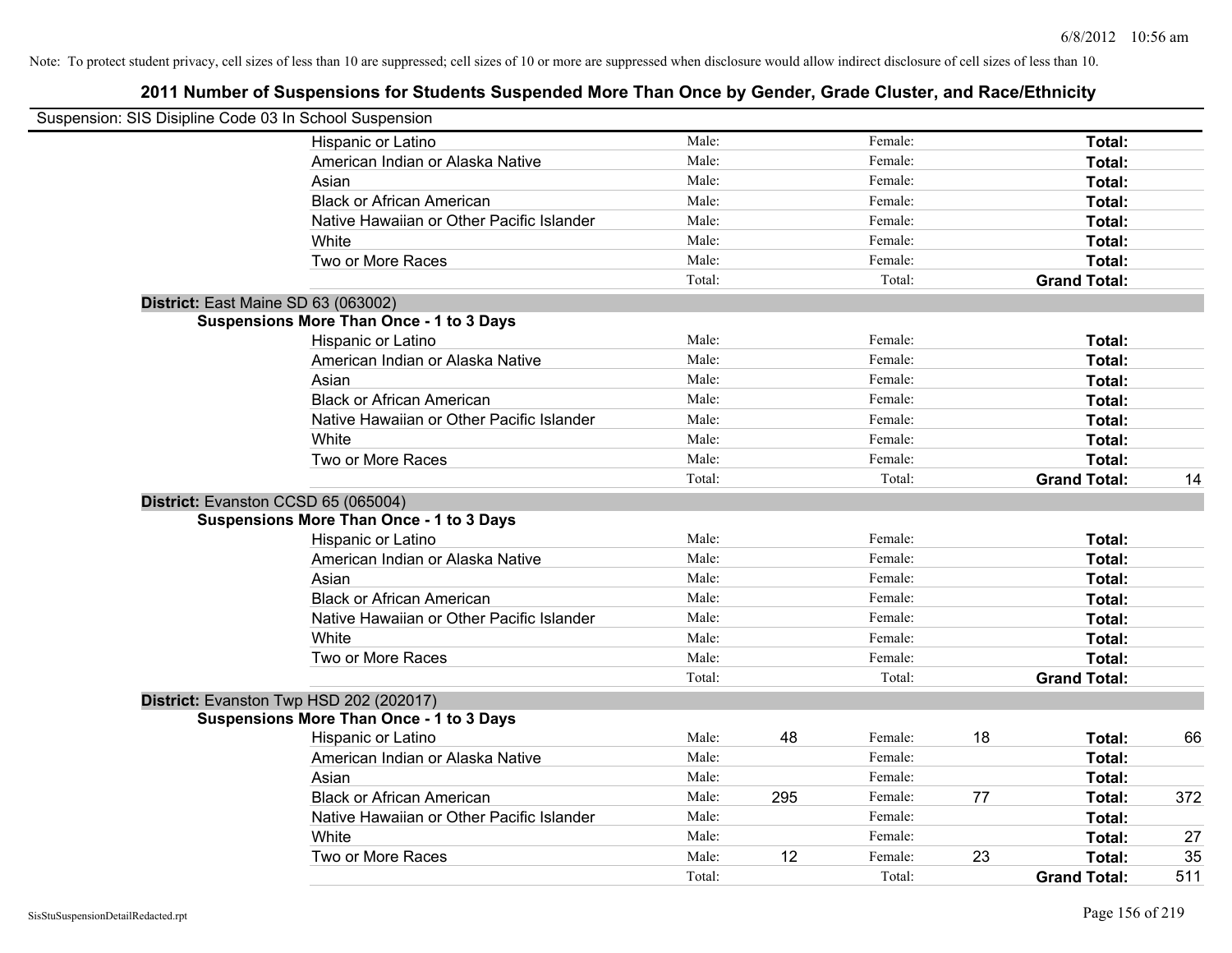Note: To protect student privacy, cell sizes of less than 10 are suppressed; cell sizes of 10 or more are suppressed when disclosure would allow indirect disclosure of cell sizes of less than 10.

# 2011 Number of Suspensions for Students Suspended More Than Once by Gender, Grade Cluster, and Race/Ethnicity

Suspension: SIS Disipline Code 03 In School Suspension

| | | | | | |
|---|---|---|---|---|---|
| Hispanic or Latino | Male: | | Female: | | **Total:** |
| American Indian or Alaska Native | Male: | | Female: | | **Total:** |
| Asian | Male: | | Female: | | **Total:** |
| Black or African American | Male: | | Female: | | **Total:** |
| Native Hawaiian or Other Pacific Islander | Male: | | Female: | | **Total:** |
| White | Male: | | Female: | | **Total:** |
| Two or More Races | Male: | | Female: | | **Total:** |
| | Total: | | Total: | | **Grand Total:** |

**District:** East Maine SD 63 (063002)

**Suspensions More Than Once - 1 to 3 Days**

| | | | | | | |
|---|---|---|---|---|---|---|
| Hispanic or Latino | Male: | | Female: | | **Total:** | |
| American Indian or Alaska Native | Male: | | Female: | | **Total:** | |
| Asian | Male: | | Female: | | **Total:** | |
| Black or African American | Male: | | Female: | | **Total:** | |
| Native Hawaiian or Other Pacific Islander | Male: | | Female: | | **Total:** | |
| White | Male: | | Female: | | **Total:** | |
| Two or More Races | Male: | | Female: | | **Total:** | |
| | Total: | | Total: | | **Grand Total:** | 14 |

**District:** Evanston CCSD 65 (065004)

**Suspensions More Than Once - 1 to 3 Days**

| | | | | | | |
|---|---|---|---|---|---|---|
| Hispanic or Latino | Male: | | Female: | | **Total:** | |
| American Indian or Alaska Native | Male: | | Female: | | **Total:** | |
| Asian | Male: | | Female: | | **Total:** | |
| Black or African American | Male: | | Female: | | **Total:** | |
| Native Hawaiian or Other Pacific Islander | Male: | | Female: | | **Total:** | |
| White | Male: | | Female: | | **Total:** | |
| Two or More Races | Male: | | Female: | | **Total:** | |
| | Total: | | Total: | | **Grand Total:** | |

**District:** Evanston Twp HSD 202 (202017)

**Suspensions More Than Once - 1 to 3 Days**

| | | | | | | |
|---|---|---|---|---|---|---|
| Hispanic or Latino | Male: | 48 | Female: | 18 | **Total:** | 66 |
| American Indian or Alaska Native | Male: | | Female: | | **Total:** | |
| Asian | Male: | | Female: | | **Total:** | |
| Black or African American | Male: | 295 | Female: | 77 | **Total:** | 372 |
| Native Hawaiian or Other Pacific Islander | Male: | | Female: | | **Total:** | |
| White | Male: | | Female: | | **Total:** | 27 |
| Two or More Races | Male: | 12 | Female: | 23 | **Total:** | 35 |
| | Total: | | Total: | | **Grand Total:** | 511 |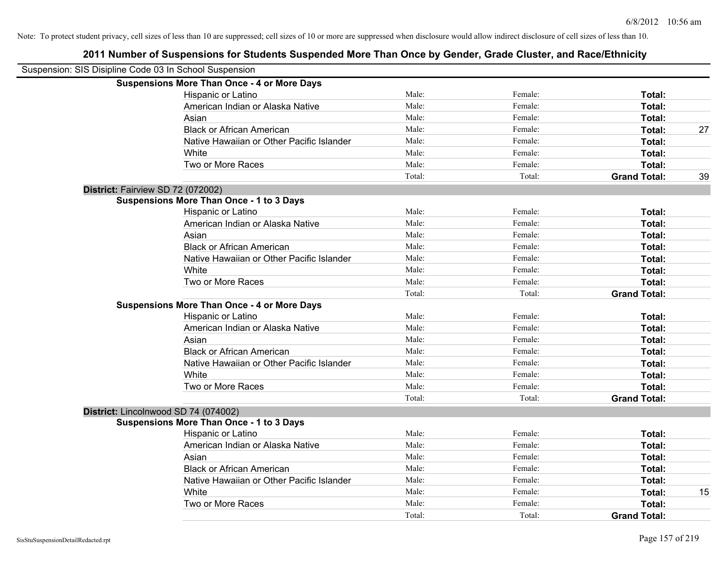Note: To protect student privacy, cell sizes of less than 10 are suppressed; cell sizes of 10 or more are suppressed when disclosure would allow indirect disclosure of cell sizes of less than 10.

# 2011 Number of Suspensions for Students Suspended More Than Once by Gender, Grade Cluster, and Race/Ethnicity

Suspension: SIS Disipline Code 03 In School Suspension

**Suspensions More Than Once - 4 or More Days**

| | | | | |
|---|---|---|---|---|
| Hispanic or Latino | Male: | Female: | **Total:** | |
| American Indian or Alaska Native | Male: | Female: | **Total:** | |
| Asian | Male: | Female: | **Total:** | |
| Black or African American | Male: | Female: | **Total:** | 27 |
| Native Hawaiian or Other Pacific Islander | Male: | Female: | **Total:** | |
| White | Male: | Female: | **Total:** | |
| Two or More Races | Male: | Female: | **Total:** | |
| | Total: | Total: | **Grand Total:** | 39 |

**District:** Fairview SD 72 (072002)

**Suspensions More Than Once - 1 to 3 Days**

| | | | | |
|---|---|---|---|---|
| Hispanic or Latino | Male: | Female: | **Total:** | |
| American Indian or Alaska Native | Male: | Female: | **Total:** | |
| Asian | Male: | Female: | **Total:** | |
| Black or African American | Male: | Female: | **Total:** | |
| Native Hawaiian or Other Pacific Islander | Male: | Female: | **Total:** | |
| White | Male: | Female: | **Total:** | |
| Two or More Races | Male: | Female: | **Total:** | |
| | Total: | Total: | **Grand Total:** | |

**Suspensions More Than Once - 4 or More Days**

| | | | | |
|---|---|---|---|---|
| Hispanic or Latino | Male: | Female: | **Total:** | |
| American Indian or Alaska Native | Male: | Female: | **Total:** | |
| Asian | Male: | Female: | **Total:** | |
| Black or African American | Male: | Female: | **Total:** | |
| Native Hawaiian or Other Pacific Islander | Male: | Female: | **Total:** | |
| White | Male: | Female: | **Total:** | |
| Two or More Races | Male: | Female: | **Total:** | |
| | Total: | Total: | **Grand Total:** | |

**District:** Lincolnwood SD 74 (074002)

**Suspensions More Than Once - 1 to 3 Days**

| | | | | |
|---|---|---|---|---|
| Hispanic or Latino | Male: | Female: | **Total:** | |
| American Indian or Alaska Native | Male: | Female: | **Total:** | |
| Asian | Male: | Female: | **Total:** | |
| Black or African American | Male: | Female: | **Total:** | |
| Native Hawaiian or Other Pacific Islander | Male: | Female: | **Total:** | |
| White | Male: | Female: | **Total:** | 15 |
| Two or More Races | Male: | Female: | **Total:** | |
| | Total: | Total: | **Grand Total:** | |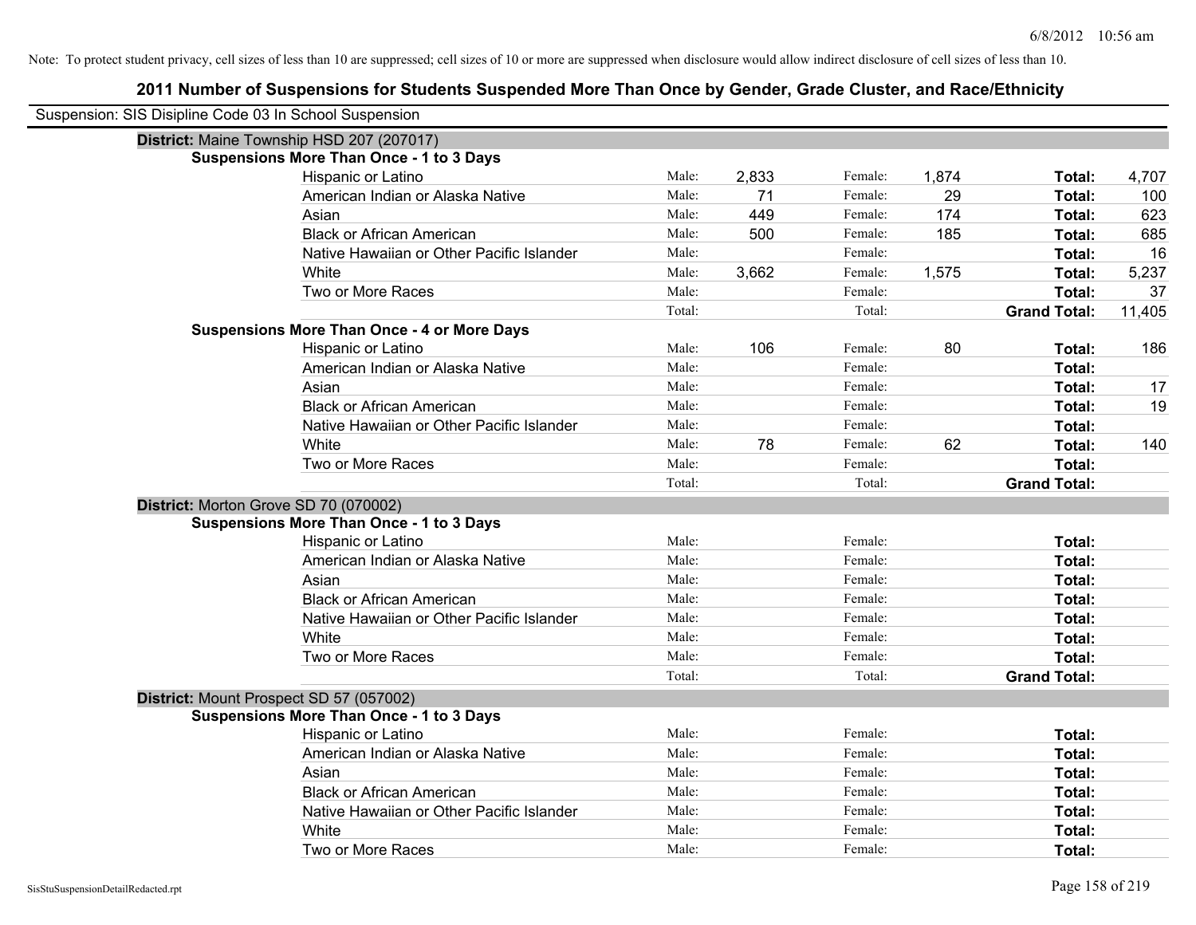Note: To protect student privacy, cell sizes of less than 10 are suppressed; cell sizes of 10 or more are suppressed when disclosure would allow indirect disclosure of cell sizes of less than 10.

# 2011 Number of Suspensions for Students Suspended More Than Once by Gender, Grade Cluster, and Race/Ethnicity

Suspension: SIS Disipline Code 03 In School Suspension

## District: Maine Township HSD 207 (207017)

### Suspensions More Than Once - 1 to 3 Days

| Race/Ethnicity | | Male | | Female | | Total |
|---|---|---|---|---|---|---|
| Hispanic or Latino | Male: | 2,833 | Female: | 1,874 | **Total:** | 4,707 |
| American Indian or Alaska Native | Male: | 71 | Female: | 29 | **Total:** | 100 |
| Asian | Male: | 449 | Female: | 174 | **Total:** | 623 |
| Black or African American | Male: | 500 | Female: | 185 | **Total:** | 685 |
| Native Hawaiian or Other Pacific Islander | Male: | | Female: | | **Total:** | 16 |
| White | Male: | 3,662 | Female: | 1,575 | **Total:** | 5,237 |
| Two or More Races | Male: | | Female: | | **Total:** | 37 |
| | Total: | | Total: | | **Grand Total:** | 11,405 |

### Suspensions More Than Once - 4 or More Days

| Race/Ethnicity | | Male | | Female | | Total |
|---|---|---|---|---|---|---|
| Hispanic or Latino | Male: | 106 | Female: | 80 | **Total:** | 186 |
| American Indian or Alaska Native | Male: | | Female: | | **Total:** | |
| Asian | Male: | | Female: | | **Total:** | 17 |
| Black or African American | Male: | | Female: | | **Total:** | 19 |
| Native Hawaiian or Other Pacific Islander | Male: | | Female: | | **Total:** | |
| White | Male: | 78 | Female: | 62 | **Total:** | 140 |
| Two or More Races | Male: | | Female: | | **Total:** | |
| | Total: | | Total: | | **Grand Total:** | |

## District: Morton Grove SD 70 (070002)

### Suspensions More Than Once - 1 to 3 Days

| Race/Ethnicity | | Male | | Female | | Total |
|---|---|---|---|---|---|---|
| Hispanic or Latino | Male: | | Female: | | **Total:** | |
| American Indian or Alaska Native | Male: | | Female: | | **Total:** | |
| Asian | Male: | | Female: | | **Total:** | |
| Black or African American | Male: | | Female: | | **Total:** | |
| Native Hawaiian or Other Pacific Islander | Male: | | Female: | | **Total:** | |
| White | Male: | | Female: | | **Total:** | |
| Two or More Races | Male: | | Female: | | **Total:** | |
| | Total: | | Total: | | **Grand Total:** | |

## District: Mount Prospect SD 57 (057002)

### Suspensions More Than Once - 1 to 3 Days

| Race/Ethnicity | | Male | | Female | | Total |
|---|---|---|---|---|---|---|
| Hispanic or Latino | Male: | | Female: | | **Total:** | |
| American Indian or Alaska Native | Male: | | Female: | | **Total:** | |
| Asian | Male: | | Female: | | **Total:** | |
| Black or African American | Male: | | Female: | | **Total:** | |
| Native Hawaiian or Other Pacific Islander | Male: | | Female: | | **Total:** | |
| White | Male: | | Female: | | **Total:** | |
| Two or More Races | Male: | | Female: | | **Total:** | |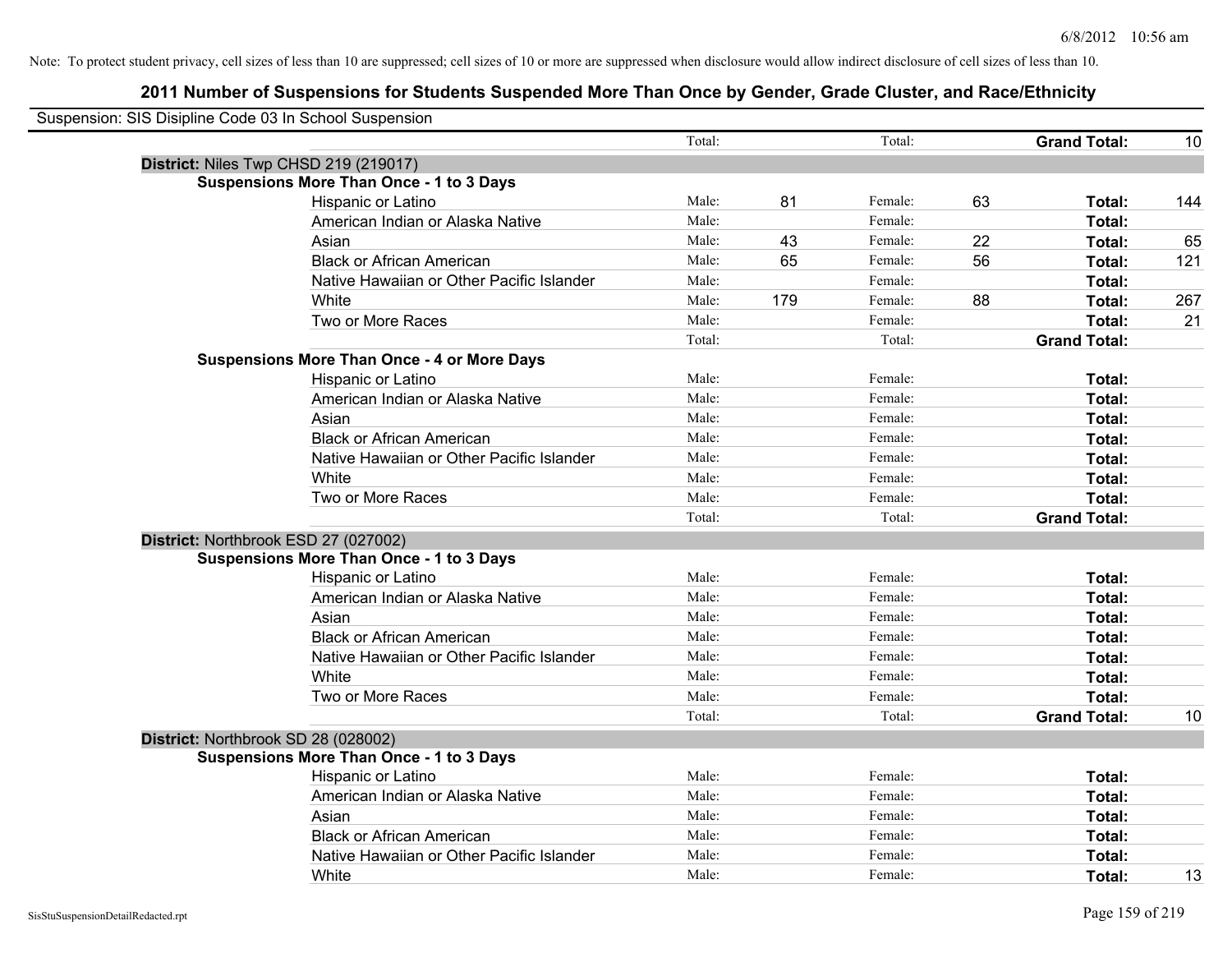Note: To protect student privacy, cell sizes of less than 10 are suppressed; cell sizes of 10 or more are suppressed when disclosure would allow indirect disclosure of cell sizes of less than 10.

# 2011 Number of Suspensions for Students Suspended More Than Once by Gender, Grade Cluster, and Race/Ethnicity

Suspension: SIS Disipline Code 03 In School Suspension

| | | | | | | |
|---|---|---|---|---|---|---|
| | Total: | | Total: | | **Grand Total:** | 10 |

**District:** Niles Twp CHSD 219 (219017)

**Suspensions More Than Once - 1 to 3 Days**

| Race/Ethnicity | | Male | | Female | | Total |
|---|---|---|---|---|---|---|
| Hispanic or Latino | Male: | 81 | Female: | 63 | **Total:** | 144 |
| American Indian or Alaska Native | Male: | | Female: | | **Total:** | |
| Asian | Male: | 43 | Female: | 22 | **Total:** | 65 |
| Black or African American | Male: | 65 | Female: | 56 | **Total:** | 121 |
| Native Hawaiian or Other Pacific Islander | Male: | | Female: | | **Total:** | |
| White | Male: | 179 | Female: | 88 | **Total:** | 267 |
| Two or More Races | Male: | | Female: | | **Total:** | 21 |
| | Total: | | Total: | | **Grand Total:** | |

**Suspensions More Than Once - 4 or More Days**

| Race/Ethnicity | | Male | | Female | | Total |
|---|---|---|---|---|---|---|
| Hispanic or Latino | Male: | | Female: | | **Total:** | |
| American Indian or Alaska Native | Male: | | Female: | | **Total:** | |
| Asian | Male: | | Female: | | **Total:** | |
| Black or African American | Male: | | Female: | | **Total:** | |
| Native Hawaiian or Other Pacific Islander | Male: | | Female: | | **Total:** | |
| White | Male: | | Female: | | **Total:** | |
| Two or More Races | Male: | | Female: | | **Total:** | |
| | Total: | | Total: | | **Grand Total:** | |

**District:** Northbrook ESD 27 (027002)

**Suspensions More Than Once - 1 to 3 Days**

| Race/Ethnicity | | Male | | Female | | Total |
|---|---|---|---|---|---|---|
| Hispanic or Latino | Male: | | Female: | | **Total:** | |
| American Indian or Alaska Native | Male: | | Female: | | **Total:** | |
| Asian | Male: | | Female: | | **Total:** | |
| Black or African American | Male: | | Female: | | **Total:** | |
| Native Hawaiian or Other Pacific Islander | Male: | | Female: | | **Total:** | |
| White | Male: | | Female: | | **Total:** | |
| Two or More Races | Male: | | Female: | | **Total:** | |
| | Total: | | Total: | | **Grand Total:** | 10 |

**District:** Northbrook SD 28 (028002)

**Suspensions More Than Once - 1 to 3 Days**

| Race/Ethnicity | | Male | | Female | | Total |
|---|---|---|---|---|---|---|
| Hispanic or Latino | Male: | | Female: | | **Total:** | |
| American Indian or Alaska Native | Male: | | Female: | | **Total:** | |
| Asian | Male: | | Female: | | **Total:** | |
| Black or African American | Male: | | Female: | | **Total:** | |
| Native Hawaiian or Other Pacific Islander | Male: | | Female: | | **Total:** | |
| White | Male: | | Female: | | **Total:** | 13 |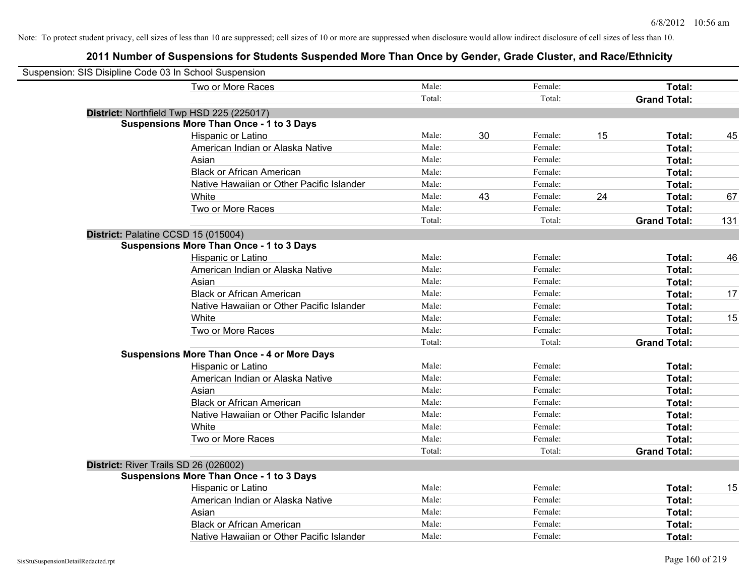Note: To protect student privacy, cell sizes of less than 10 are suppressed; cell sizes of 10 or more are suppressed when disclosure would allow indirect disclosure of cell sizes of less than 10.

## 2011 Number of Suspensions for Students Suspended More Than Once by Gender, Grade Cluster, and Race/Ethnicity

Suspension: SIS Disipline Code 03 In School Suspension

| | | | | | | |
|---|---|---|---|---|---|---|
| Two or More Races | Male: | | Female: | | **Total:** | |
| | Total: | | Total: | | **Grand Total:** | |
| **District:** Northfield Twp HSD 225 (225017) | | | | | | |
| **Suspensions More Than Once - 1 to 3 Days** | | | | | | |
| Hispanic or Latino | Male: | 30 | Female: | 15 | **Total:** | 45 |
| American Indian or Alaska Native | Male: | | Female: | | **Total:** | |
| Asian | Male: | | Female: | | **Total:** | |
| Black or African American | Male: | | Female: | | **Total:** | |
| Native Hawaiian or Other Pacific Islander | Male: | | Female: | | **Total:** | |
| White | Male: | 43 | Female: | 24 | **Total:** | 67 |
| Two or More Races | Male: | | Female: | | **Total:** | |
| | Total: | | Total: | | **Grand Total:** | 131 |
| **District:** Palatine CCSD 15 (015004) | | | | | | |
| **Suspensions More Than Once - 1 to 3 Days** | | | | | | |
| Hispanic or Latino | Male: | | Female: | | **Total:** | 46 |
| American Indian or Alaska Native | Male: | | Female: | | **Total:** | |
| Asian | Male: | | Female: | | **Total:** | |
| Black or African American | Male: | | Female: | | **Total:** | 17 |
| Native Hawaiian or Other Pacific Islander | Male: | | Female: | | **Total:** | |
| White | Male: | | Female: | | **Total:** | 15 |
| Two or More Races | Male: | | Female: | | **Total:** | |
| | Total: | | Total: | | **Grand Total:** | |
| **Suspensions More Than Once - 4 or More Days** | | | | | | |
| Hispanic or Latino | Male: | | Female: | | **Total:** | |
| American Indian or Alaska Native | Male: | | Female: | | **Total:** | |
| Asian | Male: | | Female: | | **Total:** | |
| Black or African American | Male: | | Female: | | **Total:** | |
| Native Hawaiian or Other Pacific Islander | Male: | | Female: | | **Total:** | |
| White | Male: | | Female: | | **Total:** | |
| Two or More Races | Male: | | Female: | | **Total:** | |
| | Total: | | Total: | | **Grand Total:** | |
| **District:** River Trails SD 26 (026002) | | | | | | |
| **Suspensions More Than Once - 1 to 3 Days** | | | | | | |
| Hispanic or Latino | Male: | | Female: | | **Total:** | 15 |
| American Indian or Alaska Native | Male: | | Female: | | **Total:** | |
| Asian | Male: | | Female: | | **Total:** | |
| Black or African American | Male: | | Female: | | **Total:** | |
| Native Hawaiian or Other Pacific Islander | Male: | | Female: | | **Total:** | |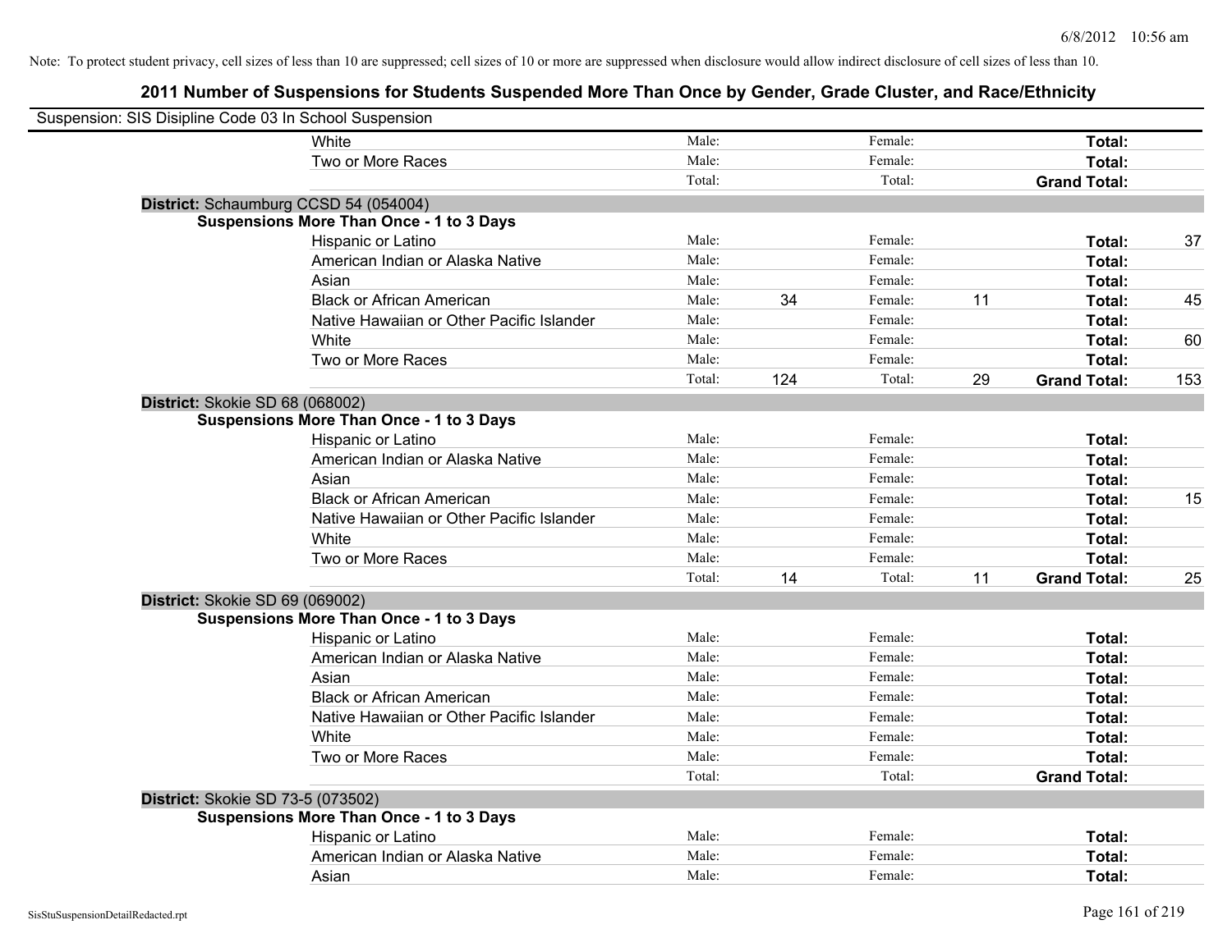Note: To protect student privacy, cell sizes of less than 10 are suppressed; cell sizes of 10 or more are suppressed when disclosure would allow indirect disclosure of cell sizes of less than 10.

## 2011 Number of Suspensions for Students Suspended More Than Once by Gender, Grade Cluster, and Race/Ethnicity

Suspension: SIS Disipline Code 03 In School Suspension

| | | | | | | |
|---|---|---|---|---|---|---|
| White | Male: | | Female: | | Total: | |
| Two or More Races | Male: | | Female: | | Total: | |
| | Total: | | Total: | | Grand Total: | |

**District:** Schaumburg CCSD 54 (054004)

**Suspensions More Than Once - 1 to 3 Days**

| | | | | | | |
|---|---|---|---|---|---|---|
| Hispanic or Latino | Male: | | Female: | | Total: | 37 |
| American Indian or Alaska Native | Male: | | Female: | | Total: | |
| Asian | Male: | | Female: | | Total: | |
| Black or African American | Male: | 34 | Female: | 11 | Total: | 45 |
| Native Hawaiian or Other Pacific Islander | Male: | | Female: | | Total: | |
| White | Male: | | Female: | | Total: | 60 |
| Two or More Races | Male: | | Female: | | Total: | |
| | Total: | 124 | Total: | 29 | Grand Total: | 153 |

**District:** Skokie SD 68 (068002)

**Suspensions More Than Once - 1 to 3 Days**

| | | | | | | |
|---|---|---|---|---|---|---|
| Hispanic or Latino | Male: | | Female: | | Total: | |
| American Indian or Alaska Native | Male: | | Female: | | Total: | |
| Asian | Male: | | Female: | | Total: | |
| Black or African American | Male: | | Female: | | Total: | 15 |
| Native Hawaiian or Other Pacific Islander | Male: | | Female: | | Total: | |
| White | Male: | | Female: | | Total: | |
| Two or More Races | Male: | | Female: | | Total: | |
| | Total: | 14 | Total: | 11 | Grand Total: | 25 |

**District:** Skokie SD 69 (069002)

**Suspensions More Than Once - 1 to 3 Days**

| | | | | | | |
|---|---|---|---|---|---|---|
| Hispanic or Latino | Male: | | Female: | | Total: | |
| American Indian or Alaska Native | Male: | | Female: | | Total: | |
| Asian | Male: | | Female: | | Total: | |
| Black or African American | Male: | | Female: | | Total: | |
| Native Hawaiian or Other Pacific Islander | Male: | | Female: | | Total: | |
| White | Male: | | Female: | | Total: | |
| Two or More Races | Male: | | Female: | | Total: | |
| | Total: | | Total: | | Grand Total: | |

**District:** Skokie SD 73-5 (073502)

**Suspensions More Than Once - 1 to 3 Days**

| | | | | | | |
|---|---|---|---|---|---|---|
| Hispanic or Latino | Male: | | Female: | | Total: | |
| American Indian or Alaska Native | Male: | | Female: | | Total: | |
| Asian | Male: | | Female: | | Total: | |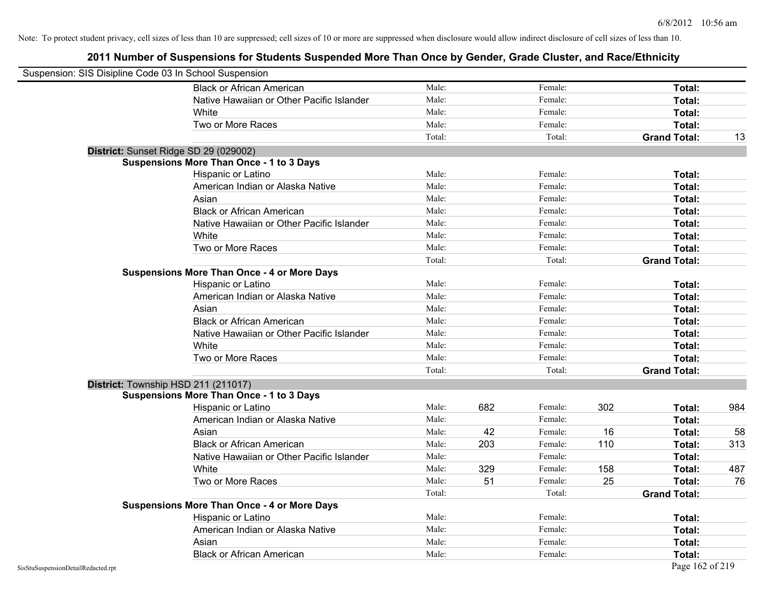Note: To protect student privacy, cell sizes of less than 10 are suppressed; cell sizes of 10 or more are suppressed when disclosure would allow indirect disclosure of cell sizes of less than 10.

## 2011 Number of Suspensions for Students Suspended More Than Once by Gender, Grade Cluster, and Race/Ethnicity

Suspension: SIS Disipline Code 03 In School Suspension

| | | | | | | |
|---|---|---|---|---|---|---|
| Black or African American | Male: | | Female: | | **Total:** | |
| Native Hawaiian or Other Pacific Islander | Male: | | Female: | | **Total:** | |
| White | Male: | | Female: | | **Total:** | |
| Two or More Races | Male: | | Female: | | **Total:** | |
| | Total: | | Total: | | **Grand Total:** | 13 |

**District:** Sunset Ridge SD 29 (029002)

**Suspensions More Than Once - 1 to 3 Days**

| | | | | | | |
|---|---|---|---|---|---|---|
| Hispanic or Latino | Male: | | Female: | | **Total:** | |
| American Indian or Alaska Native | Male: | | Female: | | **Total:** | |
| Asian | Male: | | Female: | | **Total:** | |
| Black or African American | Male: | | Female: | | **Total:** | |
| Native Hawaiian or Other Pacific Islander | Male: | | Female: | | **Total:** | |
| White | Male: | | Female: | | **Total:** | |
| Two or More Races | Male: | | Female: | | **Total:** | |
| | Total: | | Total: | | **Grand Total:** | |

**Suspensions More Than Once - 4 or More Days**

| | | | | | | |
|---|---|---|---|---|---|---|
| Hispanic or Latino | Male: | | Female: | | **Total:** | |
| American Indian or Alaska Native | Male: | | Female: | | **Total:** | |
| Asian | Male: | | Female: | | **Total:** | |
| Black or African American | Male: | | Female: | | **Total:** | |
| Native Hawaiian or Other Pacific Islander | Male: | | Female: | | **Total:** | |
| White | Male: | | Female: | | **Total:** | |
| Two or More Races | Male: | | Female: | | **Total:** | |
| | Total: | | Total: | | **Grand Total:** | |

**District:** Township HSD 211 (211017)

**Suspensions More Than Once - 1 to 3 Days**

| | | | | | | |
|---|---|---|---|---|---|---|
| Hispanic or Latino | Male: | 682 | Female: | 302 | **Total:** | 984 |
| American Indian or Alaska Native | Male: | | Female: | | **Total:** | |
| Asian | Male: | 42 | Female: | 16 | **Total:** | 58 |
| Black or African American | Male: | 203 | Female: | 110 | **Total:** | 313 |
| Native Hawaiian or Other Pacific Islander | Male: | | Female: | | **Total:** | |
| White | Male: | 329 | Female: | 158 | **Total:** | 487 |
| Two or More Races | Male: | 51 | Female: | 25 | **Total:** | 76 |
| | Total: | | Total: | | **Grand Total:** | |

**Suspensions More Than Once - 4 or More Days**

| | | | | | | |
|---|---|---|---|---|---|---|
| Hispanic or Latino | Male: | | Female: | | **Total:** | |
| American Indian or Alaska Native | Male: | | Female: | | **Total:** | |
| Asian | Male: | | Female: | | **Total:** | |
| Black or African American | Male: | | Female: | | **Total:** | |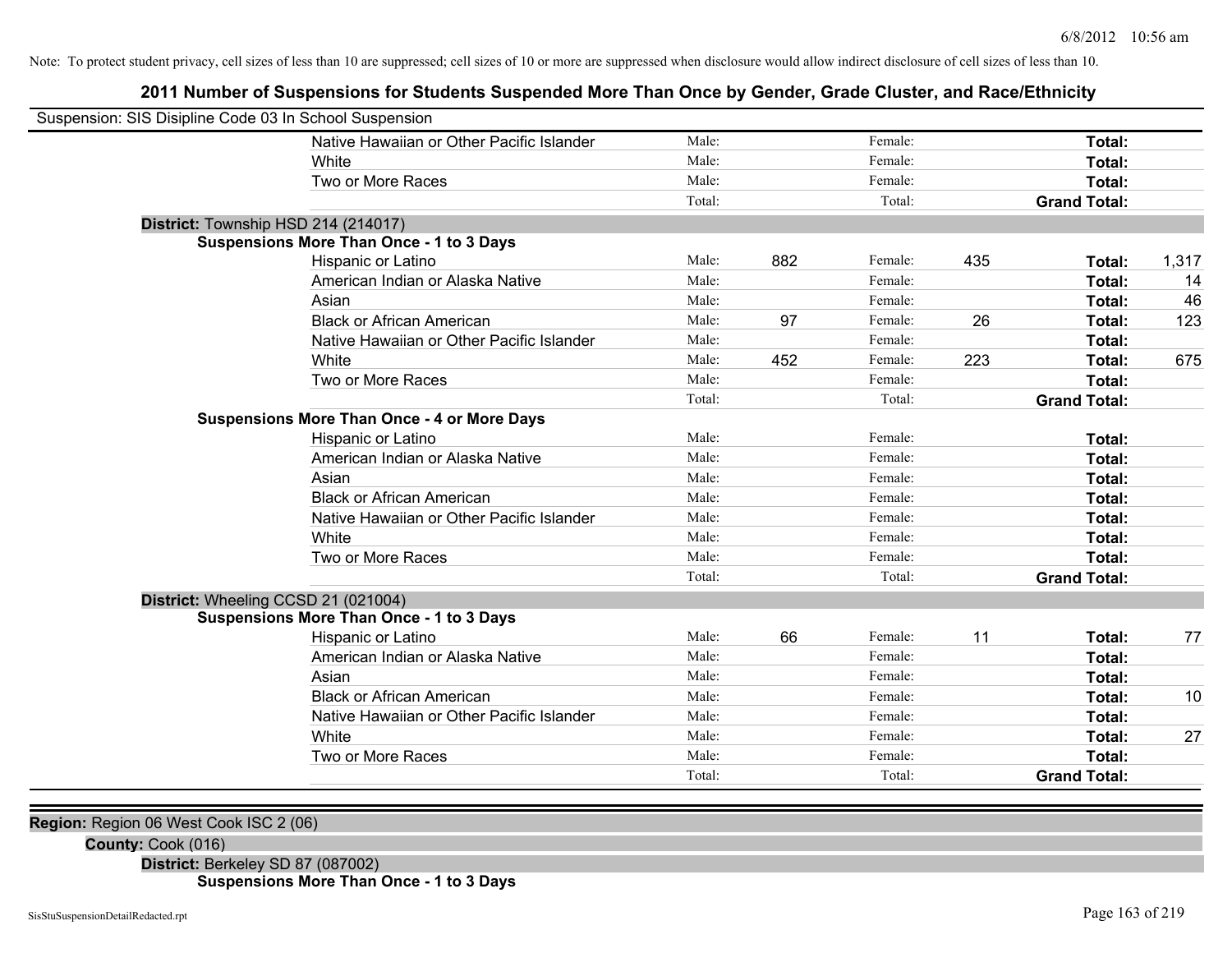Note: To protect student privacy, cell sizes of less than 10 are suppressed; cell sizes of 10 or more are suppressed when disclosure would allow indirect disclosure of cell sizes of less than 10.

## 2011 Number of Suspensions for Students Suspended More Than Once by Gender, Grade Cluster, and Race/Ethnicity

Suspension: SIS Disipline Code 03 In School Suspension

| | | | | | | |
|---|---|---|---|---|---|---|
| Native Hawaiian or Other Pacific Islander | Male: | | Female: | | **Total:** | |
| White | Male: | | Female: | | **Total:** | |
| Two or More Races | Male: | | Female: | | **Total:** | |
| | Total: | | Total: | | **Grand Total:** | |

**District:** Township HSD 214 (214017)

**Suspensions More Than Once - 1 to 3 Days**

| | | | | | | |
|---|---|---|---|---|---|---|
| Hispanic or Latino | Male: | 882 | Female: | 435 | **Total:** | 1,317 |
| American Indian or Alaska Native | Male: | | Female: | | **Total:** | 14 |
| Asian | Male: | | Female: | | **Total:** | 46 |
| Black or African American | Male: | 97 | Female: | 26 | **Total:** | 123 |
| Native Hawaiian or Other Pacific Islander | Male: | | Female: | | **Total:** | |
| White | Male: | 452 | Female: | 223 | **Total:** | 675 |
| Two or More Races | Male: | | Female: | | **Total:** | |
| | Total: | | Total: | | **Grand Total:** | |

**Suspensions More Than Once - 4 or More Days**

| | | | | | | |
|---|---|---|---|---|---|---|
| Hispanic or Latino | Male: | | Female: | | **Total:** | |
| American Indian or Alaska Native | Male: | | Female: | | **Total:** | |
| Asian | Male: | | Female: | | **Total:** | |
| Black or African American | Male: | | Female: | | **Total:** | |
| Native Hawaiian or Other Pacific Islander | Male: | | Female: | | **Total:** | |
| White | Male: | | Female: | | **Total:** | |
| Two or More Races | Male: | | Female: | | **Total:** | |
| | Total: | | Total: | | **Grand Total:** | |

**District:** Wheeling CCSD 21 (021004)

**Suspensions More Than Once - 1 to 3 Days**

| | | | | | | |
|---|---|---|---|---|---|---|
| Hispanic or Latino | Male: | 66 | Female: | 11 | **Total:** | 77 |
| American Indian or Alaska Native | Male: | | Female: | | **Total:** | |
| Asian | Male: | | Female: | | **Total:** | |
| Black or African American | Male: | | Female: | | **Total:** | 10 |
| Native Hawaiian or Other Pacific Islander | Male: | | Female: | | **Total:** | |
| White | Male: | | Female: | | **Total:** | 27 |
| Two or More Races | Male: | | Female: | | **Total:** | |
| | Total: | | Total: | | **Grand Total:** | |

**Region:** Region 06 West Cook ISC 2 (06)

**County:** Cook (016)

**District:** Berkeley SD 87 (087002)

**Suspensions More Than Once - 1 to 3 Days**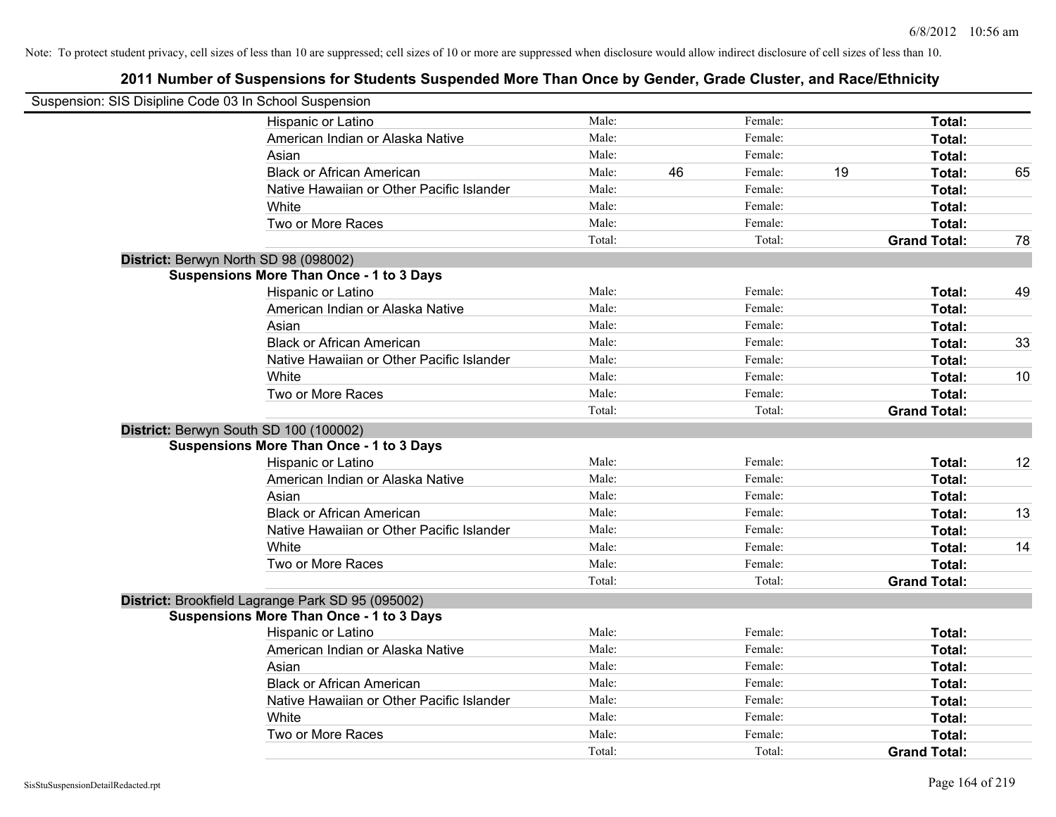Note: To protect student privacy, cell sizes of less than 10 are suppressed; cell sizes of 10 or more are suppressed when disclosure would allow indirect disclosure of cell sizes of less than 10.

## 2011 Number of Suspensions for Students Suspended More Than Once by Gender, Grade Cluster, and Race/Ethnicity

Suspension: SIS Disipline Code 03 In School Suspension

| | | | | | | |
|---|---|---|---|---|---|---|
| Hispanic or Latino | Male: | | Female: | | **Total:** | |
| American Indian or Alaska Native | Male: | | Female: | | **Total:** | |
| Asian | Male: | | Female: | | **Total:** | |
| Black or African American | Male: | 46 | Female: | 19 | **Total:** | 65 |
| Native Hawaiian or Other Pacific Islander | Male: | | Female: | | **Total:** | |
| White | Male: | | Female: | | **Total:** | |
| Two or More Races | Male: | | Female: | | **Total:** | |
| | Total: | | Total: | | **Grand Total:** | 78 |

**District:** Berwyn North SD 98 (098002)

**Suspensions More Than Once - 1 to 3 Days**

| | | | | | | |
|---|---|---|---|---|---|---|
| Hispanic or Latino | Male: | | Female: | | **Total:** | 49 |
| American Indian or Alaska Native | Male: | | Female: | | **Total:** | |
| Asian | Male: | | Female: | | **Total:** | |
| Black or African American | Male: | | Female: | | **Total:** | 33 |
| Native Hawaiian or Other Pacific Islander | Male: | | Female: | | **Total:** | |
| White | Male: | | Female: | | **Total:** | 10 |
| Two or More Races | Male: | | Female: | | **Total:** | |
| | Total: | | Total: | | **Grand Total:** | |

**District:** Berwyn South SD 100 (100002)

**Suspensions More Than Once - 1 to 3 Days**

| | | | | | | |
|---|---|---|---|---|---|---|
| Hispanic or Latino | Male: | | Female: | | **Total:** | 12 |
| American Indian or Alaska Native | Male: | | Female: | | **Total:** | |
| Asian | Male: | | Female: | | **Total:** | |
| Black or African American | Male: | | Female: | | **Total:** | 13 |
| Native Hawaiian or Other Pacific Islander | Male: | | Female: | | **Total:** | |
| White | Male: | | Female: | | **Total:** | 14 |
| Two or More Races | Male: | | Female: | | **Total:** | |
| | Total: | | Total: | | **Grand Total:** | |

**District:** Brookfield Lagrange Park SD 95 (095002)

**Suspensions More Than Once - 1 to 3 Days**

| | | | | | | |
|---|---|---|---|---|---|---|
| Hispanic or Latino | Male: | | Female: | | **Total:** | |
| American Indian or Alaska Native | Male: | | Female: | | **Total:** | |
| Asian | Male: | | Female: | | **Total:** | |
| Black or African American | Male: | | Female: | | **Total:** | |
| Native Hawaiian or Other Pacific Islander | Male: | | Female: | | **Total:** | |
| White | Male: | | Female: | | **Total:** | |
| Two or More Races | Male: | | Female: | | **Total:** | |
| | Total: | | Total: | | **Grand Total:** | |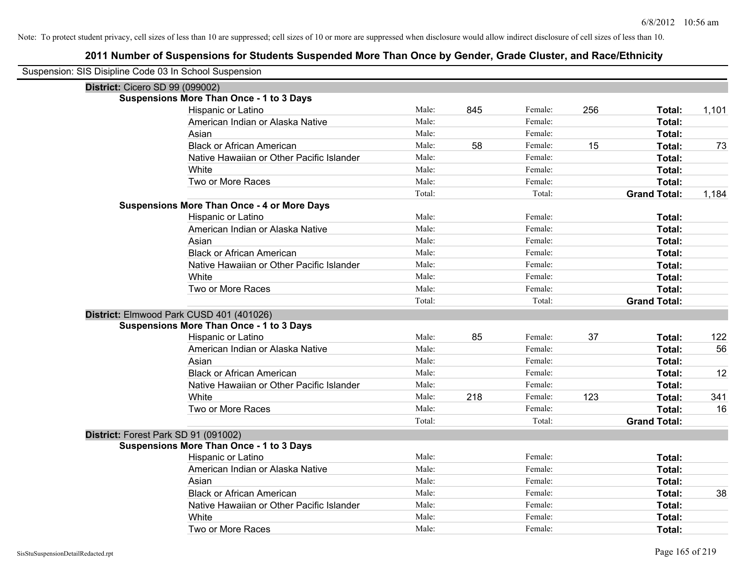Note: To protect student privacy, cell sizes of less than 10 are suppressed; cell sizes of 10 or more are suppressed when disclosure would allow indirect disclosure of cell sizes of less than 10.

# 2011 Number of Suspensions for Students Suspended More Than Once by Gender, Grade Cluster, and Race/Ethnicity

Suspension: SIS Disipline Code 03 In School Suspension

## District: Cicero SD 99 (099002)

### Suspensions More Than Once - 1 to 3 Days

| Race/Ethnicity | | Male | | Female | | Total |
|---|---|---|---|---|---|---|
| Hispanic or Latino | Male: | 845 | Female: | 256 | **Total:** | 1,101 |
| American Indian or Alaska Native | Male: | | Female: | | **Total:** | |
| Asian | Male: | | Female: | | **Total:** | |
| Black or African American | Male: | 58 | Female: | 15 | **Total:** | 73 |
| Native Hawaiian or Other Pacific Islander | Male: | | Female: | | **Total:** | |
| White | Male: | | Female: | | **Total:** | |
| Two or More Races | Male: | | Female: | | **Total:** | |
| | Total: | | Total: | | **Grand Total:** | 1,184 |

### Suspensions More Than Once - 4 or More Days

| Race/Ethnicity | | Male | | Female | | Total |
|---|---|---|---|---|---|---|
| Hispanic or Latino | Male: | | Female: | | **Total:** | |
| American Indian or Alaska Native | Male: | | Female: | | **Total:** | |
| Asian | Male: | | Female: | | **Total:** | |
| Black or African American | Male: | | Female: | | **Total:** | |
| Native Hawaiian or Other Pacific Islander | Male: | | Female: | | **Total:** | |
| White | Male: | | Female: | | **Total:** | |
| Two or More Races | Male: | | Female: | | **Total:** | |
| | Total: | | Total: | | **Grand Total:** | |

## District: Elmwood Park CUSD 401 (401026)

### Suspensions More Than Once - 1 to 3 Days

| Race/Ethnicity | | Male | | Female | | Total |
|---|---|---|---|---|---|---|
| Hispanic or Latino | Male: | 85 | Female: | 37 | **Total:** | 122 |
| American Indian or Alaska Native | Male: | | Female: | | **Total:** | 56 |
| Asian | Male: | | Female: | | **Total:** | |
| Black or African American | Male: | | Female: | | **Total:** | 12 |
| Native Hawaiian or Other Pacific Islander | Male: | | Female: | | **Total:** | |
| White | Male: | 218 | Female: | 123 | **Total:** | 341 |
| Two or More Races | Male: | | Female: | | **Total:** | 16 |
| | Total: | | Total: | | **Grand Total:** | |

## District: Forest Park SD 91 (091002)

### Suspensions More Than Once - 1 to 3 Days

| Race/Ethnicity | | Male | | Female | | Total |
|---|---|---|---|---|---|---|
| Hispanic or Latino | Male: | | Female: | | **Total:** | |
| American Indian or Alaska Native | Male: | | Female: | | **Total:** | |
| Asian | Male: | | Female: | | **Total:** | |
| Black or African American | Male: | | Female: | | **Total:** | 38 |
| Native Hawaiian or Other Pacific Islander | Male: | | Female: | | **Total:** | |
| White | Male: | | Female: | | **Total:** | |
| Two or More Races | Male: | | Female: | | **Total:** | |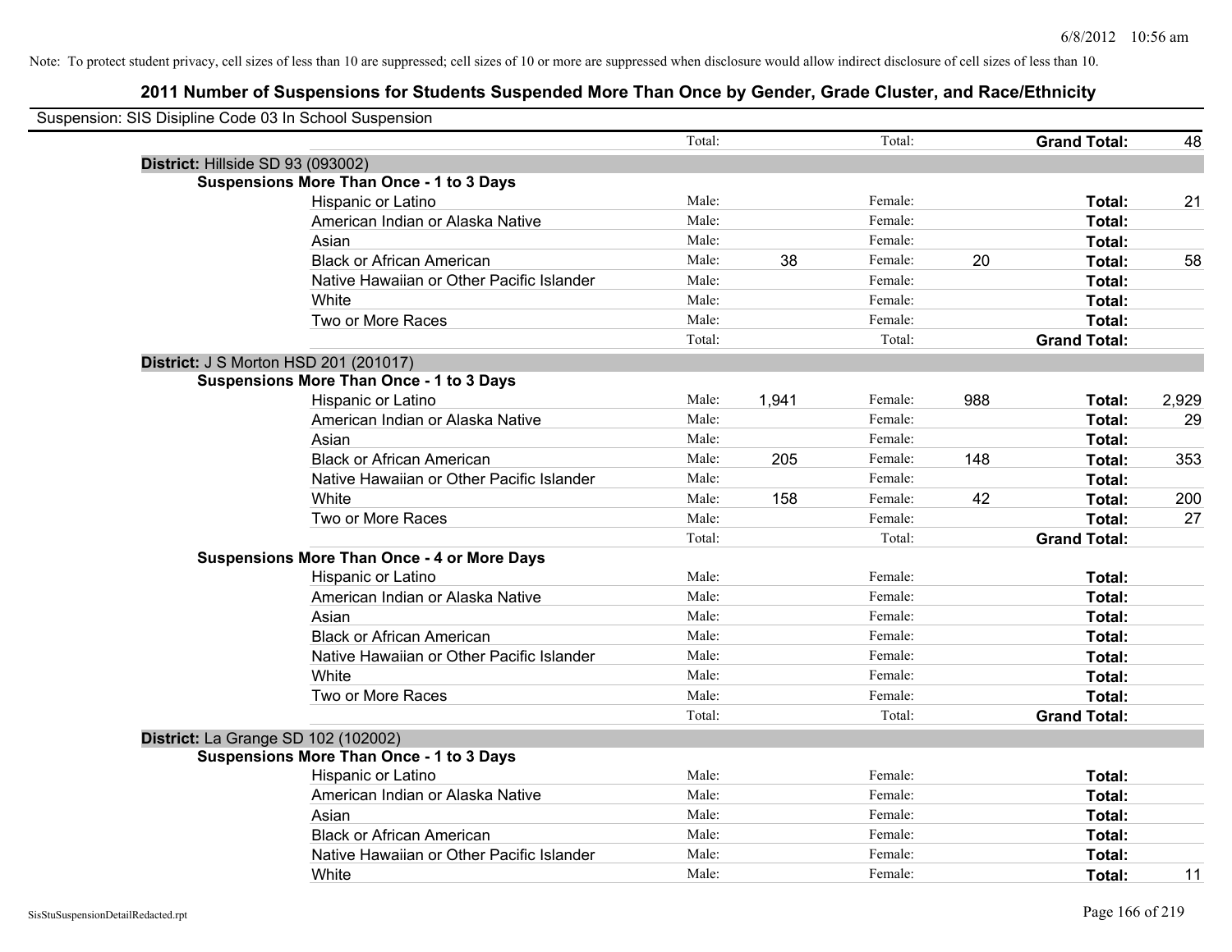Note: To protect student privacy, cell sizes of less than 10 are suppressed; cell sizes of 10 or more are suppressed when disclosure would allow indirect disclosure of cell sizes of less than 10.

## 2011 Number of Suspensions for Students Suspended More Than Once by Gender, Grade Cluster, and Race/Ethnicity

Suspension: SIS Disipline Code 03 In School Suspension

| | | | | | | |
|---|---|---|---|---|---|---|
| | Total: | | Total: | | **Grand Total:** | 48 |

**District:** Hillside SD 93 (093002)

**Suspensions More Than Once - 1 to 3 Days**

| Race/Ethnicity | | Male | | Female | | Total |
|---|---|---|---|---|---|---|
| Hispanic or Latino | Male: | | Female: | | **Total:** | 21 |
| American Indian or Alaska Native | Male: | | Female: | | **Total:** | |
| Asian | Male: | | Female: | | **Total:** | |
| Black or African American | Male: | 38 | Female: | 20 | **Total:** | 58 |
| Native Hawaiian or Other Pacific Islander | Male: | | Female: | | **Total:** | |
| White | Male: | | Female: | | **Total:** | |
| Two or More Races | Male: | | Female: | | **Total:** | |
| | Total: | | Total: | | **Grand Total:** | |

**District:** J S Morton HSD 201 (201017)

**Suspensions More Than Once - 1 to 3 Days**

| Race/Ethnicity | | Male | | Female | | Total |
|---|---|---|---|---|---|---|
| Hispanic or Latino | Male: | 1,941 | Female: | 988 | **Total:** | 2,929 |
| American Indian or Alaska Native | Male: | | Female: | | **Total:** | 29 |
| Asian | Male: | | Female: | | **Total:** | |
| Black or African American | Male: | 205 | Female: | 148 | **Total:** | 353 |
| Native Hawaiian or Other Pacific Islander | Male: | | Female: | | **Total:** | |
| White | Male: | 158 | Female: | 42 | **Total:** | 200 |
| Two or More Races | Male: | | Female: | | **Total:** | 27 |
| | Total: | | Total: | | **Grand Total:** | |

**Suspensions More Than Once - 4 or More Days**

| Race/Ethnicity | | Male | | Female | | Total |
|---|---|---|---|---|---|---|
| Hispanic or Latino | Male: | | Female: | | **Total:** | |
| American Indian or Alaska Native | Male: | | Female: | | **Total:** | |
| Asian | Male: | | Female: | | **Total:** | |
| Black or African American | Male: | | Female: | | **Total:** | |
| Native Hawaiian or Other Pacific Islander | Male: | | Female: | | **Total:** | |
| White | Male: | | Female: | | **Total:** | |
| Two or More Races | Male: | | Female: | | **Total:** | |
| | Total: | | Total: | | **Grand Total:** | |

**District:** La Grange SD 102 (102002)

**Suspensions More Than Once - 1 to 3 Days**

| Race/Ethnicity | | Male | | Female | | Total |
|---|---|---|---|---|---|---|
| Hispanic or Latino | Male: | | Female: | | **Total:** | |
| American Indian or Alaska Native | Male: | | Female: | | **Total:** | |
| Asian | Male: | | Female: | | **Total:** | |
| Black or African American | Male: | | Female: | | **Total:** | |
| Native Hawaiian or Other Pacific Islander | Male: | | Female: | | **Total:** | |
| White | Male: | | Female: | | **Total:** | 11 |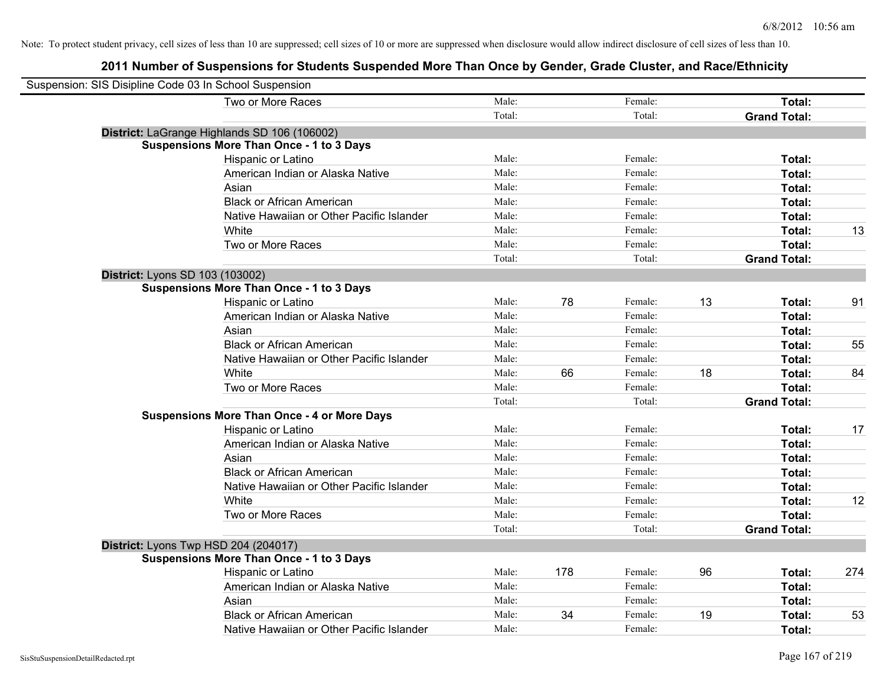Note: To protect student privacy, cell sizes of less than 10 are suppressed; cell sizes of 10 or more are suppressed when disclosure would allow indirect disclosure of cell sizes of less than 10.

## 2011 Number of Suspensions for Students Suspended More Than Once by Gender, Grade Cluster, and Race/Ethnicity

Suspension: SIS Disipline Code 03 In School Suspension

| | | | | | | |
|---|---|---|---|---|---|---|
| Two or More Races | Male: | | Female: | | **Total:** | |
| | Total: | | Total: | | **Grand Total:** | |

**District:** LaGrange Highlands SD 106 (106002)

**Suspensions More Than Once - 1 to 3 Days**

| | | | | | | |
|---|---|---|---|---|---|---|
| Hispanic or Latino | Male: | | Female: | | **Total:** | |
| American Indian or Alaska Native | Male: | | Female: | | **Total:** | |
| Asian | Male: | | Female: | | **Total:** | |
| Black or African American | Male: | | Female: | | **Total:** | |
| Native Hawaiian or Other Pacific Islander | Male: | | Female: | | **Total:** | |
| White | Male: | | Female: | | **Total:** | 13 |
| Two or More Races | Male: | | Female: | | **Total:** | |
| | Total: | | Total: | | **Grand Total:** | |

**District:** Lyons SD 103 (103002)

**Suspensions More Than Once - 1 to 3 Days**

| | | | | | | |
|---|---|---|---|---|---|---|
| Hispanic or Latino | Male: | 78 | Female: | 13 | **Total:** | 91 |
| American Indian or Alaska Native | Male: | | Female: | | **Total:** | |
| Asian | Male: | | Female: | | **Total:** | |
| Black or African American | Male: | | Female: | | **Total:** | 55 |
| Native Hawaiian or Other Pacific Islander | Male: | | Female: | | **Total:** | |
| White | Male: | 66 | Female: | 18 | **Total:** | 84 |
| Two or More Races | Male: | | Female: | | **Total:** | |
| | Total: | | Total: | | **Grand Total:** | |

**Suspensions More Than Once - 4 or More Days**

| | | | | | | |
|---|---|---|---|---|---|---|
| Hispanic or Latino | Male: | | Female: | | **Total:** | 17 |
| American Indian or Alaska Native | Male: | | Female: | | **Total:** | |
| Asian | Male: | | Female: | | **Total:** | |
| Black or African American | Male: | | Female: | | **Total:** | |
| Native Hawaiian or Other Pacific Islander | Male: | | Female: | | **Total:** | |
| White | Male: | | Female: | | **Total:** | 12 |
| Two or More Races | Male: | | Female: | | **Total:** | |
| | Total: | | Total: | | **Grand Total:** | |

**District:** Lyons Twp HSD 204 (204017)

**Suspensions More Than Once - 1 to 3 Days**

| | | | | | | |
|---|---|---|---|---|---|---|
| Hispanic or Latino | Male: | 178 | Female: | 96 | **Total:** | 274 |
| American Indian or Alaska Native | Male: | | Female: | | **Total:** | |
| Asian | Male: | | Female: | | **Total:** | |
| Black or African American | Male: | 34 | Female: | 19 | **Total:** | 53 |
| Native Hawaiian or Other Pacific Islander | Male: | | Female: | | **Total:** | |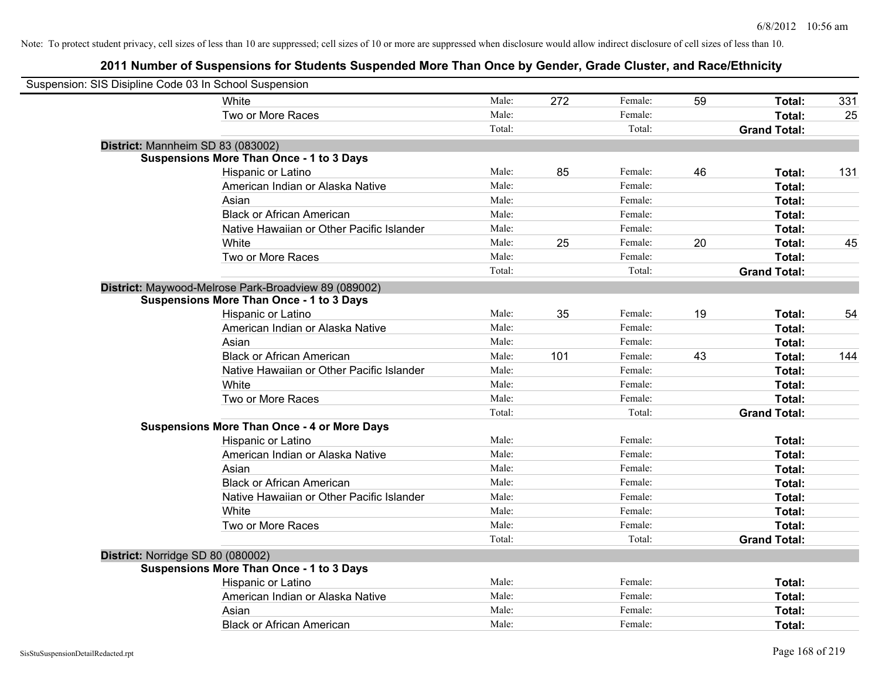Note: To protect student privacy, cell sizes of less than 10 are suppressed; cell sizes of 10 or more are suppressed when disclosure would allow indirect disclosure of cell sizes of less than 10.

## 2011 Number of Suspensions for Students Suspended More Than Once by Gender, Grade Cluster, and Race/Ethnicity

Suspension: SIS Disipline Code 03 In School Suspension

| | | | | | | |
|---|---|---|---|---|---|---|
| White | Male: | 272 | Female: | 59 | **Total:** | 331 |
| Two or More Races | Male: | | Female: | | **Total:** | 25 |
| | Total: | | Total: | | **Grand Total:** | |

**District:** Mannheim SD 83 (083002)

**Suspensions More Than Once - 1 to 3 Days**

| | | | | | | |
|---|---|---|---|---|---|---|
| Hispanic or Latino | Male: | 85 | Female: | 46 | **Total:** | 131 |
| American Indian or Alaska Native | Male: | | Female: | | **Total:** | |
| Asian | Male: | | Female: | | **Total:** | |
| Black or African American | Male: | | Female: | | **Total:** | |
| Native Hawaiian or Other Pacific Islander | Male: | | Female: | | **Total:** | |
| White | Male: | 25 | Female: | 20 | **Total:** | 45 |
| Two or More Races | Male: | | Female: | | **Total:** | |
| | Total: | | Total: | | **Grand Total:** | |

**District:** Maywood-Melrose Park-Broadview 89 (089002)

**Suspensions More Than Once - 1 to 3 Days**

| | | | | | | |
|---|---|---|---|---|---|---|
| Hispanic or Latino | Male: | 35 | Female: | 19 | **Total:** | 54 |
| American Indian or Alaska Native | Male: | | Female: | | **Total:** | |
| Asian | Male: | | Female: | | **Total:** | |
| Black or African American | Male: | 101 | Female: | 43 | **Total:** | 144 |
| Native Hawaiian or Other Pacific Islander | Male: | | Female: | | **Total:** | |
| White | Male: | | Female: | | **Total:** | |
| Two or More Races | Male: | | Female: | | **Total:** | |
| | Total: | | Total: | | **Grand Total:** | |

**Suspensions More Than Once - 4 or More Days**

| | | | | | | |
|---|---|---|---|---|---|---|
| Hispanic or Latino | Male: | | Female: | | **Total:** | |
| American Indian or Alaska Native | Male: | | Female: | | **Total:** | |
| Asian | Male: | | Female: | | **Total:** | |
| Black or African American | Male: | | Female: | | **Total:** | |
| Native Hawaiian or Other Pacific Islander | Male: | | Female: | | **Total:** | |
| White | Male: | | Female: | | **Total:** | |
| Two or More Races | Male: | | Female: | | **Total:** | |
| | Total: | | Total: | | **Grand Total:** | |

**District:** Norridge SD 80 (080002)

**Suspensions More Than Once - 1 to 3 Days**

| | | | | | | |
|---|---|---|---|---|---|---|
| Hispanic or Latino | Male: | | Female: | | **Total:** | |
| American Indian or Alaska Native | Male: | | Female: | | **Total:** | |
| Asian | Male: | | Female: | | **Total:** | |
| Black or African American | Male: | | Female: | | **Total:** | |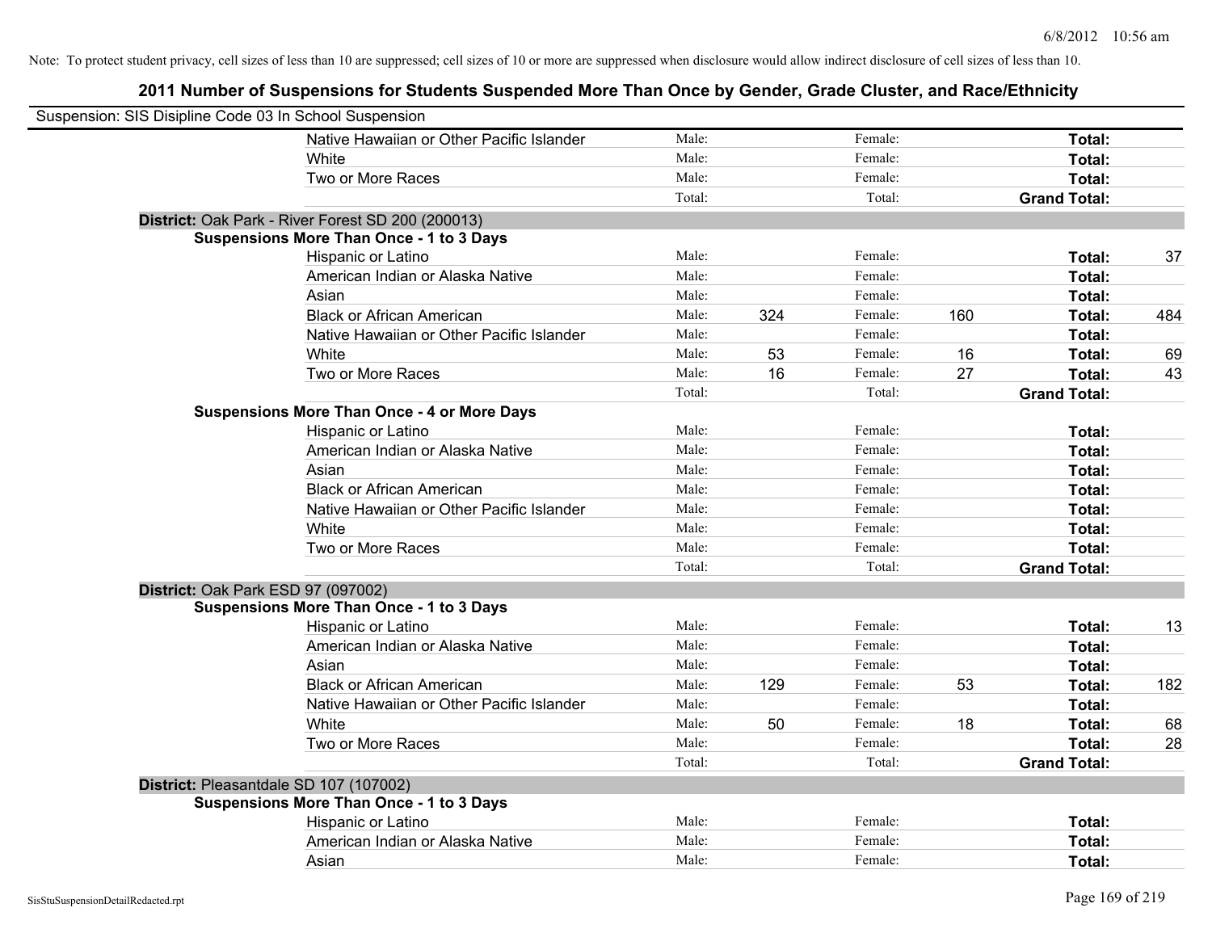Note: To protect student privacy, cell sizes of less than 10 are suppressed; cell sizes of 10 or more are suppressed when disclosure would allow indirect disclosure of cell sizes of less than 10.

## 2011 Number of Suspensions for Students Suspended More Than Once by Gender, Grade Cluster, and Race/Ethnicity

Suspension: SIS Disipline Code 03 In School Suspension

| | | | | | | | |
|---|---|---|---|---|---|---|---|
| Native Hawaiian or Other Pacific Islander | Male: | | Female: | | **Total:** | |
| White | Male: | | Female: | | **Total:** | |
| Two or More Races | Male: | | Female: | | **Total:** | |
| | Total: | | Total: | | **Grand Total:** | |

**District:** Oak Park - River Forest SD 200 (200013)

**Suspensions More Than Once - 1 to 3 Days**

| | | | | | | |
|---|---|---|---|---|---|---|
| Hispanic or Latino | Male: | | Female: | | **Total:** | 37 |
| American Indian or Alaska Native | Male: | | Female: | | **Total:** | |
| Asian | Male: | | Female: | | **Total:** | |
| Black or African American | Male: | 324 | Female: | 160 | **Total:** | 484 |
| Native Hawaiian or Other Pacific Islander | Male: | | Female: | | **Total:** | |
| White | Male: | 53 | Female: | 16 | **Total:** | 69 |
| Two or More Races | Male: | 16 | Female: | 27 | **Total:** | 43 |
| | Total: | | Total: | | **Grand Total:** | |

**Suspensions More Than Once - 4 or More Days**

| | | | | | | |
|---|---|---|---|---|---|---|
| Hispanic or Latino | Male: | | Female: | | **Total:** | |
| American Indian or Alaska Native | Male: | | Female: | | **Total:** | |
| Asian | Male: | | Female: | | **Total:** | |
| Black or African American | Male: | | Female: | | **Total:** | |
| Native Hawaiian or Other Pacific Islander | Male: | | Female: | | **Total:** | |
| White | Male: | | Female: | | **Total:** | |
| Two or More Races | Male: | | Female: | | **Total:** | |
| | Total: | | Total: | | **Grand Total:** | |

**District:** Oak Park ESD 97 (097002)

**Suspensions More Than Once - 1 to 3 Days**

| | | | | | | |
|---|---|---|---|---|---|---|
| Hispanic or Latino | Male: | | Female: | | **Total:** | 13 |
| American Indian or Alaska Native | Male: | | Female: | | **Total:** | |
| Asian | Male: | | Female: | | **Total:** | |
| Black or African American | Male: | 129 | Female: | 53 | **Total:** | 182 |
| Native Hawaiian or Other Pacific Islander | Male: | | Female: | | **Total:** | |
| White | Male: | 50 | Female: | 18 | **Total:** | 68 |
| Two or More Races | Male: | | Female: | | **Total:** | 28 |
| | Total: | | Total: | | **Grand Total:** | |

**District:** Pleasantdale SD 107 (107002)

**Suspensions More Than Once - 1 to 3 Days**

| | | | | | | |
|---|---|---|---|---|---|---|
| Hispanic or Latino | Male: | | Female: | | **Total:** | |
| American Indian or Alaska Native | Male: | | Female: | | **Total:** | |
| Asian | Male: | | Female: | | **Total:** | |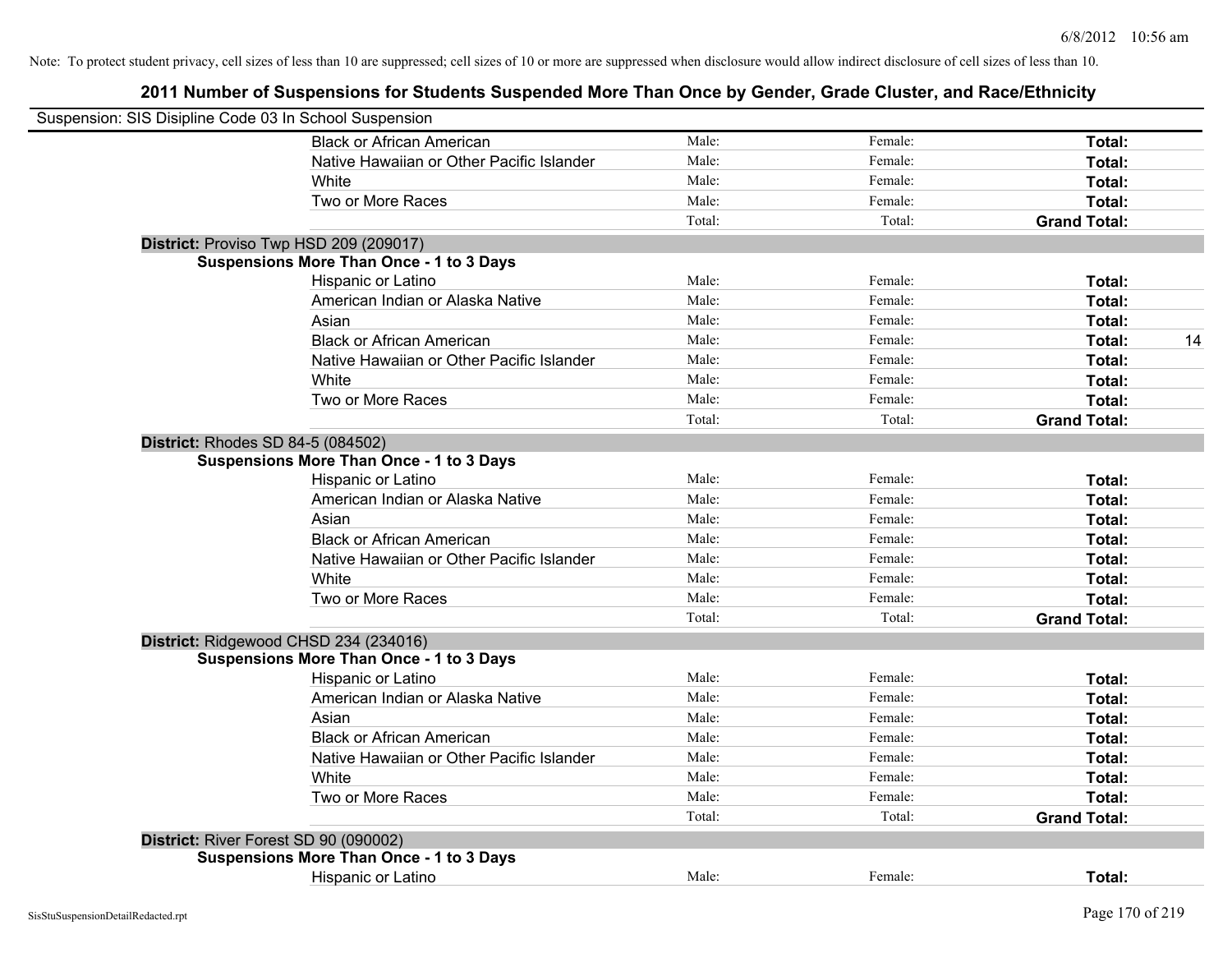Note: To protect student privacy, cell sizes of less than 10 are suppressed; cell sizes of 10 or more are suppressed when disclosure would allow indirect disclosure of cell sizes of less than 10.

# 2011 Number of Suspensions for Students Suspended More Than Once by Gender, Grade Cluster, and Race/Ethnicity

Suspension: SIS Disipline Code 03 In School Suspension

| | | | | | |
|---|---|---|---|---|---|
| | Black or African American | Male: | Female: | **Total:** | |
| | Native Hawaiian or Other Pacific Islander | Male: | Female: | **Total:** | |
| | White | Male: | Female: | **Total:** | |
| | Two or More Races | Male: | Female: | **Total:** | |
| | | Total: | Total: | **Grand Total:** | |
| **District:** Proviso Twp HSD 209 (209017) | | | | | |
| **Suspensions More Than Once - 1 to 3 Days** | | | | | |
| | Hispanic or Latino | Male: | Female: | **Total:** | |
| | American Indian or Alaska Native | Male: | Female: | **Total:** | |
| | Asian | Male: | Female: | **Total:** | |
| | Black or African American | Male: | Female: | **Total:** | 14 |
| | Native Hawaiian or Other Pacific Islander | Male: | Female: | **Total:** | |
| | White | Male: | Female: | **Total:** | |
| | Two or More Races | Male: | Female: | **Total:** | |
| | | Total: | Total: | **Grand Total:** | |
| **District:** Rhodes SD 84-5 (084502) | | | | | |
| **Suspensions More Than Once - 1 to 3 Days** | | | | | |
| | Hispanic or Latino | Male: | Female: | **Total:** | |
| | American Indian or Alaska Native | Male: | Female: | **Total:** | |
| | Asian | Male: | Female: | **Total:** | |
| | Black or African American | Male: | Female: | **Total:** | |
| | Native Hawaiian or Other Pacific Islander | Male: | Female: | **Total:** | |
| | White | Male: | Female: | **Total:** | |
| | Two or More Races | Male: | Female: | **Total:** | |
| | | Total: | Total: | **Grand Total:** | |
| **District:** Ridgewood CHSD 234 (234016) | | | | | |
| **Suspensions More Than Once - 1 to 3 Days** | | | | | |
| | Hispanic or Latino | Male: | Female: | **Total:** | |
| | American Indian or Alaska Native | Male: | Female: | **Total:** | |
| | Asian | Male: | Female: | **Total:** | |
| | Black or African American | Male: | Female: | **Total:** | |
| | Native Hawaiian or Other Pacific Islander | Male: | Female: | **Total:** | |
| | White | Male: | Female: | **Total:** | |
| | Two or More Races | Male: | Female: | **Total:** | |
| | | Total: | Total: | **Grand Total:** | |
| **District:** River Forest SD 90 (090002) | | | | | |
| **Suspensions More Than Once - 1 to 3 Days** | | | | | |
| | Hispanic or Latino | Male: | Female: | **Total:** | |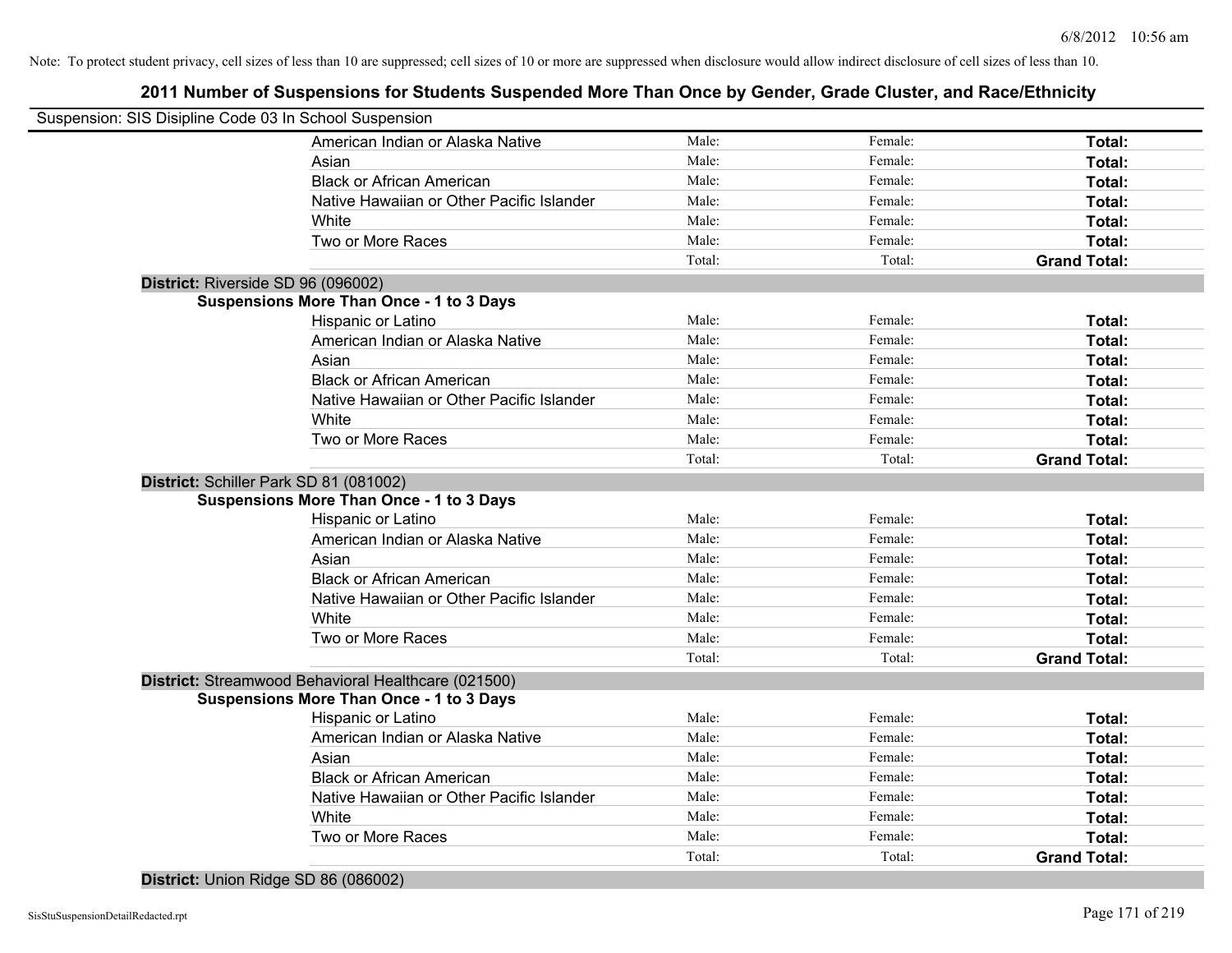Note: To protect student privacy, cell sizes of less than 10 are suppressed; cell sizes of 10 or more are suppressed when disclosure would allow indirect disclosure of cell sizes of less than 10.

## 2011 Number of Suspensions for Students Suspended More Than Once by Gender, Grade Cluster, and Race/Ethnicity

Suspension: SIS Disipline Code 03 In School Suspension

| | | | |
|---|---|---|---|
| American Indian or Alaska Native | Male: | Female: | **Total:** |
| Asian | Male: | Female: | **Total:** |
| Black or African American | Male: | Female: | **Total:** |
| Native Hawaiian or Other Pacific Islander | Male: | Female: | **Total:** |
| White | Male: | Female: | **Total:** |
| Two or More Races | Male: | Female: | **Total:** |
| | Total: | Total: | **Grand Total:** |

**District:** Riverside SD 96 (096002)

**Suspensions More Than Once - 1 to 3 Days**

| | | | |
|---|---|---|---|
| Hispanic or Latino | Male: | Female: | **Total:** |
| American Indian or Alaska Native | Male: | Female: | **Total:** |
| Asian | Male: | Female: | **Total:** |
| Black or African American | Male: | Female: | **Total:** |
| Native Hawaiian or Other Pacific Islander | Male: | Female: | **Total:** |
| White | Male: | Female: | **Total:** |
| Two or More Races | Male: | Female: | **Total:** |
| | Total: | Total: | **Grand Total:** |

**District:** Schiller Park SD 81 (081002)

**Suspensions More Than Once - 1 to 3 Days**

| | | | |
|---|---|---|---|
| Hispanic or Latino | Male: | Female: | **Total:** |
| American Indian or Alaska Native | Male: | Female: | **Total:** |
| Asian | Male: | Female: | **Total:** |
| Black or African American | Male: | Female: | **Total:** |
| Native Hawaiian or Other Pacific Islander | Male: | Female: | **Total:** |
| White | Male: | Female: | **Total:** |
| Two or More Races | Male: | Female: | **Total:** |
| | Total: | Total: | **Grand Total:** |

**District:** Streamwood Behavioral Healthcare (021500)

**Suspensions More Than Once - 1 to 3 Days**

| | | | |
|---|---|---|---|
| Hispanic or Latino | Male: | Female: | **Total:** |
| American Indian or Alaska Native | Male: | Female: | **Total:** |
| Asian | Male: | Female: | **Total:** |
| Black or African American | Male: | Female: | **Total:** |
| Native Hawaiian or Other Pacific Islander | Male: | Female: | **Total:** |
| White | Male: | Female: | **Total:** |
| Two or More Races | Male: | Female: | **Total:** |
| | Total: | Total: | **Grand Total:** |

**District:** Union Ridge SD 86 (086002)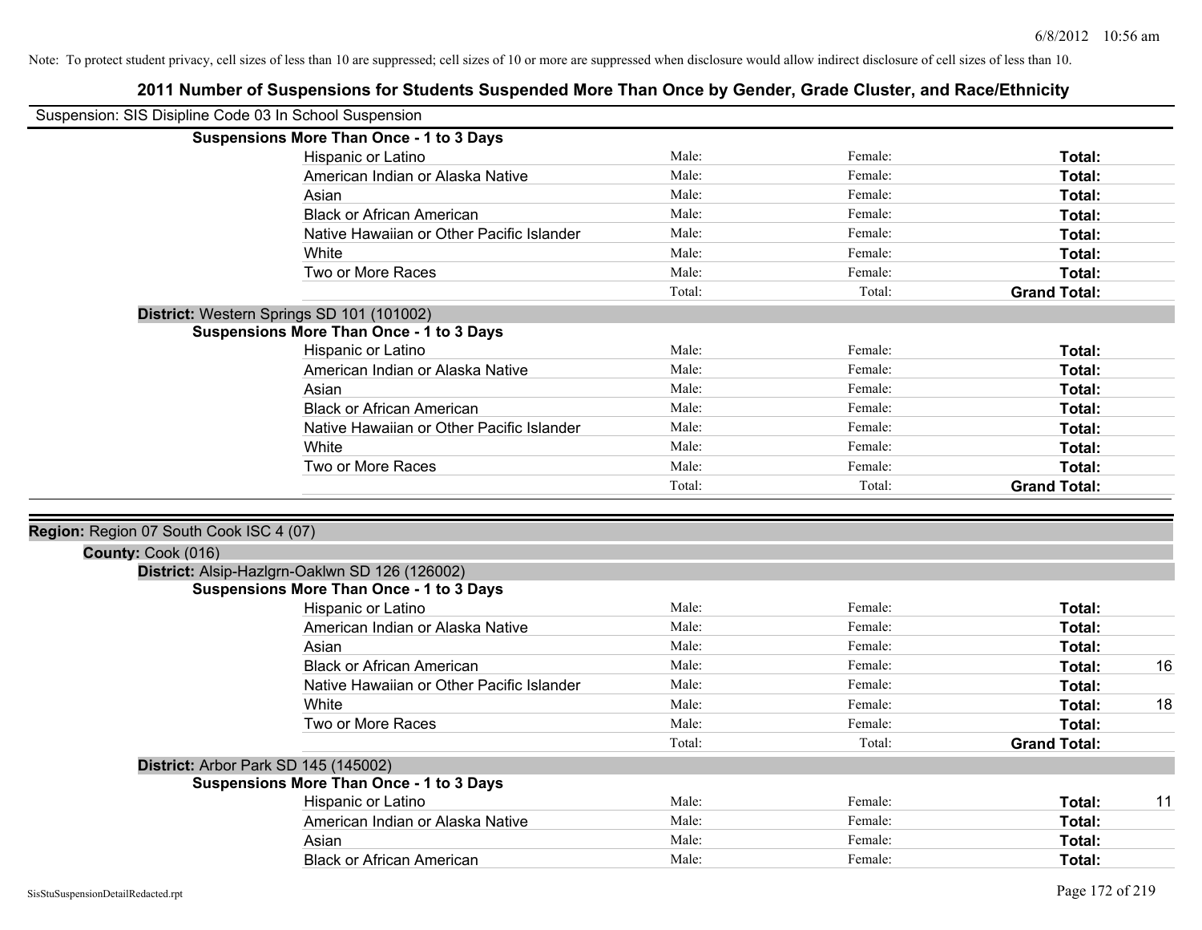Note: To protect student privacy, cell sizes of less than 10 are suppressed; cell sizes of 10 or more are suppressed when disclosure would allow indirect disclosure of cell sizes of less than 10.

# 2011 Number of Suspensions for Students Suspended More Than Once by Gender, Grade Cluster, and Race/Ethnicity

Suspension: SIS Disipline Code 03 In School Suspension

**Suspensions More Than Once - 1 to 3 Days**

| | | | | |
|---|---|---|---|---|
| Hispanic or Latino | Male: | Female: | **Total:** | |
| American Indian or Alaska Native | Male: | Female: | **Total:** | |
| Asian | Male: | Female: | **Total:** | |
| Black or African American | Male: | Female: | **Total:** | |
| Native Hawaiian or Other Pacific Islander | Male: | Female: | **Total:** | |
| White | Male: | Female: | **Total:** | |
| Two or More Races | Male: | Female: | **Total:** | |
| | Total: | Total: | **Grand Total:** | |

**District:** Western Springs SD 101 (101002)

**Suspensions More Than Once - 1 to 3 Days**

| | | | | |
|---|---|---|---|---|
| Hispanic or Latino | Male: | Female: | **Total:** | |
| American Indian or Alaska Native | Male: | Female: | **Total:** | |
| Asian | Male: | Female: | **Total:** | |
| Black or African American | Male: | Female: | **Total:** | |
| Native Hawaiian or Other Pacific Islander | Male: | Female: | **Total:** | |
| White | Male: | Female: | **Total:** | |
| Two or More Races | Male: | Female: | **Total:** | |
| | Total: | Total: | **Grand Total:** | |

**Region:** Region 07 South Cook ISC 4 (07)

**County:** Cook (016)

**District:** Alsip-Hazlgrn-Oaklwn SD 126 (126002)

**Suspensions More Than Once - 1 to 3 Days**

| | | | | |
|---|---|---|---|---|
| Hispanic or Latino | Male: | Female: | **Total:** | |
| American Indian or Alaska Native | Male: | Female: | **Total:** | |
| Asian | Male: | Female: | **Total:** | |
| Black or African American | Male: | Female: | **Total:** | 16 |
| Native Hawaiian or Other Pacific Islander | Male: | Female: | **Total:** | |
| White | Male: | Female: | **Total:** | 18 |
| Two or More Races | Male: | Female: | **Total:** | |
| | Total: | Total: | **Grand Total:** | |

**District:** Arbor Park SD 145 (145002)

**Suspensions More Than Once - 1 to 3 Days**

| | | | | |
|---|---|---|---|---|
| Hispanic or Latino | Male: | Female: | **Total:** | 11 |
| American Indian or Alaska Native | Male: | Female: | **Total:** | |
| Asian | Male: | Female: | **Total:** | |
| Black or African American | Male: | Female: | **Total:** | |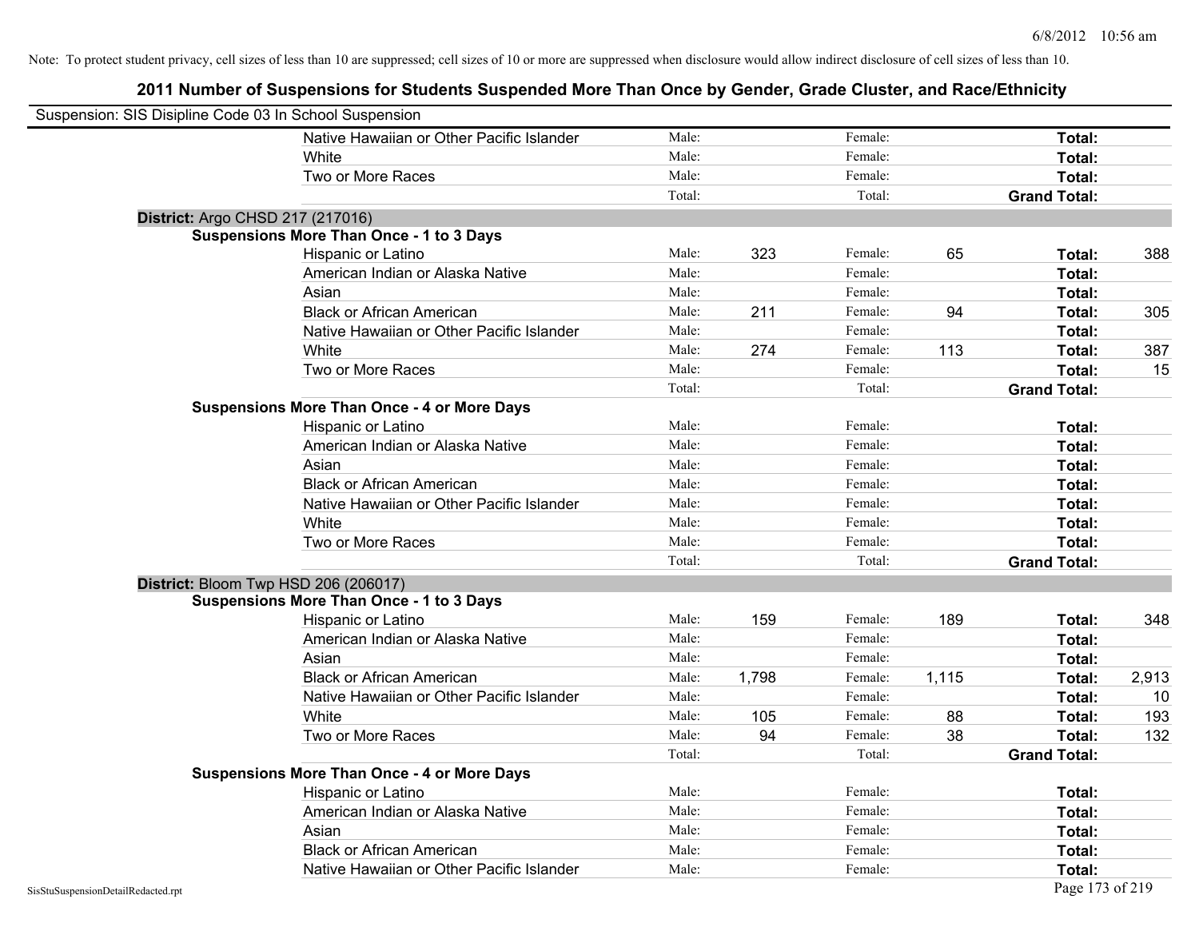Note: To protect student privacy, cell sizes of less than 10 are suppressed; cell sizes of 10 or more are suppressed when disclosure would allow indirect disclosure of cell sizes of less than 10.

## 2011 Number of Suspensions for Students Suspended More Than Once by Gender, Grade Cluster, and Race/Ethnicity

Suspension: SIS Disipline Code 03 In School Suspension

| | | | | | | | |
|---|---|---|---|---|---|---|---|
| Native Hawaiian or Other Pacific Islander | Male: | | Female: | | **Total:** | |
| White | Male: | | Female: | | **Total:** | |
| Two or More Races | Male: | | Female: | | **Total:** | |
| | Total: | | Total: | | **Grand Total:** | |

**District:** Argo CHSD 217 (217016)

**Suspensions More Than Once - 1 to 3 Days**

| | | | | | | |
|---|---|---|---|---|---|---|
| Hispanic or Latino | Male: | 323 | Female: | 65 | **Total:** | 388 |
| American Indian or Alaska Native | Male: | | Female: | | **Total:** | |
| Asian | Male: | | Female: | | **Total:** | |
| Black or African American | Male: | 211 | Female: | 94 | **Total:** | 305 |
| Native Hawaiian or Other Pacific Islander | Male: | | Female: | | **Total:** | |
| White | Male: | 274 | Female: | 113 | **Total:** | 387 |
| Two or More Races | Male: | | Female: | | **Total:** | 15 |
| | Total: | | Total: | | **Grand Total:** | |

**Suspensions More Than Once - 4 or More Days**

| | | | | | | |
|---|---|---|---|---|---|---|
| Hispanic or Latino | Male: | | Female: | | **Total:** | |
| American Indian or Alaska Native | Male: | | Female: | | **Total:** | |
| Asian | Male: | | Female: | | **Total:** | |
| Black or African American | Male: | | Female: | | **Total:** | |
| Native Hawaiian or Other Pacific Islander | Male: | | Female: | | **Total:** | |
| White | Male: | | Female: | | **Total:** | |
| Two or More Races | Male: | | Female: | | **Total:** | |
| | Total: | | Total: | | **Grand Total:** | |

**District:** Bloom Twp HSD 206 (206017)

**Suspensions More Than Once - 1 to 3 Days**

| | | | | | | |
|---|---|---|---|---|---|---|
| Hispanic or Latino | Male: | 159 | Female: | 189 | **Total:** | 348 |
| American Indian or Alaska Native | Male: | | Female: | | **Total:** | |
| Asian | Male: | | Female: | | **Total:** | |
| Black or African American | Male: | 1,798 | Female: | 1,115 | **Total:** | 2,913 |
| Native Hawaiian or Other Pacific Islander | Male: | | Female: | | **Total:** | 10 |
| White | Male: | 105 | Female: | 88 | **Total:** | 193 |
| Two or More Races | Male: | 94 | Female: | 38 | **Total:** | 132 |
| | Total: | | Total: | | **Grand Total:** | |

**Suspensions More Than Once - 4 or More Days**

| | | | | | | |
|---|---|---|---|---|---|---|
| Hispanic or Latino | Male: | | Female: | | **Total:** | |
| American Indian or Alaska Native | Male: | | Female: | | **Total:** | |
| Asian | Male: | | Female: | | **Total:** | |
| Black or African American | Male: | | Female: | | **Total:** | |
| Native Hawaiian or Other Pacific Islander | Male: | | Female: | | **Total:** | |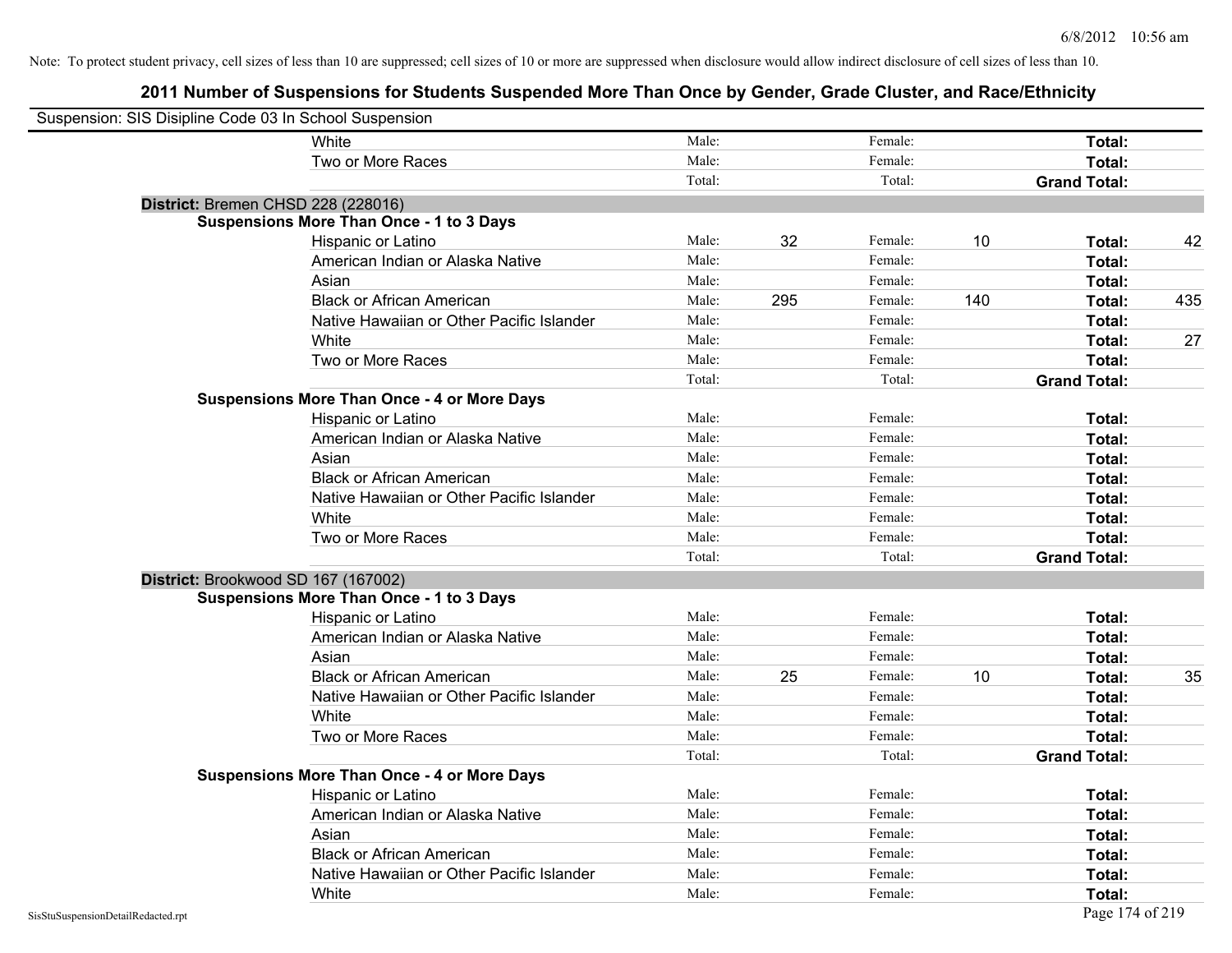Note: To protect student privacy, cell sizes of less than 10 are suppressed; cell sizes of 10 or more are suppressed when disclosure would allow indirect disclosure of cell sizes of less than 10.

## 2011 Number of Suspensions for Students Suspended More Than Once by Gender, Grade Cluster, and Race/Ethnicity

Suspension: SIS Disipline Code 03 In School Suspension

| | | | | | | |
|---|---|---|---|---|---|---|
| White | Male: | | Female: | | **Total:** | |
| Two or More Races | Male: | | Female: | | **Total:** | |
| | Total: | | Total: | | **Grand Total:** | |

**District:** Bremen CHSD 228 (228016)

**Suspensions More Than Once - 1 to 3 Days**

| | | | | | | |
|---|---|---|---|---|---|---|
| Hispanic or Latino | Male: | 32 | Female: | 10 | **Total:** | 42 |
| American Indian or Alaska Native | Male: | | Female: | | **Total:** | |
| Asian | Male: | | Female: | | **Total:** | |
| Black or African American | Male: | 295 | Female: | 140 | **Total:** | 435 |
| Native Hawaiian or Other Pacific Islander | Male: | | Female: | | **Total:** | |
| White | Male: | | Female: | | **Total:** | 27 |
| Two or More Races | Male: | | Female: | | **Total:** | |
| | Total: | | Total: | | **Grand Total:** | |

**Suspensions More Than Once - 4 or More Days**

| | | | | | | |
|---|---|---|---|---|---|---|
| Hispanic or Latino | Male: | | Female: | | **Total:** | |
| American Indian or Alaska Native | Male: | | Female: | | **Total:** | |
| Asian | Male: | | Female: | | **Total:** | |
| Black or African American | Male: | | Female: | | **Total:** | |
| Native Hawaiian or Other Pacific Islander | Male: | | Female: | | **Total:** | |
| White | Male: | | Female: | | **Total:** | |
| Two or More Races | Male: | | Female: | | **Total:** | |
| | Total: | | Total: | | **Grand Total:** | |

**District:** Brookwood SD 167 (167002)

**Suspensions More Than Once - 1 to 3 Days**

| | | | | | | |
|---|---|---|---|---|---|---|
| Hispanic or Latino | Male: | | Female: | | **Total:** | |
| American Indian or Alaska Native | Male: | | Female: | | **Total:** | |
| Asian | Male: | | Female: | | **Total:** | |
| Black or African American | Male: | 25 | Female: | 10 | **Total:** | 35 |
| Native Hawaiian or Other Pacific Islander | Male: | | Female: | | **Total:** | |
| White | Male: | | Female: | | **Total:** | |
| Two or More Races | Male: | | Female: | | **Total:** | |
| | Total: | | Total: | | **Grand Total:** | |

**Suspensions More Than Once - 4 or More Days**

| | | | | | | |
|---|---|---|---|---|---|---|
| Hispanic or Latino | Male: | | Female: | | **Total:** | |
| American Indian or Alaska Native | Male: | | Female: | | **Total:** | |
| Asian | Male: | | Female: | | **Total:** | |
| Black or African American | Male: | | Female: | | **Total:** | |
| Native Hawaiian or Other Pacific Islander | Male: | | Female: | | **Total:** | |
| White | Male: | | Female: | | **Total:** | |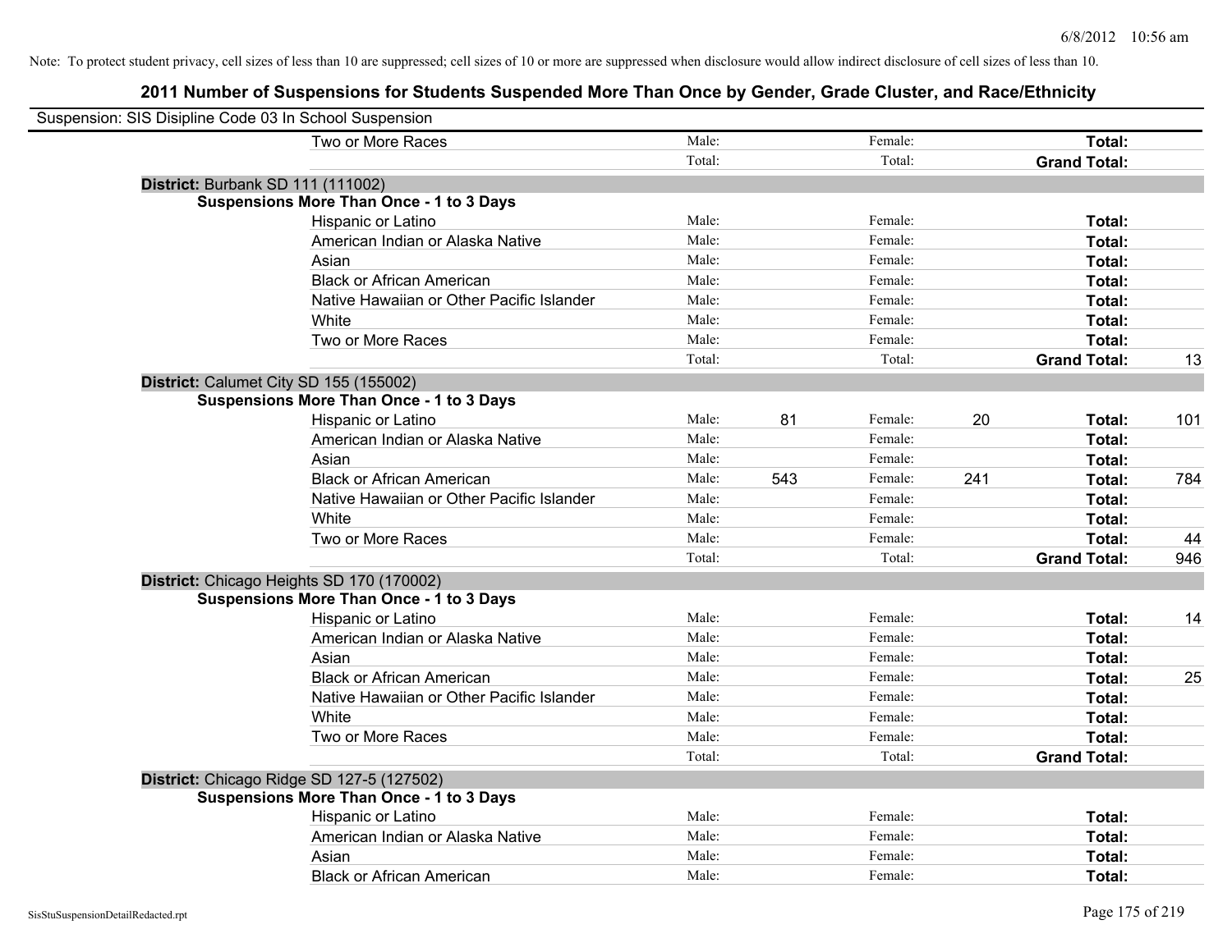Note: To protect student privacy, cell sizes of less than 10 are suppressed; cell sizes of 10 or more are suppressed when disclosure would allow indirect disclosure of cell sizes of less than 10.

## 2011 Number of Suspensions for Students Suspended More Than Once by Gender, Grade Cluster, and Race/Ethnicity

Suspension: SIS Disipline Code 03 In School Suspension

| | | | | | | |
|---|---|---|---|---|---|---|
| Two or More Races | Male: | | Female: | | **Total:** | |
| | Total: | | Total: | | **Grand Total:** | |

**District:** Burbank SD 111 (111002)

**Suspensions More Than Once - 1 to 3 Days**

| | | | | | | |
|---|---|---|---|---|---|---|
| Hispanic or Latino | Male: | | Female: | | **Total:** | |
| American Indian or Alaska Native | Male: | | Female: | | **Total:** | |
| Asian | Male: | | Female: | | **Total:** | |
| Black or African American | Male: | | Female: | | **Total:** | |
| Native Hawaiian or Other Pacific Islander | Male: | | Female: | | **Total:** | |
| White | Male: | | Female: | | **Total:** | |
| Two or More Races | Male: | | Female: | | **Total:** | |
| | Total: | | Total: | | **Grand Total:** | 13 |

**District:** Calumet City SD 155 (155002)

**Suspensions More Than Once - 1 to 3 Days**

| | | | | | | |
|---|---|---|---|---|---|---|
| Hispanic or Latino | Male: | 81 | Female: | 20 | **Total:** | 101 |
| American Indian or Alaska Native | Male: | | Female: | | **Total:** | |
| Asian | Male: | | Female: | | **Total:** | |
| Black or African American | Male: | 543 | Female: | 241 | **Total:** | 784 |
| Native Hawaiian or Other Pacific Islander | Male: | | Female: | | **Total:** | |
| White | Male: | | Female: | | **Total:** | |
| Two or More Races | Male: | | Female: | | **Total:** | 44 |
| | Total: | | Total: | | **Grand Total:** | 946 |

**District:** Chicago Heights SD 170 (170002)

**Suspensions More Than Once - 1 to 3 Days**

| | | | | | | |
|---|---|---|---|---|---|---|
| Hispanic or Latino | Male: | | Female: | | **Total:** | 14 |
| American Indian or Alaska Native | Male: | | Female: | | **Total:** | |
| Asian | Male: | | Female: | | **Total:** | |
| Black or African American | Male: | | Female: | | **Total:** | 25 |
| Native Hawaiian or Other Pacific Islander | Male: | | Female: | | **Total:** | |
| White | Male: | | Female: | | **Total:** | |
| Two or More Races | Male: | | Female: | | **Total:** | |
| | Total: | | Total: | | **Grand Total:** | |

**District:** Chicago Ridge SD 127-5 (127502)

**Suspensions More Than Once - 1 to 3 Days**

| | | | | | | |
|---|---|---|---|---|---|---|
| Hispanic or Latino | Male: | | Female: | | **Total:** | |
| American Indian or Alaska Native | Male: | | Female: | | **Total:** | |
| Asian | Male: | | Female: | | **Total:** | |
| Black or African American | Male: | | Female: | | **Total:** | |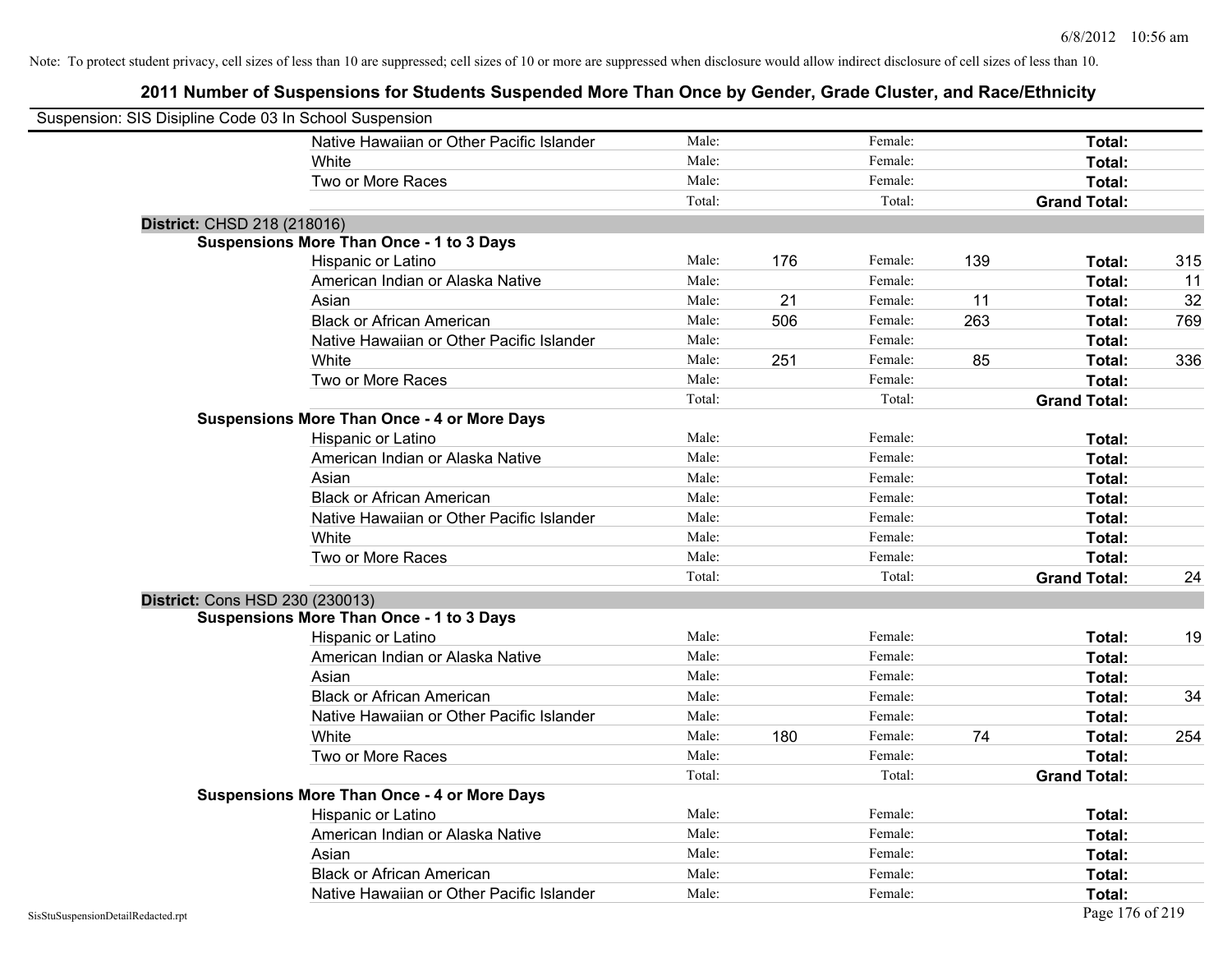Note: To protect student privacy, cell sizes of less than 10 are suppressed; cell sizes of 10 or more are suppressed when disclosure would allow indirect disclosure of cell sizes of less than 10.

## 2011 Number of Suspensions for Students Suspended More Than Once by Gender, Grade Cluster, and Race/Ethnicity

Suspension: SIS Disipline Code 03 In School Suspension

| | | | | | | |
|---|---|---|---|---|---|---|
| Native Hawaiian or Other Pacific Islander | Male: | | Female: | | **Total:** | |
| White | Male: | | Female: | | **Total:** | |
| Two or More Races | Male: | | Female: | | **Total:** | |
| | Total: | | Total: | | **Grand Total:** | |

**District:** CHSD 218 (218016)

**Suspensions More Than Once - 1 to 3 Days**

| | | | | | | |
|---|---|---|---|---|---|---|
| Hispanic or Latino | Male: | 176 | Female: | 139 | **Total:** | 315 |
| American Indian or Alaska Native | Male: | | Female: | | **Total:** | 11 |
| Asian | Male: | 21 | Female: | 11 | **Total:** | 32 |
| Black or African American | Male: | 506 | Female: | 263 | **Total:** | 769 |
| Native Hawaiian or Other Pacific Islander | Male: | | Female: | | **Total:** | |
| White | Male: | 251 | Female: | 85 | **Total:** | 336 |
| Two or More Races | Male: | | Female: | | **Total:** | |
| | Total: | | Total: | | **Grand Total:** | |

**Suspensions More Than Once - 4 or More Days**

| | | | | | | |
|---|---|---|---|---|---|---|
| Hispanic or Latino | Male: | | Female: | | **Total:** | |
| American Indian or Alaska Native | Male: | | Female: | | **Total:** | |
| Asian | Male: | | Female: | | **Total:** | |
| Black or African American | Male: | | Female: | | **Total:** | |
| Native Hawaiian or Other Pacific Islander | Male: | | Female: | | **Total:** | |
| White | Male: | | Female: | | **Total:** | |
| Two or More Races | Male: | | Female: | | **Total:** | |
| | Total: | | Total: | | **Grand Total:** | 24 |

**District:** Cons HSD 230 (230013)

**Suspensions More Than Once - 1 to 3 Days**

| | | | | | | |
|---|---|---|---|---|---|---|
| Hispanic or Latino | Male: | | Female: | | **Total:** | 19 |
| American Indian or Alaska Native | Male: | | Female: | | **Total:** | |
| Asian | Male: | | Female: | | **Total:** | |
| Black or African American | Male: | | Female: | | **Total:** | 34 |
| Native Hawaiian or Other Pacific Islander | Male: | | Female: | | **Total:** | |
| White | Male: | 180 | Female: | 74 | **Total:** | 254 |
| Two or More Races | Male: | | Female: | | **Total:** | |
| | Total: | | Total: | | **Grand Total:** | |

**Suspensions More Than Once - 4 or More Days**

| | | | | | | |
|---|---|---|---|---|---|---|
| Hispanic or Latino | Male: | | Female: | | **Total:** | |
| American Indian or Alaska Native | Male: | | Female: | | **Total:** | |
| Asian | Male: | | Female: | | **Total:** | |
| Black or African American | Male: | | Female: | | **Total:** | |
| Native Hawaiian or Other Pacific Islander | Male: | | Female: | | **Total:** | |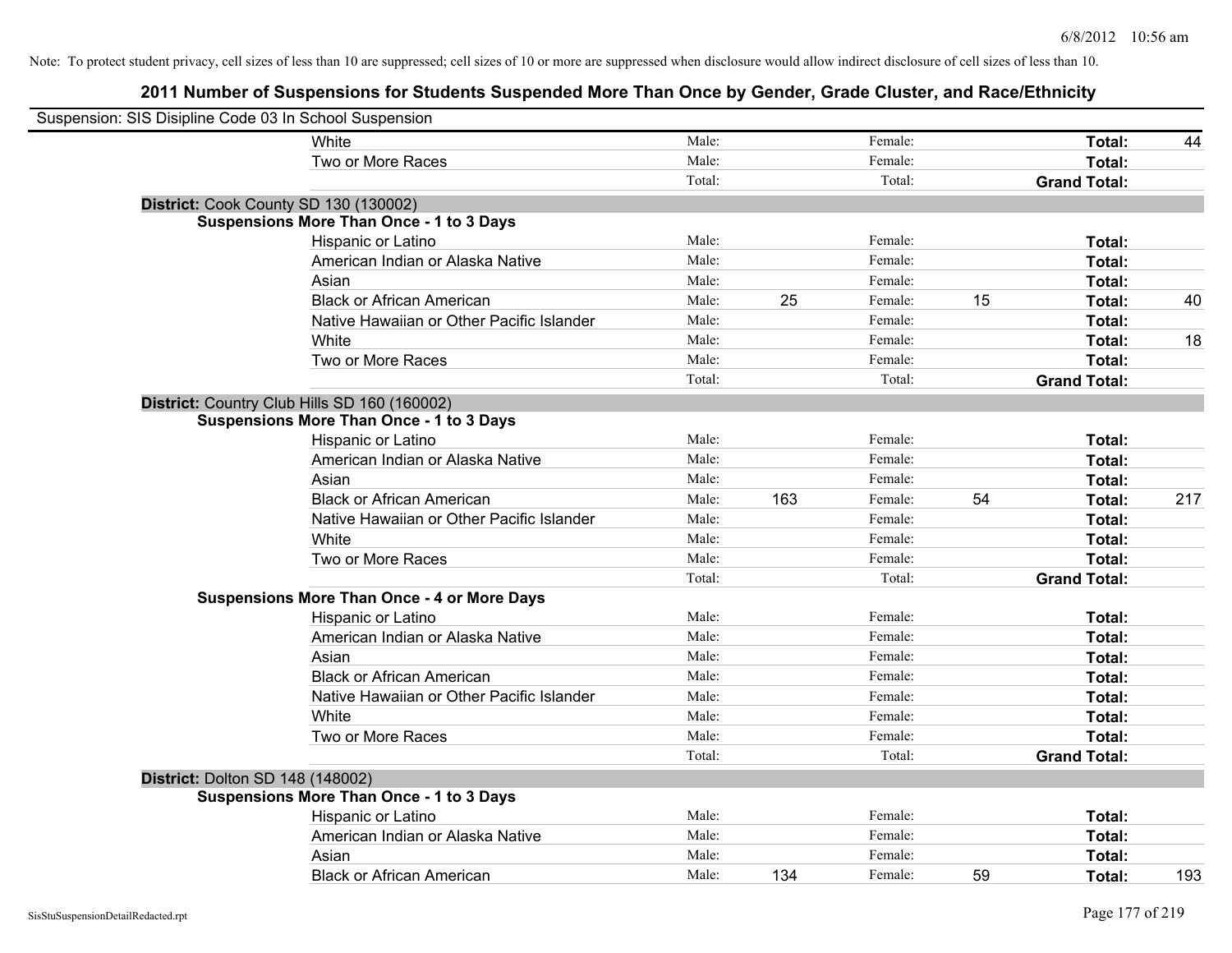Note: To protect student privacy, cell sizes of less than 10 are suppressed; cell sizes of 10 or more are suppressed when disclosure would allow indirect disclosure of cell sizes of less than 10.

## 2011 Number of Suspensions for Students Suspended More Than Once by Gender, Grade Cluster, and Race/Ethnicity

Suspension: SIS Disipline Code 03 In School Suspension

| | | | | | | | |
|---|---|---|---|---|---|---|---|
| White | Male: | | Female: | | **Total:** | 44 |
| Two or More Races | Male: | | Female: | | **Total:** | |
| | Total: | | Total: | | **Grand Total:** | |

**District:** Cook County SD 130 (130002)

**Suspensions More Than Once - 1 to 3 Days**

| | | | | | | |
|---|---|---|---|---|---|---|
| Hispanic or Latino | Male: | | Female: | | **Total:** | |
| American Indian or Alaska Native | Male: | | Female: | | **Total:** | |
| Asian | Male: | | Female: | | **Total:** | |
| Black or African American | Male: | 25 | Female: | 15 | **Total:** | 40 |
| Native Hawaiian or Other Pacific Islander | Male: | | Female: | | **Total:** | |
| White | Male: | | Female: | | **Total:** | 18 |
| Two or More Races | Male: | | Female: | | **Total:** | |
| | Total: | | Total: | | **Grand Total:** | |

**District:** Country Club Hills SD 160 (160002)

**Suspensions More Than Once - 1 to 3 Days**

| | | | | | | |
|---|---|---|---|---|---|---|
| Hispanic or Latino | Male: | | Female: | | **Total:** | |
| American Indian or Alaska Native | Male: | | Female: | | **Total:** | |
| Asian | Male: | | Female: | | **Total:** | |
| Black or African American | Male: | 163 | Female: | 54 | **Total:** | 217 |
| Native Hawaiian or Other Pacific Islander | Male: | | Female: | | **Total:** | |
| White | Male: | | Female: | | **Total:** | |
| Two or More Races | Male: | | Female: | | **Total:** | |
| | Total: | | Total: | | **Grand Total:** | |

**Suspensions More Than Once - 4 or More Days**

| | | | | | | |
|---|---|---|---|---|---|---|
| Hispanic or Latino | Male: | | Female: | | **Total:** | |
| American Indian or Alaska Native | Male: | | Female: | | **Total:** | |
| Asian | Male: | | Female: | | **Total:** | |
| Black or African American | Male: | | Female: | | **Total:** | |
| Native Hawaiian or Other Pacific Islander | Male: | | Female: | | **Total:** | |
| White | Male: | | Female: | | **Total:** | |
| Two or More Races | Male: | | Female: | | **Total:** | |
| | Total: | | Total: | | **Grand Total:** | |

**District:** Dolton SD 148 (148002)

**Suspensions More Than Once - 1 to 3 Days**

| | | | | | | |
|---|---|---|---|---|---|---|
| Hispanic or Latino | Male: | | Female: | | **Total:** | |
| American Indian or Alaska Native | Male: | | Female: | | **Total:** | |
| Asian | Male: | | Female: | | **Total:** | |
| Black or African American | Male: | 134 | Female: | 59 | **Total:** | 193 |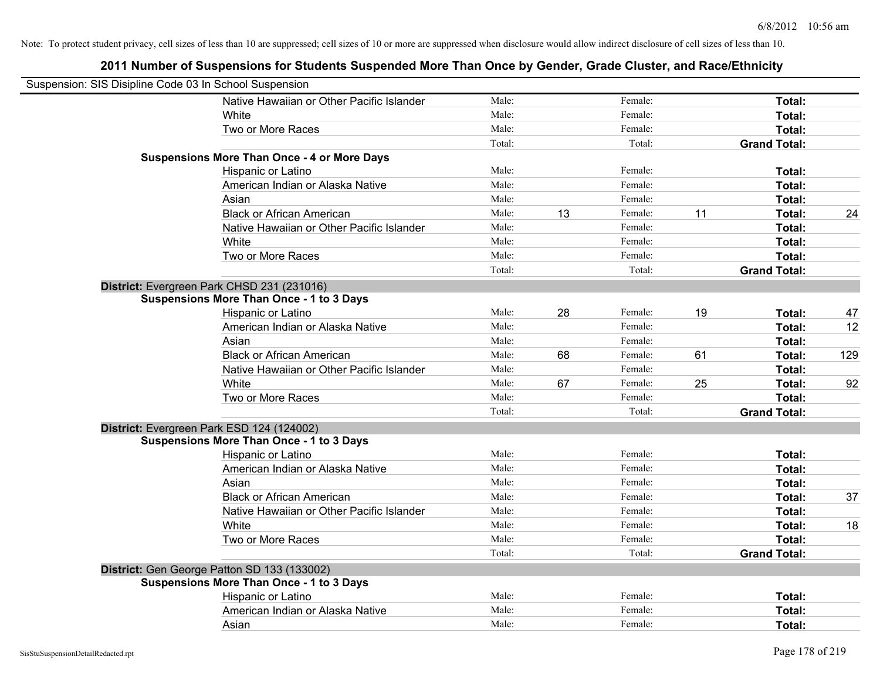Note: To protect student privacy, cell sizes of less than 10 are suppressed; cell sizes of 10 or more are suppressed when disclosure would allow indirect disclosure of cell sizes of less than 10.

# 2011 Number of Suspensions for Students Suspended More Than Once by Gender, Grade Cluster, and Race/Ethnicity

Suspension: SIS Disipline Code 03 In School Suspension

| | | | | | | |
|---|---|---|---|---|---|---|
| Native Hawaiian or Other Pacific Islander | Male: | | Female: | | **Total:** | |
| White | Male: | | Female: | | **Total:** | |
| Two or More Races | Male: | | Female: | | **Total:** | |
| | Total: | | Total: | | **Grand Total:** | |
| **Suspensions More Than Once - 4 or More Days** | | | | | | |
| Hispanic or Latino | Male: | | Female: | | **Total:** | |
| American Indian or Alaska Native | Male: | | Female: | | **Total:** | |
| Asian | Male: | | Female: | | **Total:** | |
| Black or African American | Male: | 13 | Female: | 11 | **Total:** | 24 |
| Native Hawaiian or Other Pacific Islander | Male: | | Female: | | **Total:** | |
| White | Male: | | Female: | | **Total:** | |
| Two or More Races | Male: | | Female: | | **Total:** | |
| | Total: | | Total: | | **Grand Total:** | |

**District:** Evergreen Park CHSD 231 (231016)

| | | | | | | |
|---|---|---|---|---|---|---|
| **Suspensions More Than Once - 1 to 3 Days** | | | | | | |
| Hispanic or Latino | Male: | 28 | Female: | 19 | **Total:** | 47 |
| American Indian or Alaska Native | Male: | | Female: | | **Total:** | 12 |
| Asian | Male: | | Female: | | **Total:** | |
| Black or African American | Male: | 68 | Female: | 61 | **Total:** | 129 |
| Native Hawaiian or Other Pacific Islander | Male: | | Female: | | **Total:** | |
| White | Male: | 67 | Female: | 25 | **Total:** | 92 |
| Two or More Races | Male: | | Female: | | **Total:** | |
| | Total: | | Total: | | **Grand Total:** | |

**District:** Evergreen Park ESD 124 (124002)

| | | | | | | |
|---|---|---|---|---|---|---|
| **Suspensions More Than Once - 1 to 3 Days** | | | | | | |
| Hispanic or Latino | Male: | | Female: | | **Total:** | |
| American Indian or Alaska Native | Male: | | Female: | | **Total:** | |
| Asian | Male: | | Female: | | **Total:** | |
| Black or African American | Male: | | Female: | | **Total:** | 37 |
| Native Hawaiian or Other Pacific Islander | Male: | | Female: | | **Total:** | |
| White | Male: | | Female: | | **Total:** | 18 |
| Two or More Races | Male: | | Female: | | **Total:** | |
| | Total: | | Total: | | **Grand Total:** | |

**District:** Gen George Patton SD 133 (133002)

| | | | | | | |
|---|---|---|---|---|---|---|
| **Suspensions More Than Once - 1 to 3 Days** | | | | | | |
| Hispanic or Latino | Male: | | Female: | | **Total:** | |
| American Indian or Alaska Native | Male: | | Female: | | **Total:** | |
| Asian | Male: | | Female: | | **Total:** | |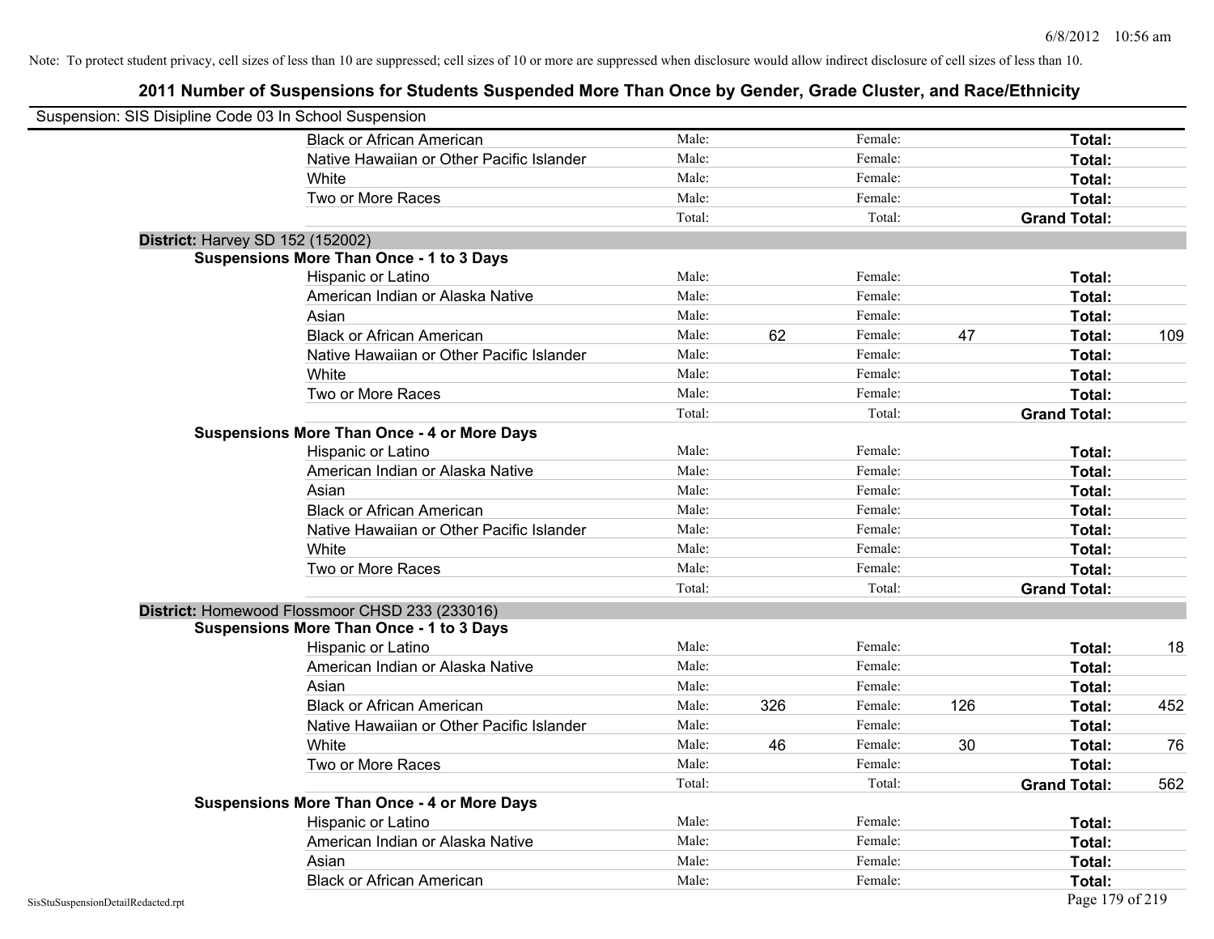Note: To protect student privacy, cell sizes of less than 10 are suppressed; cell sizes of 10 or more are suppressed when disclosure would allow indirect disclosure of cell sizes of less than 10.

# 2011 Number of Suspensions for Students Suspended More Than Once by Gender, Grade Cluster, and Race/Ethnicity

Suspension: SIS Disipline Code 03 In School Suspension

| | | | | | | |
|---|---|---|---|---|---|---|
| Black or African American | Male: | | Female: | | **Total:** | |
| Native Hawaiian or Other Pacific Islander | Male: | | Female: | | **Total:** | |
| White | Male: | | Female: | | **Total:** | |
| Two or More Races | Male: | | Female: | | **Total:** | |
| | Total: | | Total: | | **Grand Total:** | |

**District:** Harvey SD 152 (152002)

**Suspensions More Than Once - 1 to 3 Days**

| | | | | | | |
|---|---|---|---|---|---|---|
| Hispanic or Latino | Male: | | Female: | | **Total:** | |
| American Indian or Alaska Native | Male: | | Female: | | **Total:** | |
| Asian | Male: | | Female: | | **Total:** | |
| Black or African American | Male: | 62 | Female: | 47 | **Total:** | 109 |
| Native Hawaiian or Other Pacific Islander | Male: | | Female: | | **Total:** | |
| White | Male: | | Female: | | **Total:** | |
| Two or More Races | Male: | | Female: | | **Total:** | |
| | Total: | | Total: | | **Grand Total:** | |

**Suspensions More Than Once - 4 or More Days**

| | | | | | | |
|---|---|---|---|---|---|---|
| Hispanic or Latino | Male: | | Female: | | **Total:** | |
| American Indian or Alaska Native | Male: | | Female: | | **Total:** | |
| Asian | Male: | | Female: | | **Total:** | |
| Black or African American | Male: | | Female: | | **Total:** | |
| Native Hawaiian or Other Pacific Islander | Male: | | Female: | | **Total:** | |
| White | Male: | | Female: | | **Total:** | |
| Two or More Races | Male: | | Female: | | **Total:** | |
| | Total: | | Total: | | **Grand Total:** | |

**District:** Homewood Flossmoor CHSD 233 (233016)

**Suspensions More Than Once - 1 to 3 Days**

| | | | | | | |
|---|---|---|---|---|---|---|
| Hispanic or Latino | Male: | | Female: | | **Total:** | 18 |
| American Indian or Alaska Native | Male: | | Female: | | **Total:** | |
| Asian | Male: | | Female: | | **Total:** | |
| Black or African American | Male: | 326 | Female: | 126 | **Total:** | 452 |
| Native Hawaiian or Other Pacific Islander | Male: | | Female: | | **Total:** | |
| White | Male: | 46 | Female: | 30 | **Total:** | 76 |
| Two or More Races | Male: | | Female: | | **Total:** | |
| | Total: | | Total: | | **Grand Total:** | 562 |

**Suspensions More Than Once - 4 or More Days**

| | | | | | | |
|---|---|---|---|---|---|---|
| Hispanic or Latino | Male: | | Female: | | **Total:** | |
| American Indian or Alaska Native | Male: | | Female: | | **Total:** | |
| Asian | Male: | | Female: | | **Total:** | |
| Black or African American | Male: | | Female: | | **Total:** | |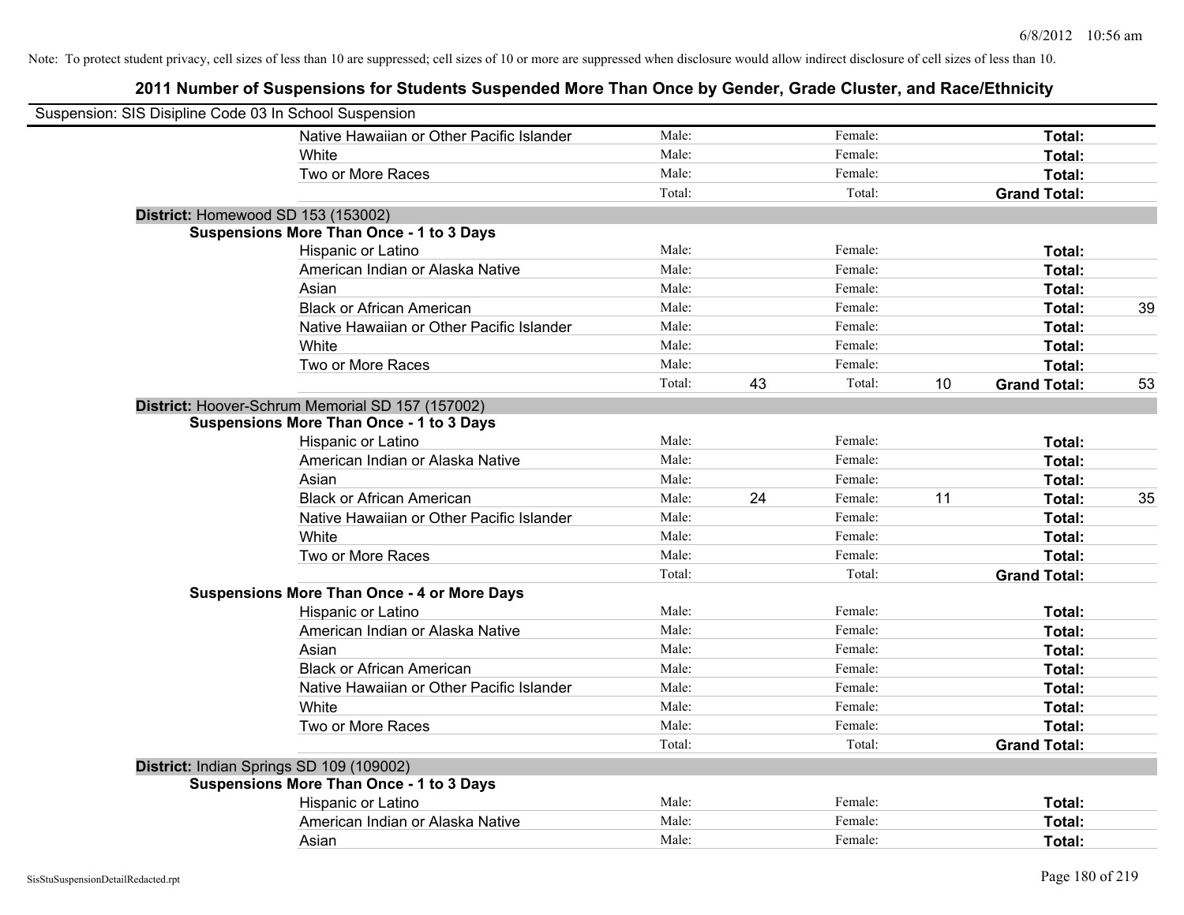Note: To protect student privacy, cell sizes of less than 10 are suppressed; cell sizes of 10 or more are suppressed when disclosure would allow indirect disclosure of cell sizes of less than 10.

## 2011 Number of Suspensions for Students Suspended More Than Once by Gender, Grade Cluster, and Race/Ethnicity

Suspension: SIS Disipline Code 03 In School Suspension

| | | | | | | |
|---|---|---|---|---|---|---|
| Native Hawaiian or Other Pacific Islander | Male: | | Female: | | **Total:** | |
| White | Male: | | Female: | | **Total:** | |
| Two or More Races | Male: | | Female: | | **Total:** | |
| | Total: | | Total: | | **Grand Total:** | |

**District:** Homewood SD 153 (153002)

**Suspensions More Than Once - 1 to 3 Days**

| | | | | | | |
|---|---|---|---|---|---|---|
| Hispanic or Latino | Male: | | Female: | | **Total:** | |
| American Indian or Alaska Native | Male: | | Female: | | **Total:** | |
| Asian | Male: | | Female: | | **Total:** | |
| Black or African American | Male: | | Female: | | **Total:** | 39 |
| Native Hawaiian or Other Pacific Islander | Male: | | Female: | | **Total:** | |
| White | Male: | | Female: | | **Total:** | |
| Two or More Races | Male: | | Female: | | **Total:** | |
| | Total: | 43 | Total: | 10 | **Grand Total:** | 53 |

**District:** Hoover-Schrum Memorial SD 157 (157002)

**Suspensions More Than Once - 1 to 3 Days**

| | | | | | | |
|---|---|---|---|---|---|---|
| Hispanic or Latino | Male: | | Female: | | **Total:** | |
| American Indian or Alaska Native | Male: | | Female: | | **Total:** | |
| Asian | Male: | | Female: | | **Total:** | |
| Black or African American | Male: | 24 | Female: | 11 | **Total:** | 35 |
| Native Hawaiian or Other Pacific Islander | Male: | | Female: | | **Total:** | |
| White | Male: | | Female: | | **Total:** | |
| Two or More Races | Male: | | Female: | | **Total:** | |
| | Total: | | Total: | | **Grand Total:** | |

**Suspensions More Than Once - 4 or More Days**

| | | | | | | |
|---|---|---|---|---|---|---|
| Hispanic or Latino | Male: | | Female: | | **Total:** | |
| American Indian or Alaska Native | Male: | | Female: | | **Total:** | |
| Asian | Male: | | Female: | | **Total:** | |
| Black or African American | Male: | | Female: | | **Total:** | |
| Native Hawaiian or Other Pacific Islander | Male: | | Female: | | **Total:** | |
| White | Male: | | Female: | | **Total:** | |
| Two or More Races | Male: | | Female: | | **Total:** | |
| | Total: | | Total: | | **Grand Total:** | |

**District:** Indian Springs SD 109 (109002)

**Suspensions More Than Once - 1 to 3 Days**

| | | | | | | |
|---|---|---|---|---|---|---|
| Hispanic or Latino | Male: | | Female: | | **Total:** | |
| American Indian or Alaska Native | Male: | | Female: | | **Total:** | |
| Asian | Male: | | Female: | | **Total:** | |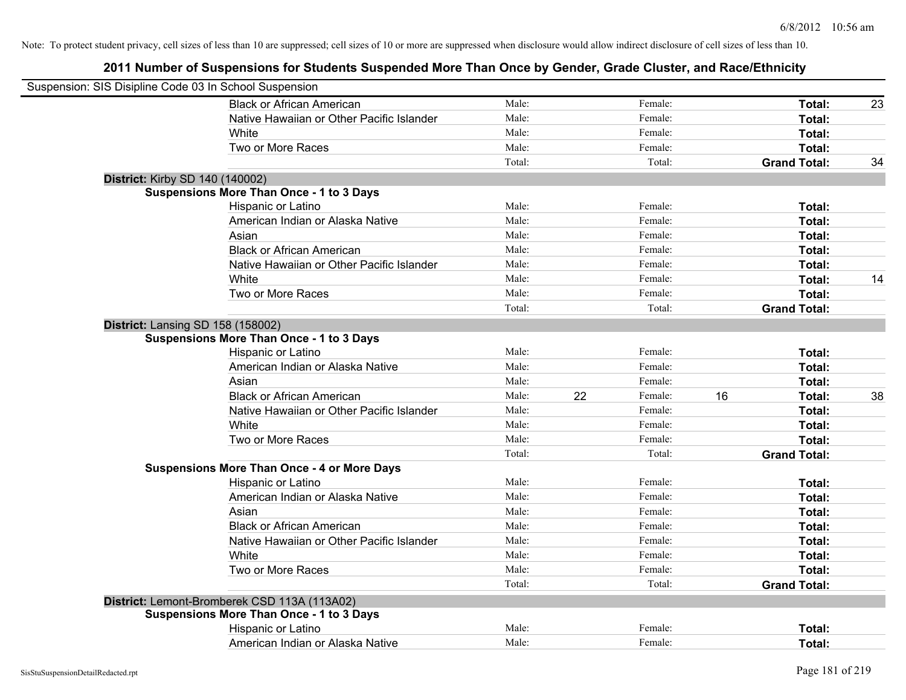Note: To protect student privacy, cell sizes of less than 10 are suppressed; cell sizes of 10 or more are suppressed when disclosure would allow indirect disclosure of cell sizes of less than 10.

## 2011 Number of Suspensions for Students Suspended More Than Once by Gender, Grade Cluster, and Race/Ethnicity

Suspension: SIS Disipline Code 03 In School Suspension

| | | | | | | |
|---|---|---|---|---|---|---|
| Black or African American | Male: | | Female: | | **Total:** | 23 |
| Native Hawaiian or Other Pacific Islander | Male: | | Female: | | **Total:** | |
| White | Male: | | Female: | | **Total:** | |
| Two or More Races | Male: | | Female: | | **Total:** | |
| | Total: | | Total: | | **Grand Total:** | 34 |

**District:** Kirby SD 140 (140002)

**Suspensions More Than Once - 1 to 3 Days**

| | | | | | | |
|---|---|---|---|---|---|---|
| Hispanic or Latino | Male: | | Female: | | **Total:** | |
| American Indian or Alaska Native | Male: | | Female: | | **Total:** | |
| Asian | Male: | | Female: | | **Total:** | |
| Black or African American | Male: | | Female: | | **Total:** | |
| Native Hawaiian or Other Pacific Islander | Male: | | Female: | | **Total:** | |
| White | Male: | | Female: | | **Total:** | 14 |
| Two or More Races | Male: | | Female: | | **Total:** | |
| | Total: | | Total: | | **Grand Total:** | |

**District:** Lansing SD 158 (158002)

**Suspensions More Than Once - 1 to 3 Days**

| | | | | | | |
|---|---|---|---|---|---|---|
| Hispanic or Latino | Male: | | Female: | | **Total:** | |
| American Indian or Alaska Native | Male: | | Female: | | **Total:** | |
| Asian | Male: | | Female: | | **Total:** | |
| Black or African American | Male: | 22 | Female: | 16 | **Total:** | 38 |
| Native Hawaiian or Other Pacific Islander | Male: | | Female: | | **Total:** | |
| White | Male: | | Female: | | **Total:** | |
| Two or More Races | Male: | | Female: | | **Total:** | |
| | Total: | | Total: | | **Grand Total:** | |

**Suspensions More Than Once - 4 or More Days**

| | | | | | | |
|---|---|---|---|---|---|---|
| Hispanic or Latino | Male: | | Female: | | **Total:** | |
| American Indian or Alaska Native | Male: | | Female: | | **Total:** | |
| Asian | Male: | | Female: | | **Total:** | |
| Black or African American | Male: | | Female: | | **Total:** | |
| Native Hawaiian or Other Pacific Islander | Male: | | Female: | | **Total:** | |
| White | Male: | | Female: | | **Total:** | |
| Two or More Races | Male: | | Female: | | **Total:** | |
| | Total: | | Total: | | **Grand Total:** | |

**District:** Lemont-Bromberek CSD 113A (113A02)

**Suspensions More Than Once - 1 to 3 Days**

| | | | | | | |
|---|---|---|---|---|---|---|
| Hispanic or Latino | Male: | | Female: | | **Total:** | |
| American Indian or Alaska Native | Male: | | Female: | | **Total:** | |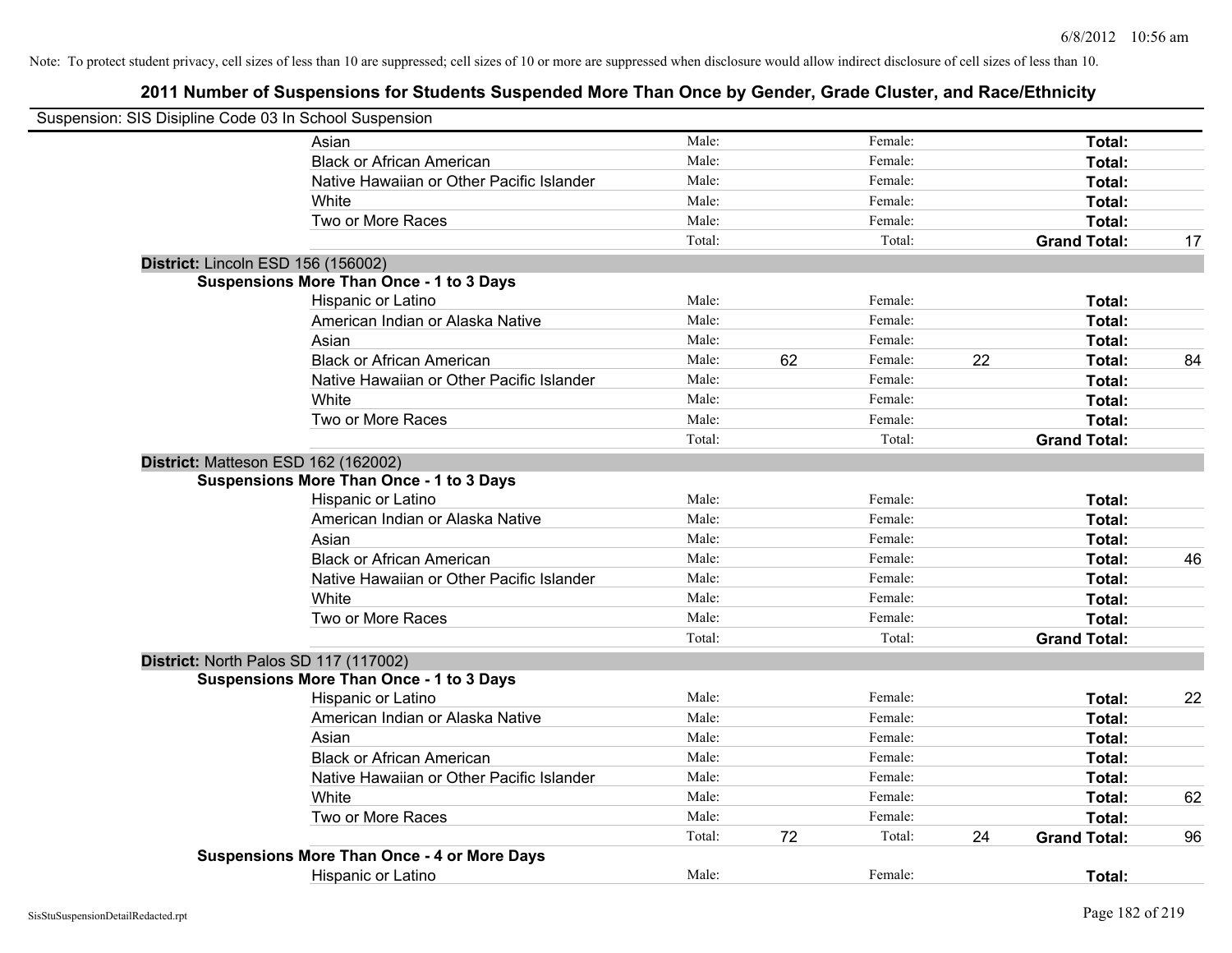Note: To protect student privacy, cell sizes of less than 10 are suppressed; cell sizes of 10 or more are suppressed when disclosure would allow indirect disclosure of cell sizes of less than 10.

## 2011 Number of Suspensions for Students Suspended More Than Once by Gender, Grade Cluster, and Race/Ethnicity

Suspension: SIS Disipline Code 03 In School Suspension

| | | | | | | |
|---|---|---|---|---|---|---|
| Asian | Male: | | Female: | | **Total:** | |
| Black or African American | Male: | | Female: | | **Total:** | |
| Native Hawaiian or Other Pacific Islander | Male: | | Female: | | **Total:** | |
| White | Male: | | Female: | | **Total:** | |
| Two or More Races | Male: | | Female: | | **Total:** | |
| | Total: | | Total: | | **Grand Total:** | 17 |

**District:** Lincoln ESD 156 (156002)

**Suspensions More Than Once - 1 to 3 Days**

| | | | | | | |
|---|---|---|---|---|---|---|
| Hispanic or Latino | Male: | | Female: | | **Total:** | |
| American Indian or Alaska Native | Male: | | Female: | | **Total:** | |
| Asian | Male: | | Female: | | **Total:** | |
| Black or African American | Male: | 62 | Female: | 22 | **Total:** | 84 |
| Native Hawaiian or Other Pacific Islander | Male: | | Female: | | **Total:** | |
| White | Male: | | Female: | | **Total:** | |
| Two or More Races | Male: | | Female: | | **Total:** | |
| | Total: | | Total: | | **Grand Total:** | |

**District:** Matteson ESD 162 (162002)

**Suspensions More Than Once - 1 to 3 Days**

| | | | | | | |
|---|---|---|---|---|---|---|
| Hispanic or Latino | Male: | | Female: | | **Total:** | |
| American Indian or Alaska Native | Male: | | Female: | | **Total:** | |
| Asian | Male: | | Female: | | **Total:** | |
| Black or African American | Male: | | Female: | | **Total:** | 46 |
| Native Hawaiian or Other Pacific Islander | Male: | | Female: | | **Total:** | |
| White | Male: | | Female: | | **Total:** | |
| Two or More Races | Male: | | Female: | | **Total:** | |
| | Total: | | Total: | | **Grand Total:** | |

**District:** North Palos SD 117 (117002)

**Suspensions More Than Once - 1 to 3 Days**

| | | | | | | |
|---|---|---|---|---|---|---|
| Hispanic or Latino | Male: | | Female: | | **Total:** | 22 |
| American Indian or Alaska Native | Male: | | Female: | | **Total:** | |
| Asian | Male: | | Female: | | **Total:** | |
| Black or African American | Male: | | Female: | | **Total:** | |
| Native Hawaiian or Other Pacific Islander | Male: | | Female: | | **Total:** | |
| White | Male: | | Female: | | **Total:** | 62 |
| Two or More Races | Male: | | Female: | | **Total:** | |
| | Total: | 72 | Total: | 24 | **Grand Total:** | 96 |

**Suspensions More Than Once - 4 or More Days**

| | | | | | | |
|---|---|---|---|---|---|---|
| Hispanic or Latino | Male: | | Female: | | **Total:** | |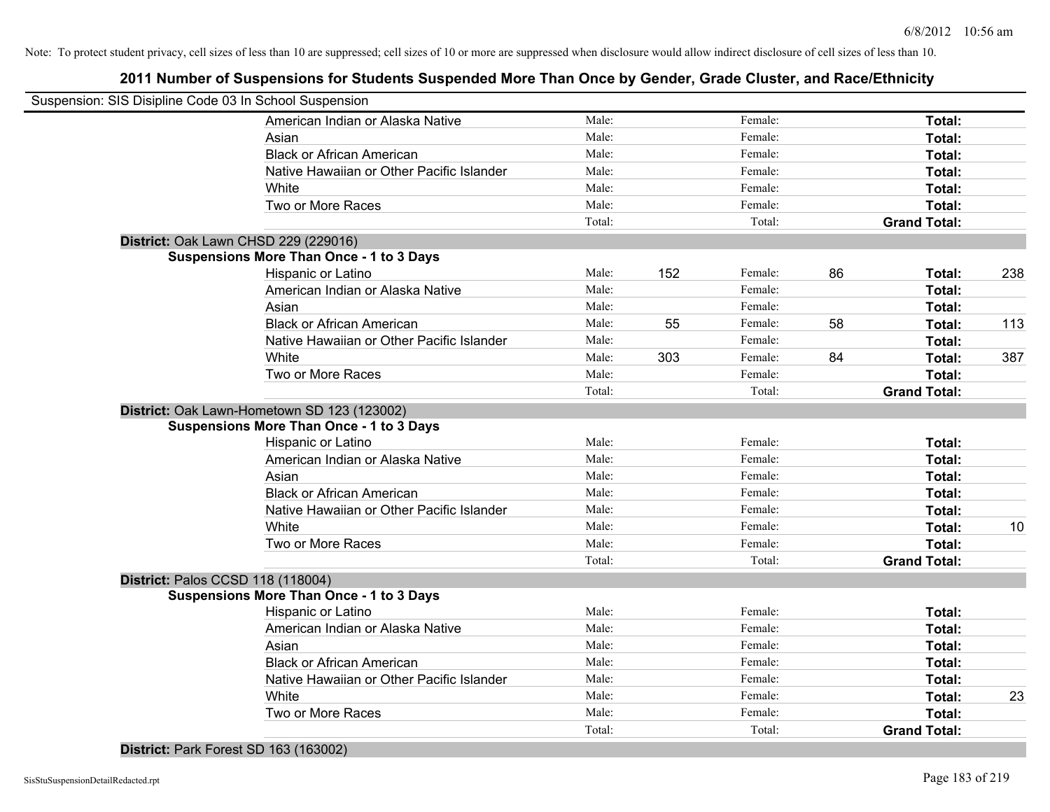Note: To protect student privacy, cell sizes of less than 10 are suppressed; cell sizes of 10 or more are suppressed when disclosure would allow indirect disclosure of cell sizes of less than 10.

## 2011 Number of Suspensions for Students Suspended More Than Once by Gender, Grade Cluster, and Race/Ethnicity

Suspension: SIS Disipline Code 03 In School Suspension

| | | | | | | |
|---|---|---|---|---|---|---|
| American Indian or Alaska Native | Male: | | Female: | | **Total:** | |
| Asian | Male: | | Female: | | **Total:** | |
| Black or African American | Male: | | Female: | | **Total:** | |
| Native Hawaiian or Other Pacific Islander | Male: | | Female: | | **Total:** | |
| White | Male: | | Female: | | **Total:** | |
| Two or More Races | Male: | | Female: | | **Total:** | |
| | Total: | | Total: | | **Grand Total:** | |

**District:** Oak Lawn CHSD 229 (229016)

**Suspensions More Than Once - 1 to 3 Days**

| | | | | | | |
|---|---|---|---|---|---|---|
| Hispanic or Latino | Male: | 152 | Female: | 86 | **Total:** | 238 |
| American Indian or Alaska Native | Male: | | Female: | | **Total:** | |
| Asian | Male: | | Female: | | **Total:** | |
| Black or African American | Male: | 55 | Female: | 58 | **Total:** | 113 |
| Native Hawaiian or Other Pacific Islander | Male: | | Female: | | **Total:** | |
| White | Male: | 303 | Female: | 84 | **Total:** | 387 |
| Two or More Races | Male: | | Female: | | **Total:** | |
| | Total: | | Total: | | **Grand Total:** | |

**District:** Oak Lawn-Hometown SD 123 (123002)

**Suspensions More Than Once - 1 to 3 Days**

| | | | | | | |
|---|---|---|---|---|---|---|
| Hispanic or Latino | Male: | | Female: | | **Total:** | |
| American Indian or Alaska Native | Male: | | Female: | | **Total:** | |
| Asian | Male: | | Female: | | **Total:** | |
| Black or African American | Male: | | Female: | | **Total:** | |
| Native Hawaiian or Other Pacific Islander | Male: | | Female: | | **Total:** | |
| White | Male: | | Female: | | **Total:** | 10 |
| Two or More Races | Male: | | Female: | | **Total:** | |
| | Total: | | Total: | | **Grand Total:** | |

**District:** Palos CCSD 118 (118004)

**Suspensions More Than Once - 1 to 3 Days**

| | | | | | | |
|---|---|---|---|---|---|---|
| Hispanic or Latino | Male: | | Female: | | **Total:** | |
| American Indian or Alaska Native | Male: | | Female: | | **Total:** | |
| Asian | Male: | | Female: | | **Total:** | |
| Black or African American | Male: | | Female: | | **Total:** | |
| Native Hawaiian or Other Pacific Islander | Male: | | Female: | | **Total:** | |
| White | Male: | | Female: | | **Total:** | 23 |
| Two or More Races | Male: | | Female: | | **Total:** | |
| | Total: | | Total: | | **Grand Total:** | |

**District:** Park Forest SD 163 (163002)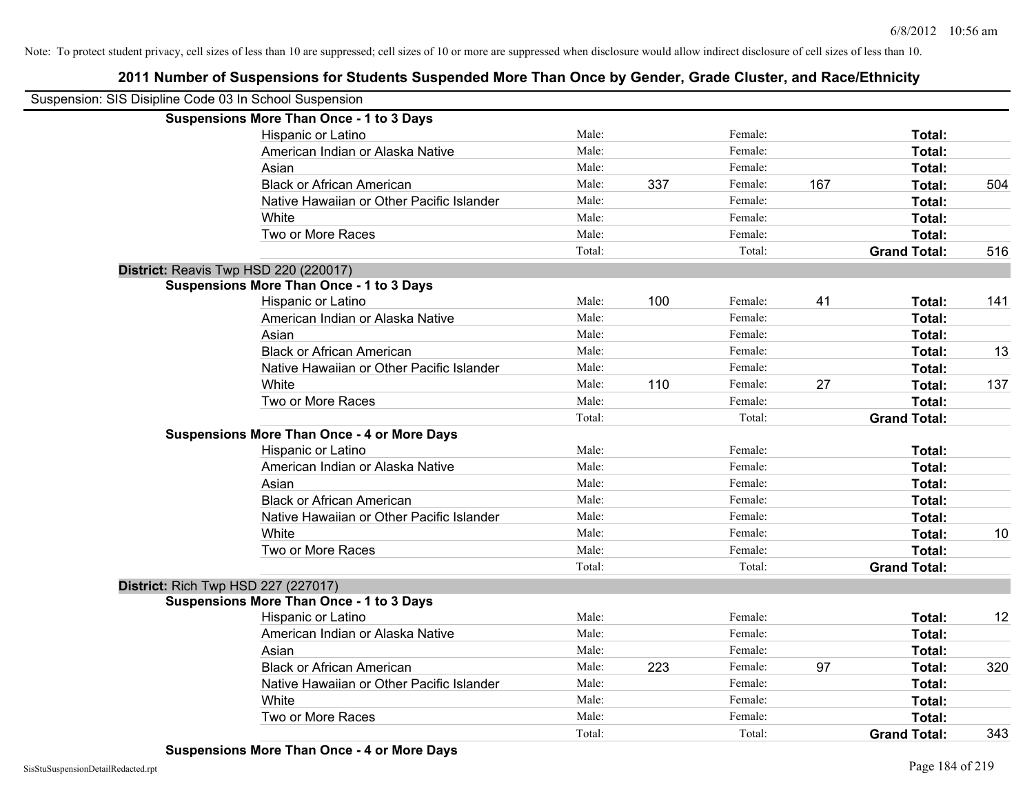Note: To protect student privacy, cell sizes of less than 10 are suppressed; cell sizes of 10 or more are suppressed when disclosure would allow indirect disclosure of cell sizes of less than 10.

# 2011 Number of Suspensions for Students Suspended More Than Once by Gender, Grade Cluster, and Race/Ethnicity

Suspension: SIS Disipline Code 03 In School Suspension

**Suspensions More Than Once - 1 to 3 Days**

| Race/Ethnicity | | Male | | Female | | Total |
|---|---|---|---|---|---|---|
| Hispanic or Latino | Male: | | Female: | | **Total:** | |
| American Indian or Alaska Native | Male: | | Female: | | **Total:** | |
| Asian | Male: | | Female: | | **Total:** | |
| Black or African American | Male: | 337 | Female: | 167 | **Total:** | 504 |
| Native Hawaiian or Other Pacific Islander | Male: | | Female: | | **Total:** | |
| White | Male: | | Female: | | **Total:** | |
| Two or More Races | Male: | | Female: | | **Total:** | |
| | Total: | | Total: | | **Grand Total:** | 516 |

## District: Reavis Twp HSD 220 (220017)

**Suspensions More Than Once - 1 to 3 Days**

| Race/Ethnicity | | Male | | Female | | Total |
|---|---|---|---|---|---|---|
| Hispanic or Latino | Male: | 100 | Female: | 41 | **Total:** | 141 |
| American Indian or Alaska Native | Male: | | Female: | | **Total:** | |
| Asian | Male: | | Female: | | **Total:** | |
| Black or African American | Male: | | Female: | | **Total:** | 13 |
| Native Hawaiian or Other Pacific Islander | Male: | | Female: | | **Total:** | |
| White | Male: | 110 | Female: | 27 | **Total:** | 137 |
| Two or More Races | Male: | | Female: | | **Total:** | |
| | Total: | | Total: | | **Grand Total:** | |

**Suspensions More Than Once - 4 or More Days**

| Race/Ethnicity | | Male | | Female | | Total |
|---|---|---|---|---|---|---|
| Hispanic or Latino | Male: | | Female: | | **Total:** | |
| American Indian or Alaska Native | Male: | | Female: | | **Total:** | |
| Asian | Male: | | Female: | | **Total:** | |
| Black or African American | Male: | | Female: | | **Total:** | |
| Native Hawaiian or Other Pacific Islander | Male: | | Female: | | **Total:** | |
| White | Male: | | Female: | | **Total:** | 10 |
| Two or More Races | Male: | | Female: | | **Total:** | |
| | Total: | | Total: | | **Grand Total:** | |

## District: Rich Twp HSD 227 (227017)

**Suspensions More Than Once - 1 to 3 Days**

| Race/Ethnicity | | Male | | Female | | Total |
|---|---|---|---|---|---|---|
| Hispanic or Latino | Male: | | Female: | | **Total:** | 12 |
| American Indian or Alaska Native | Male: | | Female: | | **Total:** | |
| Asian | Male: | | Female: | | **Total:** | |
| Black or African American | Male: | 223 | Female: | 97 | **Total:** | 320 |
| Native Hawaiian or Other Pacific Islander | Male: | | Female: | | **Total:** | |
| White | Male: | | Female: | | **Total:** | |
| Two or More Races | Male: | | Female: | | **Total:** | |
| | Total: | | Total: | | **Grand Total:** | 343 |

**Suspensions More Than Once - 4 or More Days**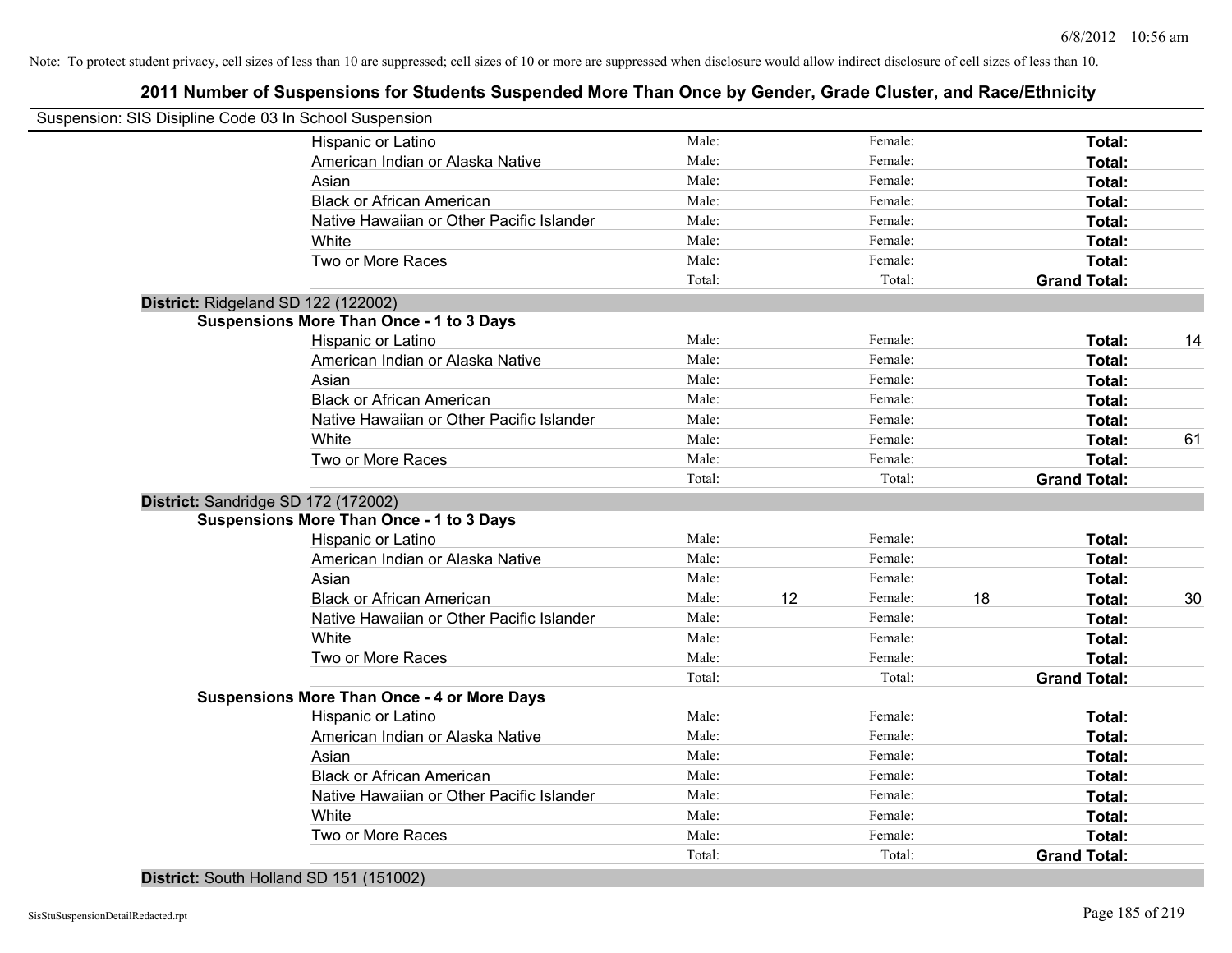Note: To protect student privacy, cell sizes of less than 10 are suppressed; cell sizes of 10 or more are suppressed when disclosure would allow indirect disclosure of cell sizes of less than 10.

## 2011 Number of Suspensions for Students Suspended More Than Once by Gender, Grade Cluster, and Race/Ethnicity

Suspension: SIS Disipline Code 03 In School Suspension

| | | | | | | |
|---|---|---|---|---|---|---|
| Hispanic or Latino | Male: | | Female: | | **Total:** | |
| American Indian or Alaska Native | Male: | | Female: | | **Total:** | |
| Asian | Male: | | Female: | | **Total:** | |
| Black or African American | Male: | | Female: | | **Total:** | |
| Native Hawaiian or Other Pacific Islander | Male: | | Female: | | **Total:** | |
| White | Male: | | Female: | | **Total:** | |
| Two or More Races | Male: | | Female: | | **Total:** | |
| | Total: | | Total: | | **Grand Total:** | |

**District:** Ridgeland SD 122 (122002)

**Suspensions More Than Once - 1 to 3 Days**

| | | | | | | |
|---|---|---|---|---|---|---|
| Hispanic or Latino | Male: | | Female: | | **Total:** | 14 |
| American Indian or Alaska Native | Male: | | Female: | | **Total:** | |
| Asian | Male: | | Female: | | **Total:** | |
| Black or African American | Male: | | Female: | | **Total:** | |
| Native Hawaiian or Other Pacific Islander | Male: | | Female: | | **Total:** | |
| White | Male: | | Female: | | **Total:** | 61 |
| Two or More Races | Male: | | Female: | | **Total:** | |
| | Total: | | Total: | | **Grand Total:** | |

**District:** Sandridge SD 172 (172002)

**Suspensions More Than Once - 1 to 3 Days**

| | | | | | | |
|---|---|---|---|---|---|---|
| Hispanic or Latino | Male: | | Female: | | **Total:** | |
| American Indian or Alaska Native | Male: | | Female: | | **Total:** | |
| Asian | Male: | | Female: | | **Total:** | |
| Black or African American | Male: | 12 | Female: | 18 | **Total:** | 30 |
| Native Hawaiian or Other Pacific Islander | Male: | | Female: | | **Total:** | |
| White | Male: | | Female: | | **Total:** | |
| Two or More Races | Male: | | Female: | | **Total:** | |
| | Total: | | Total: | | **Grand Total:** | |

**Suspensions More Than Once - 4 or More Days**

| | | | | | | |
|---|---|---|---|---|---|---|
| Hispanic or Latino | Male: | | Female: | | **Total:** | |
| American Indian or Alaska Native | Male: | | Female: | | **Total:** | |
| Asian | Male: | | Female: | | **Total:** | |
| Black or African American | Male: | | Female: | | **Total:** | |
| Native Hawaiian or Other Pacific Islander | Male: | | Female: | | **Total:** | |
| White | Male: | | Female: | | **Total:** | |
| Two or More Races | Male: | | Female: | | **Total:** | |
| | Total: | | Total: | | **Grand Total:** | |

**District:** South Holland SD 151 (151002)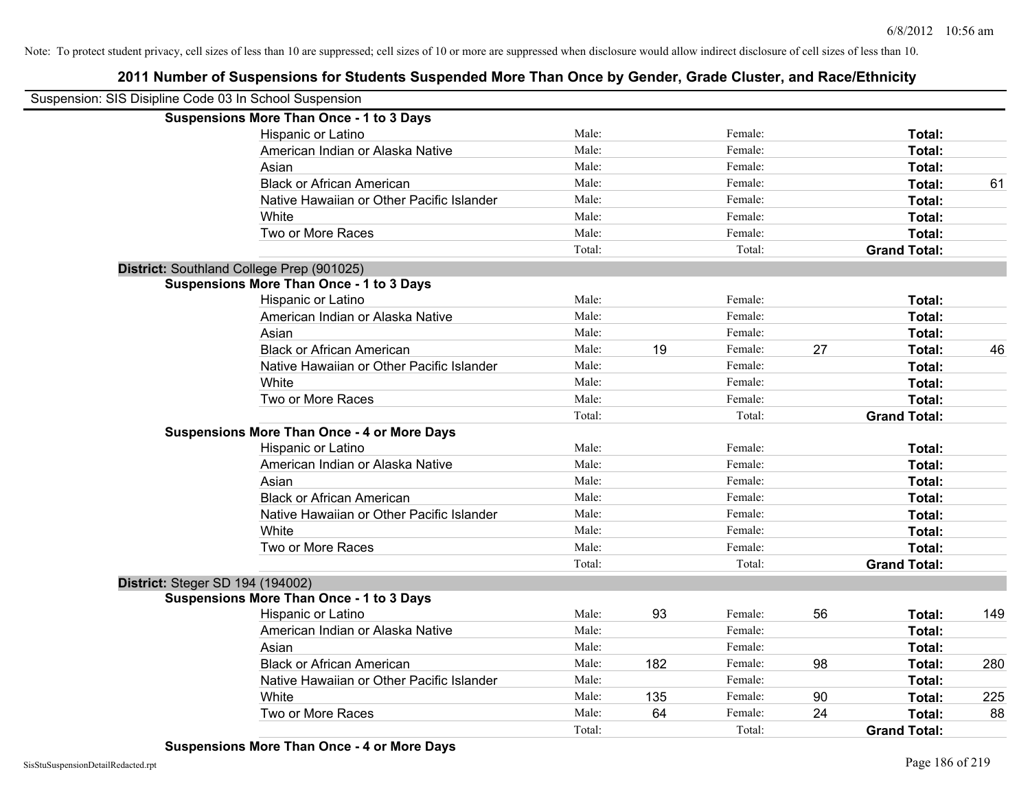Note: To protect student privacy, cell sizes of less than 10 are suppressed; cell sizes of 10 or more are suppressed when disclosure would allow indirect disclosure of cell sizes of less than 10.

## 2011 Number of Suspensions for Students Suspended More Than Once by Gender, Grade Cluster, and Race/Ethnicity

Suspension: SIS Disipline Code 03 In School Suspension

**Suspensions More Than Once - 1 to 3 Days**

| Race/Ethnicity | | Male | | Female | | Total |
|---|---|---|---|---|---|---|
| Hispanic or Latino | Male: | | Female: | | **Total:** | |
| American Indian or Alaska Native | Male: | | Female: | | **Total:** | |
| Asian | Male: | | Female: | | **Total:** | |
| Black or African American | Male: | | Female: | | **Total:** | 61 |
| Native Hawaiian or Other Pacific Islander | Male: | | Female: | | **Total:** | |
| White | Male: | | Female: | | **Total:** | |
| Two or More Races | Male: | | Female: | | **Total:** | |
| | Total: | | Total: | | **Grand Total:** | |

**District:** Southland College Prep (901025)

**Suspensions More Than Once - 1 to 3 Days**

| Race/Ethnicity | | Male | | Female | | Total |
|---|---|---|---|---|---|---|
| Hispanic or Latino | Male: | | Female: | | **Total:** | |
| American Indian or Alaska Native | Male: | | Female: | | **Total:** | |
| Asian | Male: | | Female: | | **Total:** | |
| Black or African American | Male: | 19 | Female: | 27 | **Total:** | 46 |
| Native Hawaiian or Other Pacific Islander | Male: | | Female: | | **Total:** | |
| White | Male: | | Female: | | **Total:** | |
| Two or More Races | Male: | | Female: | | **Total:** | |
| | Total: | | Total: | | **Grand Total:** | |

**Suspensions More Than Once - 4 or More Days**

| Race/Ethnicity | | Male | | Female | | Total |
|---|---|---|---|---|---|---|
| Hispanic or Latino | Male: | | Female: | | **Total:** | |
| American Indian or Alaska Native | Male: | | Female: | | **Total:** | |
| Asian | Male: | | Female: | | **Total:** | |
| Black or African American | Male: | | Female: | | **Total:** | |
| Native Hawaiian or Other Pacific Islander | Male: | | Female: | | **Total:** | |
| White | Male: | | Female: | | **Total:** | |
| Two or More Races | Male: | | Female: | | **Total:** | |
| | Total: | | Total: | | **Grand Total:** | |

**District:** Steger SD 194 (194002)

**Suspensions More Than Once - 1 to 3 Days**

| Race/Ethnicity | | Male | | Female | | Total |
|---|---|---|---|---|---|---|
| Hispanic or Latino | Male: | 93 | Female: | 56 | **Total:** | 149 |
| American Indian or Alaska Native | Male: | | Female: | | **Total:** | |
| Asian | Male: | | Female: | | **Total:** | |
| Black or African American | Male: | 182 | Female: | 98 | **Total:** | 280 |
| Native Hawaiian or Other Pacific Islander | Male: | | Female: | | **Total:** | |
| White | Male: | 135 | Female: | 90 | **Total:** | 225 |
| Two or More Races | Male: | 64 | Female: | 24 | **Total:** | 88 |
| | Total: | | Total: | | **Grand Total:** | |

**Suspensions More Than Once - 4 or More Days**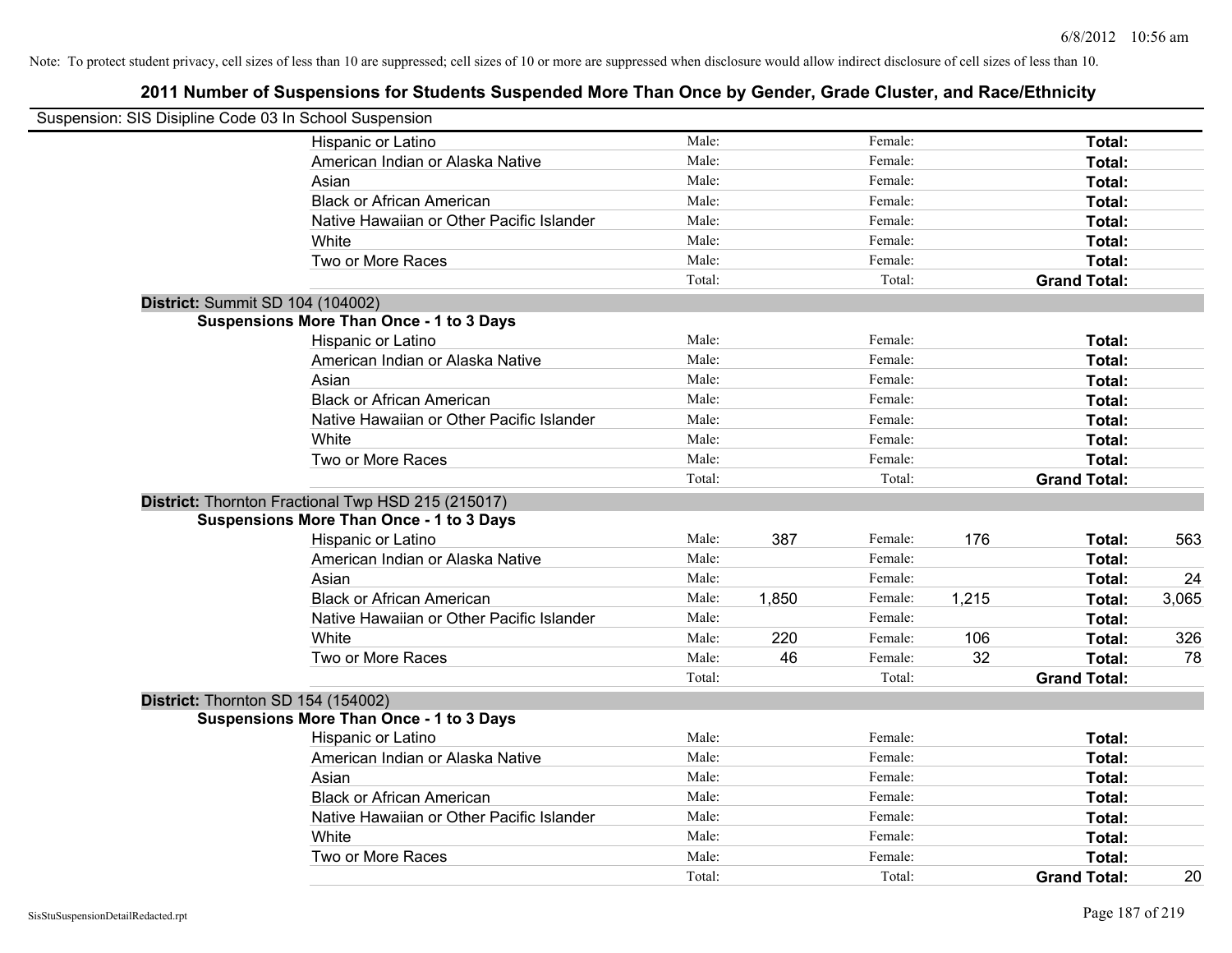Note: To protect student privacy, cell sizes of less than 10 are suppressed; cell sizes of 10 or more are suppressed when disclosure would allow indirect disclosure of cell sizes of less than 10.

## 2011 Number of Suspensions for Students Suspended More Than Once by Gender, Grade Cluster, and Race/Ethnicity

Suspension: SIS Disipline Code 03 In School Suspension

| | | | | | | |
|---|---|---|---|---|---|---|
| Hispanic or Latino | Male: | | Female: | | **Total:** | |
| American Indian or Alaska Native | Male: | | Female: | | **Total:** | |
| Asian | Male: | | Female: | | **Total:** | |
| Black or African American | Male: | | Female: | | **Total:** | |
| Native Hawaiian or Other Pacific Islander | Male: | | Female: | | **Total:** | |
| White | Male: | | Female: | | **Total:** | |
| Two or More Races | Male: | | Female: | | **Total:** | |
| | Total: | | Total: | | **Grand Total:** | |

**District:** Summit SD 104 (104002)

**Suspensions More Than Once - 1 to 3 Days**

| | | | | | | |
|---|---|---|---|---|---|---|
| Hispanic or Latino | Male: | | Female: | | **Total:** | |
| American Indian or Alaska Native | Male: | | Female: | | **Total:** | |
| Asian | Male: | | Female: | | **Total:** | |
| Black or African American | Male: | | Female: | | **Total:** | |
| Native Hawaiian or Other Pacific Islander | Male: | | Female: | | **Total:** | |
| White | Male: | | Female: | | **Total:** | |
| Two or More Races | Male: | | Female: | | **Total:** | |
| | Total: | | Total: | | **Grand Total:** | |

**District:** Thornton Fractional Twp HSD 215 (215017)

**Suspensions More Than Once - 1 to 3 Days**

| | | | | | | |
|---|---|---|---|---|---|---|
| Hispanic or Latino | Male: | 387 | Female: | 176 | **Total:** | 563 |
| American Indian or Alaska Native | Male: | | Female: | | **Total:** | |
| Asian | Male: | | Female: | | **Total:** | 24 |
| Black or African American | Male: | 1,850 | Female: | 1,215 | **Total:** | 3,065 |
| Native Hawaiian or Other Pacific Islander | Male: | | Female: | | **Total:** | |
| White | Male: | 220 | Female: | 106 | **Total:** | 326 |
| Two or More Races | Male: | 46 | Female: | 32 | **Total:** | 78 |
| | Total: | | Total: | | **Grand Total:** | |

**District:** Thornton SD 154 (154002)

**Suspensions More Than Once - 1 to 3 Days**

| | | | | | | |
|---|---|---|---|---|---|---|
| Hispanic or Latino | Male: | | Female: | | **Total:** | |
| American Indian or Alaska Native | Male: | | Female: | | **Total:** | |
| Asian | Male: | | Female: | | **Total:** | |
| Black or African American | Male: | | Female: | | **Total:** | |
| Native Hawaiian or Other Pacific Islander | Male: | | Female: | | **Total:** | |
| White | Male: | | Female: | | **Total:** | |
| Two or More Races | Male: | | Female: | | **Total:** | |
| | Total: | | Total: | | **Grand Total:** | 20 |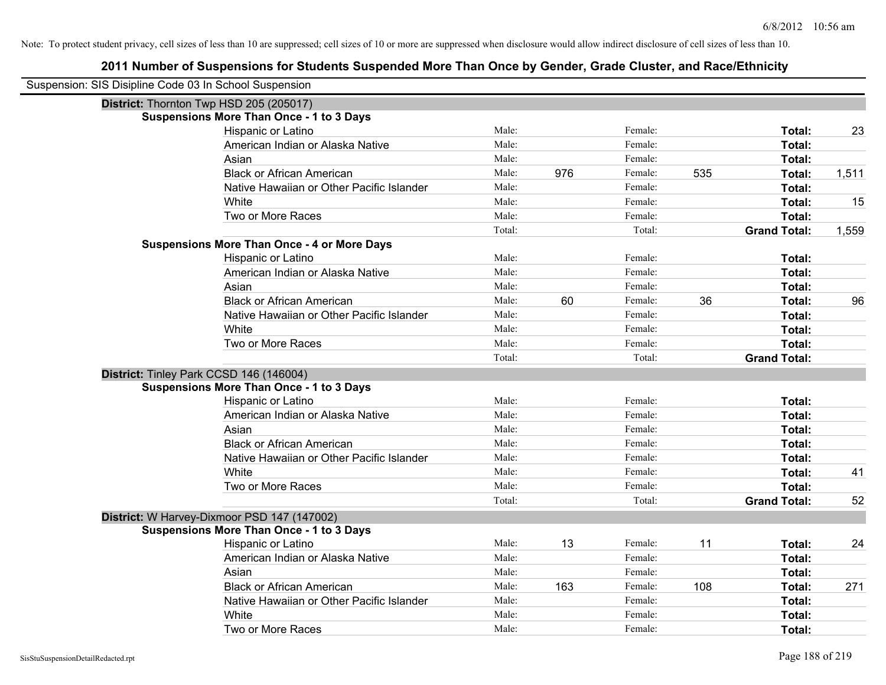Note: To protect student privacy, cell sizes of less than 10 are suppressed; cell sizes of 10 or more are suppressed when disclosure would allow indirect disclosure of cell sizes of less than 10.

# 2011 Number of Suspensions for Students Suspended More Than Once by Gender, Grade Cluster, and Race/Ethnicity

Suspension: SIS Disipline Code 03 In School Suspension

## District: Thornton Twp HSD 205 (205017)

### Suspensions More Than Once - 1 to 3 Days

| Race/Ethnicity | Male: | | Female: | | Total: | |
|---|---|---|---|---|---|---|
| Hispanic or Latino | Male: | | Female: | | Total: | 23 |
| American Indian or Alaska Native | Male: | | Female: | | Total: | |
| Asian | Male: | | Female: | | Total: | |
| Black or African American | Male: | 976 | Female: | 535 | Total: | 1,511 |
| Native Hawaiian or Other Pacific Islander | Male: | | Female: | | Total: | |
| White | Male: | | Female: | | Total: | 15 |
| Two or More Races | Male: | | Female: | | Total: | |
| | Total: | | Total: | | Grand Total: | 1,559 |

### Suspensions More Than Once - 4 or More Days

| Race/Ethnicity | Male: | | Female: | | Total: | |
|---|---|---|---|---|---|---|
| Hispanic or Latino | Male: | | Female: | | Total: | |
| American Indian or Alaska Native | Male: | | Female: | | Total: | |
| Asian | Male: | | Female: | | Total: | |
| Black or African American | Male: | 60 | Female: | 36 | Total: | 96 |
| Native Hawaiian or Other Pacific Islander | Male: | | Female: | | Total: | |
| White | Male: | | Female: | | Total: | |
| Two or More Races | Male: | | Female: | | Total: | |
| | Total: | | Total: | | Grand Total: | |

## District: Tinley Park CCSD 146 (146004)

### Suspensions More Than Once - 1 to 3 Days

| Race/Ethnicity | Male: | | Female: | | Total: | |
|---|---|---|---|---|---|---|
| Hispanic or Latino | Male: | | Female: | | Total: | |
| American Indian or Alaska Native | Male: | | Female: | | Total: | |
| Asian | Male: | | Female: | | Total: | |
| Black or African American | Male: | | Female: | | Total: | |
| Native Hawaiian or Other Pacific Islander | Male: | | Female: | | Total: | |
| White | Male: | | Female: | | Total: | 41 |
| Two or More Races | Male: | | Female: | | Total: | |
| | Total: | | Total: | | Grand Total: | 52 |

## District: W Harvey-Dixmoor PSD 147 (147002)

### Suspensions More Than Once - 1 to 3 Days

| Race/Ethnicity | Male: | | Female: | | Total: | |
|---|---|---|---|---|---|---|
| Hispanic or Latino | Male: | 13 | Female: | 11 | Total: | 24 |
| American Indian or Alaska Native | Male: | | Female: | | Total: | |
| Asian | Male: | | Female: | | Total: | |
| Black or African American | Male: | 163 | Female: | 108 | Total: | 271 |
| Native Hawaiian or Other Pacific Islander | Male: | | Female: | | Total: | |
| White | Male: | | Female: | | Total: | |
| Two or More Races | Male: | | Female: | | Total: | |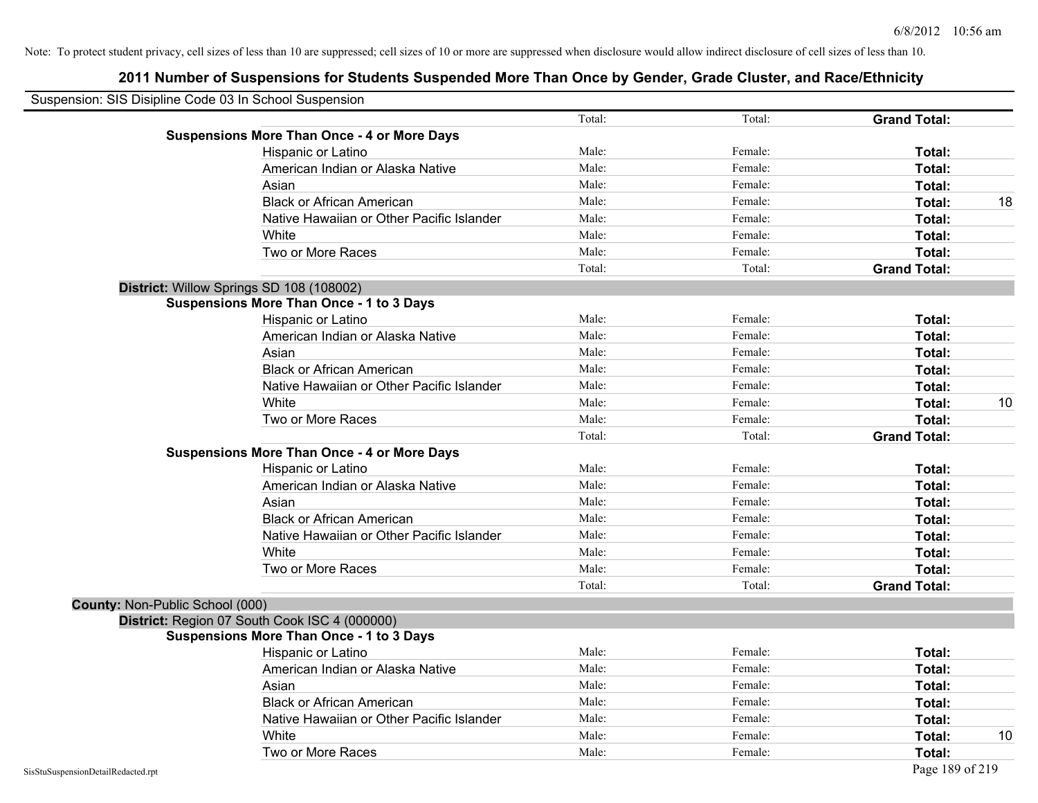Note: To protect student privacy, cell sizes of less than 10 are suppressed; cell sizes of 10 or more are suppressed when disclosure would allow indirect disclosure of cell sizes of less than 10.

# 2011 Number of Suspensions for Students Suspended More Than Once by Gender, Grade Cluster, and Race/Ethnicity

Suspension: SIS Disipline Code 03 In School Suspension

| | | | | |
|---|---|---|---|---|
| | Total: | Total: | **Grand Total:** | |
| **Suspensions More Than Once - 4 or More Days** | | | | |
| Hispanic or Latino | Male: | Female: | **Total:** | |
| American Indian or Alaska Native | Male: | Female: | **Total:** | |
| Asian | Male: | Female: | **Total:** | |
| Black or African American | Male: | Female: | **Total:** | 18 |
| Native Hawaiian or Other Pacific Islander | Male: | Female: | **Total:** | |
| White | Male: | Female: | **Total:** | |
| Two or More Races | Male: | Female: | **Total:** | |
| | Total: | Total: | **Grand Total:** | |

**District:** Willow Springs SD 108 (108002)

| | | | | |
|---|---|---|---|---|
| **Suspensions More Than Once - 1 to 3 Days** | | | | |
| Hispanic or Latino | Male: | Female: | **Total:** | |
| American Indian or Alaska Native | Male: | Female: | **Total:** | |
| Asian | Male: | Female: | **Total:** | |
| Black or African American | Male: | Female: | **Total:** | |
| Native Hawaiian or Other Pacific Islander | Male: | Female: | **Total:** | |
| White | Male: | Female: | **Total:** | 10 |
| Two or More Races | Male: | Female: | **Total:** | |
| | Total: | Total: | **Grand Total:** | |
| **Suspensions More Than Once - 4 or More Days** | | | | |
| Hispanic or Latino | Male: | Female: | **Total:** | |
| American Indian or Alaska Native | Male: | Female: | **Total:** | |
| Asian | Male: | Female: | **Total:** | |
| Black or African American | Male: | Female: | **Total:** | |
| Native Hawaiian or Other Pacific Islander | Male: | Female: | **Total:** | |
| White | Male: | Female: | **Total:** | |
| Two or More Races | Male: | Female: | **Total:** | |
| | Total: | Total: | **Grand Total:** | |

**County:** Non-Public School (000)

**District:** Region 07 South Cook ISC 4 (000000)

| | | | | |
|---|---|---|---|---|
| **Suspensions More Than Once - 1 to 3 Days** | | | | |
| Hispanic or Latino | Male: | Female: | **Total:** | |
| American Indian or Alaska Native | Male: | Female: | **Total:** | |
| Asian | Male: | Female: | **Total:** | |
| Black or African American | Male: | Female: | **Total:** | |
| Native Hawaiian or Other Pacific Islander | Male: | Female: | **Total:** | |
| White | Male: | Female: | **Total:** | 10 |
| Two or More Races | Male: | Female: | **Total:** | |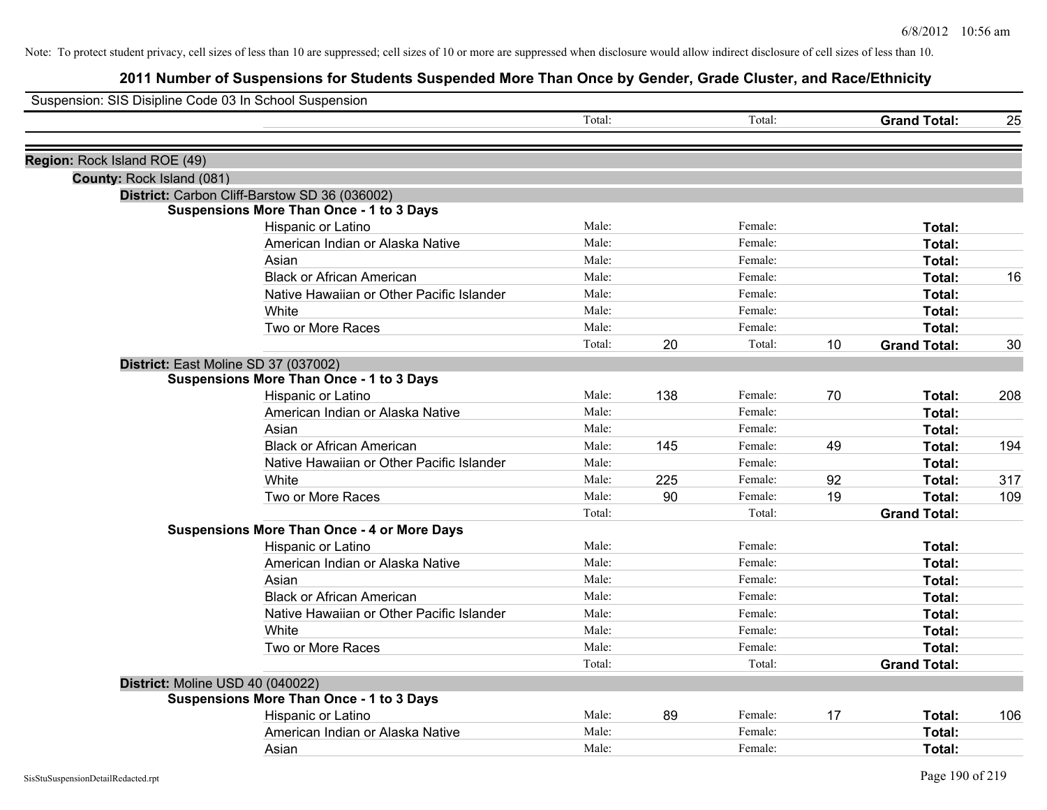Note: To protect student privacy, cell sizes of less than 10 are suppressed; cell sizes of 10 or more are suppressed when disclosure would allow indirect disclosure of cell sizes of less than 10.

# 2011 Number of Suspensions for Students Suspended More Than Once by Gender, Grade Cluster, and Race/Ethnicity

Suspension: SIS Disipline Code 03 In School Suspension

| | | | | | | |
|---|---|---|---|---|---|---|
| | Total: | | Total: | | **Grand Total:** | 25 |

**Region:** Rock Island ROE (49)

**County:** Rock Island (081)

**District:** Carbon Cliff-Barstow SD 36 (036002)

**Suspensions More Than Once - 1 to 3 Days**

| | | | | | | |
|---|---|---|---|---|---|---|
| Hispanic or Latino | Male: | | Female: | | **Total:** | |
| American Indian or Alaska Native | Male: | | Female: | | **Total:** | |
| Asian | Male: | | Female: | | **Total:** | |
| Black or African American | Male: | | Female: | | **Total:** | 16 |
| Native Hawaiian or Other Pacific Islander | Male: | | Female: | | **Total:** | |
| White | Male: | | Female: | | **Total:** | |
| Two or More Races | Male: | | Female: | | **Total:** | |
| | Total: | 20 | Total: | 10 | **Grand Total:** | 30 |

**District:** East Moline SD 37 (037002)

**Suspensions More Than Once - 1 to 3 Days**

| | | | | | | |
|---|---|---|---|---|---|---|
| Hispanic or Latino | Male: | 138 | Female: | 70 | **Total:** | 208 |
| American Indian or Alaska Native | Male: | | Female: | | **Total:** | |
| Asian | Male: | | Female: | | **Total:** | |
| Black or African American | Male: | 145 | Female: | 49 | **Total:** | 194 |
| Native Hawaiian or Other Pacific Islander | Male: | | Female: | | **Total:** | |
| White | Male: | 225 | Female: | 92 | **Total:** | 317 |
| Two or More Races | Male: | 90 | Female: | 19 | **Total:** | 109 |
| | Total: | | Total: | | **Grand Total:** | |

**Suspensions More Than Once - 4 or More Days**

| | | | | | | |
|---|---|---|---|---|---|---|
| Hispanic or Latino | Male: | | Female: | | **Total:** | |
| American Indian or Alaska Native | Male: | | Female: | | **Total:** | |
| Asian | Male: | | Female: | | **Total:** | |
| Black or African American | Male: | | Female: | | **Total:** | |
| Native Hawaiian or Other Pacific Islander | Male: | | Female: | | **Total:** | |
| White | Male: | | Female: | | **Total:** | |
| Two or More Races | Male: | | Female: | | **Total:** | |
| | Total: | | Total: | | **Grand Total:** | |

**District:** Moline USD 40 (040022)

**Suspensions More Than Once - 1 to 3 Days**

| | | | | | | |
|---|---|---|---|---|---|---|
| Hispanic or Latino | Male: | 89 | Female: | 17 | **Total:** | 106 |
| American Indian or Alaska Native | Male: | | Female: | | **Total:** | |
| Asian | Male: | | Female: | | **Total:** | |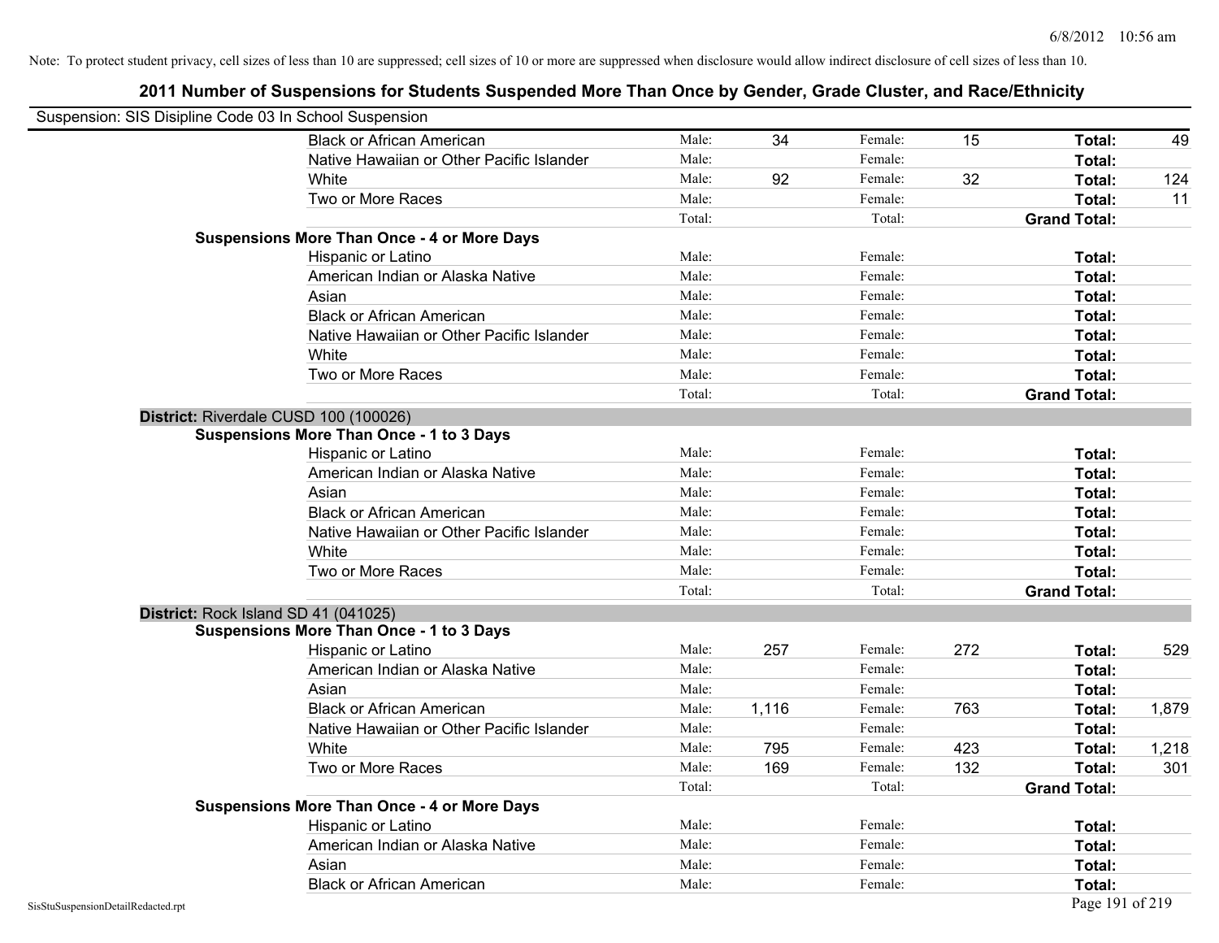Note: To protect student privacy, cell sizes of less than 10 are suppressed; cell sizes of 10 or more are suppressed when disclosure would allow indirect disclosure of cell sizes of less than 10.

# 2011 Number of Suspensions for Students Suspended More Than Once by Gender, Grade Cluster, and Race/Ethnicity

Suspension: SIS Disipline Code 03 In School Suspension

| | | | | | | |
|---|---|---|---|---|---|---|
| Black or African American | Male: | 34 | Female: | 15 | **Total:** | 49 |
| Native Hawaiian or Other Pacific Islander | Male: | | Female: | | **Total:** | |
| White | Male: | 92 | Female: | 32 | **Total:** | 124 |
| Two or More Races | Male: | | Female: | | **Total:** | 11 |
| | Total: | | Total: | | **Grand Total:** | |

**Suspensions More Than Once - 4 or More Days**

| | | | | | | |
|---|---|---|---|---|---|---|
| Hispanic or Latino | Male: | | Female: | | **Total:** | |
| American Indian or Alaska Native | Male: | | Female: | | **Total:** | |
| Asian | Male: | | Female: | | **Total:** | |
| Black or African American | Male: | | Female: | | **Total:** | |
| Native Hawaiian or Other Pacific Islander | Male: | | Female: | | **Total:** | |
| White | Male: | | Female: | | **Total:** | |
| Two or More Races | Male: | | Female: | | **Total:** | |
| | Total: | | Total: | | **Grand Total:** | |

## District: Riverdale CUSD 100 (100026)

**Suspensions More Than Once - 1 to 3 Days**

| | | | | | | |
|---|---|---|---|---|---|---|
| Hispanic or Latino | Male: | | Female: | | **Total:** | |
| American Indian or Alaska Native | Male: | | Female: | | **Total:** | |
| Asian | Male: | | Female: | | **Total:** | |
| Black or African American | Male: | | Female: | | **Total:** | |
| Native Hawaiian or Other Pacific Islander | Male: | | Female: | | **Total:** | |
| White | Male: | | Female: | | **Total:** | |
| Two or More Races | Male: | | Female: | | **Total:** | |
| | Total: | | Total: | | **Grand Total:** | |

## District: Rock Island SD 41 (041025)

**Suspensions More Than Once - 1 to 3 Days**

| | | | | | | |
|---|---|---|---|---|---|---|
| Hispanic or Latino | Male: | 257 | Female: | 272 | **Total:** | 529 |
| American Indian or Alaska Native | Male: | | Female: | | **Total:** | |
| Asian | Male: | | Female: | | **Total:** | |
| Black or African American | Male: | 1,116 | Female: | 763 | **Total:** | 1,879 |
| Native Hawaiian or Other Pacific Islander | Male: | | Female: | | **Total:** | |
| White | Male: | 795 | Female: | 423 | **Total:** | 1,218 |
| Two or More Races | Male: | 169 | Female: | 132 | **Total:** | 301 |
| | Total: | | Total: | | **Grand Total:** | |

**Suspensions More Than Once - 4 or More Days**

| | | | | | | |
|---|---|---|---|---|---|---|
| Hispanic or Latino | Male: | | Female: | | **Total:** | |
| American Indian or Alaska Native | Male: | | Female: | | **Total:** | |
| Asian | Male: | | Female: | | **Total:** | |
| Black or African American | Male: | | Female: | | **Total:** | |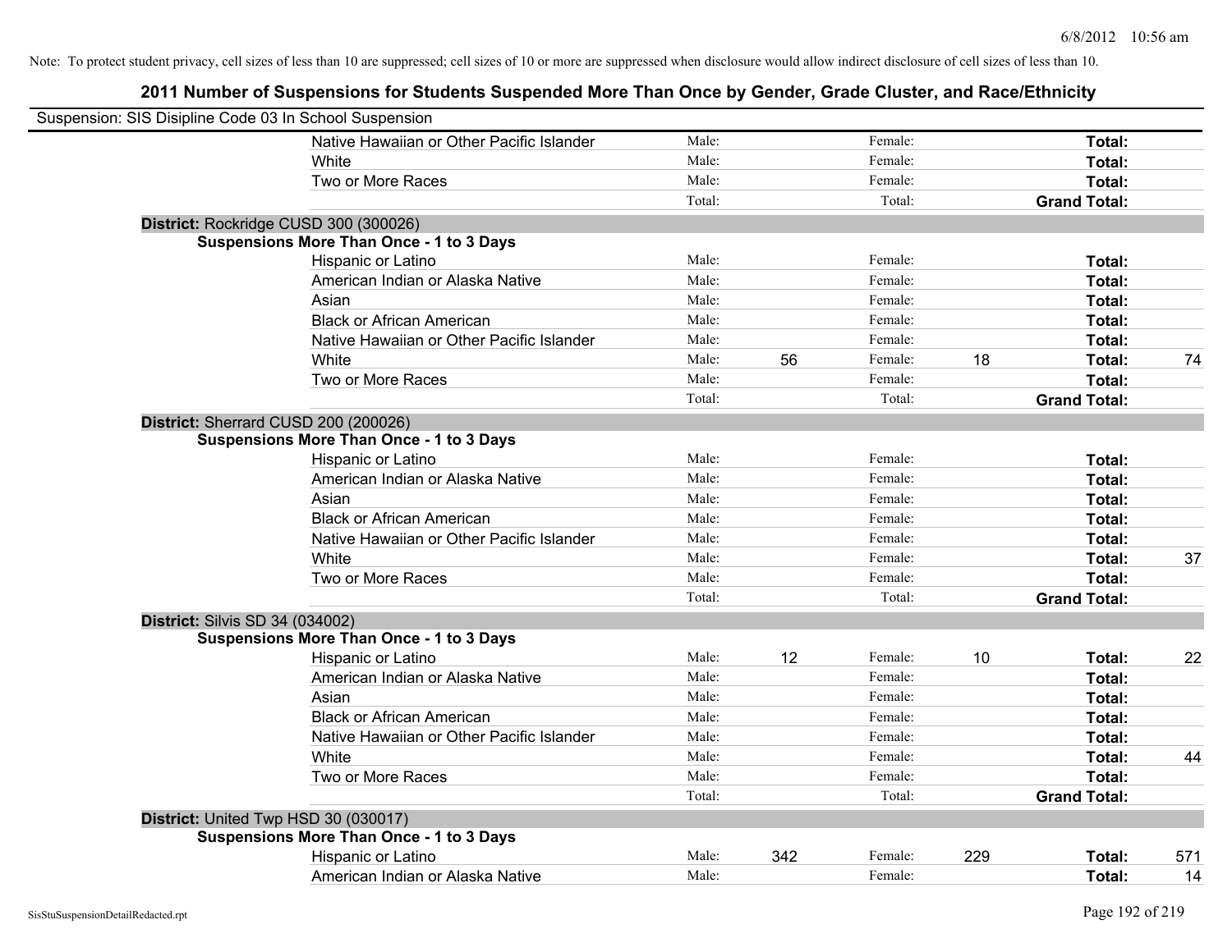Note: To protect student privacy, cell sizes of less than 10 are suppressed; cell sizes of 10 or more are suppressed when disclosure would allow indirect disclosure of cell sizes of less than 10.

## 2011 Number of Suspensions for Students Suspended More Than Once by Gender, Grade Cluster, and Race/Ethnicity

Suspension: SIS Disipline Code 03 In School Suspension

| | | | | | | | |
|---|---|---|---|---|---|---|---|
| Native Hawaiian or Other Pacific Islander | Male: | | Female: | | Total: | |
| White | Male: | | Female: | | Total: | |
| Two or More Races | Male: | | Female: | | Total: | |
| | Total: | | Total: | | Grand Total: | |

**District:** Rockridge CUSD 300 (300026)

**Suspensions More Than Once - 1 to 3 Days**

| | | | | | | |
|---|---|---|---|---|---|---|
| Hispanic or Latino | Male: | | Female: | | Total: | |
| American Indian or Alaska Native | Male: | | Female: | | Total: | |
| Asian | Male: | | Female: | | Total: | |
| Black or African American | Male: | | Female: | | Total: | |
| Native Hawaiian or Other Pacific Islander | Male: | | Female: | | Total: | |
| White | Male: | 56 | Female: | 18 | Total: | 74 |
| Two or More Races | Male: | | Female: | | Total: | |
| | Total: | | Total: | | Grand Total: | |

**District:** Sherrard CUSD 200 (200026)

**Suspensions More Than Once - 1 to 3 Days**

| | | | | | | |
|---|---|---|---|---|---|---|
| Hispanic or Latino | Male: | | Female: | | Total: | |
| American Indian or Alaska Native | Male: | | Female: | | Total: | |
| Asian | Male: | | Female: | | Total: | |
| Black or African American | Male: | | Female: | | Total: | |
| Native Hawaiian or Other Pacific Islander | Male: | | Female: | | Total: | |
| White | Male: | | Female: | | Total: | 37 |
| Two or More Races | Male: | | Female: | | Total: | |
| | Total: | | Total: | | Grand Total: | |

**District:** Silvis SD 34 (034002)

**Suspensions More Than Once - 1 to 3 Days**

| | | | | | | |
|---|---|---|---|---|---|---|
| Hispanic or Latino | Male: | 12 | Female: | 10 | Total: | 22 |
| American Indian or Alaska Native | Male: | | Female: | | Total: | |
| Asian | Male: | | Female: | | Total: | |
| Black or African American | Male: | | Female: | | Total: | |
| Native Hawaiian or Other Pacific Islander | Male: | | Female: | | Total: | |
| White | Male: | | Female: | | Total: | 44 |
| Two or More Races | Male: | | Female: | | Total: | |
| | Total: | | Total: | | Grand Total: | |

**District:** United Twp HSD 30 (030017)

**Suspensions More Than Once - 1 to 3 Days**

| | | | | | | |
|---|---|---|---|---|---|---|
| Hispanic or Latino | Male: | 342 | Female: | 229 | Total: | 571 |
| American Indian or Alaska Native | Male: | | Female: | | Total: | 14 |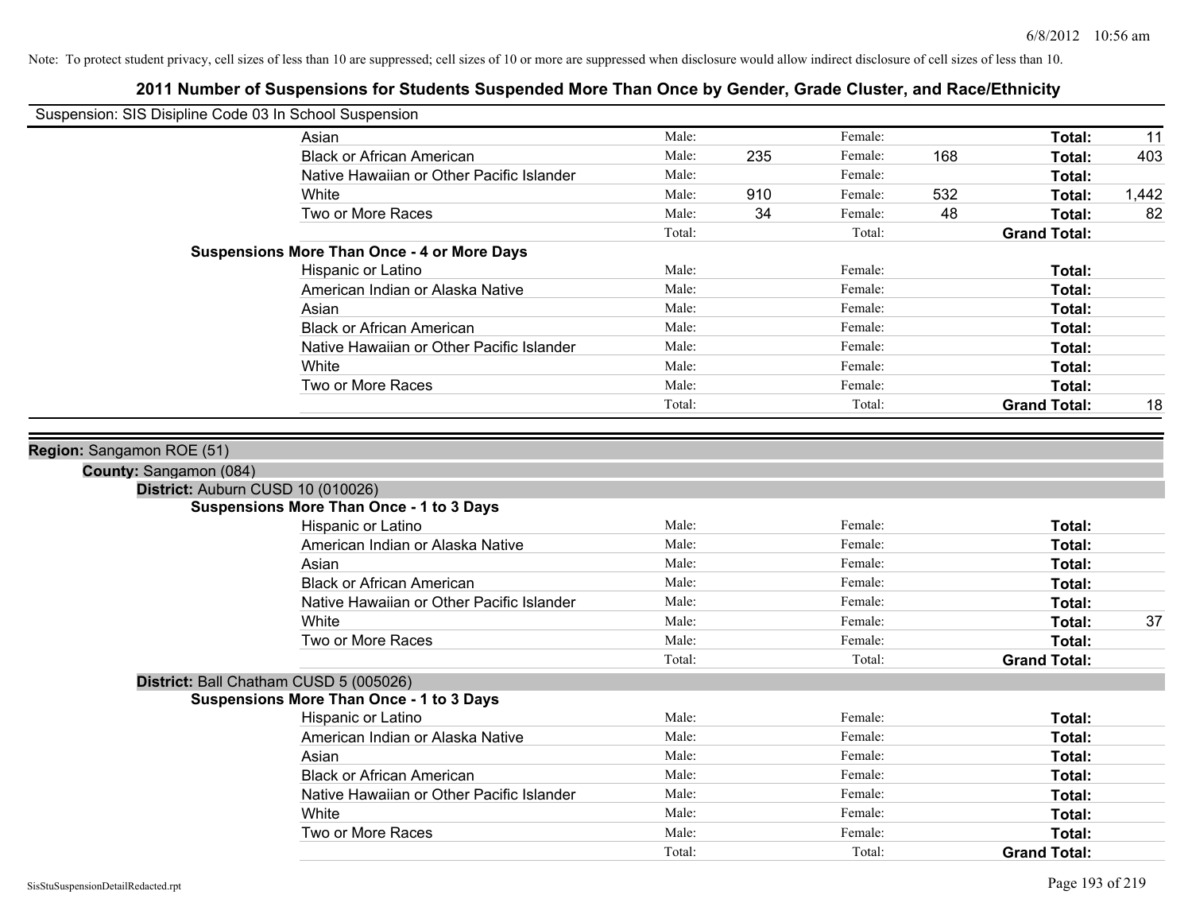Note: To protect student privacy, cell sizes of less than 10 are suppressed; cell sizes of 10 or more are suppressed when disclosure would allow indirect disclosure of cell sizes of less than 10.

# 2011 Number of Suspensions for Students Suspended More Than Once by Gender, Grade Cluster, and Race/Ethnicity

Suspension: SIS Disipline Code 03 In School Suspension

| | | | | | | |
|---|---|---|---|---|---|---|
| Asian | Male: | | Female: | | **Total:** | 11 |
| Black or African American | Male: | 235 | Female: | 168 | **Total:** | 403 |
| Native Hawaiian or Other Pacific Islander | Male: | | Female: | | **Total:** | |
| White | Male: | 910 | Female: | 532 | **Total:** | 1,442 |
| Two or More Races | Male: | 34 | Female: | 48 | **Total:** | 82 |
| | Total: | | Total: | | **Grand Total:** | |

**Suspensions More Than Once - 4 or More Days**

| | | | | | | |
|---|---|---|---|---|---|---|
| Hispanic or Latino | Male: | | Female: | | **Total:** | |
| American Indian or Alaska Native | Male: | | Female: | | **Total:** | |
| Asian | Male: | | Female: | | **Total:** | |
| Black or African American | Male: | | Female: | | **Total:** | |
| Native Hawaiian or Other Pacific Islander | Male: | | Female: | | **Total:** | |
| White | Male: | | Female: | | **Total:** | |
| Two or More Races | Male: | | Female: | | **Total:** | |
| | Total: | | Total: | | **Grand Total:** | 18 |

**Region:** Sangamon ROE (51)

**County:** Sangamon (084)

**District:** Auburn CUSD 10 (010026)

**Suspensions More Than Once - 1 to 3 Days**

| | | | | | | |
|---|---|---|---|---|---|---|
| Hispanic or Latino | Male: | | Female: | | **Total:** | |
| American Indian or Alaska Native | Male: | | Female: | | **Total:** | |
| Asian | Male: | | Female: | | **Total:** | |
| Black or African American | Male: | | Female: | | **Total:** | |
| Native Hawaiian or Other Pacific Islander | Male: | | Female: | | **Total:** | |
| White | Male: | | Female: | | **Total:** | 37 |
| Two or More Races | Male: | | Female: | | **Total:** | |
| | Total: | | Total: | | **Grand Total:** | |

**District:** Ball Chatham CUSD 5 (005026)

**Suspensions More Than Once - 1 to 3 Days**

| | | | | | | |
|---|---|---|---|---|---|---|
| Hispanic or Latino | Male: | | Female: | | **Total:** | |
| American Indian or Alaska Native | Male: | | Female: | | **Total:** | |
| Asian | Male: | | Female: | | **Total:** | |
| Black or African American | Male: | | Female: | | **Total:** | |
| Native Hawaiian or Other Pacific Islander | Male: | | Female: | | **Total:** | |
| White | Male: | | Female: | | **Total:** | |
| Two or More Races | Male: | | Female: | | **Total:** | |
| | Total: | | Total: | | **Grand Total:** | |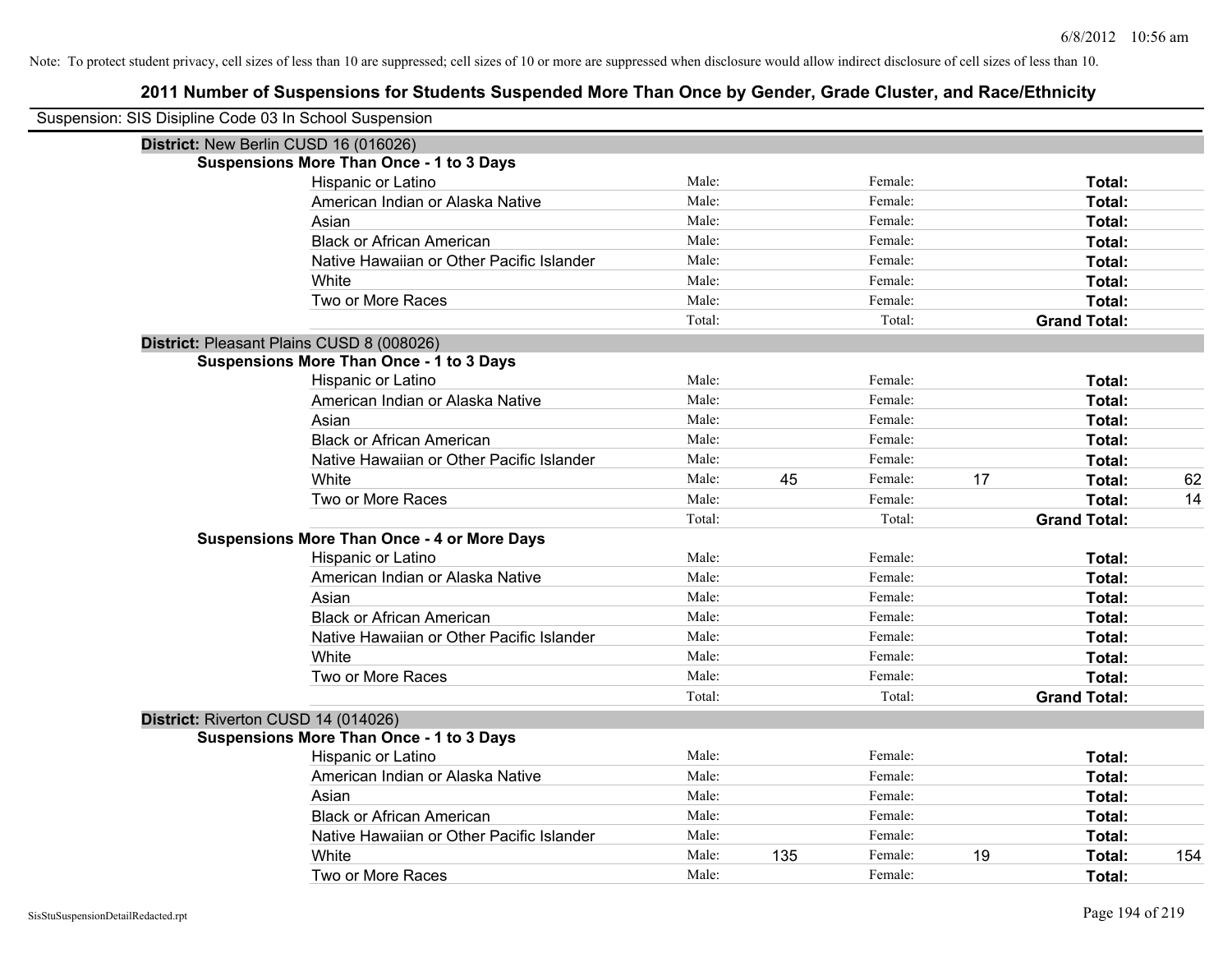Note: To protect student privacy, cell sizes of less than 10 are suppressed; cell sizes of 10 or more are suppressed when disclosure would allow indirect disclosure of cell sizes of less than 10.

## 2011 Number of Suspensions for Students Suspended More Than Once by Gender, Grade Cluster, and Race/Ethnicity

Suspension: SIS Disipline Code 03 In School Suspension

**District:** New Berlin CUSD 16 (016026)

**Suspensions More Than Once - 1 to 3 Days**

| Race/Ethnicity | | | | | | |
|---|---|---|---|---|---|---|
| Hispanic or Latino | Male: | | Female: | | **Total:** | |
| American Indian or Alaska Native | Male: | | Female: | | **Total:** | |
| Asian | Male: | | Female: | | **Total:** | |
| Black or African American | Male: | | Female: | | **Total:** | |
| Native Hawaiian or Other Pacific Islander | Male: | | Female: | | **Total:** | |
| White | Male: | | Female: | | **Total:** | |
| Two or More Races | Male: | | Female: | | **Total:** | |
| | Total: | | Total: | | **Grand Total:** | |

**District:** Pleasant Plains CUSD 8 (008026)

**Suspensions More Than Once - 1 to 3 Days**

| Race/Ethnicity | | | | | | |
|---|---|---|---|---|---|---|
| Hispanic or Latino | Male: | | Female: | | **Total:** | |
| American Indian or Alaska Native | Male: | | Female: | | **Total:** | |
| Asian | Male: | | Female: | | **Total:** | |
| Black or African American | Male: | | Female: | | **Total:** | |
| Native Hawaiian or Other Pacific Islander | Male: | | Female: | | **Total:** | |
| White | Male: | 45 | Female: | 17 | **Total:** | 62 |
| Two or More Races | Male: | | Female: | | **Total:** | 14 |
| | Total: | | Total: | | **Grand Total:** | |

**Suspensions More Than Once - 4 or More Days**

| Race/Ethnicity | | | | | | |
|---|---|---|---|---|---|---|
| Hispanic or Latino | Male: | | Female: | | **Total:** | |
| American Indian or Alaska Native | Male: | | Female: | | **Total:** | |
| Asian | Male: | | Female: | | **Total:** | |
| Black or African American | Male: | | Female: | | **Total:** | |
| Native Hawaiian or Other Pacific Islander | Male: | | Female: | | **Total:** | |
| White | Male: | | Female: | | **Total:** | |
| Two or More Races | Male: | | Female: | | **Total:** | |
| | Total: | | Total: | | **Grand Total:** | |

**District:** Riverton CUSD 14 (014026)

**Suspensions More Than Once - 1 to 3 Days**

| Race/Ethnicity | | | | | | |
|---|---|---|---|---|---|---|
| Hispanic or Latino | Male: | | Female: | | **Total:** | |
| American Indian or Alaska Native | Male: | | Female: | | **Total:** | |
| Asian | Male: | | Female: | | **Total:** | |
| Black or African American | Male: | | Female: | | **Total:** | |
| Native Hawaiian or Other Pacific Islander | Male: | | Female: | | **Total:** | |
| White | Male: | 135 | Female: | 19 | **Total:** | 154 |
| Two or More Races | Male: | | Female: | | **Total:** | |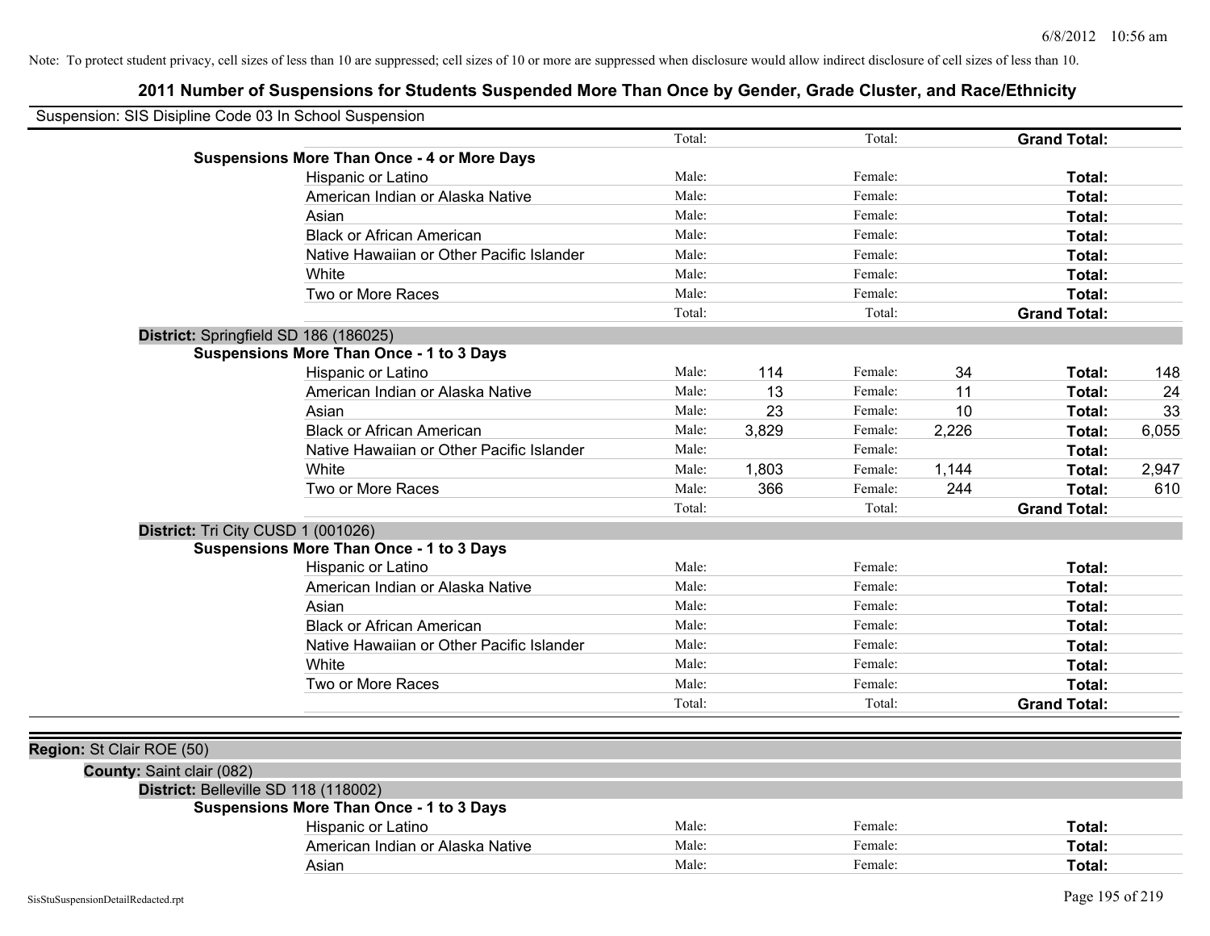Note: To protect student privacy, cell sizes of less than 10 are suppressed; cell sizes of 10 or more are suppressed when disclosure would allow indirect disclosure of cell sizes of less than 10.

# 2011 Number of Suspensions for Students Suspended More Than Once by Gender, Grade Cluster, and Race/Ethnicity

Suspension: SIS Disipline Code 03 In School Suspension

| | | | | | | |
|---|---|---|---|---|---|---|
| | Total: | | Total: | | **Grand Total:** | |
| **Suspensions More Than Once - 4 or More Days** | | | | | | |
| Hispanic or Latino | Male: | | Female: | | **Total:** | |
| American Indian or Alaska Native | Male: | | Female: | | **Total:** | |
| Asian | Male: | | Female: | | **Total:** | |
| Black or African American | Male: | | Female: | | **Total:** | |
| Native Hawaiian or Other Pacific Islander | Male: | | Female: | | **Total:** | |
| White | Male: | | Female: | | **Total:** | |
| Two or More Races | Male: | | Female: | | **Total:** | |
| | Total: | | Total: | | **Grand Total:** | |

**District:** Springfield SD 186 (186025)

| | | | | | | |
|---|---|---|---|---|---|---|
| **Suspensions More Than Once - 1 to 3 Days** | | | | | | |
| Hispanic or Latino | Male: | 114 | Female: | 34 | **Total:** | 148 |
| American Indian or Alaska Native | Male: | 13 | Female: | 11 | **Total:** | 24 |
| Asian | Male: | 23 | Female: | 10 | **Total:** | 33 |
| Black or African American | Male: | 3,829 | Female: | 2,226 | **Total:** | 6,055 |
| Native Hawaiian or Other Pacific Islander | Male: | | Female: | | **Total:** | |
| White | Male: | 1,803 | Female: | 1,144 | **Total:** | 2,947 |
| Two or More Races | Male: | 366 | Female: | 244 | **Total:** | 610 |
| | Total: | | Total: | | **Grand Total:** | |

**District:** Tri City CUSD 1 (001026)

| | | | | | | |
|---|---|---|---|---|---|---|
| **Suspensions More Than Once - 1 to 3 Days** | | | | | | |
| Hispanic or Latino | Male: | | Female: | | **Total:** | |
| American Indian or Alaska Native | Male: | | Female: | | **Total:** | |
| Asian | Male: | | Female: | | **Total:** | |
| Black or African American | Male: | | Female: | | **Total:** | |
| Native Hawaiian or Other Pacific Islander | Male: | | Female: | | **Total:** | |
| White | Male: | | Female: | | **Total:** | |
| Two or More Races | Male: | | Female: | | **Total:** | |
| | Total: | | Total: | | **Grand Total:** | |

**Region:** St Clair ROE (50)

**County:** Saint clair (082)

**District:** Belleville SD 118 (118002)

| | | | | | | |
|---|---|---|---|---|---|---|
| **Suspensions More Than Once - 1 to 3 Days** | | | | | | |
| Hispanic or Latino | Male: | | Female: | | **Total:** | |
| American Indian or Alaska Native | Male: | | Female: | | **Total:** | |
| Asian | Male: | | Female: | | **Total:** | |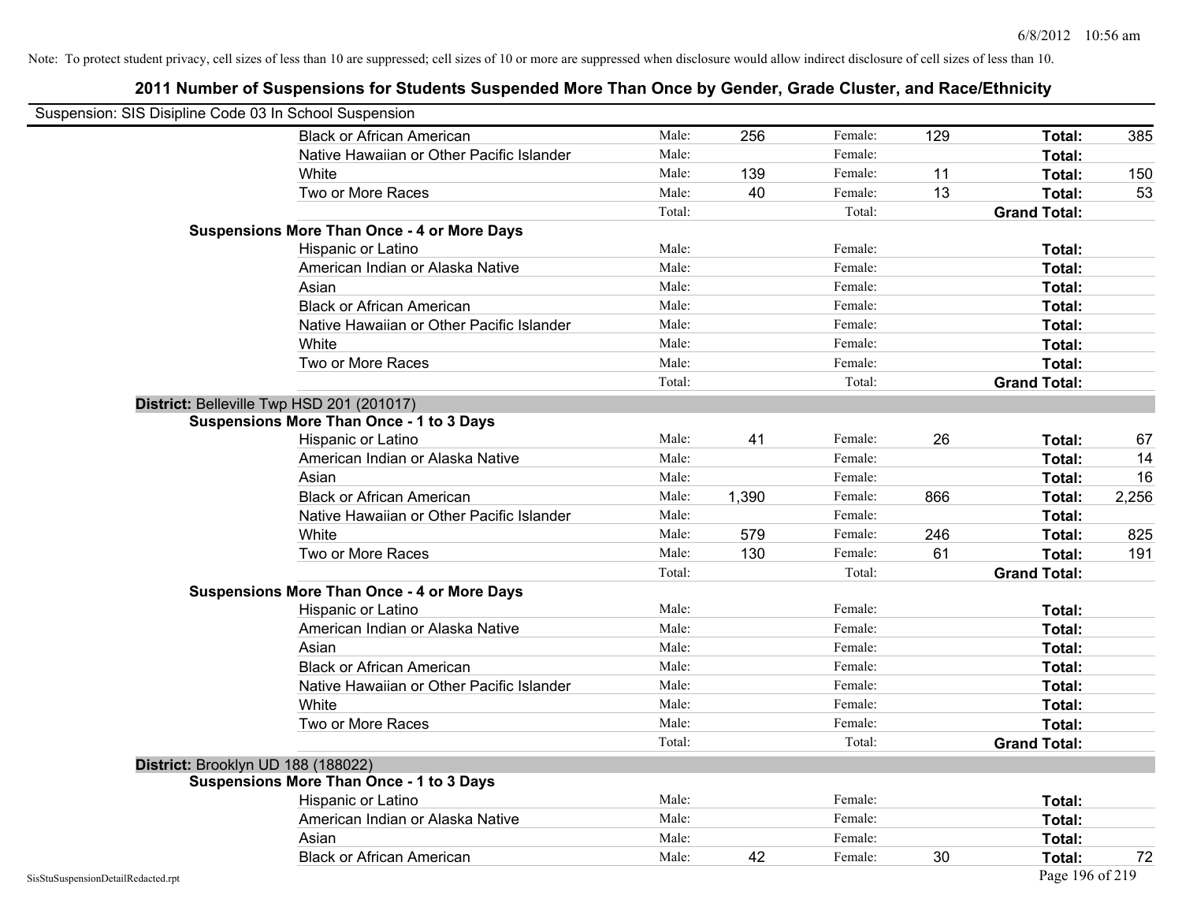Note: To protect student privacy, cell sizes of less than 10 are suppressed; cell sizes of 10 or more are suppressed when disclosure would allow indirect disclosure of cell sizes of less than 10.

## 2011 Number of Suspensions for Students Suspended More Than Once by Gender, Grade Cluster, and Race/Ethnicity

Suspension: SIS Disipline Code 03 In School Suspension

| | | | | | | |
|---|---|---|---|---|---|---|
| Black or African American | Male: | 256 | Female: | 129 | **Total:** | 385 |
| Native Hawaiian or Other Pacific Islander | Male: | | Female: | | **Total:** | |
| White | Male: | 139 | Female: | 11 | **Total:** | 150 |
| Two or More Races | Male: | 40 | Female: | 13 | **Total:** | 53 |
| | Total: | | Total: | | **Grand Total:** | |

**Suspensions More Than Once - 4 or More Days**

| | | | | | | |
|---|---|---|---|---|---|---|
| Hispanic or Latino | Male: | | Female: | | **Total:** | |
| American Indian or Alaska Native | Male: | | Female: | | **Total:** | |
| Asian | Male: | | Female: | | **Total:** | |
| Black or African American | Male: | | Female: | | **Total:** | |
| Native Hawaiian or Other Pacific Islander | Male: | | Female: | | **Total:** | |
| White | Male: | | Female: | | **Total:** | |
| Two or More Races | Male: | | Female: | | **Total:** | |
| | Total: | | Total: | | **Grand Total:** | |

### District: Belleville Twp HSD 201 (201017)

**Suspensions More Than Once - 1 to 3 Days**

| | | | | | | |
|---|---|---|---|---|---|---|
| Hispanic or Latino | Male: | 41 | Female: | 26 | **Total:** | 67 |
| American Indian or Alaska Native | Male: | | Female: | | **Total:** | 14 |
| Asian | Male: | | Female: | | **Total:** | 16 |
| Black or African American | Male: | 1,390 | Female: | 866 | **Total:** | 2,256 |
| Native Hawaiian or Other Pacific Islander | Male: | | Female: | | **Total:** | |
| White | Male: | 579 | Female: | 246 | **Total:** | 825 |
| Two or More Races | Male: | 130 | Female: | 61 | **Total:** | 191 |
| | Total: | | Total: | | **Grand Total:** | |

**Suspensions More Than Once - 4 or More Days**

| | | | | | | |
|---|---|---|---|---|---|---|
| Hispanic or Latino | Male: | | Female: | | **Total:** | |
| American Indian or Alaska Native | Male: | | Female: | | **Total:** | |
| Asian | Male: | | Female: | | **Total:** | |
| Black or African American | Male: | | Female: | | **Total:** | |
| Native Hawaiian or Other Pacific Islander | Male: | | Female: | | **Total:** | |
| White | Male: | | Female: | | **Total:** | |
| Two or More Races | Male: | | Female: | | **Total:** | |
| | Total: | | Total: | | **Grand Total:** | |

### District: Brooklyn UD 188 (188022)

**Suspensions More Than Once - 1 to 3 Days**

| | | | | | | |
|---|---|---|---|---|---|---|
| Hispanic or Latino | Male: | | Female: | | **Total:** | |
| American Indian or Alaska Native | Male: | | Female: | | **Total:** | |
| Asian | Male: | | Female: | | **Total:** | |
| Black or African American | Male: | 42 | Female: | 30 | **Total:** | 72 |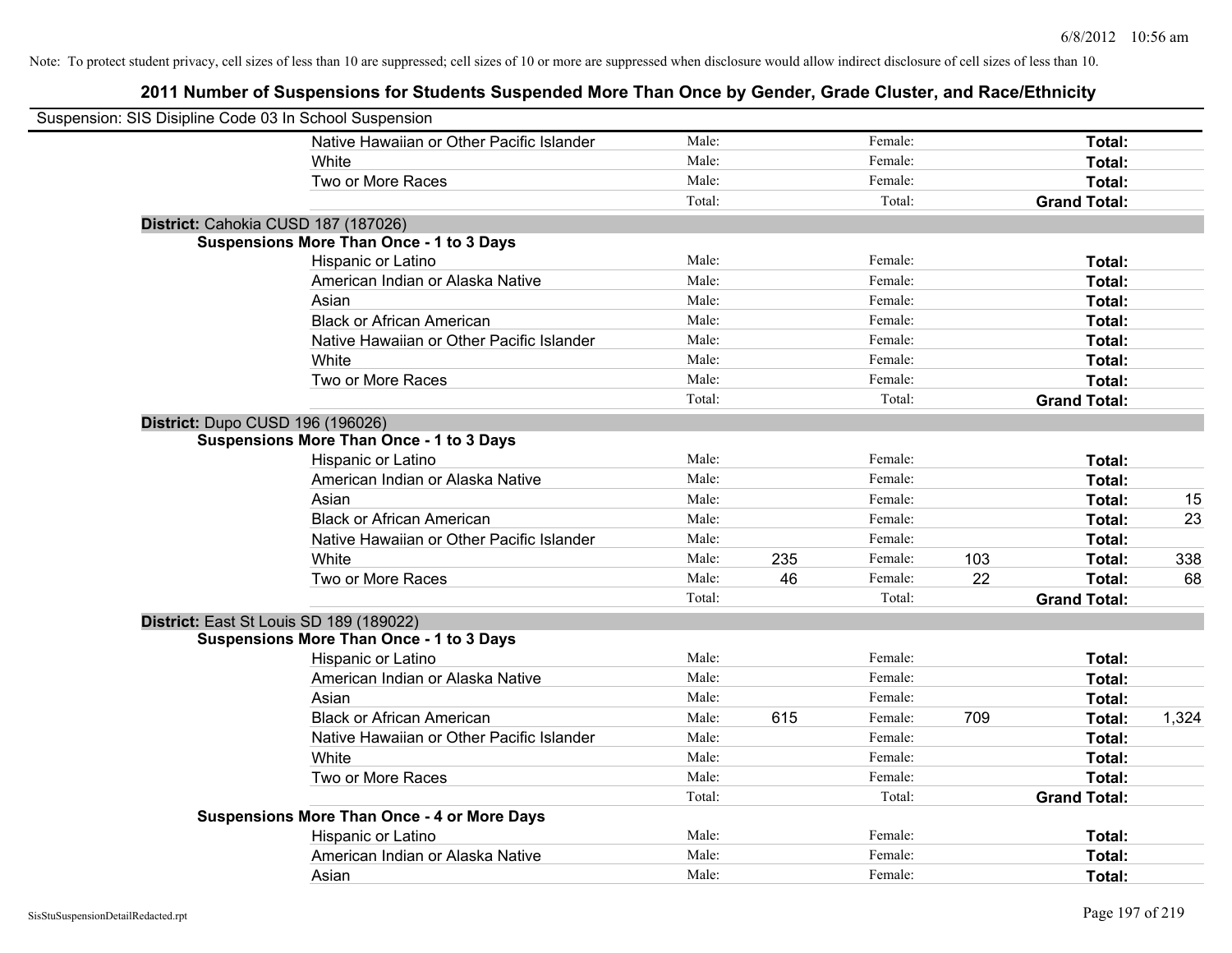Note: To protect student privacy, cell sizes of less than 10 are suppressed; cell sizes of 10 or more are suppressed when disclosure would allow indirect disclosure of cell sizes of less than 10.

# 2011 Number of Suspensions for Students Suspended More Than Once by Gender, Grade Cluster, and Race/Ethnicity

Suspension: SIS Disipline Code 03 In School Suspension

| | | | | | | |
|---|---|---|---|---|---|---|
| Native Hawaiian or Other Pacific Islander | Male: | | Female: | | **Total:** | |
| White | Male: | | Female: | | **Total:** | |
| Two or More Races | Male: | | Female: | | **Total:** | |
| | Total: | | Total: | | **Grand Total:** | |

**District:** Cahokia CUSD 187 (187026)

**Suspensions More Than Once - 1 to 3 Days**

| | | | | | | |
|---|---|---|---|---|---|---|
| Hispanic or Latino | Male: | | Female: | | **Total:** | |
| American Indian or Alaska Native | Male: | | Female: | | **Total:** | |
| Asian | Male: | | Female: | | **Total:** | |
| Black or African American | Male: | | Female: | | **Total:** | |
| Native Hawaiian or Other Pacific Islander | Male: | | Female: | | **Total:** | |
| White | Male: | | Female: | | **Total:** | |
| Two or More Races | Male: | | Female: | | **Total:** | |
| | Total: | | Total: | | **Grand Total:** | |

**District:** Dupo CUSD 196 (196026)

**Suspensions More Than Once - 1 to 3 Days**

| | | | | | | |
|---|---|---|---|---|---|---|
| Hispanic or Latino | Male: | | Female: | | **Total:** | |
| American Indian or Alaska Native | Male: | | Female: | | **Total:** | |
| Asian | Male: | | Female: | | **Total:** | 15 |
| Black or African American | Male: | | Female: | | **Total:** | 23 |
| Native Hawaiian or Other Pacific Islander | Male: | | Female: | | **Total:** | |
| White | Male: | 235 | Female: | 103 | **Total:** | 338 |
| Two or More Races | Male: | 46 | Female: | 22 | **Total:** | 68 |
| | Total: | | Total: | | **Grand Total:** | |

**District:** East St Louis SD 189 (189022)

**Suspensions More Than Once - 1 to 3 Days**

| | | | | | | |
|---|---|---|---|---|---|---|
| Hispanic or Latino | Male: | | Female: | | **Total:** | |
| American Indian or Alaska Native | Male: | | Female: | | **Total:** | |
| Asian | Male: | | Female: | | **Total:** | |
| Black or African American | Male: | 615 | Female: | 709 | **Total:** | 1,324 |
| Native Hawaiian or Other Pacific Islander | Male: | | Female: | | **Total:** | |
| White | Male: | | Female: | | **Total:** | |
| Two or More Races | Male: | | Female: | | **Total:** | |
| | Total: | | Total: | | **Grand Total:** | |

**Suspensions More Than Once - 4 or More Days**

| | | | | | | |
|---|---|---|---|---|---|---|
| Hispanic or Latino | Male: | | Female: | | **Total:** | |
| American Indian or Alaska Native | Male: | | Female: | | **Total:** | |
| Asian | Male: | | Female: | | **Total:** | |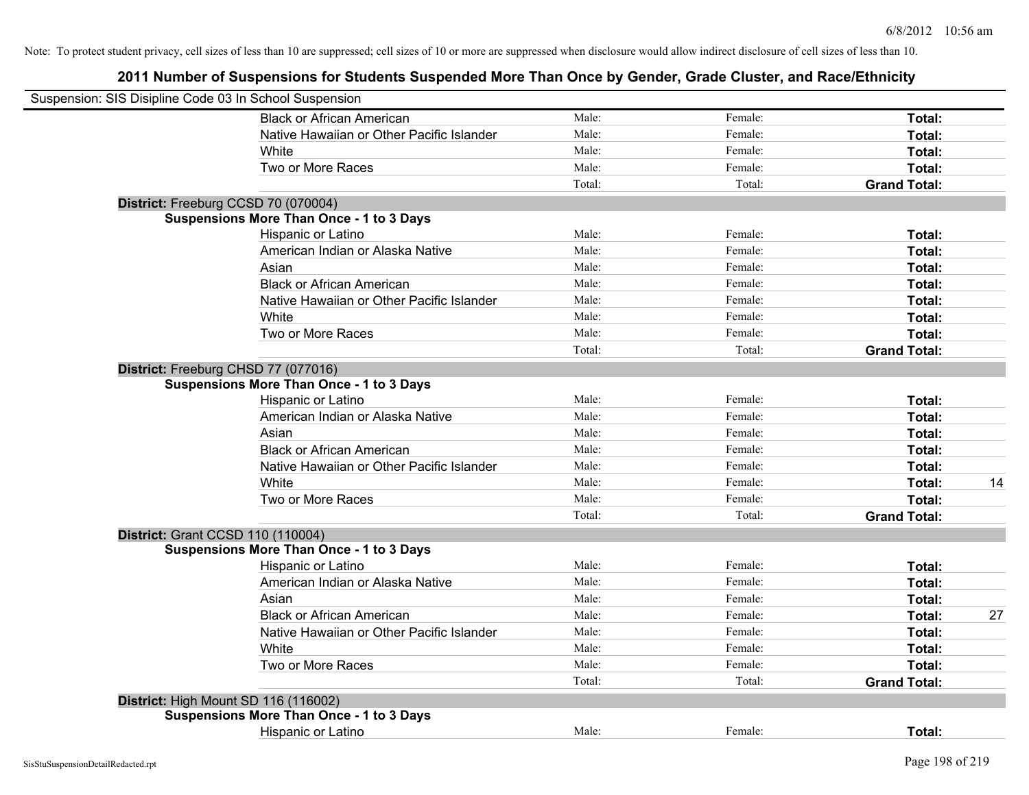6/8/2012 10:56 am

Note: To protect student privacy, cell sizes of less than 10 are suppressed; cell sizes of 10 or more are suppressed when disclosure would allow indirect disclosure of cell sizes of less than 10.

## 2011 Number of Suspensions for Students Suspended More Than Once by Gender, Grade Cluster, and Race/Ethnicity

Suspension: SIS Disipline Code 03 In School Suspension

| | | | | |
|---|---|---|---|---|
| Black or African American | Male: | Female: | **Total:** | |
| Native Hawaiian or Other Pacific Islander | Male: | Female: | **Total:** | |
| White | Male: | Female: | **Total:** | |
| Two or More Races | Male: | Female: | **Total:** | |
| | Total: | Total: | **Grand Total:** | |

**District:** Freeburg CCSD 70 (070004)

**Suspensions More Than Once - 1 to 3 Days**

| | | | | |
|---|---|---|---|---|
| Hispanic or Latino | Male: | Female: | **Total:** | |
| American Indian or Alaska Native | Male: | Female: | **Total:** | |
| Asian | Male: | Female: | **Total:** | |
| Black or African American | Male: | Female: | **Total:** | |
| Native Hawaiian or Other Pacific Islander | Male: | Female: | **Total:** | |
| White | Male: | Female: | **Total:** | |
| Two or More Races | Male: | Female: | **Total:** | |
| | Total: | Total: | **Grand Total:** | |

**District:** Freeburg CHSD 77 (077016)

**Suspensions More Than Once - 1 to 3 Days**

| | | | | |
|---|---|---|---|---|
| Hispanic or Latino | Male: | Female: | **Total:** | |
| American Indian or Alaska Native | Male: | Female: | **Total:** | |
| Asian | Male: | Female: | **Total:** | |
| Black or African American | Male: | Female: | **Total:** | |
| Native Hawaiian or Other Pacific Islander | Male: | Female: | **Total:** | |
| White | Male: | Female: | **Total:** | 14 |
| Two or More Races | Male: | Female: | **Total:** | |
| | Total: | Total: | **Grand Total:** | |

**District:** Grant CCSD 110 (110004)

**Suspensions More Than Once - 1 to 3 Days**

| | | | | |
|---|---|---|---|---|
| Hispanic or Latino | Male: | Female: | **Total:** | |
| American Indian or Alaska Native | Male: | Female: | **Total:** | |
| Asian | Male: | Female: | **Total:** | |
| Black or African American | Male: | Female: | **Total:** | 27 |
| Native Hawaiian or Other Pacific Islander | Male: | Female: | **Total:** | |
| White | Male: | Female: | **Total:** | |
| Two or More Races | Male: | Female: | **Total:** | |
| | Total: | Total: | **Grand Total:** | |

**District:** High Mount SD 116 (116002)

**Suspensions More Than Once - 1 to 3 Days**

| | | | | |
|---|---|---|---|---|
| Hispanic or Latino | Male: | Female: | **Total:** | |

SisStuSuspensionDetailRedacted.rpt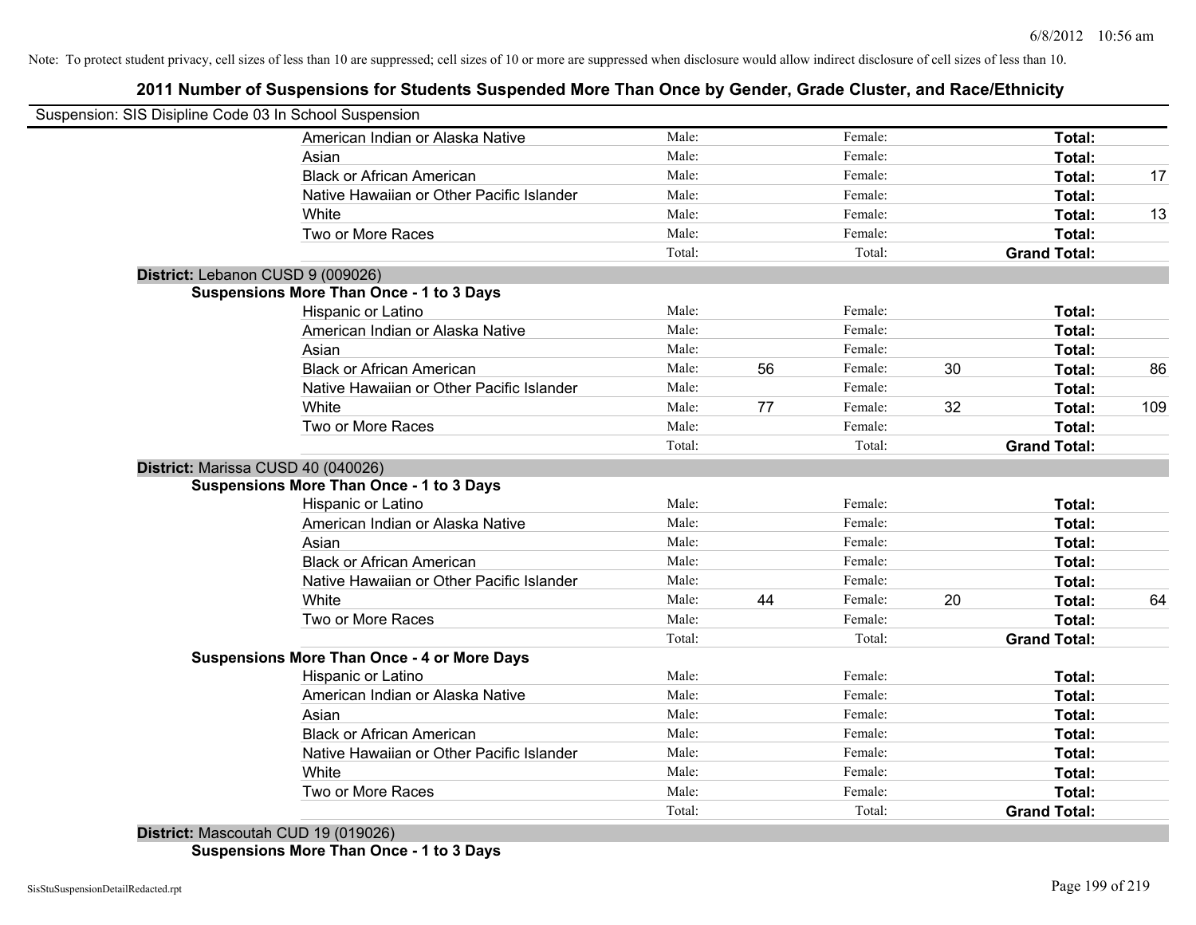Note: To protect student privacy, cell sizes of less than 10 are suppressed; cell sizes of 10 or more are suppressed when disclosure would allow indirect disclosure of cell sizes of less than 10.

## 2011 Number of Suspensions for Students Suspended More Than Once by Gender, Grade Cluster, and Race/Ethnicity

Suspension: SIS Disipline Code 03 In School Suspension

| | | | | | | |
|---|---|---|---|---|---|---|
| American Indian or Alaska Native | Male: | | Female: | | **Total:** | |
| Asian | Male: | | Female: | | **Total:** | |
| Black or African American | Male: | | Female: | | **Total:** | 17 |
| Native Hawaiian or Other Pacific Islander | Male: | | Female: | | **Total:** | |
| White | Male: | | Female: | | **Total:** | 13 |
| Two or More Races | Male: | | Female: | | **Total:** | |
| | Total: | | Total: | | **Grand Total:** | |

**District:** Lebanon CUSD 9 (009026)

**Suspensions More Than Once - 1 to 3 Days**

| | | | | | | |
|---|---|---|---|---|---|---|
| Hispanic or Latino | Male: | | Female: | | **Total:** | |
| American Indian or Alaska Native | Male: | | Female: | | **Total:** | |
| Asian | Male: | | Female: | | **Total:** | |
| Black or African American | Male: | 56 | Female: | 30 | **Total:** | 86 |
| Native Hawaiian or Other Pacific Islander | Male: | | Female: | | **Total:** | |
| White | Male: | 77 | Female: | 32 | **Total:** | 109 |
| Two or More Races | Male: | | Female: | | **Total:** | |
| | Total: | | Total: | | **Grand Total:** | |

**District:** Marissa CUSD 40 (040026)

**Suspensions More Than Once - 1 to 3 Days**

| | | | | | | |
|---|---|---|---|---|---|---|
| Hispanic or Latino | Male: | | Female: | | **Total:** | |
| American Indian or Alaska Native | Male: | | Female: | | **Total:** | |
| Asian | Male: | | Female: | | **Total:** | |
| Black or African American | Male: | | Female: | | **Total:** | |
| Native Hawaiian or Other Pacific Islander | Male: | | Female: | | **Total:** | |
| White | Male: | 44 | Female: | 20 | **Total:** | 64 |
| Two or More Races | Male: | | Female: | | **Total:** | |
| | Total: | | Total: | | **Grand Total:** | |

**Suspensions More Than Once - 4 or More Days**

| | | | | | | |
|---|---|---|---|---|---|---|
| Hispanic or Latino | Male: | | Female: | | **Total:** | |
| American Indian or Alaska Native | Male: | | Female: | | **Total:** | |
| Asian | Male: | | Female: | | **Total:** | |
| Black or African American | Male: | | Female: | | **Total:** | |
| Native Hawaiian or Other Pacific Islander | Male: | | Female: | | **Total:** | |
| White | Male: | | Female: | | **Total:** | |
| Two or More Races | Male: | | Female: | | **Total:** | |
| | Total: | | Total: | | **Grand Total:** | |

**District:** Mascoutah CUD 19 (019026)

**Suspensions More Than Once - 1 to 3 Days**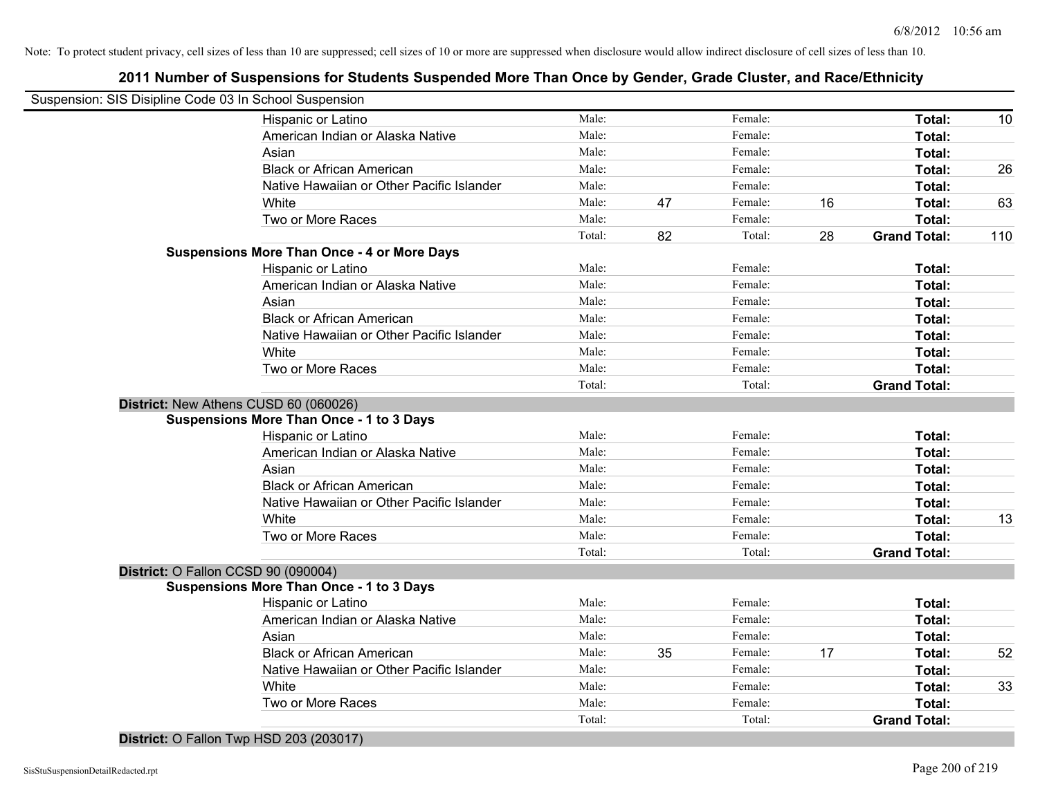Note: To protect student privacy, cell sizes of less than 10 are suppressed; cell sizes of 10 or more are suppressed when disclosure would allow indirect disclosure of cell sizes of less than 10.

## 2011 Number of Suspensions for Students Suspended More Than Once by Gender, Grade Cluster, and Race/Ethnicity

Suspension: SIS Disipline Code 03 In School Suspension

| | | | | | | |
|---|---|---|---|---|---|---|
| Hispanic or Latino | Male: | | Female: | | **Total:** | 10 |
| American Indian or Alaska Native | Male: | | Female: | | **Total:** | |
| Asian | Male: | | Female: | | **Total:** | |
| Black or African American | Male: | | Female: | | **Total:** | 26 |
| Native Hawaiian or Other Pacific Islander | Male: | | Female: | | **Total:** | |
| White | Male: | 47 | Female: | 16 | **Total:** | 63 |
| Two or More Races | Male: | | Female: | | **Total:** | |
| | Total: | 82 | Total: | 28 | **Grand Total:** | 110 |

**Suspensions More Than Once - 4 or More Days**

| | | | | | | |
|---|---|---|---|---|---|---|
| Hispanic or Latino | Male: | | Female: | | **Total:** | |
| American Indian or Alaska Native | Male: | | Female: | | **Total:** | |
| Asian | Male: | | Female: | | **Total:** | |
| Black or African American | Male: | | Female: | | **Total:** | |
| Native Hawaiian or Other Pacific Islander | Male: | | Female: | | **Total:** | |
| White | Male: | | Female: | | **Total:** | |
| Two or More Races | Male: | | Female: | | **Total:** | |
| | Total: | | Total: | | **Grand Total:** | |

**District:** New Athens CUSD 60 (060026)

**Suspensions More Than Once - 1 to 3 Days**

| | | | | | | |
|---|---|---|---|---|---|---|
| Hispanic or Latino | Male: | | Female: | | **Total:** | |
| American Indian or Alaska Native | Male: | | Female: | | **Total:** | |
| Asian | Male: | | Female: | | **Total:** | |
| Black or African American | Male: | | Female: | | **Total:** | |
| Native Hawaiian or Other Pacific Islander | Male: | | Female: | | **Total:** | |
| White | Male: | | Female: | | **Total:** | 13 |
| Two or More Races | Male: | | Female: | | **Total:** | |
| | Total: | | Total: | | **Grand Total:** | |

**District:** O Fallon CCSD 90 (090004)

**Suspensions More Than Once - 1 to 3 Days**

| | | | | | | |
|---|---|---|---|---|---|---|
| Hispanic or Latino | Male: | | Female: | | **Total:** | |
| American Indian or Alaska Native | Male: | | Female: | | **Total:** | |
| Asian | Male: | | Female: | | **Total:** | |
| Black or African American | Male: | 35 | Female: | 17 | **Total:** | 52 |
| Native Hawaiian or Other Pacific Islander | Male: | | Female: | | **Total:** | |
| White | Male: | | Female: | | **Total:** | 33 |
| Two or More Races | Male: | | Female: | | **Total:** | |
| | Total: | | Total: | | **Grand Total:** | |

**District:** O Fallon Twp HSD 203 (203017)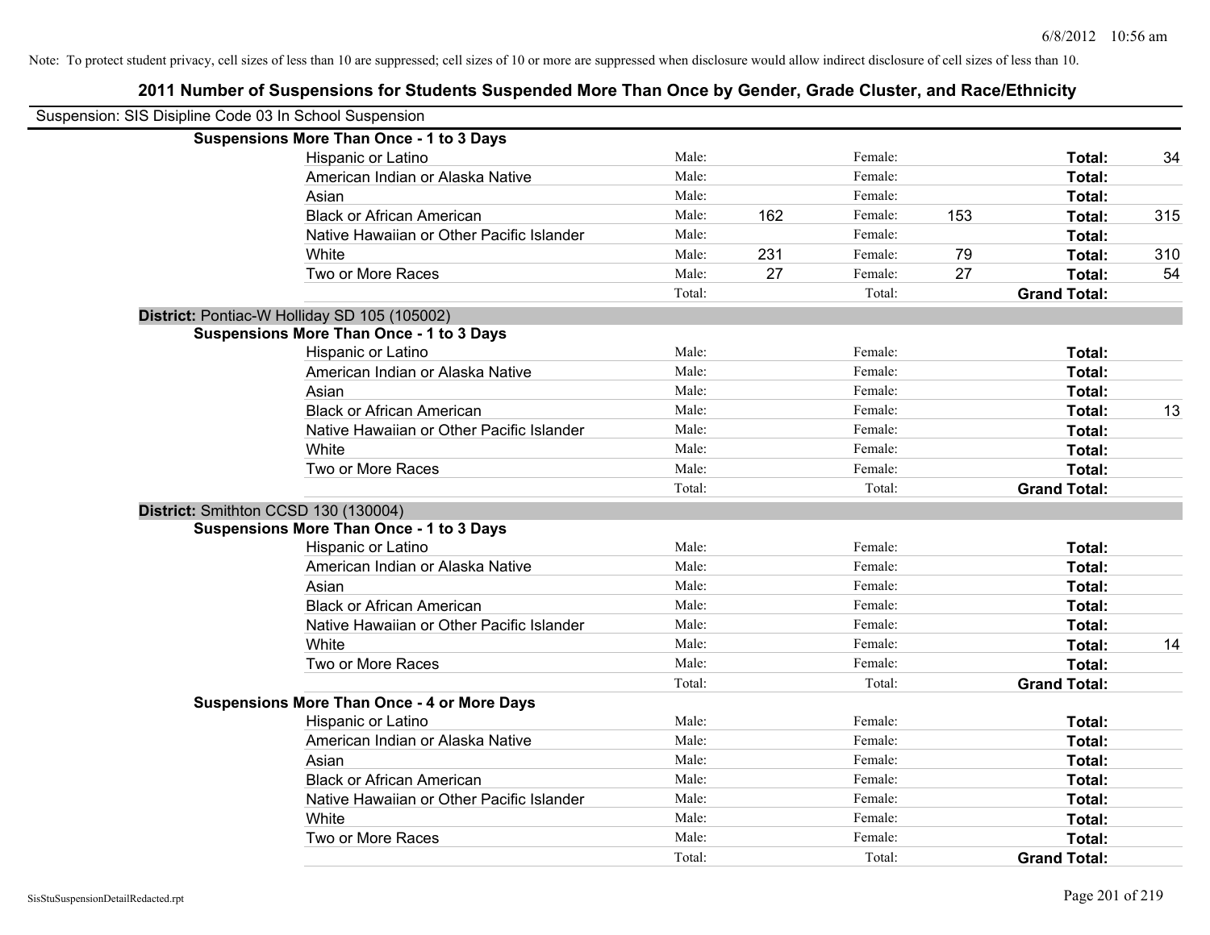Note: To protect student privacy, cell sizes of less than 10 are suppressed; cell sizes of 10 or more are suppressed when disclosure would allow indirect disclosure of cell sizes of less than 10.

## 2011 Number of Suspensions for Students Suspended More Than Once by Gender, Grade Cluster, and Race/Ethnicity

Suspension: SIS Disipline Code 03 In School Suspension

**Suspensions More Than Once - 1 to 3 Days**

| Race/Ethnicity | | | | | | |
|---|---|---|---|---|---|---|
| Hispanic or Latino | Male: | | Female: | | **Total:** | 34 |
| American Indian or Alaska Native | Male: | | Female: | | **Total:** | |
| Asian | Male: | | Female: | | **Total:** | |
| Black or African American | Male: | 162 | Female: | 153 | **Total:** | 315 |
| Native Hawaiian or Other Pacific Islander | Male: | | Female: | | **Total:** | |
| White | Male: | 231 | Female: | 79 | **Total:** | 310 |
| Two or More Races | Male: | 27 | Female: | 27 | **Total:** | 54 |
| | Total: | | Total: | | **Grand Total:** | |

**District:** Pontiac-W Holliday SD 105 (105002)

**Suspensions More Than Once - 1 to 3 Days**

| Race/Ethnicity | | | | | | |
|---|---|---|---|---|---|---|
| Hispanic or Latino | Male: | | Female: | | **Total:** | |
| American Indian or Alaska Native | Male: | | Female: | | **Total:** | |
| Asian | Male: | | Female: | | **Total:** | |
| Black or African American | Male: | | Female: | | **Total:** | 13 |
| Native Hawaiian or Other Pacific Islander | Male: | | Female: | | **Total:** | |
| White | Male: | | Female: | | **Total:** | |
| Two or More Races | Male: | | Female: | | **Total:** | |
| | Total: | | Total: | | **Grand Total:** | |

**District:** Smithton CCSD 130 (130004)

**Suspensions More Than Once - 1 to 3 Days**

| Race/Ethnicity | | | | | | |
|---|---|---|---|---|---|---|
| Hispanic or Latino | Male: | | Female: | | **Total:** | |
| American Indian or Alaska Native | Male: | | Female: | | **Total:** | |
| Asian | Male: | | Female: | | **Total:** | |
| Black or African American | Male: | | Female: | | **Total:** | |
| Native Hawaiian or Other Pacific Islander | Male: | | Female: | | **Total:** | |
| White | Male: | | Female: | | **Total:** | 14 |
| Two or More Races | Male: | | Female: | | **Total:** | |
| | Total: | | Total: | | **Grand Total:** | |

**Suspensions More Than Once - 4 or More Days**

| Race/Ethnicity | | | | | | |
|---|---|---|---|---|---|---|
| Hispanic or Latino | Male: | | Female: | | **Total:** | |
| American Indian or Alaska Native | Male: | | Female: | | **Total:** | |
| Asian | Male: | | Female: | | **Total:** | |
| Black or African American | Male: | | Female: | | **Total:** | |
| Native Hawaiian or Other Pacific Islander | Male: | | Female: | | **Total:** | |
| White | Male: | | Female: | | **Total:** | |
| Two or More Races | Male: | | Female: | | **Total:** | |
| | Total: | | Total: | | **Grand Total:** | |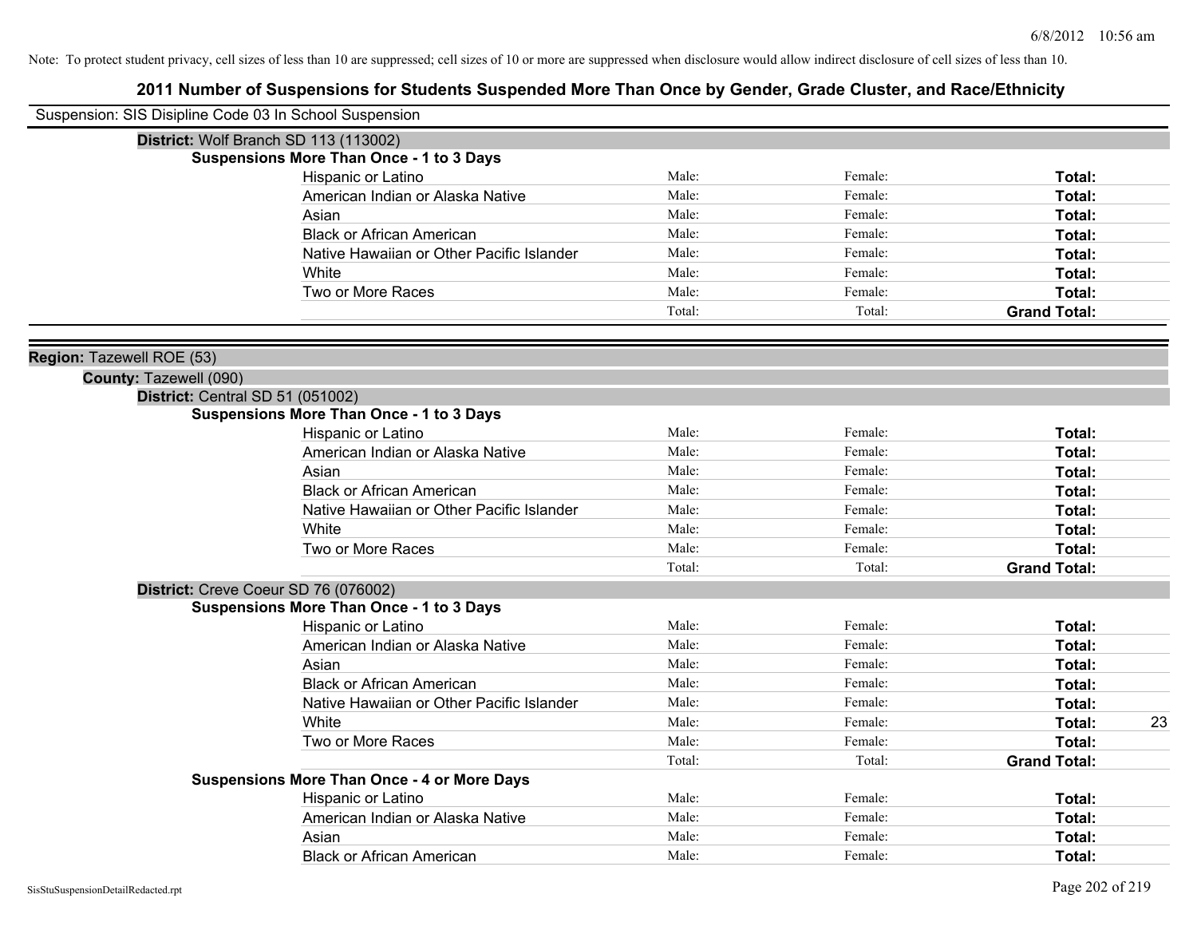Note: To protect student privacy, cell sizes of less than 10 are suppressed; cell sizes of 10 or more are suppressed when disclosure would allow indirect disclosure of cell sizes of less than 10.

# 2011 Number of Suspensions for Students Suspended More Than Once by Gender, Grade Cluster, and Race/Ethnicity

Suspension: SIS Disipline Code 03 In School Suspension

**District:** Wolf Branch SD 113 (113002)

**Suspensions More Than Once - 1 to 3 Days**

| | | | | |
|---|---|---|---|---|
| Hispanic or Latino | Male: | Female: | **Total:** | |
| American Indian or Alaska Native | Male: | Female: | **Total:** | |
| Asian | Male: | Female: | **Total:** | |
| Black or African American | Male: | Female: | **Total:** | |
| Native Hawaiian or Other Pacific Islander | Male: | Female: | **Total:** | |
| White | Male: | Female: | **Total:** | |
| Two or More Races | Male: | Female: | **Total:** | |
| | Total: | Total: | **Grand Total:** | |

**Region:** Tazewell ROE (53)

**County:** Tazewell (090)

**District:** Central SD 51 (051002)

**Suspensions More Than Once - 1 to 3 Days**

| | | | | |
|---|---|---|---|---|
| Hispanic or Latino | Male: | Female: | **Total:** | |
| American Indian or Alaska Native | Male: | Female: | **Total:** | |
| Asian | Male: | Female: | **Total:** | |
| Black or African American | Male: | Female: | **Total:** | |
| Native Hawaiian or Other Pacific Islander | Male: | Female: | **Total:** | |
| White | Male: | Female: | **Total:** | |
| Two or More Races | Male: | Female: | **Total:** | |
| | Total: | Total: | **Grand Total:** | |

**District:** Creve Coeur SD 76 (076002)

**Suspensions More Than Once - 1 to 3 Days**

| | | | | |
|---|---|---|---|---|
| Hispanic or Latino | Male: | Female: | **Total:** | |
| American Indian or Alaska Native | Male: | Female: | **Total:** | |
| Asian | Male: | Female: | **Total:** | |
| Black or African American | Male: | Female: | **Total:** | |
| Native Hawaiian or Other Pacific Islander | Male: | Female: | **Total:** | |
| White | Male: | Female: | **Total:** | 23 |
| Two or More Races | Male: | Female: | **Total:** | |
| | Total: | Total: | **Grand Total:** | |

**Suspensions More Than Once - 4 or More Days**

| | | | | |
|---|---|---|---|---|
| Hispanic or Latino | Male: | Female: | **Total:** | |
| American Indian or Alaska Native | Male: | Female: | **Total:** | |
| Asian | Male: | Female: | **Total:** | |
| Black or African American | Male: | Female: | **Total:** | |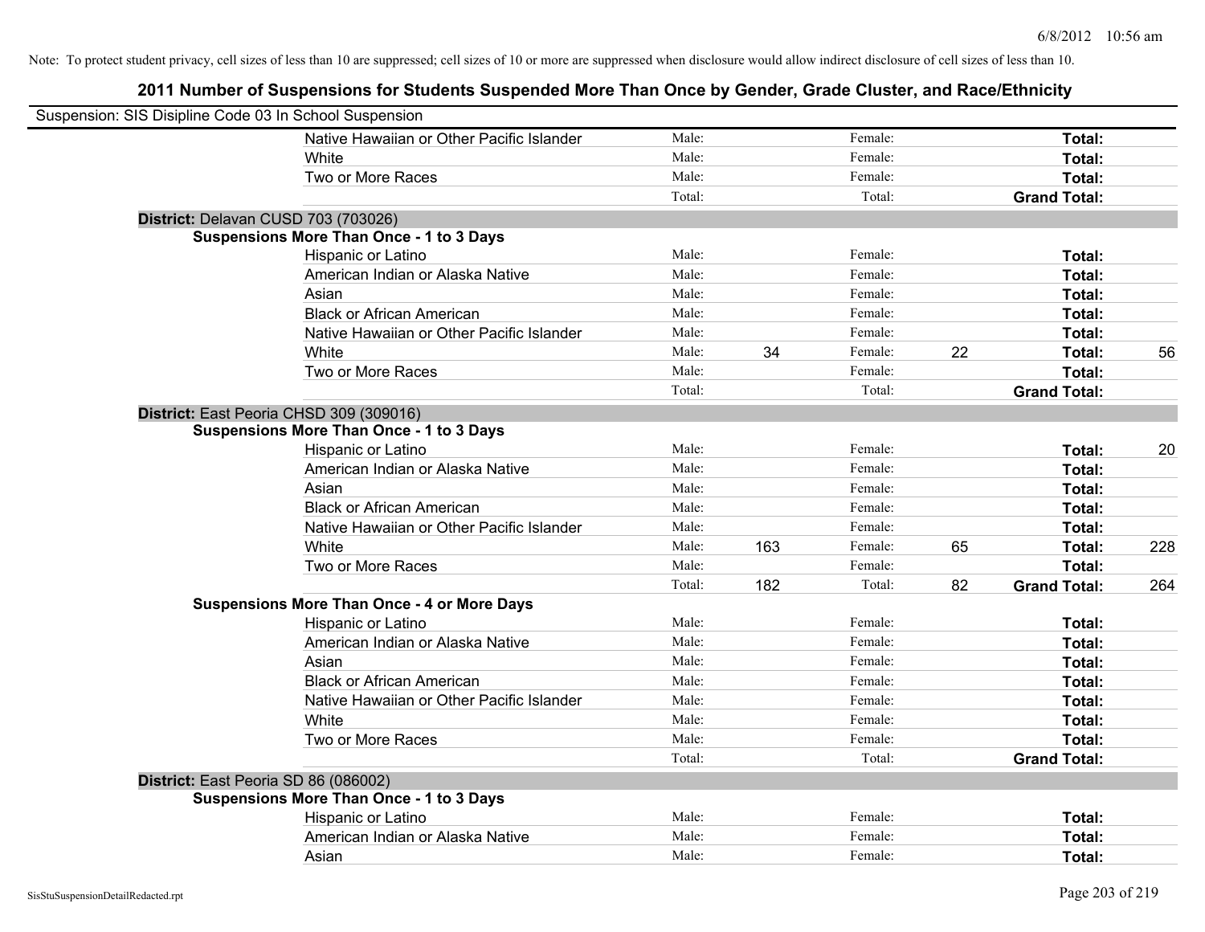Note: To protect student privacy, cell sizes of less than 10 are suppressed; cell sizes of 10 or more are suppressed when disclosure would allow indirect disclosure of cell sizes of less than 10.

# 2011 Number of Suspensions for Students Suspended More Than Once by Gender, Grade Cluster, and Race/Ethnicity

Suspension: SIS Disipline Code 03 In School Suspension

| | | | | | | |
|---|---|---|---|---|---|---|
| Native Hawaiian or Other Pacific Islander | Male: | | Female: | | **Total:** | |
| White | Male: | | Female: | | **Total:** | |
| Two or More Races | Male: | | Female: | | **Total:** | |
| | Total: | | Total: | | **Grand Total:** | |

**District:** Delavan CUSD 703 (703026)

**Suspensions More Than Once - 1 to 3 Days**

| | | | | | | |
|---|---|---|---|---|---|---|
| Hispanic or Latino | Male: | | Female: | | **Total:** | |
| American Indian or Alaska Native | Male: | | Female: | | **Total:** | |
| Asian | Male: | | Female: | | **Total:** | |
| Black or African American | Male: | | Female: | | **Total:** | |
| Native Hawaiian or Other Pacific Islander | Male: | | Female: | | **Total:** | |
| White | Male: | 34 | Female: | 22 | **Total:** | 56 |
| Two or More Races | Male: | | Female: | | **Total:** | |
| | Total: | | Total: | | **Grand Total:** | |

**District:** East Peoria CHSD 309 (309016)

**Suspensions More Than Once - 1 to 3 Days**

| | | | | | | |
|---|---|---|---|---|---|---|
| Hispanic or Latino | Male: | | Female: | | **Total:** | 20 |
| American Indian or Alaska Native | Male: | | Female: | | **Total:** | |
| Asian | Male: | | Female: | | **Total:** | |
| Black or African American | Male: | | Female: | | **Total:** | |
| Native Hawaiian or Other Pacific Islander | Male: | | Female: | | **Total:** | |
| White | Male: | 163 | Female: | 65 | **Total:** | 228 |
| Two or More Races | Male: | | Female: | | **Total:** | |
| | Total: | 182 | Total: | 82 | **Grand Total:** | 264 |

**Suspensions More Than Once - 4 or More Days**

| | | | | | | |
|---|---|---|---|---|---|---|
| Hispanic or Latino | Male: | | Female: | | **Total:** | |
| American Indian or Alaska Native | Male: | | Female: | | **Total:** | |
| Asian | Male: | | Female: | | **Total:** | |
| Black or African American | Male: | | Female: | | **Total:** | |
| Native Hawaiian or Other Pacific Islander | Male: | | Female: | | **Total:** | |
| White | Male: | | Female: | | **Total:** | |
| Two or More Races | Male: | | Female: | | **Total:** | |
| | Total: | | Total: | | **Grand Total:** | |

**District:** East Peoria SD 86 (086002)

**Suspensions More Than Once - 1 to 3 Days**

| | | | | | | |
|---|---|---|---|---|---|---|
| Hispanic or Latino | Male: | | Female: | | **Total:** | |
| American Indian or Alaska Native | Male: | | Female: | | **Total:** | |
| Asian | Male: | | Female: | | **Total:** | |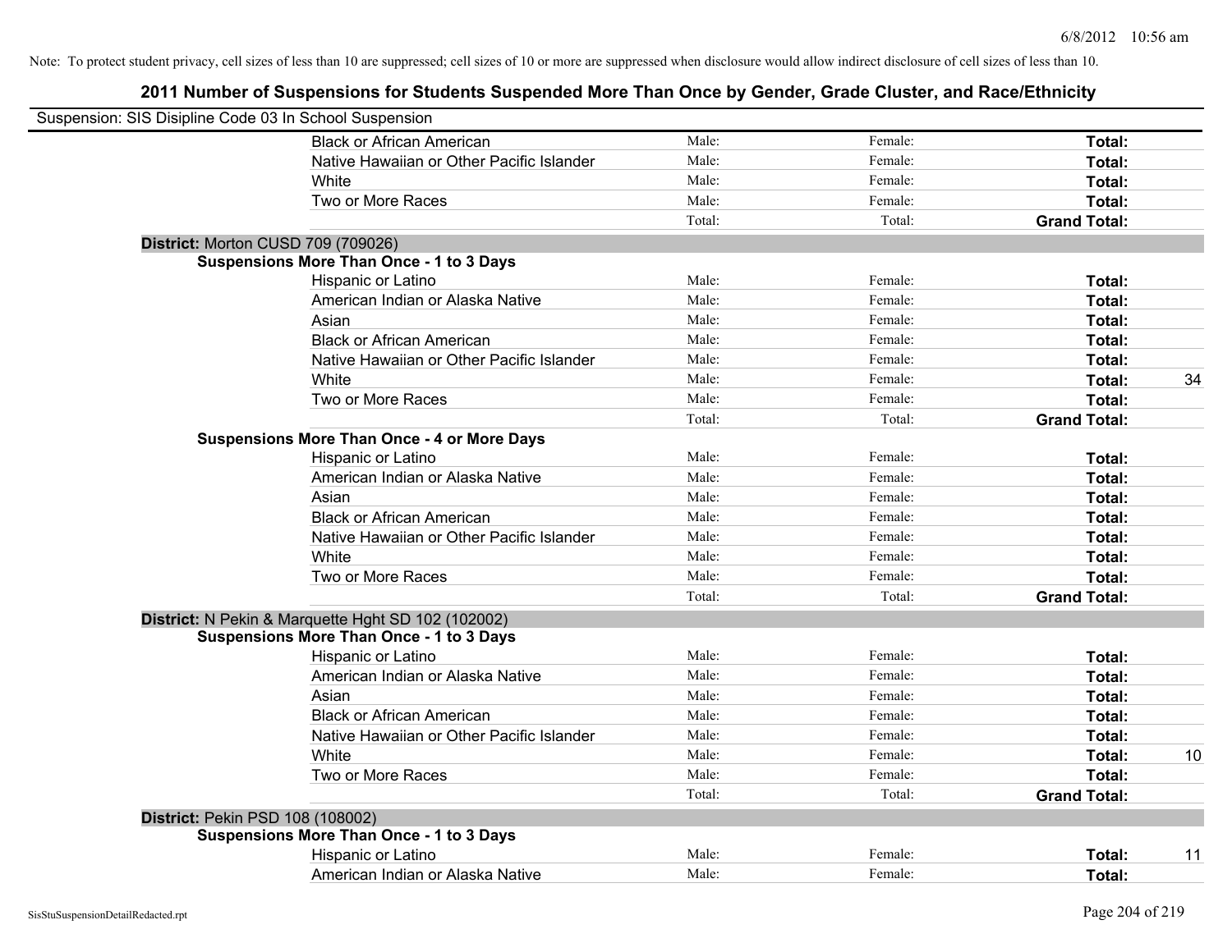Note: To protect student privacy, cell sizes of less than 10 are suppressed; cell sizes of 10 or more are suppressed when disclosure would allow indirect disclosure of cell sizes of less than 10.

## 2011 Number of Suspensions for Students Suspended More Than Once by Gender, Grade Cluster, and Race/Ethnicity

Suspension: SIS Disipline Code 03 In School Suspension

| | | | | |
|---|---|---|---|---|
| Black or African American | Male: | Female: | **Total:** | |
| Native Hawaiian or Other Pacific Islander | Male: | Female: | **Total:** | |
| White | Male: | Female: | **Total:** | |
| Two or More Races | Male: | Female: | **Total:** | |
| | Total: | Total: | **Grand Total:** | |

**District:** Morton CUSD 709 (709026)

**Suspensions More Than Once - 1 to 3 Days**

| | | | | |
|---|---|---|---|---|
| Hispanic or Latino | Male: | Female: | **Total:** | |
| American Indian or Alaska Native | Male: | Female: | **Total:** | |
| Asian | Male: | Female: | **Total:** | |
| Black or African American | Male: | Female: | **Total:** | |
| Native Hawaiian or Other Pacific Islander | Male: | Female: | **Total:** | |
| White | Male: | Female: | **Total:** | 34 |
| Two or More Races | Male: | Female: | **Total:** | |
| | Total: | Total: | **Grand Total:** | |

**Suspensions More Than Once - 4 or More Days**

| | | | | |
|---|---|---|---|---|
| Hispanic or Latino | Male: | Female: | **Total:** | |
| American Indian or Alaska Native | Male: | Female: | **Total:** | |
| Asian | Male: | Female: | **Total:** | |
| Black or African American | Male: | Female: | **Total:** | |
| Native Hawaiian or Other Pacific Islander | Male: | Female: | **Total:** | |
| White | Male: | Female: | **Total:** | |
| Two or More Races | Male: | Female: | **Total:** | |
| | Total: | Total: | **Grand Total:** | |

**District:** N Pekin & Marquette Hght SD 102 (102002)

**Suspensions More Than Once - 1 to 3 Days**

| | | | | |
|---|---|---|---|---|
| Hispanic or Latino | Male: | Female: | **Total:** | |
| American Indian or Alaska Native | Male: | Female: | **Total:** | |
| Asian | Male: | Female: | **Total:** | |
| Black or African American | Male: | Female: | **Total:** | |
| Native Hawaiian or Other Pacific Islander | Male: | Female: | **Total:** | |
| White | Male: | Female: | **Total:** | 10 |
| Two or More Races | Male: | Female: | **Total:** | |
| | Total: | Total: | **Grand Total:** | |

**District:** Pekin PSD 108 (108002)

**Suspensions More Than Once - 1 to 3 Days**

| | | | | |
|---|---|---|---|---|
| Hispanic or Latino | Male: | Female: | **Total:** | 11 |
| American Indian or Alaska Native | Male: | Female: | **Total:** | |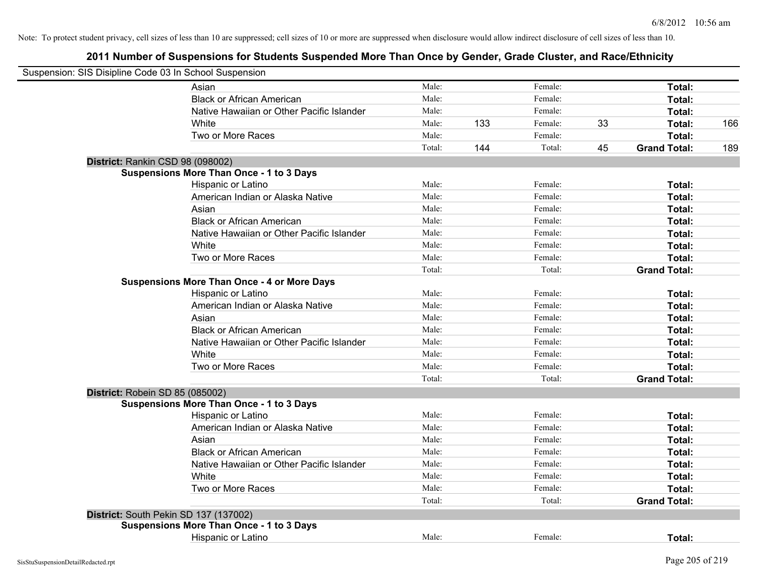Note: To protect student privacy, cell sizes of less than 10 are suppressed; cell sizes of 10 or more are suppressed when disclosure would allow indirect disclosure of cell sizes of less than 10.

# 2011 Number of Suspensions for Students Suspended More Than Once by Gender, Grade Cluster, and Race/Ethnicity

Suspension: SIS Disipline Code 03 In School Suspension

| | | | | | | |
|---|---|---|---|---|---|---|
| Asian | Male: | | Female: | | **Total:** | |
| Black or African American | Male: | | Female: | | **Total:** | |
| Native Hawaiian or Other Pacific Islander | Male: | | Female: | | **Total:** | |
| White | Male: | 133 | Female: | 33 | **Total:** | 166 |
| Two or More Races | Male: | | Female: | | **Total:** | |
| | Total: | 144 | Total: | 45 | **Grand Total:** | 189 |

**District:** Rankin CSD 98 (098002)

**Suspensions More Than Once - 1 to 3 Days**

| | | | | | | |
|---|---|---|---|---|---|---|
| Hispanic or Latino | Male: | | Female: | | **Total:** | |
| American Indian or Alaska Native | Male: | | Female: | | **Total:** | |
| Asian | Male: | | Female: | | **Total:** | |
| Black or African American | Male: | | Female: | | **Total:** | |
| Native Hawaiian or Other Pacific Islander | Male: | | Female: | | **Total:** | |
| White | Male: | | Female: | | **Total:** | |
| Two or More Races | Male: | | Female: | | **Total:** | |
| | Total: | | Total: | | **Grand Total:** | |

**Suspensions More Than Once - 4 or More Days**

| | | | | | | |
|---|---|---|---|---|---|---|
| Hispanic or Latino | Male: | | Female: | | **Total:** | |
| American Indian or Alaska Native | Male: | | Female: | | **Total:** | |
| Asian | Male: | | Female: | | **Total:** | |
| Black or African American | Male: | | Female: | | **Total:** | |
| Native Hawaiian or Other Pacific Islander | Male: | | Female: | | **Total:** | |
| White | Male: | | Female: | | **Total:** | |
| Two or More Races | Male: | | Female: | | **Total:** | |
| | Total: | | Total: | | **Grand Total:** | |

**District:** Robein SD 85 (085002)

**Suspensions More Than Once - 1 to 3 Days**

| | | | | | | |
|---|---|---|---|---|---|---|
| Hispanic or Latino | Male: | | Female: | | **Total:** | |
| American Indian or Alaska Native | Male: | | Female: | | **Total:** | |
| Asian | Male: | | Female: | | **Total:** | |
| Black or African American | Male: | | Female: | | **Total:** | |
| Native Hawaiian or Other Pacific Islander | Male: | | Female: | | **Total:** | |
| White | Male: | | Female: | | **Total:** | |
| Two or More Races | Male: | | Female: | | **Total:** | |
| | Total: | | Total: | | **Grand Total:** | |

**District:** South Pekin SD 137 (137002)

**Suspensions More Than Once - 1 to 3 Days**

| | | | | | | |
|---|---|---|---|---|---|---|
| Hispanic or Latino | Male: | | Female: | | **Total:** | |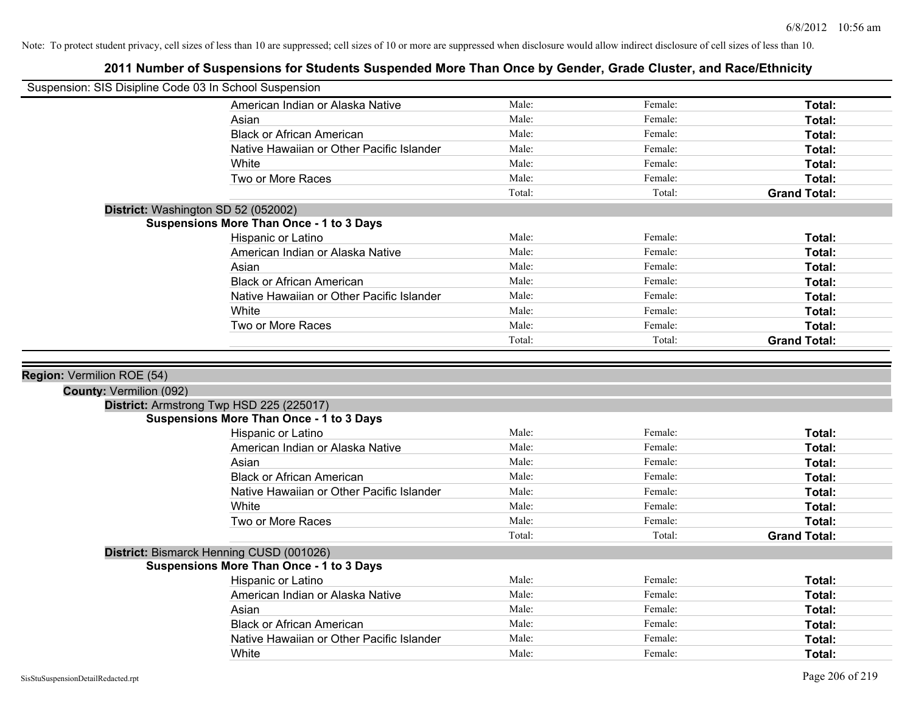Note: To protect student privacy, cell sizes of less than 10 are suppressed; cell sizes of 10 or more are suppressed when disclosure would allow indirect disclosure of cell sizes of less than 10.

# 2011 Number of Suspensions for Students Suspended More Than Once by Gender, Grade Cluster, and Race/Ethnicity

Suspension: SIS Disipline Code 03 In School Suspension

| | | | |
|---|---|---|---|
| American Indian or Alaska Native | Male: | Female: | **Total:** |
| Asian | Male: | Female: | **Total:** |
| Black or African American | Male: | Female: | **Total:** |
| Native Hawaiian or Other Pacific Islander | Male: | Female: | **Total:** |
| White | Male: | Female: | **Total:** |
| Two or More Races | Male: | Female: | **Total:** |
| | Total: | Total: | **Grand Total:** |

**District:** Washington SD 52 (052002)

**Suspensions More Than Once - 1 to 3 Days**

| | | | |
|---|---|---|---|
| Hispanic or Latino | Male: | Female: | **Total:** |
| American Indian or Alaska Native | Male: | Female: | **Total:** |
| Asian | Male: | Female: | **Total:** |
| Black or African American | Male: | Female: | **Total:** |
| Native Hawaiian or Other Pacific Islander | Male: | Female: | **Total:** |
| White | Male: | Female: | **Total:** |
| Two or More Races | Male: | Female: | **Total:** |
| | Total: | Total: | **Grand Total:** |

**Region:** Vermilion ROE (54)

**County:** Vermilion (092)

**District:** Armstrong Twp HSD 225 (225017)

**Suspensions More Than Once - 1 to 3 Days**

| | | | |
|---|---|---|---|
| Hispanic or Latino | Male: | Female: | **Total:** |
| American Indian or Alaska Native | Male: | Female: | **Total:** |
| Asian | Male: | Female: | **Total:** |
| Black or African American | Male: | Female: | **Total:** |
| Native Hawaiian or Other Pacific Islander | Male: | Female: | **Total:** |
| White | Male: | Female: | **Total:** |
| Two or More Races | Male: | Female: | **Total:** |
| | Total: | Total: | **Grand Total:** |

**District:** Bismarck Henning CUSD (001026)

**Suspensions More Than Once - 1 to 3 Days**

| | | | |
|---|---|---|---|
| Hispanic or Latino | Male: | Female: | **Total:** |
| American Indian or Alaska Native | Male: | Female: | **Total:** |
| Asian | Male: | Female: | **Total:** |
| Black or African American | Male: | Female: | **Total:** |
| Native Hawaiian or Other Pacific Islander | Male: | Female: | **Total:** |
| White | Male: | Female: | **Total:** |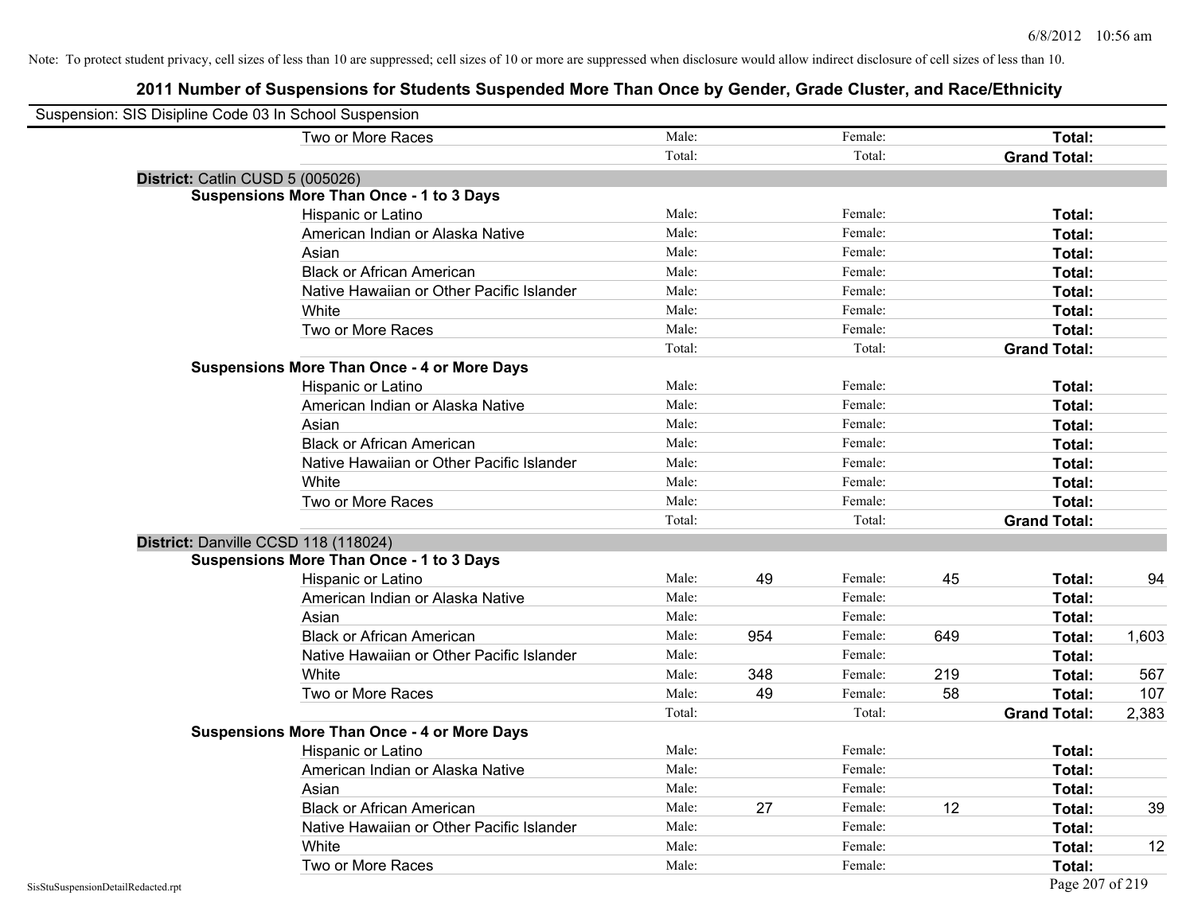Note: To protect student privacy, cell sizes of less than 10 are suppressed; cell sizes of 10 or more are suppressed when disclosure would allow indirect disclosure of cell sizes of less than 10.

## 2011 Number of Suspensions for Students Suspended More Than Once by Gender, Grade Cluster, and Race/Ethnicity

Suspension: SIS Disipline Code 03 In School Suspension

| | | | | | | | |
|---|---|---|---|---|---|---|---|
| Two or More Races | Male: | | Female: | | **Total:** | |
| | Total: | | Total: | | **Grand Total:** | |

**District:** Catlin CUSD 5 (005026)

**Suspensions More Than Once - 1 to 3 Days**

| | | | | | | |
|---|---|---|---|---|---|---|
| Hispanic or Latino | Male: | | Female: | | **Total:** | |
| American Indian or Alaska Native | Male: | | Female: | | **Total:** | |
| Asian | Male: | | Female: | | **Total:** | |
| Black or African American | Male: | | Female: | | **Total:** | |
| Native Hawaiian or Other Pacific Islander | Male: | | Female: | | **Total:** | |
| White | Male: | | Female: | | **Total:** | |
| Two or More Races | Male: | | Female: | | **Total:** | |
| | Total: | | Total: | | **Grand Total:** | |

**Suspensions More Than Once - 4 or More Days**

| | | | | | | |
|---|---|---|---|---|---|---|
| Hispanic or Latino | Male: | | Female: | | **Total:** | |
| American Indian or Alaska Native | Male: | | Female: | | **Total:** | |
| Asian | Male: | | Female: | | **Total:** | |
| Black or African American | Male: | | Female: | | **Total:** | |
| Native Hawaiian or Other Pacific Islander | Male: | | Female: | | **Total:** | |
| White | Male: | | Female: | | **Total:** | |
| Two or More Races | Male: | | Female: | | **Total:** | |
| | Total: | | Total: | | **Grand Total:** | |

**District:** Danville CCSD 118 (118024)

**Suspensions More Than Once - 1 to 3 Days**

| | | | | | | |
|---|---|---|---|---|---|---|
| Hispanic or Latino | Male: | 49 | Female: | 45 | **Total:** | 94 |
| American Indian or Alaska Native | Male: | | Female: | | **Total:** | |
| Asian | Male: | | Female: | | **Total:** | |
| Black or African American | Male: | 954 | Female: | 649 | **Total:** | 1,603 |
| Native Hawaiian or Other Pacific Islander | Male: | | Female: | | **Total:** | |
| White | Male: | 348 | Female: | 219 | **Total:** | 567 |
| Two or More Races | Male: | 49 | Female: | 58 | **Total:** | 107 |
| | Total: | | Total: | | **Grand Total:** | 2,383 |

**Suspensions More Than Once - 4 or More Days**

| | | | | | | |
|---|---|---|---|---|---|---|
| Hispanic or Latino | Male: | | Female: | | **Total:** | |
| American Indian or Alaska Native | Male: | | Female: | | **Total:** | |
| Asian | Male: | | Female: | | **Total:** | |
| Black or African American | Male: | 27 | Female: | 12 | **Total:** | 39 |
| Native Hawaiian or Other Pacific Islander | Male: | | Female: | | **Total:** | |
| White | Male: | | Female: | | **Total:** | 12 |
| Two or More Races | Male: | | Female: | | **Total:** | |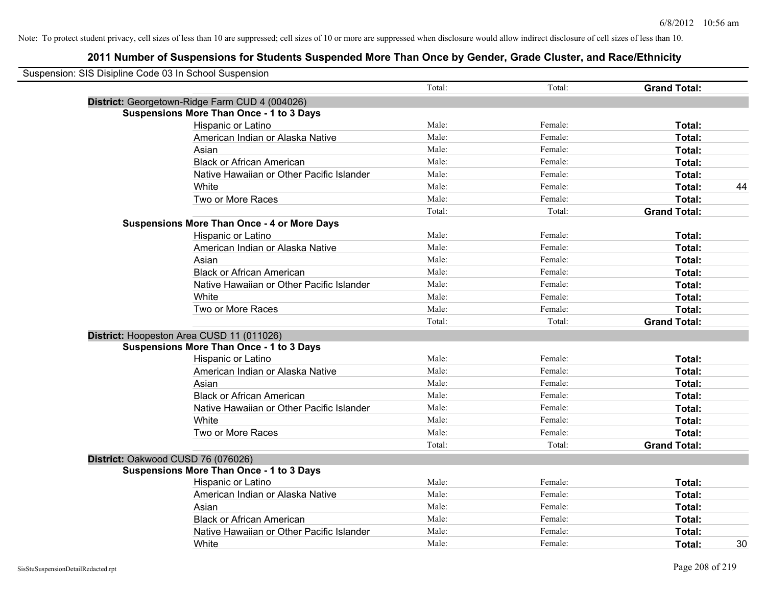Note: To protect student privacy, cell sizes of less than 10 are suppressed; cell sizes of 10 or more are suppressed when disclosure would allow indirect disclosure of cell sizes of less than 10.

## 2011 Number of Suspensions for Students Suspended More Than Once by Gender, Grade Cluster, and Race/Ethnicity

Suspension: SIS Disipline Code 03 In School Suspension

| | | Total: | Total: | **Grand Total:** | |
|---|---|---|---|---|---|
| **District:** Georgetown-Ridge Farm CUD 4 (004026) | | | | | |
| **Suspensions More Than Once - 1 to 3 Days** | | | | | |
| | Hispanic or Latino | Male: | Female: | **Total:** | |
| | American Indian or Alaska Native | Male: | Female: | **Total:** | |
| | Asian | Male: | Female: | **Total:** | |
| | Black or African American | Male: | Female: | **Total:** | |
| | Native Hawaiian or Other Pacific Islander | Male: | Female: | **Total:** | |
| | White | Male: | Female: | **Total:** | 44 |
| | Two or More Races | Male: | Female: | **Total:** | |
| | | Total: | Total: | **Grand Total:** | |
| **Suspensions More Than Once - 4 or More Days** | | | | | |
| | Hispanic or Latino | Male: | Female: | **Total:** | |
| | American Indian or Alaska Native | Male: | Female: | **Total:** | |
| | Asian | Male: | Female: | **Total:** | |
| | Black or African American | Male: | Female: | **Total:** | |
| | Native Hawaiian or Other Pacific Islander | Male: | Female: | **Total:** | |
| | White | Male: | Female: | **Total:** | |
| | Two or More Races | Male: | Female: | **Total:** | |
| | | Total: | Total: | **Grand Total:** | |
| **District:** Hoopeston Area CUSD 11 (011026) | | | | | |
| **Suspensions More Than Once - 1 to 3 Days** | | | | | |
| | Hispanic or Latino | Male: | Female: | **Total:** | |
| | American Indian or Alaska Native | Male: | Female: | **Total:** | |
| | Asian | Male: | Female: | **Total:** | |
| | Black or African American | Male: | Female: | **Total:** | |
| | Native Hawaiian or Other Pacific Islander | Male: | Female: | **Total:** | |
| | White | Male: | Female: | **Total:** | |
| | Two or More Races | Male: | Female: | **Total:** | |
| | | Total: | Total: | **Grand Total:** | |
| **District:** Oakwood CUSD 76 (076026) | | | | | |
| **Suspensions More Than Once - 1 to 3 Days** | | | | | |
| | Hispanic or Latino | Male: | Female: | **Total:** | |
| | American Indian or Alaska Native | Male: | Female: | **Total:** | |
| | Asian | Male: | Female: | **Total:** | |
| | Black or African American | Male: | Female: | **Total:** | |
| | Native Hawaiian or Other Pacific Islander | Male: | Female: | **Total:** | |
| | White | Male: | Female: | **Total:** | 30 |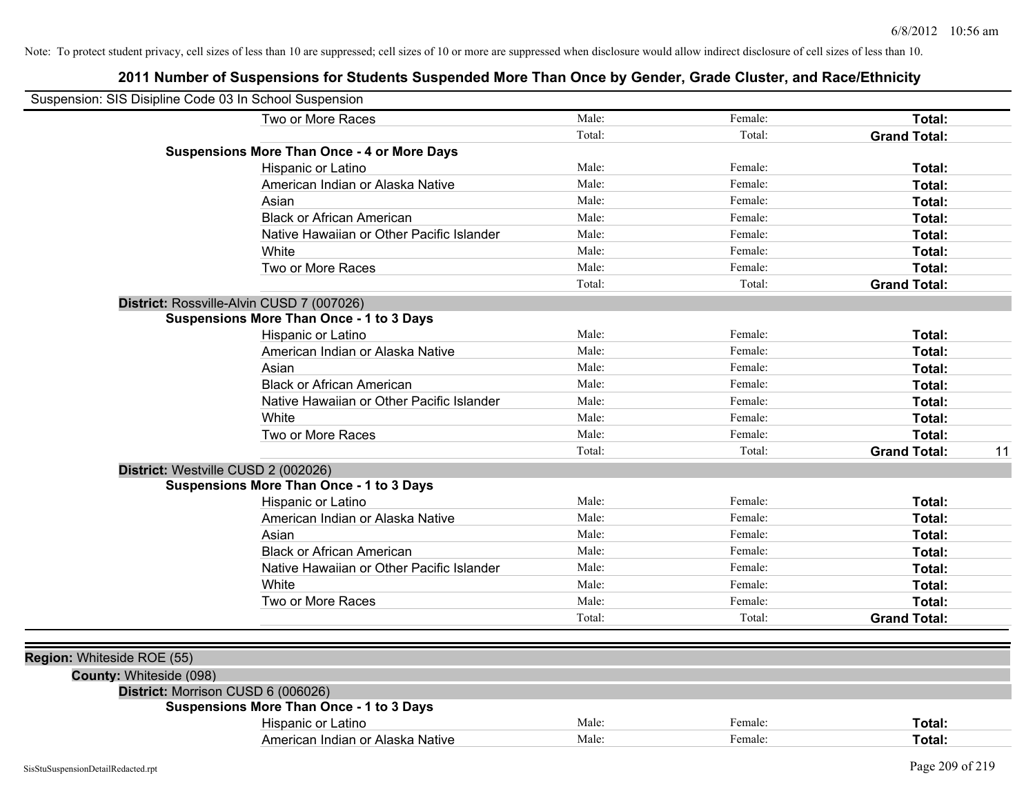Note: To protect student privacy, cell sizes of less than 10 are suppressed; cell sizes of 10 or more are suppressed when disclosure would allow indirect disclosure of cell sizes of less than 10.

# 2011 Number of Suspensions for Students Suspended More Than Once by Gender, Grade Cluster, and Race/Ethnicity

Suspension: SIS Disipline Code 03 In School Suspension

| | | | | |
|---|---|---|---|---|
| Two or More Races | Male: | Female: | **Total:** | |
| | Total: | Total: | **Grand Total:** | |

**Suspensions More Than Once - 4 or More Days**

| | | | | |
|---|---|---|---|---|
| Hispanic or Latino | Male: | Female: | **Total:** | |
| American Indian or Alaska Native | Male: | Female: | **Total:** | |
| Asian | Male: | Female: | **Total:** | |
| Black or African American | Male: | Female: | **Total:** | |
| Native Hawaiian or Other Pacific Islander | Male: | Female: | **Total:** | |
| White | Male: | Female: | **Total:** | |
| Two or More Races | Male: | Female: | **Total:** | |
| | Total: | Total: | **Grand Total:** | |

**District:** Rossville-Alvin CUSD 7 (007026)

**Suspensions More Than Once - 1 to 3 Days**

| | | | | |
|---|---|---|---|---|
| Hispanic or Latino | Male: | Female: | **Total:** | |
| American Indian or Alaska Native | Male: | Female: | **Total:** | |
| Asian | Male: | Female: | **Total:** | |
| Black or African American | Male: | Female: | **Total:** | |
| Native Hawaiian or Other Pacific Islander | Male: | Female: | **Total:** | |
| White | Male: | Female: | **Total:** | |
| Two or More Races | Male: | Female: | **Total:** | |
| | Total: | Total: | **Grand Total:** | 11 |

**District:** Westville CUSD 2 (002026)

**Suspensions More Than Once - 1 to 3 Days**

| | | | | |
|---|---|---|---|---|
| Hispanic or Latino | Male: | Female: | **Total:** | |
| American Indian or Alaska Native | Male: | Female: | **Total:** | |
| Asian | Male: | Female: | **Total:** | |
| Black or African American | Male: | Female: | **Total:** | |
| Native Hawaiian or Other Pacific Islander | Male: | Female: | **Total:** | |
| White | Male: | Female: | **Total:** | |
| Two or More Races | Male: | Female: | **Total:** | |
| | Total: | Total: | **Grand Total:** | |

**Region:** Whiteside ROE (55)

**County:** Whiteside (098)

**District:** Morrison CUSD 6 (006026)

**Suspensions More Than Once - 1 to 3 Days**

| | | | | |
|---|---|---|---|---|
| Hispanic or Latino | Male: | Female: | **Total:** | |
| American Indian or Alaska Native | Male: | Female: | **Total:** | |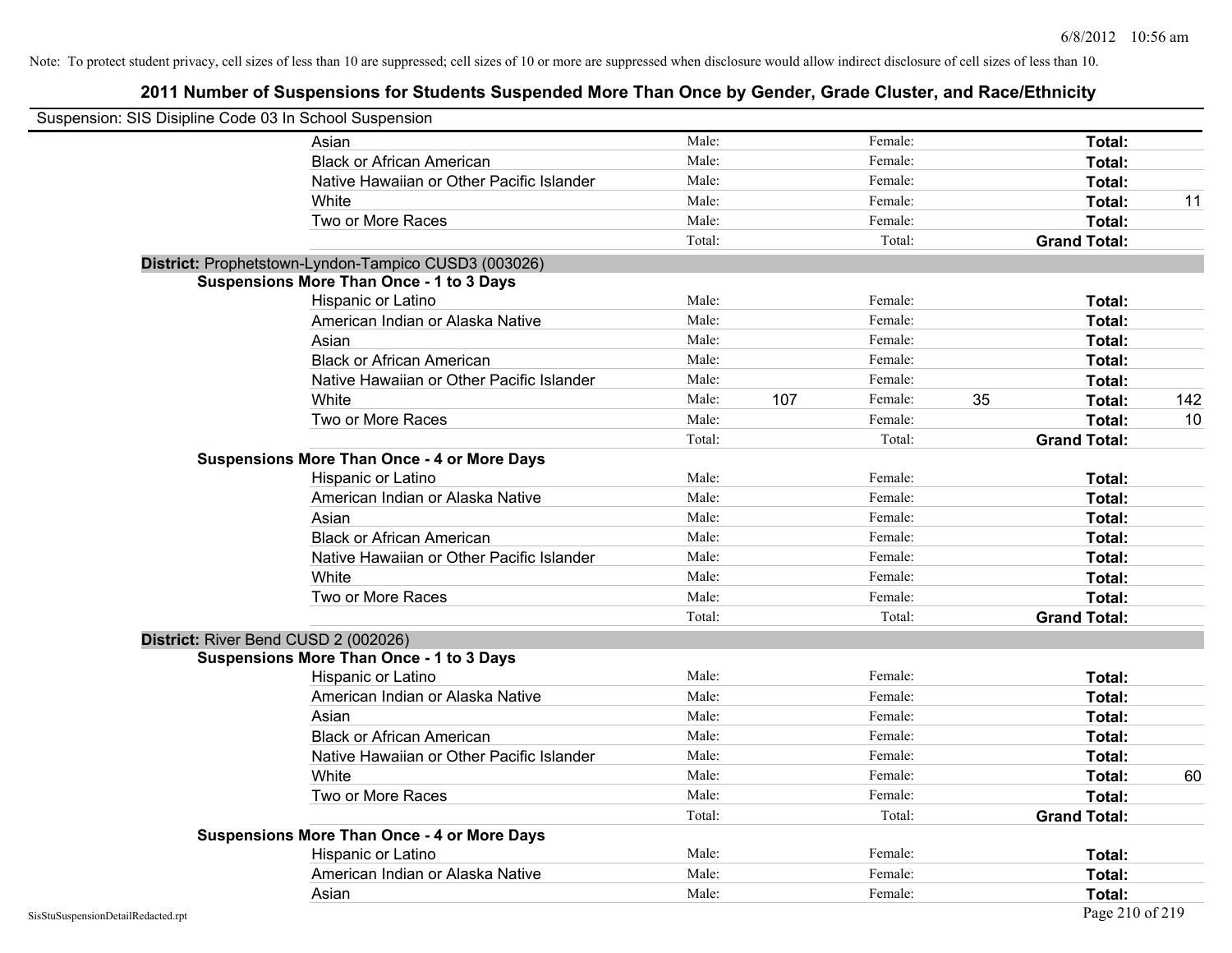Note: To protect student privacy, cell sizes of less than 10 are suppressed; cell sizes of 10 or more are suppressed when disclosure would allow indirect disclosure of cell sizes of less than 10.

## 2011 Number of Suspensions for Students Suspended More Than Once by Gender, Grade Cluster, and Race/Ethnicity

Suspension: SIS Disipline Code 03 In School Suspension

| | | | | | | |
|---|---|---|---|---|---|---|
| Asian | Male: | | Female: | | **Total:** | |
| Black or African American | Male: | | Female: | | **Total:** | |
| Native Hawaiian or Other Pacific Islander | Male: | | Female: | | **Total:** | |
| White | Male: | | Female: | | **Total:** | 11 |
| Two or More Races | Male: | | Female: | | **Total:** | |
| | Total: | | Total: | | **Grand Total:** | |

**District:** Prophetstown-Lyndon-Tampico CUSD3 (003026)

**Suspensions More Than Once - 1 to 3 Days**

| | | | | | | |
|---|---|---|---|---|---|---|
| Hispanic or Latino | Male: | | Female: | | **Total:** | |
| American Indian or Alaska Native | Male: | | Female: | | **Total:** | |
| Asian | Male: | | Female: | | **Total:** | |
| Black or African American | Male: | | Female: | | **Total:** | |
| Native Hawaiian or Other Pacific Islander | Male: | | Female: | | **Total:** | |
| White | Male: | 107 | Female: | 35 | **Total:** | 142 |
| Two or More Races | Male: | | Female: | | **Total:** | 10 |
| | Total: | | Total: | | **Grand Total:** | |

**Suspensions More Than Once - 4 or More Days**

| | | | | | | |
|---|---|---|---|---|---|---|
| Hispanic or Latino | Male: | | Female: | | **Total:** | |
| American Indian or Alaska Native | Male: | | Female: | | **Total:** | |
| Asian | Male: | | Female: | | **Total:** | |
| Black or African American | Male: | | Female: | | **Total:** | |
| Native Hawaiian or Other Pacific Islander | Male: | | Female: | | **Total:** | |
| White | Male: | | Female: | | **Total:** | |
| Two or More Races | Male: | | Female: | | **Total:** | |
| | Total: | | Total: | | **Grand Total:** | |

**District:** River Bend CUSD 2 (002026)

**Suspensions More Than Once - 1 to 3 Days**

| | | | | | | |
|---|---|---|---|---|---|---|
| Hispanic or Latino | Male: | | Female: | | **Total:** | |
| American Indian or Alaska Native | Male: | | Female: | | **Total:** | |
| Asian | Male: | | Female: | | **Total:** | |
| Black or African American | Male: | | Female: | | **Total:** | |
| Native Hawaiian or Other Pacific Islander | Male: | | Female: | | **Total:** | |
| White | Male: | | Female: | | **Total:** | 60 |
| Two or More Races | Male: | | Female: | | **Total:** | |
| | Total: | | Total: | | **Grand Total:** | |

**Suspensions More Than Once - 4 or More Days**

| | | | | | | |
|---|---|---|---|---|---|---|
| Hispanic or Latino | Male: | | Female: | | **Total:** | |
| American Indian or Alaska Native | Male: | | Female: | | **Total:** | |
| Asian | Male: | | Female: | | **Total:** | |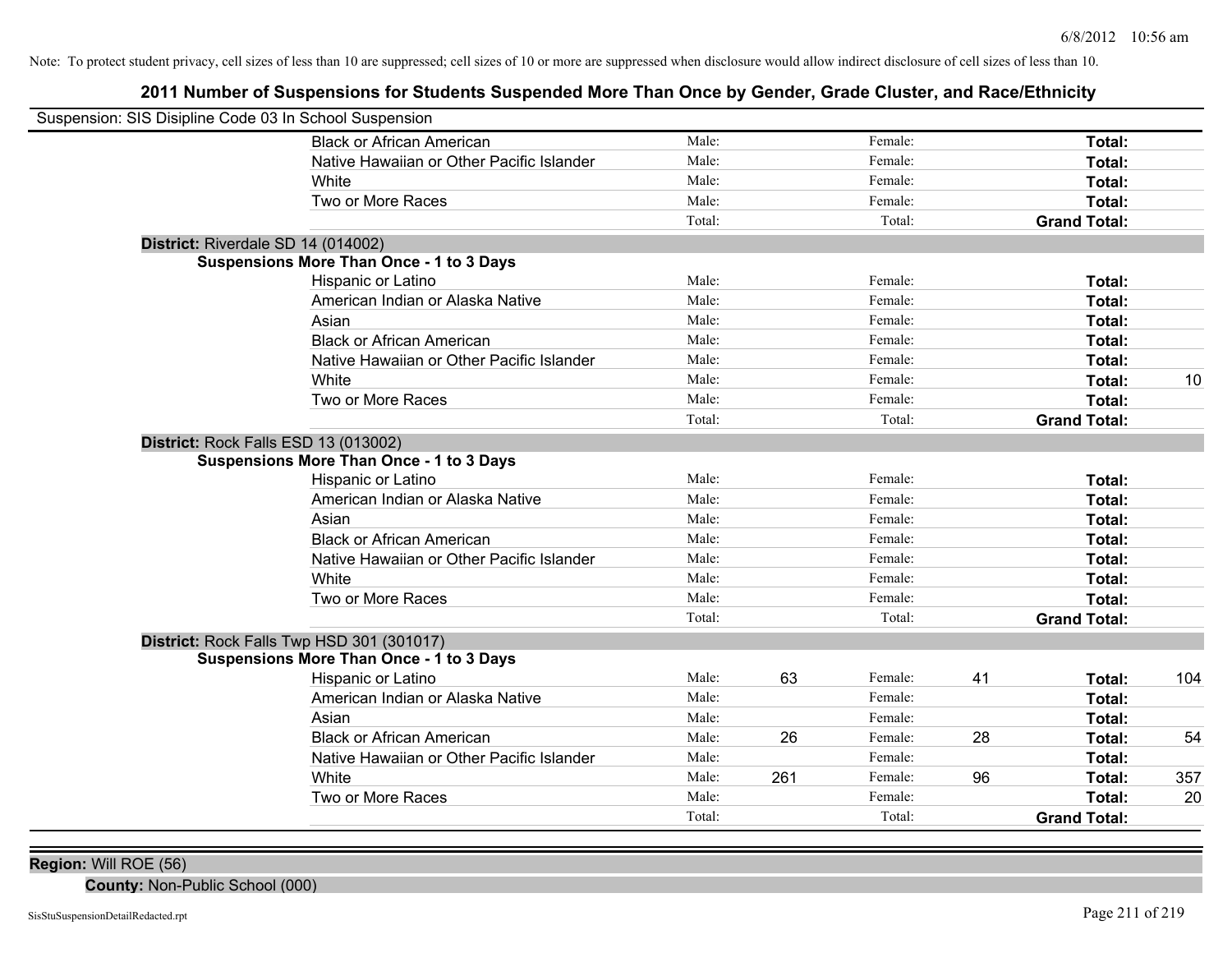Note: To protect student privacy, cell sizes of less than 10 are suppressed; cell sizes of 10 or more are suppressed when disclosure would allow indirect disclosure of cell sizes of less than 10.

## 2011 Number of Suspensions for Students Suspended More Than Once by Gender, Grade Cluster, and Race/Ethnicity

Suspension: SIS Disipline Code 03 In School Suspension

| | | | | | | |
|---|---|---|---|---|---|---|
| Black or African American | Male: | | Female: | | **Total:** | |
| Native Hawaiian or Other Pacific Islander | Male: | | Female: | | **Total:** | |
| White | Male: | | Female: | | **Total:** | |
| Two or More Races | Male: | | Female: | | **Total:** | |
| | Total: | | Total: | | **Grand Total:** | |

**District:** Riverdale SD 14 (014002)

**Suspensions More Than Once - 1 to 3 Days**

| | | | | | | |
|---|---|---|---|---|---|---|
| Hispanic or Latino | Male: | | Female: | | **Total:** | |
| American Indian or Alaska Native | Male: | | Female: | | **Total:** | |
| Asian | Male: | | Female: | | **Total:** | |
| Black or African American | Male: | | Female: | | **Total:** | |
| Native Hawaiian or Other Pacific Islander | Male: | | Female: | | **Total:** | |
| White | Male: | | Female: | | **Total:** | 10 |
| Two or More Races | Male: | | Female: | | **Total:** | |
| | Total: | | Total: | | **Grand Total:** | |

**District:** Rock Falls ESD 13 (013002)

**Suspensions More Than Once - 1 to 3 Days**

| | | | | | | |
|---|---|---|---|---|---|---|
| Hispanic or Latino | Male: | | Female: | | **Total:** | |
| American Indian or Alaska Native | Male: | | Female: | | **Total:** | |
| Asian | Male: | | Female: | | **Total:** | |
| Black or African American | Male: | | Female: | | **Total:** | |
| Native Hawaiian or Other Pacific Islander | Male: | | Female: | | **Total:** | |
| White | Male: | | Female: | | **Total:** | |
| Two or More Races | Male: | | Female: | | **Total:** | |
| | Total: | | Total: | | **Grand Total:** | |

**District:** Rock Falls Twp HSD 301 (301017)

**Suspensions More Than Once - 1 to 3 Days**

| | | | | | | |
|---|---|---|---|---|---|---|
| Hispanic or Latino | Male: | 63 | Female: | 41 | **Total:** | 104 |
| American Indian or Alaska Native | Male: | | Female: | | **Total:** | |
| Asian | Male: | | Female: | | **Total:** | |
| Black or African American | Male: | 26 | Female: | 28 | **Total:** | 54 |
| Native Hawaiian or Other Pacific Islander | Male: | | Female: | | **Total:** | |
| White | Male: | 261 | Female: | 96 | **Total:** | 357 |
| Two or More Races | Male: | | Female: | | **Total:** | 20 |
| | Total: | | Total: | | **Grand Total:** | |

**Region:** Will ROE (56)

**County:** Non-Public School (000)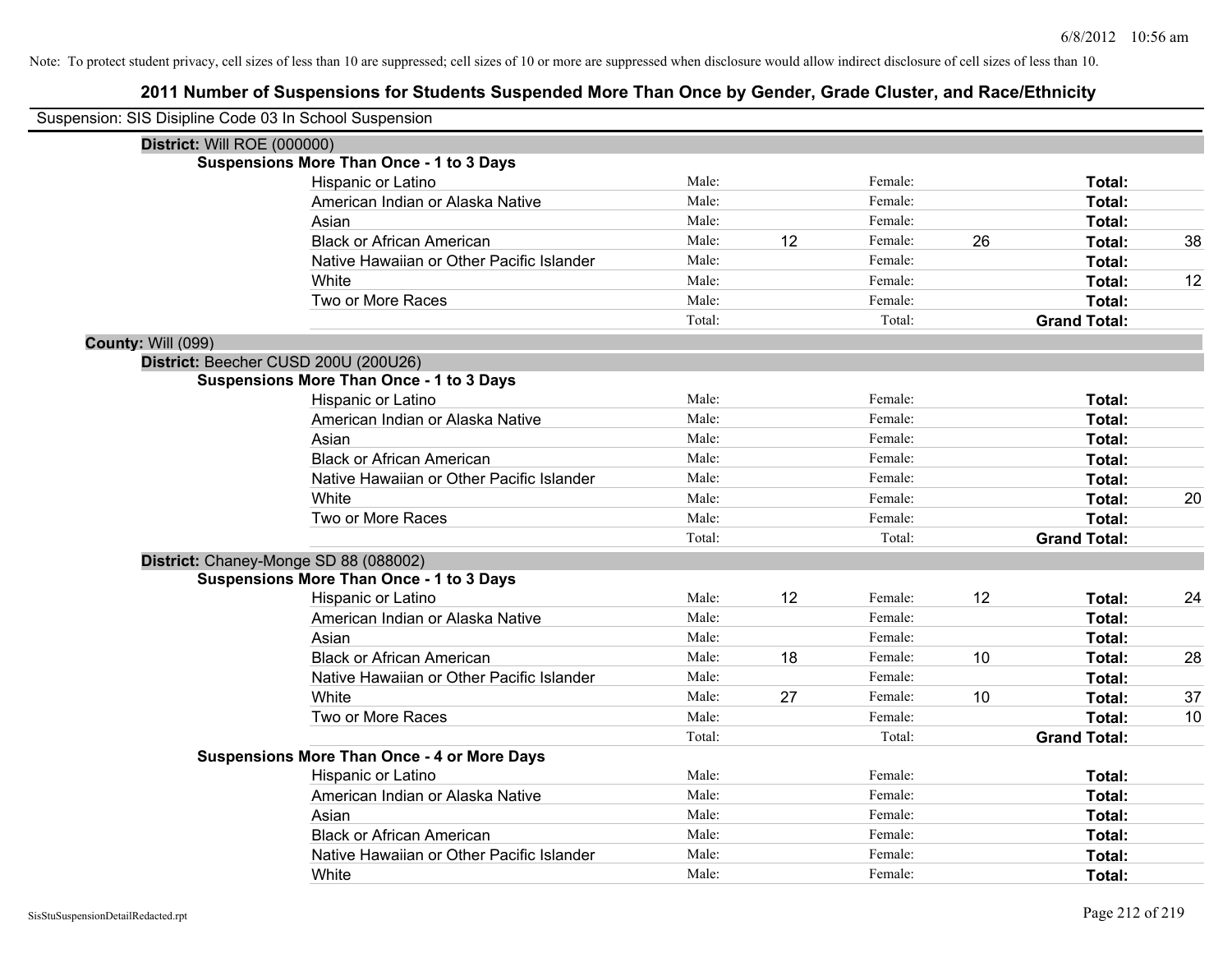Note: To protect student privacy, cell sizes of less than 10 are suppressed; cell sizes of 10 or more are suppressed when disclosure would allow indirect disclosure of cell sizes of less than 10.

# 2011 Number of Suspensions for Students Suspended More Than Once by Gender, Grade Cluster, and Race/Ethnicity

Suspension: SIS Disipline Code 03 In School Suspension

**District:** Will ROE (000000)

**Suspensions More Than Once - 1 to 3 Days**

| Race/Ethnicity | | Male | | Female | | Total |
|---|---|---|---|---|---|---|
| Hispanic or Latino | Male: | | Female: | | **Total:** | |
| American Indian or Alaska Native | Male: | | Female: | | **Total:** | |
| Asian | Male: | | Female: | | **Total:** | |
| Black or African American | Male: | 12 | Female: | 26 | **Total:** | 38 |
| Native Hawaiian or Other Pacific Islander | Male: | | Female: | | **Total:** | |
| White | Male: | | Female: | | **Total:** | 12 |
| Two or More Races | Male: | | Female: | | **Total:** | |
| | Total: | | Total: | | **Grand Total:** | |

**County:** Will (099)

**District:** Beecher CUSD 200U (200U26)

**Suspensions More Than Once - 1 to 3 Days**

| Race/Ethnicity | | Male | | Female | | Total |
|---|---|---|---|---|---|---|
| Hispanic or Latino | Male: | | Female: | | **Total:** | |
| American Indian or Alaska Native | Male: | | Female: | | **Total:** | |
| Asian | Male: | | Female: | | **Total:** | |
| Black or African American | Male: | | Female: | | **Total:** | |
| Native Hawaiian or Other Pacific Islander | Male: | | Female: | | **Total:** | |
| White | Male: | | Female: | | **Total:** | 20 |
| Two or More Races | Male: | | Female: | | **Total:** | |
| | Total: | | Total: | | **Grand Total:** | |

**District:** Chaney-Monge SD 88 (088002)

**Suspensions More Than Once - 1 to 3 Days**

| Race/Ethnicity | | Male | | Female | | Total |
|---|---|---|---|---|---|---|
| Hispanic or Latino | Male: | 12 | Female: | 12 | **Total:** | 24 |
| American Indian or Alaska Native | Male: | | Female: | | **Total:** | |
| Asian | Male: | | Female: | | **Total:** | |
| Black or African American | Male: | 18 | Female: | 10 | **Total:** | 28 |
| Native Hawaiian or Other Pacific Islander | Male: | | Female: | | **Total:** | |
| White | Male: | 27 | Female: | 10 | **Total:** | 37 |
| Two or More Races | Male: | | Female: | | **Total:** | 10 |
| | Total: | | Total: | | **Grand Total:** | |

**Suspensions More Than Once - 4 or More Days**

| Race/Ethnicity | | Male | | Female | | Total |
|---|---|---|---|---|---|---|
| Hispanic or Latino | Male: | | Female: | | **Total:** | |
| American Indian or Alaska Native | Male: | | Female: | | **Total:** | |
| Asian | Male: | | Female: | | **Total:** | |
| Black or African American | Male: | | Female: | | **Total:** | |
| Native Hawaiian or Other Pacific Islander | Male: | | Female: | | **Total:** | |
| White | Male: | | Female: | | **Total:** | |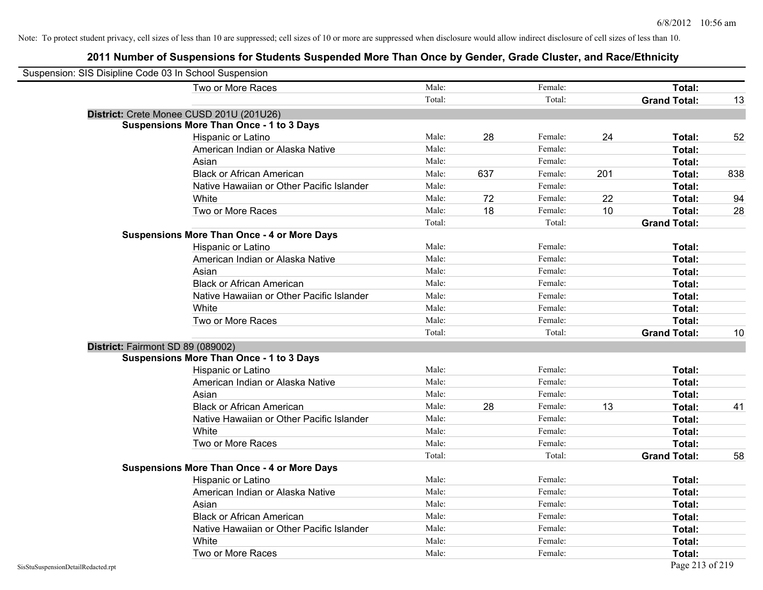Note: To protect student privacy, cell sizes of less than 10 are suppressed; cell sizes of 10 or more are suppressed when disclosure would allow indirect disclosure of cell sizes of less than 10.

# 2011 Number of Suspensions for Students Suspended More Than Once by Gender, Grade Cluster, and Race/Ethnicity

Suspension: SIS Disipline Code 03 In School Suspension

| | | | | | | |
|---|---|---|---|---|---|---|
| Two or More Races | Male: | | Female: | | **Total:** | |
| | Total: | | Total: | | **Grand Total:** | 13 |

**District:** Crete Monee CUSD 201U (201U26)

**Suspensions More Than Once - 1 to 3 Days**

| | | | | | | |
|---|---|---|---|---|---|---|
| Hispanic or Latino | Male: | 28 | Female: | 24 | **Total:** | 52 |
| American Indian or Alaska Native | Male: | | Female: | | **Total:** | |
| Asian | Male: | | Female: | | **Total:** | |
| Black or African American | Male: | 637 | Female: | 201 | **Total:** | 838 |
| Native Hawaiian or Other Pacific Islander | Male: | | Female: | | **Total:** | |
| White | Male: | 72 | Female: | 22 | **Total:** | 94 |
| Two or More Races | Male: | 18 | Female: | 10 | **Total:** | 28 |
| | Total: | | Total: | | **Grand Total:** | |

**Suspensions More Than Once - 4 or More Days**

| | | | | | | |
|---|---|---|---|---|---|---|
| Hispanic or Latino | Male: | | Female: | | **Total:** | |
| American Indian or Alaska Native | Male: | | Female: | | **Total:** | |
| Asian | Male: | | Female: | | **Total:** | |
| Black or African American | Male: | | Female: | | **Total:** | |
| Native Hawaiian or Other Pacific Islander | Male: | | Female: | | **Total:** | |
| White | Male: | | Female: | | **Total:** | |
| Two or More Races | Male: | | Female: | | **Total:** | |
| | Total: | | Total: | | **Grand Total:** | 10 |

**District:** Fairmont SD 89 (089002)

**Suspensions More Than Once - 1 to 3 Days**

| | | | | | | |
|---|---|---|---|---|---|---|
| Hispanic or Latino | Male: | | Female: | | **Total:** | |
| American Indian or Alaska Native | Male: | | Female: | | **Total:** | |
| Asian | Male: | | Female: | | **Total:** | |
| Black or African American | Male: | 28 | Female: | 13 | **Total:** | 41 |
| Native Hawaiian or Other Pacific Islander | Male: | | Female: | | **Total:** | |
| White | Male: | | Female: | | **Total:** | |
| Two or More Races | Male: | | Female: | | **Total:** | |
| | Total: | | Total: | | **Grand Total:** | 58 |

**Suspensions More Than Once - 4 or More Days**

| | | | | | | |
|---|---|---|---|---|---|---|
| Hispanic or Latino | Male: | | Female: | | **Total:** | |
| American Indian or Alaska Native | Male: | | Female: | | **Total:** | |
| Asian | Male: | | Female: | | **Total:** | |
| Black or African American | Male: | | Female: | | **Total:** | |
| Native Hawaiian or Other Pacific Islander | Male: | | Female: | | **Total:** | |
| White | Male: | | Female: | | **Total:** | |
| Two or More Races | Male: | | Female: | | **Total:** | |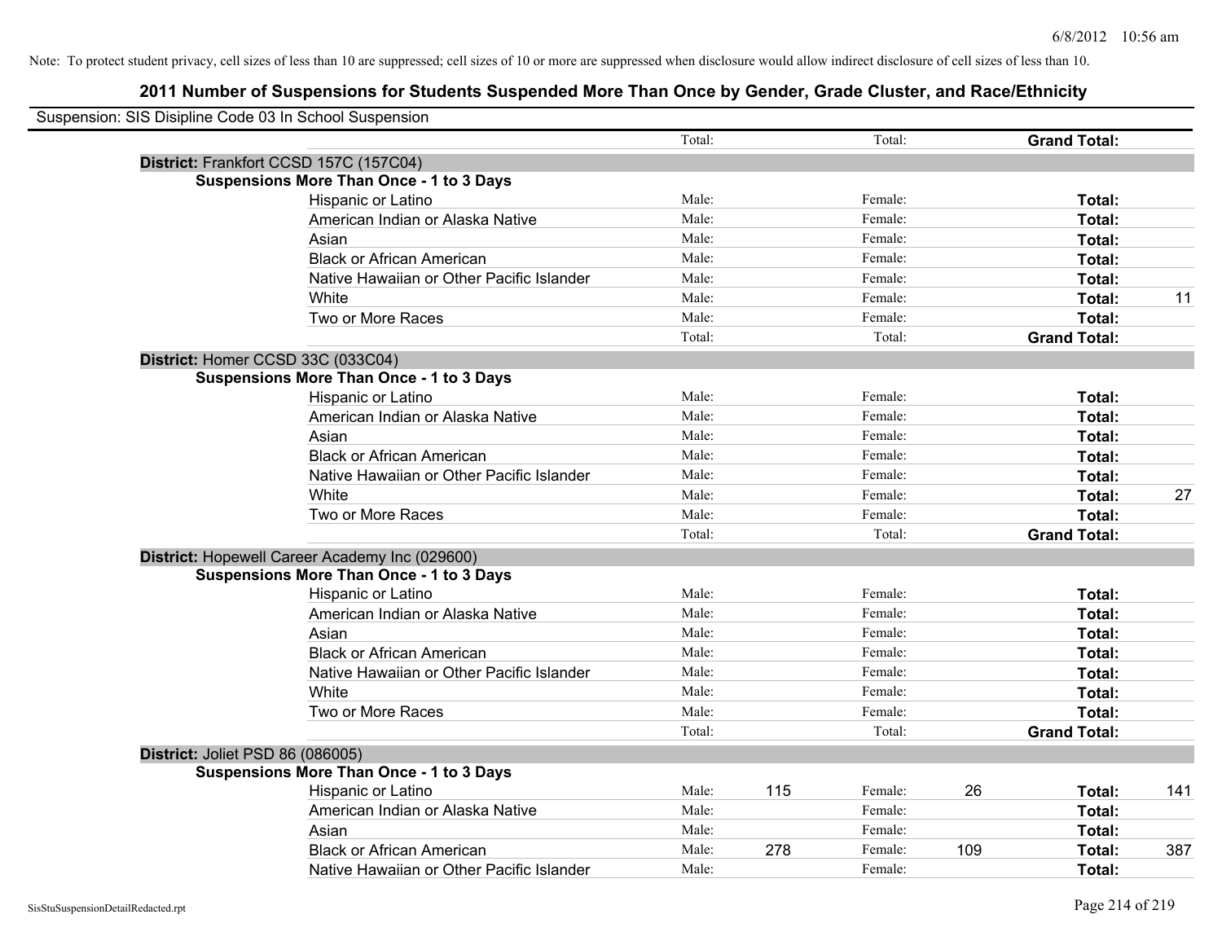Note: To protect student privacy, cell sizes of less than 10 are suppressed; cell sizes of 10 or more are suppressed when disclosure would allow indirect disclosure of cell sizes of less than 10.

# 2011 Number of Suspensions for Students Suspended More Than Once by Gender, Grade Cluster, and Race/Ethnicity

Suspension: SIS Disipline Code 03 In School Suspension

| | Male | | Female | | | |
|---|---|---|---|---|---|---|
| | Total: | | Total: | | **Grand Total:** | |
| **District:** Frankfort CCSD 157C (157C04) | | | | | | |
| **Suspensions More Than Once - 1 to 3 Days** | | | | | | |
| Hispanic or Latino | Male: | | Female: | | **Total:** | |
| American Indian or Alaska Native | Male: | | Female: | | **Total:** | |
| Asian | Male: | | Female: | | **Total:** | |
| Black or African American | Male: | | Female: | | **Total:** | |
| Native Hawaiian or Other Pacific Islander | Male: | | Female: | | **Total:** | |
| White | Male: | | Female: | | **Total:** | 11 |
| Two or More Races | Male: | | Female: | | **Total:** | |
| | Total: | | Total: | | **Grand Total:** | |
| **District:** Homer CCSD 33C (033C04) | | | | | | |
| **Suspensions More Than Once - 1 to 3 Days** | | | | | | |
| Hispanic or Latino | Male: | | Female: | | **Total:** | |
| American Indian or Alaska Native | Male: | | Female: | | **Total:** | |
| Asian | Male: | | Female: | | **Total:** | |
| Black or African American | Male: | | Female: | | **Total:** | |
| Native Hawaiian or Other Pacific Islander | Male: | | Female: | | **Total:** | |
| White | Male: | | Female: | | **Total:** | 27 |
| Two or More Races | Male: | | Female: | | **Total:** | |
| | Total: | | Total: | | **Grand Total:** | |
| **District:** Hopewell Career Academy Inc (029600) | | | | | | |
| **Suspensions More Than Once - 1 to 3 Days** | | | | | | |
| Hispanic or Latino | Male: | | Female: | | **Total:** | |
| American Indian or Alaska Native | Male: | | Female: | | **Total:** | |
| Asian | Male: | | Female: | | **Total:** | |
| Black or African American | Male: | | Female: | | **Total:** | |
| Native Hawaiian or Other Pacific Islander | Male: | | Female: | | **Total:** | |
| White | Male: | | Female: | | **Total:** | |
| Two or More Races | Male: | | Female: | | **Total:** | |
| | Total: | | Total: | | **Grand Total:** | |
| **District:** Joliet PSD 86 (086005) | | | | | | |
| **Suspensions More Than Once - 1 to 3 Days** | | | | | | |
| Hispanic or Latino | Male: | 115 | Female: | 26 | **Total:** | 141 |
| American Indian or Alaska Native | Male: | | Female: | | **Total:** | |
| Asian | Male: | | Female: | | **Total:** | |
| Black or African American | Male: | 278 | Female: | 109 | **Total:** | 387 |
| Native Hawaiian or Other Pacific Islander | Male: | | Female: | | **Total:** | |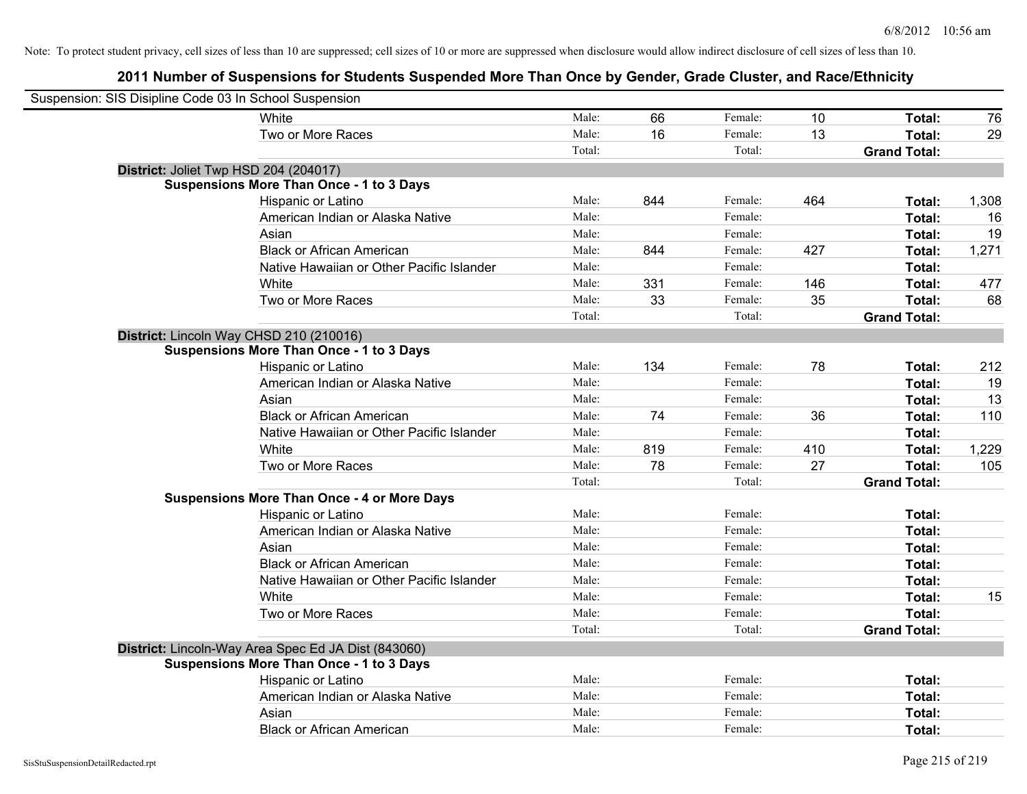Note: To protect student privacy, cell sizes of less than 10 are suppressed; cell sizes of 10 or more are suppressed when disclosure would allow indirect disclosure of cell sizes of less than 10.

## 2011 Number of Suspensions for Students Suspended More Than Once by Gender, Grade Cluster, and Race/Ethnicity

Suspension: SIS Disipline Code 03 In School Suspension

| | | | | | | |
|---|---|---|---|---|---|---|
| White | Male: | 66 | Female: | 10 | **Total:** | 76 |
| Two or More Races | Male: | 16 | Female: | 13 | **Total:** | 29 |
| | Total: | | Total: | | **Grand Total:** | |

**District:** Joliet Twp HSD 204 (204017)

**Suspensions More Than Once - 1 to 3 Days**

| | | | | | | |
|---|---|---|---|---|---|---|
| Hispanic or Latino | Male: | 844 | Female: | 464 | **Total:** | 1,308 |
| American Indian or Alaska Native | Male: | | Female: | | **Total:** | 16 |
| Asian | Male: | | Female: | | **Total:** | 19 |
| Black or African American | Male: | 844 | Female: | 427 | **Total:** | 1,271 |
| Native Hawaiian or Other Pacific Islander | Male: | | Female: | | **Total:** | |
| White | Male: | 331 | Female: | 146 | **Total:** | 477 |
| Two or More Races | Male: | 33 | Female: | 35 | **Total:** | 68 |
| | Total: | | Total: | | **Grand Total:** | |

**District:** Lincoln Way CHSD 210 (210016)

**Suspensions More Than Once - 1 to 3 Days**

| | | | | | | |
|---|---|---|---|---|---|---|
| Hispanic or Latino | Male: | 134 | Female: | 78 | **Total:** | 212 |
| American Indian or Alaska Native | Male: | | Female: | | **Total:** | 19 |
| Asian | Male: | | Female: | | **Total:** | 13 |
| Black or African American | Male: | 74 | Female: | 36 | **Total:** | 110 |
| Native Hawaiian or Other Pacific Islander | Male: | | Female: | | **Total:** | |
| White | Male: | 819 | Female: | 410 | **Total:** | 1,229 |
| Two or More Races | Male: | 78 | Female: | 27 | **Total:** | 105 |
| | Total: | | Total: | | **Grand Total:** | |

**Suspensions More Than Once - 4 or More Days**

| | | | | | | |
|---|---|---|---|---|---|---|
| Hispanic or Latino | Male: | | Female: | | **Total:** | |
| American Indian or Alaska Native | Male: | | Female: | | **Total:** | |
| Asian | Male: | | Female: | | **Total:** | |
| Black or African American | Male: | | Female: | | **Total:** | |
| Native Hawaiian or Other Pacific Islander | Male: | | Female: | | **Total:** | |
| White | Male: | | Female: | | **Total:** | 15 |
| Two or More Races | Male: | | Female: | | **Total:** | |
| | Total: | | Total: | | **Grand Total:** | |

**District:** Lincoln-Way Area Spec Ed JA Dist (843060)

**Suspensions More Than Once - 1 to 3 Days**

| | | | | | | |
|---|---|---|---|---|---|---|
| Hispanic or Latino | Male: | | Female: | | **Total:** | |
| American Indian or Alaska Native | Male: | | Female: | | **Total:** | |
| Asian | Male: | | Female: | | **Total:** | |
| Black or African American | Male: | | Female: | | **Total:** | |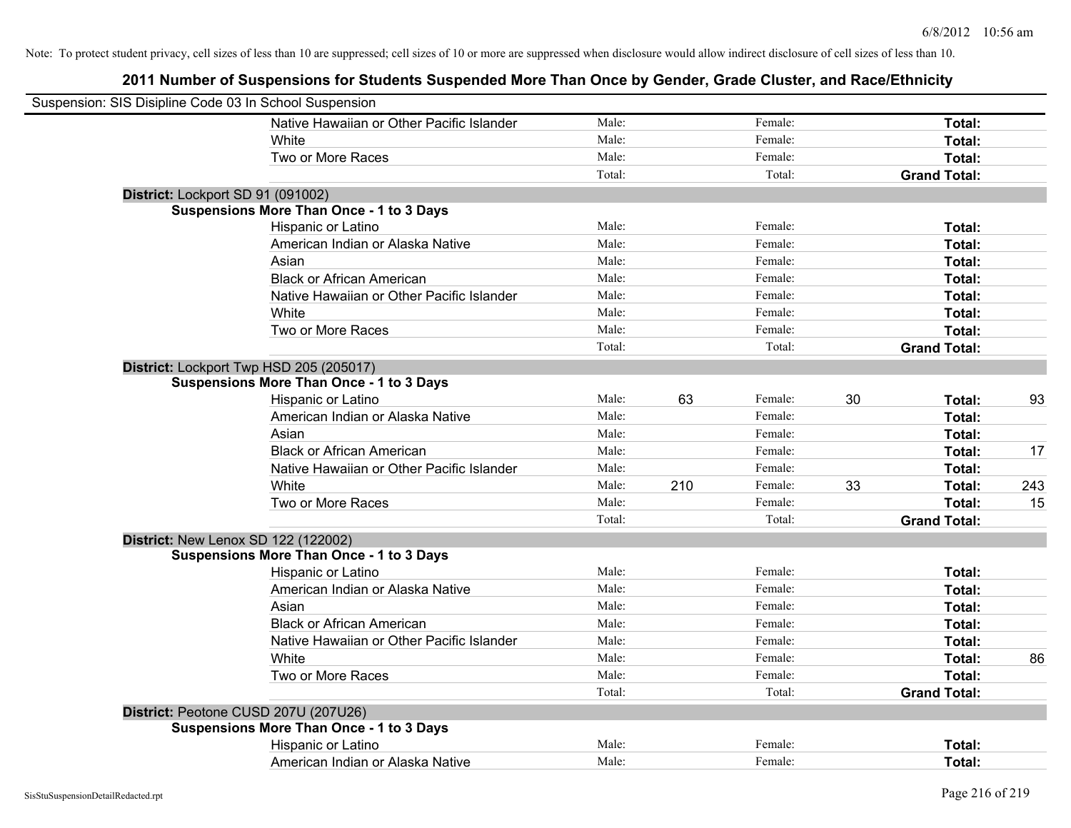Note: To protect student privacy, cell sizes of less than 10 are suppressed; cell sizes of 10 or more are suppressed when disclosure would allow indirect disclosure of cell sizes of less than 10.

## 2011 Number of Suspensions for Students Suspended More Than Once by Gender, Grade Cluster, and Race/Ethnicity

Suspension: SIS Disipline Code 03 In School Suspension

| | | | | | | |
|---|---|---|---|---|---|---|
| Native Hawaiian or Other Pacific Islander | Male: | | Female: | | **Total:** | |
| White | Male: | | Female: | | **Total:** | |
| Two or More Races | Male: | | Female: | | **Total:** | |
| | Total: | | Total: | | **Grand Total:** | |

**District:** Lockport SD 91 (091002)

**Suspensions More Than Once - 1 to 3 Days**

| | | | | | | |
|---|---|---|---|---|---|---|
| Hispanic or Latino | Male: | | Female: | | **Total:** | |
| American Indian or Alaska Native | Male: | | Female: | | **Total:** | |
| Asian | Male: | | Female: | | **Total:** | |
| Black or African American | Male: | | Female: | | **Total:** | |
| Native Hawaiian or Other Pacific Islander | Male: | | Female: | | **Total:** | |
| White | Male: | | Female: | | **Total:** | |
| Two or More Races | Male: | | Female: | | **Total:** | |
| | Total: | | Total: | | **Grand Total:** | |

**District:** Lockport Twp HSD 205 (205017)

**Suspensions More Than Once - 1 to 3 Days**

| | | | | | | |
|---|---|---|---|---|---|---|
| Hispanic or Latino | Male: | 63 | Female: | 30 | **Total:** | 93 |
| American Indian or Alaska Native | Male: | | Female: | | **Total:** | |
| Asian | Male: | | Female: | | **Total:** | |
| Black or African American | Male: | | Female: | | **Total:** | 17 |
| Native Hawaiian or Other Pacific Islander | Male: | | Female: | | **Total:** | |
| White | Male: | 210 | Female: | 33 | **Total:** | 243 |
| Two or More Races | Male: | | Female: | | **Total:** | 15 |
| | Total: | | Total: | | **Grand Total:** | |

**District:** New Lenox SD 122 (122002)

**Suspensions More Than Once - 1 to 3 Days**

| | | | | | | |
|---|---|---|---|---|---|---|
| Hispanic or Latino | Male: | | Female: | | **Total:** | |
| American Indian or Alaska Native | Male: | | Female: | | **Total:** | |
| Asian | Male: | | Female: | | **Total:** | |
| Black or African American | Male: | | Female: | | **Total:** | |
| Native Hawaiian or Other Pacific Islander | Male: | | Female: | | **Total:** | |
| White | Male: | | Female: | | **Total:** | 86 |
| Two or More Races | Male: | | Female: | | **Total:** | |
| | Total: | | Total: | | **Grand Total:** | |

**District:** Peotone CUSD 207U (207U26)

**Suspensions More Than Once - 1 to 3 Days**

| | | | | | | |
|---|---|---|---|---|---|---|
| Hispanic or Latino | Male: | | Female: | | **Total:** | |
| American Indian or Alaska Native | Male: | | Female: | | **Total:** | |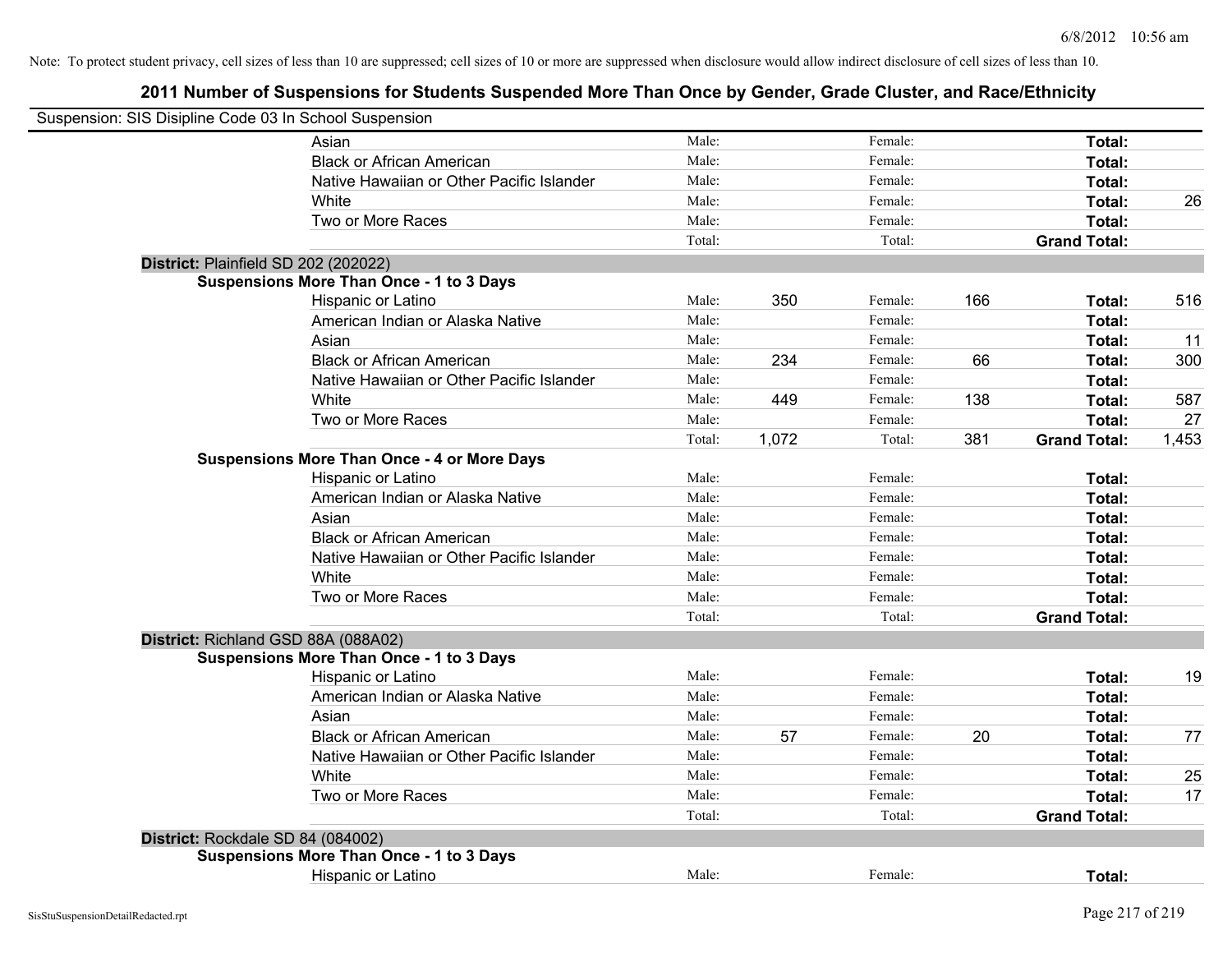Note: To protect student privacy, cell sizes of less than 10 are suppressed; cell sizes of 10 or more are suppressed when disclosure would allow indirect disclosure of cell sizes of less than 10.

# 2011 Number of Suspensions for Students Suspended More Than Once by Gender, Grade Cluster, and Race/Ethnicity

Suspension: SIS Disipline Code 03 In School Suspension

| | | | | | | | |
|---|---|---|---|---|---|---|---|
| Asian | Male: | | Female: | | **Total:** | |
| Black or African American | Male: | | Female: | | **Total:** | |
| Native Hawaiian or Other Pacific Islander | Male: | | Female: | | **Total:** | |
| White | Male: | | Female: | | **Total:** | 26 |
| Two or More Races | Male: | | Female: | | **Total:** | |
| | Total: | | Total: | | **Grand Total:** | |

**District:** Plainfield SD 202 (202022)

**Suspensions More Than Once - 1 to 3 Days**

| | | | | | | |
|---|---|---|---|---|---|---|
| Hispanic or Latino | Male: | 350 | Female: | 166 | **Total:** | 516 |
| American Indian or Alaska Native | Male: | | Female: | | **Total:** | |
| Asian | Male: | | Female: | | **Total:** | 11 |
| Black or African American | Male: | 234 | Female: | 66 | **Total:** | 300 |
| Native Hawaiian or Other Pacific Islander | Male: | | Female: | | **Total:** | |
| White | Male: | 449 | Female: | 138 | **Total:** | 587 |
| Two or More Races | Male: | | Female: | | **Total:** | 27 |
| | Total: | 1,072 | Total: | 381 | **Grand Total:** | 1,453 |

**Suspensions More Than Once - 4 or More Days**

| | | | | | | |
|---|---|---|---|---|---|---|
| Hispanic or Latino | Male: | | Female: | | **Total:** | |
| American Indian or Alaska Native | Male: | | Female: | | **Total:** | |
| Asian | Male: | | Female: | | **Total:** | |
| Black or African American | Male: | | Female: | | **Total:** | |
| Native Hawaiian or Other Pacific Islander | Male: | | Female: | | **Total:** | |
| White | Male: | | Female: | | **Total:** | |
| Two or More Races | Male: | | Female: | | **Total:** | |
| | Total: | | Total: | | **Grand Total:** | |

**District:** Richland GSD 88A (088A02)

**Suspensions More Than Once - 1 to 3 Days**

| | | | | | | |
|---|---|---|---|---|---|---|
| Hispanic or Latino | Male: | | Female: | | **Total:** | 19 |
| American Indian or Alaska Native | Male: | | Female: | | **Total:** | |
| Asian | Male: | | Female: | | **Total:** | |
| Black or African American | Male: | 57 | Female: | 20 | **Total:** | 77 |
| Native Hawaiian or Other Pacific Islander | Male: | | Female: | | **Total:** | |
| White | Male: | | Female: | | **Total:** | 25 |
| Two or More Races | Male: | | Female: | | **Total:** | 17 |
| | Total: | | Total: | | **Grand Total:** | |

**District:** Rockdale SD 84 (084002)

**Suspensions More Than Once - 1 to 3 Days**

| | | | | | | |
|---|---|---|---|---|---|---|
| Hispanic or Latino | Male: | | Female: | | **Total:** | |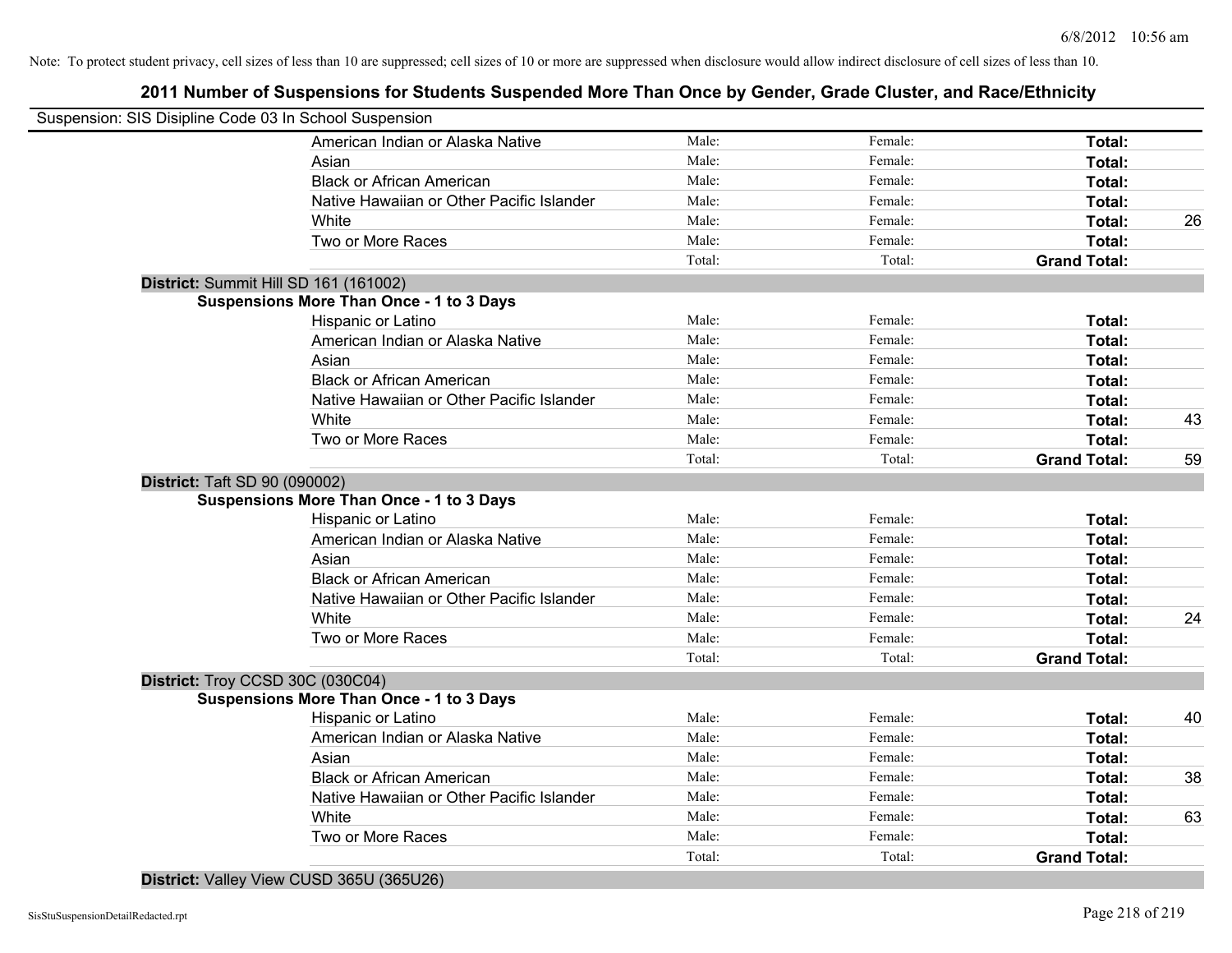Note: To protect student privacy, cell sizes of less than 10 are suppressed; cell sizes of 10 or more are suppressed when disclosure would allow indirect disclosure of cell sizes of less than 10.

## 2011 Number of Suspensions for Students Suspended More Than Once by Gender, Grade Cluster, and Race/Ethnicity

Suspension: SIS Disipline Code 03 In School Suspension

| | Male: | Female: | Total: | |
|---|---|---|---|---|
| American Indian or Alaska Native | Male: | Female: | **Total:** | |
| Asian | Male: | Female: | **Total:** | |
| Black or African American | Male: | Female: | **Total:** | |
| Native Hawaiian or Other Pacific Islander | Male: | Female: | **Total:** | |
| White | Male: | Female: | **Total:** | 26 |
| Two or More Races | Male: | Female: | **Total:** | |
| | Total: | Total: | **Grand Total:** | |

**District:** Summit Hill SD 161 (161002)

**Suspensions More Than Once - 1 to 3 Days**

| | | | | |
|---|---|---|---|---|
| Hispanic or Latino | Male: | Female: | **Total:** | |
| American Indian or Alaska Native | Male: | Female: | **Total:** | |
| Asian | Male: | Female: | **Total:** | |
| Black or African American | Male: | Female: | **Total:** | |
| Native Hawaiian or Other Pacific Islander | Male: | Female: | **Total:** | |
| White | Male: | Female: | **Total:** | 43 |
| Two or More Races | Male: | Female: | **Total:** | |
| | Total: | Total: | **Grand Total:** | 59 |

**District:** Taft SD 90 (090002)

**Suspensions More Than Once - 1 to 3 Days**

| | | | | |
|---|---|---|---|---|
| Hispanic or Latino | Male: | Female: | **Total:** | |
| American Indian or Alaska Native | Male: | Female: | **Total:** | |
| Asian | Male: | Female: | **Total:** | |
| Black or African American | Male: | Female: | **Total:** | |
| Native Hawaiian or Other Pacific Islander | Male: | Female: | **Total:** | |
| White | Male: | Female: | **Total:** | 24 |
| Two or More Races | Male: | Female: | **Total:** | |
| | Total: | Total: | **Grand Total:** | |

**District:** Troy CCSD 30C (030C04)

**Suspensions More Than Once - 1 to 3 Days**

| | | | | |
|---|---|---|---|---|
| Hispanic or Latino | Male: | Female: | **Total:** | 40 |
| American Indian or Alaska Native | Male: | Female: | **Total:** | |
| Asian | Male: | Female: | **Total:** | |
| Black or African American | Male: | Female: | **Total:** | 38 |
| Native Hawaiian or Other Pacific Islander | Male: | Female: | **Total:** | |
| White | Male: | Female: | **Total:** | 63 |
| Two or More Races | Male: | Female: | **Total:** | |
| | Total: | Total: | **Grand Total:** | |

**District:** Valley View CUSD 365U (365U26)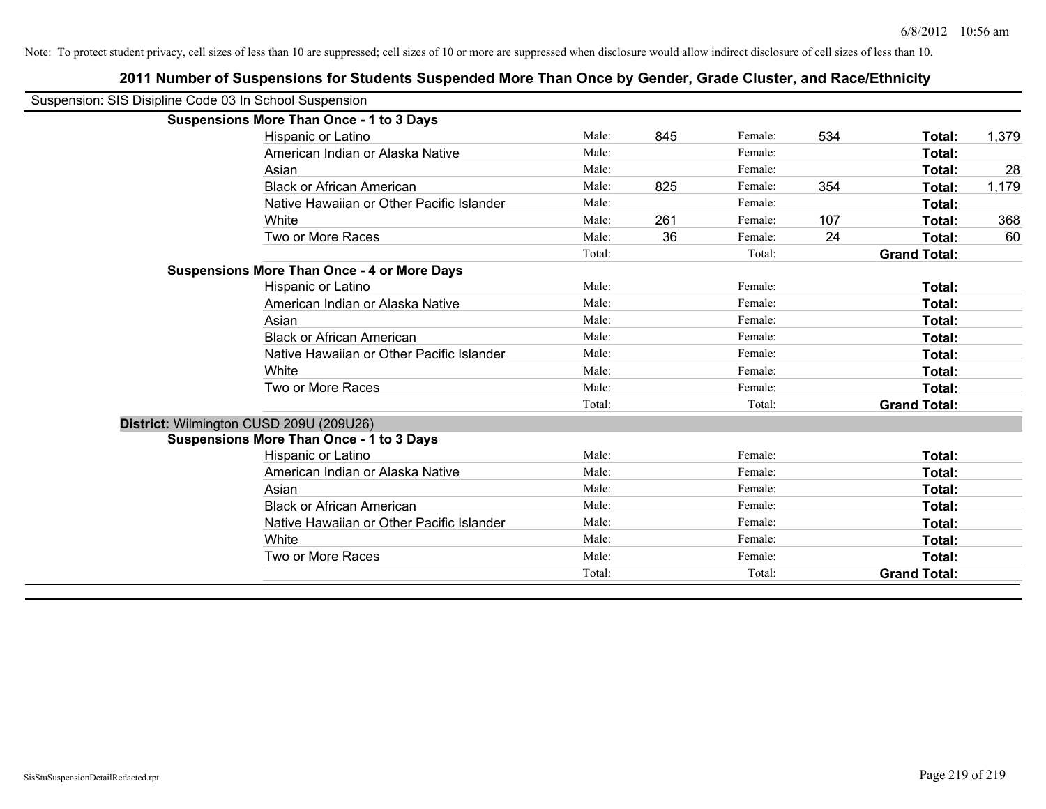Note: To protect student privacy, cell sizes of less than 10 are suppressed; cell sizes of 10 or more are suppressed when disclosure would allow indirect disclosure of cell sizes of less than 10.

## 2011 Number of Suspensions for Students Suspended More Than Once by Gender, Grade Cluster, and Race/Ethnicity

Suspension: SIS Disipline Code 03 In School Suspension

| | | | | | | | |
|---|---|---|---|---|---|---|---|
| **Suspensions More Than Once - 1 to 3 Days** | | | | | | | |
| Hispanic or Latino | Male: | 845 | Female: | 534 | **Total:** | 1,379 |
| American Indian or Alaska Native | Male: | | Female: | | **Total:** | |
| Asian | Male: | | Female: | | **Total:** | 28 |
| Black or African American | Male: | 825 | Female: | 354 | **Total:** | 1,179 |
| Native Hawaiian or Other Pacific Islander | Male: | | Female: | | **Total:** | |
| White | Male: | 261 | Female: | 107 | **Total:** | 368 |
| Two or More Races | Male: | 36 | Female: | 24 | **Total:** | 60 |
| | Total: | | Total: | | **Grand Total:** | |
| **Suspensions More Than Once - 4 or More Days** | | | | | | |
| Hispanic or Latino | Male: | | Female: | | **Total:** | |
| American Indian or Alaska Native | Male: | | Female: | | **Total:** | |
| Asian | Male: | | Female: | | **Total:** | |
| Black or African American | Male: | | Female: | | **Total:** | |
| Native Hawaiian or Other Pacific Islander | Male: | | Female: | | **Total:** | |
| White | Male: | | Female: | | **Total:** | |
| Two or More Races | Male: | | Female: | | **Total:** | |
| | Total: | | Total: | | **Grand Total:** | |

**District:** Wilmington CUSD 209U (209U26)

| | | | | | | |
|---|---|---|---|---|---|---|
| **Suspensions More Than Once - 1 to 3 Days** | | | | | | |
| Hispanic or Latino | Male: | | Female: | | **Total:** | |
| American Indian or Alaska Native | Male: | | Female: | | **Total:** | |
| Asian | Male: | | Female: | | **Total:** | |
| Black or African American | Male: | | Female: | | **Total:** | |
| Native Hawaiian or Other Pacific Islander | Male: | | Female: | | **Total:** | |
| White | Male: | | Female: | | **Total:** | |
| Two or More Races | Male: | | Female: | | **Total:** | |
| | Total: | | Total: | | **Grand Total:** | |